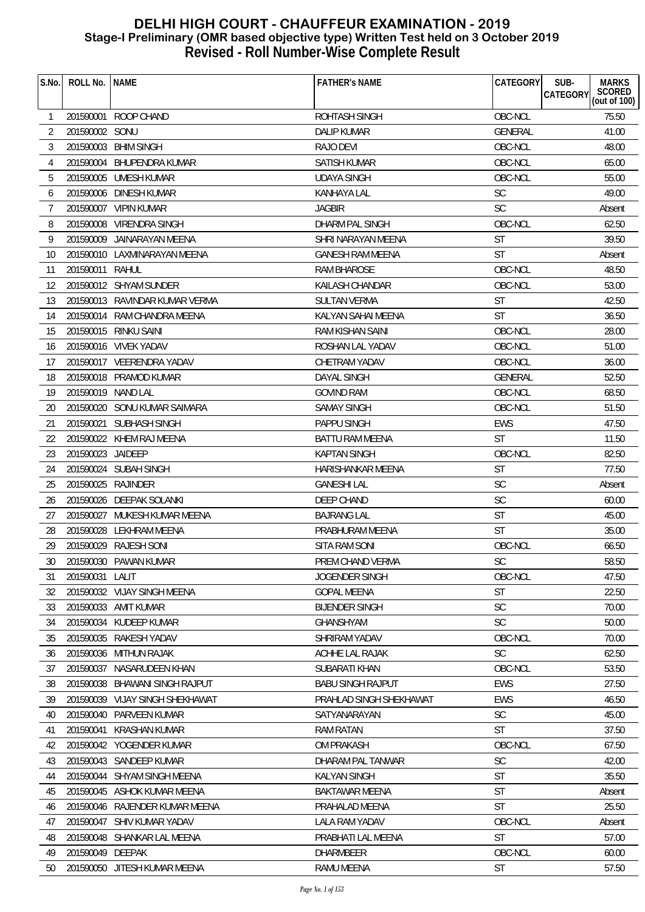# DELHI HIGH COURT - CHAUFFEUR EXAMINATION - 2019

## Stage-I Preliminary (OMR based objective type) Written Test held on 3 October 2019

## Revised - Roll Number-Wise Complete Result

| S.No. | ROLL No. | NAME | FATHER's NAME | CATEGORY | SUB-CATEGORY | MARKS SCORED (out of 100) |
|---|---|---|---|---|---|---|
| 1 | 201590001 | ROOP CHAND | ROHTASH SINGH | OBC-NCL | | 75.50 |
| 2 | 201590002 | SONU | DALIP KUMAR | GENERAL | | 41.00 |
| 3 | 201590003 | BHIM SINGH | RAJO DEVI | OBC-NCL | | 48.00 |
| 4 | 201590004 | BHUPENDRA KUMAR | SATISH KUMAR | OBC-NCL | | 65.00 |
| 5 | 201590005 | UMESH KUMAR | UDAYA SINGH | OBC-NCL | | 55.00 |
| 6 | 201590006 | DINESH KUMAR | KANHAYA LAL | SC | | 49.00 |
| 7 | 201590007 | VIPIN KUMAR | JAGBIR | SC | | Absent |
| 8 | 201590008 | VIRENDRA SINGH | DHARM PAL SINGH | OBC-NCL | | 62.50 |
| 9 | 201590009 | JAINARAYAN MEENA | SHRI NARAYAN MEENA | ST | | 39.50 |
| 10 | 201590010 | LAXMINARAYAN MEENA | GANESH RAM MEENA | ST | | Absent |
| 11 | 201590011 | RAHUL | RAM BHAROSE | OBC-NCL | | 48.50 |
| 12 | 201590012 | SHYAM SUNDER | KAILASH CHANDAR | OBC-NCL | | 53.00 |
| 13 | 201590013 | RAVINDAR KUMAR VERMA | SULTAN VERMA | ST | | 42.50 |
| 14 | 201590014 | RAM CHANDRA MEENA | KALYAN SAHAI MEENA | ST | | 36.50 |
| 15 | 201590015 | RINKU SAINI | RAM KISHAN SAINI | OBC-NCL | | 28.00 |
| 16 | 201590016 | VIVEK YADAV | ROSHAN LAL YADAV | OBC-NCL | | 51.00 |
| 17 | 201590017 | VEERENDRA YADAV | CHETRAM YADAV | OBC-NCL | | 36.00 |
| 18 | 201590018 | PRAMOD KUMAR | DAYAL SINGH | GENERAL | | 52.50 |
| 19 | 201590019 | NAND LAL | GOVIND RAM | OBC-NCL | | 68.50 |
| 20 | 201590020 | SONU KUMAR SAIMARA | SAMAY SINGH | OBC-NCL | | 51.50 |
| 21 | 201590021 | SUBHASH SINGH | PAPPU SINGH | EWS | | 47.50 |
| 22 | 201590022 | KHEM RAJ MEENA | BATTU RAM MEENA | ST | | 11.50 |
| 23 | 201590023 | JAIDEEP | KAPTAN SINGH | OBC-NCL | | 82.50 |
| 24 | 201590024 | SUBAH SINGH | HARISHANKAR MEENA | ST | | 77.50 |
| 25 | 201590025 | RAJINDER | GANESHI LAL | SC | | Absent |
| 26 | 201590026 | DEEPAK SOLANKI | DEEP CHAND | SC | | 60.00 |
| 27 | 201590027 | MUKESH KUMAR MEENA | BAJRANG LAL | ST | | 45.00 |
| 28 | 201590028 | LEKHRAM MEENA | PRABHURAM MEENA | ST | | 35.00 |
| 29 | 201590029 | RAJESH SONI | SITA RAM SONI | OBC-NCL | | 66.50 |
| 30 | 201590030 | PAWAN KUMAR | PREM CHAND VERMA | SC | | 58.50 |
| 31 | 201590031 | LALIT | JOGENDER SINGH | OBC-NCL | | 47.50 |
| 32 | 201590032 | VIJAY SINGH MEENA | GOPAL MEENA | ST | | 22.50 |
| 33 | 201590033 | AMIT KUMAR | BIJENDER SINGH | SC | | 70.00 |
| 34 | 201590034 | KUDEEP KUMAR | GHANSHYAM | SC | | 50.00 |
| 35 | 201590035 | RAKESH YADAV | SHRIRAM YADAV | OBC-NCL | | 70.00 |
| 36 | 201590036 | MITHUN RAJAK | ACHHE LAL RAJAK | SC | | 62.50 |
| 37 | 201590037 | NASARUDEEN KHAN | SUBARATI KHAN | OBC-NCL | | 53.50 |
| 38 | 201590038 | BHAWANI SINGH RAJPUT | BABU SINGH RAJPUT | EWS | | 27.50 |
| 39 | 201590039 | VIJAY SINGH SHEKHAWAT | PRAHLAD SINGH SHEKHAWAT | EWS | | 46.50 |
| 40 | 201590040 | PARVEEN KUMAR | SATYANARAYAN | SC | | 45.00 |
| 41 | 201590041 | KRASHAN KUMAR | RAM RATAN | ST | | 37.50 |
| 42 | 201590042 | YOGENDER KUMAR | OM PRAKASH | OBC-NCL | | 67.50 |
| 43 | 201590043 | SANDEEP KUMAR | DHARAM PAL TANWAR | SC | | 42.00 |
| 44 | 201590044 | SHYAM SINGH MEENA | KALYAN SINGH | ST | | 35.50 |
| 45 | 201590045 | ASHOK KUMAR MEENA | BAKTAWAR MEENA | ST | | Absent |
| 46 | 201590046 | RAJENDER KUMAR MEENA | PRAHALAD MEENA | ST | | 25.50 |
| 47 | 201590047 | SHIV KUMAR YADAV | LALA RAM YADAV | OBC-NCL | | Absent |
| 48 | 201590048 | SHANKAR LAL MEENA | PRABHATI LAL MEENA | ST | | 57.00 |
| 49 | 201590049 | DEEPAK | DHARMBEER | OBC-NCL | | 60.00 |
| 50 | 201590050 | JITESH KUMAR MEENA | RAMU MEENA | ST | | 57.50 |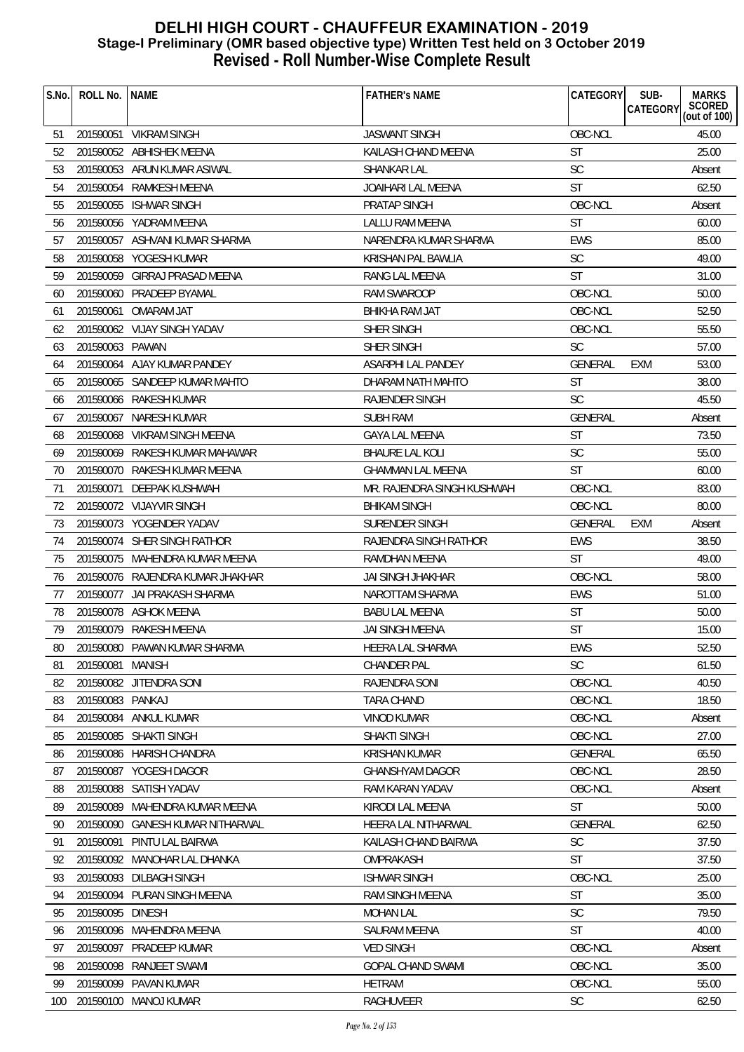# DELHI HIGH COURT - CHAUFFEUR EXAMINATION - 2019
## Stage-I Preliminary (OMR based objective type) Written Test held on 3 October 2019
## Revised - Roll Number-Wise Complete Result

| S.No. | ROLL No. | NAME | FATHER's NAME | CATEGORY | SUB-CATEGORY | MARKS SCORED (out of 100) |
|---|---|---|---|---|---|---|
| 51 | 201590051 | VIKRAM SINGH | JASWANT SINGH | OBC-NCL | | 45.00 |
| 52 | 201590052 | ABHISHEK MEENA | KAILASH CHAND MEENA | ST | | 25.00 |
| 53 | 201590053 | ARUN KUMAR ASIWAL | SHANKAR LAL | SC | | Absent |
| 54 | 201590054 | RAMKESH MEENA | JOAIHARI LAL MEENA | ST | | 62.50 |
| 55 | 201590055 | ISHWAR SINGH | PRATAP SINGH | OBC-NCL | | Absent |
| 56 | 201590056 | YADRAM MEENA | LALLU RAM MEENA | ST | | 60.00 |
| 57 | 201590057 | ASHVANI KUMAR SHARMA | NARENDRA KUMAR SHARMA | EWS | | 85.00 |
| 58 | 201590058 | YOGESH KUMAR | KRISHAN PAL BAWLIA | SC | | 49.00 |
| 59 | 201590059 | GIRRAJ PRASAD MEENA | RANG LAL MEENA | ST | | 31.00 |
| 60 | 201590060 | PRADEEP BYAMAL | RAM SWAROOP | OBC-NCL | | 50.00 |
| 61 | 201590061 | OMARAM JAT | BHIKHA RAM JAT | OBC-NCL | | 52.50 |
| 62 | 201590062 | VIJAY SINGH YADAV | SHER SINGH | OBC-NCL | | 55.50 |
| 63 | 201590063 | PAWAN | SHER SINGH | SC | | 57.00 |
| 64 | 201590064 | AJAY KUMAR PANDEY | ASARPHI LAL PANDEY | GENERAL | EXM | 53.00 |
| 65 | 201590065 | SANDEEP KUMAR MAHTO | DHARAM NATH MAHTO | ST | | 38.00 |
| 66 | 201590066 | RAKESH KUMAR | RAJENDER SINGH | SC | | 45.50 |
| 67 | 201590067 | NARESH KUMAR | SUBH RAM | GENERAL | | Absent |
| 68 | 201590068 | VIKRAM SINGH MEENA | GAYA LAL MEENA | ST | | 73.50 |
| 69 | 201590069 | RAKESH KUMAR MAHAWAR | BHAURE LAL KOLI | SC | | 55.00 |
| 70 | 201590070 | RAKESH KUMAR MEENA | GHAMMAN LAL MEENA | ST | | 60.00 |
| 71 | 201590071 | DEEPAK KUSHWAH | MR. RAJENDRA SINGH KUSHWAH | OBC-NCL | | 83.00 |
| 72 | 201590072 | VIJAYVIR SINGH | BHIKAM SINGH | OBC-NCL | | 80.00 |
| 73 | 201590073 | YOGENDER YADAV | SURENDER SINGH | GENERAL | EXM | Absent |
| 74 | 201590074 | SHER SINGH RATHOR | RAJENDRA SINGH RATHOR | EWS | | 38.50 |
| 75 | 201590075 | MAHENDRA KUMAR MEENA | RAMDHAN MEENA | ST | | 49.00 |
| 76 | 201590076 | RAJENDRA KUMAR JHAKHAR | JAI SINGH JHAKHAR | OBC-NCL | | 58.00 |
| 77 | 201590077 | JAI PRAKASH SHARMA | NAROTTAM SHARMA | EWS | | 51.00 |
| 78 | 201590078 | ASHOK MEENA | BABU LAL MEENA | ST | | 50.00 |
| 79 | 201590079 | RAKESH MEENA | JAI SINGH MEENA | ST | | 15.00 |
| 80 | 201590080 | PAWAN KUMAR SHARMA | HEERA LAL SHARMA | EWS | | 52.50 |
| 81 | 201590081 | MANISH | CHANDER PAL | SC | | 61.50 |
| 82 | 201590082 | JITENDRA SONI | RAJENDRA SONI | OBC-NCL | | 40.50 |
| 83 | 201590083 | PANKAJ | TARA CHAND | OBC-NCL | | 18.50 |
| 84 | 201590084 | ANKUL KUMAR | VINOD KUMAR | OBC-NCL | | Absent |
| 85 | 201590085 | SHAKTI SINGH | SHAKTI SINGH | OBC-NCL | | 27.00 |
| 86 | 201590086 | HARISH CHANDRA | KRISHAN KUMAR | GENERAL | | 65.50 |
| 87 | 201590087 | YOGESH DAGOR | GHANSHYAM DAGOR | OBC-NCL | | 28.50 |
| 88 | 201590088 | SATISH YADAV | RAM KARAN YADAV | OBC-NCL | | Absent |
| 89 | 201590089 | MAHENDRA KUMAR MEENA | KIRODI LAL MEENA | ST | | 50.00 |
| 90 | 201590090 | GANESH KUMAR NITHARWAL | HEERA LAL NITHARWAL | GENERAL | | 62.50 |
| 91 | 201590091 | PINTU LAL BAIRWA | KAILASH CHAND BAIRWA | SC | | 37.50 |
| 92 | 201590092 | MANOHAR LAL DHANKA | OMPRAKASH | ST | | 37.50 |
| 93 | 201590093 | DILBAGH SINGH | ISHWAR SINGH | OBC-NCL | | 25.00 |
| 94 | 201590094 | PURAN SINGH MEENA | RAM SINGH MEENA | ST | | 35.00 |
| 95 | 201590095 | DINESH | MOHAN LAL | SC | | 79.50 |
| 96 | 201590096 | MAHENDRA MEENA | SAURAM MEENA | ST | | 40.00 |
| 97 | 201590097 | PRADEEP KUMAR | VED SINGH | OBC-NCL | | Absent |
| 98 | 201590098 | RANJEET SWAMI | GOPAL CHAND SWAMI | OBC-NCL | | 35.00 |
| 99 | 201590099 | PAVAN KUMAR | HETRAM | OBC-NCL | | 55.00 |
| 100 | 201590100 | MANOJ KUMAR | RAGHUVEER | SC | | 62.50 |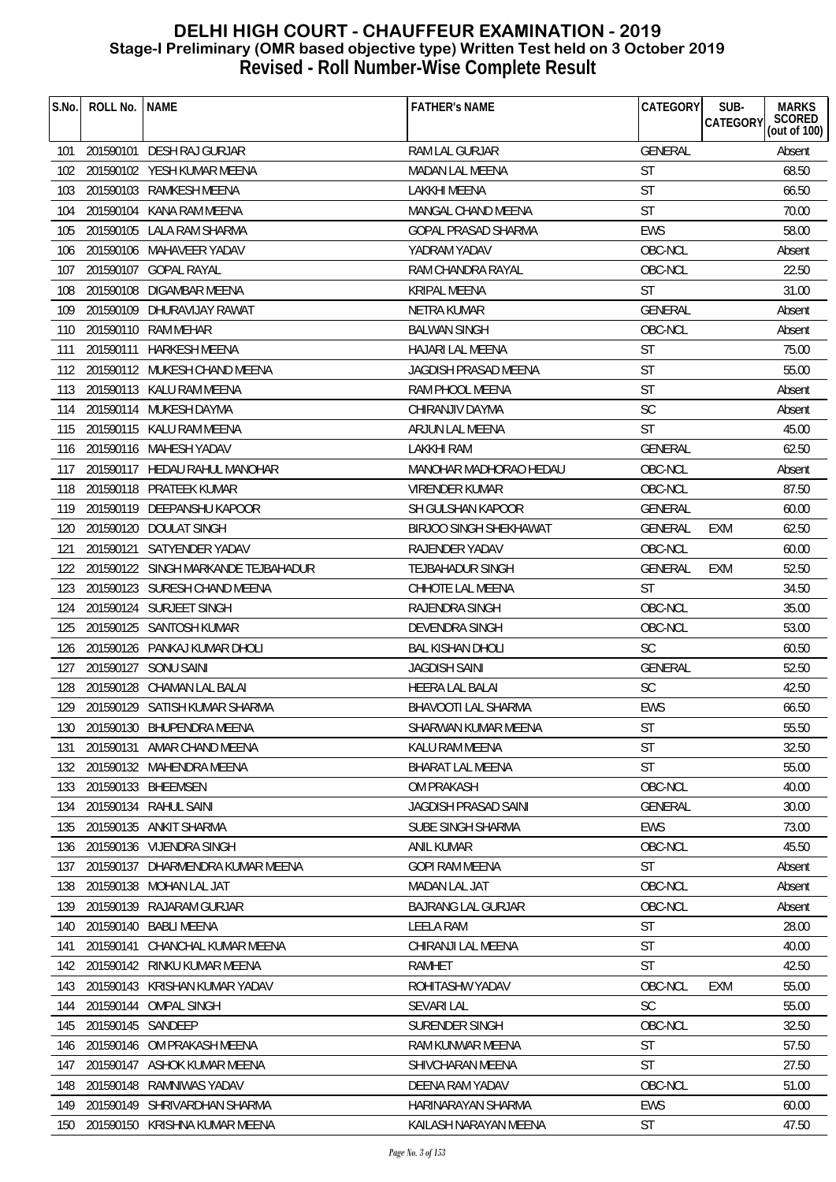# DELHI HIGH COURT - CHAUFFEUR EXAMINATION - 2019

## Stage-I Preliminary (OMR based objective type) Written Test held on 3 October 2019

## Revised - Roll Number-Wise Complete Result

| S.No. | ROLL No. | NAME | FATHER's NAME | CATEGORY | SUB-CATEGORY | MARKS SCORED (out of 100) |
|---|---|---|---|---|---|---|
| 101 | 201590101 | DESH RAJ GURJAR | RAM LAL GURJAR | GENERAL | | Absent |
| 102 | 201590102 | YESH KUMAR MEENA | MADAN LAL MEENA | ST | | 68.50 |
| 103 | 201590103 | RAMKESH MEENA | LAKKHI MEENA | ST | | 66.50 |
| 104 | 201590104 | KANA RAM MEENA | MANGAL CHAND MEENA | ST | | 70.00 |
| 105 | 201590105 | LALA RAM SHARMA | GOPAL PRASAD SHARMA | EWS | | 58.00 |
| 106 | 201590106 | MAHAVEER YADAV | YADRAM YADAV | OBC-NCL | | Absent |
| 107 | 201590107 | GOPAL RAYAL | RAM CHANDRA RAYAL | OBC-NCL | | 22.50 |
| 108 | 201590108 | DIGAMBAR MEENA | KRIPAL MEENA | ST | | 31.00 |
| 109 | 201590109 | DHURAVIJAY RAWAT | NETRA KUMAR | GENERAL | | Absent |
| 110 | 201590110 | RAM MEHAR | BALWAN SINGH | OBC-NCL | | Absent |
| 111 | 201590111 | HARKESH MEENA | HAJARI LAL MEENA | ST | | 75.00 |
| 112 | 201590112 | MUKESH CHAND MEENA | JAGDISH PRASAD MEENA | ST | | 55.00 |
| 113 | 201590113 | KALU RAM MEENA | RAM PHOOL MEENA | ST | | Absent |
| 114 | 201590114 | MUKESH DAYMA | CHIRANJIV DAYMA | SC | | Absent |
| 115 | 201590115 | KALU RAM MEENA | ARJUN LAL MEENA | ST | | 45.00 |
| 116 | 201590116 | MAHESH YADAV | LAKKHI RAM | GENERAL | | 62.50 |
| 117 | 201590117 | HEDAU RAHUL MANOHAR | MANOHAR MADHORAO HEDAU | OBC-NCL | | Absent |
| 118 | 201590118 | PRATEEK KUMAR | VIRENDER KUMAR | OBC-NCL | | 87.50 |
| 119 | 201590119 | DEEPANSHU KAPOOR | SH GULSHAN KAPOOR | GENERAL | | 60.00 |
| 120 | 201590120 | DOULAT SINGH | BIRJOO SINGH SHEKHAWAT | GENERAL | EXM | 62.50 |
| 121 | 201590121 | SATYENDER YADAV | RAJENDER YADAV | OBC-NCL | | 60.00 |
| 122 | 201590122 | SINGH MARKANDE TEJBAHADUR | TEJBAHADUR SINGH | GENERAL | EXM | 52.50 |
| 123 | 201590123 | SURESH CHAND MEENA | CHHOTE LAL MEENA | ST | | 34.50 |
| 124 | 201590124 | SURJEET SINGH | RAJENDRA SINGH | OBC-NCL | | 35.00 |
| 125 | 201590125 | SANTOSH KUMAR | DEVENDRA SINGH | OBC-NCL | | 53.00 |
| 126 | 201590126 | PANKAJ KUMAR DHOLI | BAL KISHAN DHOLI | SC | | 60.50 |
| 127 | 201590127 | SONU SAINI | JAGDISH SAINI | GENERAL | | 52.50 |
| 128 | 201590128 | CHAMAN LAL BALAI | HEERA LAL BALAI | SC | | 42.50 |
| 129 | 201590129 | SATISH KUMAR SHARMA | BHAVOOTI LAL SHARMA | EWS | | 66.50 |
| 130 | 201590130 | BHUPENDRA MEENA | SHARWAN KUMAR MEENA | ST | | 55.50 |
| 131 | 201590131 | AMAR CHAND MEENA | KALU RAM MEENA | ST | | 32.50 |
| 132 | 201590132 | MAHENDRA MEENA | BHARAT LAL MEENA | ST | | 55.00 |
| 133 | 201590133 | BHEEMSEN | OM PRAKASH | OBC-NCL | | 40.00 |
| 134 | 201590134 | RAHUL SAINI | JAGDISH PRASAD SAINI | GENERAL | | 30.00 |
| 135 | 201590135 | ANKIT SHARMA | SUBE SINGH SHARMA | EWS | | 73.00 |
| 136 | 201590136 | VIJENDRA SINGH | ANIL KUMAR | OBC-NCL | | 45.50 |
| 137 | 201590137 | DHARMENDRA KUMAR MEENA | GOPI RAM MEENA | ST | | Absent |
| 138 | 201590138 | MOHAN LAL JAT | MADAN LAL JAT | OBC-NCL | | Absent |
| 139 | 201590139 | RAJARAM GURJAR | BAJRANG LAL GURJAR | OBC-NCL | | Absent |
| 140 | 201590140 | BABLI MEENA | LEELA RAM | ST | | 28.00 |
| 141 | 201590141 | CHANCHAL KUMAR MEENA | CHIRANJI LAL MEENA | ST | | 40.00 |
| 142 | 201590142 | RINKU KUMAR MEENA | RAMHET | ST | | 42.50 |
| 143 | 201590143 | KRISHAN KUMAR YADAV | ROHITASHW YADAV | OBC-NCL | EXM | 55.00 |
| 144 | 201590144 | OMPAL SINGH | SEVARI LAL | SC | | 55.00 |
| 145 | 201590145 | SANDEEP | SURENDER SINGH | OBC-NCL | | 32.50 |
| 146 | 201590146 | OM PRAKASH MEENA | RAM KUNWAR MEENA | ST | | 57.50 |
| 147 | 201590147 | ASHOK KUMAR MEENA | SHIVCHARAN MEENA | ST | | 27.50 |
| 148 | 201590148 | RAMNIWAS YADAV | DEENA RAM YADAV | OBC-NCL | | 51.00 |
| 149 | 201590149 | SHRIVARDHAN SHARMA | HARINARAYAN SHARMA | EWS | | 60.00 |
| 150 | 201590150 | KRISHNA KUMAR MEENA | KAILASH NARAYAN MEENA | ST | | 47.50 |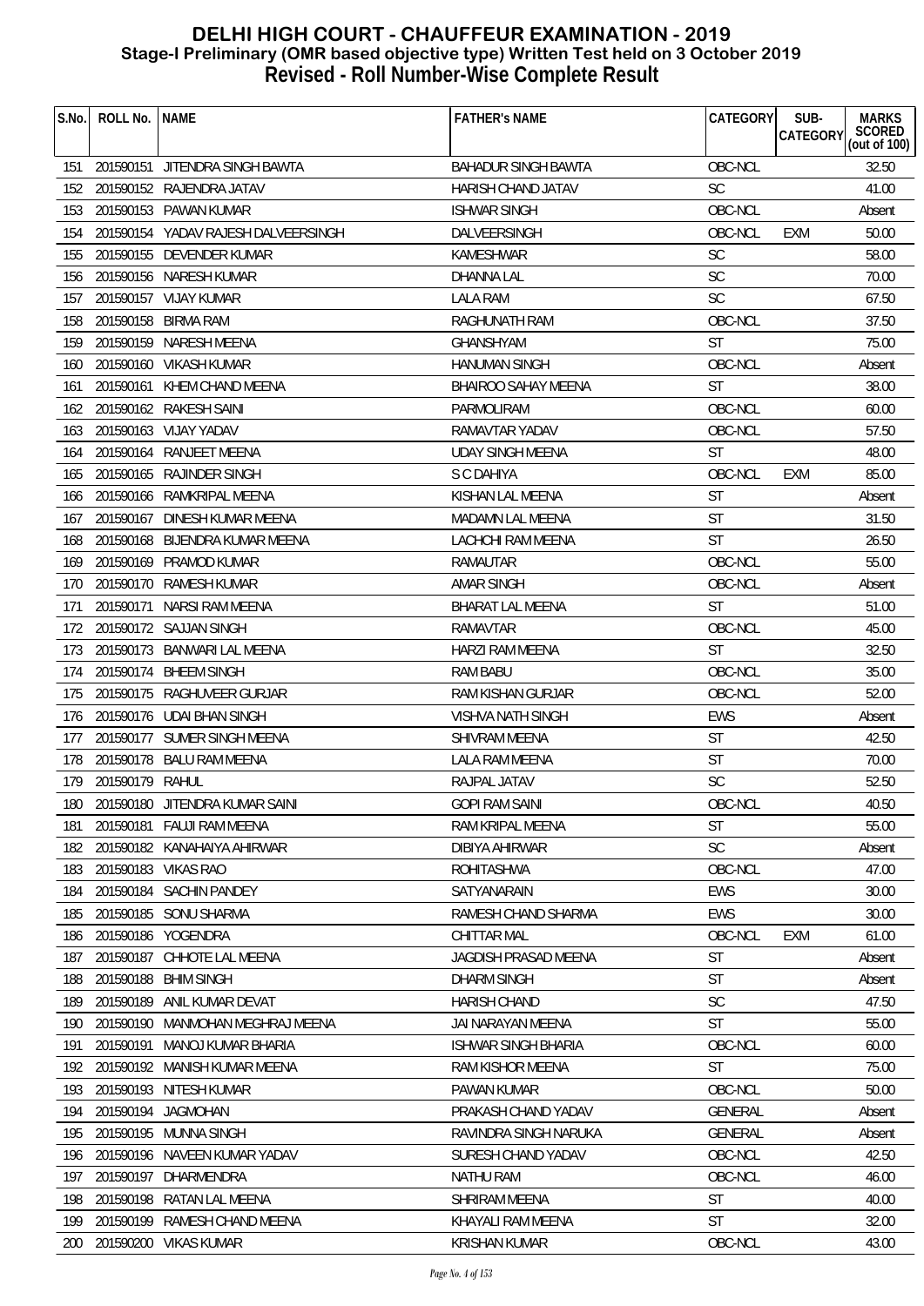# DELHI HIGH COURT - CHAUFFEUR EXAMINATION - 2019

## Stage-I Preliminary (OMR based objective type) Written Test held on 3 October 2019

## Revised - Roll Number-Wise Complete Result

| S.No. | ROLL No. | NAME | FATHER's NAME | CATEGORY | SUB-CATEGORY | MARKS SCORED (out of 100) |
|---|---|---|---|---|---|---|
| 151 | 201590151 | JITENDRA SINGH BAWTA | BAHADUR SINGH BAWTA | OBC-NCL | | 32.50 |
| 152 | 201590152 | RAJENDRA JATAV | HARISH CHAND JATAV | SC | | 41.00 |
| 153 | 201590153 | PAWAN KUMAR | ISHWAR SINGH | OBC-NCL | | Absent |
| 154 | 201590154 | YADAV RAJESH DALVEERSINGH | DALVEERSINGH | OBC-NCL | EXM | 50.00 |
| 155 | 201590155 | DEVENDER KUMAR | KAMESHWAR | SC | | 58.00 |
| 156 | 201590156 | NARESH KUMAR | DHANNA LAL | SC | | 70.00 |
| 157 | 201590157 | VIJAY KUMAR | LALA RAM | SC | | 67.50 |
| 158 | 201590158 | BIRMA RAM | RAGHUNATH RAM | OBC-NCL | | 37.50 |
| 159 | 201590159 | NARESH MEENA | GHANSHYAM | ST | | 75.00 |
| 160 | 201590160 | VIKASH KUMAR | HANUMAN SINGH | OBC-NCL | | Absent |
| 161 | 201590161 | KHEM CHAND MEENA | BHAIROO SAHAY MEENA | ST | | 38.00 |
| 162 | 201590162 | RAKESH SAINI | PARMOLIRAM | OBC-NCL | | 60.00 |
| 163 | 201590163 | VIJAY YADAV | RAMAVTAR YADAV | OBC-NCL | | 57.50 |
| 164 | 201590164 | RANJEET MEENA | UDAY SINGH MEENA | ST | | 48.00 |
| 165 | 201590165 | RAJINDER SINGH | S C DAHIYA | OBC-NCL | EXM | 85.00 |
| 166 | 201590166 | RAMKRIPAL MEENA | KISHAN LAL MEENA | ST | | Absent |
| 167 | 201590167 | DINESH KUMAR MEENA | MADAMN LAL MEENA | ST | | 31.50 |
| 168 | 201590168 | BIJENDRA KUMAR MEENA | LACHCHI RAM MEENA | ST | | 26.50 |
| 169 | 201590169 | PRAMOD KUMAR | RAMAUTAR | OBC-NCL | | 55.00 |
| 170 | 201590170 | RAMESH KUMAR | AMAR SINGH | OBC-NCL | | Absent |
| 171 | 201590171 | NARSI RAM MEENA | BHARAT LAL MEENA | ST | | 51.00 |
| 172 | 201590172 | SAJJAN SINGH | RAMAVTAR | OBC-NCL | | 45.00 |
| 173 | 201590173 | BANWARI LAL MEENA | HARZI RAM MEENA | ST | | 32.50 |
| 174 | 201590174 | BHEEM SINGH | RAM BABU | OBC-NCL | | 35.00 |
| 175 | 201590175 | RAGHUVEER GURJAR | RAM KISHAN GURJAR | OBC-NCL | | 52.00 |
| 176 | 201590176 | UDAI BHAN SINGH | VISHVA NATH SINGH | EWS | | Absent |
| 177 | 201590177 | SUMER SINGH MEENA | SHIVRAM MEENA | ST | | 42.50 |
| 178 | 201590178 | BALU RAM MEENA | LALA RAM MEENA | ST | | 70.00 |
| 179 | 201590179 | RAHUL | RAJPAL JATAV | SC | | 52.50 |
| 180 | 201590180 | JITENDRA KUMAR SAINI | GOPI RAM SAINI | OBC-NCL | | 40.50 |
| 181 | 201590181 | FAUJI RAM MEENA | RAM KRIPAL MEENA | ST | | 55.00 |
| 182 | 201590182 | KANAHAIYA AHIRWAR | DIBIYA AHIRWAR | SC | | Absent |
| 183 | 201590183 | VIKAS RAO | ROHITASHWA | OBC-NCL | | 47.00 |
| 184 | 201590184 | SACHIN PANDEY | SATYANARAIN | EWS | | 30.00 |
| 185 | 201590185 | SONU SHARMA | RAMESH CHAND SHARMA | EWS | | 30.00 |
| 186 | 201590186 | YOGENDRA | CHITTAR MAL | OBC-NCL | EXM | 61.00 |
| 187 | 201590187 | CHHOTE LAL MEENA | JAGDISH PRASAD MEENA | ST | | Absent |
| 188 | 201590188 | BHIM SINGH | DHARM SINGH | ST | | Absent |
| 189 | 201590189 | ANIL KUMAR DEVAT | HARISH CHAND | SC | | 47.50 |
| 190 | 201590190 | MANMOHAN MEGHRAJ MEENA | JAI NARAYAN MEENA | ST | | 55.00 |
| 191 | 201590191 | MANOJ KUMAR BHARIA | ISHWAR SINGH BHARIA | OBC-NCL | | 60.00 |
| 192 | 201590192 | MANISH KUMAR MEENA | RAM KISHOR MEENA | ST | | 75.00 |
| 193 | 201590193 | NITESH KUMAR | PAWAN KUMAR | OBC-NCL | | 50.00 |
| 194 | 201590194 | JAGMOHAN | PRAKASH CHAND YADAV | GENERAL | | Absent |
| 195 | 201590195 | MUNNA SINGH | RAVINDRA SINGH NARUKA | GENERAL | | Absent |
| 196 | 201590196 | NAVEEN KUMAR YADAV | SURESH CHAND YADAV | OBC-NCL | | 42.50 |
| 197 | 201590197 | DHARMENDRA | NATHU RAM | OBC-NCL | | 46.00 |
| 198 | 201590198 | RATAN LAL MEENA | SHRIRAM MEENA | ST | | 40.00 |
| 199 | 201590199 | RAMESH CHAND MEENA | KHAYALI RAM MEENA | ST | | 32.00 |
| 200 | 201590200 | VIKAS KUMAR | KRISHAN KUMAR | OBC-NCL | | 43.00 |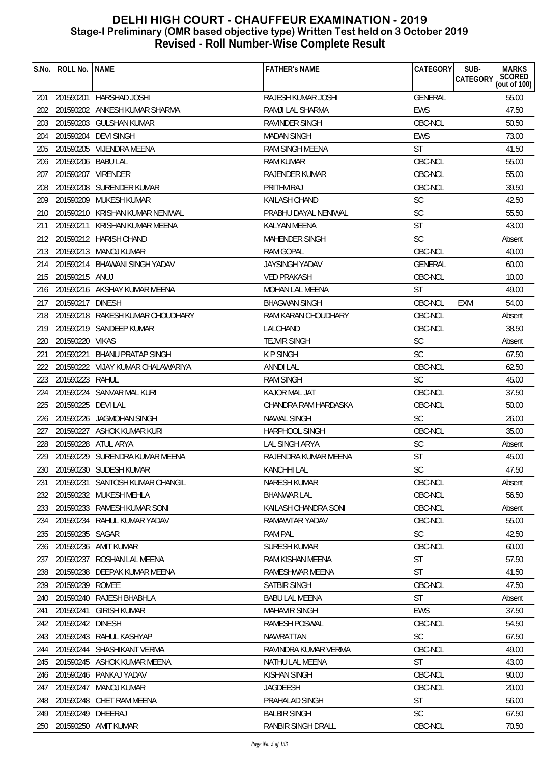# DELHI HIGH COURT - CHAUFFEUR EXAMINATION - 2019
## Stage-I Preliminary (OMR based objective type) Written Test held on 3 October 2019
## Revised - Roll Number-Wise Complete Result

| S.No. | ROLL No. | NAME | FATHER's NAME | CATEGORY | SUB-CATEGORY | MARKS SCORED (out of 100) |
|---|---|---|---|---|---|---|
| 201 | 201590201 | HARSHAD JOSHI | RAJESH KUMAR JOSHI | GENERAL | | 55.00 |
| 202 | 201590202 | ANKESH KUMAR SHARMA | RAMJI LAL SHARMA | EWS | | 47.50 |
| 203 | 201590203 | GULSHAN KUMAR | RAVINDER SINGH | OBC-NCL | | 50.50 |
| 204 | 201590204 | DEVI SINGH | MADAN SINGH | EWS | | 73.00 |
| 205 | 201590205 | VIJENDRA MEENA | RAM SINGH MEENA | ST | | 41.50 |
| 206 | 201590206 | BABU LAL | RAM KUMAR | OBC-NCL | | 55.00 |
| 207 | 201590207 | VIRENDER | RAJENDER KUMAR | OBC-NCL | | 55.00 |
| 208 | 201590208 | SURENDER KUMAR | PRITHVIRAJ | OBC-NCL | | 39.50 |
| 209 | 201590209 | MUKESH KUMAR | KAILASH CHAND | SC | | 42.50 |
| 210 | 201590210 | KRISHAN KUMAR NENIWAL | PRABHU DAYAL NENIWAL | SC | | 55.50 |
| 211 | 201590211 | KRISHAN KUMAR MEENA | KALYAN MEENA | ST | | 43.00 |
| 212 | 201590212 | HARISH CHAND | MAHENDER SINGH | SC | | Absent |
| 213 | 201590213 | MANOJ KUMAR | RAM GOPAL | OBC-NCL | | 40.00 |
| 214 | 201590214 | BHAWANI SINGH YADAV | JAYSINGH YADAV | GENERAL | | 60.00 |
| 215 | 201590215 | ANUJ | VED PRAKASH | OBC-NCL | | 10.00 |
| 216 | 201590216 | AKSHAY KUMAR MEENA | MOHAN LAL MEENA | ST | | 49.00 |
| 217 | 201590217 | DINESH | BHAGWAN SINGH | OBC-NCL | EXM | 54.00 |
| 218 | 201590218 | RAKESH KUMAR CHOUDHARY | RAM KARAN CHOUDHARY | OBC-NCL | | Absent |
| 219 | 201590219 | SANDEEP KUMAR | LALCHAND | OBC-NCL | | 38.50 |
| 220 | 201590220 | VIKAS | TEJVIR SINGH | SC | | Absent |
| 221 | 201590221 | BHANU PRATAP SINGH | K P SINGH | SC | | 67.50 |
| 222 | 201590222 | VIJAY KUMAR CHALAWARIYA | ANNDI LAL | OBC-NCL | | 62.50 |
| 223 | 201590223 | RAHUL | RAM SINGH | SC | | 45.00 |
| 224 | 201590224 | SANVAR MAL KURI | KAJOR MAL JAT | OBC-NCL | | 37.50 |
| 225 | 201590225 | DEVI LAL | CHANDRA RAM HARDASKA | OBC-NCL | | 50.00 |
| 226 | 201590226 | JAGMOHAN SINGH | NAWAL SINGH | SC | | 26.00 |
| 227 | 201590227 | ASHOK KUMAR KURI | HARPHOOL SINGH | OBC-NCL | | 35.00 |
| 228 | 201590228 | ATUL ARYA | LAL SINGH ARYA | SC | | Absent |
| 229 | 201590229 | SURENDRA KUMAR MEENA | RAJENDRA KUMAR MEENA | ST | | 45.00 |
| 230 | 201590230 | SUDESH KUMAR | KANCHHI LAL | SC | | 47.50 |
| 231 | 201590231 | SANTOSH KUMAR CHANGIL | NARESH KUMAR | OBC-NCL | | Absent |
| 232 | 201590232 | MUKESH MEHLA | BHANWAR LAL | OBC-NCL | | 56.50 |
| 233 | 201590233 | RAMESH KUMAR SONI | KAILASH CHANDRA SONI | OBC-NCL | | Absent |
| 234 | 201590234 | RAHUL KUMAR YADAV | RAMAWTAR YADAV | OBC-NCL | | 55.00 |
| 235 | 201590235 | SAGAR | RAM PAL | SC | | 42.50 |
| 236 | 201590236 | AMIT KUMAR | SURESH KUMAR | OBC-NCL | | 60.00 |
| 237 | 201590237 | ROSHAN LAL MEENA | RAM KISHAN MEENA | ST | | 57.50 |
| 238 | 201590238 | DEEPAK KUMAR MEENA | RAMESHWAR MEENA | ST | | 41.50 |
| 239 | 201590239 | ROMEE | SATBIR SINGH | OBC-NCL | | 47.50 |
| 240 | 201590240 | RAJESH BHABHLA | BABU LAL MEENA | ST | | Absent |
| 241 | 201590241 | GIRISH KUMAR | MAHAVIR SINGH | EWS | | 37.50 |
| 242 | 201590242 | DINESH | RAMESH POSWAL | OBC-NCL | | 54.50 |
| 243 | 201590243 | RAHUL KASHYAP | NAWRATTAN | SC | | 67.50 |
| 244 | 201590244 | SHASHIKANT VERMA | RAVINDRA KUMAR VERMA | OBC-NCL | | 49.00 |
| 245 | 201590245 | ASHOK KUMAR MEENA | NATHU LAL MEENA | ST | | 43.00 |
| 246 | 201590246 | PANKAJ YADAV | KISHAN SINGH | OBC-NCL | | 90.00 |
| 247 | 201590247 | MANOJ KUMAR | JAGDEESH | OBC-NCL | | 20.00 |
| 248 | 201590248 | CHET RAM MEENA | PRAHALAD SINGH | ST | | 56.00 |
| 249 | 201590249 | DHEERAJ | BALBIR SINGH | SC | | 67.50 |
| 250 | 201590250 | AMIT KUMAR | RANBIR SINGH DRALL | OBC-NCL | | 70.50 |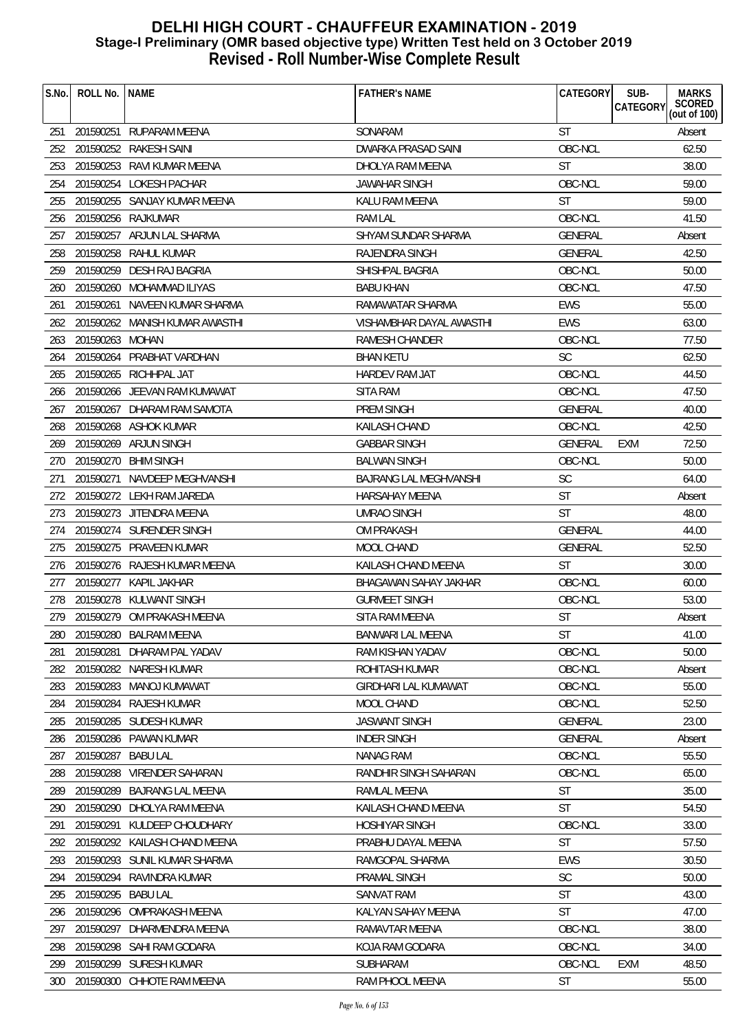# DELHI HIGH COURT - CHAUFFEUR EXAMINATION - 2019
## Stage-I Preliminary (OMR based objective type) Written Test held on 3 October 2019
## Revised - Roll Number-Wise Complete Result

| S.No. | ROLL No. | NAME | FATHER's NAME | CATEGORY | SUB-CATEGORY | MARKS SCORED (out of 100) |
|---|---|---|---|---|---|---|
| 251 | 201590251 | RUPARAM MEENA | SONARAM | ST | | Absent |
| 252 | 201590252 | RAKESH SAINI | DWARKA PRASAD SAINI | OBC-NCL | | 62.50 |
| 253 | 201590253 | RAVI KUMAR MEENA | DHOLYA RAM MEENA | ST | | 38.00 |
| 254 | 201590254 | LOKESH PACHAR | JAWAHAR SINGH | OBC-NCL | | 59.00 |
| 255 | 201590255 | SANJAY KUMAR MEENA | KALU RAM MEENA | ST | | 59.00 |
| 256 | 201590256 | RAJKUMAR | RAM LAL | OBC-NCL | | 41.50 |
| 257 | 201590257 | ARJUN LAL SHARMA | SHYAM SUNDAR SHARMA | GENERAL | | Absent |
| 258 | 201590258 | RAHUL KUMAR | RAJENDRA SINGH | GENERAL | | 42.50 |
| 259 | 201590259 | DESH RAJ BAGRIA | SHISHPAL BAGRIA | OBC-NCL | | 50.00 |
| 260 | 201590260 | MOHAMMAD ILIYAS | BABU KHAN | OBC-NCL | | 47.50 |
| 261 | 201590261 | NAVEEN KUMAR SHARMA | RAMAWATAR SHARMA | EWS | | 55.00 |
| 262 | 201590262 | MANISH KUMAR AWASTHI | VISHAMBHAR DAYAL AWASTHI | EWS | | 63.00 |
| 263 | 201590263 | MOHAN | RAMESH CHANDER | OBC-NCL | | 77.50 |
| 264 | 201590264 | PRABHAT VARDHAN | BHAN KETU | SC | | 62.50 |
| 265 | 201590265 | RICHHPAL JAT | HARDEV RAM JAT | OBC-NCL | | 44.50 |
| 266 | 201590266 | JEEVAN RAM KUMAWAT | SITA RAM | OBC-NCL | | 47.50 |
| 267 | 201590267 | DHARAM RAM SAMOTA | PREM SINGH | GENERAL | | 40.00 |
| 268 | 201590268 | ASHOK KUMAR | KAILASH CHAND | OBC-NCL | | 42.50 |
| 269 | 201590269 | ARJUN SINGH | GABBAR SINGH | GENERAL | EXM | 72.50 |
| 270 | 201590270 | BHIM SINGH | BALWAN SINGH | OBC-NCL | | 50.00 |
| 271 | 201590271 | NAVDEEP MEGHVANSHI | BAJRANG LAL MEGHVANSHI | SC | | 64.00 |
| 272 | 201590272 | LEKH RAM JAREDA | HARSAHAY MEENA | ST | | Absent |
| 273 | 201590273 | JITENDRA MEENA | UMRAO SINGH | ST | | 48.00 |
| 274 | 201590274 | SURENDER SINGH | OM PRAKASH | GENERAL | | 44.00 |
| 275 | 201590275 | PRAVEEN KUMAR | MOOL CHAND | GENERAL | | 52.50 |
| 276 | 201590276 | RAJESH KUMAR MEENA | KAILASH CHAND MEENA | ST | | 30.00 |
| 277 | 201590277 | KAPIL JAKHAR | BHAGAWAN SAHAY JAKHAR | OBC-NCL | | 60.00 |
| 278 | 201590278 | KULWANT SINGH | GURMEET SINGH | OBC-NCL | | 53.00 |
| 279 | 201590279 | OM PRAKASH MEENA | SITA RAM MEENA | ST | | Absent |
| 280 | 201590280 | BALRAM MEENA | BANWARI LAL MEENA | ST | | 41.00 |
| 281 | 201590281 | DHARAM PAL YADAV | RAM KISHAN YADAV | OBC-NCL | | 50.00 |
| 282 | 201590282 | NARESH KUMAR | ROHITASH KUMAR | OBC-NCL | | Absent |
| 283 | 201590283 | MANOJ KUMAWAT | GIRDHARI LAL KUMAWAT | OBC-NCL | | 55.00 |
| 284 | 201590284 | RAJESH KUMAR | MOOL CHAND | OBC-NCL | | 52.50 |
| 285 | 201590285 | SUDESH KUMAR | JASWANT SINGH | GENERAL | | 23.00 |
| 286 | 201590286 | PAWAN KUMAR | INDER SINGH | GENERAL | | Absent |
| 287 | 201590287 | BABU LAL | NANAG RAM | OBC-NCL | | 55.50 |
| 288 | 201590288 | VIRENDER SAHARAN | RANDHIR SINGH SAHARAN | OBC-NCL | | 65.00 |
| 289 | 201590289 | BAJRANG LAL MEENA | RAMLAL MEENA | ST | | 35.00 |
| 290 | 201590290 | DHOLYA RAM MEENA | KAILASH CHAND MEENA | ST | | 54.50 |
| 291 | 201590291 | KULDEEP CHOUDHARY | HOSHIYAR SINGH | OBC-NCL | | 33.00 |
| 292 | 201590292 | KAILASH CHAND MEENA | PRABHU DAYAL MEENA | ST | | 57.50 |
| 293 | 201590293 | SUNIL KUMAR SHARMA | RAMGOPAL SHARMA | EWS | | 30.50 |
| 294 | 201590294 | RAVINDRA KUMAR | PRAMAL SINGH | SC | | 50.00 |
| 295 | 201590295 | BABU LAL | SANVAT RAM | ST | | 43.00 |
| 296 | 201590296 | OMPRAKASH MEENA | KALYAN SAHAY MEENA | ST | | 47.00 |
| 297 | 201590297 | DHARMENDRA MEENA | RAMAVTAR MEENA | OBC-NCL | | 38.00 |
| 298 | 201590298 | SAHI RAM GODARA | KOJA RAM GODARA | OBC-NCL | | 34.00 |
| 299 | 201590299 | SURESH KUMAR | SUBHARAM | OBC-NCL | EXM | 48.50 |
| 300 | 201590300 | CHHOTE RAM MEENA | RAM PHOOL MEENA | ST | | 55.00 |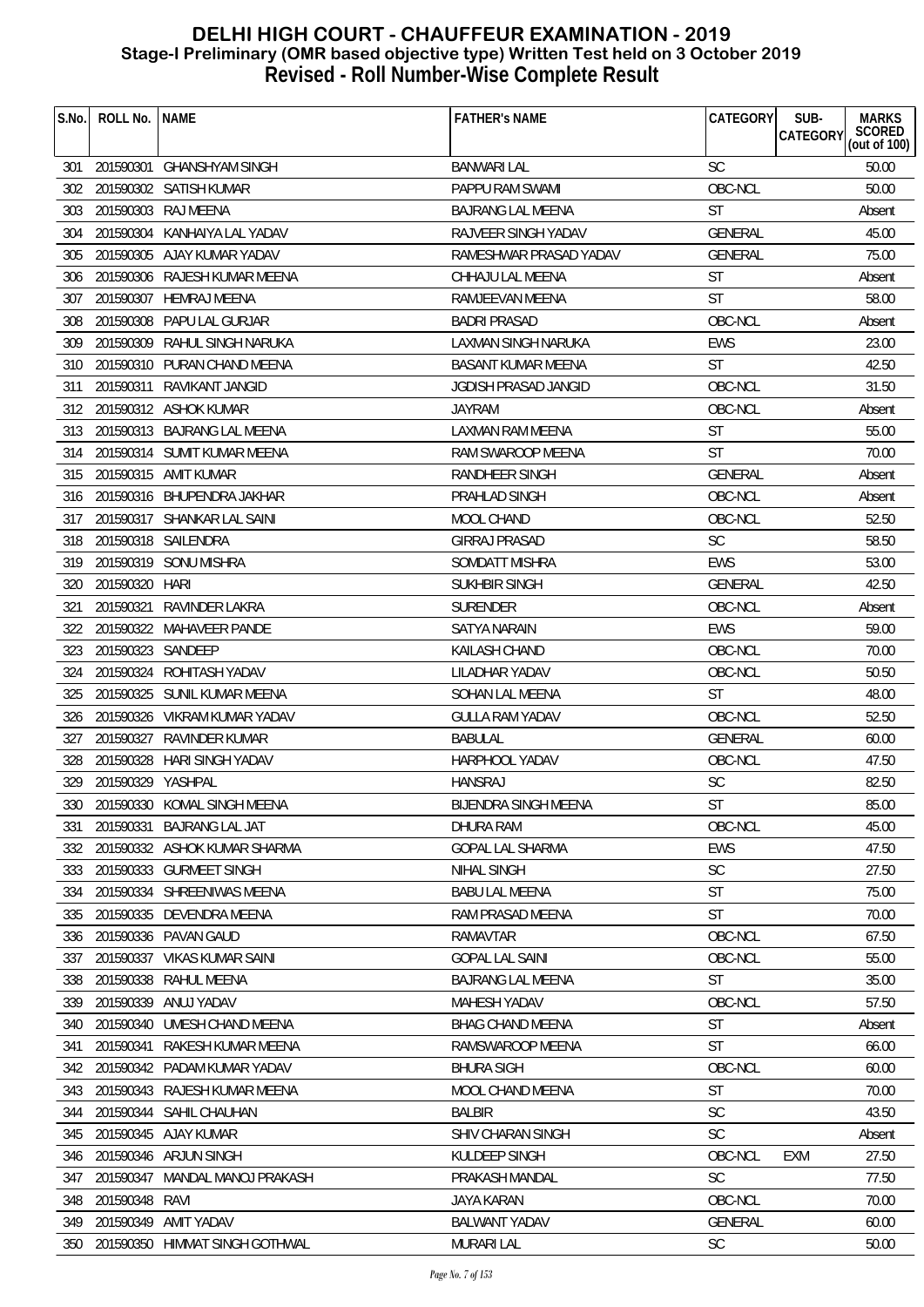# DELHI HIGH COURT - CHAUFFEUR EXAMINATION - 2019
## Stage-I Preliminary (OMR based objective type) Written Test held on 3 October 2019
## Revised - Roll Number-Wise Complete Result

| S.No. | ROLL No. | NAME | FATHER's NAME | CATEGORY | SUB-CATEGORY | MARKS SCORED (out of 100) |
|---|---|---|---|---|---|---|
| 301 | 201590301 | GHANSHYAM SINGH | BANWARI LAL | SC | | 50.00 |
| 302 | 201590302 | SATISH KUMAR | PAPPU RAM SWAMI | OBC-NCL | | 50.00 |
| 303 | 201590303 | RAJ MEENA | BAJRANG LAL MEENA | ST | | Absent |
| 304 | 201590304 | KANHAIYA LAL YADAV | RAJVEER SINGH YADAV | GENERAL | | 45.00 |
| 305 | 201590305 | AJAY KUMAR YADAV | RAMESHWAR PRASAD YADAV | GENERAL | | 75.00 |
| 306 | 201590306 | RAJESH KUMAR MEENA | CHHAJU LAL MEENA | ST | | Absent |
| 307 | 201590307 | HEMRAJ MEENA | RAMJEEVAN MEENA | ST | | 58.00 |
| 308 | 201590308 | PAPU LAL GURJAR | BADRI PRASAD | OBC-NCL | | Absent |
| 309 | 201590309 | RAHUL SINGH NARUKA | LAXMAN SINGH NARUKA | EWS | | 23.00 |
| 310 | 201590310 | PURAN CHAND MEENA | BASANT KUMAR MEENA | ST | | 42.50 |
| 311 | 201590311 | RAVIKANT JANGID | JGDISH PRASAD JANGID | OBC-NCL | | 31.50 |
| 312 | 201590312 | ASHOK KUMAR | JAYRAM | OBC-NCL | | Absent |
| 313 | 201590313 | BAJRANG LAL MEENA | LAXMAN RAM MEENA | ST | | 55.00 |
| 314 | 201590314 | SUMIT KUMAR MEENA | RAM SWAROOP MEENA | ST | | 70.00 |
| 315 | 201590315 | AMIT KUMAR | RANDHEER SINGH | GENERAL | | Absent |
| 316 | 201590316 | BHUPENDRA JAKHAR | PRAHLAD SINGH | OBC-NCL | | Absent |
| 317 | 201590317 | SHANKAR LAL SAINI | MOOL CHAND | OBC-NCL | | 52.50 |
| 318 | 201590318 | SAILENDRA | GIRRAJ PRASAD | SC | | 58.50 |
| 319 | 201590319 | SONU MISHRA | SOMDATT MISHRA | EWS | | 53.00 |
| 320 | 201590320 | HARI | SUKHBIR SINGH | GENERAL | | 42.50 |
| 321 | 201590321 | RAVINDER LAKRA | SURENDER | OBC-NCL | | Absent |
| 322 | 201590322 | MAHAVEER PANDE | SATYA NARAIN | EWS | | 59.00 |
| 323 | 201590323 | SANDEEP | KAILASH CHAND | OBC-NCL | | 70.00 |
| 324 | 201590324 | ROHITASH YADAV | LILADHAR YADAV | OBC-NCL | | 50.50 |
| 325 | 201590325 | SUNIL KUMAR MEENA | SOHAN LAL MEENA | ST | | 48.00 |
| 326 | 201590326 | VIKRAM KUMAR YADAV | GULLA RAM YADAV | OBC-NCL | | 52.50 |
| 327 | 201590327 | RAVINDER KUMAR | BABULAL | GENERAL | | 60.00 |
| 328 | 201590328 | HARI SINGH YADAV | HARPHOOL YADAV | OBC-NCL | | 47.50 |
| 329 | 201590329 | YASHPAL | HANSRAJ | SC | | 82.50 |
| 330 | 201590330 | KOMAL SINGH MEENA | BIJENDRA SINGH MEENA | ST | | 85.00 |
| 331 | 201590331 | BAJRANG LAL JAT | DHURA RAM | OBC-NCL | | 45.00 |
| 332 | 201590332 | ASHOK KUMAR SHARMA | GOPAL LAL SHARMA | EWS | | 47.50 |
| 333 | 201590333 | GURMEET SINGH | NIHAL SINGH | SC | | 27.50 |
| 334 | 201590334 | SHREENIWAS MEENA | BABU LAL MEENA | ST | | 75.00 |
| 335 | 201590335 | DEVENDRA MEENA | RAM PRASAD MEENA | ST | | 70.00 |
| 336 | 201590336 | PAVAN GAUD | RAMAVTAR | OBC-NCL | | 67.50 |
| 337 | 201590337 | VIKAS KUMAR SAINI | GOPAL LAL SAINI | OBC-NCL | | 55.00 |
| 338 | 201590338 | RAHUL MEENA | BAJRANG LAL MEENA | ST | | 35.00 |
| 339 | 201590339 | ANUJ YADAV | MAHESH YADAV | OBC-NCL | | 57.50 |
| 340 | 201590340 | UMESH CHAND MEENA | BHAG CHAND MEENA | ST | | Absent |
| 341 | 201590341 | RAKESH KUMAR MEENA | RAMSWAROOP MEENA | ST | | 66.00 |
| 342 | 201590342 | PADAM KUMAR YADAV | BHURA SIGH | OBC-NCL | | 60.00 |
| 343 | 201590343 | RAJESH KUMAR MEENA | MOOL CHAND MEENA | ST | | 70.00 |
| 344 | 201590344 | SAHIL CHAUHAN | BALBIR | SC | | 43.50 |
| 345 | 201590345 | AJAY KUMAR | SHIV CHARAN SINGH | SC | | Absent |
| 346 | 201590346 | ARJUN SINGH | KULDEEP SINGH | OBC-NCL | EXM | 27.50 |
| 347 | 201590347 | MANDAL MANOJ PRAKASH | PRAKASH MANDAL | SC | | 77.50 |
| 348 | 201590348 | RAVI | JAYA KARAN | OBC-NCL | | 70.00 |
| 349 | 201590349 | AMIT YADAV | BALWANT YADAV | GENERAL | | 60.00 |
| 350 | 201590350 | HIMMAT SINGH GOTHWAL | MURARI LAL | SC | | 50.00 |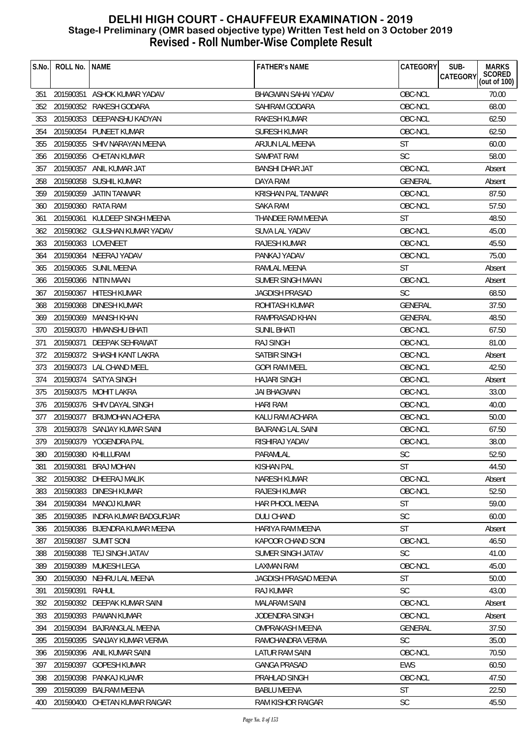# DELHI HIGH COURT - CHAUFFEUR EXAMINATION - 2019
## Stage-I Preliminary (OMR based objective type) Written Test held on 3 October 2019
## Revised - Roll Number-Wise Complete Result

| S.No. | ROLL No. | NAME | FATHER's NAME | CATEGORY | SUB-CATEGORY | MARKS SCORED (out of 100) |
|---|---|---|---|---|---|---|
| 351 | 201590351 | ASHOK KUMAR YADAV | BHAGWAN SAHAI YADAV | OBC-NCL | | 70.00 |
| 352 | 201590352 | RAKESH GODARA | SAHIRAM GODARA | OBC-NCL | | 68.00 |
| 353 | 201590353 | DEEPANSHU KADYAN | RAKESH KUMAR | OBC-NCL | | 62.50 |
| 354 | 201590354 | PUNEET KUMAR | SURESH KUMAR | OBC-NCL | | 62.50 |
| 355 | 201590355 | SHIV NARAYAN MEENA | ARJUN LAL MEENA | ST | | 60.00 |
| 356 | 201590356 | CHETAN KUMAR | SAMPAT RAM | SC | | 58.00 |
| 357 | 201590357 | ANIL KUMAR JAT | BANSHI DHAR JAT | OBC-NCL | | Absent |
| 358 | 201590358 | SUSHIL KUMAR | DAYA RAM | GENERAL | | Absent |
| 359 | 201590359 | JATIN TANWAR | KRISHAN PAL TANWAR | OBC-NCL | | 87.50 |
| 360 | 201590360 | RATA RAM | SAKA RAM | OBC-NCL | | 57.50 |
| 361 | 201590361 | KULDEEP SINGH MEENA | THANDEE RAM MEENA | ST | | 48.50 |
| 362 | 201590362 | GULSHAN KUMAR YADAV | SUVA LAL YADAV | OBC-NCL | | 45.00 |
| 363 | 201590363 | LOVENEET | RAJESH KUMAR | OBC-NCL | | 45.50 |
| 364 | 201590364 | NEERAJ YADAV | PANKAJ YADAV | OBC-NCL | | 75.00 |
| 365 | 201590365 | SUNIL MEENA | RAMLAL MEENA | ST | | Absent |
| 366 | 201590366 | NITIN MAAN | SUMER SINGH MAAN | OBC-NCL | | Absent |
| 367 | 201590367 | HITESH KUMAR | JAGDISH PRASAD | SC | | 68.50 |
| 368 | 201590368 | DINESH KUMAR | ROHITASH KUMAR | GENERAL | | 37.50 |
| 369 | 201590369 | MANISH KHAN | RAMPRASAD KHAN | GENERAL | | 48.50 |
| 370 | 201590370 | HIMANSHU BHATI | SUNIL BHATI | OBC-NCL | | 67.50 |
| 371 | 201590371 | DEEPAK SEHRAWAT | RAJ SINGH | OBC-NCL | | 81.00 |
| 372 | 201590372 | SHASHI KANT LAKRA | SATBIR SINGH | OBC-NCL | | Absent |
| 373 | 201590373 | LAL CHAND MEEL | GOPI RAM MEEL | OBC-NCL | | 42.50 |
| 374 | 201590374 | SATYA SINGH | HAJARI SINGH | OBC-NCL | | Absent |
| 375 | 201590375 | MOHIT LAKRA | JAI BHAGWAN | OBC-NCL | | 33.00 |
| 376 | 201590376 | SHIV DAYAL SINGH | HARI RAM | OBC-NCL | | 40.00 |
| 377 | 201590377 | BRIJMOHAN ACHERA | KALU RAM ACHARA | OBC-NCL | | 50.00 |
| 378 | 201590378 | SANJAY KUMAR SAINI | BAJRANG LAL SAINI | OBC-NCL | | 67.50 |
| 379 | 201590379 | YOGENDRA PAL | RISHIRAJ YADAV | OBC-NCL | | 38.00 |
| 380 | 201590380 | KHILLURAM | PARAMLAL | SC | | 52.50 |
| 381 | 201590381 | BRAJ MOHAN | KISHAN PAL | ST | | 44.50 |
| 382 | 201590382 | DHEERAJ MALIK | NARESH KUMAR | OBC-NCL | | Absent |
| 383 | 201590383 | DINESH KUMAR | RAJESH KUMAR | OBC-NCL | | 52.50 |
| 384 | 201590384 | MANOJ KUMAR | HAR PHOOL MEENA | ST | | 59.00 |
| 385 | 201590385 | INDRA KUMAR BADGURJAR | DULI CHAND | SC | | 60.00 |
| 386 | 201590386 | BIJENDRA KUMAR MEENA | HARIYA RAM MEENA | ST | | Absent |
| 387 | 201590387 | SUMIT SONI | KAPOOR CHAND SONI | OBC-NCL | | 46.50 |
| 388 | 201590388 | TEJ SINGH JATAV | SUMER SINGH JATAV | SC | | 41.00 |
| 389 | 201590389 | MUKESH LEGA | LAXMAN RAM | OBC-NCL | | 45.00 |
| 390 | 201590390 | NEHRU LAL MEENA | JAGDISH PRASAD MEENA | ST | | 50.00 |
| 391 | 201590391 | RAHUL | RAJ KUMAR | SC | | 43.00 |
| 392 | 201590392 | DEEPAK KUMAR SAINI | MALARAM SAINI | OBC-NCL | | Absent |
| 393 | 201590393 | PAWAN KUMAR | JODENDRA SINGH | OBC-NCL | | Absent |
| 394 | 201590394 | BAJRANGLAL MEENA | OMPRAKASH MEENA | GENERAL | | 37.50 |
| 395 | 201590395 | SANJAY KUMAR VERMA | RAMCHANDRA VERMA | SC | | 35.00 |
| 396 | 201590396 | ANIL KUMAR SAINI | LATUR RAM SAINI | OBC-NCL | | 70.50 |
| 397 | 201590397 | GOPESH KUMAR | GANGA PRASAD | EWS | | 60.50 |
| 398 | 201590398 | PANKAJ KUAMR | PRAHLAD SINGH | OBC-NCL | | 47.50 |
| 399 | 201590399 | BALRAM MEENA | BABLU MEENA | ST | | 22.50 |
| 400 | 201590400 | CHETAN KUMAR RAIGAR | RAM KISHOR RAIGAR | SC | | 45.50 |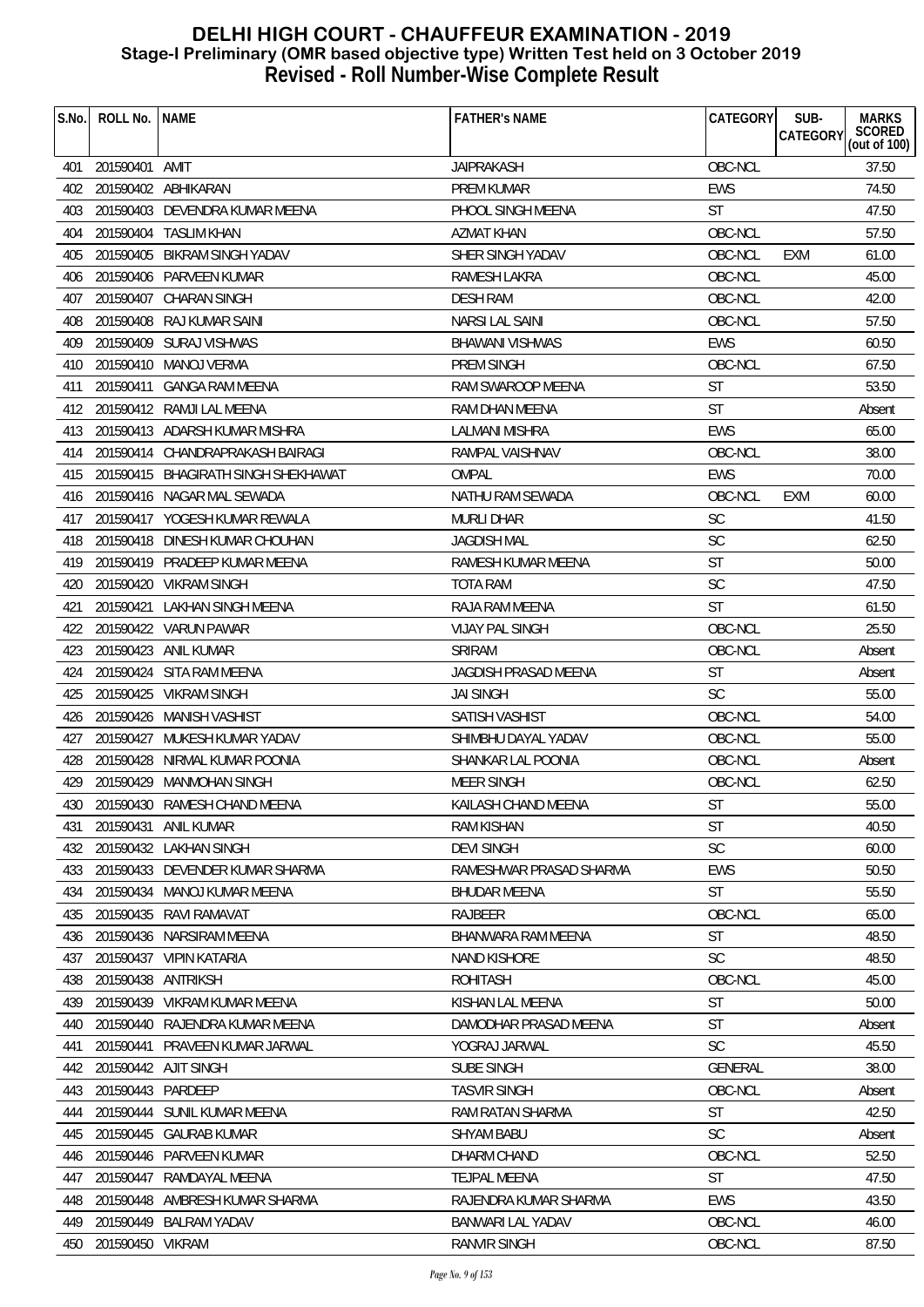# DELHI HIGH COURT - CHAUFFEUR EXAMINATION - 2019
## Stage-I Preliminary (OMR based objective type) Written Test held on 3 October 2019
## Revised - Roll Number-Wise Complete Result

| S.No. | ROLL No. | NAME | FATHER's NAME | CATEGORY | SUB-CATEGORY | MARKS SCORED (out of 100) |
|---|---|---|---|---|---|---|
| 401 | 201590401 | AMIT | JAIPRAKASH | OBC-NCL | | 37.50 |
| 402 | 201590402 | ABHIKARAN | PREM KUMAR | EWS | | 74.50 |
| 403 | 201590403 | DEVENDRA KUMAR MEENA | PHOOL SINGH MEENA | ST | | 47.50 |
| 404 | 201590404 | TASLIM KHAN | AZMAT KHAN | OBC-NCL | | 57.50 |
| 405 | 201590405 | BIKRAM SINGH YADAV | SHER SINGH YADAV | OBC-NCL | EXM | 61.00 |
| 406 | 201590406 | PARVEEN KUMAR | RAMESH LAKRA | OBC-NCL | | 45.00 |
| 407 | 201590407 | CHARAN SINGH | DESH RAM | OBC-NCL | | 42.00 |
| 408 | 201590408 | RAJ KUMAR SAINI | NARSI LAL SAINI | OBC-NCL | | 57.50 |
| 409 | 201590409 | SURAJ VISHWAS | BHAWANI VISHWAS | EWS | | 60.50 |
| 410 | 201590410 | MANOJ VERMA | PREM SINGH | OBC-NCL | | 67.50 |
| 411 | 201590411 | GANGA RAM MEENA | RAM SWAROOP MEENA | ST | | 53.50 |
| 412 | 201590412 | RAMJI LAL MEENA | RAM DHAN MEENA | ST | | Absent |
| 413 | 201590413 | ADARSH KUMAR MISHRA | LALMANI MISHRA | EWS | | 65.00 |
| 414 | 201590414 | CHANDRAPRAKASH BAIRAGI | RAMPAL VAISHNAV | OBC-NCL | | 38.00 |
| 415 | 201590415 | BHAGIRATH SINGH SHEKHAWAT | OMPAL | EWS | | 70.00 |
| 416 | 201590416 | NAGAR MAL SEWADA | NATHU RAM SEWADA | OBC-NCL | EXM | 60.00 |
| 417 | 201590417 | YOGESH KUMAR REWALA | MURLI DHAR | SC | | 41.50 |
| 418 | 201590418 | DINESH KUMAR CHOUHAN | JAGDISH MAL | SC | | 62.50 |
| 419 | 201590419 | PRADEEP KUMAR MEENA | RAMESH KUMAR MEENA | ST | | 50.00 |
| 420 | 201590420 | VIKRAM SINGH | TOTA RAM | SC | | 47.50 |
| 421 | 201590421 | LAKHAN SINGH MEENA | RAJA RAM MEENA | ST | | 61.50 |
| 422 | 201590422 | VARUN PAWAR | VIJAY PAL SINGH | OBC-NCL | | 25.50 |
| 423 | 201590423 | ANIL KUMAR | SRIRAM | OBC-NCL | | Absent |
| 424 | 201590424 | SITA RAM MEENA | JAGDISH PRASAD MEENA | ST | | Absent |
| 425 | 201590425 | VIKRAM SINGH | JAI SINGH | SC | | 55.00 |
| 426 | 201590426 | MANISH VASHIST | SATISH VASHIST | OBC-NCL | | 54.00 |
| 427 | 201590427 | MUKESH KUMAR YADAV | SHIMBHU DAYAL YADAV | OBC-NCL | | 55.00 |
| 428 | 201590428 | NIRMAL KUMAR POONIA | SHANKAR LAL POONIA | OBC-NCL | | Absent |
| 429 | 201590429 | MANMOHAN SINGH | MEER SINGH | OBC-NCL | | 62.50 |
| 430 | 201590430 | RAMESH CHAND MEENA | KAILASH CHAND MEENA | ST | | 55.00 |
| 431 | 201590431 | ANIL KUMAR | RAM KISHAN | ST | | 40.50 |
| 432 | 201590432 | LAKHAN SINGH | DEVI SINGH | SC | | 60.00 |
| 433 | 201590433 | DEVENDER KUMAR SHARMA | RAMESHWAR PRASAD SHARMA | EWS | | 50.50 |
| 434 | 201590434 | MANOJ KUMAR MEENA | BHUDAR MEENA | ST | | 55.50 |
| 435 | 201590435 | RAVI RAMAVAT | RAJBEER | OBC-NCL | | 65.00 |
| 436 | 201590436 | NARSIRAM MEENA | BHANWARA RAM MEENA | ST | | 48.50 |
| 437 | 201590437 | VIPIN KATARIA | NAND KISHORE | SC | | 48.50 |
| 438 | 201590438 | ANTRIKSH | ROHITASH | OBC-NCL | | 45.00 |
| 439 | 201590439 | VIKRAM KUMAR MEENA | KISHAN LAL MEENA | ST | | 50.00 |
| 440 | 201590440 | RAJENDRA KUMAR MEENA | DAMODHAR PRASAD MEENA | ST | | Absent |
| 441 | 201590441 | PRAVEEN KUMAR JARWAL | YOGRAJ JARWAL | SC | | 45.50 |
| 442 | 201590442 | AJIT SINGH | SUBE SINGH | GENERAL | | 38.00 |
| 443 | 201590443 | PARDEEP | TASVIR SINGH | OBC-NCL | | Absent |
| 444 | 201590444 | SUNIL KUMAR MEENA | RAM RATAN SHARMA | ST | | 42.50 |
| 445 | 201590445 | GAURAB KUMAR | SHYAM BABU | SC | | Absent |
| 446 | 201590446 | PARVEEN KUMAR | DHARM CHAND | OBC-NCL | | 52.50 |
| 447 | 201590447 | RAMDAYAL MEENA | TEJPAL MEENA | ST | | 47.50 |
| 448 | 201590448 | AMBRESH KUMAR SHARMA | RAJENDRA KUMAR SHARMA | EWS | | 43.50 |
| 449 | 201590449 | BALRAM YADAV | BANWARI LAL YADAV | OBC-NCL | | 46.00 |
| 450 | 201590450 | VIKRAM | RANVIR SINGH | OBC-NCL | | 87.50 |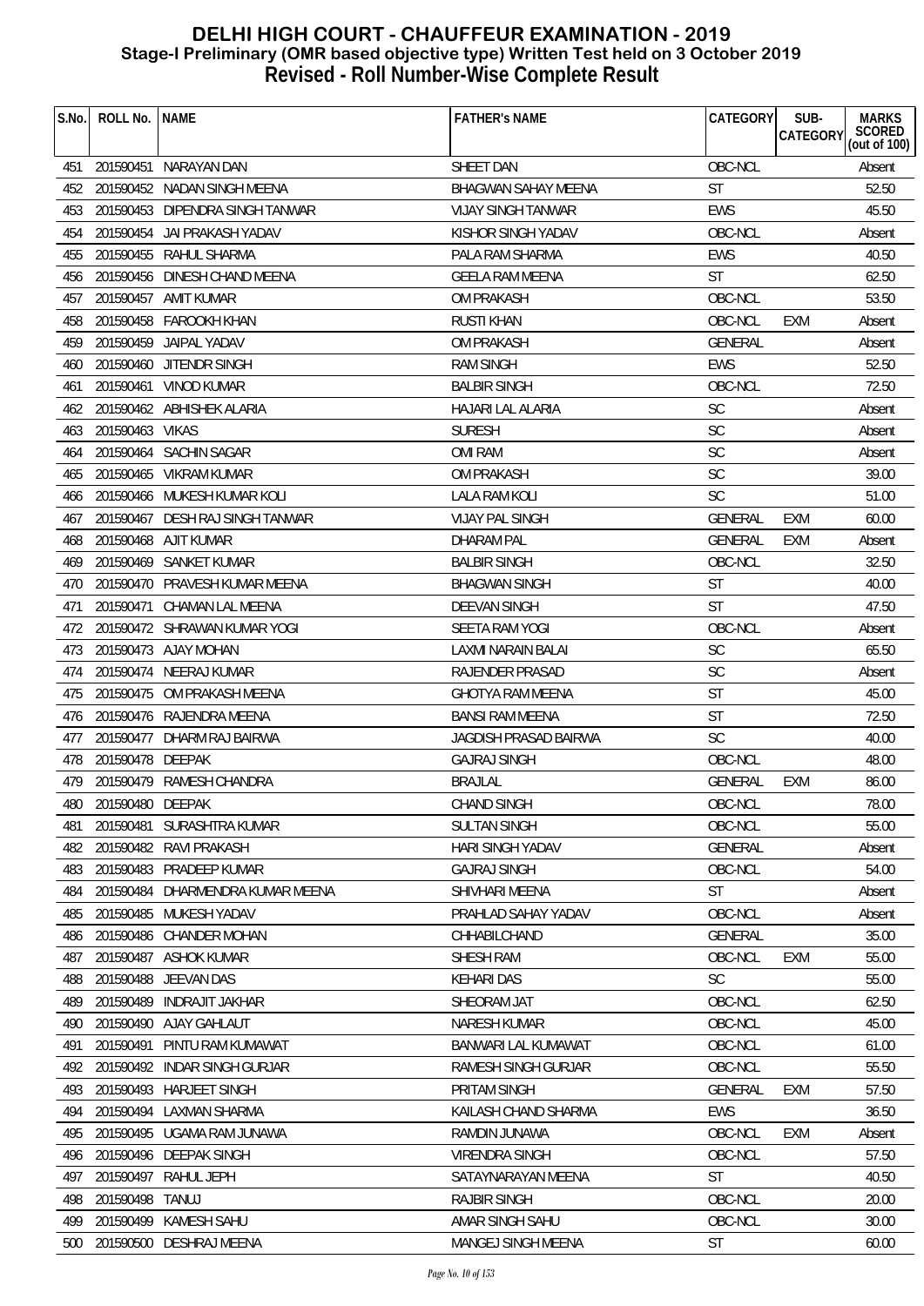# DELHI HIGH COURT - CHAUFFEUR EXAMINATION - 2019
## Stage-I Preliminary (OMR based objective type) Written Test held on 3 October 2019
## Revised - Roll Number-Wise Complete Result

| S.No. | ROLL No. | NAME | FATHER's NAME | CATEGORY | SUB-CATEGORY | MARKS SCORED (out of 100) |
|---|---|---|---|---|---|---|
| 451 | 201590451 | NARAYAN DAN | SHEET DAN | OBC-NCL | | Absent |
| 452 | 201590452 | NADAN SINGH MEENA | BHAGWAN SAHAY MEENA | ST | | 52.50 |
| 453 | 201590453 | DIPENDRA SINGH TANWAR | VIJAY SINGH TANWAR | EWS | | 45.50 |
| 454 | 201590454 | JAI PRAKASH YADAV | KISHOR SINGH YADAV | OBC-NCL | | Absent |
| 455 | 201590455 | RAHUL SHARMA | PALA RAM SHARMA | EWS | | 40.50 |
| 456 | 201590456 | DINESH CHAND MEENA | GEELA RAM MEENA | ST | | 62.50 |
| 457 | 201590457 | AMIT KUMAR | OM PRAKASH | OBC-NCL | | 53.50 |
| 458 | 201590458 | FAROOKH KHAN | RUSTI KHAN | OBC-NCL | EXM | Absent |
| 459 | 201590459 | JAIPAL YADAV | OM PRAKASH | GENERAL | | Absent |
| 460 | 201590460 | JITENDR SINGH | RAM SINGH | EWS | | 52.50 |
| 461 | 201590461 | VINOD KUMAR | BALBIR SINGH | OBC-NCL | | 72.50 |
| 462 | 201590462 | ABHISHEK ALARIA | HAJARI LAL ALARIA | SC | | Absent |
| 463 | 201590463 | VIKAS | SURESH | SC | | Absent |
| 464 | 201590464 | SACHIN SAGAR | OMI RAM | SC | | Absent |
| 465 | 201590465 | VIKRAM KUMAR | OM PRAKASH | SC | | 39.00 |
| 466 | 201590466 | MUKESH KUMAR KOLI | LALA RAM KOLI | SC | | 51.00 |
| 467 | 201590467 | DESH RAJ SINGH TANWAR | VIJAY PAL SINGH | GENERAL | EXM | 60.00 |
| 468 | 201590468 | AJIT KUMAR | DHARAM PAL | GENERAL | EXM | Absent |
| 469 | 201590469 | SANKET KUMAR | BALBIR SINGH | OBC-NCL | | 32.50 |
| 470 | 201590470 | PRAVESH KUMAR MEENA | BHAGWAN SINGH | ST | | 40.00 |
| 471 | 201590471 | CHAMAN LAL MEENA | DEEVAN SINGH | ST | | 47.50 |
| 472 | 201590472 | SHRAWAN KUMAR YOGI | SEETA RAM YOGI | OBC-NCL | | Absent |
| 473 | 201590473 | AJAY MOHAN | LAXMI NARAIN BALAI | SC | | 65.50 |
| 474 | 201590474 | NEERAJ KUMAR | RAJENDER PRASAD | SC | | Absent |
| 475 | 201590475 | OM PRAKASH MEENA | GHOTYA RAM MEENA | ST | | 45.00 |
| 476 | 201590476 | RAJENDRA MEENA | BANSI RAM MEENA | ST | | 72.50 |
| 477 | 201590477 | DHARM RAJ BAIRWA | JAGDISH PRASAD BAIRWA | SC | | 40.00 |
| 478 | 201590478 | DEEPAK | GAJRAJ SINGH | OBC-NCL | | 48.00 |
| 479 | 201590479 | RAMESH CHANDRA | BRAJLAL | GENERAL | EXM | 86.00 |
| 480 | 201590480 | DEEPAK | CHAND SINGH | OBC-NCL | | 78.00 |
| 481 | 201590481 | SURASHTRA KUMAR | SULTAN SINGH | OBC-NCL | | 55.00 |
| 482 | 201590482 | RAVI PRAKASH | HARI SINGH YADAV | GENERAL | | Absent |
| 483 | 201590483 | PRADEEP KUMAR | GAJRAJ SINGH | OBC-NCL | | 54.00 |
| 484 | 201590484 | DHARMENDRA KUMAR MEENA | SHIVHARI MEENA | ST | | Absent |
| 485 | 201590485 | MUKESH YADAV | PRAHLAD SAHAY YADAV | OBC-NCL | | Absent |
| 486 | 201590486 | CHANDER MOHAN | CHHABILCHAND | GENERAL | | 35.00 |
| 487 | 201590487 | ASHOK KUMAR | SHESH RAM | OBC-NCL | EXM | 55.00 |
| 488 | 201590488 | JEEVAN DAS | KEHARI DAS | SC | | 55.00 |
| 489 | 201590489 | INDRAJIT JAKHAR | SHEORAM JAT | OBC-NCL | | 62.50 |
| 490 | 201590490 | AJAY GAHLAUT | NARESH KUMAR | OBC-NCL | | 45.00 |
| 491 | 201590491 | PINTU RAM KUMAWAT | BANWARI LAL KUMAWAT | OBC-NCL | | 61.00 |
| 492 | 201590492 | INDAR SINGH GURJAR | RAMESH SINGH GURJAR | OBC-NCL | | 55.50 |
| 493 | 201590493 | HARJEET SINGH | PRITAM SINGH | GENERAL | EXM | 57.50 |
| 494 | 201590494 | LAXMAN SHARMA | KAILASH CHAND SHARMA | EWS | | 36.50 |
| 495 | 201590495 | UGAMA RAM JUNAWA | RAMDIN JUNAWA | OBC-NCL | EXM | Absent |
| 496 | 201590496 | DEEPAK SINGH | VIRENDRA SINGH | OBC-NCL | | 57.50 |
| 497 | 201590497 | RAHUL JEPH | SATAYNARAYAN MEENA | ST | | 40.50 |
| 498 | 201590498 | TANUJ | RAJBIR SINGH | OBC-NCL | | 20.00 |
| 499 | 201590499 | KAMESH SAHU | AMAR SINGH SAHU | OBC-NCL | | 30.00 |
| 500 | 201590500 | DESHRAJ MEENA | MANGEJ SINGH MEENA | ST | | 60.00 |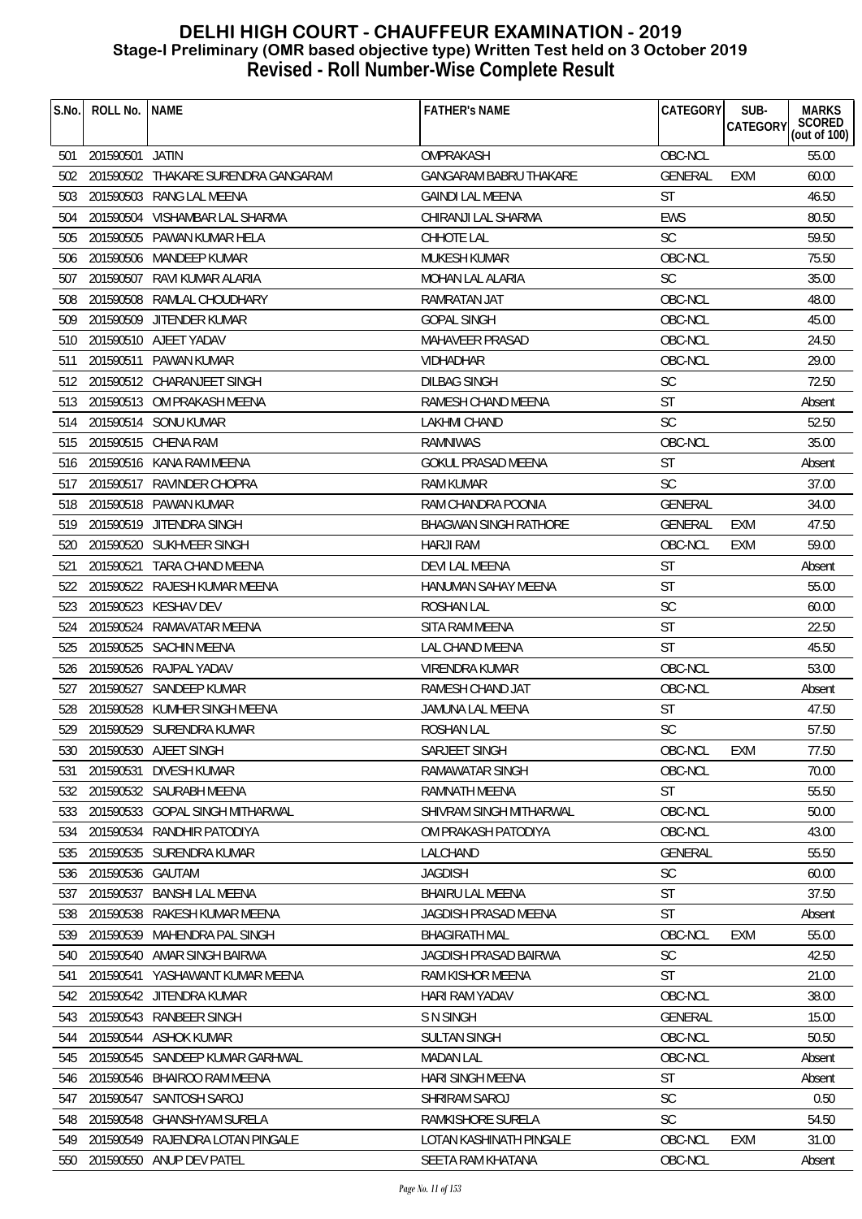# DELHI HIGH COURT - CHAUFFEUR EXAMINATION - 2019
## Stage-I Preliminary (OMR based objective type) Written Test held on 3 October 2019
## Revised - Roll Number-Wise Complete Result

| S.No. | ROLL No. | NAME | FATHER's NAME | CATEGORY | SUB-CATEGORY | MARKS SCORED (out of 100) |
|---|---|---|---|---|---|---|
| 501 | 201590501 | JATIN | OMPRAKASH | OBC-NCL | | 55.00 |
| 502 | 201590502 | THAKARE SURENDRA GANGARAM | GANGARAM BABRU THAKARE | GENERAL | EXM | 60.00 |
| 503 | 201590503 | RANG LAL MEENA | GAINDI LAL MEENA | ST | | 46.50 |
| 504 | 201590504 | VISHAMBAR LAL SHARMA | CHIRANJI LAL SHARMA | EWS | | 80.50 |
| 505 | 201590505 | PAWAN KUMAR HELA | CHHOTE LAL | SC | | 59.50 |
| 506 | 201590506 | MANDEEP KUMAR | MUKESH KUMAR | OBC-NCL | | 75.50 |
| 507 | 201590507 | RAVI KUMAR ALARIA | MOHAN LAL ALARIA | SC | | 35.00 |
| 508 | 201590508 | RAMLAL CHOUDHARY | RAMRATAN JAT | OBC-NCL | | 48.00 |
| 509 | 201590509 | JITENDER KUMAR | GOPAL SINGH | OBC-NCL | | 45.00 |
| 510 | 201590510 | AJEET YADAV | MAHAVEER PRASAD | OBC-NCL | | 24.50 |
| 511 | 201590511 | PAWAN KUMAR | VIDHADHAR | OBC-NCL | | 29.00 |
| 512 | 201590512 | CHARANJEET SINGH | DILBAG SINGH | SC | | 72.50 |
| 513 | 201590513 | OM PRAKASH MEENA | RAMESH CHAND MEENA | ST | | Absent |
| 514 | 201590514 | SONU KUMAR | LAKHMI CHAND | SC | | 52.50 |
| 515 | 201590515 | CHENA RAM | RAMNIWAS | OBC-NCL | | 35.00 |
| 516 | 201590516 | KANA RAM MEENA | GOKUL PRASAD MEENA | ST | | Absent |
| 517 | 201590517 | RAVINDER CHOPRA | RAM KUMAR | SC | | 37.00 |
| 518 | 201590518 | PAWAN KUMAR | RAM CHANDRA POONIA | GENERAL | | 34.00 |
| 519 | 201590519 | JITENDRA SINGH | BHAGWAN SINGH RATHORE | GENERAL | EXM | 47.50 |
| 520 | 201590520 | SUKHVEER SINGH | HARJI RAM | OBC-NCL | EXM | 59.00 |
| 521 | 201590521 | TARA CHAND MEENA | DEVI LAL MEENA | ST | | Absent |
| 522 | 201590522 | RAJESH KUMAR MEENA | HANUMAN SAHAY MEENA | ST | | 55.00 |
| 523 | 201590523 | KESHAV DEV | ROSHAN LAL | SC | | 60.00 |
| 524 | 201590524 | RAMAVATAR MEENA | SITA RAM MEENA | ST | | 22.50 |
| 525 | 201590525 | SACHIN MEENA | LAL CHAND MEENA | ST | | 45.50 |
| 526 | 201590526 | RAJPAL YADAV | VIRENDRA KUMAR | OBC-NCL | | 53.00 |
| 527 | 201590527 | SANDEEP KUMAR | RAMESH CHAND JAT | OBC-NCL | | Absent |
| 528 | 201590528 | KUMHER SINGH MEENA | JAMUNA LAL MEENA | ST | | 47.50 |
| 529 | 201590529 | SURENDRA KUMAR | ROSHAN LAL | SC | | 57.50 |
| 530 | 201590530 | AJEET SINGH | SARJEET SINGH | OBC-NCL | EXM | 77.50 |
| 531 | 201590531 | DIVESH KUMAR | RAMAWATAR SINGH | OBC-NCL | | 70.00 |
| 532 | 201590532 | SAURABH MEENA | RAMNATH MEENA | ST | | 55.50 |
| 533 | 201590533 | GOPAL SINGH MITHARWAL | SHIVRAM SINGH MITHARWAL | OBC-NCL | | 50.00 |
| 534 | 201590534 | RANDHIR PATODIYA | OM PRAKASH PATODIYA | OBC-NCL | | 43.00 |
| 535 | 201590535 | SURENDRA KUMAR | LALCHAND | GENERAL | | 55.50 |
| 536 | 201590536 | GAUTAM | JAGDISH | SC | | 60.00 |
| 537 | 201590537 | BANSHI LAL MEENA | BHAIRU LAL MEENA | ST | | 37.50 |
| 538 | 201590538 | RAKESH KUMAR MEENA | JAGDISH PRASAD MEENA | ST | | Absent |
| 539 | 201590539 | MAHENDRA PAL SINGH | BHAGIRATH MAL | OBC-NCL | EXM | 55.00 |
| 540 | 201590540 | AMAR SINGH BAIRWA | JAGDISH PRASAD BAIRWA | SC | | 42.50 |
| 541 | 201590541 | YASHAWANT KUMAR MEENA | RAM KISHOR MEENA | ST | | 21.00 |
| 542 | 201590542 | JITENDRA KUMAR | HARI RAM YADAV | OBC-NCL | | 38.00 |
| 543 | 201590543 | RANBEER SINGH | S N SINGH | GENERAL | | 15.00 |
| 544 | 201590544 | ASHOK KUMAR | SULTAN SINGH | OBC-NCL | | 50.50 |
| 545 | 201590545 | SANDEEP KUMAR GARHWAL | MADAN LAL | OBC-NCL | | Absent |
| 546 | 201590546 | BHAIROO RAM MEENA | HARI SINGH MEENA | ST | | Absent |
| 547 | 201590547 | SANTOSH SAROJ | SHRIRAM SAROJ | SC | | 0.50 |
| 548 | 201590548 | GHANSHYAM SURELA | RAMKISHORE SURELA | SC | | 54.50 |
| 549 | 201590549 | RAJENDRA LOTAN PINGALE | LOTAN KASHINATH PINGALE | OBC-NCL | EXM | 31.00 |
| 550 | 201590550 | ANUP DEV PATEL | SEETA RAM KHATANA | OBC-NCL | | Absent |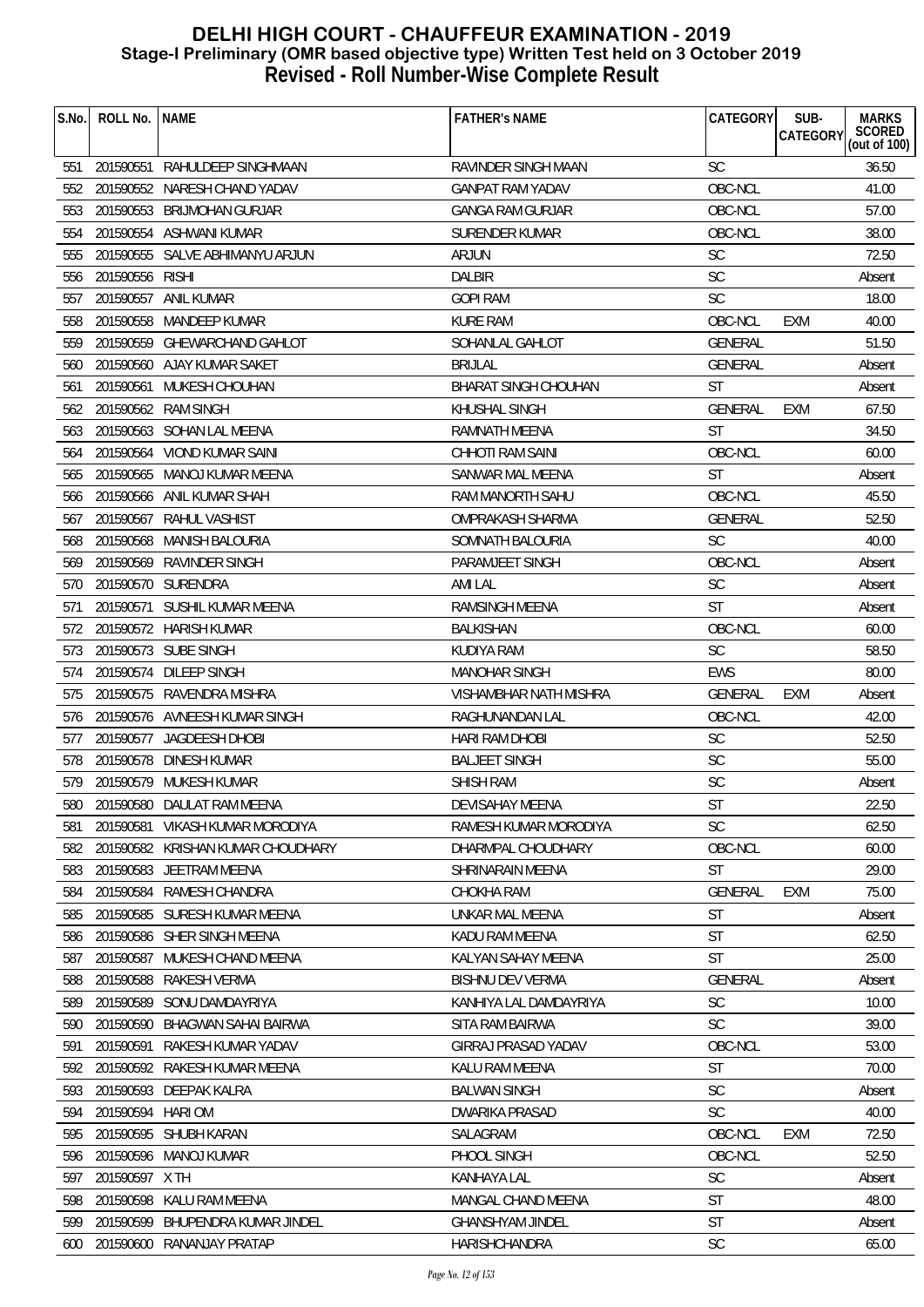# DELHI HIGH COURT - CHAUFFEUR EXAMINATION - 2019
## Stage-I Preliminary (OMR based objective type) Written Test held on 3 October 2019
## Revised - Roll Number-Wise Complete Result

| S.No. | ROLL No. | NAME | FATHER's NAME | CATEGORY | SUB-CATEGORY | MARKS SCORED (out of 100) |
|---|---|---|---|---|---|---|
| 551 | 201590551 | RAHULDEEP SINGHMAAN | RAVINDER SINGH MAAN | SC | | 36.50 |
| 552 | 201590552 | NARESH CHAND YADAV | GANPAT RAM YADAV | OBC-NCL | | 41.00 |
| 553 | 201590553 | BRIJMOHAN GURJAR | GANGA RAM GURJAR | OBC-NCL | | 57.00 |
| 554 | 201590554 | ASHWANI KUMAR | SURENDER KUMAR | OBC-NCL | | 38.00 |
| 555 | 201590555 | SALVE ABHIMANYU ARJUN | ARJUN | SC | | 72.50 |
| 556 | 201590556 | RISHI | DALBIR | SC | | Absent |
| 557 | 201590557 | ANIL KUMAR | GOPI RAM | SC | | 18.00 |
| 558 | 201590558 | MANDEEP KUMAR | KURE RAM | OBC-NCL | EXM | 40.00 |
| 559 | 201590559 | GHEWARCHAND GAHLOT | SOHANLAL GAHLOT | GENERAL | | 51.50 |
| 560 | 201590560 | AJAY KUMAR SAKET | BRIJLAL | GENERAL | | Absent |
| 561 | 201590561 | MUKESH CHOUHAN | BHARAT SINGH CHOUHAN | ST | | Absent |
| 562 | 201590562 | RAM SINGH | KHUSHAL SINGH | GENERAL | EXM | 67.50 |
| 563 | 201590563 | SOHAN LAL MEENA | RAMNATH MEENA | ST | | 34.50 |
| 564 | 201590564 | VIOND KUMAR SAINI | CHHOTI RAM SAINI | OBC-NCL | | 60.00 |
| 565 | 201590565 | MANOJ KUMAR MEENA | SANWAR MAL MEENA | ST | | Absent |
| 566 | 201590566 | ANIL KUMAR SHAH | RAM MANORTH SAHU | OBC-NCL | | 45.50 |
| 567 | 201590567 | RAHUL VASHIST | OMPRAKASH SHARMA | GENERAL | | 52.50 |
| 568 | 201590568 | MANISH BALOURIA | SOMNATH BALOURIA | SC | | 40.00 |
| 569 | 201590569 | RAVINDER SINGH | PARAMJEET SINGH | OBC-NCL | | Absent |
| 570 | 201590570 | SURENDRA | AMI LAL | SC | | Absent |
| 571 | 201590571 | SUSHIL KUMAR MEENA | RAMSINGH MEENA | ST | | Absent |
| 572 | 201590572 | HARISH KUMAR | BALKISHAN | OBC-NCL | | 60.00 |
| 573 | 201590573 | SUBE SINGH | KUDIYA RAM | SC | | 58.50 |
| 574 | 201590574 | DILEEP SINGH | MANOHAR SINGH | EWS | | 80.00 |
| 575 | 201590575 | RAVENDRA MISHRA | VISHAMBHAR NATH MISHRA | GENERAL | EXM | Absent |
| 576 | 201590576 | AVNEESH KUMAR SINGH | RAGHUNANDAN LAL | OBC-NCL | | 42.00 |
| 577 | 201590577 | JAGDEESH DHOBI | HARI RAM DHOBI | SC | | 52.50 |
| 578 | 201590578 | DINESH KUMAR | BALJEET SINGH | SC | | 55.00 |
| 579 | 201590579 | MUKESH KUMAR | SHISH RAM | SC | | Absent |
| 580 | 201590580 | DAULAT RAM MEENA | DEVISAHAY MEENA | ST | | 22.50 |
| 581 | 201590581 | VIKASH KUMAR MORODIYA | RAMESH KUMAR MORODIYA | SC | | 62.50 |
| 582 | 201590582 | KRISHAN KUMAR CHOUDHARY | DHARMPAL CHOUDHARY | OBC-NCL | | 60.00 |
| 583 | 201590583 | JEETRAM MEENA | SHRINARAIN MEENA | ST | | 29.00 |
| 584 | 201590584 | RAMESH CHANDRA | CHOKHA RAM | GENERAL | EXM | 75.00 |
| 585 | 201590585 | SURESH KUMAR MEENA | UNKAR MAL MEENA | ST | | Absent |
| 586 | 201590586 | SHER SINGH MEENA | KADU RAM MEENA | ST | | 62.50 |
| 587 | 201590587 | MUKESH CHAND MEENA | KALYAN SAHAY MEENA | ST | | 25.00 |
| 588 | 201590588 | RAKESH VERMA | BISHNU DEV VERMA | GENERAL | | Absent |
| 589 | 201590589 | SONU DAMDAYRIYA | KANHIYA LAL DAMDAYRIYA | SC | | 10.00 |
| 590 | 201590590 | BHAGWAN SAHAI BAIRWA | SITA RAM BAIRWA | SC | | 39.00 |
| 591 | 201590591 | RAKESH KUMAR YADAV | GIRRAJ PRASAD YADAV | OBC-NCL | | 53.00 |
| 592 | 201590592 | RAKESH KUMAR MEENA | KALU RAM MEENA | ST | | 70.00 |
| 593 | 201590593 | DEEPAK KALRA | BALWAN SINGH | SC | | Absent |
| 594 | 201590594 | HARI OM | DWARIKA PRASAD | SC | | 40.00 |
| 595 | 201590595 | SHUBH KARAN | SALAGRAM | OBC-NCL | EXM | 72.50 |
| 596 | 201590596 | MANOJ KUMAR | PHOOL SINGH | OBC-NCL | | 52.50 |
| 597 | 201590597 | X TH | KANHAYA LAL | SC | | Absent |
| 598 | 201590598 | KALU RAM MEENA | MANGAL CHAND MEENA | ST | | 48.00 |
| 599 | 201590599 | BHUPENDRA KUMAR JINDEL | GHANSHYAM JINDEL | ST | | Absent |
| 600 | 201590600 | RANANJAY PRATAP | HARISHCHANDRA | SC | | 65.00 |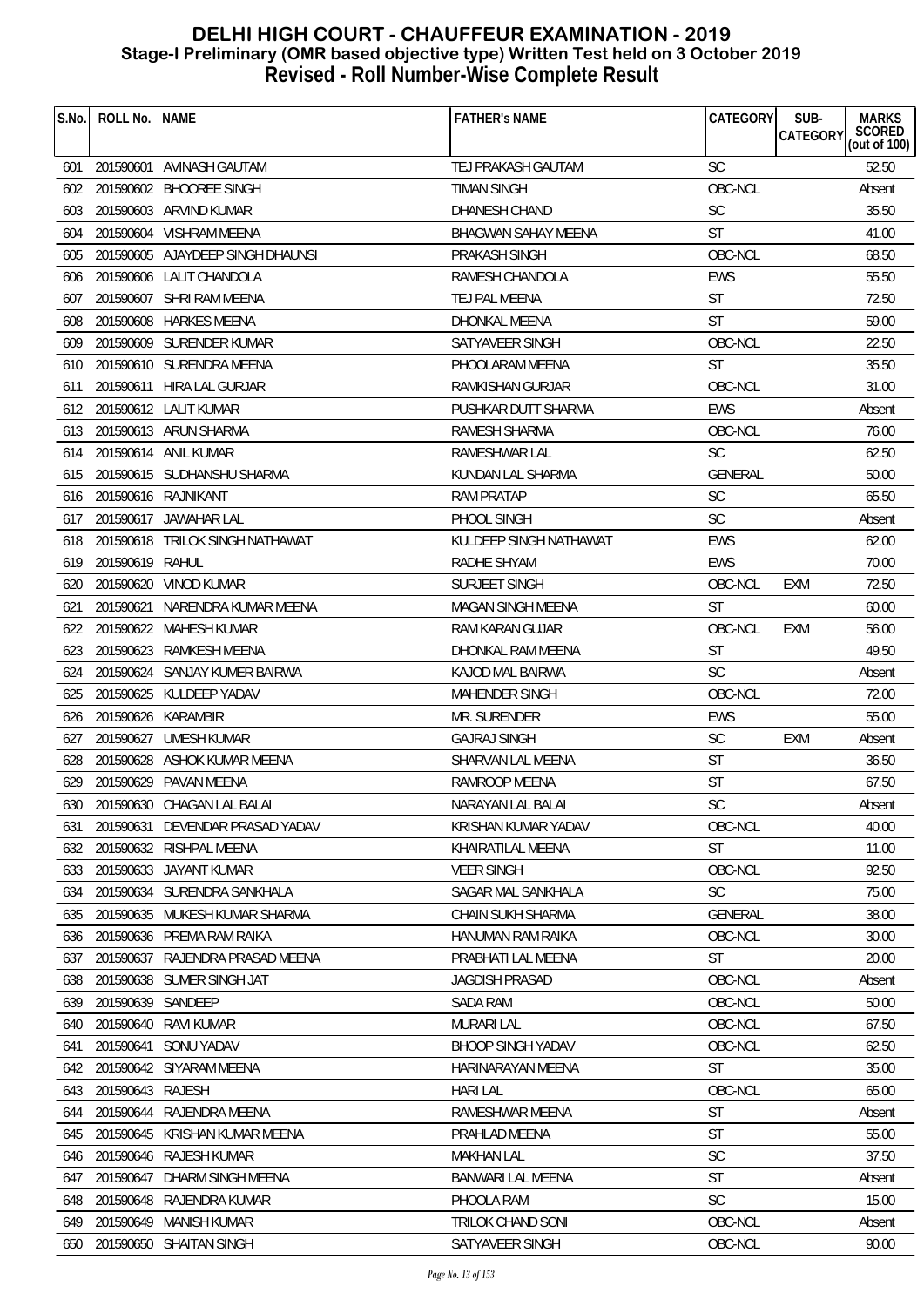# DELHI HIGH COURT - CHAUFFEUR EXAMINATION - 2019
## Stage-I Preliminary (OMR based objective type) Written Test held on 3 October 2019
## Revised - Roll Number-Wise Complete Result

| S.No. | ROLL No. | NAME | FATHER's NAME | CATEGORY | SUB-CATEGORY | MARKS SCORED (out of 100) |
|---|---|---|---|---|---|---|
| 601 | 201590601 | AVINASH GAUTAM | TEJ PRAKASH GAUTAM | SC | | 52.50 |
| 602 | 201590602 | BHOOREE SINGH | TIMAN SINGH | OBC-NCL | | Absent |
| 603 | 201590603 | ARVIND KUMAR | DHANESH CHAND | SC | | 35.50 |
| 604 | 201590604 | VISHRAM MEENA | BHAGWAN SAHAY MEENA | ST | | 41.00 |
| 605 | 201590605 | AJAYDEEP SINGH DHAUNSI | PRAKASH SINGH | OBC-NCL | | 68.50 |
| 606 | 201590606 | LALIT CHANDOLA | RAMESH CHANDOLA | EWS | | 55.50 |
| 607 | 201590607 | SHRI RAM MEENA | TEJ PAL MEENA | ST | | 72.50 |
| 608 | 201590608 | HARKES MEENA | DHONKAL MEENA | ST | | 59.00 |
| 609 | 201590609 | SURENDER KUMAR | SATYAVEER SINGH | OBC-NCL | | 22.50 |
| 610 | 201590610 | SURENDRA MEENA | PHOOLARAM MEENA | ST | | 35.50 |
| 611 | 201590611 | HIRA LAL GURJAR | RAMKISHAN GURJAR | OBC-NCL | | 31.00 |
| 612 | 201590612 | LALIT KUMAR | PUSHKAR DUTT SHARMA | EWS | | Absent |
| 613 | 201590613 | ARUN SHARMA | RAMESH SHARMA | OBC-NCL | | 76.00 |
| 614 | 201590614 | ANIL KUMAR | RAMESHWAR LAL | SC | | 62.50 |
| 615 | 201590615 | SUDHANSHU SHARMA | KUNDAN LAL SHARMA | GENERAL | | 50.00 |
| 616 | 201590616 | RAJNIKANT | RAM PRATAP | SC | | 65.50 |
| 617 | 201590617 | JAWAHAR LAL | PHOOL SINGH | SC | | Absent |
| 618 | 201590618 | TRILOK SINGH NATHAWAT | KULDEEP SINGH NATHAWAT | EWS | | 62.00 |
| 619 | 201590619 | RAHUL | RADHE SHYAM | EWS | | 70.00 |
| 620 | 201590620 | VINOD KUMAR | SURJEET SINGH | OBC-NCL | EXM | 72.50 |
| 621 | 201590621 | NARENDRA KUMAR MEENA | MAGAN SINGH MEENA | ST | | 60.00 |
| 622 | 201590622 | MAHESH KUMAR | RAM KARAN GUJAR | OBC-NCL | EXM | 56.00 |
| 623 | 201590623 | RAMKESH MEENA | DHONKAL RAM MEENA | ST | | 49.50 |
| 624 | 201590624 | SANJAY KUMER BAIRWA | KAJOD MAL BAIRWA | SC | | Absent |
| 625 | 201590625 | KULDEEP YADAV | MAHENDER SINGH | OBC-NCL | | 72.00 |
| 626 | 201590626 | KARAMBIR | MR. SURENDER | EWS | | 55.00 |
| 627 | 201590627 | UMESH KUMAR | GAJRAJ SINGH | SC | EXM | Absent |
| 628 | 201590628 | ASHOK KUMAR MEENA | SHARVAN LAL MEENA | ST | | 36.50 |
| 629 | 201590629 | PAVAN MEENA | RAMROOP MEENA | ST | | 67.50 |
| 630 | 201590630 | CHAGAN LAL BALAI | NARAYAN LAL BALAI | SC | | Absent |
| 631 | 201590631 | DEVENDAR PRASAD YADAV | KRISHAN KUMAR YADAV | OBC-NCL | | 40.00 |
| 632 | 201590632 | RISHPAL MEENA | KHAIRATILAL MEENA | ST | | 11.00 |
| 633 | 201590633 | JAYANT KUMAR | VEER SINGH | OBC-NCL | | 92.50 |
| 634 | 201590634 | SURENDRA SANKHALA | SAGAR MAL SANKHALA | SC | | 75.00 |
| 635 | 201590635 | MUKESH KUMAR SHARMA | CHAIN SUKH SHARMA | GENERAL | | 38.00 |
| 636 | 201590636 | PREMA RAM RAIKA | HANUMAN RAM RAIKA | OBC-NCL | | 30.00 |
| 637 | 201590637 | RAJENDRA PRASAD MEENA | PRABHATI LAL MEENA | ST | | 20.00 |
| 638 | 201590638 | SUMER SINGH JAT | JAGDISH PRASAD | OBC-NCL | | Absent |
| 639 | 201590639 | SANDEEP | SADA RAM | OBC-NCL | | 50.00 |
| 640 | 201590640 | RAVI KUMAR | MURARI LAL | OBC-NCL | | 67.50 |
| 641 | 201590641 | SONU YADAV | BHOOP SINGH YADAV | OBC-NCL | | 62.50 |
| 642 | 201590642 | SIYARAM MEENA | HARINARAYAN MEENA | ST | | 35.00 |
| 643 | 201590643 | RAJESH | HARI LAL | OBC-NCL | | 65.00 |
| 644 | 201590644 | RAJENDRA MEENA | RAMESHWAR MEENA | ST | | Absent |
| 645 | 201590645 | KRISHAN KUMAR MEENA | PRAHLAD MEENA | ST | | 55.00 |
| 646 | 201590646 | RAJESH KUMAR | MAKHAN LAL | SC | | 37.50 |
| 647 | 201590647 | DHARM SINGH MEENA | BANWARI LAL MEENA | ST | | Absent |
| 648 | 201590648 | RAJENDRA KUMAR | PHOOLA RAM | SC | | 15.00 |
| 649 | 201590649 | MANISH KUMAR | TRILOK CHAND SONI | OBC-NCL | | Absent |
| 650 | 201590650 | SHAITAN SINGH | SATYAVEER SINGH | OBC-NCL | | 90.00 |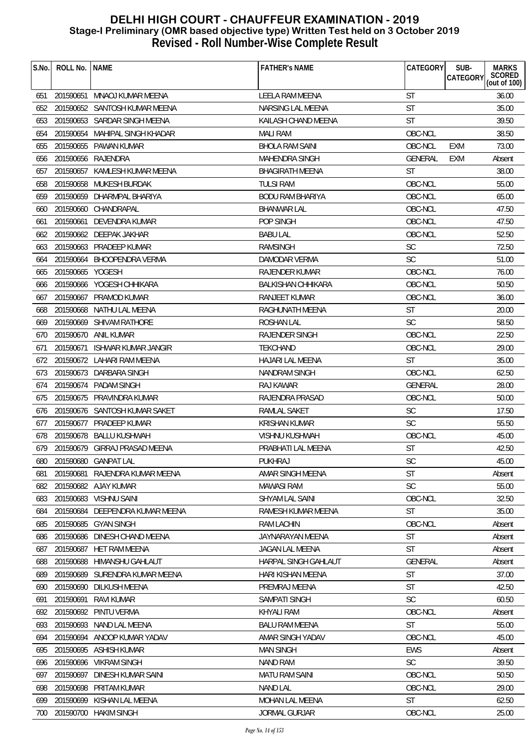# DELHI HIGH COURT - CHAUFFEUR EXAMINATION - 2019

## Stage-I Preliminary (OMR based objective type) Written Test held on 3 October 2019

## Revised - Roll Number-Wise Complete Result

| S.No. | ROLL No. | NAME | FATHER's NAME | CATEGORY | SUB-CATEGORY | MARKS SCORED (out of 100) |
|---|---|---|---|---|---|---|
| 651 | 201590651 | MNAOJ KUMAR MEENA | LEELA RAM MEENA | ST | | 36.00 |
| 652 | 201590652 | SANTOSH KUMAR MEENA | NARSING LAL MEENA | ST | | 35.00 |
| 653 | 201590653 | SARDAR SINGH MEENA | KAILASH CHAND MEENA | ST | | 39.50 |
| 654 | 201590654 | MAHIPAL SINGH KHADAR | MALI RAM | OBC-NCL | | 38.50 |
| 655 | 201590655 | PAWAN KUMAR | BHOLA RAM SAINI | OBC-NCL | EXM | 73.00 |
| 656 | 201590656 | RAJENDRA | MAHENDRA SINGH | GENERAL | EXM | Absent |
| 657 | 201590657 | KAMLESH KUMAR MEENA | BHAGIRATH MEENA | ST | | 38.00 |
| 658 | 201590658 | MUKESH BURDAK | TULSI RAM | OBC-NCL | | 55.00 |
| 659 | 201590659 | DHARMPAL BHARIYA | BODU RAM BHARIYA | OBC-NCL | | 65.00 |
| 660 | 201590660 | CHANDRAPAL | BHANWAR LAL | OBC-NCL | | 47.50 |
| 661 | 201590661 | DEVENDRA KUMAR | POP SINGH | OBC-NCL | | 47.50 |
| 662 | 201590662 | DEEPAK JAKHAR | BABU LAL | OBC-NCL | | 52.50 |
| 663 | 201590663 | PRADEEP KUMAR | RAMSINGH | SC | | 72.50 |
| 664 | 201590664 | BHOOPENDRA VERMA | DAMODAR VERMA | SC | | 51.00 |
| 665 | 201590665 | YOGESH | RAJENDER KUMAR | OBC-NCL | | 76.00 |
| 666 | 201590666 | YOGESH CHHIKARA | BALKISHAN CHHIKARA | OBC-NCL | | 50.50 |
| 667 | 201590667 | PRAMOD KUMAR | RANJEET KUMAR | OBC-NCL | | 36.00 |
| 668 | 201590668 | NATHU LAL MEENA | RAGHUNATH MEENA | ST | | 20.00 |
| 669 | 201590669 | SHIVAM RATHORE | ROSHAN LAL | SC | | 58.50 |
| 670 | 201590670 | ANIL KUMAR | RAJENDER SINGH | OBC-NCL | | 22.50 |
| 671 | 201590671 | ISHWAR KUMAR JANGIR | TEKCHAND | OBC-NCL | | 29.00 |
| 672 | 201590672 | LAHARI RAM MEENA | HAJARI LAL MEENA | ST | | 35.00 |
| 673 | 201590673 | DARBARA SINGH | NANDRAM SINGH | OBC-NCL | | 62.50 |
| 674 | 201590674 | PADAM SINGH | RAJ KAWAR | GENERAL | | 28.00 |
| 675 | 201590675 | PRAVINDRA KUMAR | RAJENDRA PRASAD | OBC-NCL | | 50.00 |
| 676 | 201590676 | SANTOSH KUMAR SAKET | RAMLAL SAKET | SC | | 17.50 |
| 677 | 201590677 | PRADEEP KUMAR | KRISHAN KUMAR | SC | | 55.50 |
| 678 | 201590678 | BALLU KUSHWAH | VISHNU KUSHWAH | OBC-NCL | | 45.00 |
| 679 | 201590679 | GIRRAJ PRASAD MEENA | PRABHATI LAL MEENA | ST | | 42.50 |
| 680 | 201590680 | GANPAT LAL | PUKHRAJ | SC | | 45.00 |
| 681 | 201590681 | RAJENDRA KUMAR MEENA | AMAR SINGH MEENA | ST | | Absent |
| 682 | 201590682 | AJAY KUMAR | MAWASI RAM | SC | | 55.00 |
| 683 | 201590683 | VISHNU SAINI | SHYAM LAL SAINI | OBC-NCL | | 32.50 |
| 684 | 201590684 | DEEPENDRA KUMAR MEENA | RAMESH KUMAR MEENA | ST | | 35.00 |
| 685 | 201590685 | GYAN SINGH | RAM LACHIN | OBC-NCL | | Absent |
| 686 | 201590686 | DINESH CHAND MEENA | JAYNARAYAN MEENA | ST | | Absent |
| 687 | 201590687 | HET RAM MEENA | JAGAN LAL MEENA | ST | | Absent |
| 688 | 201590688 | HIMANSHU GAHLAUT | HARPAL SINGH GAHLAUT | GENERAL | | Absent |
| 689 | 201590689 | SURENDRA KUMAR MEENA | HARI KISHAN MEENA | ST | | 37.00 |
| 690 | 201590690 | DILKUSH MEENA | PREMRAJ MEENA | ST | | 42.50 |
| 691 | 201590691 | RAVI KUMAR | SAMPATI SINGH | SC | | 60.50 |
| 692 | 201590692 | PINTU VERMA | KHYALI RAM | OBC-NCL | | Absent |
| 693 | 201590693 | NAND LAL MEENA | BALU RAM MEENA | ST | | 55.00 |
| 694 | 201590694 | ANOOP KUMAR YADAV | AMAR SINGH YADAV | OBC-NCL | | 45.00 |
| 695 | 201590695 | ASHISH KUMAR | MAN SINGH | EWS | | Absent |
| 696 | 201590696 | VIKRAM SINGH | NAND RAM | SC | | 39.50 |
| 697 | 201590697 | DINESH KUMAR SAINI | MATU RAM SAINI | OBC-NCL | | 50.50 |
| 698 | 201590698 | PRITAM KUMAR | NAND LAL | OBC-NCL | | 29.00 |
| 699 | 201590699 | KISHAN LAL MEENA | MOHAN LAL MEENA | ST | | 62.50 |
| 700 | 201590700 | HAKIM SINGH | JORMAL GURJAR | OBC-NCL | | 25.00 |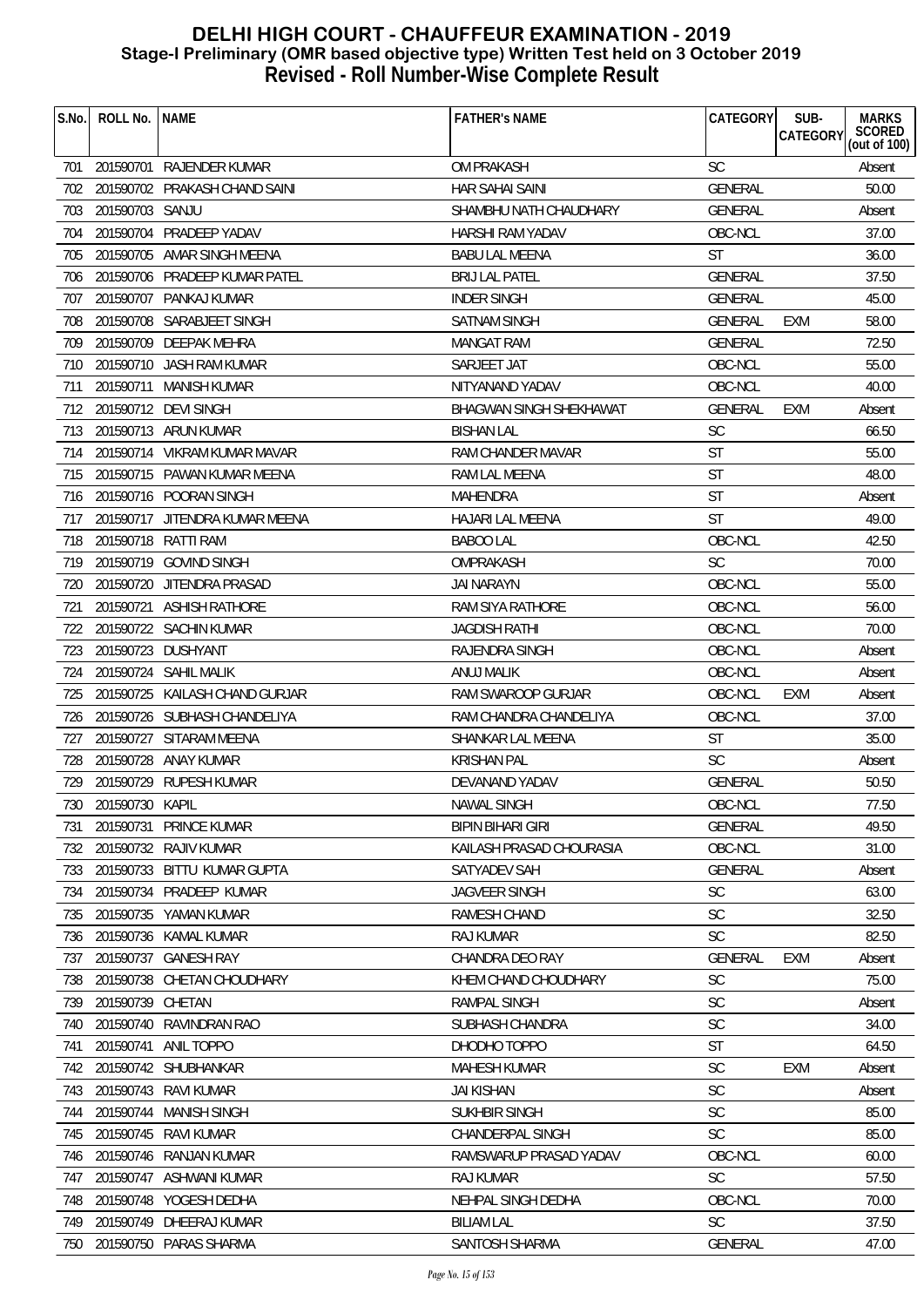# DELHI HIGH COURT - CHAUFFEUR EXAMINATION - 2019
## Stage-I Preliminary (OMR based objective type) Written Test held on 3 October 2019
## Revised - Roll Number-Wise Complete Result

| S.No. | ROLL No. | NAME | FATHER's NAME | CATEGORY | SUB-CATEGORY | MARKS SCORED (out of 100) |
|---|---|---|---|---|---|---|
| 701 | 201590701 | RAJENDER KUMAR | OM PRAKASH | SC | | Absent |
| 702 | 201590702 | PRAKASH CHAND SAINI | HAR SAHAI SAINI | GENERAL | | 50.00 |
| 703 | 201590703 | SANJU | SHAMBHU NATH CHAUDHARY | GENERAL | | Absent |
| 704 | 201590704 | PRADEEP YADAV | HARSHI RAM YADAV | OBC-NCL | | 37.00 |
| 705 | 201590705 | AMAR SINGH MEENA | BABU LAL MEENA | ST | | 36.00 |
| 706 | 201590706 | PRADEEP KUMAR PATEL | BRIJ LAL PATEL | GENERAL | | 37.50 |
| 707 | 201590707 | PANKAJ KUMAR | INDER SINGH | GENERAL | | 45.00 |
| 708 | 201590708 | SARABJEET SINGH | SATNAM SINGH | GENERAL | EXM | 58.00 |
| 709 | 201590709 | DEEPAK MEHRA | MANGAT RAM | GENERAL | | 72.50 |
| 710 | 201590710 | JASH RAM KUMAR | SARJEET JAT | OBC-NCL | | 55.00 |
| 711 | 201590711 | MANISH KUMAR | NITYANAND YADAV | OBC-NCL | | 40.00 |
| 712 | 201590712 | DEVI SINGH | BHAGWAN SINGH SHEKHAWAT | GENERAL | EXM | Absent |
| 713 | 201590713 | ARUN KUMAR | BISHAN LAL | SC | | 66.50 |
| 714 | 201590714 | VIKRAM KUMAR MAVAR | RAM CHANDER MAVAR | ST | | 55.00 |
| 715 | 201590715 | PAWAN KUMAR MEENA | RAM LAL MEENA | ST | | 48.00 |
| 716 | 201590716 | POORAN SINGH | MAHENDRA | ST | | Absent |
| 717 | 201590717 | JITENDRA KUMAR MEENA | HAJARI LAL MEENA | ST | | 49.00 |
| 718 | 201590718 | RATTI RAM | BABOO LAL | OBC-NCL | | 42.50 |
| 719 | 201590719 | GOVIND SINGH | OMPRAKASH | SC | | 70.00 |
| 720 | 201590720 | JITENDRA PRASAD | JAI NARAYN | OBC-NCL | | 55.00 |
| 721 | 201590721 | ASHISH RATHORE | RAM SIYA RATHORE | OBC-NCL | | 56.00 |
| 722 | 201590722 | SACHIN KUMAR | JAGDISH RATHI | OBC-NCL | | 70.00 |
| 723 | 201590723 | DUSHYANT | RAJENDRA SINGH | OBC-NCL | | Absent |
| 724 | 201590724 | SAHIL MALIK | ANUJ MALIK | OBC-NCL | | Absent |
| 725 | 201590725 | KAILASH CHAND GURJAR | RAM SWAROOP GURJAR | OBC-NCL | EXM | Absent |
| 726 | 201590726 | SUBHASH CHANDELIYA | RAM CHANDRA CHANDELIYA | OBC-NCL | | 37.00 |
| 727 | 201590727 | SITARAM MEENA | SHANKAR LAL MEENA | ST | | 35.00 |
| 728 | 201590728 | ANAY KUMAR | KRISHAN PAL | SC | | Absent |
| 729 | 201590729 | RUPESH KUMAR | DEVANAND YADAV | GENERAL | | 50.50 |
| 730 | 201590730 | KAPIL | NAWAL SINGH | OBC-NCL | | 77.50 |
| 731 | 201590731 | PRINCE KUMAR | BIPIN BIHARI GIRI | GENERAL | | 49.50 |
| 732 | 201590732 | RAJIV KUMAR | KAILASH PRASAD CHOURASIA | OBC-NCL | | 31.00 |
| 733 | 201590733 | BITTU KUMAR GUPTA | SATYADEV SAH | GENERAL | | Absent |
| 734 | 201590734 | PRADEEP KUMAR | JAGVEER SINGH | SC | | 63.00 |
| 735 | 201590735 | YAMAN KUMAR | RAMESH CHAND | SC | | 32.50 |
| 736 | 201590736 | KAMAL KUMAR | RAJ KUMAR | SC | | 82.50 |
| 737 | 201590737 | GANESH RAY | CHANDRA DEO RAY | GENERAL | EXM | Absent |
| 738 | 201590738 | CHETAN CHOUDHARY | KHEM CHAND CHOUDHARY | SC | | 75.00 |
| 739 | 201590739 | CHETAN | RAMPAL SINGH | SC | | Absent |
| 740 | 201590740 | RAVINDRAN RAO | SUBHASH CHANDRA | SC | | 34.00 |
| 741 | 201590741 | ANIL TOPPO | DHODHO TOPPO | ST | | 64.50 |
| 742 | 201590742 | SHUBHANKAR | MAHESH KUMAR | SC | EXM | Absent |
| 743 | 201590743 | RAVI KUMAR | JAI KISHAN | SC | | Absent |
| 744 | 201590744 | MANISH SINGH | SUKHBIR SINGH | SC | | 85.00 |
| 745 | 201590745 | RAVI KUMAR | CHANDERPAL SINGH | SC | | 85.00 |
| 746 | 201590746 | RANJAN KUMAR | RAMSWARUP PRASAD YADAV | OBC-NCL | | 60.00 |
| 747 | 201590747 | ASHWANI KUMAR | RAJ KUMAR | SC | | 57.50 |
| 748 | 201590748 | YOGESH DEDHA | NEHPAL SINGH DEDHA | OBC-NCL | | 70.00 |
| 749 | 201590749 | DHEERAJ KUMAR | BILIAM LAL | SC | | 37.50 |
| 750 | 201590750 | PARAS SHARMA | SANTOSH SHARMA | GENERAL | | 47.00 |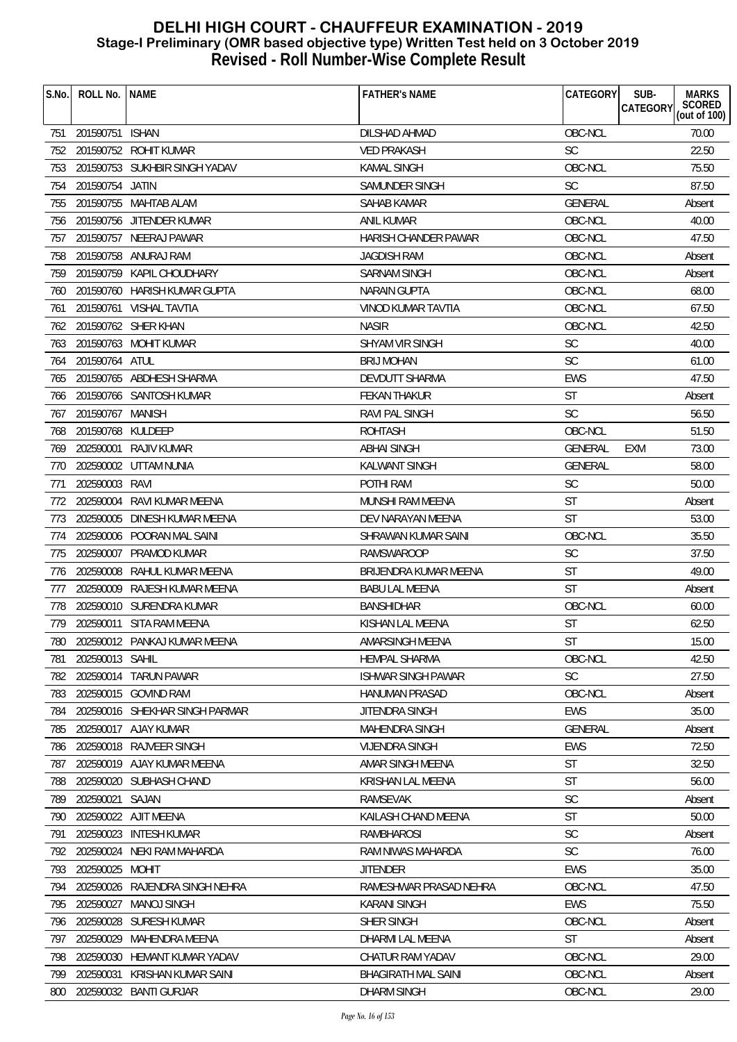# DELHI HIGH COURT - CHAUFFEUR EXAMINATION - 2019
## Stage-I Preliminary (OMR based objective type) Written Test held on 3 October 2019
## Revised - Roll Number-Wise Complete Result

| S.No. | ROLL No. | NAME | FATHER's NAME | CATEGORY | SUB-CATEGORY | MARKS SCORED (out of 100) |
|---|---|---|---|---|---|---|
| 751 | 201590751 | ISHAN | DILSHAD AHMAD | OBC-NCL | | 70.00 |
| 752 | 201590752 | ROHIT KUMAR | VED PRAKASH | SC | | 22.50 |
| 753 | 201590753 | SUKHBIR SINGH YADAV | KAMAL SINGH | OBC-NCL | | 75.50 |
| 754 | 201590754 | JATIN | SAMUNDER SINGH | SC | | 87.50 |
| 755 | 201590755 | MAHTAB ALAM | SAHAB KAMAR | GENERAL | | Absent |
| 756 | 201590756 | JITENDER KUMAR | ANIL KUMAR | OBC-NCL | | 40.00 |
| 757 | 201590757 | NEERAJ PAWAR | HARISH CHANDER PAWAR | OBC-NCL | | 47.50 |
| 758 | 201590758 | ANURAJ RAM | JAGDISH RAM | OBC-NCL | | Absent |
| 759 | 201590759 | KAPIL CHOUDHARY | SARNAM SINGH | OBC-NCL | | Absent |
| 760 | 201590760 | HARISH KUMAR GUPTA | NARAIN GUPTA | OBC-NCL | | 68.00 |
| 761 | 201590761 | VISHAL TAVTIA | VINOD KUMAR TAVTIA | OBC-NCL | | 67.50 |
| 762 | 201590762 | SHER KHAN | NASIR | OBC-NCL | | 42.50 |
| 763 | 201590763 | MOHIT KUMAR | SHYAM VIR SINGH | SC | | 40.00 |
| 764 | 201590764 | ATUL | BRIJ MOHAN | SC | | 61.00 |
| 765 | 201590765 | ABDHESH SHARMA | DEVDUTT SHARMA | EWS | | 47.50 |
| 766 | 201590766 | SANTOSH KUMAR | FEKAN THAKUR | ST | | Absent |
| 767 | 201590767 | MANISH | RAVI PAL SINGH | SC | | 56.50 |
| 768 | 201590768 | KULDEEP | ROHTASH | OBC-NCL | | 51.50 |
| 769 | 202590001 | RAJIV KUMAR | ABHAI SINGH | GENERAL | EXM | 73.00 |
| 770 | 202590002 | UTTAM NUNIA | KALWANT SINGH | GENERAL | | 58.00 |
| 771 | 202590003 | RAVI | POTHI RAM | SC | | 50.00 |
| 772 | 202590004 | RAVI KUMAR MEENA | MUNSHI RAM MEENA | ST | | Absent |
| 773 | 202590005 | DINESH KUMAR MEENA | DEV NARAYAN MEENA | ST | | 53.00 |
| 774 | 202590006 | POORAN MAL SAINI | SHRAWAN KUMAR SAINI | OBC-NCL | | 35.50 |
| 775 | 202590007 | PRAMOD KUMAR | RAMSWAROOP | SC | | 37.50 |
| 776 | 202590008 | RAHUL KUMAR MEENA | BRIJENDRA KUMAR MEENA | ST | | 49.00 |
| 777 | 202590009 | RAJESH KUMAR MEENA | BABU LAL MEENA | ST | | Absent |
| 778 | 202590010 | SURENDRA KUMAR | BANSHIDHAR | OBC-NCL | | 60.00 |
| 779 | 202590011 | SITA RAM MEENA | KISHAN LAL MEENA | ST | | 62.50 |
| 780 | 202590012 | PANKAJ KUMAR MEENA | AMARSINGH MEENA | ST | | 15.00 |
| 781 | 202590013 | SAHIL | HEMPAL SHARMA | OBC-NCL | | 42.50 |
| 782 | 202590014 | TARUN PAWAR | ISHWAR SINGH PAWAR | SC | | 27.50 |
| 783 | 202590015 | GOVIND RAM | HANUMAN PRASAD | OBC-NCL | | Absent |
| 784 | 202590016 | SHEKHAR SINGH PARMAR | JITENDRA SINGH | EWS | | 35.00 |
| 785 | 202590017 | AJAY KUMAR | MAHENDRA SINGH | GENERAL | | Absent |
| 786 | 202590018 | RAJVEER SINGH | VIJENDRA SINGH | EWS | | 72.50 |
| 787 | 202590019 | AJAY KUMAR MEENA | AMAR SINGH MEENA | ST | | 32.50 |
| 788 | 202590020 | SUBHASH CHAND | KRISHAN LAL MEENA | ST | | 56.00 |
| 789 | 202590021 | SAJAN | RAMSEVAK | SC | | Absent |
| 790 | 202590022 | AJIT MEENA | KAILASH CHAND MEENA | ST | | 50.00 |
| 791 | 202590023 | INTESH KUMAR | RAMBHAROSI | SC | | Absent |
| 792 | 202590024 | NEKI RAM MAHARDA | RAM NIWAS MAHARDA | SC | | 76.00 |
| 793 | 202590025 | MOHIT | JITENDER | EWS | | 35.00 |
| 794 | 202590026 | RAJENDRA SINGH NEHRA | RAMESHWAR PRASAD NEHRA | OBC-NCL | | 47.50 |
| 795 | 202590027 | MANOJ SINGH | KARANI SINGH | EWS | | 75.50 |
| 796 | 202590028 | SURESH KUMAR | SHER SINGH | OBC-NCL | | Absent |
| 797 | 202590029 | MAHENDRA MEENA | DHARMI LAL MEENA | ST | | Absent |
| 798 | 202590030 | HEMANT KUMAR YADAV | CHATUR RAM YADAV | OBC-NCL | | 29.00 |
| 799 | 202590031 | KRISHAN KUMAR SAINI | BHAGIRATH MAL SAINI | OBC-NCL | | Absent |
| 800 | 202590032 | BANTI GURJAR | DHARM SINGH | OBC-NCL | | 29.00 |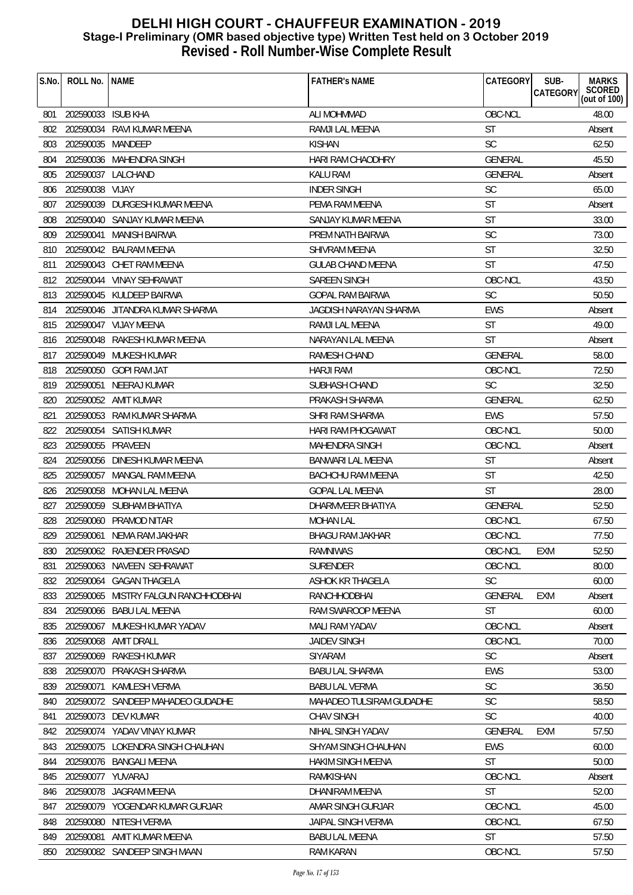# DELHI HIGH COURT - CHAUFFEUR EXAMINATION - 2019
## Stage-I Preliminary (OMR based objective type) Written Test held on 3 October 2019
## Revised - Roll Number-Wise Complete Result

| S.No. | ROLL No. | NAME | FATHER's NAME | CATEGORY | SUB-CATEGORY | MARKS SCORED (out of 100) |
|---|---|---|---|---|---|---|
| 801 | 202590033 | ISUB KHA | ALI MOHMMAD | OBC-NCL | | 48.00 |
| 802 | 202590034 | RAVI KUMAR MEENA | RAMJI LAL MEENA | ST | | Absent |
| 803 | 202590035 | MANDEEP | KISHAN | SC | | 62.50 |
| 804 | 202590036 | MAHENDRA SINGH | HARI RAM CHAODHRY | GENERAL | | 45.50 |
| 805 | 202590037 | LALCHAND | KALU RAM | GENERAL | | Absent |
| 806 | 202590038 | VIJAY | INDER SINGH | SC | | 65.00 |
| 807 | 202590039 | DURGESH KUMAR MEENA | PEMA RAM MEENA | ST | | Absent |
| 808 | 202590040 | SANJAY KUMAR MEENA | SANJAY KUMAR MEENA | ST | | 33.00 |
| 809 | 202590041 | MANISH BAIRWA | PREM NATH BAIRWA | SC | | 73.00 |
| 810 | 202590042 | BALRAM MEENA | SHIVRAM MEENA | ST | | 32.50 |
| 811 | 202590043 | CHET RAM MEENA | GULAB CHAND MEENA | ST | | 47.50 |
| 812 | 202590044 | VINAY SEHRAWAT | SAREEN SINGH | OBC-NCL | | 43.50 |
| 813 | 202590045 | KULDEEP BAIRWA | GOPAL RAM BAIRWA | SC | | 50.50 |
| 814 | 202590046 | JITANDRA KUMAR SHARMA | JAGDISH NARAYAN SHARMA | EWS | | Absent |
| 815 | 202590047 | VIJAY MEENA | RAMJI LAL MEENA | ST | | 49.00 |
| 816 | 202590048 | RAKESH KUMAR MEENA | NARAYAN LAL MEENA | ST | | Absent |
| 817 | 202590049 | MUKESH KUMAR | RAMESH CHAND | GENERAL | | 58.00 |
| 818 | 202590050 | GOPI RAM JAT | HARJI RAM | OBC-NCL | | 72.50 |
| 819 | 202590051 | NEERAJ KUMAR | SUBHASH CHAND | SC | | 32.50 |
| 820 | 202590052 | AMIT KUMAR | PRAKASH SHARMA | GENERAL | | 62.50 |
| 821 | 202590053 | RAM KUMAR SHARMA | SHRI RAM SHARMA | EWS | | 57.50 |
| 822 | 202590054 | SATISH KUMAR | HARI RAM PHOGAWAT | OBC-NCL | | 50.00 |
| 823 | 202590055 | PRAVEEN | MAHENDRA SINGH | OBC-NCL | | Absent |
| 824 | 202590056 | DINESH KUMAR MEENA | BANWARI LAL MEENA | ST | | Absent |
| 825 | 202590057 | MANGAL RAM MEENA | BACHCHU RAM MEENA | ST | | 42.50 |
| 826 | 202590058 | MOHAN LAL MEENA | GOPAL LAL MEENA | ST | | 28.00 |
| 827 | 202590059 | SUBHAM BHATIYA | DHARMVEER BHATIYA | GENERAL | | 52.50 |
| 828 | 202590060 | PRAMOD NITAR | MOHAN LAL | OBC-NCL | | 67.50 |
| 829 | 202590061 | NEMA RAM JAKHAR | BHAGU RAM JAKHAR | OBC-NCL | | 77.50 |
| 830 | 202590062 | RAJENDER PRASAD | RAMNIWAS | OBC-NCL | EXM | 52.50 |
| 831 | 202590063 | NAVEEN SEHRAWAT | SURENDER | OBC-NCL | | 80.00 |
| 832 | 202590064 | GAGAN THAGELA | ASHOK KR THAGELA | SC | | 60.00 |
| 833 | 202590065 | MISTRY FALGUN RANCHHODBHAI | RANCHHODBHAI | GENERAL | EXM | Absent |
| 834 | 202590066 | BABU LAL MEENA | RAM SWAROOP MEENA | ST | | 60.00 |
| 835 | 202590067 | MUKESH KUMAR YADAV | MALI RAM YADAV | OBC-NCL | | Absent |
| 836 | 202590068 | AMIT DRALL | JAIDEV SINGH | OBC-NCL | | 70.00 |
| 837 | 202590069 | RAKESH KUMAR | SIYARAM | SC | | Absent |
| 838 | 202590070 | PRAKASH SHARMA | BABU LAL SHARMA | EWS | | 53.00 |
| 839 | 202590071 | KAMLESH VERMA | BABU LAL VERMA | SC | | 36.50 |
| 840 | 202590072 | SANDEEP MAHADEO GUDADHE | MAHADEO TULSIRAM GUDADHE | SC | | 58.50 |
| 841 | 202590073 | DEV KUMAR | CHAV SINGH | SC | | 40.00 |
| 842 | 202590074 | YADAV VINAY KUMAR | NIHAL SINGH YADAV | GENERAL | EXM | 57.50 |
| 843 | 202590075 | LOKENDRA SINGH CHAUHAN | SHYAM SINGH CHAUHAN | EWS | | 60.00 |
| 844 | 202590076 | BANGALI MEENA | HAKIM SINGH MEENA | ST | | 50.00 |
| 845 | 202590077 | YUVARAJ | RAMKISHAN | OBC-NCL | | Absent |
| 846 | 202590078 | JAGRAM MEENA | DHANIRAM MEENA | ST | | 52.00 |
| 847 | 202590079 | YOGENDAR KUMAR GURJAR | AMAR SINGH GURJAR | OBC-NCL | | 45.00 |
| 848 | 202590080 | NITESH VERMA | JAIPAL SINGH VERMA | OBC-NCL | | 67.50 |
| 849 | 202590081 | AMIT KUMAR MEENA | BABU LAL MEENA | ST | | 57.50 |
| 850 | 202590082 | SANDEEP SINGH MAAN | RAM KARAN | OBC-NCL | | 57.50 |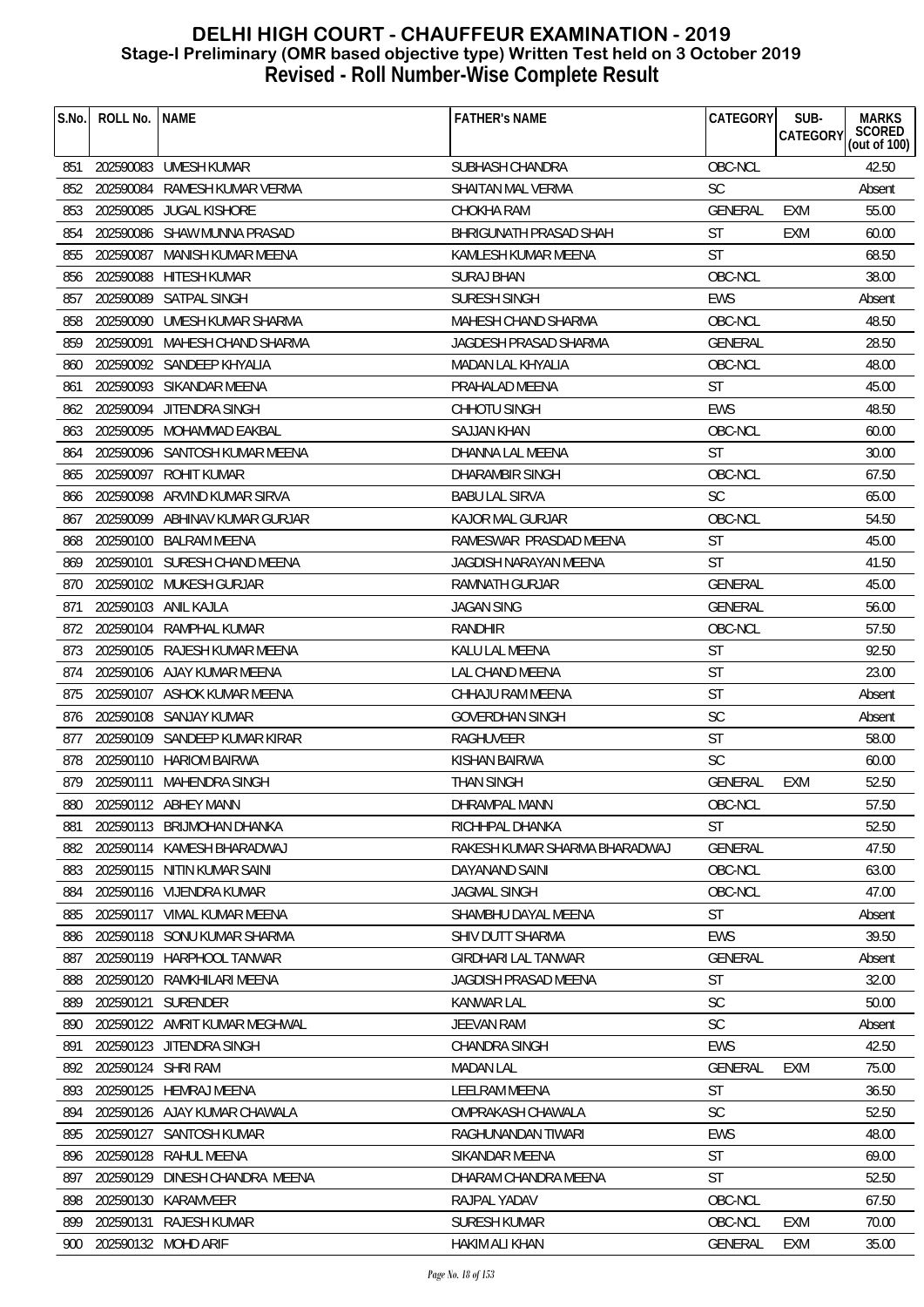# DELHI HIGH COURT - CHAUFFEUR EXAMINATION - 2019
## Stage-I Preliminary (OMR based objective type) Written Test held on 3 October 2019
## Revised - Roll Number-Wise Complete Result

| S.No. | ROLL No. | NAME | FATHER's NAME | CATEGORY | SUB-CATEGORY | MARKS SCORED (out of 100) |
|---|---|---|---|---|---|---|
| 851 | 202590083 | UMESH KUMAR | SUBHASH CHANDRA | OBC-NCL | | 42.50 |
| 852 | 202590084 | RAMESH KUMAR VERMA | SHAITAN MAL VERMA | SC | | Absent |
| 853 | 202590085 | JUGAL KISHORE | CHOKHA RAM | GENERAL | EXM | 55.00 |
| 854 | 202590086 | SHAW MUNNA PRASAD | BHRIGUNATH PRASAD SHAH | ST | EXM | 60.00 |
| 855 | 202590087 | MANISH KUMAR MEENA | KAMLESH KUMAR MEENA | ST | | 68.50 |
| 856 | 202590088 | HITESH KUMAR | SURAJ BHAN | OBC-NCL | | 38.00 |
| 857 | 202590089 | SATPAL SINGH | SURESH SINGH | EWS | | Absent |
| 858 | 202590090 | UMESH KUMAR SHARMA | MAHESH CHAND SHARMA | OBC-NCL | | 48.50 |
| 859 | 202590091 | MAHESH CHAND SHARMA | JAGDESH PRASAD SHARMA | GENERAL | | 28.50 |
| 860 | 202590092 | SANDEEP KHYALIA | MADAN LAL KHYALIA | OBC-NCL | | 48.00 |
| 861 | 202590093 | SIKANDAR MEENA | PRAHALAD MEENA | ST | | 45.00 |
| 862 | 202590094 | JITENDRA SINGH | CHHOTU SINGH | EWS | | 48.50 |
| 863 | 202590095 | MOHAMMAD EAKBAL | SAJJAN KHAN | OBC-NCL | | 60.00 |
| 864 | 202590096 | SANTOSH KUMAR MEENA | DHANNA LAL MEENA | ST | | 30.00 |
| 865 | 202590097 | ROHIT KUMAR | DHARAMBIR SINGH | OBC-NCL | | 67.50 |
| 866 | 202590098 | ARVIND KUMAR SIRVA | BABU LAL SIRVA | SC | | 65.00 |
| 867 | 202590099 | ABHINAV KUMAR GURJAR | KAJOR MAL GURJAR | OBC-NCL | | 54.50 |
| 868 | 202590100 | BALRAM MEENA | RAMESWAR PRASDAD MEENA | ST | | 45.00 |
| 869 | 202590101 | SURESH CHAND MEENA | JAGDISH NARAYAN MEENA | ST | | 41.50 |
| 870 | 202590102 | MUKESH GURJAR | RAMNATH GURJAR | GENERAL | | 45.00 |
| 871 | 202590103 | ANIL KAJLA | JAGAN SING | GENERAL | | 56.00 |
| 872 | 202590104 | RAMPHAL KUMAR | RANDHIR | OBC-NCL | | 57.50 |
| 873 | 202590105 | RAJESH KUMAR MEENA | KALU LAL MEENA | ST | | 92.50 |
| 874 | 202590106 | AJAY KUMAR MEENA | LAL CHAND MEENA | ST | | 23.00 |
| 875 | 202590107 | ASHOK KUMAR MEENA | CHHAJU RAM MEENA | ST | | Absent |
| 876 | 202590108 | SANJAY KUMAR | GOVERDHAN SINGH | SC | | Absent |
| 877 | 202590109 | SANDEEP KUMAR KIRAR | RAGHUVEER | ST | | 58.00 |
| 878 | 202590110 | HARIOM BAIRWA | KISHAN BAIRWA | SC | | 60.00 |
| 879 | 202590111 | MAHENDRA SINGH | THAN SINGH | GENERAL | EXM | 52.50 |
| 880 | 202590112 | ABHEY MANN | DHRAMPAL MANN | OBC-NCL | | 57.50 |
| 881 | 202590113 | BRIJMOHAN DHANKA | RICHHPAL DHANKA | ST | | 52.50 |
| 882 | 202590114 | KAMESH BHARADWAJ | RAKESH KUMAR SHARMA BHARADWAJ | GENERAL | | 47.50 |
| 883 | 202590115 | NITIN KUMAR SAINI | DAYANAND SAINI | OBC-NCL | | 63.00 |
| 884 | 202590116 | VIJENDRA KUMAR | JAGMAL SINGH | OBC-NCL | | 47.00 |
| 885 | 202590117 | VIMAL KUMAR MEENA | SHAMBHU DAYAL MEENA | ST | | Absent |
| 886 | 202590118 | SONU KUMAR SHARMA | SHIV DUTT SHARMA | EWS | | 39.50 |
| 887 | 202590119 | HARPHOOL TANWAR | GIRDHARI LAL TANWAR | GENERAL | | Absent |
| 888 | 202590120 | RAMKHILARI MEENA | JAGDISH PRASAD MEENA | ST | | 32.00 |
| 889 | 202590121 | SURENDER | KANWAR LAL | SC | | 50.00 |
| 890 | 202590122 | AMRIT KUMAR MEGHWAL | JEEVAN RAM | SC | | Absent |
| 891 | 202590123 | JITENDRA SINGH | CHANDRA SINGH | EWS | | 42.50 |
| 892 | 202590124 | SHRI RAM | MADAN LAL | GENERAL | EXM | 75.00 |
| 893 | 202590125 | HEMRAJ MEENA | LEELRAM MEENA | ST | | 36.50 |
| 894 | 202590126 | AJAY KUMAR CHAWALA | OMPRAKASH CHAWALA | SC | | 52.50 |
| 895 | 202590127 | SANTOSH KUMAR | RAGHUNANDAN TIWARI | EWS | | 48.00 |
| 896 | 202590128 | RAHUL MEENA | SIKANDAR MEENA | ST | | 69.00 |
| 897 | 202590129 | DINESH CHANDRA MEENA | DHARAM CHANDRA MEENA | ST | | 52.50 |
| 898 | 202590130 | KARAMVEER | RAJPAL YADAV | OBC-NCL | | 67.50 |
| 899 | 202590131 | RAJESH KUMAR | SURESH KUMAR | OBC-NCL | EXM | 70.00 |
| 900 | 202590132 | MOHD ARIF | HAKIM ALI KHAN | GENERAL | EXM | 35.00 |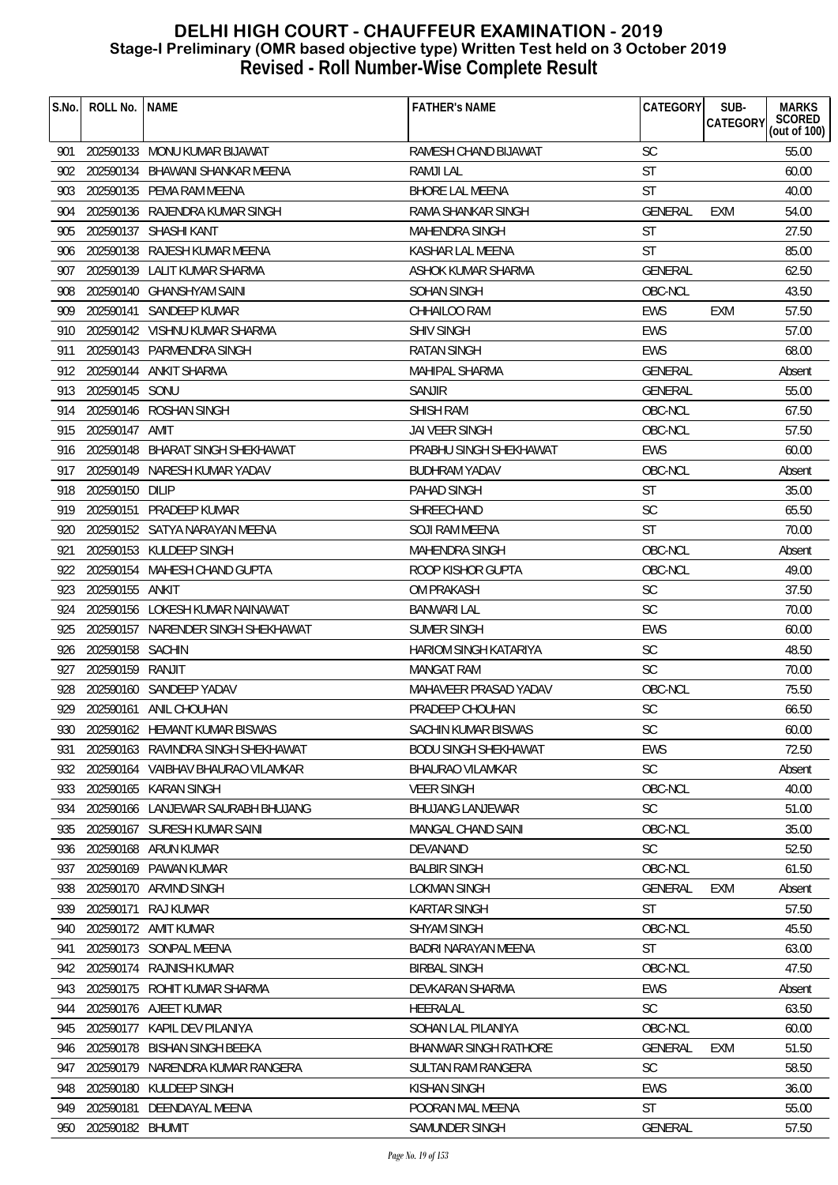# DELHI HIGH COURT - CHAUFFEUR EXAMINATION - 2019
## Stage-I Preliminary (OMR based objective type) Written Test held on 3 October 2019
## Revised - Roll Number-Wise Complete Result

| S.No. | ROLL No. | NAME | FATHER's NAME | CATEGORY | SUB-CATEGORY | MARKS SCORED (out of 100) |
|---|---|---|---|---|---|---|
| 901 | 202590133 | MONU KUMAR BIJAWAT | RAMESH CHAND BIJAWAT | SC | | 55.00 |
| 902 | 202590134 | BHAWANI SHANKAR MEENA | RAMJI LAL | ST | | 60.00 |
| 903 | 202590135 | PEMA RAM MEENA | BHORE LAL MEENA | ST | | 40.00 |
| 904 | 202590136 | RAJENDRA KUMAR SINGH | RAMA SHANKAR SINGH | GENERAL | EXM | 54.00 |
| 905 | 202590137 | SHASHI KANT | MAHENDRA SINGH | ST | | 27.50 |
| 906 | 202590138 | RAJESH KUMAR MEENA | KASHAR LAL MEENA | ST | | 85.00 |
| 907 | 202590139 | LALIT KUMAR SHARMA | ASHOK KUMAR SHARMA | GENERAL | | 62.50 |
| 908 | 202590140 | GHANSHYAM SAINI | SOHAN SINGH | OBC-NCL | | 43.50 |
| 909 | 202590141 | SANDEEP KUMAR | CHHAILOO RAM | EWS | EXM | 57.50 |
| 910 | 202590142 | VISHNU KUMAR SHARMA | SHIV SINGH | EWS | | 57.00 |
| 911 | 202590143 | PARMENDRA SINGH | RATAN SINGH | EWS | | 68.00 |
| 912 | 202590144 | ANKIT SHARMA | MAHIPAL SHARMA | GENERAL | | Absent |
| 913 | 202590145 | SONU | SANJIR | GENERAL | | 55.00 |
| 914 | 202590146 | ROSHAN SINGH | SHISH RAM | OBC-NCL | | 67.50 |
| 915 | 202590147 | AMIT | JAI VEER SINGH | OBC-NCL | | 57.50 |
| 916 | 202590148 | BHARAT SINGH SHEKHAWAT | PRABHU SINGH SHEKHAWAT | EWS | | 60.00 |
| 917 | 202590149 | NARESH KUMAR YADAV | BUDHRAM YADAV | OBC-NCL | | Absent |
| 918 | 202590150 | DILIP | PAHAD SINGH | ST | | 35.00 |
| 919 | 202590151 | PRADEEP KUMAR | SHREECHAND | SC | | 65.50 |
| 920 | 202590152 | SATYA NARAYAN MEENA | SOJI RAM MEENA | ST | | 70.00 |
| 921 | 202590153 | KULDEEP SINGH | MAHENDRA SINGH | OBC-NCL | | Absent |
| 922 | 202590154 | MAHESH CHAND GUPTA | ROOP KISHOR GUPTA | OBC-NCL | | 49.00 |
| 923 | 202590155 | ANKIT | OM PRAKASH | SC | | 37.50 |
| 924 | 202590156 | LOKESH KUMAR NAINAWAT | BANWARI LAL | SC | | 70.00 |
| 925 | 202590157 | NARENDER SINGH SHEKHAWAT | SUMER SINGH | EWS | | 60.00 |
| 926 | 202590158 | SACHIN | HARIOM SINGH KATARIYA | SC | | 48.50 |
| 927 | 202590159 | RANJIT | MANGAT RAM | SC | | 70.00 |
| 928 | 202590160 | SANDEEP YADAV | MAHAVEER PRASAD YADAV | OBC-NCL | | 75.50 |
| 929 | 202590161 | ANIL CHOUHAN | PRADEEP CHOUHAN | SC | | 66.50 |
| 930 | 202590162 | HEMANT KUMAR BISWAS | SACHIN KUMAR BISWAS | SC | | 60.00 |
| 931 | 202590163 | RAVINDRA SINGH SHEKHAWAT | BODU SINGH SHEKHAWAT | EWS | | 72.50 |
| 932 | 202590164 | VAIBHAV BHAURAO VILAMKAR | BHAURAO VILAMKAR | SC | | Absent |
| 933 | 202590165 | KARAN SINGH | VEER SINGH | OBC-NCL | | 40.00 |
| 934 | 202590166 | LANJEWAR SAURABH BHUJANG | BHUJANG LANJEWAR | SC | | 51.00 |
| 935 | 202590167 | SURESH KUMAR SAINI | MANGAL CHAND SAINI | OBC-NCL | | 35.00 |
| 936 | 202590168 | ARUN KUMAR | DEVANAND | SC | | 52.50 |
| 937 | 202590169 | PAWAN KUMAR | BALBIR SINGH | OBC-NCL | | 61.50 |
| 938 | 202590170 | ARVIND SINGH | LOKMAN SINGH | GENERAL | EXM | Absent |
| 939 | 202590171 | RAJ KUMAR | KARTAR SINGH | ST | | 57.50 |
| 940 | 202590172 | AMIT KUMAR | SHYAM SINGH | OBC-NCL | | 45.50 |
| 941 | 202590173 | SONPAL MEENA | BADRI NARAYAN MEENA | ST | | 63.00 |
| 942 | 202590174 | RAJNISH KUMAR | BIRBAL SINGH | OBC-NCL | | 47.50 |
| 943 | 202590175 | ROHIT KUMAR SHARMA | DEVKARAN SHARMA | EWS | | Absent |
| 944 | 202590176 | AJEET KUMAR | HEERALAL | SC | | 63.50 |
| 945 | 202590177 | KAPIL DEV PILANIYA | SOHAN LAL PILANIYA | OBC-NCL | | 60.00 |
| 946 | 202590178 | BISHAN SINGH BEEKA | BHANWAR SINGH RATHORE | GENERAL | EXM | 51.50 |
| 947 | 202590179 | NARENDRA KUMAR RANGERA | SULTAN RAM RANGERA | SC | | 58.50 |
| 948 | 202590180 | KULDEEP SINGH | KISHAN SINGH | EWS | | 36.00 |
| 949 | 202590181 | DEENDAYAL MEENA | POORAN MAL MEENA | ST | | 55.00 |
| 950 | 202590182 | BHUMIT | SAMUNDER SINGH | GENERAL | | 57.50 |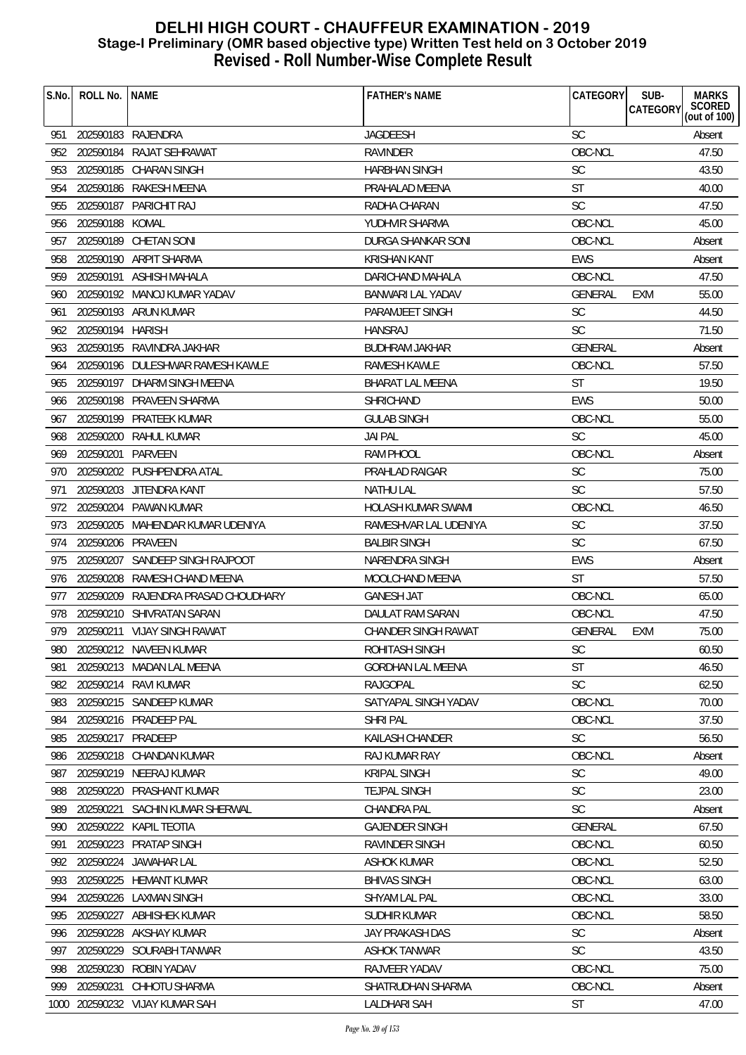# DELHI HIGH COURT - CHAUFFEUR EXAMINATION - 2019
## Stage-I Preliminary (OMR based objective type) Written Test held on 3 October 2019
## Revised - Roll Number-Wise Complete Result

| S.No. | ROLL No. | NAME | FATHER's NAME | CATEGORY | SUB-CATEGORY | MARKS SCORED (out of 100) |
|---|---|---|---|---|---|---|
| 951 | 202590183 | RAJENDRA | JAGDEESH | SC | | Absent |
| 952 | 202590184 | RAJAT SEHRAWAT | RAVINDER | OBC-NCL | | 47.50 |
| 953 | 202590185 | CHARAN SINGH | HARBHAN SINGH | SC | | 43.50 |
| 954 | 202590186 | RAKESH MEENA | PRAHALAD MEENA | ST | | 40.00 |
| 955 | 202590187 | PARICHIT RAJ | RADHA CHARAN | SC | | 47.50 |
| 956 | 202590188 | KOMAL | YUDHVIR SHARMA | OBC-NCL | | 45.00 |
| 957 | 202590189 | CHETAN SONI | DURGA SHANKAR SONI | OBC-NCL | | Absent |
| 958 | 202590190 | ARPIT SHARMA | KRISHAN KANT | EWS | | Absent |
| 959 | 202590191 | ASHISH MAHALA | DARICHAND MAHALA | OBC-NCL | | 47.50 |
| 960 | 202590192 | MANOJ KUMAR YADAV | BANWARI LAL YADAV | GENERAL | EXM | 55.00 |
| 961 | 202590193 | ARUN KUMAR | PARAMJEET SINGH | SC | | 44.50 |
| 962 | 202590194 | HARISH | HANSRAJ | SC | | 71.50 |
| 963 | 202590195 | RAVINDRA JAKHAR | BUDHRAM JAKHAR | GENERAL | | Absent |
| 964 | 202590196 | DULESHWAR RAMESH KAWLE | RAMESH KAWLE | OBC-NCL | | 57.50 |
| 965 | 202590197 | DHARM SINGH MEENA | BHARAT LAL MEENA | ST | | 19.50 |
| 966 | 202590198 | PRAVEEN SHARMA | SHRICHAND | EWS | | 50.00 |
| 967 | 202590199 | PRATEEK KUMAR | GULAB SINGH | OBC-NCL | | 55.00 |
| 968 | 202590200 | RAHUL KUMAR | JAI PAL | SC | | 45.00 |
| 969 | 202590201 | PARVEEN | RAM PHOOL | OBC-NCL | | Absent |
| 970 | 202590202 | PUSHPENDRA ATAL | PRAHLAD RAIGAR | SC | | 75.00 |
| 971 | 202590203 | JITENDRA KANT | NATHU LAL | SC | | 57.50 |
| 972 | 202590204 | PAWAN KUMAR | HOLASH KUMAR SWAMI | OBC-NCL | | 46.50 |
| 973 | 202590205 | MAHENDAR KUMAR UDENIYA | RAMESHVAR LAL UDENIYA | SC | | 37.50 |
| 974 | 202590206 | PRAVEEN | BALBIR SINGH | SC | | 67.50 |
| 975 | 202590207 | SANDEEP SINGH RAJPOOT | NARENDRA SINGH | EWS | | Absent |
| 976 | 202590208 | RAMESH CHAND MEENA | MOOLCHAND MEENA | ST | | 57.50 |
| 977 | 202590209 | RAJENDRA PRASAD CHOUDHARY | GANESH JAT | OBC-NCL | | 65.00 |
| 978 | 202590210 | SHIVRATAN SARAN | DAULAT RAM SARAN | OBC-NCL | | 47.50 |
| 979 | 202590211 | VIJAY SINGH RAWAT | CHANDER SINGH RAWAT | GENERAL | EXM | 75.00 |
| 980 | 202590212 | NAVEEN KUMAR | ROHITASH SINGH | SC | | 60.50 |
| 981 | 202590213 | MADAN LAL MEENA | GORDHAN LAL MEENA | ST | | 46.50 |
| 982 | 202590214 | RAVI KUMAR | RAJGOPAL | SC | | 62.50 |
| 983 | 202590215 | SANDEEP KUMAR | SATYAPAL SINGH YADAV | OBC-NCL | | 70.00 |
| 984 | 202590216 | PRADEEP PAL | SHRI PAL | OBC-NCL | | 37.50 |
| 985 | 202590217 | PRADEEP | KAILASH CHANDER | SC | | 56.50 |
| 986 | 202590218 | CHANDAN KUMAR | RAJ KUMAR RAY | OBC-NCL | | Absent |
| 987 | 202590219 | NEERAJ KUMAR | KRIPAL SINGH | SC | | 49.00 |
| 988 | 202590220 | PRASHANT KUMAR | TEJPAL SINGH | SC | | 23.00 |
| 989 | 202590221 | SACHIN KUMAR SHERWAL | CHANDRA PAL | SC | | Absent |
| 990 | 202590222 | KAPIL TEOTIA | GAJENDER SINGH | GENERAL | | 67.50 |
| 991 | 202590223 | PRATAP SINGH | RAVINDER SINGH | OBC-NCL | | 60.50 |
| 992 | 202590224 | JAWAHAR LAL | ASHOK KUMAR | OBC-NCL | | 52.50 |
| 993 | 202590225 | HEMANT KUMAR | BHIVAS SINGH | OBC-NCL | | 63.00 |
| 994 | 202590226 | LAXMAN SINGH | SHYAM LAL PAL | OBC-NCL | | 33.00 |
| 995 | 202590227 | ABHISHEK KUMAR | SUDHIR KUMAR | OBC-NCL | | 58.50 |
| 996 | 202590228 | AKSHAY KUMAR | JAY PRAKASH DAS | SC | | Absent |
| 997 | 202590229 | SOURABH TANWAR | ASHOK TANWAR | SC | | 43.50 |
| 998 | 202590230 | ROBIN YADAV | RAJVEER YADAV | OBC-NCL | | 75.00 |
| 999 | 202590231 | CHHOTU SHARMA | SHATRUDHAN SHARMA | OBC-NCL | | Absent |
| 1000 | 202590232 | VIJAY KUMAR SAH | LALDHARI SAH | ST | | 47.00 |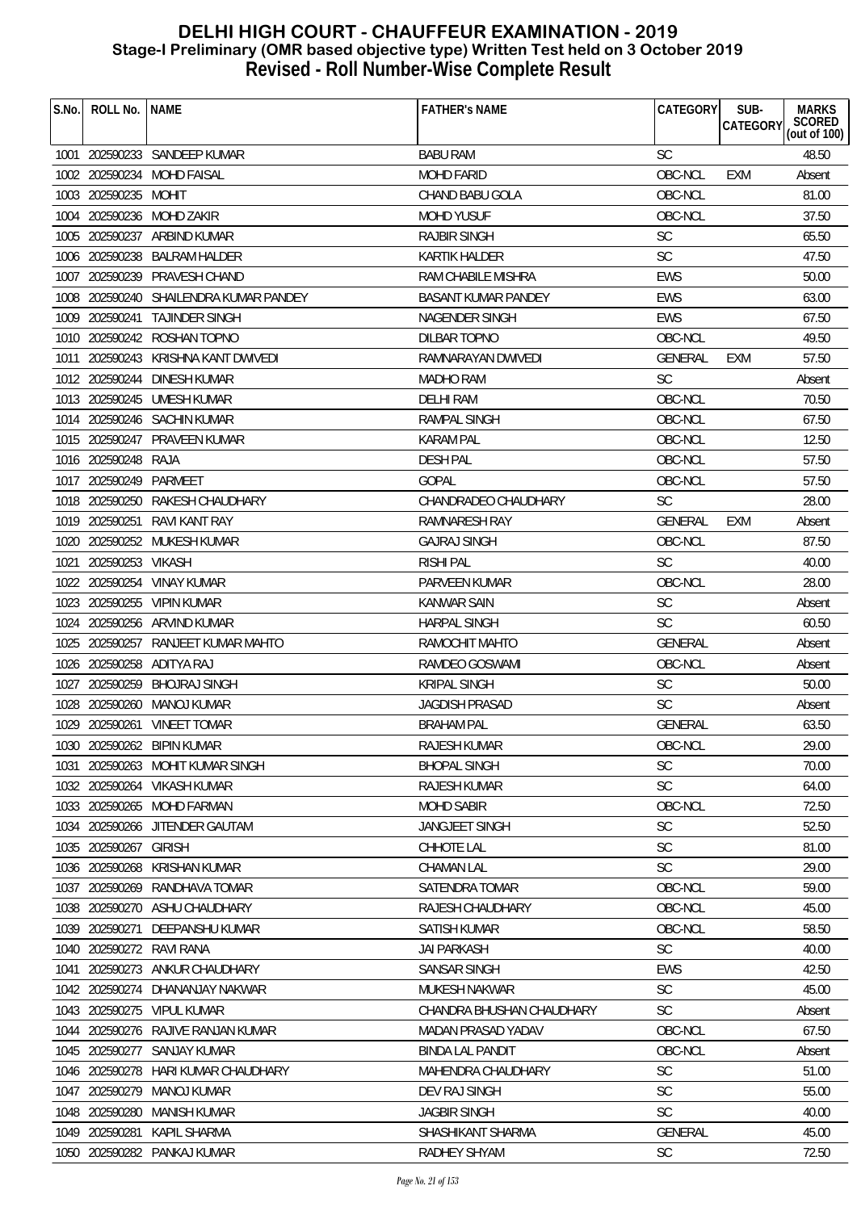# DELHI HIGH COURT - CHAUFFEUR EXAMINATION - 2019
## Stage-I Preliminary (OMR based objective type) Written Test held on 3 October 2019
## Revised - Roll Number-Wise Complete Result

| S.No. | ROLL No. | NAME | FATHER's NAME | CATEGORY | SUB-CATEGORY | MARKS SCORED (out of 100) |
|---|---|---|---|---|---|---|
| 1001 | 202590233 | SANDEEP KUMAR | BABU RAM | SC | | 48.50 |
| 1002 | 202590234 | MOHD FAISAL | MOHD FARID | OBC-NCL | EXM | Absent |
| 1003 | 202590235 | MOHIT | CHAND BABU GOLA | OBC-NCL | | 81.00 |
| 1004 | 202590236 | MOHD ZAKIR | MOHD YUSUF | OBC-NCL | | 37.50 |
| 1005 | 202590237 | ARBIND KUMAR | RAJBIR SINGH | SC | | 65.50 |
| 1006 | 202590238 | BALRAM HALDER | KARTIK HALDER | SC | | 47.50 |
| 1007 | 202590239 | PRAVESH CHAND | RAM CHABILE MISHRA | EWS | | 50.00 |
| 1008 | 202590240 | SHAILENDRA KUMAR PANDEY | BASANT KUMAR PANDEY | EWS | | 63.00 |
| 1009 | 202590241 | TAJINDER SINGH | NAGENDER SINGH | EWS | | 67.50 |
| 1010 | 202590242 | ROSHAN TOPNO | DILBAR TOPNO | OBC-NCL | | 49.50 |
| 1011 | 202590243 | KRISHNA KANT DWIVEDI | RAMNARAYAN DWIVEDI | GENERAL | EXM | 57.50 |
| 1012 | 202590244 | DINESH KUMAR | MADHO RAM | SC | | Absent |
| 1013 | 202590245 | UMESH KUMAR | DELHI RAM | OBC-NCL | | 70.50 |
| 1014 | 202590246 | SACHIN KUMAR | RAMPAL SINGH | OBC-NCL | | 67.50 |
| 1015 | 202590247 | PRAVEEN KUMAR | KARAM PAL | OBC-NCL | | 12.50 |
| 1016 | 202590248 | RAJA | DESH PAL | OBC-NCL | | 57.50 |
| 1017 | 202590249 | PARMEET | GOPAL | OBC-NCL | | 57.50 |
| 1018 | 202590250 | RAKESH CHAUDHARY | CHANDRADEO CHAUDHARY | SC | | 28.00 |
| 1019 | 202590251 | RAVI KANT RAY | RAMNARESH RAY | GENERAL | EXM | Absent |
| 1020 | 202590252 | MUKESH KUMAR | GAJRAJ SINGH | OBC-NCL | | 87.50 |
| 1021 | 202590253 | VIKASH | RISHI PAL | SC | | 40.00 |
| 1022 | 202590254 | VINAY KUMAR | PARVEEN KUMAR | OBC-NCL | | 28.00 |
| 1023 | 202590255 | VIPIN KUMAR | KANWAR SAIN | SC | | Absent |
| 1024 | 202590256 | ARVIND KUMAR | HARPAL SINGH | SC | | 60.50 |
| 1025 | 202590257 | RANJEET KUMAR MAHTO | RAMOCHIT MAHTO | GENERAL | | Absent |
| 1026 | 202590258 | ADITYA RAJ | RAMDEO GOSWAMI | OBC-NCL | | Absent |
| 1027 | 202590259 | BHOJRAJ SINGH | KRIPAL SINGH | SC | | 50.00 |
| 1028 | 202590260 | MANOJ KUMAR | JAGDISH PRASAD | SC | | Absent |
| 1029 | 202590261 | VINEET TOMAR | BRAHAM PAL | GENERAL | | 63.50 |
| 1030 | 202590262 | BIPIN KUMAR | RAJESH KUMAR | OBC-NCL | | 29.00 |
| 1031 | 202590263 | MOHIT KUMAR SINGH | BHOPAL SINGH | SC | | 70.00 |
| 1032 | 202590264 | VIKASH KUMAR | RAJESH KUMAR | SC | | 64.00 |
| 1033 | 202590265 | MOHD FARMAN | MOHD SABIR | OBC-NCL | | 72.50 |
| 1034 | 202590266 | JITENDER GAUTAM | JANGJEET SINGH | SC | | 52.50 |
| 1035 | 202590267 | GIRISH | CHHOTE LAL | SC | | 81.00 |
| 1036 | 202590268 | KRISHAN KUMAR | CHAMAN LAL | SC | | 29.00 |
| 1037 | 202590269 | RANDHAVA TOMAR | SATENDRA TOMAR | OBC-NCL | | 59.00 |
| 1038 | 202590270 | ASHU CHAUDHARY | RAJESH CHAUDHARY | OBC-NCL | | 45.00 |
| 1039 | 202590271 | DEEPANSHU KUMAR | SATISH KUMAR | OBC-NCL | | 58.50 |
| 1040 | 202590272 | RAVI RANA | JAI PARKASH | SC | | 40.00 |
| 1041 | 202590273 | ANKUR CHAUDHARY | SANSAR SINGH | EWS | | 42.50 |
| 1042 | 202590274 | DHANANJAY NAKWAR | MUKESH NAKWAR | SC | | 45.00 |
| 1043 | 202590275 | VIPUL KUMAR | CHANDRA BHUSHAN CHAUDHARY | SC | | Absent |
| 1044 | 202590276 | RAJIVE RANJAN KUMAR | MADAN PRASAD YADAV | OBC-NCL | | 67.50 |
| 1045 | 202590277 | SANJAY KUMAR | BINDA LAL PANDIT | OBC-NCL | | Absent |
| 1046 | 202590278 | HARI KUMAR CHAUDHARY | MAHENDRA CHAUDHARY | SC | | 51.00 |
| 1047 | 202590279 | MANOJ KUMAR | DEV RAJ SINGH | SC | | 55.00 |
| 1048 | 202590280 | MANISH KUMAR | JAGBIR SINGH | SC | | 40.00 |
| 1049 | 202590281 | KAPIL SHARMA | SHASHIKANT SHARMA | GENERAL | | 45.00 |
| 1050 | 202590282 | PANKAJ KUMAR | RADHEY SHYAM | SC | | 72.50 |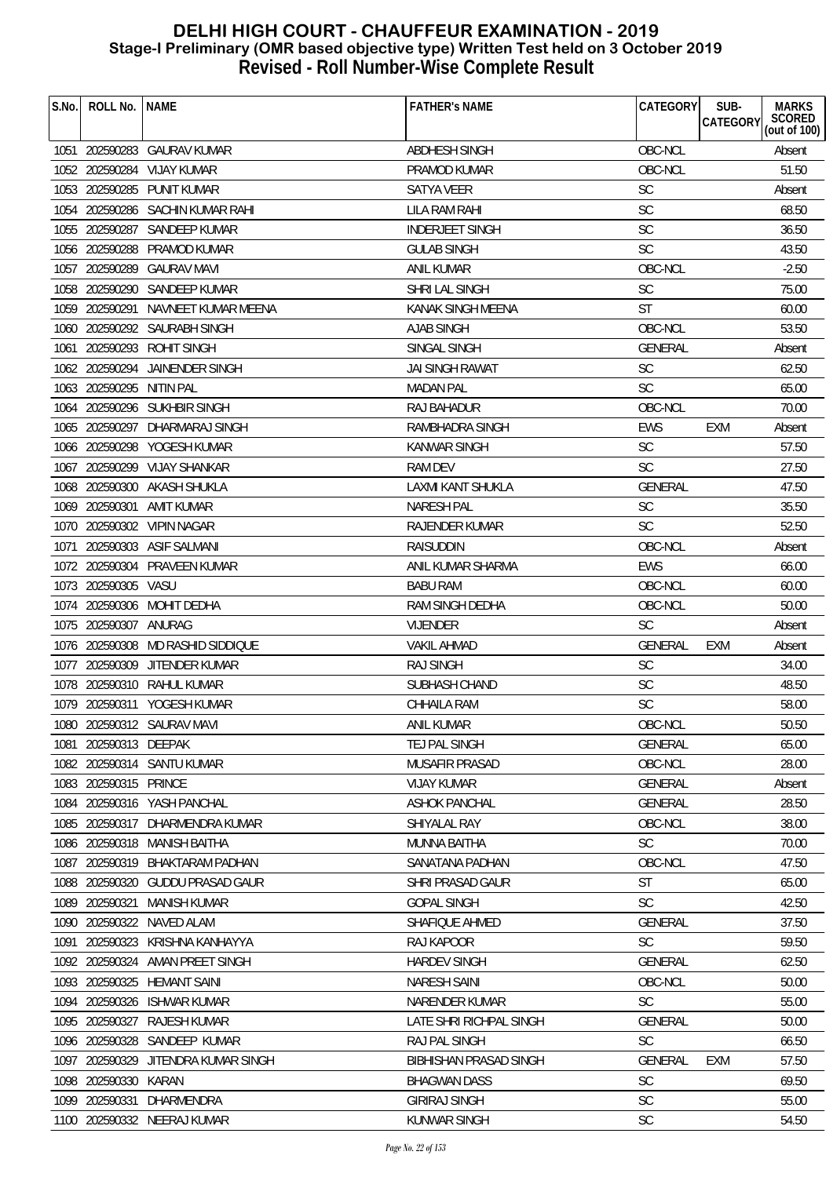# DELHI HIGH COURT - CHAUFFEUR EXAMINATION - 2019
## Stage-I Preliminary (OMR based objective type) Written Test held on 3 October 2019
## Revised - Roll Number-Wise Complete Result

| S.No. | ROLL No. | NAME | FATHER's NAME | CATEGORY | SUB-CATEGORY | MARKS SCORED (out of 100) |
|---|---|---|---|---|---|---|
| 1051 | 202590283 | GAURAV KUMAR | ABDHESH SINGH | OBC-NCL | | Absent |
| 1052 | 202590284 | VIJAY KUMAR | PRAMOD KUMAR | OBC-NCL | | 51.50 |
| 1053 | 202590285 | PUNIT KUMAR | SATYA VEER | SC | | Absent |
| 1054 | 202590286 | SACHIN KUMAR RAHI | LILA RAM RAHI | SC | | 68.50 |
| 1055 | 202590287 | SANDEEP KUMAR | INDERJEET SINGH | SC | | 36.50 |
| 1056 | 202590288 | PRAMOD KUMAR | GULAB SINGH | SC | | 43.50 |
| 1057 | 202590289 | GAURAV MAVI | ANIL KUMAR | OBC-NCL | | -2.50 |
| 1058 | 202590290 | SANDEEP KUMAR | SHRI LAL SINGH | SC | | 75.00 |
| 1059 | 202590291 | NAVNEET KUMAR MEENA | KANAK SINGH MEENA | ST | | 60.00 |
| 1060 | 202590292 | SAURABH SINGH | AJAB SINGH | OBC-NCL | | 53.50 |
| 1061 | 202590293 | ROHIT SINGH | SINGAL SINGH | GENERAL | | Absent |
| 1062 | 202590294 | JAINENDER SINGH | JAI SINGH RAWAT | SC | | 62.50 |
| 1063 | 202590295 | NITIN PAL | MADAN PAL | SC | | 65.00 |
| 1064 | 202590296 | SUKHBIR SINGH | RAJ BAHADUR | OBC-NCL | | 70.00 |
| 1065 | 202590297 | DHARMARAJ SINGH | RAMBHADRA SINGH | EWS | EXM | Absent |
| 1066 | 202590298 | YOGESH KUMAR | KANWAR SINGH | SC | | 57.50 |
| 1067 | 202590299 | VIJAY SHANKAR | RAM DEV | SC | | 27.50 |
| 1068 | 202590300 | AKASH SHUKLA | LAXMI KANT SHUKLA | GENERAL | | 47.50 |
| 1069 | 202590301 | AMIT KUMAR | NARESH PAL | SC | | 35.50 |
| 1070 | 202590302 | VIPIN NAGAR | RAJENDER KUMAR | SC | | 52.50 |
| 1071 | 202590303 | ASIF SALMANI | RAISUDDIN | OBC-NCL | | Absent |
| 1072 | 202590304 | PRAVEEN KUMAR | ANIL KUMAR SHARMA | EWS | | 66.00 |
| 1073 | 202590305 | VASU | BABU RAM | OBC-NCL | | 60.00 |
| 1074 | 202590306 | MOHIT DEDHA | RAM SINGH DEDHA | OBC-NCL | | 50.00 |
| 1075 | 202590307 | ANURAG | VIJENDER | SC | | Absent |
| 1076 | 202590308 | MD RASHID SIDDIQUE | VAKIL AHMAD | GENERAL | EXM | Absent |
| 1077 | 202590309 | JITENDER KUMAR | RAJ SINGH | SC | | 34.00 |
| 1078 | 202590310 | RAHUL KUMAR | SUBHASH CHAND | SC | | 48.50 |
| 1079 | 202590311 | YOGESH KUMAR | CHHAILA RAM | SC | | 58.00 |
| 1080 | 202590312 | SAURAV MAVI | ANIL KUMAR | OBC-NCL | | 50.50 |
| 1081 | 202590313 | DEEPAK | TEJ PAL SINGH | GENERAL | | 65.00 |
| 1082 | 202590314 | SANTU KUMAR | MUSAFIR PRASAD | OBC-NCL | | 28.00 |
| 1083 | 202590315 | PRINCE | VIJAY KUMAR | GENERAL | | Absent |
| 1084 | 202590316 | YASH PANCHAL | ASHOK PANCHAL | GENERAL | | 28.50 |
| 1085 | 202590317 | DHARMENDRA KUMAR | SHIYALAL RAY | OBC-NCL | | 38.00 |
| 1086 | 202590318 | MANISH BAITHA | MUNNA BAITHA | SC | | 70.00 |
| 1087 | 202590319 | BHAKTARAM PADHAN | SANATANA PADHAN | OBC-NCL | | 47.50 |
| 1088 | 202590320 | GUDDU PRASAD GAUR | SHRI PRASAD GAUR | ST | | 65.00 |
| 1089 | 202590321 | MANISH KUMAR | GOPAL SINGH | SC | | 42.50 |
| 1090 | 202590322 | NAVED ALAM | SHAFIQUE AHMED | GENERAL | | 37.50 |
| 1091 | 202590323 | KRISHNA KANHAYYA | RAJ KAPOOR | SC | | 59.50 |
| 1092 | 202590324 | AMAN PREET SINGH | HARDEV SINGH | GENERAL | | 62.50 |
| 1093 | 202590325 | HEMANT SAINI | NARESH SAINI | OBC-NCL | | 50.00 |
| 1094 | 202590326 | ISHWAR KUMAR | NARENDER KUMAR | SC | | 55.00 |
| 1095 | 202590327 | RAJESH KUMAR | LATE SHRI RICHPAL SINGH | GENERAL | | 50.00 |
| 1096 | 202590328 | SANDEEP KUMAR | RAJ PAL SINGH | SC | | 66.50 |
| 1097 | 202590329 | JITENDRA KUMAR SINGH | BIBHISHAN PRASAD SINGH | GENERAL | EXM | 57.50 |
| 1098 | 202590330 | KARAN | BHAGWAN DASS | SC | | 69.50 |
| 1099 | 202590331 | DHARMENDRA | GIRIRAJ SINGH | SC | | 55.00 |
| 1100 | 202590332 | NEERAJ KUMAR | KUNWAR SINGH | SC | | 54.50 |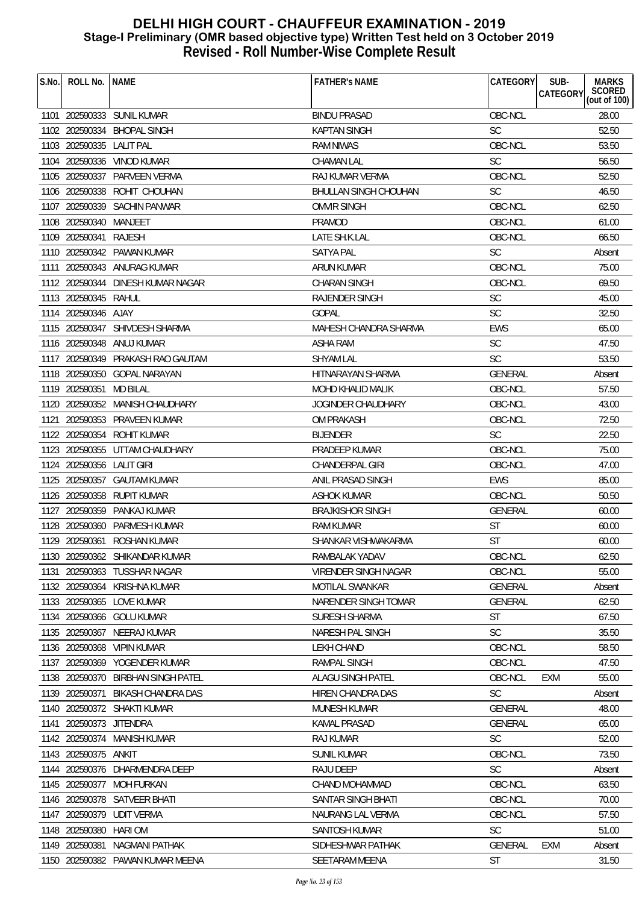# DELHI HIGH COURT - CHAUFFEUR EXAMINATION - 2019
## Stage-I Preliminary (OMR based objective type) Written Test held on 3 October 2019
## Revised - Roll Number-Wise Complete Result

| S.No. | ROLL No. | NAME | FATHER's NAME | CATEGORY | SUB-CATEGORY | MARKS SCORED (out of 100) |
|---|---|---|---|---|---|---|
| 1101 | 202590333 | SUNIL KUMAR | BINDU PRASAD | OBC-NCL | | 28.00 |
| 1102 | 202590334 | BHOPAL SINGH | KAPTAN SINGH | SC | | 52.50 |
| 1103 | 202590335 | LALIT PAL | RAM NIWAS | OBC-NCL | | 53.50 |
| 1104 | 202590336 | VINOD KUMAR | CHAMAN LAL | SC | | 56.50 |
| 1105 | 202590337 | PARVEEN VERMA | RAJ KUMAR VERMA | OBC-NCL | | 52.50 |
| 1106 | 202590338 | ROHIT CHOUHAN | BHULLAN SINGH CHOUHAN | SC | | 46.50 |
| 1107 | 202590339 | SACHIN PANWAR | OMVIR SINGH | OBC-NCL | | 62.50 |
| 1108 | 202590340 | MANJEET | PRAMOD | OBC-NCL | | 61.00 |
| 1109 | 202590341 | RAJESH | LATE SH.K.LAL | OBC-NCL | | 66.50 |
| 1110 | 202590342 | PAWAN KUMAR | SATYA PAL | SC | | Absent |
| 1111 | 202590343 | ANURAG KUMAR | ARUN KUMAR | OBC-NCL | | 75.00 |
| 1112 | 202590344 | DINESH KUMAR NAGAR | CHARAN SINGH | OBC-NCL | | 69.50 |
| 1113 | 202590345 | RAHUL | RAJENDER SINGH | SC | | 45.00 |
| 1114 | 202590346 | AJAY | GOPAL | SC | | 32.50 |
| 1115 | 202590347 | SHIVDESH SHARMA | MAHESH CHANDRA SHARMA | EWS | | 65.00 |
| 1116 | 202590348 | ANUJ KUMAR | ASHA RAM | SC | | 47.50 |
| 1117 | 202590349 | PRAKASH RAO GAUTAM | SHYAM LAL | SC | | 53.50 |
| 1118 | 202590350 | GOPAL NARAYAN | HITNARAYAN SHARMA | GENERAL | | Absent |
| 1119 | 202590351 | MD BILAL | MOHD KHALID MALIK | OBC-NCL | | 57.50 |
| 1120 | 202590352 | MANISH CHAUDHARY | JOGINDER CHAUDHARY | OBC-NCL | | 43.00 |
| 1121 | 202590353 | PRAVEEN KUMAR | OM PRAKASH | OBC-NCL | | 72.50 |
| 1122 | 202590354 | ROHIT KUMAR | BIJENDER | SC | | 22.50 |
| 1123 | 202590355 | UTTAM CHAUDHARY | PRADEEP KUMAR | OBC-NCL | | 75.00 |
| 1124 | 202590356 | LALIT GIRI | CHANDERPAL GIRI | OBC-NCL | | 47.00 |
| 1125 | 202590357 | GAUTAM KUMAR | ANIL PRASAD SINGH | EWS | | 85.00 |
| 1126 | 202590358 | RUPIT KUMAR | ASHOK KUMAR | OBC-NCL | | 50.50 |
| 1127 | 202590359 | PANKAJ KUMAR | BRAJKISHOR SINGH | GENERAL | | 60.00 |
| 1128 | 202590360 | PARMESH KUMAR | RAM KUMAR | ST | | 60.00 |
| 1129 | 202590361 | ROSHAN KUMAR | SHANKAR VISHWAKARMA | ST | | 60.00 |
| 1130 | 202590362 | SHIKANDAR KUMAR | RAMBALAK YADAV | OBC-NCL | | 62.50 |
| 1131 | 202590363 | TUSSHAR NAGAR | VIRENDER SINGH NAGAR | OBC-NCL | | 55.00 |
| 1132 | 202590364 | KRISHNA KUMAR | MOTILAL SWANKAR | GENERAL | | Absent |
| 1133 | 202590365 | LOVE KUMAR | NARENDER SINGH TOMAR | GENERAL | | 62.50 |
| 1134 | 202590366 | GOLU KUMAR | SURESH SHARMA | ST | | 67.50 |
| 1135 | 202590367 | NEERAJ KUMAR | NARESH PAL SINGH | SC | | 35.50 |
| 1136 | 202590368 | VIPIN KUMAR | LEKH CHAND | OBC-NCL | | 58.50 |
| 1137 | 202590369 | YOGENDER KUMAR | RAMPAL SINGH | OBC-NCL | | 47.50 |
| 1138 | 202590370 | BIRBHAN SINGH PATEL | ALAGU SINGH PATEL | OBC-NCL | EXM | 55.00 |
| 1139 | 202590371 | BIKASH CHANDRA DAS | HIREN CHANDRA DAS | SC | | Absent |
| 1140 | 202590372 | SHAKTI KUMAR | MUNESH KUMAR | GENERAL | | 48.00 |
| 1141 | 202590373 | JITENDRA | KAMAL PRASAD | GENERAL | | 65.00 |
| 1142 | 202590374 | MANISH KUMAR | RAJ KUMAR | SC | | 52.00 |
| 1143 | 202590375 | ANKIT | SUNIL KUMAR | OBC-NCL | | 73.50 |
| 1144 | 202590376 | DHARMENDRA DEEP | RAJU DEEP | SC | | Absent |
| 1145 | 202590377 | MOH FURKAN | CHAND MOHAMMAD | OBC-NCL | | 63.50 |
| 1146 | 202590378 | SATVEER BHATI | SANTAR SINGH BHATI | OBC-NCL | | 70.00 |
| 1147 | 202590379 | UDIT VERMA | NAURANG LAL VERMA | OBC-NCL | | 57.50 |
| 1148 | 202590380 | HARI OM | SANTOSH KUMAR | SC | | 51.00 |
| 1149 | 202590381 | NAGMANI PATHAK | SIDHESHWAR PATHAK | GENERAL | EXM | Absent |
| 1150 | 202590382 | PAWAN KUMAR MEENA | SEETARAM MEENA | ST | | 31.50 |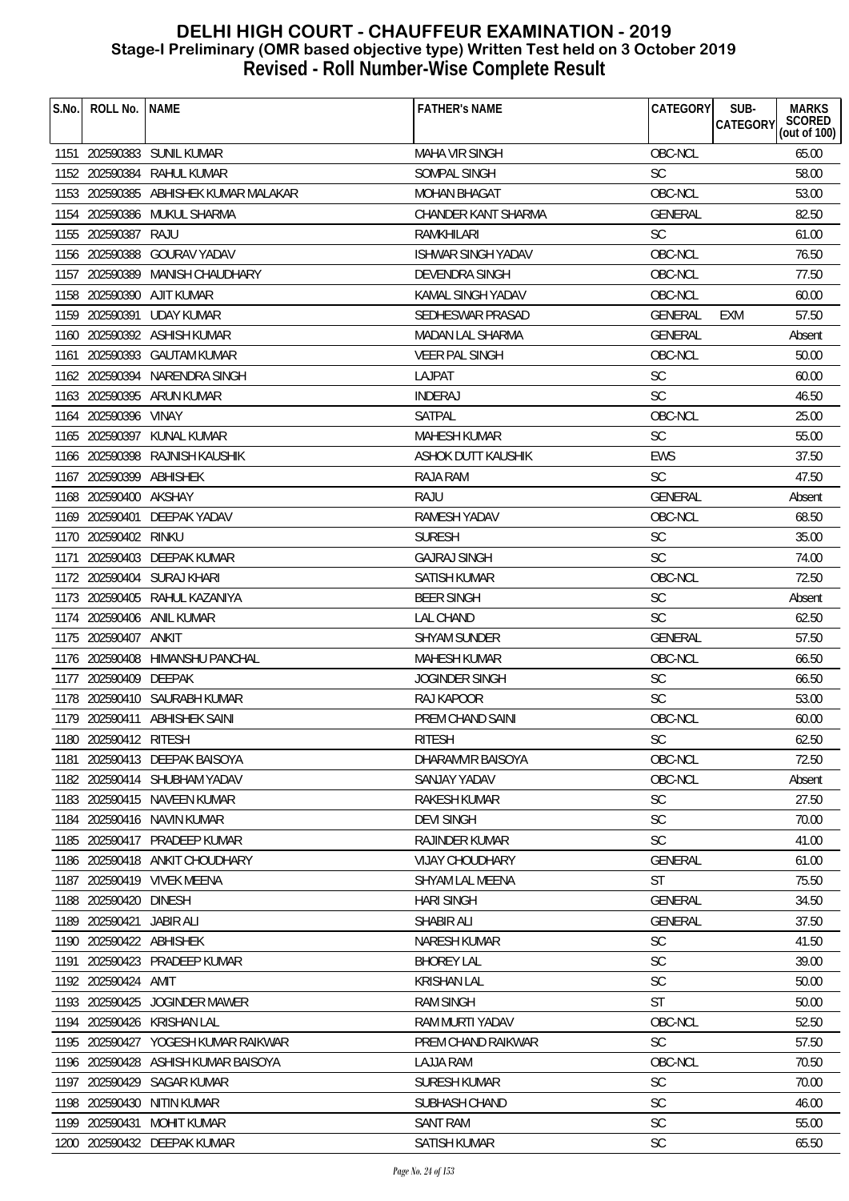# DELHI HIGH COURT - CHAUFFEUR EXAMINATION - 2019
## Stage-I Preliminary (OMR based objective type) Written Test held on 3 October 2019
## Revised - Roll Number-Wise Complete Result

| S.No. | ROLL No. | NAME | FATHER's NAME | CATEGORY | SUB-CATEGORY | MARKS SCORED (out of 100) |
|---|---|---|---|---|---|---|
| 1151 | 202590383 | SUNIL KUMAR | MAHA VIR SINGH | OBC-NCL | | 65.00 |
| 1152 | 202590384 | RAHUL KUMAR | SOMPAL SINGH | SC | | 58.00 |
| 1153 | 202590385 | ABHISHEK KUMAR MALAKAR | MOHAN BHAGAT | OBC-NCL | | 53.00 |
| 1154 | 202590386 | MUKUL SHARMA | CHANDER KANT SHARMA | GENERAL | | 82.50 |
| 1155 | 202590387 | RAJU | RAMKHILARI | SC | | 61.00 |
| 1156 | 202590388 | GOURAV YADAV | ISHWAR SINGH YADAV | OBC-NCL | | 76.50 |
| 1157 | 202590389 | MANISH CHAUDHARY | DEVENDRA SINGH | OBC-NCL | | 77.50 |
| 1158 | 202590390 | AJIT KUMAR | KAMAL SINGH YADAV | OBC-NCL | | 60.00 |
| 1159 | 202590391 | UDAY KUMAR | SEDHESWAR PRASAD | GENERAL | EXM | 57.50 |
| 1160 | 202590392 | ASHISH KUMAR | MADAN LAL SHARMA | GENERAL | | Absent |
| 1161 | 202590393 | GAUTAM KUMAR | VEER PAL SINGH | OBC-NCL | | 50.00 |
| 1162 | 202590394 | NARENDRA SINGH | LAJPAT | SC | | 60.00 |
| 1163 | 202590395 | ARUN KUMAR | INDERAJ | SC | | 46.50 |
| 1164 | 202590396 | VINAY | SATPAL | OBC-NCL | | 25.00 |
| 1165 | 202590397 | KUNAL KUMAR | MAHESH KUMAR | SC | | 55.00 |
| 1166 | 202590398 | RAJNISH KAUSHIK | ASHOK DUTT KAUSHIK | EWS | | 37.50 |
| 1167 | 202590399 | ABHISHEK | RAJA RAM | SC | | 47.50 |
| 1168 | 202590400 | AKSHAY | RAJU | GENERAL | | Absent |
| 1169 | 202590401 | DEEPAK YADAV | RAMESH YADAV | OBC-NCL | | 68.50 |
| 1170 | 202590402 | RINKU | SURESH | SC | | 35.00 |
| 1171 | 202590403 | DEEPAK KUMAR | GAJRAJ SINGH | SC | | 74.00 |
| 1172 | 202590404 | SURAJ KHARI | SATISH KUMAR | OBC-NCL | | 72.50 |
| 1173 | 202590405 | RAHUL KAZANIYA | BEER SINGH | SC | | Absent |
| 1174 | 202590406 | ANIL KUMAR | LAL CHAND | SC | | 62.50 |
| 1175 | 202590407 | ANKIT | SHYAM SUNDER | GENERAL | | 57.50 |
| 1176 | 202590408 | HIMANSHU PANCHAL | MAHESH KUMAR | OBC-NCL | | 66.50 |
| 1177 | 202590409 | DEEPAK | JOGINDER SINGH | SC | | 66.50 |
| 1178 | 202590410 | SAURABH KUMAR | RAJ KAPOOR | SC | | 53.00 |
| 1179 | 202590411 | ABHISHEK SAINI | PREM CHAND SAINI | OBC-NCL | | 60.00 |
| 1180 | 202590412 | RITESH | RITESH | SC | | 62.50 |
| 1181 | 202590413 | DEEPAK BAISOYA | DHARAMVIR BAISOYA | OBC-NCL | | 72.50 |
| 1182 | 202590414 | SHUBHAM YADAV | SANJAY YADAV | OBC-NCL | | Absent |
| 1183 | 202590415 | NAVEEN KUMAR | RAKESH KUMAR | SC | | 27.50 |
| 1184 | 202590416 | NAVIN KUMAR | DEVI SINGH | SC | | 70.00 |
| 1185 | 202590417 | PRADEEP KUMAR | RAJINDER KUMAR | SC | | 41.00 |
| 1186 | 202590418 | ANKIT CHOUDHARY | VIJAY CHOUDHARY | GENERAL | | 61.00 |
| 1187 | 202590419 | VIVEK MEENA | SHYAM LAL MEENA | ST | | 75.50 |
| 1188 | 202590420 | DINESH | HARI SINGH | GENERAL | | 34.50 |
| 1189 | 202590421 | JABIR ALI | SHABIR ALI | GENERAL | | 37.50 |
| 1190 | 202590422 | ABHISHEK | NARESH KUMAR | SC | | 41.50 |
| 1191 | 202590423 | PRADEEP KUMAR | BHOREY LAL | SC | | 39.00 |
| 1192 | 202590424 | AMIT | KRISHAN LAL | SC | | 50.00 |
| 1193 | 202590425 | JOGINDER MAWER | RAM SINGH | ST | | 50.00 |
| 1194 | 202590426 | KRISHAN LAL | RAM MURTI YADAV | OBC-NCL | | 52.50 |
| 1195 | 202590427 | YOGESH KUMAR RAIKWAR | PREM CHAND RAIKWAR | SC | | 57.50 |
| 1196 | 202590428 | ASHISH KUMAR BAISOYA | LAJJA RAM | OBC-NCL | | 70.50 |
| 1197 | 202590429 | SAGAR KUMAR | SURESH KUMAR | SC | | 70.00 |
| 1198 | 202590430 | NITIN KUMAR | SUBHASH CHAND | SC | | 46.00 |
| 1199 | 202590431 | MOHIT KUMAR | SANT RAM | SC | | 55.00 |
| 1200 | 202590432 | DEEPAK KUMAR | SATISH KUMAR | SC | | 65.50 |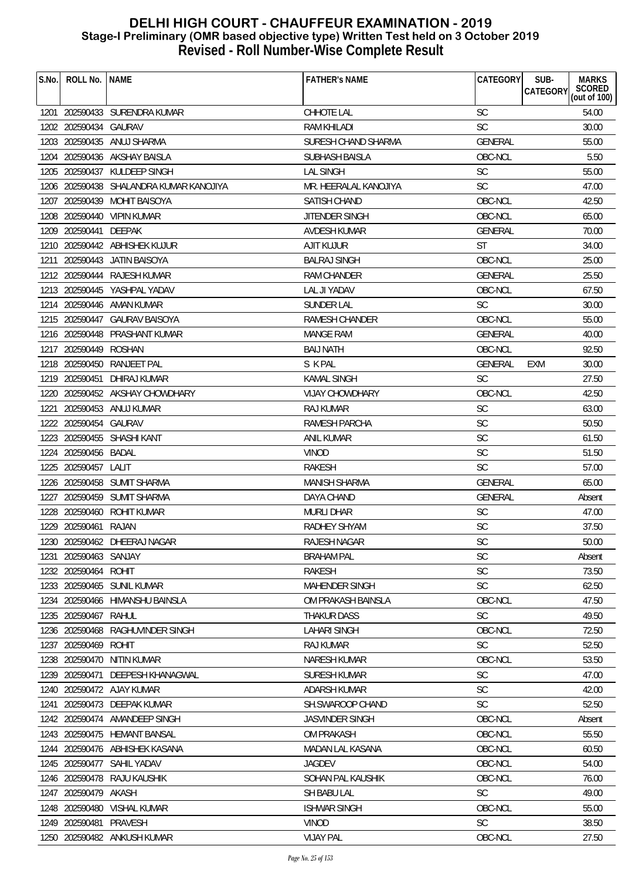# DELHI HIGH COURT - CHAUFFEUR EXAMINATION - 2019
## Stage-I Preliminary (OMR based objective type) Written Test held on 3 October 2019
## Revised - Roll Number-Wise Complete Result

| S.No. | ROLL No. | NAME | FATHER's NAME | CATEGORY | SUB-CATEGORY | MARKS SCORED (out of 100) |
|---|---|---|---|---|---|---|
| 1201 | 202590433 | SURENDRA KUMAR | CHHOTE LAL | SC | | 54.00 |
| 1202 | 202590434 | GAURAV | RAM KHILADI | SC | | 30.00 |
| 1203 | 202590435 | ANUJ SHARMA | SURESH CHAND SHARMA | GENERAL | | 55.00 |
| 1204 | 202590436 | AKSHAY BAISLA | SUBHASH BAISLA | OBC-NCL | | 5.50 |
| 1205 | 202590437 | KULDEEP SINGH | LAL SINGH | SC | | 55.00 |
| 1206 | 202590438 | SHALANDRA KUMAR KANOJIYA | MR. HEERALAL KANOJIYA | SC | | 47.00 |
| 1207 | 202590439 | MOHIT BAISOYA | SATISH CHAND | OBC-NCL | | 42.50 |
| 1208 | 202590440 | VIPIN KUMAR | JITENDER SINGH | OBC-NCL | | 65.00 |
| 1209 | 202590441 | DEEPAK | AVDESH KUMAR | GENERAL | | 70.00 |
| 1210 | 202590442 | ABHISHEK KUJUR | AJIT KUJUR | ST | | 34.00 |
| 1211 | 202590443 | JATIN BAISOYA | BALRAJ SINGH | OBC-NCL | | 25.00 |
| 1212 | 202590444 | RAJESH KUMAR | RAM CHANDER | GENERAL | | 25.50 |
| 1213 | 202590445 | YASHPAL YADAV | LAL JI YADAV | OBC-NCL | | 67.50 |
| 1214 | 202590446 | AMAN KUMAR | SUNDER LAL | SC | | 30.00 |
| 1215 | 202590447 | GAURAV BAISOYA | RAMESH CHANDER | OBC-NCL | | 55.00 |
| 1216 | 202590448 | PRASHANT KUMAR | MANGE RAM | GENERAL | | 40.00 |
| 1217 | 202590449 | ROSHAN | BAIJ NATH | OBC-NCL | | 92.50 |
| 1218 | 202590450 | RANJEET PAL | S K PAL | GENERAL | EXM | 30.00 |
| 1219 | 202590451 | DHIRAJ KUMAR | KAMAL SINGH | SC | | 27.50 |
| 1220 | 202590452 | AKSHAY CHOWDHARY | VIJAY CHOWDHARY | OBC-NCL | | 42.50 |
| 1221 | 202590453 | ANUJ KUMAR | RAJ KUMAR | SC | | 63.00 |
| 1222 | 202590454 | GAURAV | RAMESH PARCHA | SC | | 50.50 |
| 1223 | 202590455 | SHASHI KANT | ANIL KUMAR | SC | | 61.50 |
| 1224 | 202590456 | BADAL | VINOD | SC | | 51.50 |
| 1225 | 202590457 | LALIT | RAKESH | SC | | 57.00 |
| 1226 | 202590458 | SUMIT SHARMA | MANISH SHARMA | GENERAL | | 65.00 |
| 1227 | 202590459 | SUMIT SHARMA | DAYA CHAND | GENERAL | | Absent |
| 1228 | 202590460 | ROHIT KUMAR | MURLI DHAR | SC | | 47.00 |
| 1229 | 202590461 | RAJAN | RADHEY SHYAM | SC | | 37.50 |
| 1230 | 202590462 | DHEERAJ NAGAR | RAJESH NAGAR | SC | | 50.00 |
| 1231 | 202590463 | SANJAY | BRAHAM PAL | SC | | Absent |
| 1232 | 202590464 | ROHIT | RAKESH | SC | | 73.50 |
| 1233 | 202590465 | SUNIL KUMAR | MAHENDER SINGH | SC | | 62.50 |
| 1234 | 202590466 | HIMANSHU BAINSLA | OM PRAKASH BAINSLA | OBC-NCL | | 47.50 |
| 1235 | 202590467 | RAHUL | THAKUR DASS | SC | | 49.50 |
| 1236 | 202590468 | RAGHUVINDER SINGH | LAHARI SINGH | OBC-NCL | | 72.50 |
| 1237 | 202590469 | ROHIT | RAJ KUMAR | SC | | 52.50 |
| 1238 | 202590470 | NITIN KUMAR | NARESH KUMAR | OBC-NCL | | 53.50 |
| 1239 | 202590471 | DEEPESH KHANAGWAL | SURESH KUMAR | SC | | 47.00 |
| 1240 | 202590472 | AJAY KUMAR | ADARSH KUMAR | SC | | 42.00 |
| 1241 | 202590473 | DEEPAK KUMAR | SH.SWAROOP CHAND | SC | | 52.50 |
| 1242 | 202590474 | AMANDEEP SINGH | JASVINDER SINGH | OBC-NCL | | Absent |
| 1243 | 202590475 | HEMANT BANSAL | OM PRAKASH | OBC-NCL | | 55.50 |
| 1244 | 202590476 | ABHISHEK KASANA | MADAN LAL KASANA | OBC-NCL | | 60.50 |
| 1245 | 202590477 | SAHIL YADAV | JAGDEV | OBC-NCL | | 54.00 |
| 1246 | 202590478 | RAJU KAUSHIK | SOHAN PAL KAUSHIK | OBC-NCL | | 76.00 |
| 1247 | 202590479 | AKASH | SH BABU LAL | SC | | 49.00 |
| 1248 | 202590480 | VISHAL KUMAR | ISHWAR SINGH | OBC-NCL | | 55.00 |
| 1249 | 202590481 | PRAVESH | VINOD | SC | | 38.50 |
| 1250 | 202590482 | ANKUSH KUMAR | VIJAY PAL | OBC-NCL | | 27.50 |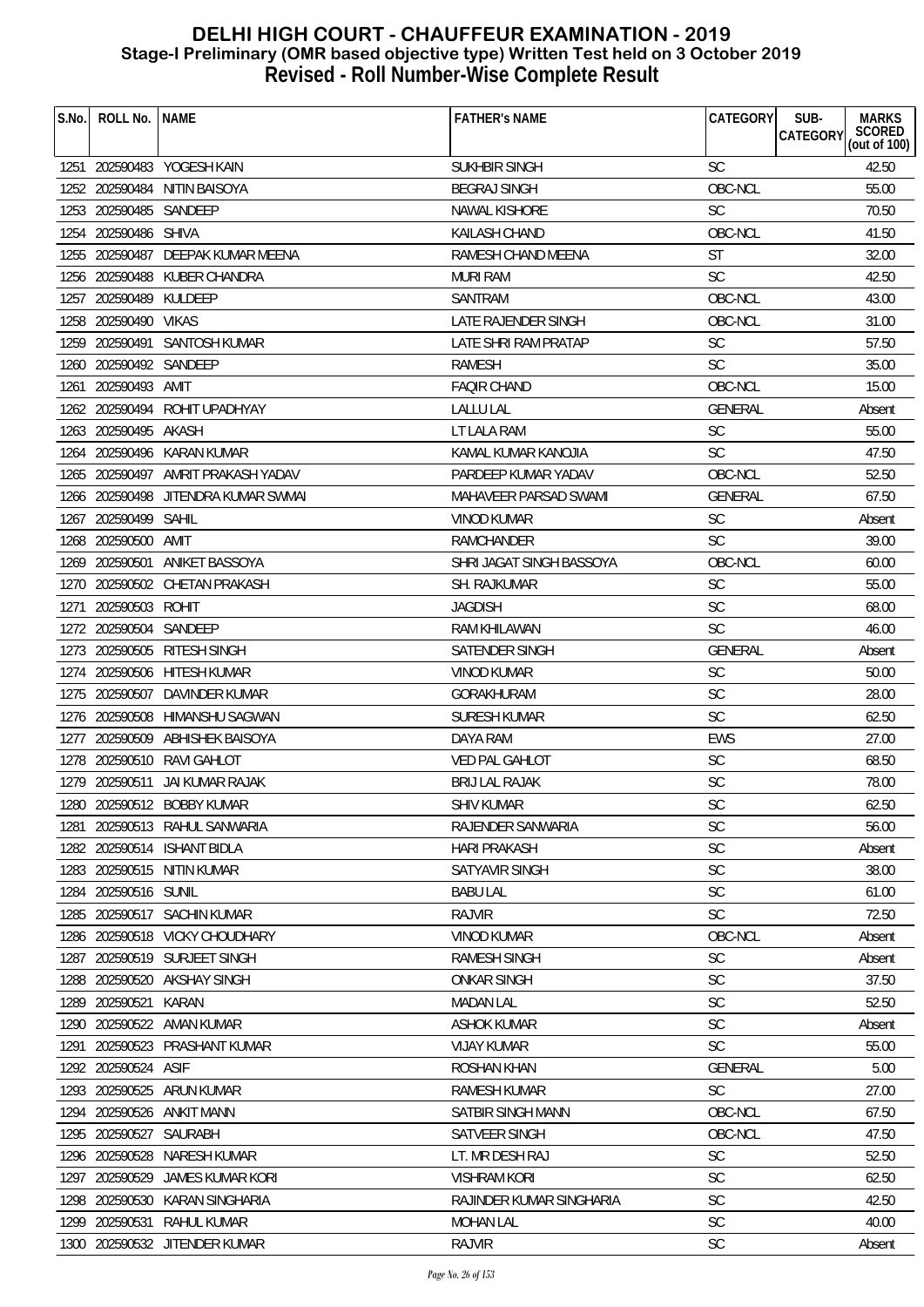# DELHI HIGH COURT - CHAUFFEUR EXAMINATION - 2019
## Stage-I Preliminary (OMR based objective type) Written Test held on 3 October 2019
## Revised - Roll Number-Wise Complete Result

| S.No. | ROLL No. | NAME | FATHER's NAME | CATEGORY | SUB-CATEGORY | MARKS SCORED (out of 100) |
|---|---|---|---|---|---|---|
| 1251 | 202590483 | YOGESH KAIN | SUKHBIR SINGH | SC | | 42.50 |
| 1252 | 202590484 | NITIN BAISOYA | BEGRAJ SINGH | OBC-NCL | | 55.00 |
| 1253 | 202590485 | SANDEEP | NAWAL KISHORE | SC | | 70.50 |
| 1254 | 202590486 | SHIVA | KAILASH CHAND | OBC-NCL | | 41.50 |
| 1255 | 202590487 | DEEPAK KUMAR MEENA | RAMESH CHAND MEENA | ST | | 32.00 |
| 1256 | 202590488 | KUBER CHANDRA | MURI RAM | SC | | 42.50 |
| 1257 | 202590489 | KULDEEP | SANTRAM | OBC-NCL | | 43.00 |
| 1258 | 202590490 | VIKAS | LATE RAJENDER SINGH | OBC-NCL | | 31.00 |
| 1259 | 202590491 | SANTOSH KUMAR | LATE SHRI RAM PRATAP | SC | | 57.50 |
| 1260 | 202590492 | SANDEEP | RAMESH | SC | | 35.00 |
| 1261 | 202590493 | AMIT | FAQIR CHAND | OBC-NCL | | 15.00 |
| 1262 | 202590494 | ROHIT UPADHYAY | LALLU LAL | GENERAL | | Absent |
| 1263 | 202590495 | AKASH | LT LALA RAM | SC | | 55.00 |
| 1264 | 202590496 | KARAN KUMAR | KAMAL KUMAR KANOJIA | SC | | 47.50 |
| 1265 | 202590497 | AMRIT PRAKASH YADAV | PARDEEP KUMAR YADAV | OBC-NCL | | 52.50 |
| 1266 | 202590498 | JITENDRA KUMAR SWMAI | MAHAVEER PARSAD SWAMI | GENERAL | | 67.50 |
| 1267 | 202590499 | SAHIL | VINOD KUMAR | SC | | Absent |
| 1268 | 202590500 | AMIT | RAMCHANDER | SC | | 39.00 |
| 1269 | 202590501 | ANIKET BASSOYA | SHRI JAGAT SINGH BASSOYA | OBC-NCL | | 60.00 |
| 1270 | 202590502 | CHETAN PRAKASH | SH. RAJKUMAR | SC | | 55.00 |
| 1271 | 202590503 | ROHIT | JAGDISH | SC | | 68.00 |
| 1272 | 202590504 | SANDEEP | RAM KHILAWAN | SC | | 46.00 |
| 1273 | 202590505 | RITESH SINGH | SATENDER SINGH | GENERAL | | Absent |
| 1274 | 202590506 | HITESH KUMAR | VINOD KUMAR | SC | | 50.00 |
| 1275 | 202590507 | DAVINDER KUMAR | GORAKHURAM | SC | | 28.00 |
| 1276 | 202590508 | HIMANSHU SAGWAN | SURESH KUMAR | SC | | 62.50 |
| 1277 | 202590509 | ABHISHEK BAISOYA | DAYA RAM | EWS | | 27.00 |
| 1278 | 202590510 | RAVI GAHLOT | VED PAL GAHLOT | SC | | 68.50 |
| 1279 | 202590511 | JAI KUMAR RAJAK | BRIJ LAL RAJAK | SC | | 78.00 |
| 1280 | 202590512 | BOBBY KUMAR | SHIV KUMAR | SC | | 62.50 |
| 1281 | 202590513 | RAHUL SANWARIA | RAJENDER SANWARIA | SC | | 56.00 |
| 1282 | 202590514 | ISHANT BIDLA | HARI PRAKASH | SC | | Absent |
| 1283 | 202590515 | NITIN KUMAR | SATYAVIR SINGH | SC | | 38.00 |
| 1284 | 202590516 | SUNIL | BABU LAL | SC | | 61.00 |
| 1285 | 202590517 | SACHIN KUMAR | RAJVIR | SC | | 72.50 |
| 1286 | 202590518 | VICKY CHOUDHARY | VINOD KUMAR | OBC-NCL | | Absent |
| 1287 | 202590519 | SURJEET SINGH | RAMESH SINGH | SC | | Absent |
| 1288 | 202590520 | AKSHAY SINGH | ONKAR SINGH | SC | | 37.50 |
| 1289 | 202590521 | KARAN | MADAN LAL | SC | | 52.50 |
| 1290 | 202590522 | AMAN KUMAR | ASHOK KUMAR | SC | | Absent |
| 1291 | 202590523 | PRASHANT KUMAR | VIJAY KUMAR | SC | | 55.00 |
| 1292 | 202590524 | ASIF | ROSHAN KHAN | GENERAL | | 5.00 |
| 1293 | 202590525 | ARUN KUMAR | RAMESH KUMAR | SC | | 27.00 |
| 1294 | 202590526 | ANKIT MANN | SATBIR SINGH MANN | OBC-NCL | | 67.50 |
| 1295 | 202590527 | SAURABH | SATVEER SINGH | OBC-NCL | | 47.50 |
| 1296 | 202590528 | NARESH KUMAR | LT. MR DESH RAJ | SC | | 52.50 |
| 1297 | 202590529 | JAMES KUMAR KORI | VISHRAM KORI | SC | | 62.50 |
| 1298 | 202590530 | KARAN SINGHARIA | RAJINDER KUMAR SINGHARIA | SC | | 42.50 |
| 1299 | 202590531 | RAHUL KUMAR | MOHAN LAL | SC | | 40.00 |
| 1300 | 202590532 | JITENDER KUMAR | RAJVIR | SC | | Absent |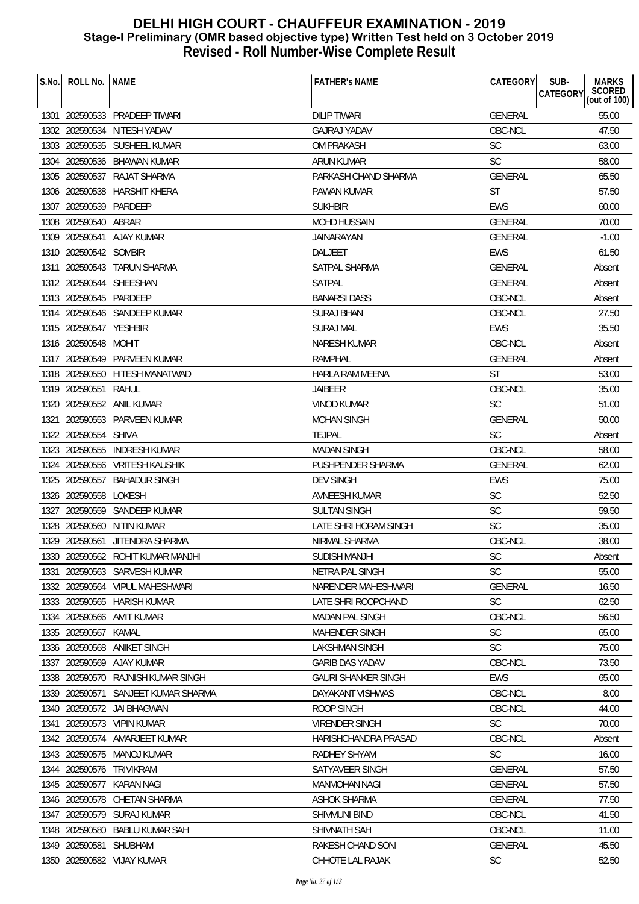# DELHI HIGH COURT - CHAUFFEUR EXAMINATION - 2019
## Stage-I Preliminary (OMR based objective type) Written Test held on 3 October 2019
## Revised - Roll Number-Wise Complete Result

| S.No. | ROLL No. | NAME | FATHER's NAME | CATEGORY | SUB-CATEGORY | MARKS SCORED (out of 100) |
|---|---|---|---|---|---|---|
| 1301 | 202590533 | PRADEEP TIWARI | DILIP TIWARI | GENERAL | | 55.00 |
| 1302 | 202590534 | NITESH YADAV | GAJRAJ YADAV | OBC-NCL | | 47.50 |
| 1303 | 202590535 | SUSHEEL KUMAR | OM PRAKASH | SC | | 63.00 |
| 1304 | 202590536 | BHAWAN KUMAR | ARUN KUMAR | SC | | 58.00 |
| 1305 | 202590537 | RAJAT SHARMA | PARKASH CHAND SHARMA | GENERAL | | 65.50 |
| 1306 | 202590538 | HARSHIT KHERA | PAWAN KUMAR | ST | | 57.50 |
| 1307 | 202590539 | PARDEEP | SUKHBIR | EWS | | 60.00 |
| 1308 | 202590540 | ABRAR | MOHD HUSSAIN | GENERAL | | 70.00 |
| 1309 | 202590541 | AJAY KUMAR | JAINARAYAN | GENERAL | | -1.00 |
| 1310 | 202590542 | SOMBIR | DALJEET | EWS | | 61.50 |
| 1311 | 202590543 | TARUN SHARMA | SATPAL SHARMA | GENERAL | | Absent |
| 1312 | 202590544 | SHEESHAN | SATPAL | GENERAL | | Absent |
| 1313 | 202590545 | PARDEEP | BANARSI DASS | OBC-NCL | | Absent |
| 1314 | 202590546 | SANDEEP KUMAR | SURAJ BHAN | OBC-NCL | | 27.50 |
| 1315 | 202590547 | YESHBIR | SURAJ MAL | EWS | | 35.50 |
| 1316 | 202590548 | MOHIT | NARESH KUMAR | OBC-NCL | | Absent |
| 1317 | 202590549 | PARVEEN KUMAR | RAMPHAL | GENERAL | | Absent |
| 1318 | 202590550 | HITESH MANATWAD | HARLA RAM MEENA | ST | | 53.00 |
| 1319 | 202590551 | RAHUL | JAIBEER | OBC-NCL | | 35.00 |
| 1320 | 202590552 | ANIL KUMAR | VINOD KUMAR | SC | | 51.00 |
| 1321 | 202590553 | PARVEEN KUMAR | MOHAN SINGH | GENERAL | | 50.00 |
| 1322 | 202590554 | SHIVA | TEJPAL | SC | | Absent |
| 1323 | 202590555 | INDRESH KUMAR | MADAN SINGH | OBC-NCL | | 58.00 |
| 1324 | 202590556 | VRITESH KAUSHIK | PUSHPENDER SHARMA | GENERAL | | 62.00 |
| 1325 | 202590557 | BAHADUR SINGH | DEV SINGH | EWS | | 75.00 |
| 1326 | 202590558 | LOKESH | AVNEESH KUMAR | SC | | 52.50 |
| 1327 | 202590559 | SANDEEP KUMAR | SULTAN SINGH | SC | | 59.50 |
| 1328 | 202590560 | NITIN KUMAR | LATE SHRI HORAM SINGH | SC | | 35.00 |
| 1329 | 202590561 | JITENDRA SHARMA | NIRMAL SHARMA | OBC-NCL | | 38.00 |
| 1330 | 202590562 | ROHIT KUMAR MANJHI | SUDISH MANJHI | SC | | Absent |
| 1331 | 202590563 | SARVESH KUMAR | NETRA PAL SINGH | SC | | 55.00 |
| 1332 | 202590564 | VIPUL MAHESHWARI | NARENDER MAHESHWARI | GENERAL | | 16.50 |
| 1333 | 202590565 | HARISH KUMAR | LATE SHRI ROOPCHAND | SC | | 62.50 |
| 1334 | 202590566 | AMIT KUMAR | MADAN PAL SINGH | OBC-NCL | | 56.50 |
| 1335 | 202590567 | KAMAL | MAHENDER SINGH | SC | | 65.00 |
| 1336 | 202590568 | ANIKET SINGH | LAKSHMAN SINGH | SC | | 75.00 |
| 1337 | 202590569 | AJAY KUMAR | GARIB DAS YADAV | OBC-NCL | | 73.50 |
| 1338 | 202590570 | RAJNISH KUMAR SINGH | GAURI SHANKER SINGH | EWS | | 65.00 |
| 1339 | 202590571 | SANJEET KUMAR SHARMA | DAYAKANT VISHWAS | OBC-NCL | | 8.00 |
| 1340 | 202590572 | JAI BHAGWAN | ROOP SINGH | OBC-NCL | | 44.00 |
| 1341 | 202590573 | VIPIN KUMAR | VIRENDER SINGH | SC | | 70.00 |
| 1342 | 202590574 | AMARJEET KUMAR | HARISHCHANDRA PRASAD | OBC-NCL | | Absent |
| 1343 | 202590575 | MANOJ KUMAR | RADHEY SHYAM | SC | | 16.00 |
| 1344 | 202590576 | TRIVIKRAM | SATYAVEER SINGH | GENERAL | | 57.50 |
| 1345 | 202590577 | KARAN NAGI | MANMOHAN NAGI | GENERAL | | 57.50 |
| 1346 | 202590578 | CHETAN SHARMA | ASHOK SHARMA | GENERAL | | 77.50 |
| 1347 | 202590579 | SURAJ KUMAR | SHIVMUNI BIND | OBC-NCL | | 41.50 |
| 1348 | 202590580 | BABLU KUMAR SAH | SHIVNATH SAH | OBC-NCL | | 11.00 |
| 1349 | 202590581 | SHUBHAM | RAKESH CHAND SONI | GENERAL | | 45.50 |
| 1350 | 202590582 | VIJAY KUMAR | CHHOTE LAL RAJAK | SC | | 52.50 |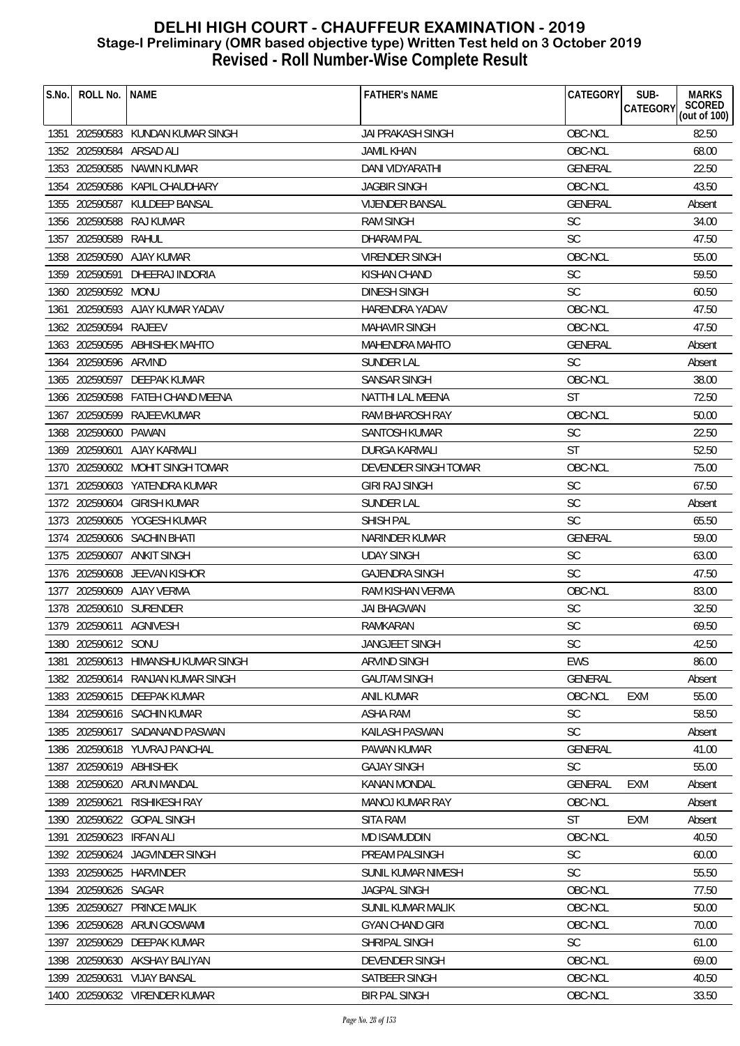# DELHI HIGH COURT - CHAUFFEUR EXAMINATION - 2019
## Stage-I Preliminary (OMR based objective type) Written Test held on 3 October 2019
## Revised - Roll Number-Wise Complete Result

| S.No. | ROLL No. | NAME | FATHER's NAME | CATEGORY | SUB-CATEGORY | MARKS SCORED (out of 100) |
|---|---|---|---|---|---|---|
| 1351 | 202590583 | KUNDAN KUMAR SINGH | JAI PRAKASH SINGH | OBC-NCL | | 82.50 |
| 1352 | 202590584 | ARSAD ALI | JAMIL KHAN | OBC-NCL | | 68.00 |
| 1353 | 202590585 | NAWIN KUMAR | DANI VIDYARATHI | GENERAL | | 22.50 |
| 1354 | 202590586 | KAPIL CHAUDHARY | JAGBIR SINGH | OBC-NCL | | 43.50 |
| 1355 | 202590587 | KULDEEP BANSAL | VIJENDER BANSAL | GENERAL | | Absent |
| 1356 | 202590588 | RAJ KUMAR | RAM SINGH | SC | | 34.00 |
| 1357 | 202590589 | RAHUL | DHARAM PAL | SC | | 47.50 |
| 1358 | 202590590 | AJAY KUMAR | VIRENDER SINGH | OBC-NCL | | 55.00 |
| 1359 | 202590591 | DHEERAJ INDORIA | KISHAN CHAND | SC | | 59.50 |
| 1360 | 202590592 | MONU | DINESH SINGH | SC | | 60.50 |
| 1361 | 202590593 | AJAY KUMAR YADAV | HARENDRA YADAV | OBC-NCL | | 47.50 |
| 1362 | 202590594 | RAJEEV | MAHAVIR SINGH | OBC-NCL | | 47.50 |
| 1363 | 202590595 | ABHISHEK MAHTO | MAHENDRA MAHTO | GENERAL | | Absent |
| 1364 | 202590596 | ARVIND | SUNDER LAL | SC | | Absent |
| 1365 | 202590597 | DEEPAK KUMAR | SANSAR SINGH | OBC-NCL | | 38.00 |
| 1366 | 202590598 | FATEH CHAND MEENA | NATTHI LAL MEENA | ST | | 72.50 |
| 1367 | 202590599 | RAJEEVKUMAR | RAM BHAROSH RAY | OBC-NCL | | 50.00 |
| 1368 | 202590600 | PAWAN | SANTOSH KUMAR | SC | | 22.50 |
| 1369 | 202590601 | AJAY KARMALI | DURGA KARMALI | ST | | 52.50 |
| 1370 | 202590602 | MOHIT SINGH TOMAR | DEVENDER SINGH TOMAR | OBC-NCL | | 75.00 |
| 1371 | 202590603 | YATENDRA KUMAR | GIRI RAJ SINGH | SC | | 67.50 |
| 1372 | 202590604 | GIRISH KUMAR | SUNDER LAL | SC | | Absent |
| 1373 | 202590605 | YOGESH KUMAR | SHISH PAL | SC | | 65.50 |
| 1374 | 202590606 | SACHIN BHATI | NARINDER KUMAR | GENERAL | | 59.00 |
| 1375 | 202590607 | ANKIT SINGH | UDAY SINGH | SC | | 63.00 |
| 1376 | 202590608 | JEEVAN KISHOR | GAJENDRA SINGH | SC | | 47.50 |
| 1377 | 202590609 | AJAY VERMA | RAM KISHAN VERMA | OBC-NCL | | 83.00 |
| 1378 | 202590610 | SURENDER | JAI BHAGWAN | SC | | 32.50 |
| 1379 | 202590611 | AGNIVESH | RAMKARAN | SC | | 69.50 |
| 1380 | 202590612 | SONU | JANGJEET SINGH | SC | | 42.50 |
| 1381 | 202590613 | HIMANSHU KUMAR SINGH | ARVIND SINGH | EWS | | 86.00 |
| 1382 | 202590614 | RANJAN KUMAR SINGH | GAUTAM SINGH | GENERAL | | Absent |
| 1383 | 202590615 | DEEPAK KUMAR | ANIL KUMAR | OBC-NCL | EXM | 55.00 |
| 1384 | 202590616 | SACHIN KUMAR | ASHA RAM | SC | | 58.50 |
| 1385 | 202590617 | SADANAND PASWAN | KAILASH PASWAN | SC | | Absent |
| 1386 | 202590618 | YUVRAJ PANCHAL | PAWAN KUMAR | GENERAL | | 41.00 |
| 1387 | 202590619 | ABHISHEK | GAJAY SINGH | SC | | 55.00 |
| 1388 | 202590620 | ARUN MANDAL | KANAN MONDAL | GENERAL | EXM | Absent |
| 1389 | 202590621 | RISHIKESH RAY | MANOJ KUMAR RAY | OBC-NCL | | Absent |
| 1390 | 202590622 | GOPAL SINGH | SITA RAM | ST | EXM | Absent |
| 1391 | 202590623 | IRFAN ALI | MD ISAMUDDIN | OBC-NCL | | 40.50 |
| 1392 | 202590624 | JAGVINDER SINGH | PREAM PALSINGH | SC | | 60.00 |
| 1393 | 202590625 | HARVINDER | SUNIL KUMAR NIMESH | SC | | 55.50 |
| 1394 | 202590626 | SAGAR | JAGPAL SINGH | OBC-NCL | | 77.50 |
| 1395 | 202590627 | PRINCE MALIK | SUNIL KUMAR MALIK | OBC-NCL | | 50.00 |
| 1396 | 202590628 | ARUN GOSWAMI | GYAN CHAND GIRI | OBC-NCL | | 70.00 |
| 1397 | 202590629 | DEEPAK KUMAR | SHRIPAL SINGH | SC | | 61.00 |
| 1398 | 202590630 | AKSHAY BALIYAN | DEVENDER SINGH | OBC-NCL | | 69.00 |
| 1399 | 202590631 | VIJAY BANSAL | SATBEER SINGH | OBC-NCL | | 40.50 |
| 1400 | 202590632 | VIRENDER KUMAR | BIR PAL SINGH | OBC-NCL | | 33.50 |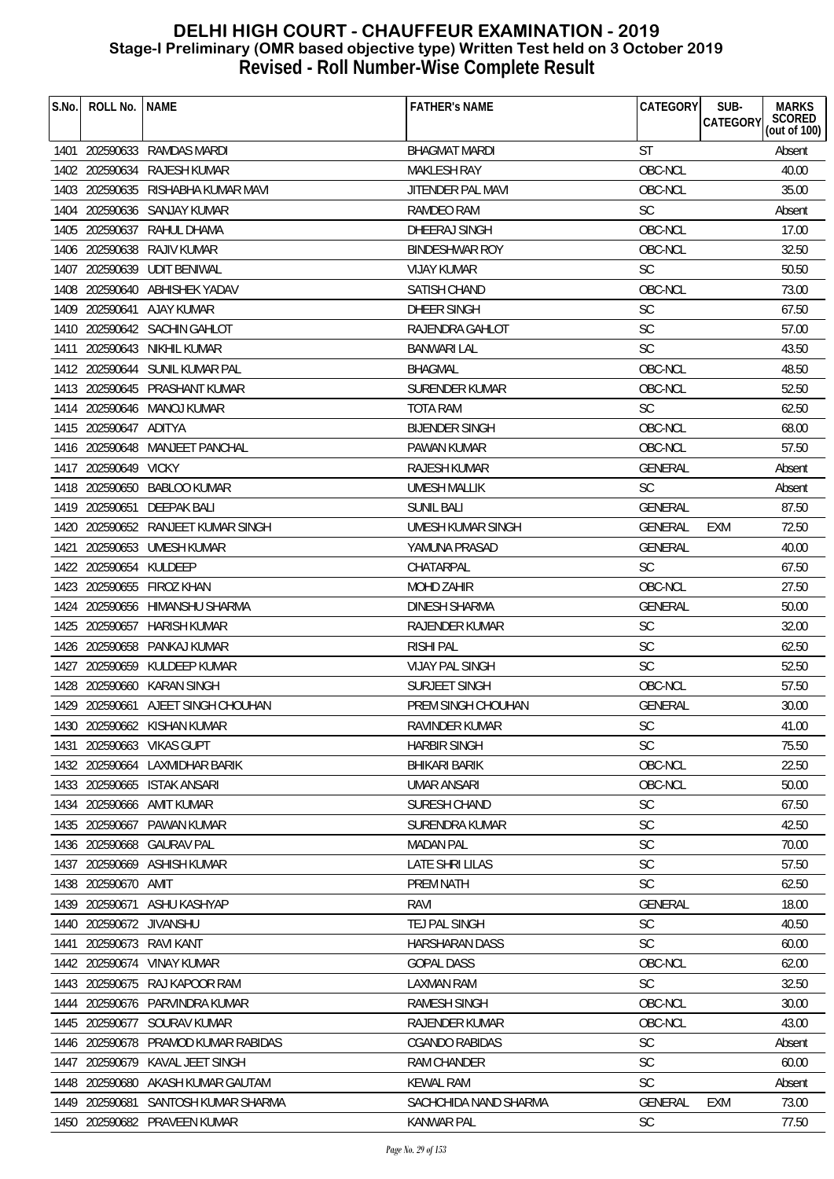# DELHI HIGH COURT - CHAUFFEUR EXAMINATION - 2019
## Stage-I Preliminary (OMR based objective type) Written Test held on 3 October 2019
## Revised - Roll Number-Wise Complete Result

| S.No. | ROLL No. | NAME | FATHER's NAME | CATEGORY | SUB-CATEGORY | MARKS SCORED (out of 100) |
|---|---|---|---|---|---|---|
| 1401 | 202590633 | RAMDAS MARDI | BHAGMAT MARDI | ST | | Absent |
| 1402 | 202590634 | RAJESH KUMAR | MAKLESH RAY | OBC-NCL | | 40.00 |
| 1403 | 202590635 | RISHABHA KUMAR MAVI | JITENDER PAL MAVI | OBC-NCL | | 35.00 |
| 1404 | 202590636 | SANJAY KUMAR | RAMDEO RAM | SC | | Absent |
| 1405 | 202590637 | RAHUL DHAMA | DHEERAJ SINGH | OBC-NCL | | 17.00 |
| 1406 | 202590638 | RAJIV KUMAR | BINDESHWAR ROY | OBC-NCL | | 32.50 |
| 1407 | 202590639 | UDIT BENIWAL | VIJAY KUMAR | SC | | 50.50 |
| 1408 | 202590640 | ABHISHEK YADAV | SATISH CHAND | OBC-NCL | | 73.00 |
| 1409 | 202590641 | AJAY KUMAR | DHEER SINGH | SC | | 67.50 |
| 1410 | 202590642 | SACHIN GAHLOT | RAJENDRA GAHLOT | SC | | 57.00 |
| 1411 | 202590643 | NIKHIL KUMAR | BANWARI LAL | SC | | 43.50 |
| 1412 | 202590644 | SUNIL KUMAR PAL | BHAGMAL | OBC-NCL | | 48.50 |
| 1413 | 202590645 | PRASHANT KUMAR | SURENDER KUMAR | OBC-NCL | | 52.50 |
| 1414 | 202590646 | MANOJ KUMAR | TOTA RAM | SC | | 62.50 |
| 1415 | 202590647 | ADITYA | BIJENDER SINGH | OBC-NCL | | 68.00 |
| 1416 | 202590648 | MANJEET PANCHAL | PAWAN KUMAR | OBC-NCL | | 57.50 |
| 1417 | 202590649 | VICKY | RAJESH KUMAR | GENERAL | | Absent |
| 1418 | 202590650 | BABLOO KUMAR | UMESH MALLIK | SC | | Absent |
| 1419 | 202590651 | DEEPAK BALI | SUNIL BALI | GENERAL | | 87.50 |
| 1420 | 202590652 | RANJEET KUMAR SINGH | UMESH KUMAR SINGH | GENERAL | EXM | 72.50 |
| 1421 | 202590653 | UMESH KUMAR | YAMUNA PRASAD | GENERAL | | 40.00 |
| 1422 | 202590654 | KULDEEP | CHATARPAL | SC | | 67.50 |
| 1423 | 202590655 | FIROZ KHAN | MOHD ZAHIR | OBC-NCL | | 27.50 |
| 1424 | 202590656 | HIMANSHU SHARMA | DINESH SHARMA | GENERAL | | 50.00 |
| 1425 | 202590657 | HARISH KUMAR | RAJENDER KUMAR | SC | | 32.00 |
| 1426 | 202590658 | PANKAJ KUMAR | RISHI PAL | SC | | 62.50 |
| 1427 | 202590659 | KULDEEP KUMAR | VIJAY PAL SINGH | SC | | 52.50 |
| 1428 | 202590660 | KARAN SINGH | SURJEET SINGH | OBC-NCL | | 57.50 |
| 1429 | 202590661 | AJEET SINGH CHOUHAN | PREM SINGH CHOUHAN | GENERAL | | 30.00 |
| 1430 | 202590662 | KISHAN KUMAR | RAVINDER KUMAR | SC | | 41.00 |
| 1431 | 202590663 | VIKAS GUPT | HARBIR SINGH | SC | | 75.50 |
| 1432 | 202590664 | LAXMIDHAR BARIK | BHIKARI BARIK | OBC-NCL | | 22.50 |
| 1433 | 202590665 | ISTAK ANSARI | UMAR ANSARI | OBC-NCL | | 50.00 |
| 1434 | 202590666 | AMIT KUMAR | SURESH CHAND | SC | | 67.50 |
| 1435 | 202590667 | PAWAN KUMAR | SURENDRA KUMAR | SC | | 42.50 |
| 1436 | 202590668 | GAURAV PAL | MADAN PAL | SC | | 70.00 |
| 1437 | 202590669 | ASHISH KUMAR | LATE SHRI LILAS | SC | | 57.50 |
| 1438 | 202590670 | AMIT | PREM NATH | SC | | 62.50 |
| 1439 | 202590671 | ASHU KASHYAP | RAVI | GENERAL | | 18.00 |
| 1440 | 202590672 | JIVANSHU | TEJ PAL SINGH | SC | | 40.50 |
| 1441 | 202590673 | RAVI KANT | HARSHARAN DASS | SC | | 60.00 |
| 1442 | 202590674 | VINAY KUMAR | GOPAL DASS | OBC-NCL | | 62.00 |
| 1443 | 202590675 | RAJ KAPOOR RAM | LAXMAN RAM | SC | | 32.50 |
| 1444 | 202590676 | PARVINDRA KUMAR | RAMESH SINGH | OBC-NCL | | 30.00 |
| 1445 | 202590677 | SOURAV KUMAR | RAJENDER KUMAR | OBC-NCL | | 43.00 |
| 1446 | 202590678 | PRAMOD KUMAR RABIDAS | CGANDO RABIDAS | SC | | Absent |
| 1447 | 202590679 | KAVAL JEET SINGH | RAM CHANDER | SC | | 60.00 |
| 1448 | 202590680 | AKASH KUMAR GAUTAM | KEWAL RAM | SC | | Absent |
| 1449 | 202590681 | SANTOSH KUMAR SHARMA | SACHCHIDA NAND SHARMA | GENERAL | EXM | 73.00 |
| 1450 | 202590682 | PRAVEEN KUMAR | KANWAR PAL | SC | | 77.50 |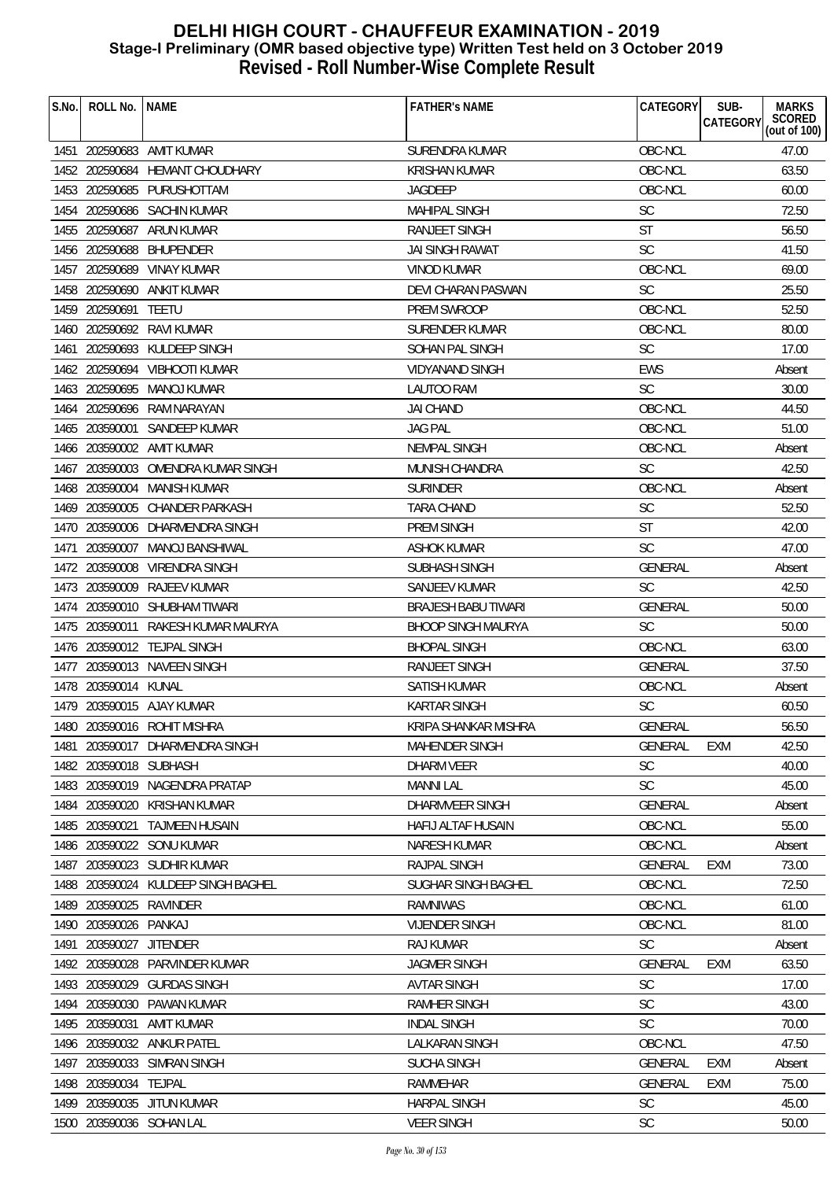# DELHI HIGH COURT - CHAUFFEUR EXAMINATION - 2019
## Stage-I Preliminary (OMR based objective type) Written Test held on 3 October 2019
## Revised - Roll Number-Wise Complete Result

| S.No. | ROLL No. | NAME | FATHER's NAME | CATEGORY | SUB-CATEGORY | MARKS SCORED (out of 100) |
|---|---|---|---|---|---|---|
| 1451 | 202590683 | AMIT KUMAR | SURENDRA KUMAR | OBC-NCL | | 47.00 |
| 1452 | 202590684 | HEMANT CHOUDHARY | KRISHAN KUMAR | OBC-NCL | | 63.50 |
| 1453 | 202590685 | PURUSHOTTAM | JAGDEEP | OBC-NCL | | 60.00 |
| 1454 | 202590686 | SACHIN KUMAR | MAHIPAL SINGH | SC | | 72.50 |
| 1455 | 202590687 | ARUN KUMAR | RANJEET SINGH | ST | | 56.50 |
| 1456 | 202590688 | BHUPENDER | JAI SINGH RAWAT | SC | | 41.50 |
| 1457 | 202590689 | VINAY KUMAR | VINOD KUMAR | OBC-NCL | | 69.00 |
| 1458 | 202590690 | ANKIT KUMAR | DEVI CHARAN PASWAN | SC | | 25.50 |
| 1459 | 202590691 | TEETU | PREM SWROOP | OBC-NCL | | 52.50 |
| 1460 | 202590692 | RAVI KUMAR | SURENDER KUMAR | OBC-NCL | | 80.00 |
| 1461 | 202590693 | KULDEEP SINGH | SOHAN PAL SINGH | SC | | 17.00 |
| 1462 | 202590694 | VIBHOOTI KUMAR | VIDYANAND SINGH | EWS | | Absent |
| 1463 | 202590695 | MANOJ KUMAR | LAUTOO RAM | SC | | 30.00 |
| 1464 | 202590696 | RAM NARAYAN | JAI CHAND | OBC-NCL | | 44.50 |
| 1465 | 203590001 | SANDEEP KUMAR | JAG PAL | OBC-NCL | | 51.00 |
| 1466 | 203590002 | AMIT KUMAR | NEMPAL SINGH | OBC-NCL | | Absent |
| 1467 | 203590003 | OMENDRA KUMAR SINGH | MUNISH CHANDRA | SC | | 42.50 |
| 1468 | 203590004 | MANISH KUMAR | SURINDER | OBC-NCL | | Absent |
| 1469 | 203590005 | CHANDER PARKASH | TARA CHAND | SC | | 52.50 |
| 1470 | 203590006 | DHARMENDRA SINGH | PREM SINGH | ST | | 42.00 |
| 1471 | 203590007 | MANOJ BANSHIWAL | ASHOK KUMAR | SC | | 47.00 |
| 1472 | 203590008 | VIRENDRA SINGH | SUBHASH SINGH | GENERAL | | Absent |
| 1473 | 203590009 | RAJEEV KUMAR | SANJEEV KUMAR | SC | | 42.50 |
| 1474 | 203590010 | SHUBHAM TIWARI | BRAJESH BABU TIWARI | GENERAL | | 50.00 |
| 1475 | 203590011 | RAKESH KUMAR MAURYA | BHOOP SINGH MAURYA | SC | | 50.00 |
| 1476 | 203590012 | TEJPAL SINGH | BHOPAL SINGH | OBC-NCL | | 63.00 |
| 1477 | 203590013 | NAVEEN SINGH | RANJEET SINGH | GENERAL | | 37.50 |
| 1478 | 203590014 | KUNAL | SATISH KUMAR | OBC-NCL | | Absent |
| 1479 | 203590015 | AJAY KUMAR | KARTAR SINGH | SC | | 60.50 |
| 1480 | 203590016 | ROHIT MISHRA | KRIPA SHANKAR MISHRA | GENERAL | | 56.50 |
| 1481 | 203590017 | DHARMENDRA SINGH | MAHENDER SINGH | GENERAL | EXM | 42.50 |
| 1482 | 203590018 | SUBHASH | DHARM VEER | SC | | 40.00 |
| 1483 | 203590019 | NAGENDRA PRATAP | MANNI LAL | SC | | 45.00 |
| 1484 | 203590020 | KRISHAN KUMAR | DHARMVEER SINGH | GENERAL | | Absent |
| 1485 | 203590021 | TAJMEEN HUSAIN | HAFIJ ALTAF HUSAIN | OBC-NCL | | 55.00 |
| 1486 | 203590022 | SONU KUMAR | NARESH KUMAR | OBC-NCL | | Absent |
| 1487 | 203590023 | SUDHIR KUMAR | RAJPAL SINGH | GENERAL | EXM | 73.00 |
| 1488 | 203590024 | KULDEEP SINGH BAGHEL | SUGHAR SINGH BAGHEL | OBC-NCL | | 72.50 |
| 1489 | 203590025 | RAVINDER | RAMNIWAS | OBC-NCL | | 61.00 |
| 1490 | 203590026 | PANKAJ | VIJENDER SINGH | OBC-NCL | | 81.00 |
| 1491 | 203590027 | JITENDER | RAJ KUMAR | SC | | Absent |
| 1492 | 203590028 | PARVINDER KUMAR | JAGMER SINGH | GENERAL | EXM | 63.50 |
| 1493 | 203590029 | GURDAS SINGH | AVTAR SINGH | SC | | 17.00 |
| 1494 | 203590030 | PAWAN KUMAR | RAMHER SINGH | SC | | 43.00 |
| 1495 | 203590031 | AMIT KUMAR | INDAL SINGH | SC | | 70.00 |
| 1496 | 203590032 | ANKUR PATEL | LALKARAN SINGH | OBC-NCL | | 47.50 |
| 1497 | 203590033 | SIMRAN SINGH | SUCHA SINGH | GENERAL | EXM | Absent |
| 1498 | 203590034 | TEJPAL | RAMMEHAR | GENERAL | EXM | 75.00 |
| 1499 | 203590035 | JITUN KUMAR | HARPAL SINGH | SC | | 45.00 |
| 1500 | 203590036 | SOHAN LAL | VEER SINGH | SC | | 50.00 |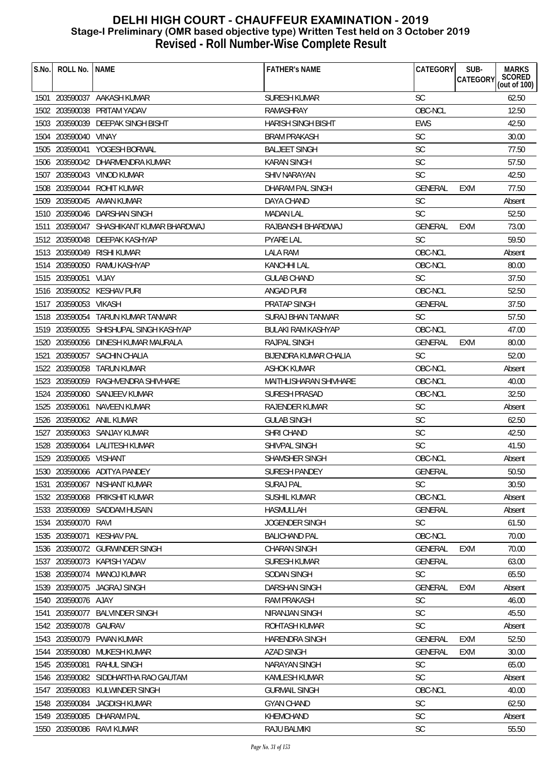# DELHI HIGH COURT - CHAUFFEUR EXAMINATION - 2019
## Stage-I Preliminary (OMR based objective type) Written Test held on 3 October 2019
## Revised - Roll Number-Wise Complete Result

| S.No. | ROLL No. | NAME | FATHER's NAME | CATEGORY | SUB-CATEGORY | MARKS SCORED (out of 100) |
|---|---|---|---|---|---|---|
| 1501 | 203590037 | AAKASH KUMAR | SURESH KUMAR | SC | | 62.50 |
| 1502 | 203590038 | PRITAM YADAV | RAMASHRAY | OBC-NCL | | 12.50 |
| 1503 | 203590039 | DEEPAK SINGH BISHT | HARISH SINGH BISHT | EWS | | 42.50 |
| 1504 | 203590040 | VINAY | BRAM PRAKASH | SC | | 30.00 |
| 1505 | 203590041 | YOGESH BORWAL | BALJEET SINGH | SC | | 77.50 |
| 1506 | 203590042 | DHARMENDRA KUMAR | KARAN SINGH | SC | | 57.50 |
| 1507 | 203590043 | VINOD KUMAR | SHIV NARAYAN | SC | | 42.50 |
| 1508 | 203590044 | ROHIT KUMAR | DHARAM PAL SINGH | GENERAL | EXM | 77.50 |
| 1509 | 203590045 | AMAN KUMAR | DAYA CHAND | SC | | Absent |
| 1510 | 203590046 | DARSHAN SINGH | MADAN LAL | SC | | 52.50 |
| 1511 | 203590047 | SHASHIKANT KUMAR BHARDWAJ | RAJBANSHI BHARDWAJ | GENERAL | EXM | 73.00 |
| 1512 | 203590048 | DEEPAK KASHYAP | PYARE LAL | SC | | 59.50 |
| 1513 | 203590049 | RISHI KUMAR | LALA RAM | OBC-NCL | | Absent |
| 1514 | 203590050 | RAMU KASHYAP | KANCHHI LAL | OBC-NCL | | 80.00 |
| 1515 | 203590051 | VIJAY | GULAB CHAND | SC | | 37.50 |
| 1516 | 203590052 | KESHAV PURI | ANGAD PURI | OBC-NCL | | 52.50 |
| 1517 | 203590053 | VIKASH | PRATAP SINGH | GENERAL | | 37.50 |
| 1518 | 203590054 | TARUN KUMAR TANWAR | SURAJ BHAN TANWAR | SC | | 57.50 |
| 1519 | 203590055 | SHISHUPAL SINGH KASHYAP | BULAKI RAM KASHYAP | OBC-NCL | | 47.00 |
| 1520 | 203590056 | DINESH KUMAR MAURALA | RAJPAL SINGH | GENERAL | EXM | 80.00 |
| 1521 | 203590057 | SACHIN CHALIA | BIJENDRA KUMAR CHALIA | SC | | 52.00 |
| 1522 | 203590058 | TARUN KUMAR | ASHOK KUMAR | OBC-NCL | | Absent |
| 1523 | 203590059 | RAGHVENDRA SHIVHARE | MAITHLISHARAN SHIVHARE | OBC-NCL | | 40.00 |
| 1524 | 203590060 | SANJEEV KUMAR | SURESH PRASAD | OBC-NCL | | 32.50 |
| 1525 | 203590061 | NAVEEN KUMAR | RAJENDER KUMAR | SC | | Absent |
| 1526 | 203590062 | ANIL KUMAR | GULAB SINGH | SC | | 62.50 |
| 1527 | 203590063 | SANJAY KUMAR | SHRI CHAND | SC | | 42.50 |
| 1528 | 203590064 | LALITESH KUMAR | SHIVPAL SINGH | SC | | 41.50 |
| 1529 | 203590065 | VISHANT | SHAMSHER SINGH | OBC-NCL | | Absent |
| 1530 | 203590066 | ADITYA PANDEY | SURESH PANDEY | GENERAL | | 50.50 |
| 1531 | 203590067 | NISHANT KUMAR | SURAJ PAL | SC | | 30.50 |
| 1532 | 203590068 | PRIKSHIT KUMAR | SUSHIL KUMAR | OBC-NCL | | Absent |
| 1533 | 203590069 | SADDAM HUSAIN | HASMULLAH | GENERAL | | Absent |
| 1534 | 203590070 | RAVI | JOGENDER SINGH | SC | | 61.50 |
| 1535 | 203590071 | KESHAV PAL | BALICHAND PAL | OBC-NCL | | 70.00 |
| 1536 | 203590072 | GURWINDER SINGH | CHARAN SINGH | GENERAL | EXM | 70.00 |
| 1537 | 203590073 | KAPISH YADAV | SURESH KUMAR | GENERAL | | 63.00 |
| 1538 | 203590074 | MANOJ KUMAR | SODAN SINGH | SC | | 65.50 |
| 1539 | 203590075 | JAGRAJ SINGH | DARSHAN SINGH | GENERAL | EXM | Absent |
| 1540 | 203590076 | AJAY | RAM PRAKASH | SC | | 46.00 |
| 1541 | 203590077 | BALVINDER SINGH | NIRANJAN SINGH | SC | | 45.50 |
| 1542 | 203590078 | GAURAV | ROHTASH KUMAR | SC | | Absent |
| 1543 | 203590079 | PWAN KUMAR | HARENDRA SINGH | GENERAL | EXM | 52.50 |
| 1544 | 203590080 | MUKESH KUMAR | AZAD SINGH | GENERAL | EXM | 30.00 |
| 1545 | 203590081 | RAHUL SINGH | NARAYAN SINGH | SC | | 65.00 |
| 1546 | 203590082 | SIDDHARTHA RAO GAUTAM | KAMLESH KUMAR | SC | | Absent |
| 1547 | 203590083 | KULWINDER SINGH | GURMAIL SINGH | OBC-NCL | | 40.00 |
| 1548 | 203590084 | JAGDISH KUMAR | GYAN CHAND | SC | | 62.50 |
| 1549 | 203590085 | DHARAM PAL | KHEMCHAND | SC | | Absent |
| 1550 | 203590086 | RAVI KUMAR | RAJU BALMIKI | SC | | 55.50 |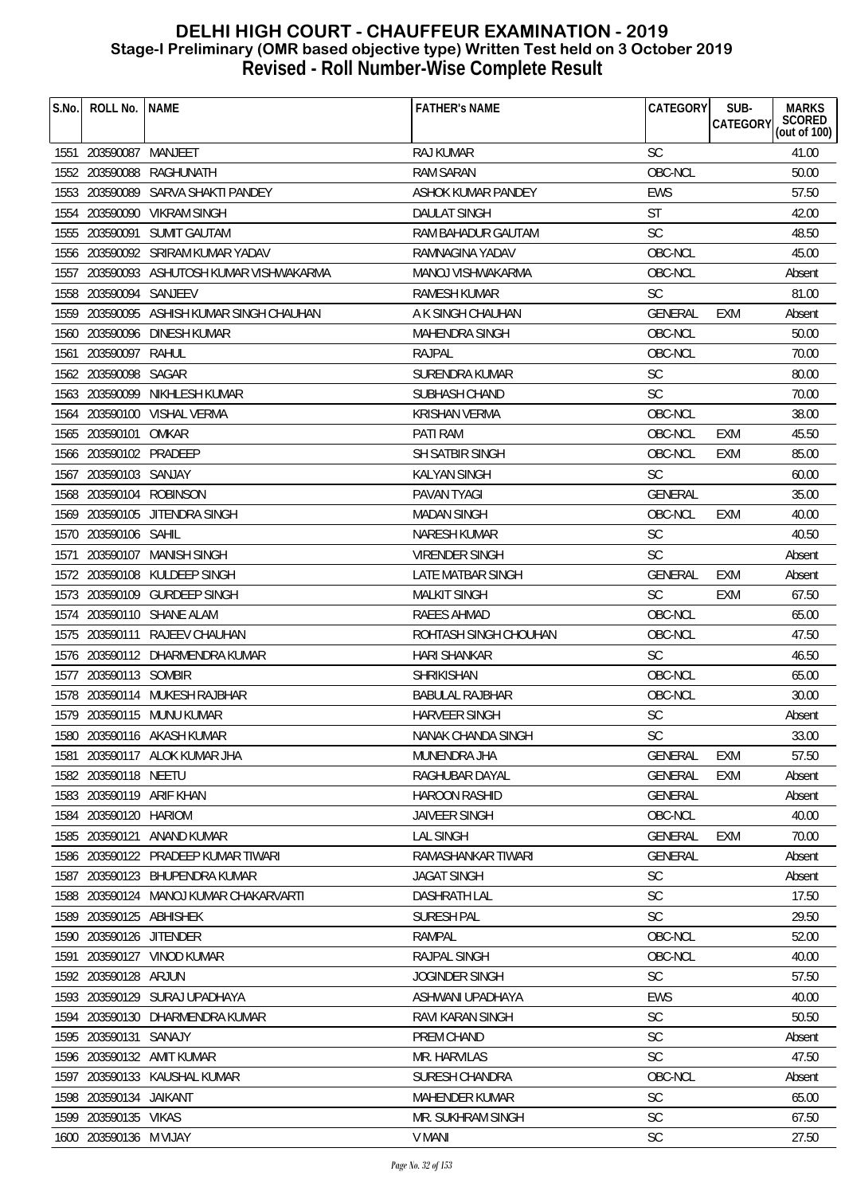# DELHI HIGH COURT - CHAUFFEUR EXAMINATION - 2019
## Stage-I Preliminary (OMR based objective type) Written Test held on 3 October 2019
## Revised - Roll Number-Wise Complete Result

| S.No. | ROLL No. | NAME | FATHER's NAME | CATEGORY | SUB-CATEGORY | MARKS SCORED (out of 100) |
|---|---|---|---|---|---|---|
| 1551 | 203590087 | MANJEET | RAJ KUMAR | SC | | 41.00 |
| 1552 | 203590088 | RAGHUNATH | RAM SARAN | OBC-NCL | | 50.00 |
| 1553 | 203590089 | SARVA SHAKTI PANDEY | ASHOK KUMAR PANDEY | EWS | | 57.50 |
| 1554 | 203590090 | VIKRAM SINGH | DAULAT SINGH | ST | | 42.00 |
| 1555 | 203590091 | SUMIT GAUTAM | RAM BAHADUR GAUTAM | SC | | 48.50 |
| 1556 | 203590092 | SRIRAM KUMAR YADAV | RAMNAGINA YADAV | OBC-NCL | | 45.00 |
| 1557 | 203590093 | ASHUTOSH KUMAR VISHWAKARMA | MANOJ VISHWAKARMA | OBC-NCL | | Absent |
| 1558 | 203590094 | SANJEEV | RAMESH KUMAR | SC | | 81.00 |
| 1559 | 203590095 | ASHISH KUMAR SINGH CHAUHAN | A K SINGH CHAUHAN | GENERAL | EXM | Absent |
| 1560 | 203590096 | DINESH KUMAR | MAHENDRA SINGH | OBC-NCL | | 50.00 |
| 1561 | 203590097 | RAHUL | RAJPAL | OBC-NCL | | 70.00 |
| 1562 | 203590098 | SAGAR | SURENDRA KUMAR | SC | | 80.00 |
| 1563 | 203590099 | NIKHLESH KUMAR | SUBHASH CHAND | SC | | 70.00 |
| 1564 | 203590100 | VISHAL VERMA | KRISHAN VERMA | OBC-NCL | | 38.00 |
| 1565 | 203590101 | OMKAR | PATI RAM | OBC-NCL | EXM | 45.50 |
| 1566 | 203590102 | PRADEEP | SH SATBIR SINGH | OBC-NCL | EXM | 85.00 |
| 1567 | 203590103 | SANJAY | KALYAN SINGH | SC | | 60.00 |
| 1568 | 203590104 | ROBINSON | PAVAN TYAGI | GENERAL | | 35.00 |
| 1569 | 203590105 | JITENDRA SINGH | MADAN SINGH | OBC-NCL | EXM | 40.00 |
| 1570 | 203590106 | SAHIL | NARESH KUMAR | SC | | 40.50 |
| 1571 | 203590107 | MANISH SINGH | VIRENDER SINGH | SC | | Absent |
| 1572 | 203590108 | KULDEEP SINGH | LATE MATBAR SINGH | GENERAL | EXM | Absent |
| 1573 | 203590109 | GURDEEP SINGH | MALKIT SINGH | SC | EXM | 67.50 |
| 1574 | 203590110 | SHANE ALAM | RAEES AHMAD | OBC-NCL | | 65.00 |
| 1575 | 203590111 | RAJEEV CHAUHAN | ROHTASH SINGH CHOUHAN | OBC-NCL | | 47.50 |
| 1576 | 203590112 | DHARMENDRA KUMAR | HARI SHANKAR | SC | | 46.50 |
| 1577 | 203590113 | SOMBIR | SHRIKISHAN | OBC-NCL | | 65.00 |
| 1578 | 203590114 | MUKESH RAJBHAR | BABULAL RAJBHAR | OBC-NCL | | 30.00 |
| 1579 | 203590115 | MUNU KUMAR | HARVEER SINGH | SC | | Absent |
| 1580 | 203590116 | AKASH KUMAR | NANAK CHANDA SINGH | SC | | 33.00 |
| 1581 | 203590117 | ALOK KUMAR JHA | MUNENDRA JHA | GENERAL | EXM | 57.50 |
| 1582 | 203590118 | NEETU | RAGHUBAR DAYAL | GENERAL | EXM | Absent |
| 1583 | 203590119 | ARIF KHAN | HAROON RASHID | GENERAL | | Absent |
| 1584 | 203590120 | HARIOM | JAIVEER SINGH | OBC-NCL | | 40.00 |
| 1585 | 203590121 | ANAND KUMAR | LAL SINGH | GENERAL | EXM | 70.00 |
| 1586 | 203590122 | PRADEEP KUMAR TIWARI | RAMASHANKAR TIWARI | GENERAL | | Absent |
| 1587 | 203590123 | BHUPENDRA KUMAR | JAGAT SINGH | SC | | Absent |
| 1588 | 203590124 | MANOJ KUMAR CHAKARVARTI | DASHRATH LAL | SC | | 17.50 |
| 1589 | 203590125 | ABHISHEK | SURESH PAL | SC | | 29.50 |
| 1590 | 203590126 | JITENDER | RAMPAL | OBC-NCL | | 52.00 |
| 1591 | 203590127 | VINOD KUMAR | RAJPAL SINGH | OBC-NCL | | 40.00 |
| 1592 | 203590128 | ARJUN | JOGINDER SINGH | SC | | 57.50 |
| 1593 | 203590129 | SURAJ UPADHAYA | ASHWANI UPADHAYA | EWS | | 40.00 |
| 1594 | 203590130 | DHARMENDRA KUMAR | RAVI KARAN SINGH | SC | | 50.50 |
| 1595 | 203590131 | SANAJY | PREM CHAND | SC | | Absent |
| 1596 | 203590132 | AMIT KUMAR | MR. HARVILAS | SC | | 47.50 |
| 1597 | 203590133 | KAUSHAL KUMAR | SURESH CHANDRA | OBC-NCL | | Absent |
| 1598 | 203590134 | JAIKANT | MAHENDER KUMAR | SC | | 65.00 |
| 1599 | 203590135 | VIKAS | MR. SUKHRAM SINGH | SC | | 67.50 |
| 1600 | 203590136 | M VIJAY | V MANI | SC | | 27.50 |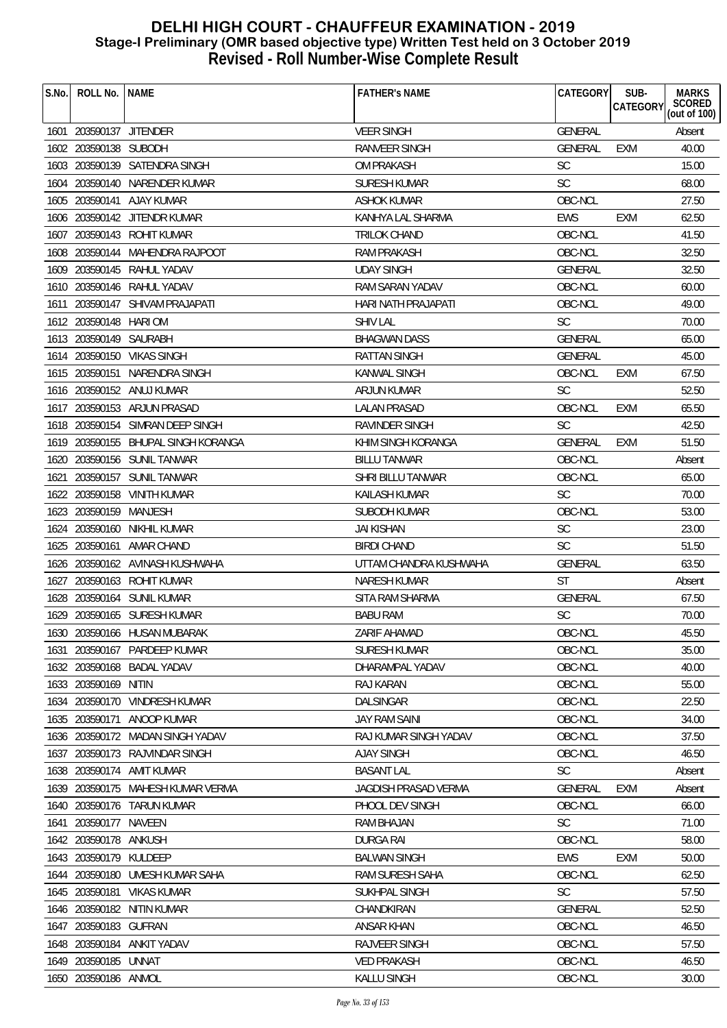# DELHI HIGH COURT - CHAUFFEUR EXAMINATION - 2019
## Stage-I Preliminary (OMR based objective type) Written Test held on 3 October 2019
## Revised - Roll Number-Wise Complete Result

| S.No. | ROLL No. | NAME | FATHER's NAME | CATEGORY | SUB-CATEGORY | MARKS SCORED (out of 100) |
|---|---|---|---|---|---|---|
| 1601 | 203590137 | JITENDER | VEER SINGH | GENERAL | | Absent |
| 1602 | 203590138 | SUBODH | RANVEER SINGH | GENERAL | EXM | 40.00 |
| 1603 | 203590139 | SATENDRA SINGH | OM PRAKASH | SC | | 15.00 |
| 1604 | 203590140 | NARENDER KUMAR | SURESH KUMAR | SC | | 68.00 |
| 1605 | 203590141 | AJAY KUMAR | ASHOK KUMAR | OBC-NCL | | 27.50 |
| 1606 | 203590142 | JITENDR KUMAR | KANHYA LAL SHARMA | EWS | EXM | 62.50 |
| 1607 | 203590143 | ROHIT KUMAR | TRILOK CHAND | OBC-NCL | | 41.50 |
| 1608 | 203590144 | MAHENDRA RAJPOOT | RAM PRAKASH | OBC-NCL | | 32.50 |
| 1609 | 203590145 | RAHUL YADAV | UDAY SINGH | GENERAL | | 32.50 |
| 1610 | 203590146 | RAHUL YADAV | RAM SARAN YADAV | OBC-NCL | | 60.00 |
| 1611 | 203590147 | SHIVAM PRAJAPATI | HARI NATH PRAJAPATI | OBC-NCL | | 49.00 |
| 1612 | 203590148 | HARI OM | SHIV LAL | SC | | 70.00 |
| 1613 | 203590149 | SAURABH | BHAGWAN DASS | GENERAL | | 65.00 |
| 1614 | 203590150 | VIKAS SINGH | RATTAN SINGH | GENERAL | | 45.00 |
| 1615 | 203590151 | NARENDRA SINGH | KANWAL SINGH | OBC-NCL | EXM | 67.50 |
| 1616 | 203590152 | ANUJ KUMAR | ARJUN KUMAR | SC | | 52.50 |
| 1617 | 203590153 | ARJUN PRASAD | LALAN PRASAD | OBC-NCL | EXM | 65.50 |
| 1618 | 203590154 | SIMRAN DEEP SINGH | RAVINDER SINGH | SC | | 42.50 |
| 1619 | 203590155 | BHUPAL SINGH KORANGA | KHIM SINGH KORANGA | GENERAL | EXM | 51.50 |
| 1620 | 203590156 | SUNIL TANWAR | BILLU TANWAR | OBC-NCL | | Absent |
| 1621 | 203590157 | SUNIL TANWAR | SHRI BILLU TANWAR | OBC-NCL | | 65.00 |
| 1622 | 203590158 | VINITH KUMAR | KAILASH KUMAR | SC | | 70.00 |
| 1623 | 203590159 | MANJESH | SUBODH KUMAR | OBC-NCL | | 53.00 |
| 1624 | 203590160 | NIKHIL KUMAR | JAI KISHAN | SC | | 23.00 |
| 1625 | 203590161 | AMAR CHAND | BIRDI CHAND | SC | | 51.50 |
| 1626 | 203590162 | AVINASH KUSHWAHA | UTTAM CHANDRA KUSHWAHA | GENERAL | | 63.50 |
| 1627 | 203590163 | ROHIT KUMAR | NARESH KUMAR | ST | | Absent |
| 1628 | 203590164 | SUNIL KUMAR | SITA RAM SHARMA | GENERAL | | 67.50 |
| 1629 | 203590165 | SURESH KUMAR | BABU RAM | SC | | 70.00 |
| 1630 | 203590166 | HUSAN MUBARAK | ZARIF AHAMAD | OBC-NCL | | 45.50 |
| 1631 | 203590167 | PARDEEP KUMAR | SURESH KUMAR | OBC-NCL | | 35.00 |
| 1632 | 203590168 | BADAL YADAV | DHARAMPAL YADAV | OBC-NCL | | 40.00 |
| 1633 | 203590169 | NITIN | RAJ KARAN | OBC-NCL | | 55.00 |
| 1634 | 203590170 | VINDRESH KUMAR | DALSINGAR | OBC-NCL | | 22.50 |
| 1635 | 203590171 | ANOOP KUMAR | JAY RAM SAINI | OBC-NCL | | 34.00 |
| 1636 | 203590172 | MADAN SINGH YADAV | RAJ KUMAR SINGH YADAV | OBC-NCL | | 37.50 |
| 1637 | 203590173 | RAJVINDAR SINGH | AJAY SINGH | OBC-NCL | | 46.50 |
| 1638 | 203590174 | AMIT KUMAR | BASANT LAL | SC | | Absent |
| 1639 | 203590175 | MAHESH KUMAR VERMA | JAGDISH PRASAD VERMA | GENERAL | EXM | Absent |
| 1640 | 203590176 | TARUN KUMAR | PHOOL DEV SINGH | OBC-NCL | | 66.00 |
| 1641 | 203590177 | NAVEEN | RAM BHAJAN | SC | | 71.00 |
| 1642 | 203590178 | ANKUSH | DURGA RAI | OBC-NCL | | 58.00 |
| 1643 | 203590179 | KULDEEP | BALWAN SINGH | EWS | EXM | 50.00 |
| 1644 | 203590180 | UMESH KUMAR SAHA | RAM SURESH SAHA | OBC-NCL | | 62.50 |
| 1645 | 203590181 | VIKAS KUMAR | SUKHPAL SINGH | SC | | 57.50 |
| 1646 | 203590182 | NITIN KUMAR | CHANDKIRAN | GENERAL | | 52.50 |
| 1647 | 203590183 | GUFRAN | ANSAR KHAN | OBC-NCL | | 46.50 |
| 1648 | 203590184 | ANKIT YADAV | RAJVEER SINGH | OBC-NCL | | 57.50 |
| 1649 | 203590185 | UNNAT | VED PRAKASH | OBC-NCL | | 46.50 |
| 1650 | 203590186 | ANMOL | KALLU SINGH | OBC-NCL | | 30.00 |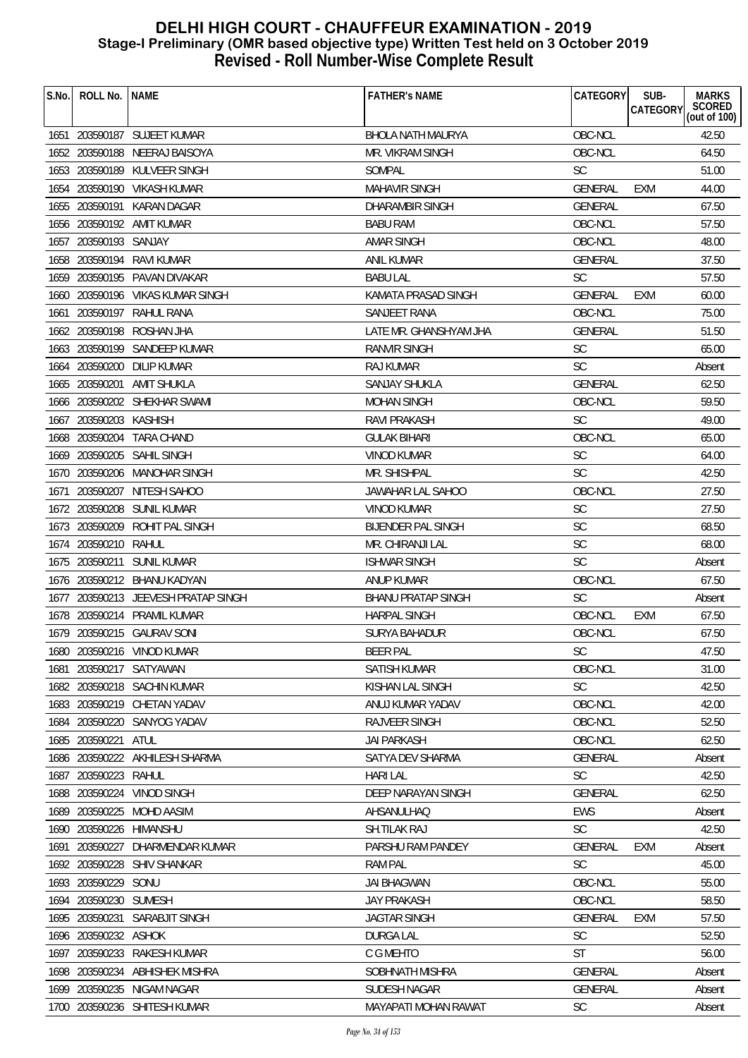# DELHI HIGH COURT - CHAUFFEUR EXAMINATION - 2019
## Stage-I Preliminary (OMR based objective type) Written Test held on 3 October 2019
## Revised - Roll Number-Wise Complete Result

| S.No. | ROLL No. | NAME | FATHER's NAME | CATEGORY | SUB-CATEGORY | MARKS SCORED (out of 100) |
|---|---|---|---|---|---|---|
| 1651 | 203590187 | SUJEET KUMAR | BHOLA NATH MAURYA | OBC-NCL | | 42.50 |
| 1652 | 203590188 | NEERAJ BAISOYA | MR. VIKRAM SINGH | OBC-NCL | | 64.50 |
| 1653 | 203590189 | KULVEER SINGH | SOMPAL | SC | | 51.00 |
| 1654 | 203590190 | VIKASH KUMAR | MAHAVIR SINGH | GENERAL | EXM | 44.00 |
| 1655 | 203590191 | KARAN DAGAR | DHARAMBIR SINGH | GENERAL | | 67.50 |
| 1656 | 203590192 | AMIT KUMAR | BABU RAM | OBC-NCL | | 57.50 |
| 1657 | 203590193 | SANJAY | AMAR SINGH | OBC-NCL | | 48.00 |
| 1658 | 203590194 | RAVI KUMAR | ANIL KUMAR | GENERAL | | 37.50 |
| 1659 | 203590195 | PAVAN DIVAKAR | BABU LAL | SC | | 57.50 |
| 1660 | 203590196 | VIKAS KUMAR SINGH | KAMATA PRASAD SINGH | GENERAL | EXM | 60.00 |
| 1661 | 203590197 | RAHUL RANA | SANJEET RANA | OBC-NCL | | 75.00 |
| 1662 | 203590198 | ROSHAN JHA | LATE MR. GHANSHYAM JHA | GENERAL | | 51.50 |
| 1663 | 203590199 | SANDEEP KUMAR | RANVIR SINGH | SC | | 65.00 |
| 1664 | 203590200 | DILIP KUMAR | RAJ KUMAR | SC | | Absent |
| 1665 | 203590201 | AMIT SHUKLA | SANJAY SHUKLA | GENERAL | | 62.50 |
| 1666 | 203590202 | SHEKHAR SWAMI | MOHAN SINGH | OBC-NCL | | 59.50 |
| 1667 | 203590203 | KASHISH | RAVI PRAKASH | SC | | 49.00 |
| 1668 | 203590204 | TARA CHAND | GULAK BIHARI | OBC-NCL | | 65.00 |
| 1669 | 203590205 | SAHIL SINGH | VINOD KUMAR | SC | | 64.00 |
| 1670 | 203590206 | MANOHAR SINGH | MR. SHISHPAL | SC | | 42.50 |
| 1671 | 203590207 | NITESH SAHOO | JAWAHAR LAL SAHOO | OBC-NCL | | 27.50 |
| 1672 | 203590208 | SUNIL KUMAR | VINOD KUMAR | SC | | 27.50 |
| 1673 | 203590209 | ROHIT PAL SINGH | BIJENDER PAL SINGH | SC | | 68.50 |
| 1674 | 203590210 | RAHUL | MR. CHIRANJI LAL | SC | | 68.00 |
| 1675 | 203590211 | SUNIL KUMAR | ISHWAR SINGH | SC | | Absent |
| 1676 | 203590212 | BHANU KADYAN | ANUP KUMAR | OBC-NCL | | 67.50 |
| 1677 | 203590213 | JEEVESH PRATAP SINGH | BHANU PRATAP SINGH | SC | | Absent |
| 1678 | 203590214 | PRAMIL KUMAR | HARPAL SINGH | OBC-NCL | EXM | 67.50 |
| 1679 | 203590215 | GAURAV SONI | SURYA BAHADUR | OBC-NCL | | 67.50 |
| 1680 | 203590216 | VINOD KUMAR | BEER PAL | SC | | 47.50 |
| 1681 | 203590217 | SATYAWAN | SATISH KUMAR | OBC-NCL | | 31.00 |
| 1682 | 203590218 | SACHIN KUMAR | KISHAN LAL SINGH | SC | | 42.50 |
| 1683 | 203590219 | CHETAN YADAV | ANUJ KUMAR YADAV | OBC-NCL | | 42.00 |
| 1684 | 203590220 | SANYOG YADAV | RAJVEER SINGH | OBC-NCL | | 52.50 |
| 1685 | 203590221 | ATUL | JAI PARKASH | OBC-NCL | | 62.50 |
| 1686 | 203590222 | AKHILESH SHARMA | SATYA DEV SHARMA | GENERAL | | Absent |
| 1687 | 203590223 | RAHUL | HARI LAL | SC | | 42.50 |
| 1688 | 203590224 | VINOD SINGH | DEEP NARAYAN SINGH | GENERAL | | 62.50 |
| 1689 | 203590225 | MOHD AASIM | AHSANULHAQ | EWS | | Absent |
| 1690 | 203590226 | HIMANSHU | SH.TILAK RAJ | SC | | 42.50 |
| 1691 | 203590227 | DHARMENDAR KUMAR | PARSHU RAM PANDEY | GENERAL | EXM | Absent |
| 1692 | 203590228 | SHIV SHANKAR | RAM PAL | SC | | 45.00 |
| 1693 | 203590229 | SONU | JAI BHAGWAN | OBC-NCL | | 55.00 |
| 1694 | 203590230 | SUMESH | JAY PRAKASH | OBC-NCL | | 58.50 |
| 1695 | 203590231 | SARABJIT SINGH | JAGTAR SINGH | GENERAL | EXM | 57.50 |
| 1696 | 203590232 | ASHOK | DURGA LAL | SC | | 52.50 |
| 1697 | 203590233 | RAKESH KUMAR | C G MEHTO | ST | | 56.00 |
| 1698 | 203590234 | ABHISHEK MISHRA | SOBHNATH MISHRA | GENERAL | | Absent |
| 1699 | 203590235 | NIGAM NAGAR | SUDESH NAGAR | GENERAL | | Absent |
| 1700 | 203590236 | SHITESH KUMAR | MAYAPATI MOHAN RAWAT | SC | | Absent |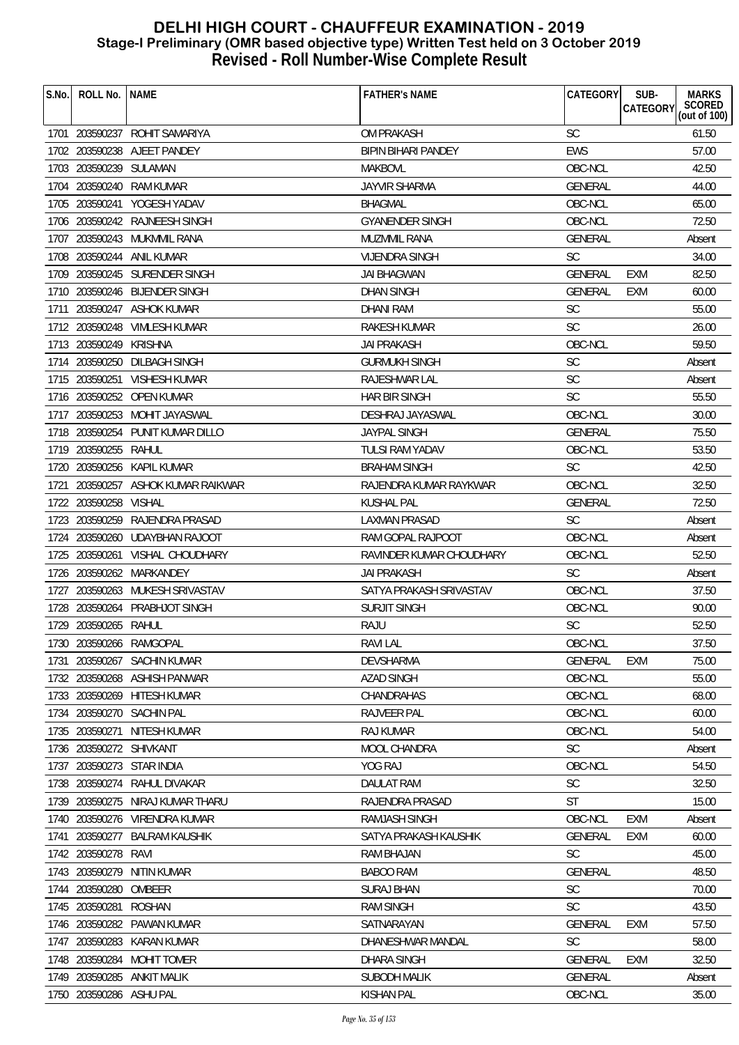# DELHI HIGH COURT - CHAUFFEUR EXAMINATION - 2019
## Stage-I Preliminary (OMR based objective type) Written Test held on 3 October 2019
## Revised - Roll Number-Wise Complete Result

| S.No. | ROLL No. | NAME | FATHER's NAME | CATEGORY | SUB-CATEGORY | MARKS SCORED (out of 100) |
|---|---|---|---|---|---|---|
| 1701 | 203590237 | ROHIT SAMARIYA | OM PRAKASH | SC | | 61.50 |
| 1702 | 203590238 | AJEET PANDEY | BIPIN BIHARI PANDEY | EWS | | 57.00 |
| 1703 | 203590239 | SULAMAN | MAKBOVL | OBC-NCL | | 42.50 |
| 1704 | 203590240 | RAM KUMAR | JAYVIR SHARMA | GENERAL | | 44.00 |
| 1705 | 203590241 | YOGESH YADAV | BHAGMAL | OBC-NCL | | 65.00 |
| 1706 | 203590242 | RAJNEESH SINGH | GYANENDER SINGH | OBC-NCL | | 72.50 |
| 1707 | 203590243 | MUKMMIL RANA | MUZMMIL RANA | GENERAL | | Absent |
| 1708 | 203590244 | ANIL KUMAR | VIJENDRA SINGH | SC | | 34.00 |
| 1709 | 203590245 | SURENDER SINGH | JAI BHAGWAN | GENERAL | EXM | 82.50 |
| 1710 | 203590246 | BIJENDER SINGH | DHAN SINGH | GENERAL | EXM | 60.00 |
| 1711 | 203590247 | ASHOK KUMAR | DHANI RAM | SC | | 55.00 |
| 1712 | 203590248 | VIMLESH KUMAR | RAKESH KUMAR | SC | | 26.00 |
| 1713 | 203590249 | KRISHNA | JAI PRAKASH | OBC-NCL | | 59.50 |
| 1714 | 203590250 | DILBAGH SINGH | GURMUKH SINGH | SC | | Absent |
| 1715 | 203590251 | VISHESH KUMAR | RAJESHWAR LAL | SC | | Absent |
| 1716 | 203590252 | OPEN KUMAR | HAR BIR SINGH | SC | | 55.50 |
| 1717 | 203590253 | MOHIT JAYASWAL | DESHRAJ JAYASWAL | OBC-NCL | | 30.00 |
| 1718 | 203590254 | PUNIT KUMAR DILLO | JAYPAL SINGH | GENERAL | | 75.50 |
| 1719 | 203590255 | RAHUL | TULSI RAM YADAV | OBC-NCL | | 53.50 |
| 1720 | 203590256 | KAPIL KUMAR | BRAHAM SINGH | SC | | 42.50 |
| 1721 | 203590257 | ASHOK KUMAR RAIKWAR | RAJENDRA KUMAR RAYKWAR | OBC-NCL | | 32.50 |
| 1722 | 203590258 | VISHAL | KUSHAL PAL | GENERAL | | 72.50 |
| 1723 | 203590259 | RAJENDRA PRASAD | LAXMAN PRASAD | SC | | Absent |
| 1724 | 203590260 | UDAYBHAN RAJOOT | RAM GOPAL RAJPOOT | OBC-NCL | | Absent |
| 1725 | 203590261 | VISHAL CHOUDHARY | RAVINDER KUMAR CHOUDHARY | OBC-NCL | | 52.50 |
| 1726 | 203590262 | MARKANDEY | JAI PRAKASH | SC | | Absent |
| 1727 | 203590263 | MUKESH SRIVASTAV | SATYA PRAKASH SRIVASTAV | OBC-NCL | | 37.50 |
| 1728 | 203590264 | PRABHJOT SINGH | SURJIT SINGH | OBC-NCL | | 90.00 |
| 1729 | 203590265 | RAHUL | RAJU | SC | | 52.50 |
| 1730 | 203590266 | RAMGOPAL | RAVI LAL | OBC-NCL | | 37.50 |
| 1731 | 203590267 | SACHIN KUMAR | DEVSHARMA | GENERAL | EXM | 75.00 |
| 1732 | 203590268 | ASHISH PANWAR | AZAD SINGH | OBC-NCL | | 55.00 |
| 1733 | 203590269 | HITESH KUMAR | CHANDRAHAS | OBC-NCL | | 68.00 |
| 1734 | 203590270 | SACHIN PAL | RAJVEER PAL | OBC-NCL | | 60.00 |
| 1735 | 203590271 | NITESH KUMAR | RAJ KUMAR | OBC-NCL | | 54.00 |
| 1736 | 203590272 | SHIVKANT | MOOL CHANDRA | SC | | Absent |
| 1737 | 203590273 | STAR INDIA | YOG RAJ | OBC-NCL | | 54.50 |
| 1738 | 203590274 | RAHUL DIVAKAR | DAULAT RAM | SC | | 32.50 |
| 1739 | 203590275 | NIRAJ KUMAR THARU | RAJENDRA PRASAD | ST | | 15.00 |
| 1740 | 203590276 | VIRENDRA KUMAR | RAMJASH SINGH | OBC-NCL | EXM | Absent |
| 1741 | 203590277 | BALRAM KAUSHIK | SATYA PRAKASH KAUSHIK | GENERAL | EXM | 60.00 |
| 1742 | 203590278 | RAVI | RAM BHAJAN | SC | | 45.00 |
| 1743 | 203590279 | NITIN KUMAR | BABOO RAM | GENERAL | | 48.50 |
| 1744 | 203590280 | OMBEER | SURAJ BHAN | SC | | 70.00 |
| 1745 | 203590281 | ROSHAN | RAM SINGH | SC | | 43.50 |
| 1746 | 203590282 | PAWAN KUMAR | SATNARAYAN | GENERAL | EXM | 57.50 |
| 1747 | 203590283 | KARAN KUMAR | DHANESHWAR MANDAL | SC | | 58.00 |
| 1748 | 203590284 | MOHIT TOMER | DHARA SINGH | GENERAL | EXM | 32.50 |
| 1749 | 203590285 | ANKIT MALIK | SUBODH MALIK | GENERAL | | Absent |
| 1750 | 203590286 | ASHU PAL | KISHAN PAL | OBC-NCL | | 35.00 |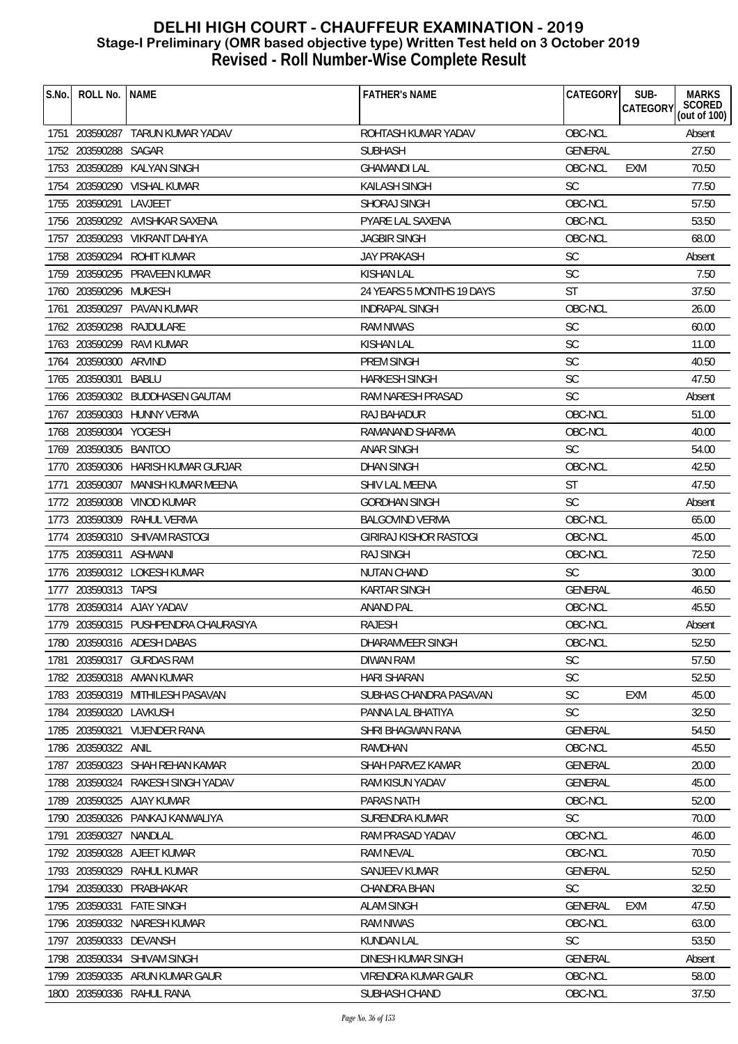# DELHI HIGH COURT - CHAUFFEUR EXAMINATION - 2019
## Stage-I Preliminary (OMR based objective type) Written Test held on 3 October 2019
## Revised - Roll Number-Wise Complete Result

| S.No. | ROLL No. | NAME | FATHER's NAME | CATEGORY | SUB-CATEGORY | MARKS SCORED (out of 100) |
|---|---|---|---|---|---|---|
| 1751 | 203590287 | TARUN KUMAR YADAV | ROHTASH KUMAR YADAV | OBC-NCL | | Absent |
| 1752 | 203590288 | SAGAR | SUBHASH | GENERAL | | 27.50 |
| 1753 | 203590289 | KALYAN SINGH | GHAMANDI LAL | OBC-NCL | EXM | 70.50 |
| 1754 | 203590290 | VISHAL KUMAR | KAILASH SINGH | SC | | 77.50 |
| 1755 | 203590291 | LAVJEET | SHORAJ SINGH | OBC-NCL | | 57.50 |
| 1756 | 203590292 | AVISHKAR SAXENA | PYARE LAL SAXENA | OBC-NCL | | 53.50 |
| 1757 | 203590293 | VIKRANT DAHIYA | JAGBIR SINGH | OBC-NCL | | 68.00 |
| 1758 | 203590294 | ROHIT KUMAR | JAY PRAKASH | SC | | Absent |
| 1759 | 203590295 | PRAVEEN KUMAR | KISHAN LAL | SC | | 7.50 |
| 1760 | 203590296 | MUKESH | 24 YEARS 5 MONTHS 19 DAYS | ST | | 37.50 |
| 1761 | 203590297 | PAVAN KUMAR | INDRAPAL SINGH | OBC-NCL | | 26.00 |
| 1762 | 203590298 | RAJDULARE | RAM NIWAS | SC | | 60.00 |
| 1763 | 203590299 | RAVI KUMAR | KISHAN LAL | SC | | 11.00 |
| 1764 | 203590300 | ARVIND | PREM SINGH | SC | | 40.50 |
| 1765 | 203590301 | BABLU | HARKESH SINGH | SC | | 47.50 |
| 1766 | 203590302 | BUDDHASEN GAUTAM | RAM NARESH PRASAD | SC | | Absent |
| 1767 | 203590303 | HUNNY VERMA | RAJ BAHADUR | OBC-NCL | | 51.00 |
| 1768 | 203590304 | YOGESH | RAMANAND SHARMA | OBC-NCL | | 40.00 |
| 1769 | 203590305 | BANTOO | ANAR SINGH | SC | | 54.00 |
| 1770 | 203590306 | HARISH KUMAR GURJAR | DHAN SINGH | OBC-NCL | | 42.50 |
| 1771 | 203590307 | MANISH KUMAR MEENA | SHIV LAL MEENA | ST | | 47.50 |
| 1772 | 203590308 | VINOD KUMAR | GORDHAN SINGH | SC | | Absent |
| 1773 | 203590309 | RAHUL VERMA | BALGOVIND VERMA | OBC-NCL | | 65.00 |
| 1774 | 203590310 | SHIVAM RASTOGI | GIRIRAJ KISHOR RASTOGI | OBC-NCL | | 45.00 |
| 1775 | 203590311 | ASHWANI | RAJ SINGH | OBC-NCL | | 72.50 |
| 1776 | 203590312 | LOKESH KUMAR | NUTAN CHAND | SC | | 30.00 |
| 1777 | 203590313 | TAPSI | KARTAR SINGH | GENERAL | | 46.50 |
| 1778 | 203590314 | AJAY YADAV | ANAND PAL | OBC-NCL | | 45.50 |
| 1779 | 203590315 | PUSHPENDRA CHAURASIYA | RAJESH | OBC-NCL | | Absent |
| 1780 | 203590316 | ADESH DABAS | DHARAMVEER SINGH | OBC-NCL | | 52.50 |
| 1781 | 203590317 | GURDAS RAM | DIWAN RAM | SC | | 57.50 |
| 1782 | 203590318 | AMAN KUMAR | HARI SHARAN | SC | | 52.50 |
| 1783 | 203590319 | MITHILESH PASAVAN | SUBHAS CHANDRA PASAVAN | SC | EXM | 45.00 |
| 1784 | 203590320 | LAVKUSH | PANNA LAL BHATIYA | SC | | 32.50 |
| 1785 | 203590321 | VIJENDER RANA | SHRI BHAGWAN RANA | GENERAL | | 54.50 |
| 1786 | 203590322 | ANIL | RAMDHAN | OBC-NCL | | 45.50 |
| 1787 | 203590323 | SHAH REHAN KAMAR | SHAH PARVEZ KAMAR | GENERAL | | 20.00 |
| 1788 | 203590324 | RAKESH SINGH YADAV | RAM KISUN YADAV | GENERAL | | 45.00 |
| 1789 | 203590325 | AJAY KUMAR | PARAS NATH | OBC-NCL | | 52.00 |
| 1790 | 203590326 | PANKAJ KANWALIYA | SURENDRA KUMAR | SC | | 70.00 |
| 1791 | 203590327 | NANDLAL | RAM PRASAD YADAV | OBC-NCL | | 46.00 |
| 1792 | 203590328 | AJEET KUMAR | RAM NEVAL | OBC-NCL | | 70.50 |
| 1793 | 203590329 | RAHUL KUMAR | SANJEEV KUMAR | GENERAL | | 52.50 |
| 1794 | 203590330 | PRABHAKAR | CHANDRA BHAN | SC | | 32.50 |
| 1795 | 203590331 | FATE SINGH | ALAM SINGH | GENERAL | EXM | 47.50 |
| 1796 | 203590332 | NARESH KUMAR | RAM NIWAS | OBC-NCL | | 63.00 |
| 1797 | 203590333 | DEVANSH | KUNDAN LAL | SC | | 53.50 |
| 1798 | 203590334 | SHIVAM SINGH | DINESH KUMAR SINGH | GENERAL | | Absent |
| 1799 | 203590335 | ARUN KUMAR GAUR | VIRENDRA KUMAR GAUR | OBC-NCL | | 58.00 |
| 1800 | 203590336 | RAHUL RANA | SUBHASH CHAND | OBC-NCL | | 37.50 |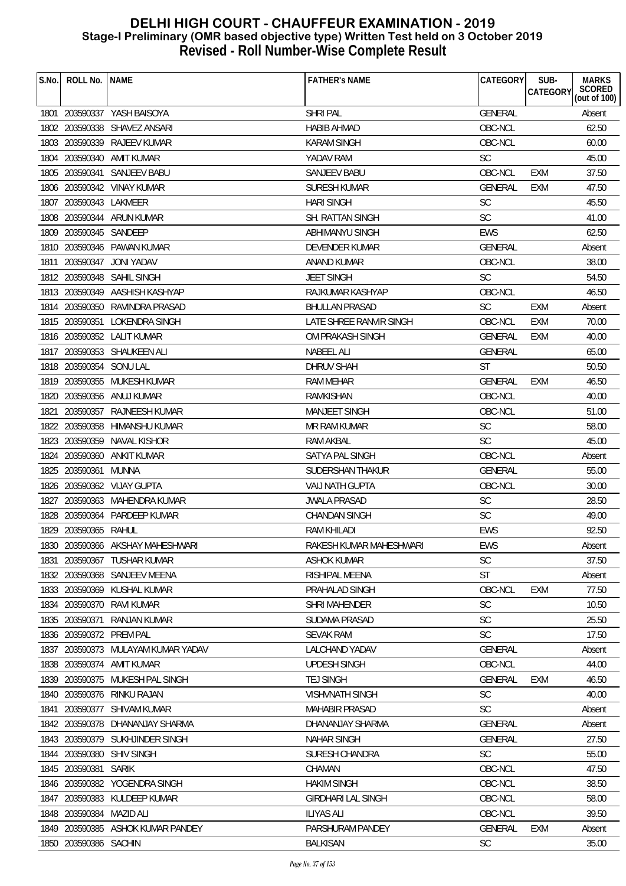# DELHI HIGH COURT - CHAUFFEUR EXAMINATION - 2019
## Stage-I Preliminary (OMR based objective type) Written Test held on 3 October 2019
## Revised - Roll Number-Wise Complete Result

| S.No. | ROLL No. | NAME | FATHER's NAME | CATEGORY | SUB-CATEGORY | MARKS SCORED (out of 100) |
|---|---|---|---|---|---|---|
| 1801 | 203590337 | YASH BAISOYA | SHRI PAL | GENERAL | | Absent |
| 1802 | 203590338 | SHAVEZ ANSARI | HABIB AHMAD | OBC-NCL | | 62.50 |
| 1803 | 203590339 | RAJEEV KUMAR | KARAM SINGH | OBC-NCL | | 60.00 |
| 1804 | 203590340 | AMIT KUMAR | YADAV RAM | SC | | 45.00 |
| 1805 | 203590341 | SANJEEV BABU | SANJEEV BABU | OBC-NCL | EXM | 37.50 |
| 1806 | 203590342 | VINAY KUMAR | SURESH KUMAR | GENERAL | EXM | 47.50 |
| 1807 | 203590343 | LAKMEER | HARI SINGH | SC | | 45.50 |
| 1808 | 203590344 | ARUN KUMAR | SH. RATTAN SINGH | SC | | 41.00 |
| 1809 | 203590345 | SANDEEP | ABHIMANYU SINGH | EWS | | 62.50 |
| 1810 | 203590346 | PAWAN KUMAR | DEVENDER KUMAR | GENERAL | | Absent |
| 1811 | 203590347 | JONI YADAV | ANAND KUMAR | OBC-NCL | | 38.00 |
| 1812 | 203590348 | SAHIL SINGH | JEET SINGH | SC | | 54.50 |
| 1813 | 203590349 | AASHISH KASHYAP | RAJKUMAR KASHYAP | OBC-NCL | | 46.50 |
| 1814 | 203590350 | RAVINDRA PRASAD | BHULLAN PRASAD | SC | EXM | Absent |
| 1815 | 203590351 | LOKENDRA SINGH | LATE SHREE RANVIR SINGH | OBC-NCL | EXM | 70.00 |
| 1816 | 203590352 | LALIT KUMAR | OM PRAKASH SINGH | GENERAL | EXM | 40.00 |
| 1817 | 203590353 | SHAUKEEN ALI | NABEEL ALI | GENERAL | | 65.00 |
| 1818 | 203590354 | SONU LAL | DHRUV SHAH | ST | | 50.50 |
| 1819 | 203590355 | MUKESH KUMAR | RAM MEHAR | GENERAL | EXM | 46.50 |
| 1820 | 203590356 | ANUJ KUMAR | RAMKISHAN | OBC-NCL | | 40.00 |
| 1821 | 203590357 | RAJNEESH KUMAR | MANJEET SINGH | OBC-NCL | | 51.00 |
| 1822 | 203590358 | HIMANSHU KUMAR | MR RAM KUMAR | SC | | 58.00 |
| 1823 | 203590359 | NAVAL KISHOR | RAM AKBAL | SC | | 45.00 |
| 1824 | 203590360 | ANKIT KUMAR | SATYA PAL SINGH | OBC-NCL | | Absent |
| 1825 | 203590361 | MUNNA | SUDERSHAN THAKUR | GENERAL | | 55.00 |
| 1826 | 203590362 | VIJAY GUPTA | VAIJ NATH GUPTA | OBC-NCL | | 30.00 |
| 1827 | 203590363 | MAHENDRA KUMAR | JWALA PRASAD | SC | | 28.50 |
| 1828 | 203590364 | PARDEEP KUMAR | CHANDAN SINGH | SC | | 49.00 |
| 1829 | 203590365 | RAHUL | RAM KHILADI | EWS | | 92.50 |
| 1830 | 203590366 | AKSHAY MAHESHWARI | RAKESH KUMAR MAHESHWARI | EWS | | Absent |
| 1831 | 203590367 | TUSHAR KUMAR | ASHOK KUMAR | SC | | 37.50 |
| 1832 | 203590368 | SANJEEV MEENA | RISHIPAL MEENA | ST | | Absent |
| 1833 | 203590369 | KUSHAL KUMAR | PRAHALAD SINGH | OBC-NCL | EXM | 77.50 |
| 1834 | 203590370 | RAVI KUMAR | SHRI MAHENDER | SC | | 10.50 |
| 1835 | 203590371 | RANJAN KUMAR | SUDAMA PRASAD | SC | | 25.50 |
| 1836 | 203590372 | PREM PAL | SEVAK RAM | SC | | 17.50 |
| 1837 | 203590373 | MULAYAM KUMAR YADAV | LALCHAND YADAV | GENERAL | | Absent |
| 1838 | 203590374 | AMIT KUMAR | UPDESH SINGH | OBC-NCL | | 44.00 |
| 1839 | 203590375 | MUKESH PAL SINGH | TEJ SINGH | GENERAL | EXM | 46.50 |
| 1840 | 203590376 | RINKU RAJAN | VISHVNATH SINGH | SC | | 40.00 |
| 1841 | 203590377 | SHIVAM KUMAR | MAHABIR PRASAD | SC | | Absent |
| 1842 | 203590378 | DHANANJAY SHARMA | DHANANJAY SHARMA | GENERAL | | Absent |
| 1843 | 203590379 | SUKHJINDER SINGH | NAHAR SINGH | GENERAL | | 27.50 |
| 1844 | 203590380 | SHIV SINGH | SURESH CHANDRA | SC | | 55.00 |
| 1845 | 203590381 | SARIK | CHAMAN | OBC-NCL | | 47.50 |
| 1846 | 203590382 | YOGENDRA SINGH | HAKIM SINGH | OBC-NCL | | 38.50 |
| 1847 | 203590383 | KULDEEP KUMAR | GIRDHARI LAL SINGH | OBC-NCL | | 58.00 |
| 1848 | 203590384 | MAZID ALI | ILIYAS ALI | OBC-NCL | | 39.50 |
| 1849 | 203590385 | ASHOK KUMAR PANDEY | PARSHURAM PANDEY | GENERAL | EXM | Absent |
| 1850 | 203590386 | SACHIN | BALKISAN | SC | | 35.00 |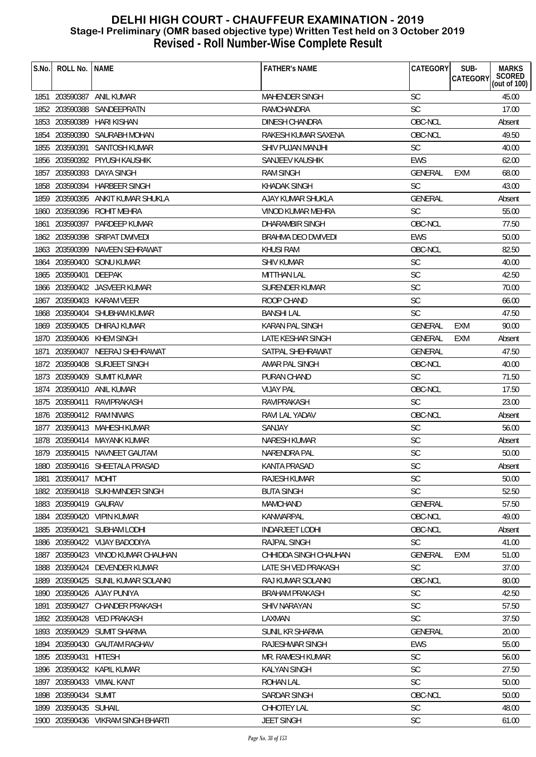# DELHI HIGH COURT - CHAUFFEUR EXAMINATION - 2019
## Stage-I Preliminary (OMR based objective type) Written Test held on 3 October 2019
## Revised - Roll Number-Wise Complete Result

| S.No. | ROLL No. | NAME | FATHER's NAME | CATEGORY | SUB-CATEGORY | MARKS SCORED (out of 100) |
|---|---|---|---|---|---|---|
| 1851 | 203590387 | ANIL KUMAR | MAHENDER SINGH | SC | | 45.00 |
| 1852 | 203590388 | SANDEEPRATN | RAMCHANDRA | SC | | 17.00 |
| 1853 | 203590389 | HARI KISHAN | DINESH CHANDRA | OBC-NCL | | Absent |
| 1854 | 203590390 | SAURABH MOHAN | RAKESH KUMAR SAXENA | OBC-NCL | | 49.50 |
| 1855 | 203590391 | SANTOSH KUMAR | SHIV PUJAN MANJHI | SC | | 40.00 |
| 1856 | 203590392 | PIYUSH KAUSHIK | SANJEEV KAUSHIK | EWS | | 62.00 |
| 1857 | 203590393 | DAYA SINGH | RAM SINGH | GENERAL | EXM | 68.00 |
| 1858 | 203590394 | HARBEER SINGH | KHADAK SINGH | SC | | 43.00 |
| 1859 | 203590395 | ANKIT KUMAR SHUKLA | AJAY KUMAR SHUKLA | GENERAL | | Absent |
| 1860 | 203590396 | ROHIT MEHRA | VINOD KUMAR MEHRA | SC | | 55.00 |
| 1861 | 203590397 | PARDEEP KUMAR | DHARAMBIR SINGH | OBC-NCL | | 77.50 |
| 1862 | 203590398 | SRIPAT DWIVEDI | BRAHMA DEO DWIVEDI | EWS | | 50.00 |
| 1863 | 203590399 | NAVEEN SEHRAWAT | KHUSI RAM | OBC-NCL | | 82.50 |
| 1864 | 203590400 | SONU KUMAR | SHIV KUMAR | SC | | 40.00 |
| 1865 | 203590401 | DEEPAK | MITTHAN LAL | SC | | 42.50 |
| 1866 | 203590402 | JASVEER KUMAR | SURENDER KUMAR | SC | | 70.00 |
| 1867 | 203590403 | KARAM VEER | ROOP CHAND | SC | | 66.00 |
| 1868 | 203590404 | SHUBHAM KUMAR | BANSHI LAL | SC | | 47.50 |
| 1869 | 203590405 | DHIRAJ KUMAR | KARAN PAL SINGH | GENERAL | EXM | 90.00 |
| 1870 | 203590406 | KHEM SINGH | LATE KESHAR SINGH | GENERAL | EXM | Absent |
| 1871 | 203590407 | NEERAJ SHEHRAWAT | SATPAL SHEHRAWAT | GENERAL | | 47.50 |
| 1872 | 203590408 | SURJEET SINGH | AMAR PAL SINGH | OBC-NCL | | 40.00 |
| 1873 | 203590409 | SUMIT KUMAR | PURAN CHAND | SC | | 71.50 |
| 1874 | 203590410 | ANIL KUMAR | VIJAY PAL | OBC-NCL | | 17.50 |
| 1875 | 203590411 | RAVIPRAKASH | RAVIPRAKASH | SC | | 23.00 |
| 1876 | 203590412 | RAM NIWAS | RAVI LAL YADAV | OBC-NCL | | Absent |
| 1877 | 203590413 | MAHESH KUMAR | SANJAY | SC | | 56.00 |
| 1878 | 203590414 | MAYANK KUMAR | NARESH KUMAR | SC | | Absent |
| 1879 | 203590415 | NAVNEET GAUTAM | NARENDRA PAL | SC | | 50.00 |
| 1880 | 203590416 | SHEETALA PRASAD | KANTA PRASAD | SC | | Absent |
| 1881 | 203590417 | MOHIT | RAJESH KUMAR | SC | | 50.00 |
| 1882 | 203590418 | SUKHWINDER SINGH | BUTA SINGH | SC | | 52.50 |
| 1883 | 203590419 | GAURAV | MAMCHAND | GENERAL | | 57.50 |
| 1884 | 203590420 | VIPIN KUMAR | KANWARPAL | OBC-NCL | | 49.00 |
| 1885 | 203590421 | SUBHAM LODHI | INDARJEET LODHI | OBC-NCL | | Absent |
| 1886 | 203590422 | VIJAY BADODIYA | RAJPAL SINGH | SC | | 41.00 |
| 1887 | 203590423 | VINOD KUMAR CHAUHAN | CHHIDDA SINGH CHAUHAN | GENERAL | EXM | 51.00 |
| 1888 | 203590424 | DEVENDER KUMAR | LATE SH VED PRAKASH | SC | | 37.00 |
| 1889 | 203590425 | SUNIL KUMAR SOLANKI | RAJ KUMAR SOLANKI | OBC-NCL | | 80.00 |
| 1890 | 203590426 | AJAY PUNIYA | BRAHAM PRAKASH | SC | | 42.50 |
| 1891 | 203590427 | CHANDER PRAKASH | SHIV NARAYAN | SC | | 57.50 |
| 1892 | 203590428 | VED PRAKASH | LAXMAN | SC | | 37.50 |
| 1893 | 203590429 | SUMIT SHARMA | SUNIL KR SHARMA | GENERAL | | 20.00 |
| 1894 | 203590430 | GAUTAM RAGHAV | RAJESHWAR SINGH | EWS | | 55.00 |
| 1895 | 203590431 | HITESH | MR. RAMESH KUMAR | SC | | 56.00 |
| 1896 | 203590432 | KAPIL KUMAR | KALYAN SINGH | SC | | 27.50 |
| 1897 | 203590433 | VIMAL KANT | ROHAN LAL | SC | | 50.00 |
| 1898 | 203590434 | SUMIT | SARDAR SINGH | OBC-NCL | | 50.00 |
| 1899 | 203590435 | SUHAIL | CHHOTEY LAL | SC | | 48.00 |
| 1900 | 203590436 | VIKRAM SINGH BHARTI | JEET SINGH | SC | | 61.00 |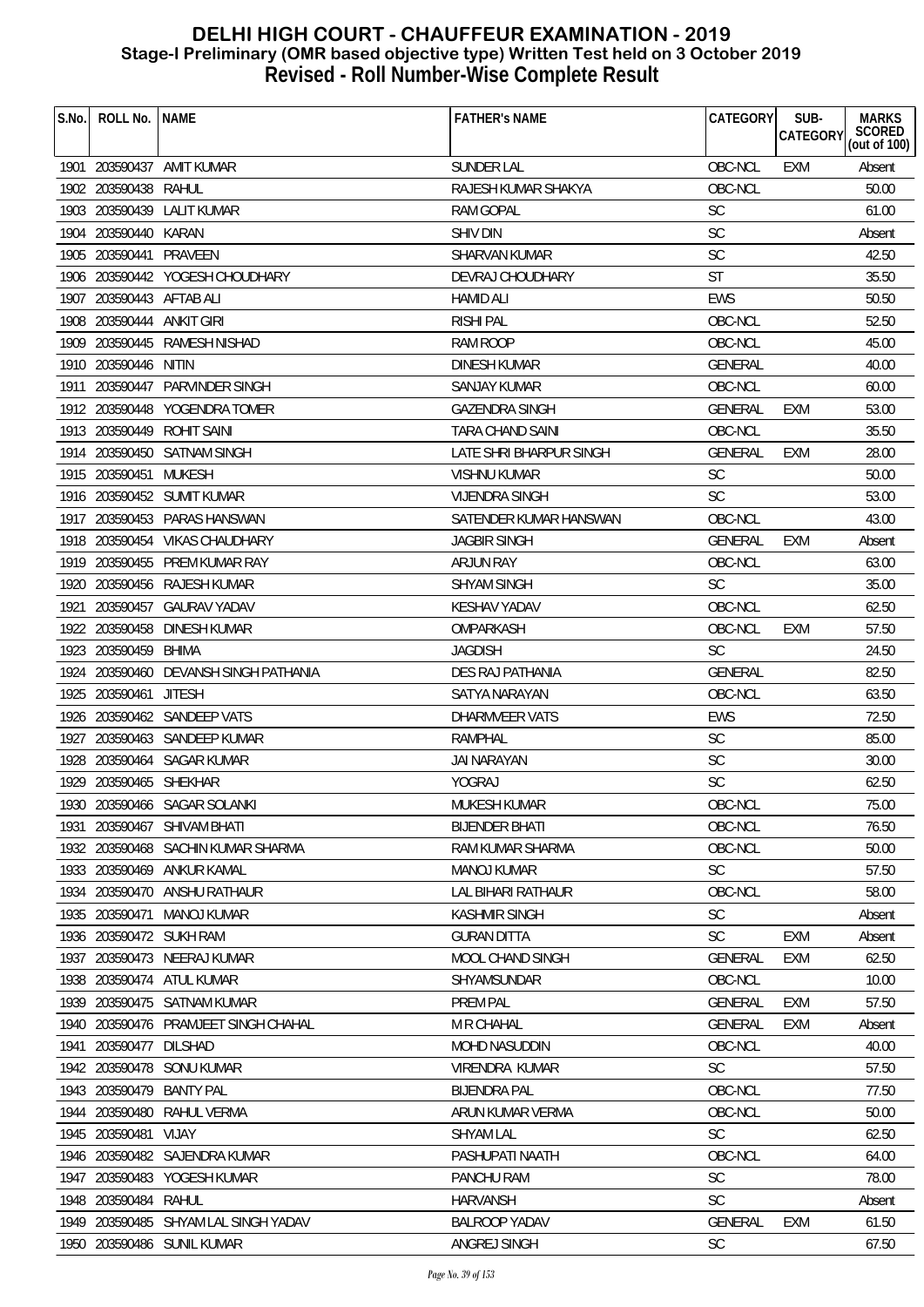# DELHI HIGH COURT - CHAUFFEUR EXAMINATION - 2019
## Stage-I Preliminary (OMR based objective type) Written Test held on 3 October 2019
## Revised - Roll Number-Wise Complete Result

| S.No. | ROLL No. | NAME | FATHER's NAME | CATEGORY | SUB-CATEGORY | MARKS SCORED (out of 100) |
|---|---|---|---|---|---|---|
| 1901 | 203590437 | AMIT KUMAR | SUNDER LAL | OBC-NCL | EXM | Absent |
| 1902 | 203590438 | RAHUL | RAJESH KUMAR SHAKYA | OBC-NCL | | 50.00 |
| 1903 | 203590439 | LALIT KUMAR | RAM GOPAL | SC | | 61.00 |
| 1904 | 203590440 | KARAN | SHIV DIN | SC | | Absent |
| 1905 | 203590441 | PRAVEEN | SHARVAN KUMAR | SC | | 42.50 |
| 1906 | 203590442 | YOGESH CHOUDHARY | DEVRAJ CHOUDHARY | ST | | 35.50 |
| 1907 | 203590443 | AFTAB ALI | HAMID ALI | EWS | | 50.50 |
| 1908 | 203590444 | ANKIT GIRI | RISHI PAL | OBC-NCL | | 52.50 |
| 1909 | 203590445 | RAMESH NISHAD | RAM ROOP | OBC-NCL | | 45.00 |
| 1910 | 203590446 | NITIN | DINESH KUMAR | GENERAL | | 40.00 |
| 1911 | 203590447 | PARVINDER SINGH | SANJAY KUMAR | OBC-NCL | | 60.00 |
| 1912 | 203590448 | YOGENDRA TOMER | GAZENDRA SINGH | GENERAL | EXM | 53.00 |
| 1913 | 203590449 | ROHIT SAINI | TARA CHAND SAINI | OBC-NCL | | 35.50 |
| 1914 | 203590450 | SATNAM SINGH | LATE SHRI BHARPUR SINGH | GENERAL | EXM | 28.00 |
| 1915 | 203590451 | MUKESH | VISHNU KUMAR | SC | | 50.00 |
| 1916 | 203590452 | SUMIT KUMAR | VIJENDRA SINGH | SC | | 53.00 |
| 1917 | 203590453 | PARAS HANSWAN | SATENDER KUMAR HANSWAN | OBC-NCL | | 43.00 |
| 1918 | 203590454 | VIKAS CHAUDHARY | JAGBIR SINGH | GENERAL | EXM | Absent |
| 1919 | 203590455 | PREM KUMAR RAY | ARJUN RAY | OBC-NCL | | 63.00 |
| 1920 | 203590456 | RAJESH KUMAR | SHYAM SINGH | SC | | 35.00 |
| 1921 | 203590457 | GAURAV YADAV | KESHAV YADAV | OBC-NCL | | 62.50 |
| 1922 | 203590458 | DINESH KUMAR | OMPARKASH | OBC-NCL | EXM | 57.50 |
| 1923 | 203590459 | BHIMA | JAGDISH | SC | | 24.50 |
| 1924 | 203590460 | DEVANSH SINGH PATHANIA | DES RAJ PATHANIA | GENERAL | | 82.50 |
| 1925 | 203590461 | JITESH | SATYA NARAYAN | OBC-NCL | | 63.50 |
| 1926 | 203590462 | SANDEEP VATS | DHARMVEER VATS | EWS | | 72.50 |
| 1927 | 203590463 | SANDEEP KUMAR | RAMPHAL | SC | | 85.00 |
| 1928 | 203590464 | SAGAR KUMAR | JAI NARAYAN | SC | | 30.00 |
| 1929 | 203590465 | SHEKHAR | YOGRAJ | SC | | 62.50 |
| 1930 | 203590466 | SAGAR SOLANKI | MUKESH KUMAR | OBC-NCL | | 75.00 |
| 1931 | 203590467 | SHIVAM BHATI | BIJENDER BHATI | OBC-NCL | | 76.50 |
| 1932 | 203590468 | SACHIN KUMAR SHARMA | RAM KUMAR SHARMA | OBC-NCL | | 50.00 |
| 1933 | 203590469 | ANKUR KAMAL | MANOJ KUMAR | SC | | 57.50 |
| 1934 | 203590470 | ANSHU RATHAUR | LAL BIHARI RATHAUR | OBC-NCL | | 58.00 |
| 1935 | 203590471 | MANOJ KUMAR | KASHMIR SINGH | SC | | Absent |
| 1936 | 203590472 | SUKH RAM | GURAN DITTA | SC | EXM | Absent |
| 1937 | 203590473 | NEERAJ KUMAR | MOOL CHAND SINGH | GENERAL | EXM | 62.50 |
| 1938 | 203590474 | ATUL KUMAR | SHYAMSUNDAR | OBC-NCL | | 10.00 |
| 1939 | 203590475 | SATNAM KUMAR | PREM PAL | GENERAL | EXM | 57.50 |
| 1940 | 203590476 | PRAMJEET SINGH CHAHAL | M R CHAHAL | GENERAL | EXM | Absent |
| 1941 | 203590477 | DILSHAD | MOHD NASUDDIN | OBC-NCL | | 40.00 |
| 1942 | 203590478 | SONU KUMAR | VIRENDRA KUMAR | SC | | 57.50 |
| 1943 | 203590479 | BANTY PAL | BIJENDRA PAL | OBC-NCL | | 77.50 |
| 1944 | 203590480 | RAHUL VERMA | ARUN KUMAR VERMA | OBC-NCL | | 50.00 |
| 1945 | 203590481 | VIJAY | SHYAM LAL | SC | | 62.50 |
| 1946 | 203590482 | SAJENDRA KUMAR | PASHUPATI NAATH | OBC-NCL | | 64.00 |
| 1947 | 203590483 | YOGESH KUMAR | PANCHU RAM | SC | | 78.00 |
| 1948 | 203590484 | RAHUL | HARVANSH | SC | | Absent |
| 1949 | 203590485 | SHYAM LAL SINGH YADAV | BALROOP YADAV | GENERAL | EXM | 61.50 |
| 1950 | 203590486 | SUNIL KUMAR | ANGREJ SINGH | SC | | 67.50 |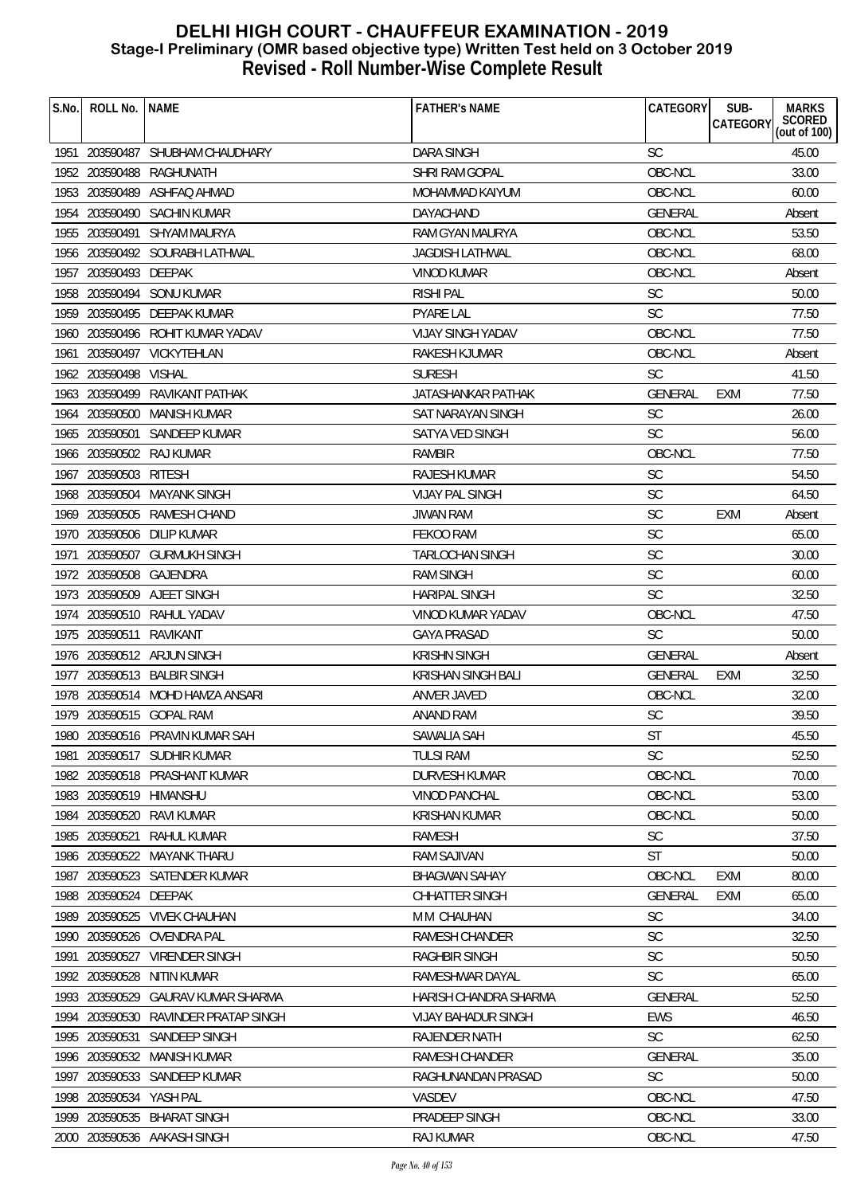# DELHI HIGH COURT - CHAUFFEUR EXAMINATION - 2019
## Stage-I Preliminary (OMR based objective type) Written Test held on 3 October 2019
## Revised - Roll Number-Wise Complete Result

| S.No. | ROLL No. | NAME | FATHER's NAME | CATEGORY | SUB-CATEGORY | MARKS SCORED (out of 100) |
|---|---|---|---|---|---|---|
| 1951 | 203590487 | SHUBHAM CHAUDHARY | DARA SINGH | SC | | 45.00 |
| 1952 | 203590488 | RAGHUNATH | SHRI RAM GOPAL | OBC-NCL | | 33.00 |
| 1953 | 203590489 | ASHFAQ AHMAD | MOHAMMAD KAIYUM | OBC-NCL | | 60.00 |
| 1954 | 203590490 | SACHIN KUMAR | DAYACHAND | GENERAL | | Absent |
| 1955 | 203590491 | SHYAM MAURYA | RAM GYAN MAURYA | OBC-NCL | | 53.50 |
| 1956 | 203590492 | SOURABH LATHWAL | JAGDISH LATHWAL | OBC-NCL | | 68.00 |
| 1957 | 203590493 | DEEPAK | VINOD KUMAR | OBC-NCL | | Absent |
| 1958 | 203590494 | SONU KUMAR | RISHI PAL | SC | | 50.00 |
| 1959 | 203590495 | DEEPAK KUMAR | PYARE LAL | SC | | 77.50 |
| 1960 | 203590496 | ROHIT KUMAR YADAV | VIJAY SINGH YADAV | OBC-NCL | | 77.50 |
| 1961 | 203590497 | VICKYTEHLAN | RAKESH KJUMAR | OBC-NCL | | Absent |
| 1962 | 203590498 | VISHAL | SURESH | SC | | 41.50 |
| 1963 | 203590499 | RAVIKANT PATHAK | JATASHANKAR PATHAK | GENERAL | EXM | 77.50 |
| 1964 | 203590500 | MANISH KUMAR | SAT NARAYAN SINGH | SC | | 26.00 |
| 1965 | 203590501 | SANDEEP KUMAR | SATYA VED SINGH | SC | | 56.00 |
| 1966 | 203590502 | RAJ KUMAR | RAMBIR | OBC-NCL | | 77.50 |
| 1967 | 203590503 | RITESH | RAJESH KUMAR | SC | | 54.50 |
| 1968 | 203590504 | MAYANK SINGH | VIJAY PAL SINGH | SC | | 64.50 |
| 1969 | 203590505 | RAMESH CHAND | JIWAN RAM | SC | EXM | Absent |
| 1970 | 203590506 | DILIP KUMAR | FEKOO RAM | SC | | 65.00 |
| 1971 | 203590507 | GURMUKH SINGH | TARLOCHAN SINGH | SC | | 30.00 |
| 1972 | 203590508 | GAJENDRA | RAM SINGH | SC | | 60.00 |
| 1973 | 203590509 | AJEET SINGH | HARIPAL SINGH | SC | | 32.50 |
| 1974 | 203590510 | RAHUL YADAV | VINOD KUMAR YADAV | OBC-NCL | | 47.50 |
| 1975 | 203590511 | RAVIKANT | GAYA PRASAD | SC | | 50.00 |
| 1976 | 203590512 | ARJUN SINGH | KRISHN SINGH | GENERAL | | Absent |
| 1977 | 203590513 | BALBIR SINGH | KRISHAN SINGH BALI | GENERAL | EXM | 32.50 |
| 1978 | 203590514 | MOHD HAMZA ANSARI | ANVER JAVED | OBC-NCL | | 32.00 |
| 1979 | 203590515 | GOPAL RAM | ANAND RAM | SC | | 39.50 |
| 1980 | 203590516 | PRAVIN KUMAR SAH | SAWALIA SAH | ST | | 45.50 |
| 1981 | 203590517 | SUDHIR KUMAR | TULSI RAM | SC | | 52.50 |
| 1982 | 203590518 | PRASHANT KUMAR | DURVESH KUMAR | OBC-NCL | | 70.00 |
| 1983 | 203590519 | HIMANSHU | VINOD PANCHAL | OBC-NCL | | 53.00 |
| 1984 | 203590520 | RAVI KUMAR | KRISHAN KUMAR | OBC-NCL | | 50.00 |
| 1985 | 203590521 | RAHUL KUMAR | RAMESH | SC | | 37.50 |
| 1986 | 203590522 | MAYANK THARU | RAM SAJIVAN | ST | | 50.00 |
| 1987 | 203590523 | SATENDER KUMAR | BHAGWAN SAHAY | OBC-NCL | EXM | 80.00 |
| 1988 | 203590524 | DEEPAK | CHHATTER SINGH | GENERAL | EXM | 65.00 |
| 1989 | 203590525 | VIVEK CHAUHAN | M M CHAUHAN | SC | | 34.00 |
| 1990 | 203590526 | OVENDRA PAL | RAMESH CHANDER | SC | | 32.50 |
| 1991 | 203590527 | VIRENDER SINGH | RAGHBIR SINGH | SC | | 50.50 |
| 1992 | 203590528 | NITIN KUMAR | RAMESHWAR DAYAL | SC | | 65.00 |
| 1993 | 203590529 | GAURAV KUMAR SHARMA | HARISH CHANDRA SHARMA | GENERAL | | 52.50 |
| 1994 | 203590530 | RAVINDER PRATAP SINGH | VIJAY BAHADUR SINGH | EWS | | 46.50 |
| 1995 | 203590531 | SANDEEP SINGH | RAJENDER NATH | SC | | 62.50 |
| 1996 | 203590532 | MANISH KUMAR | RAMESH CHANDER | GENERAL | | 35.00 |
| 1997 | 203590533 | SANDEEP KUMAR | RAGHUNANDAN PRASAD | SC | | 50.00 |
| 1998 | 203590534 | YASH PAL | VASDEV | OBC-NCL | | 47.50 |
| 1999 | 203590535 | BHARAT SINGH | PRADEEP SINGH | OBC-NCL | | 33.00 |
| 2000 | 203590536 | AAKASH SINGH | RAJ KUMAR | OBC-NCL | | 47.50 |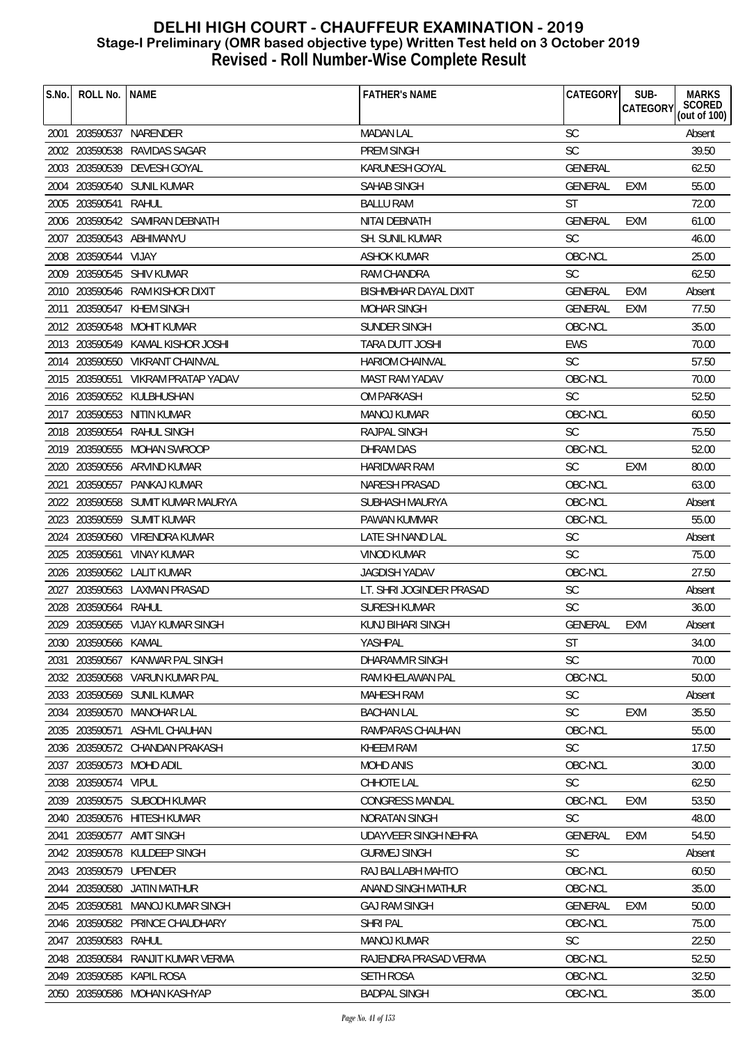# DELHI HIGH COURT - CHAUFFEUR EXAMINATION - 2019
## Stage-I Preliminary (OMR based objective type) Written Test held on 3 October 2019
## Revised - Roll Number-Wise Complete Result

| S.No. | ROLL No. | NAME | FATHER's NAME | CATEGORY | SUB-CATEGORY | MARKS SCORED (out of 100) |
|---|---|---|---|---|---|---|
| 2001 | 203590537 | NARENDER | MADAN LAL | SC | | Absent |
| 2002 | 203590538 | RAVIDAS SAGAR | PREM SINGH | SC | | 39.50 |
| 2003 | 203590539 | DEVESH GOYAL | KARUNESH GOYAL | GENERAL | | 62.50 |
| 2004 | 203590540 | SUNIL KUMAR | SAHAB SINGH | GENERAL | EXM | 55.00 |
| 2005 | 203590541 | RAHUL | BALLU RAM | ST | | 72.00 |
| 2006 | 203590542 | SAMIRAN DEBNATH | NITAI DEBNATH | GENERAL | EXM | 61.00 |
| 2007 | 203590543 | ABHIMANYU | SH. SUNIL KUMAR | SC | | 46.00 |
| 2008 | 203590544 | VIJAY | ASHOK KUMAR | OBC-NCL | | 25.00 |
| 2009 | 203590545 | SHIV KUMAR | RAM CHANDRA | SC | | 62.50 |
| 2010 | 203590546 | RAM KISHOR DIXIT | BISHMBHAR DAYAL DIXIT | GENERAL | EXM | Absent |
| 2011 | 203590547 | KHEM SINGH | MOHAR SINGH | GENERAL | EXM | 77.50 |
| 2012 | 203590548 | MOHIT KUMAR | SUNDER SINGH | OBC-NCL | | 35.00 |
| 2013 | 203590549 | KAMAL KISHOR JOSHI | TARA DUTT JOSHI | EWS | | 70.00 |
| 2014 | 203590550 | VIKRANT CHAINVAL | HARIOM CHAINVAL | SC | | 57.50 |
| 2015 | 203590551 | VIKRAM PRATAP YADAV | MAST RAM YADAV | OBC-NCL | | 70.00 |
| 2016 | 203590552 | KULBHUSHAN | OM PARKASH | SC | | 52.50 |
| 2017 | 203590553 | NITIN KUMAR | MANOJ KUMAR | OBC-NCL | | 60.50 |
| 2018 | 203590554 | RAHUL SINGH | RAJPAL SINGH | SC | | 75.50 |
| 2019 | 203590555 | MOHAN SWROOP | DHRAM DAS | OBC-NCL | | 52.00 |
| 2020 | 203590556 | ARVIND KUMAR | HARIDWAR RAM | SC | EXM | 80.00 |
| 2021 | 203590557 | PANKAJ KUMAR | NARESH PRASAD | OBC-NCL | | 63.00 |
| 2022 | 203590558 | SUMIT KUMAR MAURYA | SUBHASH MAURYA | OBC-NCL | | Absent |
| 2023 | 203590559 | SUMIT KUMAR | PAWAN KUMMAR | OBC-NCL | | 55.00 |
| 2024 | 203590560 | VIRENDRA KUMAR | LATE SH NAND LAL | SC | | Absent |
| 2025 | 203590561 | VINAY KUMAR | VINOD KUMAR | SC | | 75.00 |
| 2026 | 203590562 | LALIT KUMAR | JAGDISH YADAV | OBC-NCL | | 27.50 |
| 2027 | 203590563 | LAXMAN PRASAD | LT. SHRI JOGINDER PRASAD | SC | | Absent |
| 2028 | 203590564 | RAHUL | SURESH KUMAR | SC | | 36.00 |
| 2029 | 203590565 | VIJAY KUMAR SINGH | KUNJ BIHARI SINGH | GENERAL | EXM | Absent |
| 2030 | 203590566 | KAMAL | YASHPAL | ST | | 34.00 |
| 2031 | 203590567 | KANWAR PAL SINGH | DHARAMVIR SINGH | SC | | 70.00 |
| 2032 | 203590568 | VARUN KUMAR PAL | RAM KHELAWAN PAL | OBC-NCL | | 50.00 |
| 2033 | 203590569 | SUNIL KUMAR | MAHESH RAM | SC | | Absent |
| 2034 | 203590570 | MANOHAR LAL | BACHAN LAL | SC | EXM | 35.50 |
| 2035 | 203590571 | ASHVIL CHAUHAN | RAMPARAS CHAUHAN | OBC-NCL | | 55.00 |
| 2036 | 203590572 | CHANDAN PRAKASH | KHEEM RAM | SC | | 17.50 |
| 2037 | 203590573 | MOHD ADIL | MOHD ANIS | OBC-NCL | | 30.00 |
| 2038 | 203590574 | VIPUL | CHHOTE LAL | SC | | 62.50 |
| 2039 | 203590575 | SUBODH KUMAR | CONGRESS MANDAL | OBC-NCL | EXM | 53.50 |
| 2040 | 203590576 | HITESH KUMAR | NORATAN SINGH | SC | | 48.00 |
| 2041 | 203590577 | AMIT SINGH | UDAYVEER SINGH NEHRA | GENERAL | EXM | 54.50 |
| 2042 | 203590578 | KULDEEP SINGH | GURMEJ SINGH | SC | | Absent |
| 2043 | 203590579 | UPENDER | RAJ BALLABH MAHTO | OBC-NCL | | 60.50 |
| 2044 | 203590580 | JATIN MATHUR | ANAND SINGH MATHUR | OBC-NCL | | 35.00 |
| 2045 | 203590581 | MANOJ KUMAR SINGH | GAJ RAM SINGH | GENERAL | EXM | 50.00 |
| 2046 | 203590582 | PRINCE CHAUDHARY | SHRI PAL | OBC-NCL | | 75.00 |
| 2047 | 203590583 | RAHUL | MANOJ KUMAR | SC | | 22.50 |
| 2048 | 203590584 | RANJIT KUMAR VERMA | RAJENDRA PRASAD VERMA | OBC-NCL | | 52.50 |
| 2049 | 203590585 | KAPIL ROSA | SETH ROSA | OBC-NCL | | 32.50 |
| 2050 | 203590586 | MOHAN KASHYAP | BADPAL SINGH | OBC-NCL | | 35.00 |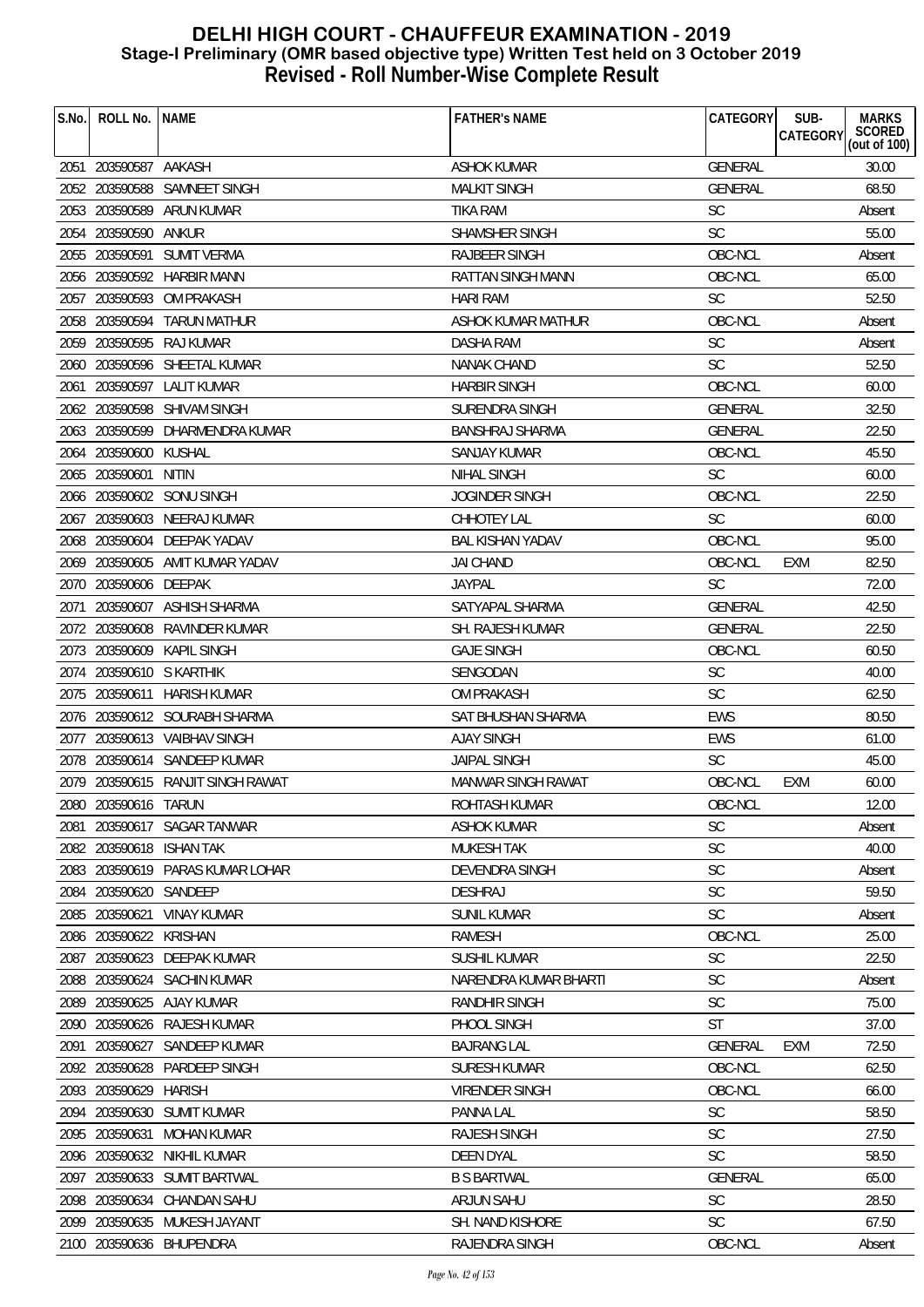# DELHI HIGH COURT - CHAUFFEUR EXAMINATION - 2019
## Stage-I Preliminary (OMR based objective type) Written Test held on 3 October 2019
## Revised - Roll Number-Wise Complete Result

| S.No. | ROLL No. | NAME | FATHER's NAME | CATEGORY | SUB-CATEGORY | MARKS SCORED (out of 100) |
|---|---|---|---|---|---|---|
| 2051 | 203590587 | AAKASH | ASHOK KUMAR | GENERAL | | 30.00 |
| 2052 | 203590588 | SAMNEET SINGH | MALKIT SINGH | GENERAL | | 68.50 |
| 2053 | 203590589 | ARUN KUMAR | TIKA RAM | SC | | Absent |
| 2054 | 203590590 | ANKUR | SHAMSHER SINGH | SC | | 55.00 |
| 2055 | 203590591 | SUMIT VERMA | RAJBEER SINGH | OBC-NCL | | Absent |
| 2056 | 203590592 | HARBIR MANN | RATTAN SINGH MANN | OBC-NCL | | 65.00 |
| 2057 | 203590593 | OM PRAKASH | HARI RAM | SC | | 52.50 |
| 2058 | 203590594 | TARUN MATHUR | ASHOK KUMAR MATHUR | OBC-NCL | | Absent |
| 2059 | 203590595 | RAJ KUMAR | DASHA RAM | SC | | Absent |
| 2060 | 203590596 | SHEETAL KUMAR | NANAK CHAND | SC | | 52.50 |
| 2061 | 203590597 | LALIT KUMAR | HARBIR SINGH | OBC-NCL | | 60.00 |
| 2062 | 203590598 | SHIVAM SINGH | SURENDRA SINGH | GENERAL | | 32.50 |
| 2063 | 203590599 | DHARMENDRA KUMAR | BANSHRAJ SHARMA | GENERAL | | 22.50 |
| 2064 | 203590600 | KUSHAL | SANJAY KUMAR | OBC-NCL | | 45.50 |
| 2065 | 203590601 | NITIN | NIHAL SINGH | SC | | 60.00 |
| 2066 | 203590602 | SONU SINGH | JOGINDER SINGH | OBC-NCL | | 22.50 |
| 2067 | 203590603 | NEERAJ KUMAR | CHHOTEY LAL | SC | | 60.00 |
| 2068 | 203590604 | DEEPAK YADAV | BAL KISHAN YADAV | OBC-NCL | | 95.00 |
| 2069 | 203590605 | AMIT KUMAR YADAV | JAI CHAND | OBC-NCL | EXM | 82.50 |
| 2070 | 203590606 | DEEPAK | JAYPAL | SC | | 72.00 |
| 2071 | 203590607 | ASHISH SHARMA | SATYAPAL SHARMA | GENERAL | | 42.50 |
| 2072 | 203590608 | RAVINDER KUMAR | SH. RAJESH KUMAR | GENERAL | | 22.50 |
| 2073 | 203590609 | KAPIL SINGH | GAJE SINGH | OBC-NCL | | 60.50 |
| 2074 | 203590610 | S KARTHIK | SENGODAN | SC | | 40.00 |
| 2075 | 203590611 | HARISH KUMAR | OM PRAKASH | SC | | 62.50 |
| 2076 | 203590612 | SOURABH SHARMA | SAT BHUSHAN SHARMA | EWS | | 80.50 |
| 2077 | 203590613 | VAIBHAV SINGH | AJAY SINGH | EWS | | 61.00 |
| 2078 | 203590614 | SANDEEP KUMAR | JAIPAL SINGH | SC | | 45.00 |
| 2079 | 203590615 | RANJIT SINGH RAWAT | MANWAR SINGH RAWAT | OBC-NCL | EXM | 60.00 |
| 2080 | 203590616 | TARUN | ROHTASH KUMAR | OBC-NCL | | 12.00 |
| 2081 | 203590617 | SAGAR TANWAR | ASHOK KUMAR | SC | | Absent |
| 2082 | 203590618 | ISHAN TAK | MUKESH TAK | SC | | 40.00 |
| 2083 | 203590619 | PARAS KUMAR LOHAR | DEVENDRA SINGH | SC | | Absent |
| 2084 | 203590620 | SANDEEP | DESHRAJ | SC | | 59.50 |
| 2085 | 203590621 | VINAY KUMAR | SUNIL KUMAR | SC | | Absent |
| 2086 | 203590622 | KRISHAN | RAMESH | OBC-NCL | | 25.00 |
| 2087 | 203590623 | DEEPAK KUMAR | SUSHIL KUMAR | SC | | 22.50 |
| 2088 | 203590624 | SACHIN KUMAR | NARENDRA KUMAR BHARTI | SC | | Absent |
| 2089 | 203590625 | AJAY KUMAR | RANDHIR SINGH | SC | | 75.00 |
| 2090 | 203590626 | RAJESH KUMAR | PHOOL SINGH | ST | | 37.00 |
| 2091 | 203590627 | SANDEEP KUMAR | BAJRANG LAL | GENERAL | EXM | 72.50 |
| 2092 | 203590628 | PARDEEP SINGH | SURESH KUMAR | OBC-NCL | | 62.50 |
| 2093 | 203590629 | HARISH | VIRENDER SINGH | OBC-NCL | | 66.00 |
| 2094 | 203590630 | SUMIT KUMAR | PANNA LAL | SC | | 58.50 |
| 2095 | 203590631 | MOHAN KUMAR | RAJESH SINGH | SC | | 27.50 |
| 2096 | 203590632 | NIKHIL KUMAR | DEEN DYAL | SC | | 58.50 |
| 2097 | 203590633 | SUMIT BARTWAL | B S BARTWAL | GENERAL | | 65.00 |
| 2098 | 203590634 | CHANDAN SAHU | ARJUN SAHU | SC | | 28.50 |
| 2099 | 203590635 | MUKESH JAYANT | SH. NAND KISHORE | SC | | 67.50 |
| 2100 | 203590636 | BHUPENDRA | RAJENDRA SINGH | OBC-NCL | | Absent |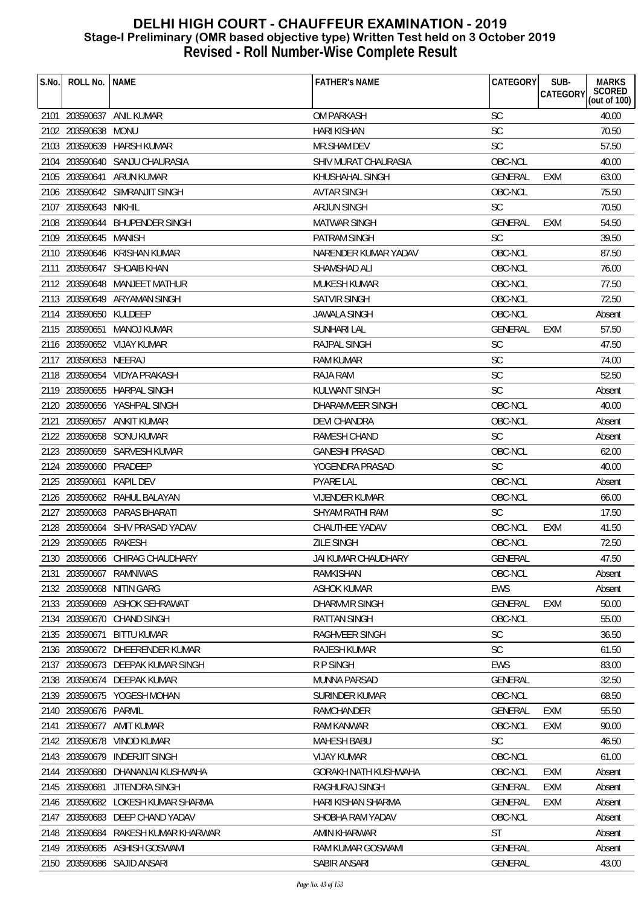# DELHI HIGH COURT - CHAUFFEUR EXAMINATION - 2019
## Stage-I Preliminary (OMR based objective type) Written Test held on 3 October 2019
## Revised - Roll Number-Wise Complete Result

| S.No. | ROLL No. | NAME | FATHER's NAME | CATEGORY | SUB-CATEGORY | MARKS SCORED (out of 100) |
|---|---|---|---|---|---|---|
| 2101 | 203590637 | ANIL KUMAR | OM PARKASH | SC | | 40.00 |
| 2102 | 203590638 | MONU | HARI KISHAN | SC | | 70.50 |
| 2103 | 203590639 | HARSH KUMAR | MR.SHAM DEV | SC | | 57.50 |
| 2104 | 203590640 | SANJU CHAURASIA | SHIV MURAT CHAURASIA | OBC-NCL | | 40.00 |
| 2105 | 203590641 | ARUN KUMAR | KHUSHAHAL SINGH | GENERAL | EXM | 63.00 |
| 2106 | 203590642 | SIMRANJIT SINGH | AVTAR SINGH | OBC-NCL | | 75.50 |
| 2107 | 203590643 | NIKHIL | ARJUN SINGH | SC | | 70.50 |
| 2108 | 203590644 | BHUPENDER SINGH | MATWAR SINGH | GENERAL | EXM | 54.50 |
| 2109 | 203590645 | MANISH | PATRAM SINGH | SC | | 39.50 |
| 2110 | 203590646 | KRISHAN KUMAR | NARENDER KUMAR YADAV | OBC-NCL | | 87.50 |
| 2111 | 203590647 | SHOAIB KHAN | SHAMSHAD ALI | OBC-NCL | | 76.00 |
| 2112 | 203590648 | MANJEET MATHUR | MUKESH KUMAR | OBC-NCL | | 77.50 |
| 2113 | 203590649 | ARYAMAN SINGH | SATVIR SINGH | OBC-NCL | | 72.50 |
| 2114 | 203590650 | KULDEEP | JAWALA SINGH | OBC-NCL | | Absent |
| 2115 | 203590651 | MANOJ KUMAR | SUNHARI LAL | GENERAL | EXM | 57.50 |
| 2116 | 203590652 | VIJAY KUMAR | RAJPAL SINGH | SC | | 47.50 |
| 2117 | 203590653 | NEERAJ | RAM KUMAR | SC | | 74.00 |
| 2118 | 203590654 | VIDYA PRAKASH | RAJA RAM | SC | | 52.50 |
| 2119 | 203590655 | HARPAL SINGH | KULWANT SINGH | SC | | Absent |
| 2120 | 203590656 | YASHPAL SINGH | DHARAMVEER SINGH | OBC-NCL | | 40.00 |
| 2121 | 203590657 | ANKIT KUMAR | DEVI CHANDRA | OBC-NCL | | Absent |
| 2122 | 203590658 | SONU KUMAR | RAMESH CHAND | SC | | Absent |
| 2123 | 203590659 | SARVESH KUMAR | GANESHI PRASAD | OBC-NCL | | 62.00 |
| 2124 | 203590660 | PRADEEP | YOGENDRA PRASAD | SC | | 40.00 |
| 2125 | 203590661 | KAPIL DEV | PYARE LAL | OBC-NCL | | Absent |
| 2126 | 203590662 | RAHUL BALAYAN | VIJENDER KUMAR | OBC-NCL | | 66.00 |
| 2127 | 203590663 | PARAS BHARATI | SHYAM RATHI RAM | SC | | 17.50 |
| 2128 | 203590664 | SHIV PRASAD YADAV | CHAUTHEE YADAV | OBC-NCL | EXM | 41.50 |
| 2129 | 203590665 | RAKESH | ZILE SINGH | OBC-NCL | | 72.50 |
| 2130 | 203590666 | CHIRAG CHAUDHARY | JAI KUMAR CHAUDHARY | GENERAL | | 47.50 |
| 2131 | 203590667 | RAMNIWAS | RAMKISHAN | OBC-NCL | | Absent |
| 2132 | 203590668 | NITIN GARG | ASHOK KUMAR | EWS | | Absent |
| 2133 | 203590669 | ASHOK SEHRAWAT | DHARMVIR SINGH | GENERAL | EXM | 50.00 |
| 2134 | 203590670 | CHAND SINGH | RATTAN SINGH | OBC-NCL | | 55.00 |
| 2135 | 203590671 | BITTU KUMAR | RAGHVEER SINGH | SC | | 36.50 |
| 2136 | 203590672 | DHEERENDER KUMAR | RAJESH KUMAR | SC | | 61.50 |
| 2137 | 203590673 | DEEPAK KUMAR SINGH | R P SINGH | EWS | | 83.00 |
| 2138 | 203590674 | DEEPAK KUMAR | MUNNA PARSAD | GENERAL | | 32.50 |
| 2139 | 203590675 | YOGESH MOHAN | SURINDER KUMAR | OBC-NCL | | 68.50 |
| 2140 | 203590676 | PARMIL | RAMCHANDER | GENERAL | EXM | 55.50 |
| 2141 | 203590677 | AMIT KUMAR | RAM KANWAR | OBC-NCL | EXM | 90.00 |
| 2142 | 203590678 | VINOD KUMAR | MAHESH BABU | SC | | 46.50 |
| 2143 | 203590679 | INDERJIT SINGH | VIJAY KUMAR | OBC-NCL | | 61.00 |
| 2144 | 203590680 | DHANANJAI KUSHWAHA | GORAKH NATH KUSHWAHA | OBC-NCL | EXM | Absent |
| 2145 | 203590681 | JITENDRA SINGH | RAGHURAJ SINGH | GENERAL | EXM | Absent |
| 2146 | 203590682 | LOKESH KUMAR SHARMA | HARI KISHAN SHARMA | GENERAL | EXM | Absent |
| 2147 | 203590683 | DEEP CHAND YADAV | SHOBHA RAM YADAV | OBC-NCL | | Absent |
| 2148 | 203590684 | RAKESH KUMAR KHARWAR | AMIN KHARWAR | ST | | Absent |
| 2149 | 203590685 | ASHISH GOSWAMI | RAM KUMAR GOSWAMI | GENERAL | | Absent |
| 2150 | 203590686 | SAJID ANSARI | SABIR ANSARI | GENERAL | | 43.00 |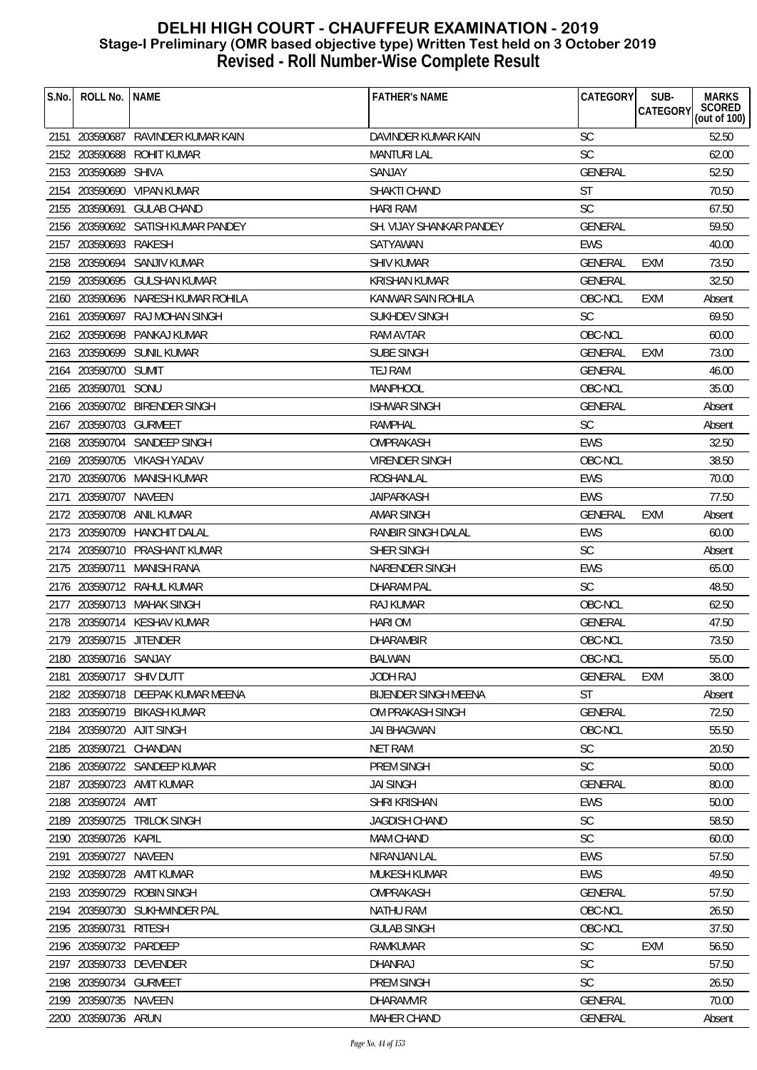# DELHI HIGH COURT - CHAUFFEUR EXAMINATION - 2019
## Stage-I Preliminary (OMR based objective type) Written Test held on 3 October 2019
## Revised - Roll Number-Wise Complete Result

| S.No. | ROLL No. | NAME | FATHER's NAME | CATEGORY | SUB-CATEGORY | MARKS SCORED (out of 100) |
|---|---|---|---|---|---|---|
| 2151 | 203590687 | RAVINDER KUMAR KAIN | DAVINDER KUMAR KAIN | SC | | 52.50 |
| 2152 | 203590688 | ROHIT KUMAR | MANTURI LAL | SC | | 62.00 |
| 2153 | 203590689 | SHIVA | SANJAY | GENERAL | | 52.50 |
| 2154 | 203590690 | VIPAN KUMAR | SHAKTI CHAND | ST | | 70.50 |
| 2155 | 203590691 | GULAB CHAND | HARI RAM | SC | | 67.50 |
| 2156 | 203590692 | SATISH KUMAR PANDEY | SH. VIJAY SHANKAR PANDEY | GENERAL | | 59.50 |
| 2157 | 203590693 | RAKESH | SATYAWAN | EWS | | 40.00 |
| 2158 | 203590694 | SANJIV KUMAR | SHIV KUMAR | GENERAL | EXM | 73.50 |
| 2159 | 203590695 | GULSHAN KUMAR | KRISHAN KUMAR | GENERAL | | 32.50 |
| 2160 | 203590696 | NARESH KUMAR ROHILA | KANWAR SAIN ROHILA | OBC-NCL | EXM | Absent |
| 2161 | 203590697 | RAJ MOHAN SINGH | SUKHDEV SINGH | SC | | 69.50 |
| 2162 | 203590698 | PANKAJ KUMAR | RAM AVTAR | OBC-NCL | | 60.00 |
| 2163 | 203590699 | SUNIL KUMAR | SUBE SINGH | GENERAL | EXM | 73.00 |
| 2164 | 203590700 | SUMIT | TEJ RAM | GENERAL | | 46.00 |
| 2165 | 203590701 | SONU | MANPHOOL | OBC-NCL | | 35.00 |
| 2166 | 203590702 | BIRENDER SINGH | ISHWAR SINGH | GENERAL | | Absent |
| 2167 | 203590703 | GURMEET | RAMPHAL | SC | | Absent |
| 2168 | 203590704 | SANDEEP SINGH | OMPRAKASH | EWS | | 32.50 |
| 2169 | 203590705 | VIKASH YADAV | VIRENDER SINGH | OBC-NCL | | 38.50 |
| 2170 | 203590706 | MANISH KUMAR | ROSHANLAL | EWS | | 70.00 |
| 2171 | 203590707 | NAVEEN | JAIPARKASH | EWS | | 77.50 |
| 2172 | 203590708 | ANIL KUMAR | AMAR SINGH | GENERAL | EXM | Absent |
| 2173 | 203590709 | HANCHIT DALAL | RANBIR SINGH DALAL | EWS | | 60.00 |
| 2174 | 203590710 | PRASHANT KUMAR | SHER SINGH | SC | | Absent |
| 2175 | 203590711 | MANISH RANA | NARENDER SINGH | EWS | | 65.00 |
| 2176 | 203590712 | RAHUL KUMAR | DHARAM PAL | SC | | 48.50 |
| 2177 | 203590713 | MAHAK SINGH | RAJ KUMAR | OBC-NCL | | 62.50 |
| 2178 | 203590714 | KESHAV KUMAR | HARI OM | GENERAL | | 47.50 |
| 2179 | 203590715 | JITENDER | DHARAMBIR | OBC-NCL | | 73.50 |
| 2180 | 203590716 | SANJAY | BALWAN | OBC-NCL | | 55.00 |
| 2181 | 203590717 | SHIV DUTT | JODH RAJ | GENERAL | EXM | 38.00 |
| 2182 | 203590718 | DEEPAK KUMAR MEENA | BIJENDER SINGH MEENA | ST | | Absent |
| 2183 | 203590719 | BIKASH KUMAR | OM PRAKASH SINGH | GENERAL | | 72.50 |
| 2184 | 203590720 | AJIT SINGH | JAI BHAGWAN | OBC-NCL | | 55.50 |
| 2185 | 203590721 | CHANDAN | NET RAM | SC | | 20.50 |
| 2186 | 203590722 | SANDEEP KUMAR | PREM SINGH | SC | | 50.00 |
| 2187 | 203590723 | AMIT KUMAR | JAI SINGH | GENERAL | | 80.00 |
| 2188 | 203590724 | AMIT | SHRI KRISHAN | EWS | | 50.00 |
| 2189 | 203590725 | TRILOK SINGH | JAGDISH CHAND | SC | | 58.50 |
| 2190 | 203590726 | KAPIL | MAM CHAND | SC | | 60.00 |
| 2191 | 203590727 | NAVEEN | NIRANJAN LAL | EWS | | 57.50 |
| 2192 | 203590728 | AMIT KUMAR | MUKESH KUMAR | EWS | | 49.50 |
| 2193 | 203590729 | ROBIN SINGH | OMPRAKASH | GENERAL | | 57.50 |
| 2194 | 203590730 | SUKHWINDER PAL | NATHU RAM | OBC-NCL | | 26.50 |
| 2195 | 203590731 | RITESH | GULAB SINGH | OBC-NCL | | 37.50 |
| 2196 | 203590732 | PARDEEP | RAMKUMAR | SC | EXM | 56.50 |
| 2197 | 203590733 | DEVENDER | DHANRAJ | SC | | 57.50 |
| 2198 | 203590734 | GURMEET | PREM SINGH | SC | | 26.50 |
| 2199 | 203590735 | NAVEEN | DHARAMVIR | GENERAL | | 70.00 |
| 2200 | 203590736 | ARUN | MAHER CHAND | GENERAL | | Absent |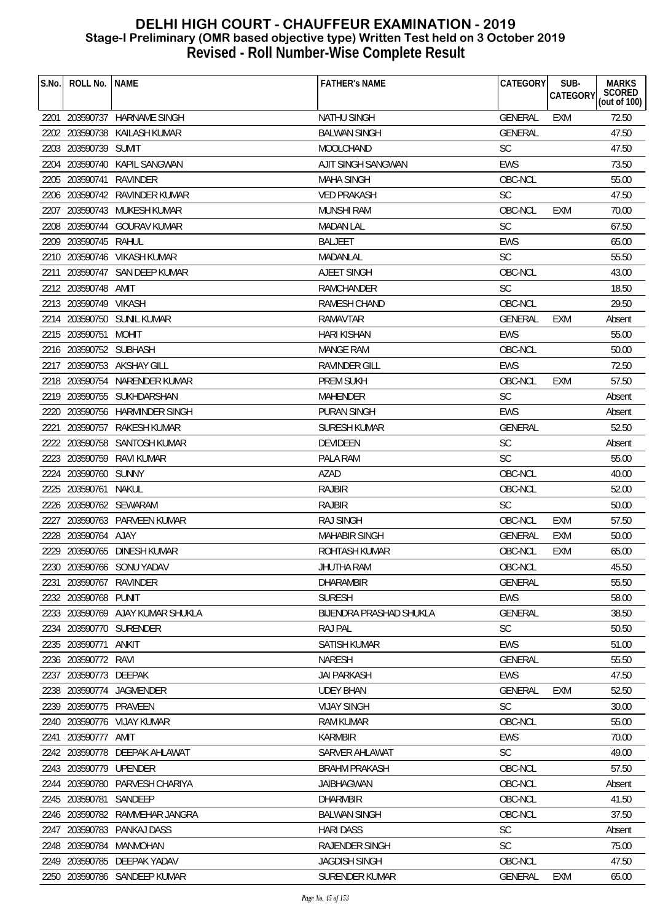# DELHI HIGH COURT - CHAUFFEUR EXAMINATION - 2019
## Stage-I Preliminary (OMR based objective type) Written Test held on 3 October 2019
## Revised - Roll Number-Wise Complete Result

| S.No. | ROLL No. | NAME | FATHER's NAME | CATEGORY | SUB-CATEGORY | MARKS SCORED (out of 100) |
|---|---|---|---|---|---|---|
| 2201 | 203590737 | HARNAME SINGH | NATHU SINGH | GENERAL | EXM | 72.50 |
| 2202 | 203590738 | KAILASH KUMAR | BALWAN SINGH | GENERAL | | 47.50 |
| 2203 | 203590739 | SUMIT | MOOLCHAND | SC | | 47.50 |
| 2204 | 203590740 | KAPIL SANGWAN | AJIT SINGH SANGWAN | EWS | | 73.50 |
| 2205 | 203590741 | RAVINDER | MAHA SINGH | OBC-NCL | | 55.00 |
| 2206 | 203590742 | RAVINDER KUMAR | VED PRAKASH | SC | | 47.50 |
| 2207 | 203590743 | MUKESH KUMAR | MUNSHI RAM | OBC-NCL | EXM | 70.00 |
| 2208 | 203590744 | GOURAV KUMAR | MADAN LAL | SC | | 67.50 |
| 2209 | 203590745 | RAHUL | BALJEET | EWS | | 65.00 |
| 2210 | 203590746 | VIKASH KUMAR | MADANLAL | SC | | 55.50 |
| 2211 | 203590747 | SAN DEEP KUMAR | AJEET SINGH | OBC-NCL | | 43.00 |
| 2212 | 203590748 | AMIT | RAMCHANDER | SC | | 18.50 |
| 2213 | 203590749 | VIKASH | RAMESH CHAND | OBC-NCL | | 29.50 |
| 2214 | 203590750 | SUNIL KUMAR | RAMAVTAR | GENERAL | EXM | Absent |
| 2215 | 203590751 | MOHIT | HARI KISHAN | EWS | | 55.00 |
| 2216 | 203590752 | SUBHASH | MANGE RAM | OBC-NCL | | 50.00 |
| 2217 | 203590753 | AKSHAY GILL | RAVINDER GILL | EWS | | 72.50 |
| 2218 | 203590754 | NARENDER KUMAR | PREM SUKH | OBC-NCL | EXM | 57.50 |
| 2219 | 203590755 | SUKHDARSHAN | MAHENDER | SC | | Absent |
| 2220 | 203590756 | HARMINDER SINGH | PURAN SINGH | EWS | | Absent |
| 2221 | 203590757 | RAKESH KUMAR | SURESH KUMAR | GENERAL | | 52.50 |
| 2222 | 203590758 | SANTOSH KUMAR | DEVIDEEN | SC | | Absent |
| 2223 | 203590759 | RAVI KUMAR | PALA RAM | SC | | 55.00 |
| 2224 | 203590760 | SUNNY | AZAD | OBC-NCL | | 40.00 |
| 2225 | 203590761 | NAKUL | RAJBIR | OBC-NCL | | 52.00 |
| 2226 | 203590762 | SEWARAM | RAJBIR | SC | | 50.00 |
| 2227 | 203590763 | PARVEEN KUMAR | RAJ SINGH | OBC-NCL | EXM | 57.50 |
| 2228 | 203590764 | AJAY | MAHABIR SINGH | GENERAL | EXM | 50.00 |
| 2229 | 203590765 | DINESH KUMAR | ROHTASH KUMAR | OBC-NCL | EXM | 65.00 |
| 2230 | 203590766 | SONU YADAV | JHUTHA RAM | OBC-NCL | | 45.50 |
| 2231 | 203590767 | RAVINDER | DHARAMBIR | GENERAL | | 55.50 |
| 2232 | 203590768 | PUNIT | SURESH | EWS | | 58.00 |
| 2233 | 203590769 | AJAY KUMAR SHUKLA | BIJENDRA PRASHAD SHUKLA | GENERAL | | 38.50 |
| 2234 | 203590770 | SURENDER | RAJ PAL | SC | | 50.50 |
| 2235 | 203590771 | ANKIT | SATISH KUMAR | EWS | | 51.00 |
| 2236 | 203590772 | RAVI | NARESH | GENERAL | | 55.50 |
| 2237 | 203590773 | DEEPAK | JAI PARKASH | EWS | | 47.50 |
| 2238 | 203590774 | JAGMENDER | UDEY BHAN | GENERAL | EXM | 52.50 |
| 2239 | 203590775 | PRAVEEN | VIJAY SINGH | SC | | 30.00 |
| 2240 | 203590776 | VIJAY KUMAR | RAM KUMAR | OBC-NCL | | 55.00 |
| 2241 | 203590777 | AMIT | KARMBIR | EWS | | 70.00 |
| 2242 | 203590778 | DEEPAK AHLAWAT | SARVER AHLAWAT | SC | | 49.00 |
| 2243 | 203590779 | UPENDER | BRAHM PRAKASH | OBC-NCL | | 57.50 |
| 2244 | 203590780 | PARVESH CHARIYA | JAIBHAGWAN | OBC-NCL | | Absent |
| 2245 | 203590781 | SANDEEP | DHARMBIR | OBC-NCL | | 41.50 |
| 2246 | 203590782 | RAMMEHAR JANGRA | BALWAN SINGH | OBC-NCL | | 37.50 |
| 2247 | 203590783 | PANKAJ DASS | HARI DASS | SC | | Absent |
| 2248 | 203590784 | MANMOHAN | RAJENDER SINGH | SC | | 75.00 |
| 2249 | 203590785 | DEEPAK YADAV | JAGDISH SINGH | OBC-NCL | | 47.50 |
| 2250 | 203590786 | SANDEEP KUMAR | SURENDER KUMAR | GENERAL | EXM | 65.00 |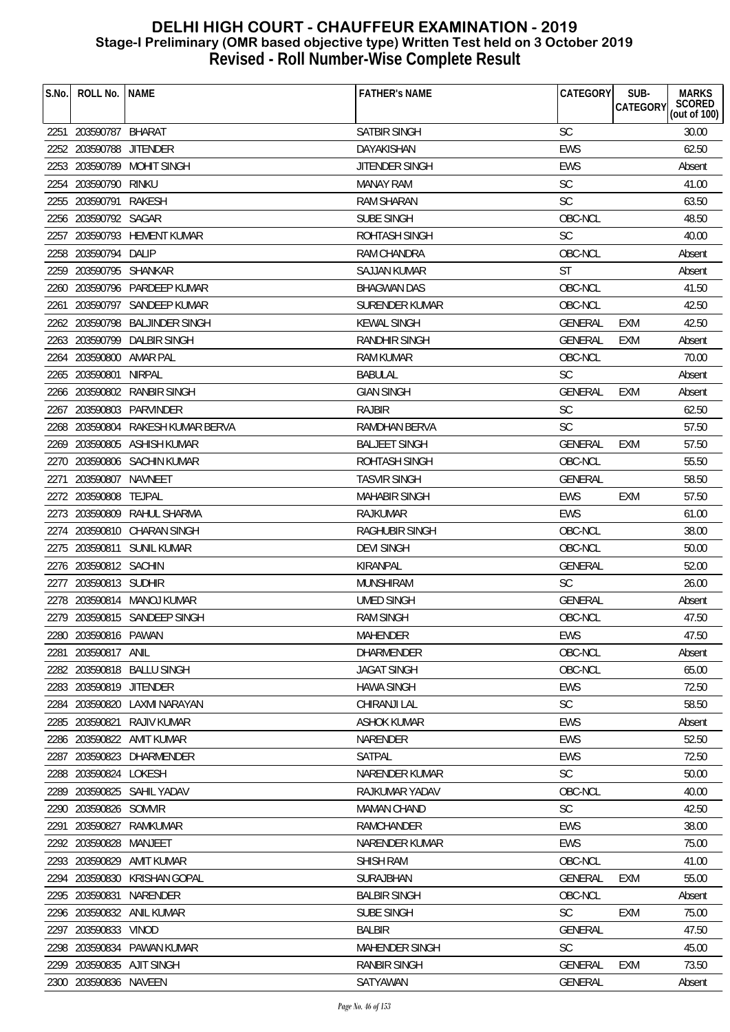# DELHI HIGH COURT - CHAUFFEUR EXAMINATION - 2019
## Stage-I Preliminary (OMR based objective type) Written Test held on 3 October 2019
## Revised - Roll Number-Wise Complete Result

| S.No. | ROLL No. | NAME | FATHER's NAME | CATEGORY | SUB-CATEGORY | MARKS SCORED (out of 100) |
|---|---|---|---|---|---|---|
| 2251 | 203590787 | BHARAT | SATBIR SINGH | SC | | 30.00 |
| 2252 | 203590788 | JITENDER | DAYAKISHAN | EWS | | 62.50 |
| 2253 | 203590789 | MOHIT SINGH | JITENDER SINGH | EWS | | Absent |
| 2254 | 203590790 | RINKU | MANAY RAM | SC | | 41.00 |
| 2255 | 203590791 | RAKESH | RAM SHARAN | SC | | 63.50 |
| 2256 | 203590792 | SAGAR | SUBE SINGH | OBC-NCL | | 48.50 |
| 2257 | 203590793 | HEMENT KUMAR | ROHTASH SINGH | SC | | 40.00 |
| 2258 | 203590794 | DALIP | RAM CHANDRA | OBC-NCL | | Absent |
| 2259 | 203590795 | SHANKAR | SAJJAN KUMAR | ST | | Absent |
| 2260 | 203590796 | PARDEEP KUMAR | BHAGWAN DAS | OBC-NCL | | 41.50 |
| 2261 | 203590797 | SANDEEP KUMAR | SURENDER KUMAR | OBC-NCL | | 42.50 |
| 2262 | 203590798 | BALJINDER SINGH | KEWAL SINGH | GENERAL | EXM | 42.50 |
| 2263 | 203590799 | DALBIR SINGH | RANDHIR SINGH | GENERAL | EXM | Absent |
| 2264 | 203590800 | AMAR PAL | RAM KUMAR | OBC-NCL | | 70.00 |
| 2265 | 203590801 | NIRPAL | BABULAL | SC | | Absent |
| 2266 | 203590802 | RANBIR SINGH | GIAN SINGH | GENERAL | EXM | Absent |
| 2267 | 203590803 | PARVINDER | RAJBIR | SC | | 62.50 |
| 2268 | 203590804 | RAKESH KUMAR BERVA | RAMDHAN BERVA | SC | | 57.50 |
| 2269 | 203590805 | ASHISH KUMAR | BALJEET SINGH | GENERAL | EXM | 57.50 |
| 2270 | 203590806 | SACHIN KUMAR | ROHTASH SINGH | OBC-NCL | | 55.50 |
| 2271 | 203590807 | NAVNEET | TASVIR SINGH | GENERAL | | 58.50 |
| 2272 | 203590808 | TEJPAL | MAHABIR SINGH | EWS | EXM | 57.50 |
| 2273 | 203590809 | RAHUL SHARMA | RAJKUMAR | EWS | | 61.00 |
| 2274 | 203590810 | CHARAN SINGH | RAGHUBIR SINGH | OBC-NCL | | 38.00 |
| 2275 | 203590811 | SUNIL KUMAR | DEVI SINGH | OBC-NCL | | 50.00 |
| 2276 | 203590812 | SACHIN | KIRANPAL | GENERAL | | 52.00 |
| 2277 | 203590813 | SUDHIR | MUNSHIRAM | SC | | 26.00 |
| 2278 | 203590814 | MANOJ KUMAR | UMED SINGH | GENERAL | | Absent |
| 2279 | 203590815 | SANDEEP SINGH | RAM SINGH | OBC-NCL | | 47.50 |
| 2280 | 203590816 | PAWAN | MAHENDER | EWS | | 47.50 |
| 2281 | 203590817 | ANIL | DHARMENDER | OBC-NCL | | Absent |
| 2282 | 203590818 | BALLU SINGH | JAGAT SINGH | OBC-NCL | | 65.00 |
| 2283 | 203590819 | JITENDER | HAWA SINGH | EWS | | 72.50 |
| 2284 | 203590820 | LAXMI NARAYAN | CHIRANJI LAL | SC | | 58.50 |
| 2285 | 203590821 | RAJIV KUMAR | ASHOK KUMAR | EWS | | Absent |
| 2286 | 203590822 | AMIT KUMAR | NARENDER | EWS | | 52.50 |
| 2287 | 203590823 | DHARMENDER | SATPAL | EWS | | 72.50 |
| 2288 | 203590824 | LOKESH | NARENDER KUMAR | SC | | 50.00 |
| 2289 | 203590825 | SAHIL YADAV | RAJKUMAR YADAV | OBC-NCL | | 40.00 |
| 2290 | 203590826 | SOMVIR | MAMAN CHAND | SC | | 42.50 |
| 2291 | 203590827 | RAMKUMAR | RAMCHANDER | EWS | | 38.00 |
| 2292 | 203590828 | MANJEET | NARENDER KUMAR | EWS | | 75.00 |
| 2293 | 203590829 | AMIT KUMAR | SHISH RAM | OBC-NCL | | 41.00 |
| 2294 | 203590830 | KRISHAN GOPAL | SURAJBHAN | GENERAL | EXM | 55.00 |
| 2295 | 203590831 | NARENDER | BALBIR SINGH | OBC-NCL | | Absent |
| 2296 | 203590832 | ANIL KUMAR | SUBE SINGH | SC | EXM | 75.00 |
| 2297 | 203590833 | VINOD | BALBIR | GENERAL | | 47.50 |
| 2298 | 203590834 | PAWAN KUMAR | MAHENDER SINGH | SC | | 45.00 |
| 2299 | 203590835 | AJIT SINGH | RANBIR SINGH | GENERAL | EXM | 73.50 |
| 2300 | 203590836 | NAVEEN | SATYAWAN | GENERAL | | Absent |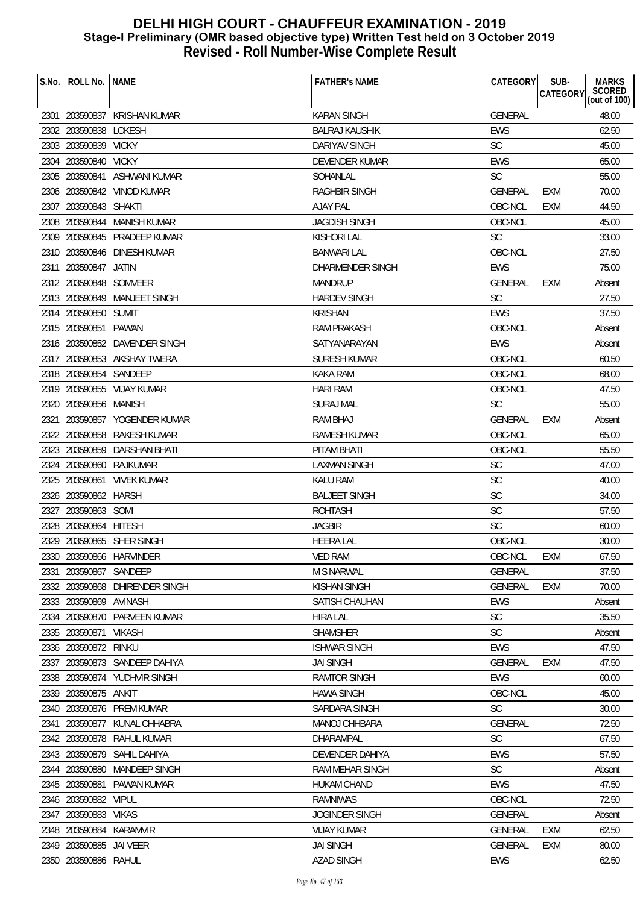# DELHI HIGH COURT - CHAUFFEUR EXAMINATION - 2019
## Stage-I Preliminary (OMR based objective type) Written Test held on 3 October 2019
## Revised - Roll Number-Wise Complete Result

| S.No. | ROLL No. | NAME | FATHER's NAME | CATEGORY | SUB-CATEGORY | MARKS SCORED (out of 100) |
|---|---|---|---|---|---|---|
| 2301 | 203590837 | KRISHAN KUMAR | KARAN SINGH | GENERAL | | 48.00 |
| 2302 | 203590838 | LOKESH | BALRAJ KAUSHIK | EWS | | 62.50 |
| 2303 | 203590839 | VICKY | DARIYAV SINGH | SC | | 45.00 |
| 2304 | 203590840 | VICKY | DEVENDER KUMAR | EWS | | 65.00 |
| 2305 | 203590841 | ASHWANI KUMAR | SOHANLAL | SC | | 55.00 |
| 2306 | 203590842 | VINOD KUMAR | RAGHBIR SINGH | GENERAL | EXM | 70.00 |
| 2307 | 203590843 | SHAKTI | AJAY PAL | OBC-NCL | EXM | 44.50 |
| 2308 | 203590844 | MANISH KUMAR | JAGDISH SINGH | OBC-NCL | | 45.00 |
| 2309 | 203590845 | PRADEEP KUMAR | KISHORI LAL | SC | | 33.00 |
| 2310 | 203590846 | DINESH KUMAR | BANWARI LAL | OBC-NCL | | 27.50 |
| 2311 | 203590847 | JATIN | DHARMENDER SINGH | EWS | | 75.00 |
| 2312 | 203590848 | SOMVEER | MANDRUP | GENERAL | EXM | Absent |
| 2313 | 203590849 | MANJEET SINGH | HARDEV SINGH | SC | | 27.50 |
| 2314 | 203590850 | SUMIT | KRISHAN | EWS | | 37.50 |
| 2315 | 203590851 | PAWAN | RAM PRAKASH | OBC-NCL | | Absent |
| 2316 | 203590852 | DAVENDER SINGH | SATYANARAYAN | EWS | | Absent |
| 2317 | 203590853 | AKSHAY TWERA | SURESH KUMAR | OBC-NCL | | 60.50 |
| 2318 | 203590854 | SANDEEP | KAKA RAM | OBC-NCL | | 68.00 |
| 2319 | 203590855 | VIJAY KUMAR | HARI RAM | OBC-NCL | | 47.50 |
| 2320 | 203590856 | MANISH | SURAJ MAL | SC | | 55.00 |
| 2321 | 203590857 | YOGENDER KUMAR | RAM BHAJ | GENERAL | EXM | Absent |
| 2322 | 203590858 | RAKESH KUMAR | RAMESH KUMAR | OBC-NCL | | 65.00 |
| 2323 | 203590859 | DARSHAN BHATI | PITAM BHATI | OBC-NCL | | 55.50 |
| 2324 | 203590860 | RAJKUMAR | LAXMAN SINGH | SC | | 47.00 |
| 2325 | 203590861 | VIVEK KUMAR | KALU RAM | SC | | 40.00 |
| 2326 | 203590862 | HARSH | BALJEET SINGH | SC | | 34.00 |
| 2327 | 203590863 | SOMI | ROHTASH | SC | | 57.50 |
| 2328 | 203590864 | HITESH | JAGBIR | SC | | 60.00 |
| 2329 | 203590865 | SHER SINGH | HEERA LAL | OBC-NCL | | 30.00 |
| 2330 | 203590866 | HARVINDER | VED RAM | OBC-NCL | EXM | 67.50 |
| 2331 | 203590867 | SANDEEP | M S NARWAL | GENERAL | | 37.50 |
| 2332 | 203590868 | DHIRENDER SINGH | KISHAN SINGH | GENERAL | EXM | 70.00 |
| 2333 | 203590869 | AVINASH | SATISH CHAUHAN | EWS | | Absent |
| 2334 | 203590870 | PARVEEN KUMAR | HIRA LAL | SC | | 35.50 |
| 2335 | 203590871 | VIKASH | SHAMSHER | SC | | Absent |
| 2336 | 203590872 | RINKU | ISHWAR SINGH | EWS | | 47.50 |
| 2337 | 203590873 | SANDEEP DAHIYA | JAI SINGH | GENERAL | EXM | 47.50 |
| 2338 | 203590874 | YUDHVIR SINGH | RAMTOR SINGH | EWS | | 60.00 |
| 2339 | 203590875 | ANKIT | HAWA SINGH | OBC-NCL | | 45.00 |
| 2340 | 203590876 | PREM KUMAR | SARDARA SINGH | SC | | 30.00 |
| 2341 | 203590877 | KUNAL CHHABRA | MANOJ CHHBARA | GENERAL | | 72.50 |
| 2342 | 203590878 | RAHUL KUMAR | DHARAMPAL | SC | | 67.50 |
| 2343 | 203590879 | SAHIL DAHIYA | DEVENDER DAHIYA | EWS | | 57.50 |
| 2344 | 203590880 | MANDEEP SINGH | RAM MEHAR SINGH | SC | | Absent |
| 2345 | 203590881 | PAWAN KUMAR | HUKAM CHAND | EWS | | 47.50 |
| 2346 | 203590882 | VIPUL | RAMNIWAS | OBC-NCL | | 72.50 |
| 2347 | 203590883 | VIKAS | JOGINDER SINGH | GENERAL | | Absent |
| 2348 | 203590884 | KARAMVIR | VIJAY KUMAR | GENERAL | EXM | 62.50 |
| 2349 | 203590885 | JAI VEER | JAI SINGH | GENERAL | EXM | 80.00 |
| 2350 | 203590886 | RAHUL | AZAD SINGH | EWS | | 62.50 |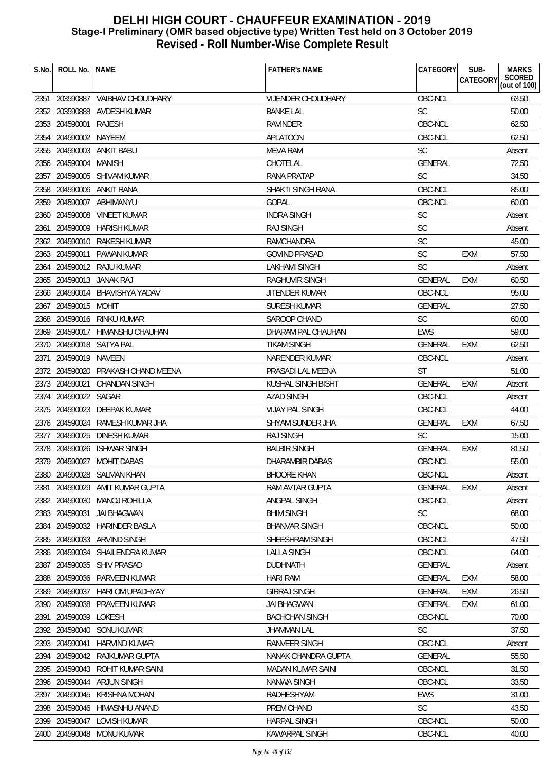# DELHI HIGH COURT - CHAUFFEUR EXAMINATION - 2019
## Stage-I Preliminary (OMR based objective type) Written Test held on 3 October 2019
## Revised - Roll Number-Wise Complete Result

| S.No. | ROLL No. | NAME | FATHER's NAME | CATEGORY | SUB-CATEGORY | MARKS SCORED (out of 100) |
|---|---|---|---|---|---|---|
| 2351 | 203590887 | VAIBHAV CHOUDHARY | VIJENDER CHOUDHARY | OBC-NCL | | 63.50 |
| 2352 | 203590888 | AVDESH KUMAR | BANKE LAL | SC | | 50.00 |
| 2353 | 204590001 | RAJESH | RAVINDER | OBC-NCL | | 62.50 |
| 2354 | 204590002 | NAYEEM | APLATOON | OBC-NCL | | 62.50 |
| 2355 | 204590003 | ANKIT BABU | MEVA RAM | SC | | Absent |
| 2356 | 204590004 | MANISH | CHOTELAL | GENERAL | | 72.50 |
| 2357 | 204590005 | SHIVAM KUMAR | RANA PRATAP | SC | | 34.50 |
| 2358 | 204590006 | ANKIT RANA | SHAKTI SINGH RANA | OBC-NCL | | 85.00 |
| 2359 | 204590007 | ABHIMANYU | GOPAL | OBC-NCL | | 60.00 |
| 2360 | 204590008 | VINEET KUMAR | INDRA SINGH | SC | | Absent |
| 2361 | 204590009 | HARISH KUMAR | RAJ SINGH | SC | | Absent |
| 2362 | 204590010 | RAKESH KUMAR | RAMCHANDRA | SC | | 45.00 |
| 2363 | 204590011 | PAWAN KUMAR | GOVIND PRASAD | SC | EXM | 57.50 |
| 2364 | 204590012 | RAJU KUMAR | LAKHAMI SINGH | SC | | Absent |
| 2365 | 204590013 | JANAK RAJ | RAGHUVIR SINGH | GENERAL | EXM | 60.50 |
| 2366 | 204590014 | BHAVISHYA YADAV | JITENDER KUMAR | OBC-NCL | | 95.00 |
| 2367 | 204590015 | MOHIT | SURESH KUMAR | GENERAL | | 27.50 |
| 2368 | 204590016 | RINKU KUMAR | SAROOP CHAND | SC | | 60.00 |
| 2369 | 204590017 | HIMANSHU CHAUHAN | DHARAM PAL CHAUHAN | EWS | | 59.00 |
| 2370 | 204590018 | SATYA PAL | TIKAM SINGH | GENERAL | EXM | 62.50 |
| 2371 | 204590019 | NAVEEN | NARENDER KUMAR | OBC-NCL | | Absent |
| 2372 | 204590020 | PRAKASH CHAND MEENA | PRASADI LAL MEENA | ST | | 51.00 |
| 2373 | 204590021 | CHANDAN SINGH | KUSHAL SINGH BISHT | GENERAL | EXM | Absent |
| 2374 | 204590022 | SAGAR | AZAD SINGH | OBC-NCL | | Absent |
| 2375 | 204590023 | DEEPAK KUMAR | VIJAY PAL SINGH | OBC-NCL | | 44.00 |
| 2376 | 204590024 | RAMESH KUMAR JHA | SHYAM SUNDER JHA | GENERAL | EXM | 67.50 |
| 2377 | 204590025 | DINESH KUMAR | RAJ SINGH | SC | | 15.00 |
| 2378 | 204590026 | ISHWAR SINGH | BALBIR SINGH | GENERAL | EXM | 81.50 |
| 2379 | 204590027 | MOHIT DABAS | DHARAMBIR DABAS | OBC-NCL | | 55.00 |
| 2380 | 204590028 | SALMAN KHAN | BHOORE KHAN | OBC-NCL | | Absent |
| 2381 | 204590029 | AMIT KUMAR GUPTA | RAM AVTAR GUPTA | GENERAL | EXM | Absent |
| 2382 | 204590030 | MANOJ ROHILLA | ANGPAL SINGH | OBC-NCL | | Absent |
| 2383 | 204590031 | JAI BHAGWAN | BHIM SINGH | SC | | 68.00 |
| 2384 | 204590032 | HARINDER BASLA | BHANVAR SINGH | OBC-NCL | | 50.00 |
| 2385 | 204590033 | ARVIND SINGH | SHEESHRAM SINGH | OBC-NCL | | 47.50 |
| 2386 | 204590034 | SHAILENDRA KUMAR | LALLA SINGH | OBC-NCL | | 64.00 |
| 2387 | 204590035 | SHIV PRASAD | DUDHNATH | GENERAL | | Absent |
| 2388 | 204590036 | PARVEEN KUMAR | HARI RAM | GENERAL | EXM | 58.00 |
| 2389 | 204590037 | HARI OM UPADHYAY | GIRRAJ SINGH | GENERAL | EXM | 26.50 |
| 2390 | 204590038 | PRAVEEN KUMAR | JAI BHAGWAN | GENERAL | EXM | 61.00 |
| 2391 | 204590039 | LOKESH | BACHCHAN SINGH | OBC-NCL | | 70.00 |
| 2392 | 204590040 | SONU KUMAR | JHAMMAN LAL | SC | | 37.50 |
| 2393 | 204590041 | HARVIND KUMAR | RANVEER SINGH | OBC-NCL | | Absent |
| 2394 | 204590042 | RAJKUMAR GUPTA | NANAK CHANDRA GUPTA | GENERAL | | 55.50 |
| 2395 | 204590043 | ROHIT KUMAR SAINI | MADAN KUMAR SAINI | OBC-NCL | | 31.50 |
| 2396 | 204590044 | ARJUN SINGH | NANWA SINGH | OBC-NCL | | 33.50 |
| 2397 | 204590045 | KRISHNA MOHAN | RADHESHYAM | EWS | | 31.00 |
| 2398 | 204590046 | HIMASNHU ANAND | PREM CHAND | SC | | 43.50 |
| 2399 | 204590047 | LOVISH KUMAR | HARPAL SINGH | OBC-NCL | | 50.00 |
| 2400 | 204590048 | MONU KUMAR | KAWARPAL SINGH | OBC-NCL | | 40.00 |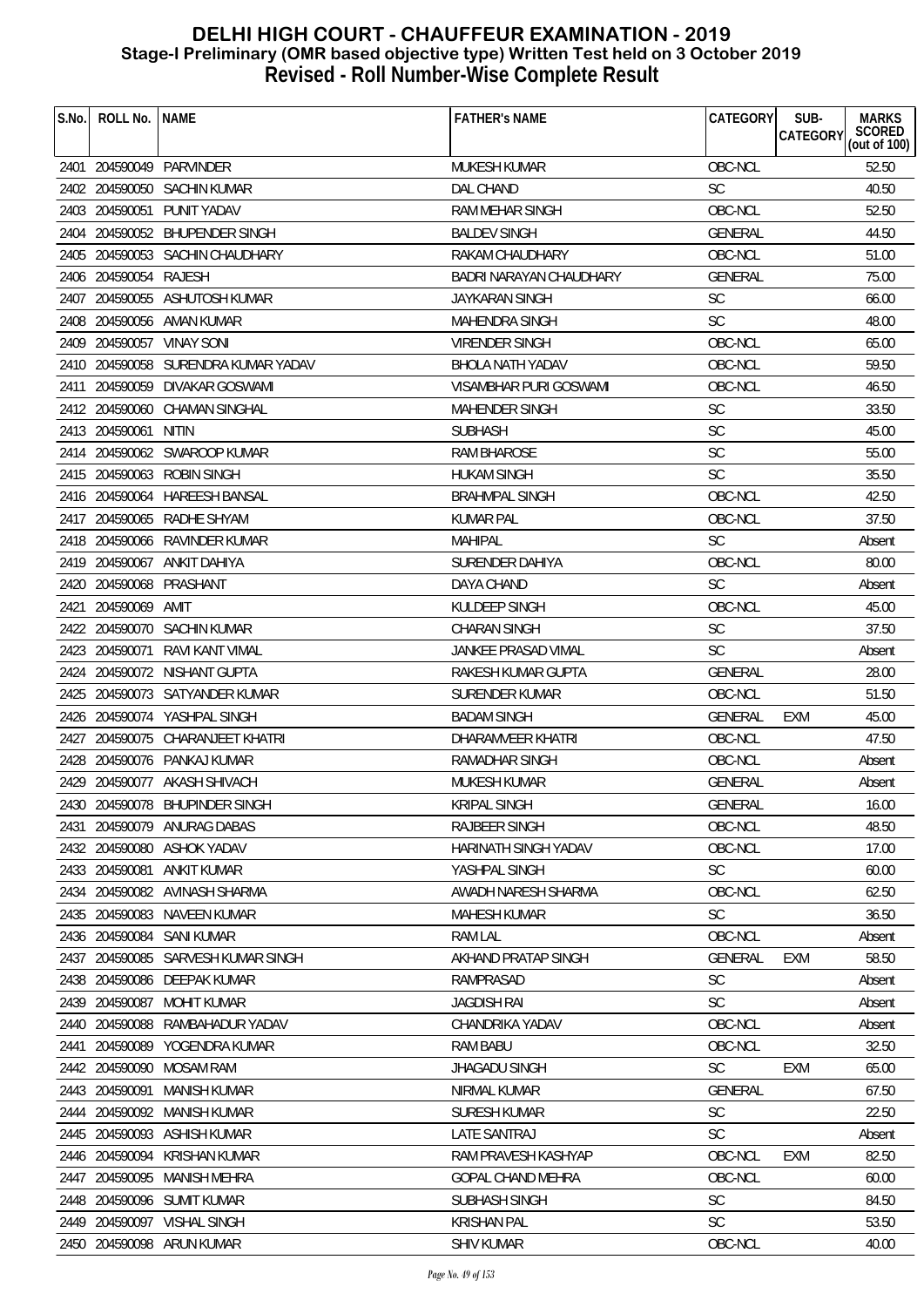# DELHI HIGH COURT - CHAUFFEUR EXAMINATION - 2019
## Stage-I Preliminary (OMR based objective type) Written Test held on 3 October 2019
## Revised - Roll Number-Wise Complete Result

| S.No. | ROLL No. | NAME | FATHER's NAME | CATEGORY | SUB-CATEGORY | MARKS SCORED (out of 100) |
|---|---|---|---|---|---|---|
| 2401 | 204590049 | PARVINDER | MUKESH KUMAR | OBC-NCL | | 52.50 |
| 2402 | 204590050 | SACHIN KUMAR | DAL CHAND | SC | | 40.50 |
| 2403 | 204590051 | PUNIT YADAV | RAM MEHAR SINGH | OBC-NCL | | 52.50 |
| 2404 | 204590052 | BHUPENDER SINGH | BALDEV SINGH | GENERAL | | 44.50 |
| 2405 | 204590053 | SACHIN CHAUDHARY | RAKAM CHAUDHARY | OBC-NCL | | 51.00 |
| 2406 | 204590054 | RAJESH | BADRI NARAYAN CHAUDHARY | GENERAL | | 75.00 |
| 2407 | 204590055 | ASHUTOSH KUMAR | JAYKARAN SINGH | SC | | 66.00 |
| 2408 | 204590056 | AMAN KUMAR | MAHENDRA SINGH | SC | | 48.00 |
| 2409 | 204590057 | VINAY SONI | VIRENDER SINGH | OBC-NCL | | 65.00 |
| 2410 | 204590058 | SURENDRA KUMAR YADAV | BHOLA NATH YADAV | OBC-NCL | | 59.50 |
| 2411 | 204590059 | DIVAKAR GOSWAMI | VISAMBHAR PURI GOSWAMI | OBC-NCL | | 46.50 |
| 2412 | 204590060 | CHAMAN SINGHAL | MAHENDER SINGH | SC | | 33.50 |
| 2413 | 204590061 | NITIN | SUBHASH | SC | | 45.00 |
| 2414 | 204590062 | SWAROOP KUMAR | RAM BHAROSE | SC | | 55.00 |
| 2415 | 204590063 | ROBIN SINGH | HUKAM SINGH | SC | | 35.50 |
| 2416 | 204590064 | HAREESH BANSAL | BRAHMPAL SINGH | OBC-NCL | | 42.50 |
| 2417 | 204590065 | RADHE SHYAM | KUMAR PAL | OBC-NCL | | 37.50 |
| 2418 | 204590066 | RAVINDER KUMAR | MAHIPAL | SC | | Absent |
| 2419 | 204590067 | ANKIT DAHIYA | SURENDER DAHIYA | OBC-NCL | | 80.00 |
| 2420 | 204590068 | PRASHANT | DAYA CHAND | SC | | Absent |
| 2421 | 204590069 | AMIT | KULDEEP SINGH | OBC-NCL | | 45.00 |
| 2422 | 204590070 | SACHIN KUMAR | CHARAN SINGH | SC | | 37.50 |
| 2423 | 204590071 | RAVI KANT VIMAL | JANKEE PRASAD VIMAL | SC | | Absent |
| 2424 | 204590072 | NISHANT GUPTA | RAKESH KUMAR GUPTA | GENERAL | | 28.00 |
| 2425 | 204590073 | SATYANDER KUMAR | SURENDER KUMAR | OBC-NCL | | 51.50 |
| 2426 | 204590074 | YASHPAL SINGH | BADAM SINGH | GENERAL | EXM | 45.00 |
| 2427 | 204590075 | CHARANJEET KHATRI | DHARAMVEER KHATRI | OBC-NCL | | 47.50 |
| 2428 | 204590076 | PANKAJ KUMAR | RAMADHAR SINGH | OBC-NCL | | Absent |
| 2429 | 204590077 | AKASH SHIVACH | MUKESH KUMAR | GENERAL | | Absent |
| 2430 | 204590078 | BHUPINDER SINGH | KRIPAL SINGH | GENERAL | | 16.00 |
| 2431 | 204590079 | ANURAG DABAS | RAJBEER SINGH | OBC-NCL | | 48.50 |
| 2432 | 204590080 | ASHOK YADAV | HARINATH SINGH YADAV | OBC-NCL | | 17.00 |
| 2433 | 204590081 | ANKIT KUMAR | YASHPAL SINGH | SC | | 60.00 |
| 2434 | 204590082 | AVINASH SHARMA | AWADH NARESH SHARMA | OBC-NCL | | 62.50 |
| 2435 | 204590083 | NAVEEN KUMAR | MAHESH KUMAR | SC | | 36.50 |
| 2436 | 204590084 | SANI KUMAR | RAM LAL | OBC-NCL | | Absent |
| 2437 | 204590085 | SARVESH KUMAR SINGH | AKHAND PRATAP SINGH | GENERAL | EXM | 58.50 |
| 2438 | 204590086 | DEEPAK KUMAR | RAMPRASAD | SC | | Absent |
| 2439 | 204590087 | MOHIT KUMAR | JAGDISH RAI | SC | | Absent |
| 2440 | 204590088 | RAMBAHADUR YADAV | CHANDRIKA YADAV | OBC-NCL | | Absent |
| 2441 | 204590089 | YOGENDRA KUMAR | RAM BABU | OBC-NCL | | 32.50 |
| 2442 | 204590090 | MOSAM RAM | JHAGADU SINGH | SC | EXM | 65.00 |
| 2443 | 204590091 | MANISH KUMAR | NIRMAL KUMAR | GENERAL | | 67.50 |
| 2444 | 204590092 | MANISH KUMAR | SURESH KUMAR | SC | | 22.50 |
| 2445 | 204590093 | ASHISH KUMAR | LATE SANTRAJ | SC | | Absent |
| 2446 | 204590094 | KRISHAN KUMAR | RAM PRAVESH KASHYAP | OBC-NCL | EXM | 82.50 |
| 2447 | 204590095 | MANISH MEHRA | GOPAL CHAND MEHRA | OBC-NCL | | 60.00 |
| 2448 | 204590096 | SUMIT KUMAR | SUBHASH SINGH | SC | | 84.50 |
| 2449 | 204590097 | VISHAL SINGH | KRISHAN PAL | SC | | 53.50 |
| 2450 | 204590098 | ARUN KUMAR | SHIV KUMAR | OBC-NCL | | 40.00 |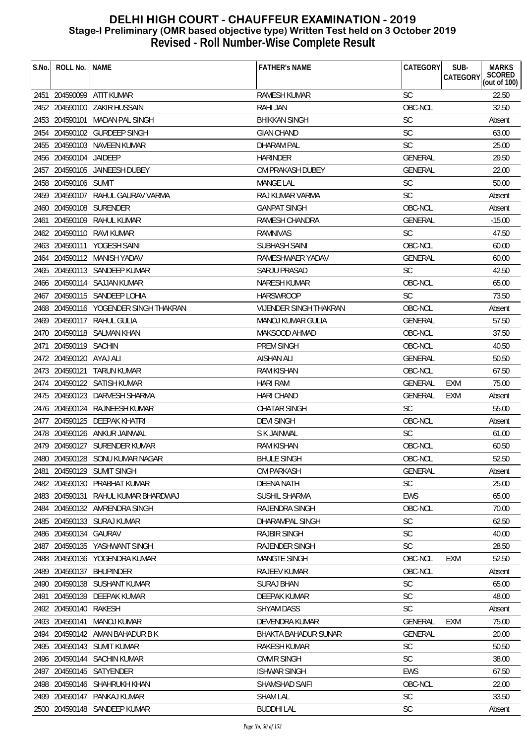# DELHI HIGH COURT - CHAUFFEUR EXAMINATION - 2019
## Stage-I Preliminary (OMR based objective type) Written Test held on 3 October 2019
## Revised - Roll Number-Wise Complete Result

| S.No. | ROLL No. | NAME | FATHER's NAME | CATEGORY | SUB-CATEGORY | MARKS SCORED (out of 100) |
|---|---|---|---|---|---|---|
| 2451 | 204590099 | ATIT KUMAR | RAMESH KUMAR | SC | | 22.50 |
| 2452 | 204590100 | ZAKIR HUSSAIN | RAHI JAN | OBC-NCL | | 32.50 |
| 2453 | 204590101 | MADAN PAL SINGH | BHIKKAN SINGH | SC | | Absent |
| 2454 | 204590102 | GURDEEP SINGH | GIAN CHAND | SC | | 63.00 |
| 2455 | 204590103 | NAVEEN KUMAR | DHARAM PAL | SC | | 25.00 |
| 2456 | 204590104 | JAIDEEP | HARINDER | GENERAL | | 29.50 |
| 2457 | 204590105 | JAINEESH DUBEY | OM PRAKASH DUBEY | GENERAL | | 22.00 |
| 2458 | 204590106 | SUMIT | MANGE LAL | SC | | 50.00 |
| 2459 | 204590107 | RAHUL GAURAV VARMA | RAJ KUMAR VARMA | SC | | Absent |
| 2460 | 204590108 | SURENDER | GANPAT SINGH | OBC-NCL | | Absent |
| 2461 | 204590109 | RAHUL KUMAR | RAMESH CHANDRA | GENERAL | | -15.00 |
| 2462 | 204590110 | RAVI KUMAR | RAMNIVAS | SC | | 47.50 |
| 2463 | 204590111 | YOGESH SAINI | SUBHASH SAINI | OBC-NCL | | 60.00 |
| 2464 | 204590112 | MANISH YADAV | RAMESHWAER YADAV | GENERAL | | 60.00 |
| 2465 | 204590113 | SANDEEP KUMAR | SARJU PRASAD | SC | | 42.50 |
| 2466 | 204590114 | SAJJAN KUMAR | NARESH KUMAR | OBC-NCL | | 65.00 |
| 2467 | 204590115 | SANDEEP LOHIA | HARSWROOP | SC | | 73.50 |
| 2468 | 204590116 | YOGENDER SINGH THAKRAN | VIJENDER SINGH THAKRAN | OBC-NCL | | Absent |
| 2469 | 204590117 | RAHUL GULIA | MANOJ KUMAR GULIA | GENERAL | | 57.50 |
| 2470 | 204590118 | SALMAN KHAN | MAKSOOD AHMAD | OBC-NCL | | 37.50 |
| 2471 | 204590119 | SACHIN | PREM SINGH | OBC-NCL | | 40.50 |
| 2472 | 204590120 | AYAJ ALI | AISHAN ALI | GENERAL | | 50.50 |
| 2473 | 204590121 | TARUN KUMAR | RAM KISHAN | OBC-NCL | | 67.50 |
| 2474 | 204590122 | SATISH KUMAR | HARI RAM | GENERAL | EXM | 75.00 |
| 2475 | 204590123 | DARVESH SHARMA | HARI CHAND | GENERAL | EXM | Absent |
| 2476 | 204590124 | RAJNEESH KUMAR | CHATAR SINGH | SC | | 55.00 |
| 2477 | 204590125 | DEEPAK KHATRI | DEVI SINGH | OBC-NCL | | Absent |
| 2478 | 204590126 | ANKUR JAINWAL | S K JAINWAL | SC | | 61.00 |
| 2479 | 204590127 | SURENDER KUMAR | RAM KISHAN | OBC-NCL | | 60.50 |
| 2480 | 204590128 | SONU KUMAR NAGAR | BHULE SINGH | OBC-NCL | | 52.50 |
| 2481 | 204590129 | SUMIT SINGH | OM PARKASH | GENERAL | | Absent |
| 2482 | 204590130 | PRABHAT KUMAR | DEENA NATH | SC | | 25.00 |
| 2483 | 204590131 | RAHUL KUMAR BHARDWAJ | SUSHIL SHARMA | EWS | | 65.00 |
| 2484 | 204590132 | AMRENDRA SINGH | RAJENDRA SINGH | OBC-NCL | | 70.00 |
| 2485 | 204590133 | SURAJ KUMAR | DHARAMPAL SINGH | SC | | 62.50 |
| 2486 | 204590134 | GAURAV | RAJBIR SINGH | SC | | 40.00 |
| 2487 | 204590135 | YASHWANT SINGH | RAJENDER SINGH | SC | | 28.50 |
| 2488 | 204590136 | YOGENDRA KUMAR | MANGTE SINGH | OBC-NCL | EXM | 52.50 |
| 2489 | 204590137 | BHUPINDER | RAJEEV KUMAR | OBC-NCL | | Absent |
| 2490 | 204590138 | SUSHANT KUMAR | SURAJ BHAN | SC | | 65.00 |
| 2491 | 204590139 | DEEPAK KUMAR | DEEPAK KUMAR | SC | | 48.00 |
| 2492 | 204590140 | RAKESH | SHYAM DASS | SC | | Absent |
| 2493 | 204590141 | MANOJ KUMAR | DEVENDRA KUMAR | GENERAL | EXM | 75.00 |
| 2494 | 204590142 | AMAN BAHADUR B K | BHAKTA BAHADUR SUNAR | GENERAL | | 20.00 |
| 2495 | 204590143 | SUMIT KUMAR | RAKESH KUMAR | SC | | 50.50 |
| 2496 | 204590144 | SACHIN KUMAR | OMVIR SINGH | SC | | 38.00 |
| 2497 | 204590145 | SATYENDER | ISHWAR SINGH | EWS | | 67.50 |
| 2498 | 204590146 | SHAHRUKH KHAN | SHAMSHAD SAIFI | OBC-NCL | | 22.00 |
| 2499 | 204590147 | PANKAJ KUMAR | SHAM LAL | SC | | 33.50 |
| 2500 | 204590148 | SANDEEP KUMAR | BUDDHI LAL | SC | | Absent |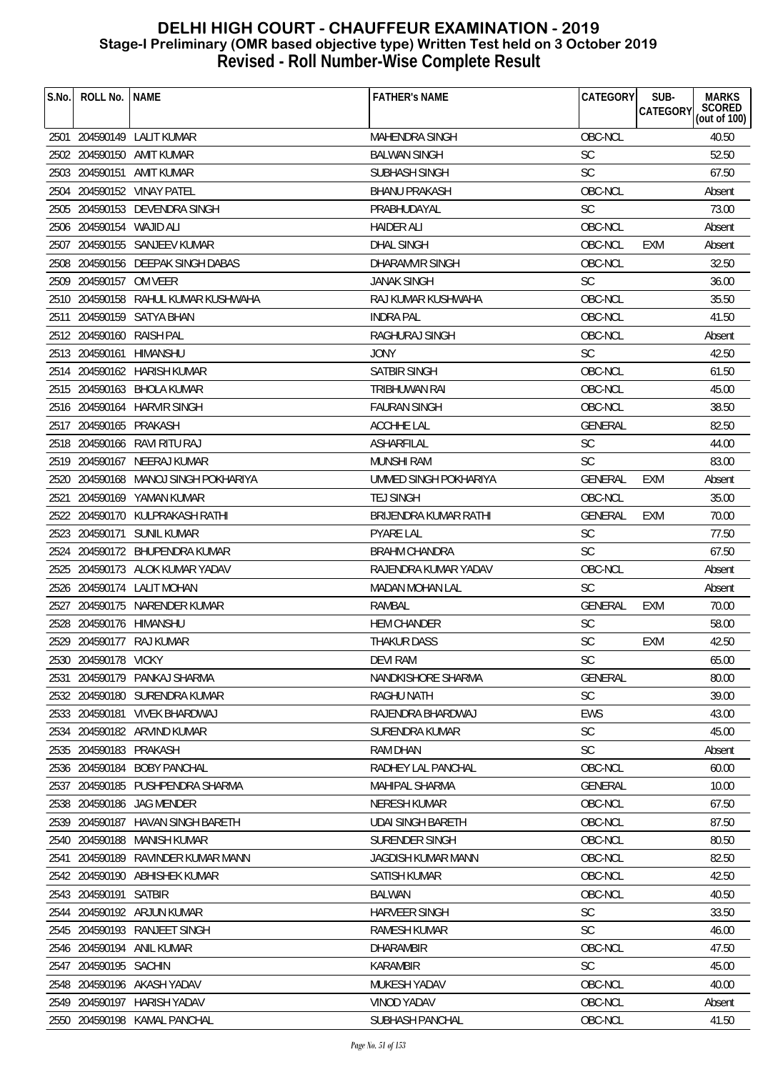# DELHI HIGH COURT - CHAUFFEUR EXAMINATION - 2019
## Stage-I Preliminary (OMR based objective type) Written Test held on 3 October 2019
## Revised - Roll Number-Wise Complete Result

| S.No. | ROLL No. | NAME | FATHER's NAME | CATEGORY | SUB-CATEGORY | MARKS SCORED (out of 100) |
|---|---|---|---|---|---|---|
| 2501 | 204590149 | LALIT KUMAR | MAHENDRA SINGH | OBC-NCL | | 40.50 |
| 2502 | 204590150 | AMIT KUMAR | BALWAN SINGH | SC | | 52.50 |
| 2503 | 204590151 | AMIT KUMAR | SUBHASH SINGH | SC | | 67.50 |
| 2504 | 204590152 | VINAY PATEL | BHANU PRAKASH | OBC-NCL | | Absent |
| 2505 | 204590153 | DEVENDRA SINGH | PRABHUDAYAL | SC | | 73.00 |
| 2506 | 204590154 | WAJID ALI | HAIDER ALI | OBC-NCL | | Absent |
| 2507 | 204590155 | SANJEEV KUMAR | DHAL SINGH | OBC-NCL | EXM | Absent |
| 2508 | 204590156 | DEEPAK SINGH DABAS | DHARAMVIR SINGH | OBC-NCL | | 32.50 |
| 2509 | 204590157 | OM VEER | JANAK SINGH | SC | | 36.00 |
| 2510 | 204590158 | RAHUL KUMAR KUSHWAHA | RAJ KUMAR KUSHWAHA | OBC-NCL | | 35.50 |
| 2511 | 204590159 | SATYA BHAN | INDRA PAL | OBC-NCL | | 41.50 |
| 2512 | 204590160 | RAISH PAL | RAGHURAJ SINGH | OBC-NCL | | Absent |
| 2513 | 204590161 | HIMANSHU | JONY | SC | | 42.50 |
| 2514 | 204590162 | HARISH KUMAR | SATBIR SINGH | OBC-NCL | | 61.50 |
| 2515 | 204590163 | BHOLA KUMAR | TRIBHUWAN RAI | OBC-NCL | | 45.00 |
| 2516 | 204590164 | HARVIR SINGH | FAURAN SINGH | OBC-NCL | | 38.50 |
| 2517 | 204590165 | PRAKASH | ACCHHE LAL | GENERAL | | 82.50 |
| 2518 | 204590166 | RAVI RITU RAJ | ASHARFILAL | SC | | 44.00 |
| 2519 | 204590167 | NEERAJ KUMAR | MUNSHI RAM | SC | | 83.00 |
| 2520 | 204590168 | MANOJ SINGH POKHARIYA | UMMED SINGH POKHARIYA | GENERAL | EXM | Absent |
| 2521 | 204590169 | YAMAN KUMAR | TEJ SINGH | OBC-NCL | | 35.00 |
| 2522 | 204590170 | KULPRAKASH RATHI | BRIJENDRA KUMAR RATHI | GENERAL | EXM | 70.00 |
| 2523 | 204590171 | SUNIL KUMAR | PYARE LAL | SC | | 77.50 |
| 2524 | 204590172 | BHUPENDRA KUMAR | BRAHM CHANDRA | SC | | 67.50 |
| 2525 | 204590173 | ALOK KUMAR YADAV | RAJENDRA KUMAR YADAV | OBC-NCL | | Absent |
| 2526 | 204590174 | LALIT MOHAN | MADAN MOHAN LAL | SC | | Absent |
| 2527 | 204590175 | NARENDER KUMAR | RAMBAL | GENERAL | EXM | 70.00 |
| 2528 | 204590176 | HIMANSHU | HEM CHANDER | SC | | 58.00 |
| 2529 | 204590177 | RAJ KUMAR | THAKUR DASS | SC | EXM | 42.50 |
| 2530 | 204590178 | VICKY | DEVI RAM | SC | | 65.00 |
| 2531 | 204590179 | PANKAJ SHARMA | NANDKISHORE SHARMA | GENERAL | | 80.00 |
| 2532 | 204590180 | SURENDRA KUMAR | RAGHU NATH | SC | | 39.00 |
| 2533 | 204590181 | VIVEK BHARDWAJ | RAJENDRA BHARDWAJ | EWS | | 43.00 |
| 2534 | 204590182 | ARVIND KUMAR | SURENDRA KUMAR | SC | | 45.00 |
| 2535 | 204590183 | PRAKASH | RAM DHAN | SC | | Absent |
| 2536 | 204590184 | BOBY PANCHAL | RADHEY LAL PANCHAL | OBC-NCL | | 60.00 |
| 2537 | 204590185 | PUSHPENDRA SHARMA | MAHIPAL SHARMA | GENERAL | | 10.00 |
| 2538 | 204590186 | JAG MENDER | NERESH KUMAR | OBC-NCL | | 67.50 |
| 2539 | 204590187 | HAVAN SINGH BARETH | UDAI SINGH BARETH | OBC-NCL | | 87.50 |
| 2540 | 204590188 | MANISH KUMAR | SURENDER SINGH | OBC-NCL | | 80.50 |
| 2541 | 204590189 | RAVINDER KUMAR MANN | JAGDISH KUMAR MANN | OBC-NCL | | 82.50 |
| 2542 | 204590190 | ABHISHEK KUMAR | SATISH KUMAR | OBC-NCL | | 42.50 |
| 2543 | 204590191 | SATBIR | BALWAN | OBC-NCL | | 40.50 |
| 2544 | 204590192 | ARJUN KUMAR | HARVEER SINGH | SC | | 33.50 |
| 2545 | 204590193 | RANJEET SINGH | RAMESH KUMAR | SC | | 46.00 |
| 2546 | 204590194 | ANIL KUMAR | DHARAMBIR | OBC-NCL | | 47.50 |
| 2547 | 204590195 | SACHIN | KARAMBIR | SC | | 45.00 |
| 2548 | 204590196 | AKASH YADAV | MUKESH YADAV | OBC-NCL | | 40.00 |
| 2549 | 204590197 | HARISH YADAV | VINOD YADAV | OBC-NCL | | Absent |
| 2550 | 204590198 | KAMAL PANCHAL | SUBHASH PANCHAL | OBC-NCL | | 41.50 |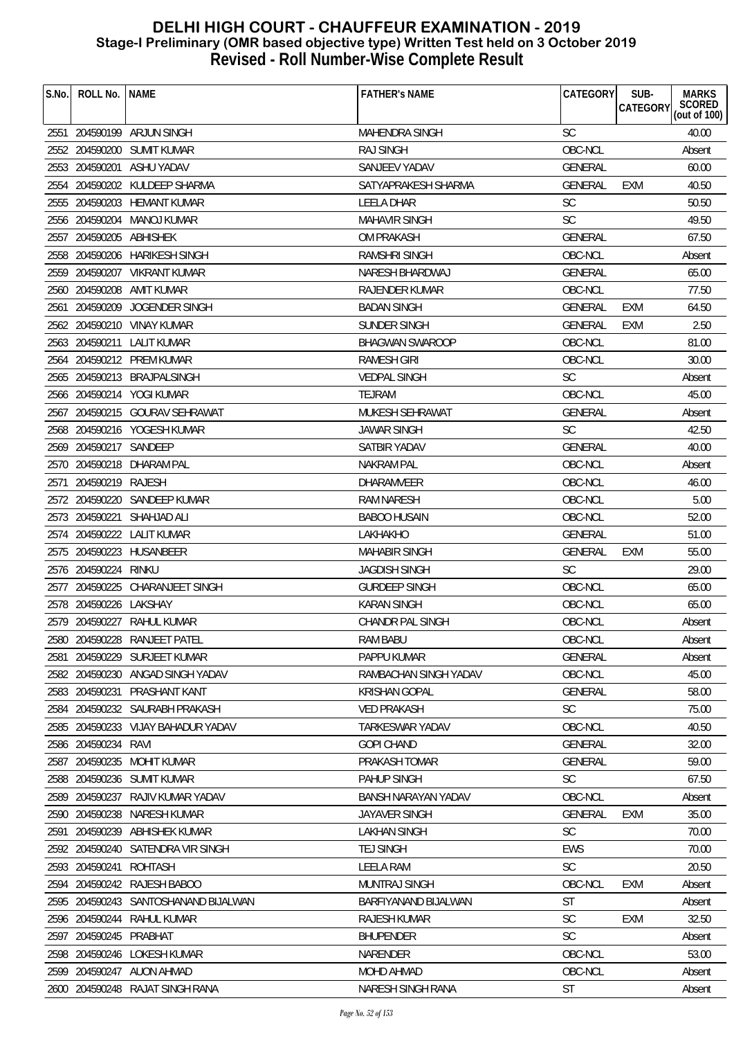# DELHI HIGH COURT - CHAUFFEUR EXAMINATION - 2019
## Stage-I Preliminary (OMR based objective type) Written Test held on 3 October 2019
## Revised - Roll Number-Wise Complete Result

| S.No. | ROLL No. | NAME | FATHER's NAME | CATEGORY | SUB-CATEGORY | MARKS SCORED (out of 100) |
|---|---|---|---|---|---|---|
| 2551 | 204590199 | ARJUN SINGH | MAHENDRA SINGH | SC | | 40.00 |
| 2552 | 204590200 | SUMIT KUMAR | RAJ SINGH | OBC-NCL | | Absent |
| 2553 | 204590201 | ASHU YADAV | SANJEEV YADAV | GENERAL | | 60.00 |
| 2554 | 204590202 | KULDEEP SHARMA | SATYAPRAKESH SHARMA | GENERAL | EXM | 40.50 |
| 2555 | 204590203 | HEMANT KUMAR | LEELA DHAR | SC | | 50.50 |
| 2556 | 204590204 | MANOJ KUMAR | MAHAVIR SINGH | SC | | 49.50 |
| 2557 | 204590205 | ABHISHEK | OM PRAKASH | GENERAL | | 67.50 |
| 2558 | 204590206 | HARIKESH SINGH | RAMSHRI SINGH | OBC-NCL | | Absent |
| 2559 | 204590207 | VIKRANT KUMAR | NARESH BHARDWAJ | GENERAL | | 65.00 |
| 2560 | 204590208 | AMIT KUMAR | RAJENDER KUMAR | OBC-NCL | | 77.50 |
| 2561 | 204590209 | JOGENDER SINGH | BADAN SINGH | GENERAL | EXM | 64.50 |
| 2562 | 204590210 | VINAY KUMAR | SUNDER SINGH | GENERAL | EXM | 2.50 |
| 2563 | 204590211 | LALIT KUMAR | BHAGWAN SWAROOP | OBC-NCL | | 81.00 |
| 2564 | 204590212 | PREM KUMAR | RAMESH GIRI | OBC-NCL | | 30.00 |
| 2565 | 204590213 | BRAJPALSINGH | VEDPAL SINGH | SC | | Absent |
| 2566 | 204590214 | YOGI KUMAR | TEJRAM | OBC-NCL | | 45.00 |
| 2567 | 204590215 | GOURAV SEHRAWAT | MUKESH SEHRAWAT | GENERAL | | Absent |
| 2568 | 204590216 | YOGESH KUMAR | JAWAR SINGH | SC | | 42.50 |
| 2569 | 204590217 | SANDEEP | SATBIR YADAV | GENERAL | | 40.00 |
| 2570 | 204590218 | DHARAM PAL | NAKRAM PAL | OBC-NCL | | Absent |
| 2571 | 204590219 | RAJESH | DHARAMVEER | OBC-NCL | | 46.00 |
| 2572 | 204590220 | SANDEEP KUMAR | RAM NARESH | OBC-NCL | | 5.00 |
| 2573 | 204590221 | SHAHJAD ALI | BABOO HUSAIN | OBC-NCL | | 52.00 |
| 2574 | 204590222 | LALIT KUMAR | LAKHAKHO | GENERAL | | 51.00 |
| 2575 | 204590223 | HUSANBEER | MAHABIR SINGH | GENERAL | EXM | 55.00 |
| 2576 | 204590224 | RINKU | JAGDISH SINGH | SC | | 29.00 |
| 2577 | 204590225 | CHARANJEET SINGH | GURDEEP SINGH | OBC-NCL | | 65.00 |
| 2578 | 204590226 | LAKSHAY | KARAN SINGH | OBC-NCL | | 65.00 |
| 2579 | 204590227 | RAHUL KUMAR | CHANDR PAL SINGH | OBC-NCL | | Absent |
| 2580 | 204590228 | RANJEET PATEL | RAM BABU | OBC-NCL | | Absent |
| 2581 | 204590229 | SURJEET KUMAR | PAPPU KUMAR | GENERAL | | Absent |
| 2582 | 204590230 | ANGAD SINGH YADAV | RAMBACHAN SINGH YADAV | OBC-NCL | | 45.00 |
| 2583 | 204590231 | PRASHANT KANT | KRISHAN GOPAL | GENERAL | | 58.00 |
| 2584 | 204590232 | SAURABH PRAKASH | VED PRAKASH | SC | | 75.00 |
| 2585 | 204590233 | VIJAY BAHADUR YADAV | TARKESWAR YADAV | OBC-NCL | | 40.50 |
| 2586 | 204590234 | RAVI | GOPI CHAND | GENERAL | | 32.00 |
| 2587 | 204590235 | MOHIT KUMAR | PRAKASH TOMAR | GENERAL | | 59.00 |
| 2588 | 204590236 | SUMIT KUMAR | PAHUP SINGH | SC | | 67.50 |
| 2589 | 204590237 | RAJIV KUMAR YADAV | BANSH NARAYAN YADAV | OBC-NCL | | Absent |
| 2590 | 204590238 | NARESH KUMAR | JAYAVER SINGH | GENERAL | EXM | 35.00 |
| 2591 | 204590239 | ABHISHEK KUMAR | LAKHAN SINGH | SC | | 70.00 |
| 2592 | 204590240 | SATENDRA VIR SINGH | TEJ SINGH | EWS | | 70.00 |
| 2593 | 204590241 | ROHTASH | LEELA RAM | SC | | 20.50 |
| 2594 | 204590242 | RAJESH BABOO | MUNTRAJ SINGH | OBC-NCL | EXM | Absent |
| 2595 | 204590243 | SANTOSHANAND BIJALWAN | BARFIYANAND BIJALWAN | ST | | Absent |
| 2596 | 204590244 | RAHUL KUMAR | RAJESH KUMAR | SC | EXM | 32.50 |
| 2597 | 204590245 | PRABHAT | BHUPENDER | SC | | Absent |
| 2598 | 204590246 | LOKESH KUMAR | NARENDER | OBC-NCL | | 53.00 |
| 2599 | 204590247 | AUON AHMAD | MOHD AHMAD | OBC-NCL | | Absent |
| 2600 | 204590248 | RAJAT SINGH RANA | NARESH SINGH RANA | ST | | Absent |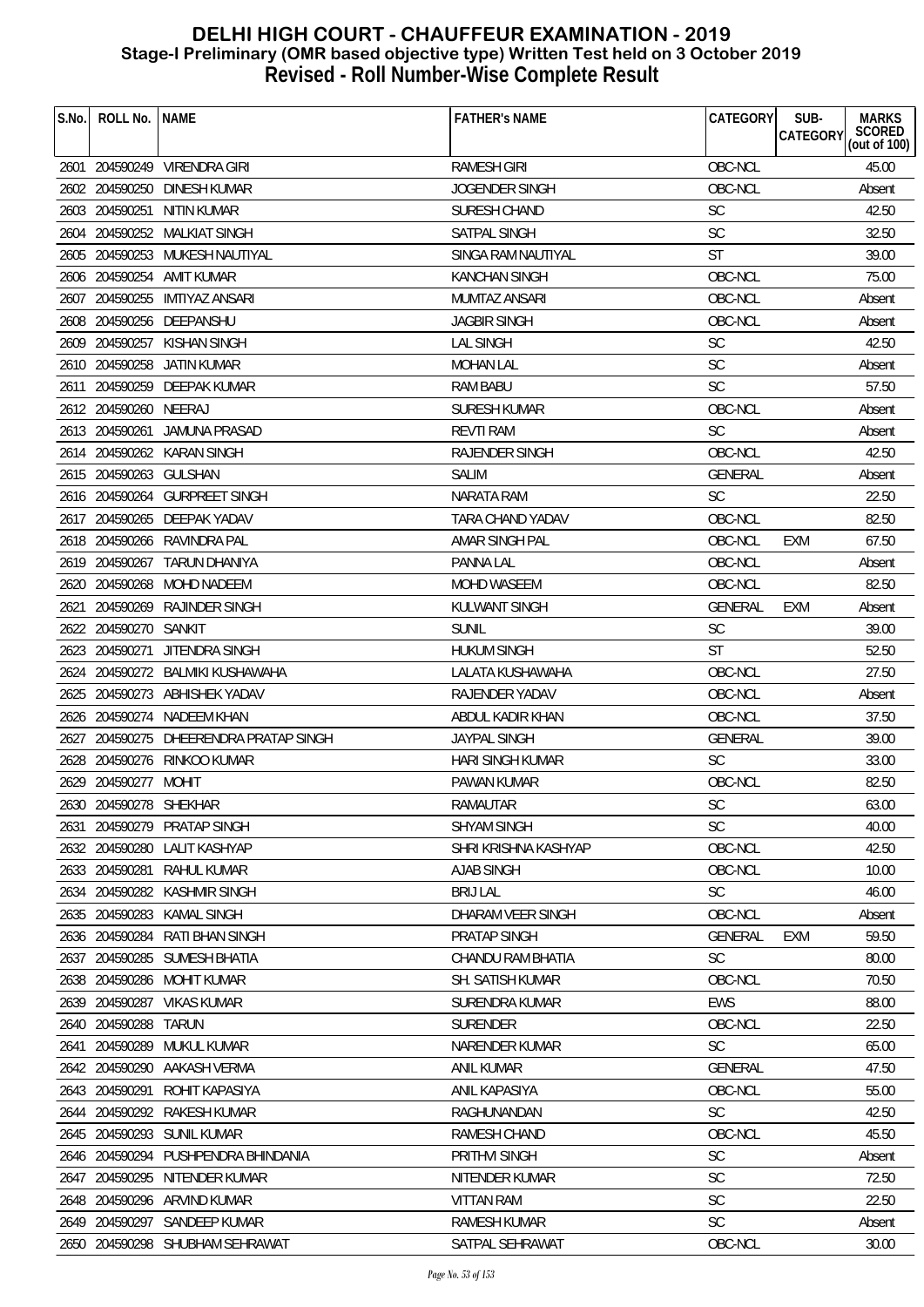# DELHI HIGH COURT - CHAUFFEUR EXAMINATION - 2019
## Stage-I Preliminary (OMR based objective type) Written Test held on 3 October 2019
## Revised - Roll Number-Wise Complete Result

| S.No. | ROLL No. | NAME | FATHER's NAME | CATEGORY | SUB-CATEGORY | MARKS SCORED (out of 100) |
|---|---|---|---|---|---|---|
| 2601 | 204590249 | VIRENDRA GIRI | RAMESH GIRI | OBC-NCL | | 45.00 |
| 2602 | 204590250 | DINESH KUMAR | JOGENDER SINGH | OBC-NCL | | Absent |
| 2603 | 204590251 | NITIN KUMAR | SURESH CHAND | SC | | 42.50 |
| 2604 | 204590252 | MALKIAT SINGH | SATPAL SINGH | SC | | 32.50 |
| 2605 | 204590253 | MUKESH NAUTIYAL | SINGA RAM NAUTIYAL | ST | | 39.00 |
| 2606 | 204590254 | AMIT KUMAR | KANCHAN SINGH | OBC-NCL | | 75.00 |
| 2607 | 204590255 | IMTIYAZ ANSARI | MUMTAZ ANSARI | OBC-NCL | | Absent |
| 2608 | 204590256 | DEEPANSHU | JAGBIR SINGH | OBC-NCL | | Absent |
| 2609 | 204590257 | KISHAN SINGH | LAL SINGH | SC | | 42.50 |
| 2610 | 204590258 | JATIN KUMAR | MOHAN LAL | SC | | Absent |
| 2611 | 204590259 | DEEPAK KUMAR | RAM BABU | SC | | 57.50 |
| 2612 | 204590260 | NEERAJ | SURESH KUMAR | OBC-NCL | | Absent |
| 2613 | 204590261 | JAMUNA PRASAD | REVTI RAM | SC | | Absent |
| 2614 | 204590262 | KARAN SINGH | RAJENDER SINGH | OBC-NCL | | 42.50 |
| 2615 | 204590263 | GULSHAN | SALIM | GENERAL | | Absent |
| 2616 | 204590264 | GURPREET SINGH | NARATA RAM | SC | | 22.50 |
| 2617 | 204590265 | DEEPAK YADAV | TARA CHAND YADAV | OBC-NCL | | 82.50 |
| 2618 | 204590266 | RAVINDRA PAL | AMAR SINGH PAL | OBC-NCL | EXM | 67.50 |
| 2619 | 204590267 | TARUN DHANIYA | PANNA LAL | OBC-NCL | | Absent |
| 2620 | 204590268 | MOHD NADEEM | MOHD WASEEM | OBC-NCL | | 82.50 |
| 2621 | 204590269 | RAJINDER SINGH | KULWANT SINGH | GENERAL | EXM | Absent |
| 2622 | 204590270 | SANKIT | SUNIL | SC | | 39.00 |
| 2623 | 204590271 | JITENDRA SINGH | HUKUM SINGH | ST | | 52.50 |
| 2624 | 204590272 | BALMIKI KUSHAWAHA | LALATA KUSHAWAHA | OBC-NCL | | 27.50 |
| 2625 | 204590273 | ABHISHEK YADAV | RAJENDER YADAV | OBC-NCL | | Absent |
| 2626 | 204590274 | NADEEM KHAN | ABDUL KADIR KHAN | OBC-NCL | | 37.50 |
| 2627 | 204590275 | DHEERENDRA PRATAP SINGH | JAYPAL SINGH | GENERAL | | 39.00 |
| 2628 | 204590276 | RINKOO KUMAR | HARI SINGH KUMAR | SC | | 33.00 |
| 2629 | 204590277 | MOHIT | PAWAN KUMAR | OBC-NCL | | 82.50 |
| 2630 | 204590278 | SHEKHAR | RAMAUTAR | SC | | 63.00 |
| 2631 | 204590279 | PRATAP SINGH | SHYAM SINGH | SC | | 40.00 |
| 2632 | 204590280 | LALIT KASHYAP | SHRI KRISHNA KASHYAP | OBC-NCL | | 42.50 |
| 2633 | 204590281 | RAHUL KUMAR | AJAB SINGH | OBC-NCL | | 10.00 |
| 2634 | 204590282 | KASHMIR SINGH | BRIJ LAL | SC | | 46.00 |
| 2635 | 204590283 | KAMAL SINGH | DHARAM VEER SINGH | OBC-NCL | | Absent |
| 2636 | 204590284 | RATI BHAN SINGH | PRATAP SINGH | GENERAL | EXM | 59.50 |
| 2637 | 204590285 | SUMESH BHATIA | CHANDU RAM BHATIA | SC | | 80.00 |
| 2638 | 204590286 | MOHIT KUMAR | SH. SATISH KUMAR | OBC-NCL | | 70.50 |
| 2639 | 204590287 | VIKAS KUMAR | SURENDRA KUMAR | EWS | | 88.00 |
| 2640 | 204590288 | TARUN | SURENDER | OBC-NCL | | 22.50 |
| 2641 | 204590289 | MUKUL KUMAR | NARENDER KUMAR | SC | | 65.00 |
| 2642 | 204590290 | AAKASH VERMA | ANIL KUMAR | GENERAL | | 47.50 |
| 2643 | 204590291 | ROHIT KAPASIYA | ANIL KAPASIYA | OBC-NCL | | 55.00 |
| 2644 | 204590292 | RAKESH KUMAR | RAGHUNANDAN | SC | | 42.50 |
| 2645 | 204590293 | SUNIL KUMAR | RAMESH CHAND | OBC-NCL | | 45.50 |
| 2646 | 204590294 | PUSHPENDRA BHINDANIA | PRITHVI SINGH | SC | | Absent |
| 2647 | 204590295 | NITENDER KUMAR | NITENDER KUMAR | SC | | 72.50 |
| 2648 | 204590296 | ARVIND KUMAR | VITTAN RAM | SC | | 22.50 |
| 2649 | 204590297 | SANDEEP KUMAR | RAMESH KUMAR | SC | | Absent |
| 2650 | 204590298 | SHUBHAM SEHRAWAT | SATPAL SEHRAWAT | OBC-NCL | | 30.00 |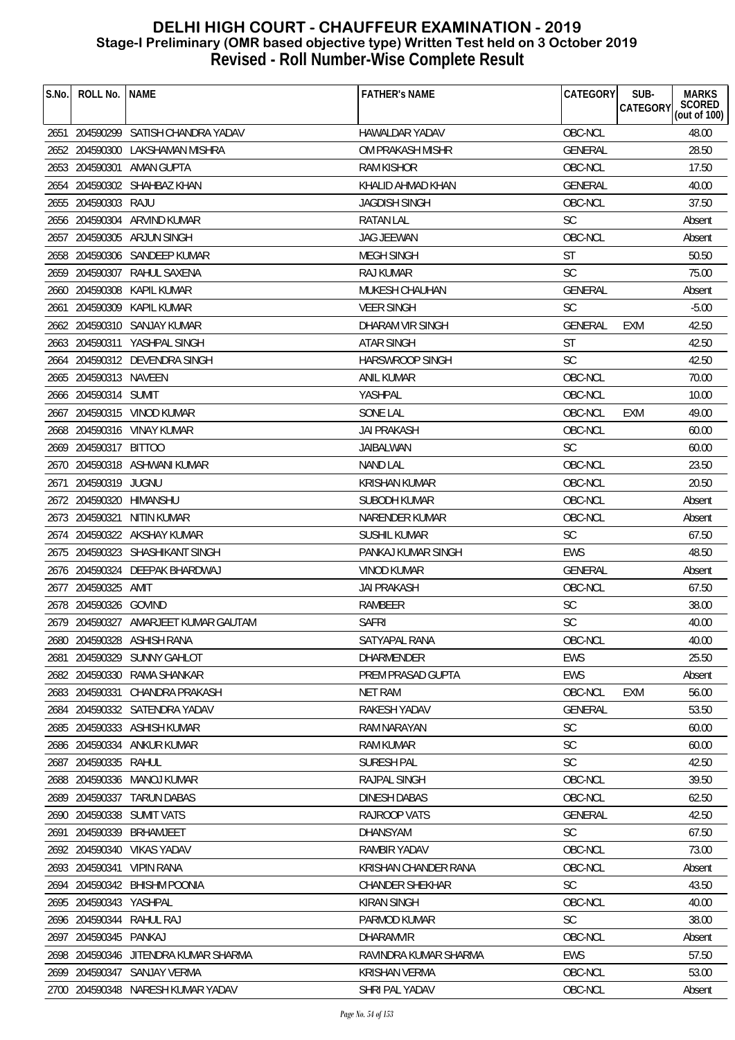# DELHI HIGH COURT - CHAUFFEUR EXAMINATION - 2019
## Stage-I Preliminary (OMR based objective type) Written Test held on 3 October 2019
## Revised - Roll Number-Wise Complete Result

| S.No. | ROLL No. | NAME | FATHER's NAME | CATEGORY | SUB-CATEGORY | MARKS SCORED (out of 100) |
|---|---|---|---|---|---|---|
| 2651 | 204590299 | SATISH CHANDRA YADAV | HAWALDAR YADAV | OBC-NCL | | 48.00 |
| 2652 | 204590300 | LAKSHAMAN MISHRA | OM PRAKASH MISHR | GENERAL | | 28.50 |
| 2653 | 204590301 | AMAN GUPTA | RAM KISHOR | OBC-NCL | | 17.50 |
| 2654 | 204590302 | SHAHBAZ KHAN | KHALID AHMAD KHAN | GENERAL | | 40.00 |
| 2655 | 204590303 | RAJU | JAGDISH SINGH | OBC-NCL | | 37.50 |
| 2656 | 204590304 | ARVIND KUMAR | RATAN LAL | SC | | Absent |
| 2657 | 204590305 | ARJUN SINGH | JAG JEEWAN | OBC-NCL | | Absent |
| 2658 | 204590306 | SANDEEP KUMAR | MEGH SINGH | ST | | 50.50 |
| 2659 | 204590307 | RAHUL SAXENA | RAJ KUMAR | SC | | 75.00 |
| 2660 | 204590308 | KAPIL KUMAR | MUKESH CHAUHAN | GENERAL | | Absent |
| 2661 | 204590309 | KAPIL KUMAR | VEER SINGH | SC | | -5.00 |
| 2662 | 204590310 | SANJAY KUMAR | DHARAM VIR SINGH | GENERAL | EXM | 42.50 |
| 2663 | 204590311 | YASHPAL SINGH | ATAR SINGH | ST | | 42.50 |
| 2664 | 204590312 | DEVENDRA SINGH | HARSWROOP SINGH | SC | | 42.50 |
| 2665 | 204590313 | NAVEEN | ANIL KUMAR | OBC-NCL | | 70.00 |
| 2666 | 204590314 | SUMIT | YASHPAL | OBC-NCL | | 10.00 |
| 2667 | 204590315 | VINOD KUMAR | SONE LAL | OBC-NCL | EXM | 49.00 |
| 2668 | 204590316 | VINAY KUMAR | JAI PRAKASH | OBC-NCL | | 60.00 |
| 2669 | 204590317 | BITTOO | JAIBALWAN | SC | | 60.00 |
| 2670 | 204590318 | ASHWANI KUMAR | NAND LAL | OBC-NCL | | 23.50 |
| 2671 | 204590319 | JUGNU | KRISHAN KUMAR | OBC-NCL | | 20.50 |
| 2672 | 204590320 | HIMANSHU | SUBODH KUMAR | OBC-NCL | | Absent |
| 2673 | 204590321 | NITIN KUMAR | NARENDER KUMAR | OBC-NCL | | Absent |
| 2674 | 204590322 | AKSHAY KUMAR | SUSHIL KUMAR | SC | | 67.50 |
| 2675 | 204590323 | SHASHIKANT SINGH | PANKAJ KUMAR SINGH | EWS | | 48.50 |
| 2676 | 204590324 | DEEPAK BHARDWAJ | VINOD KUMAR | GENERAL | | Absent |
| 2677 | 204590325 | AMIT | JAI PRAKASH | OBC-NCL | | 67.50 |
| 2678 | 204590326 | GOVIND | RAMBEER | SC | | 38.00 |
| 2679 | 204590327 | AMARJEET KUMAR GAUTAM | SAFRI | SC | | 40.00 |
| 2680 | 204590328 | ASHISH RANA | SATYAPAL RANA | OBC-NCL | | 40.00 |
| 2681 | 204590329 | SUNNY GAHLOT | DHARMENDER | EWS | | 25.50 |
| 2682 | 204590330 | RAMA SHANKAR | PREM PRASAD GUPTA | EWS | | Absent |
| 2683 | 204590331 | CHANDRA PRAKASH | NET RAM | OBC-NCL | EXM | 56.00 |
| 2684 | 204590332 | SATENDRA YADAV | RAKESH YADAV | GENERAL | | 53.50 |
| 2685 | 204590333 | ASHISH KUMAR | RAM NARAYAN | SC | | 60.00 |
| 2686 | 204590334 | ANKUR KUMAR | RAM KUMAR | SC | | 60.00 |
| 2687 | 204590335 | RAHUL | SURESH PAL | SC | | 42.50 |
| 2688 | 204590336 | MANOJ KUMAR | RAJPAL SINGH | OBC-NCL | | 39.50 |
| 2689 | 204590337 | TARUN DABAS | DINESH DABAS | OBC-NCL | | 62.50 |
| 2690 | 204590338 | SUMIT VATS | RAJROOP VATS | GENERAL | | 42.50 |
| 2691 | 204590339 | BRHAMJEET | DHANSYAM | SC | | 67.50 |
| 2692 | 204590340 | VIKAS YADAV | RAMBIR YADAV | OBC-NCL | | 73.00 |
| 2693 | 204590341 | VIPIN RANA | KRISHAN CHANDER RANA | OBC-NCL | | Absent |
| 2694 | 204590342 | BHISHM POONIA | CHANDER SHEKHAR | SC | | 43.50 |
| 2695 | 204590343 | YASHPAL | KIRAN SINGH | OBC-NCL | | 40.00 |
| 2696 | 204590344 | RAHUL RAJ | PARMOD KUMAR | SC | | 38.00 |
| 2697 | 204590345 | PANKAJ | DHARAMVIR | OBC-NCL | | Absent |
| 2698 | 204590346 | JITENDRA KUMAR SHARMA | RAVINDRA KUMAR SHARMA | EWS | | 57.50 |
| 2699 | 204590347 | SANJAY VERMA | KRISHAN VERMA | OBC-NCL | | 53.00 |
| 2700 | 204590348 | NARESH KUMAR YADAV | SHRI PAL YADAV | OBC-NCL | | Absent |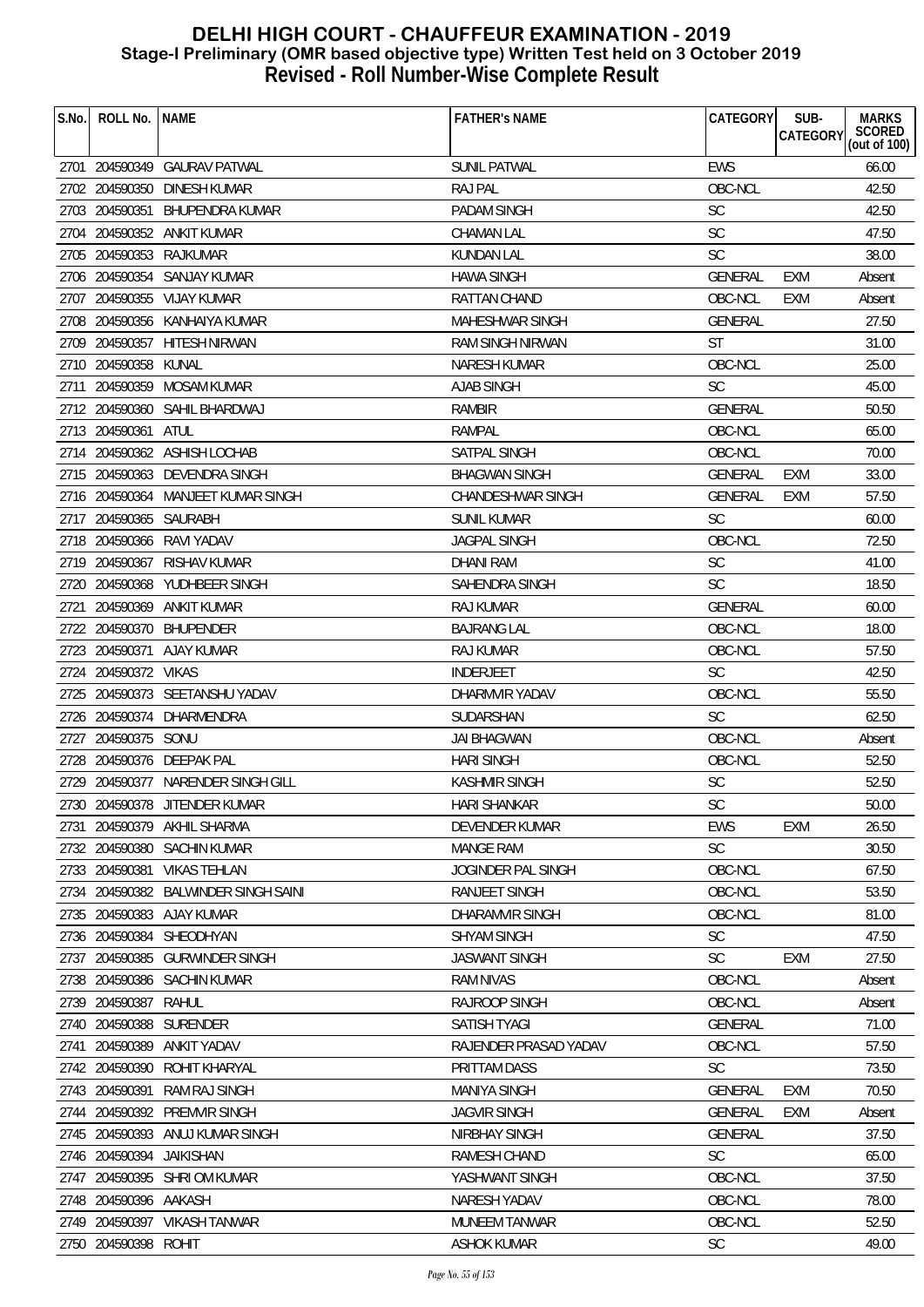# DELHI HIGH COURT - CHAUFFEUR EXAMINATION - 2019
## Stage-I Preliminary (OMR based objective type) Written Test held on 3 October 2019
## Revised - Roll Number-Wise Complete Result

| S.No. | ROLL No. | NAME | FATHER's NAME | CATEGORY | SUB-CATEGORY | MARKS SCORED (out of 100) |
|---|---|---|---|---|---|---|
| 2701 | 204590349 | GAURAV PATWAL | SUNIL PATWAL | EWS | | 66.00 |
| 2702 | 204590350 | DINESH KUMAR | RAJ PAL | OBC-NCL | | 42.50 |
| 2703 | 204590351 | BHUPENDRA KUMAR | PADAM SINGH | SC | | 42.50 |
| 2704 | 204590352 | ANKIT KUMAR | CHAMAN LAL | SC | | 47.50 |
| 2705 | 204590353 | RAJKUMAR | KUNDAN LAL | SC | | 38.00 |
| 2706 | 204590354 | SANJAY KUMAR | HAWA SINGH | GENERAL | EXM | Absent |
| 2707 | 204590355 | VIJAY KUMAR | RATTAN CHAND | OBC-NCL | EXM | Absent |
| 2708 | 204590356 | KANHAIYA KUMAR | MAHESHWAR SINGH | GENERAL | | 27.50 |
| 2709 | 204590357 | HITESH NIRWAN | RAM SINGH NIRWAN | ST | | 31.00 |
| 2710 | 204590358 | KUNAL | NARESH KUMAR | OBC-NCL | | 25.00 |
| 2711 | 204590359 | MOSAM KUMAR | AJAB SINGH | SC | | 45.00 |
| 2712 | 204590360 | SAHIL BHARDWAJ | RAMBIR | GENERAL | | 50.50 |
| 2713 | 204590361 | ATUL | RAMPAL | OBC-NCL | | 65.00 |
| 2714 | 204590362 | ASHISH LOCHAB | SATPAL SINGH | OBC-NCL | | 70.00 |
| 2715 | 204590363 | DEVENDRA SINGH | BHAGWAN SINGH | GENERAL | EXM | 33.00 |
| 2716 | 204590364 | MANJEET KUMAR SINGH | CHANDESHWAR SINGH | GENERAL | EXM | 57.50 |
| 2717 | 204590365 | SAURABH | SUNIL KUMAR | SC | | 60.00 |
| 2718 | 204590366 | RAVI YADAV | JAGPAL SINGH | OBC-NCL | | 72.50 |
| 2719 | 204590367 | RISHAV KUMAR | DHANI RAM | SC | | 41.00 |
| 2720 | 204590368 | YUDHBEER SINGH | SAHENDRA SINGH | SC | | 18.50 |
| 2721 | 204590369 | ANKIT KUMAR | RAJ KUMAR | GENERAL | | 60.00 |
| 2722 | 204590370 | BHUPENDER | BAJRANG LAL | OBC-NCL | | 18.00 |
| 2723 | 204590371 | AJAY KUMAR | RAJ KUMAR | OBC-NCL | | 57.50 |
| 2724 | 204590372 | VIKAS | INDERJEET | SC | | 42.50 |
| 2725 | 204590373 | SEETANSHU YADAV | DHARMVIR YADAV | OBC-NCL | | 55.50 |
| 2726 | 204590374 | DHARMENDRA | SUDARSHAN | SC | | 62.50 |
| 2727 | 204590375 | SONU | JAI BHAGWAN | OBC-NCL | | Absent |
| 2728 | 204590376 | DEEPAK PAL | HARI SINGH | OBC-NCL | | 52.50 |
| 2729 | 204590377 | NARENDER SINGH GILL | KASHMIR SINGH | SC | | 52.50 |
| 2730 | 204590378 | JITENDER KUMAR | HARI SHANKAR | SC | | 50.00 |
| 2731 | 204590379 | AKHIL SHARMA | DEVENDER KUMAR | EWS | EXM | 26.50 |
| 2732 | 204590380 | SACHIN KUMAR | MANGE RAM | SC | | 30.50 |
| 2733 | 204590381 | VIKAS TEHLAN | JOGINDER PAL SINGH | OBC-NCL | | 67.50 |
| 2734 | 204590382 | BALWINDER SINGH SAINI | RANJEET SINGH | OBC-NCL | | 53.50 |
| 2735 | 204590383 | AJAY KUMAR | DHARAMVIR SINGH | OBC-NCL | | 81.00 |
| 2736 | 204590384 | SHEODHYAN | SHYAM SINGH | SC | | 47.50 |
| 2737 | 204590385 | GURWINDER SINGH | JASWANT SINGH | SC | EXM | 27.50 |
| 2738 | 204590386 | SACHIN KUMAR | RAM NIVAS | OBC-NCL | | Absent |
| 2739 | 204590387 | RAHUL | RAJROOP SINGH | OBC-NCL | | Absent |
| 2740 | 204590388 | SURENDER | SATISH TYAGI | GENERAL | | 71.00 |
| 2741 | 204590389 | ANKIT YADAV | RAJENDER PRASAD YADAV | OBC-NCL | | 57.50 |
| 2742 | 204590390 | ROHIT KHARYAL | PRITTAM DASS | SC | | 73.50 |
| 2743 | 204590391 | RAM RAJ SINGH | MANIYA SINGH | GENERAL | EXM | 70.50 |
| 2744 | 204590392 | PREMVIR SINGH | JAGVIR SINGH | GENERAL | EXM | Absent |
| 2745 | 204590393 | ANUJ KUMAR SINGH | NIRBHAY SINGH | GENERAL | | 37.50 |
| 2746 | 204590394 | JAIKISHAN | RAMESH CHAND | SC | | 65.00 |
| 2747 | 204590395 | SHRI OM KUMAR | YASHWANT SINGH | OBC-NCL | | 37.50 |
| 2748 | 204590396 | AAKASH | NARESH YADAV | OBC-NCL | | 78.00 |
| 2749 | 204590397 | VIKASH TANWAR | MUNEEM TANWAR | OBC-NCL | | 52.50 |
| 2750 | 204590398 | ROHIT | ASHOK KUMAR | SC | | 49.00 |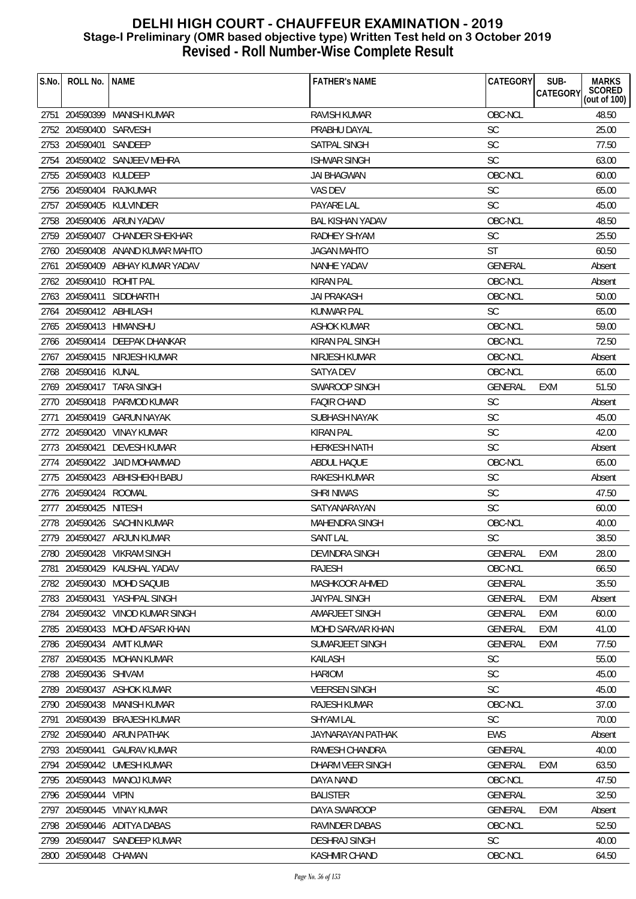# DELHI HIGH COURT - CHAUFFEUR EXAMINATION - 2019
## Stage-I Preliminary (OMR based objective type) Written Test held on 3 October 2019
## Revised - Roll Number-Wise Complete Result

| S.No. | ROLL No. | NAME | FATHER's NAME | CATEGORY | SUB-CATEGORY | MARKS SCORED (out of 100) |
|---|---|---|---|---|---|---|
| 2751 | 204590399 | MANISH KUMAR | RAVISH KUMAR | OBC-NCL | | 48.50 |
| 2752 | 204590400 | SARVESH | PRABHU DAYAL | SC | | 25.00 |
| 2753 | 204590401 | SANDEEP | SATPAL SINGH | SC | | 77.50 |
| 2754 | 204590402 | SANJEEV MEHRA | ISHWAR SINGH | SC | | 63.00 |
| 2755 | 204590403 | KULDEEP | JAI BHAGWAN | OBC-NCL | | 60.00 |
| 2756 | 204590404 | RAJKUMAR | VAS DEV | SC | | 65.00 |
| 2757 | 204590405 | KULVINDER | PAYARE LAL | SC | | 45.00 |
| 2758 | 204590406 | ARUN YADAV | BAL KISHAN YADAV | OBC-NCL | | 48.50 |
| 2759 | 204590407 | CHANDER SHEKHAR | RADHEY SHYAM | SC | | 25.50 |
| 2760 | 204590408 | ANAND KUMAR MAHTO | JAGAN MAHTO | ST | | 60.50 |
| 2761 | 204590409 | ABHAY KUMAR YADAV | NANHE YADAV | GENERAL | | Absent |
| 2762 | 204590410 | ROHIT PAL | KIRAN PAL | OBC-NCL | | Absent |
| 2763 | 204590411 | SIDDHARTH | JAI PRAKASH | OBC-NCL | | 50.00 |
| 2764 | 204590412 | ABHILASH | KUNWAR PAL | SC | | 65.00 |
| 2765 | 204590413 | HIMANSHU | ASHOK KUMAR | OBC-NCL | | 59.00 |
| 2766 | 204590414 | DEEPAK DHANKAR | KIRAN PAL SINGH | OBC-NCL | | 72.50 |
| 2767 | 204590415 | NIRJESH KUMAR | NIRJESH KUMAR | OBC-NCL | | Absent |
| 2768 | 204590416 | KUNAL | SATYA DEV | OBC-NCL | | 65.00 |
| 2769 | 204590417 | TARA SINGH | SWAROOP SINGH | GENERAL | EXM | 51.50 |
| 2770 | 204590418 | PARMOD KUMAR | FAQIR CHAND | SC | | Absent |
| 2771 | 204590419 | GARUN NAYAK | SUBHASH NAYAK | SC | | 45.00 |
| 2772 | 204590420 | VINAY KUMAR | KIRAN PAL | SC | | 42.00 |
| 2773 | 204590421 | DEVESH KUMAR | HERKESH NATH | SC | | Absent |
| 2774 | 204590422 | JAID MOHAMMAD | ABDUL HAQUE | OBC-NCL | | 65.00 |
| 2775 | 204590423 | ABHISHEKH BABU | RAKESH KUMAR | SC | | Absent |
| 2776 | 204590424 | ROOMAL | SHRI NIWAS | SC | | 47.50 |
| 2777 | 204590425 | NITESH | SATYANARAYAN | SC | | 60.00 |
| 2778 | 204590426 | SACHIN KUMAR | MAHENDRA SINGH | OBC-NCL | | 40.00 |
| 2779 | 204590427 | ARJUN KUMAR | SANT LAL | SC | | 38.50 |
| 2780 | 204590428 | VIKRAM SINGH | DEVINDRA SINGH | GENERAL | EXM | 28.00 |
| 2781 | 204590429 | KAUSHAL YADAV | RAJESH | OBC-NCL | | 66.50 |
| 2782 | 204590430 | MOHD SAQUIB | MASHKOOR AHMED | GENERAL | | 35.50 |
| 2783 | 204590431 | YASHPAL SINGH | JAIYPAL SINGH | GENERAL | EXM | Absent |
| 2784 | 204590432 | VINOD KUMAR SINGH | AMARJEET SINGH | GENERAL | EXM | 60.00 |
| 2785 | 204590433 | MOHD AFSAR KHAN | MOHD SARVAR KHAN | GENERAL | EXM | 41.00 |
| 2786 | 204590434 | AMIT KUMAR | SUMARJEET SINGH | GENERAL | EXM | 77.50 |
| 2787 | 204590435 | MOHAN KUMAR | KAILASH | SC | | 55.00 |
| 2788 | 204590436 | SHIVAM | HARIOM | SC | | 45.00 |
| 2789 | 204590437 | ASHOK KUMAR | VEERSEN SINGH | SC | | 45.00 |
| 2790 | 204590438 | MANISH KUMAR | RAJESH KUMAR | OBC-NCL | | 37.00 |
| 2791 | 204590439 | BRAJESH KUMAR | SHYAM LAL | SC | | 70.00 |
| 2792 | 204590440 | ARUN PATHAK | JAYNARAYAN PATHAK | EWS | | Absent |
| 2793 | 204590441 | GAURAV KUMAR | RAMESH CHANDRA | GENERAL | | 40.00 |
| 2794 | 204590442 | UMESH KUMAR | DHARM VEER SINGH | GENERAL | EXM | 63.50 |
| 2795 | 204590443 | MANOJ KUMAR | DAYA NAND | OBC-NCL | | 47.50 |
| 2796 | 204590444 | VIPIN | BALISTER | GENERAL | | 32.50 |
| 2797 | 204590445 | VINAY KUMAR | DAYA SWAROOP | GENERAL | EXM | Absent |
| 2798 | 204590446 | ADITYA DABAS | RAVINDER DABAS | OBC-NCL | | 52.50 |
| 2799 | 204590447 | SANDEEP KUMAR | DESHRAJ SINGH | SC | | 40.00 |
| 2800 | 204590448 | CHAMAN | KASHMIR CHAND | OBC-NCL | | 64.50 |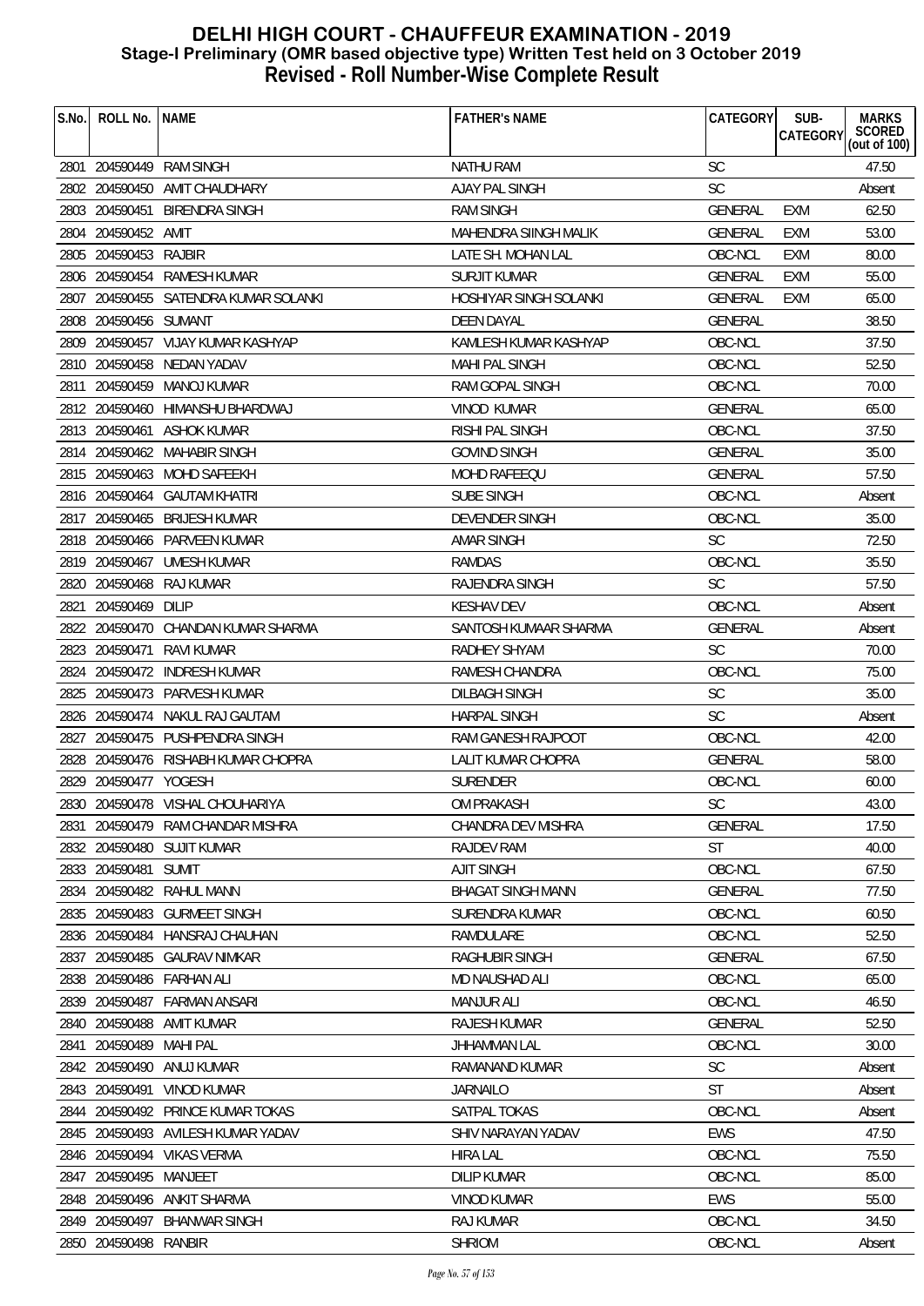# DELHI HIGH COURT - CHAUFFEUR EXAMINATION - 2019
## Stage-I Preliminary (OMR based objective type) Written Test held on 3 October 2019
## Revised - Roll Number-Wise Complete Result

| S.No. | ROLL No. | NAME | FATHER's NAME | CATEGORY | SUB-CATEGORY | MARKS SCORED (out of 100) |
|---|---|---|---|---|---|---|
| 2801 | 204590449 | RAM SINGH | NATHU RAM | SC | | 47.50 |
| 2802 | 204590450 | AMIT CHAUDHARY | AJAY PAL SINGH | SC | | Absent |
| 2803 | 204590451 | BIRENDRA SINGH | RAM SINGH | GENERAL | EXM | 62.50 |
| 2804 | 204590452 | AMIT | MAHENDRA SIINGH MALIK | GENERAL | EXM | 53.00 |
| 2805 | 204590453 | RAJBIR | LATE SH. MOHAN LAL | OBC-NCL | EXM | 80.00 |
| 2806 | 204590454 | RAMESH KUMAR | SURJIT KUMAR | GENERAL | EXM | 55.00 |
| 2807 | 204590455 | SATENDRA KUMAR SOLANKI | HOSHIYAR SINGH SOLANKI | GENERAL | EXM | 65.00 |
| 2808 | 204590456 | SUMANT | DEEN DAYAL | GENERAL | | 38.50 |
| 2809 | 204590457 | VIJAY KUMAR KASHYAP | KAMLESH KUMAR KASHYAP | OBC-NCL | | 37.50 |
| 2810 | 204590458 | NEDAN YADAV | MAHI PAL SINGH | OBC-NCL | | 52.50 |
| 2811 | 204590459 | MANOJ KUMAR | RAM GOPAL SINGH | OBC-NCL | | 70.00 |
| 2812 | 204590460 | HIMANSHU BHARDWAJ | VINOD KUMAR | GENERAL | | 65.00 |
| 2813 | 204590461 | ASHOK KUMAR | RISHI PAL SINGH | OBC-NCL | | 37.50 |
| 2814 | 204590462 | MAHABIR SINGH | GOVIND SINGH | GENERAL | | 35.00 |
| 2815 | 204590463 | MOHD SAFEEKH | MOHD RAFEEQU | GENERAL | | 57.50 |
| 2816 | 204590464 | GAUTAM KHATRI | SUBE SINGH | OBC-NCL | | Absent |
| 2817 | 204590465 | BRIJESH KUMAR | DEVENDER SINGH | OBC-NCL | | 35.00 |
| 2818 | 204590466 | PARVEEN KUMAR | AMAR SINGH | SC | | 72.50 |
| 2819 | 204590467 | UMESH KUMAR | RAMDAS | OBC-NCL | | 35.50 |
| 2820 | 204590468 | RAJ KUMAR | RAJENDRA SINGH | SC | | 57.50 |
| 2821 | 204590469 | DILIP | KESHAV DEV | OBC-NCL | | Absent |
| 2822 | 204590470 | CHANDAN KUMAR SHARMA | SANTOSH KUMAAR SHARMA | GENERAL | | Absent |
| 2823 | 204590471 | RAVI KUMAR | RADHEY SHYAM | SC | | 70.00 |
| 2824 | 204590472 | INDRESH KUMAR | RAMESH CHANDRA | OBC-NCL | | 75.00 |
| 2825 | 204590473 | PARVESH KUMAR | DILBAGH SINGH | SC | | 35.00 |
| 2826 | 204590474 | NAKUL RAJ GAUTAM | HARPAL SINGH | SC | | Absent |
| 2827 | 204590475 | PUSHPENDRA SINGH | RAM GANESH RAJPOOT | OBC-NCL | | 42.00 |
| 2828 | 204590476 | RISHABH KUMAR CHOPRA | LALIT KUMAR CHOPRA | GENERAL | | 58.00 |
| 2829 | 204590477 | YOGESH | SURENDER | OBC-NCL | | 60.00 |
| 2830 | 204590478 | VISHAL CHOUHARIYA | OM PRAKASH | SC | | 43.00 |
| 2831 | 204590479 | RAM CHANDAR MISHRA | CHANDRA DEV MISHRA | GENERAL | | 17.50 |
| 2832 | 204590480 | SUJIT KUMAR | RAJDEV RAM | ST | | 40.00 |
| 2833 | 204590481 | SUMIT | AJIT SINGH | OBC-NCL | | 67.50 |
| 2834 | 204590482 | RAHUL MANN | BHAGAT SINGH MANN | GENERAL | | 77.50 |
| 2835 | 204590483 | GURMEET SINGH | SURENDRA KUMAR | OBC-NCL | | 60.50 |
| 2836 | 204590484 | HANSRAJ CHAUHAN | RAMDULARE | OBC-NCL | | 52.50 |
| 2837 | 204590485 | GAURAV NIMKAR | RAGHUBIR SINGH | GENERAL | | 67.50 |
| 2838 | 204590486 | FARHAN ALI | MD NAUSHAD ALI | OBC-NCL | | 65.00 |
| 2839 | 204590487 | FARMAN ANSARI | MANJUR ALI | OBC-NCL | | 46.50 |
| 2840 | 204590488 | AMIT KUMAR | RAJESH KUMAR | GENERAL | | 52.50 |
| 2841 | 204590489 | MAHI PAL | JHHAMMAN LAL | OBC-NCL | | 30.00 |
| 2842 | 204590490 | ANUJ KUMAR | RAMANAND KUMAR | SC | | Absent |
| 2843 | 204590491 | VINOD KUMAR | JARNAILO | ST | | Absent |
| 2844 | 204590492 | PRINCE KUMAR TOKAS | SATPAL TOKAS | OBC-NCL | | Absent |
| 2845 | 204590493 | AVILESH KUMAR YADAV | SHIV NARAYAN YADAV | EWS | | 47.50 |
| 2846 | 204590494 | VIKAS VERMA | HIRA LAL | OBC-NCL | | 75.50 |
| 2847 | 204590495 | MANJEET | DILIP KUMAR | OBC-NCL | | 85.00 |
| 2848 | 204590496 | ANKIT SHARMA | VINOD KUMAR | EWS | | 55.00 |
| 2849 | 204590497 | BHANWAR SINGH | RAJ KUMAR | OBC-NCL | | 34.50 |
| 2850 | 204590498 | RANBIR | SHRIOM | OBC-NCL | | Absent |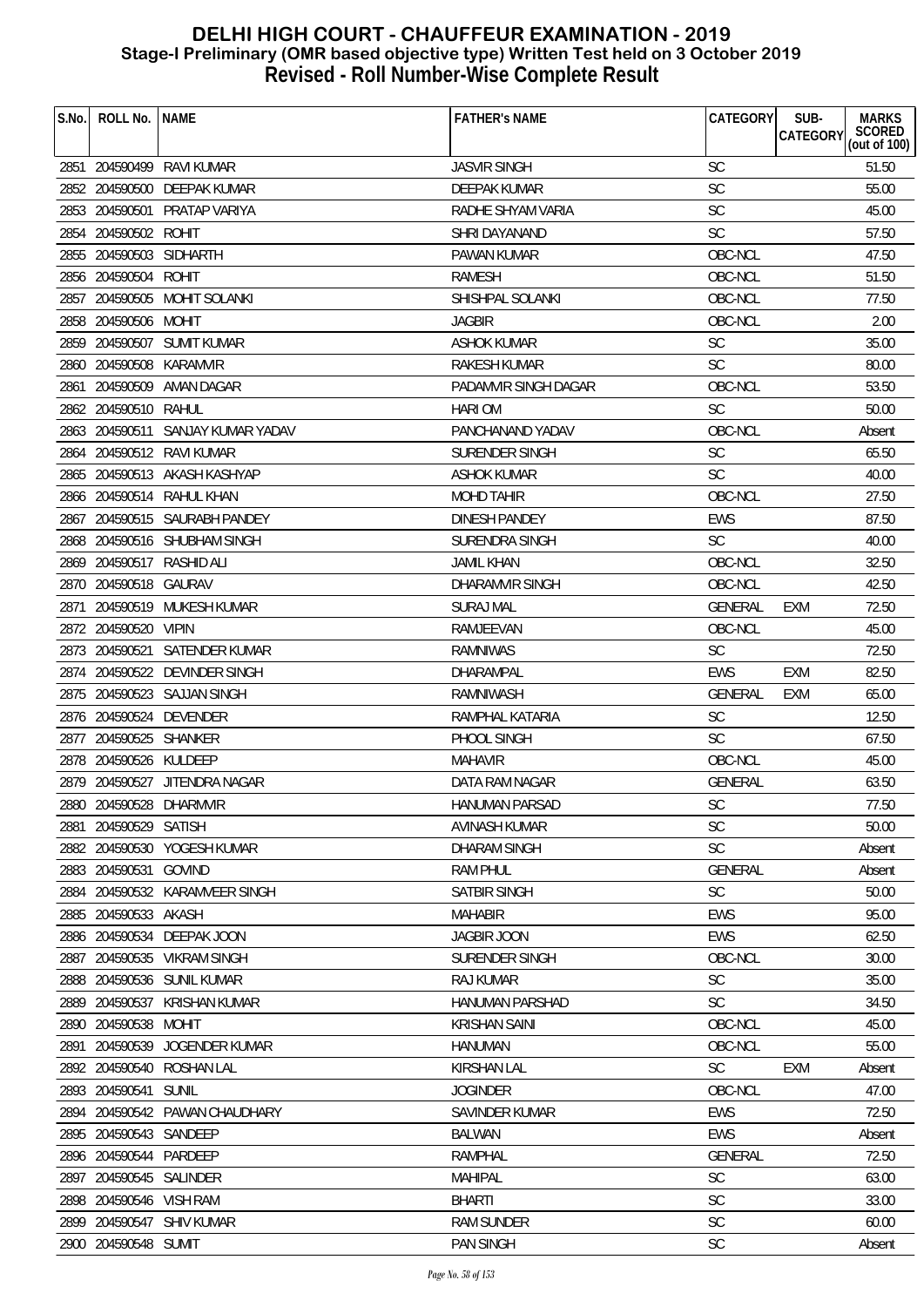# DELHI HIGH COURT - CHAUFFEUR EXAMINATION - 2019
## Stage-I Preliminary (OMR based objective type) Written Test held on 3 October 2019
## Revised - Roll Number-Wise Complete Result

| S.No. | ROLL No. | NAME | FATHER's NAME | CATEGORY | SUB-CATEGORY | MARKS SCORED (out of 100) |
|---|---|---|---|---|---|---|
| 2851 | 204590499 | RAVI KUMAR | JASVIR SINGH | SC | | 51.50 |
| 2852 | 204590500 | DEEPAK KUMAR | DEEPAK KUMAR | SC | | 55.00 |
| 2853 | 204590501 | PRATAP VARIYA | RADHE SHYAM VARIA | SC | | 45.00 |
| 2854 | 204590502 | ROHIT | SHRI DAYANAND | SC | | 57.50 |
| 2855 | 204590503 | SIDHARTH | PAWAN KUMAR | OBC-NCL | | 47.50 |
| 2856 | 204590504 | ROHIT | RAMESH | OBC-NCL | | 51.50 |
| 2857 | 204590505 | MOHIT SOLANKI | SHISHPAL SOLANKI | OBC-NCL | | 77.50 |
| 2858 | 204590506 | MOHIT | JAGBIR | OBC-NCL | | 2.00 |
| 2859 | 204590507 | SUMIT KUMAR | ASHOK KUMAR | SC | | 35.00 |
| 2860 | 204590508 | KARAMVIR | RAKESH KUMAR | SC | | 80.00 |
| 2861 | 204590509 | AMAN DAGAR | PADAMVIR SINGH DAGAR | OBC-NCL | | 53.50 |
| 2862 | 204590510 | RAHUL | HARI OM | SC | | 50.00 |
| 2863 | 204590511 | SANJAY KUMAR YADAV | PANCHANAND YADAV | OBC-NCL | | Absent |
| 2864 | 204590512 | RAVI KUMAR | SURENDER SINGH | SC | | 65.50 |
| 2865 | 204590513 | AKASH KASHYAP | ASHOK KUMAR | SC | | 40.00 |
| 2866 | 204590514 | RAHUL KHAN | MOHD TAHIR | OBC-NCL | | 27.50 |
| 2867 | 204590515 | SAURABH PANDEY | DINESH PANDEY | EWS | | 87.50 |
| 2868 | 204590516 | SHUBHAM SINGH | SURENDRA SINGH | SC | | 40.00 |
| 2869 | 204590517 | RASHID ALI | JAMIL KHAN | OBC-NCL | | 32.50 |
| 2870 | 204590518 | GAURAV | DHARAMVIR SINGH | OBC-NCL | | 42.50 |
| 2871 | 204590519 | MUKESH KUMAR | SURAJ MAL | GENERAL | EXM | 72.50 |
| 2872 | 204590520 | VIPIN | RAMJEEVAN | OBC-NCL | | 45.00 |
| 2873 | 204590521 | SATENDER KUMAR | RAMNIWAS | SC | | 72.50 |
| 2874 | 204590522 | DEVINDER SINGH | DHARAMPAL | EWS | EXM | 82.50 |
| 2875 | 204590523 | SAJJAN SINGH | RAMNIWASH | GENERAL | EXM | 65.00 |
| 2876 | 204590524 | DEVENDER | RAMPHAL KATARIA | SC | | 12.50 |
| 2877 | 204590525 | SHANKER | PHOOL SINGH | SC | | 67.50 |
| 2878 | 204590526 | KULDEEP | MAHAVIR | OBC-NCL | | 45.00 |
| 2879 | 204590527 | JITENDRA NAGAR | DATA RAM NAGAR | GENERAL | | 63.50 |
| 2880 | 204590528 | DHARMVIR | HANUMAN PARSAD | SC | | 77.50 |
| 2881 | 204590529 | SATISH | AVINASH KUMAR | SC | | 50.00 |
| 2882 | 204590530 | YOGESH KUMAR | DHARAM SINGH | SC | | Absent |
| 2883 | 204590531 | GOVIND | RAM PHUL | GENERAL | | Absent |
| 2884 | 204590532 | KARAMVEER SINGH | SATBIR SINGH | SC | | 50.00 |
| 2885 | 204590533 | AKASH | MAHABIR | EWS | | 95.00 |
| 2886 | 204590534 | DEEPAK JOON | JAGBIR JOON | EWS | | 62.50 |
| 2887 | 204590535 | VIKRAM SINGH | SURENDER SINGH | OBC-NCL | | 30.00 |
| 2888 | 204590536 | SUNIL KUMAR | RAJ KUMAR | SC | | 35.00 |
| 2889 | 204590537 | KRISHAN KUMAR | HANUMAN PARSHAD | SC | | 34.50 |
| 2890 | 204590538 | MOHIT | KRISHAN SAINI | OBC-NCL | | 45.00 |
| 2891 | 204590539 | JOGENDER KUMAR | HANUMAN | OBC-NCL | | 55.00 |
| 2892 | 204590540 | ROSHAN LAL | KIRSHAN LAL | SC | EXM | Absent |
| 2893 | 204590541 | SUNIL | JOGINDER | OBC-NCL | | 47.00 |
| 2894 | 204590542 | PAWAN CHAUDHARY | SAVINDER KUMAR | EWS | | 72.50 |
| 2895 | 204590543 | SANDEEP | BALWAN | EWS | | Absent |
| 2896 | 204590544 | PARDEEP | RAMPHAL | GENERAL | | 72.50 |
| 2897 | 204590545 | SALINDER | MAHIPAL | SC | | 63.00 |
| 2898 | 204590546 | VISH RAM | BHARTI | SC | | 33.00 |
| 2899 | 204590547 | SHIV KUMAR | RAM SUNDER | SC | | 60.00 |
| 2900 | 204590548 | SUMIT | PAN SINGH | SC | | Absent |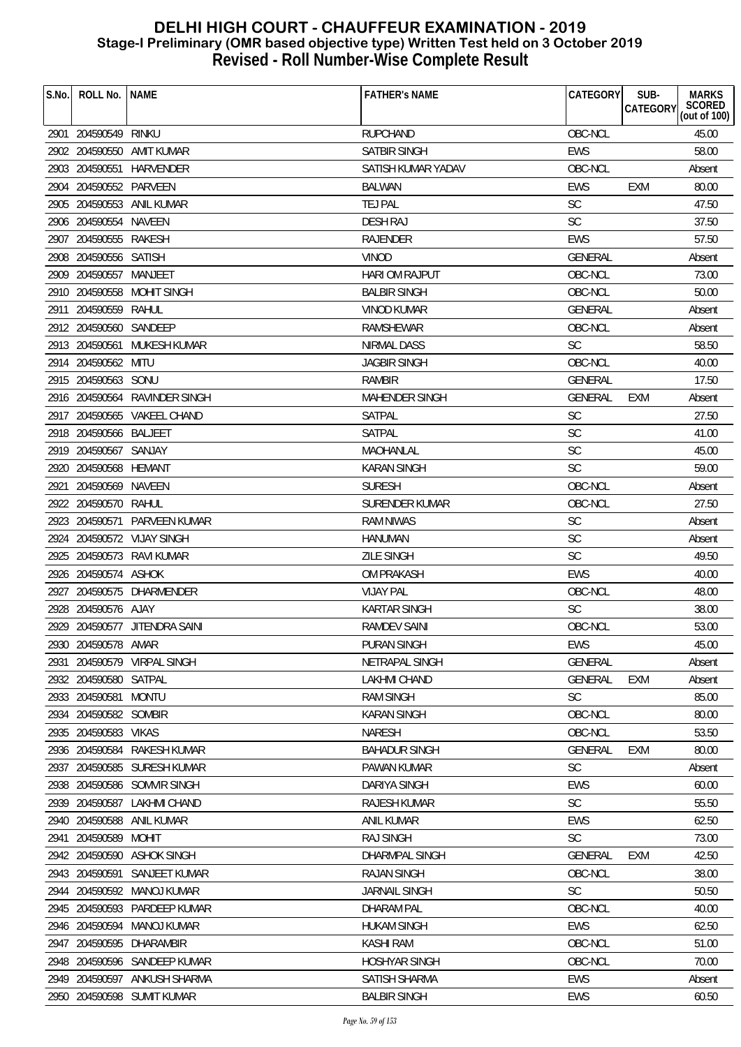# DELHI HIGH COURT - CHAUFFEUR EXAMINATION - 2019
## Stage-I Preliminary (OMR based objective type) Written Test held on 3 October 2019
## Revised - Roll Number-Wise Complete Result

| S.No. | ROLL No. | NAME | FATHER's NAME | CATEGORY | SUB-CATEGORY | MARKS SCORED (out of 100) |
|---|---|---|---|---|---|---|
| 2901 | 204590549 | RINKU | RUPCHAND | OBC-NCL | | 45.00 |
| 2902 | 204590550 | AMIT KUMAR | SATBIR SINGH | EWS | | 58.00 |
| 2903 | 204590551 | HARVENDER | SATISH KUMAR YADAV | OBC-NCL | | Absent |
| 2904 | 204590552 | PARVEEN | BALWAN | EWS | EXM | 80.00 |
| 2905 | 204590553 | ANIL KUMAR | TEJ PAL | SC | | 47.50 |
| 2906 | 204590554 | NAVEEN | DESH RAJ | SC | | 37.50 |
| 2907 | 204590555 | RAKESH | RAJENDER | EWS | | 57.50 |
| 2908 | 204590556 | SATISH | VINOD | GENERAL | | Absent |
| 2909 | 204590557 | MANJEET | HARI OM RAJPUT | OBC-NCL | | 73.00 |
| 2910 | 204590558 | MOHIT SINGH | BALBIR SINGH | OBC-NCL | | 50.00 |
| 2911 | 204590559 | RAHUL | VINOD KUMAR | GENERAL | | Absent |
| 2912 | 204590560 | SANDEEP | RAMSHEWAR | OBC-NCL | | Absent |
| 2913 | 204590561 | MUKESH KUMAR | NIRMAL DASS | SC | | 58.50 |
| 2914 | 204590562 | MITU | JAGBIR SINGH | OBC-NCL | | 40.00 |
| 2915 | 204590563 | SONU | RAMBIR | GENERAL | | 17.50 |
| 2916 | 204590564 | RAVINDER SINGH | MAHENDER SINGH | GENERAL | EXM | Absent |
| 2917 | 204590565 | VAKEEL CHAND | SATPAL | SC | | 27.50 |
| 2918 | 204590566 | BALJEET | SATPAL | SC | | 41.00 |
| 2919 | 204590567 | SANJAY | MAOHANLAL | SC | | 45.00 |
| 2920 | 204590568 | HEMANT | KARAN SINGH | SC | | 59.00 |
| 2921 | 204590569 | NAVEEN | SURESH | OBC-NCL | | Absent |
| 2922 | 204590570 | RAHUL | SURENDER KUMAR | OBC-NCL | | 27.50 |
| 2923 | 204590571 | PARVEEN KUMAR | RAM NIWAS | SC | | Absent |
| 2924 | 204590572 | VIJAY SINGH | HANUMAN | SC | | Absent |
| 2925 | 204590573 | RAVI KUMAR | ZILE SINGH | SC | | 49.50 |
| 2926 | 204590574 | ASHOK | OM PRAKASH | EWS | | 40.00 |
| 2927 | 204590575 | DHARMENDER | VIJAY PAL | OBC-NCL | | 48.00 |
| 2928 | 204590576 | AJAY | KARTAR SINGH | SC | | 38.00 |
| 2929 | 204590577 | JITENDRA SAINI | RAMDEV SAINI | OBC-NCL | | 53.00 |
| 2930 | 204590578 | AMAR | PURAN SINGH | EWS | | 45.00 |
| 2931 | 204590579 | VIRPAL SINGH | NETRAPAL SINGH | GENERAL | | Absent |
| 2932 | 204590580 | SATPAL | LAKHMI CHAND | GENERAL | EXM | Absent |
| 2933 | 204590581 | MONTU | RAM SINGH | SC | | 85.00 |
| 2934 | 204590582 | SOMBIR | KARAN SINGH | OBC-NCL | | 80.00 |
| 2935 | 204590583 | VIKAS | NARESH | OBC-NCL | | 53.50 |
| 2936 | 204590584 | RAKESH KUMAR | BAHADUR SINGH | GENERAL | EXM | 80.00 |
| 2937 | 204590585 | SURESH KUMAR | PAWAN KUMAR | SC | | Absent |
| 2938 | 204590586 | SOMVIR SINGH | DARIYA SINGH | EWS | | 60.00 |
| 2939 | 204590587 | LAKHMI CHAND | RAJESH KUMAR | SC | | 55.50 |
| 2940 | 204590588 | ANIL KUMAR | ANIL KUMAR | EWS | | 62.50 |
| 2941 | 204590589 | MOHIT | RAJ SINGH | SC | | 73.00 |
| 2942 | 204590590 | ASHOK SINGH | DHARMPAL SINGH | GENERAL | EXM | 42.50 |
| 2943 | 204590591 | SANJEET KUMAR | RAJAN SINGH | OBC-NCL | | 38.00 |
| 2944 | 204590592 | MANOJ KUMAR | JARNAIL SINGH | SC | | 50.50 |
| 2945 | 204590593 | PARDEEP KUMAR | DHARAM PAL | OBC-NCL | | 40.00 |
| 2946 | 204590594 | MANOJ KUMAR | HUKAM SINGH | EWS | | 62.50 |
| 2947 | 204590595 | DHARAMBIR | KASHI RAM | OBC-NCL | | 51.00 |
| 2948 | 204590596 | SANDEEP KUMAR | HOSHYAR SINGH | OBC-NCL | | 70.00 |
| 2949 | 204590597 | ANKUSH SHARMA | SATISH SHARMA | EWS | | Absent |
| 2950 | 204590598 | SUMIT KUMAR | BALBIR SINGH | EWS | | 60.50 |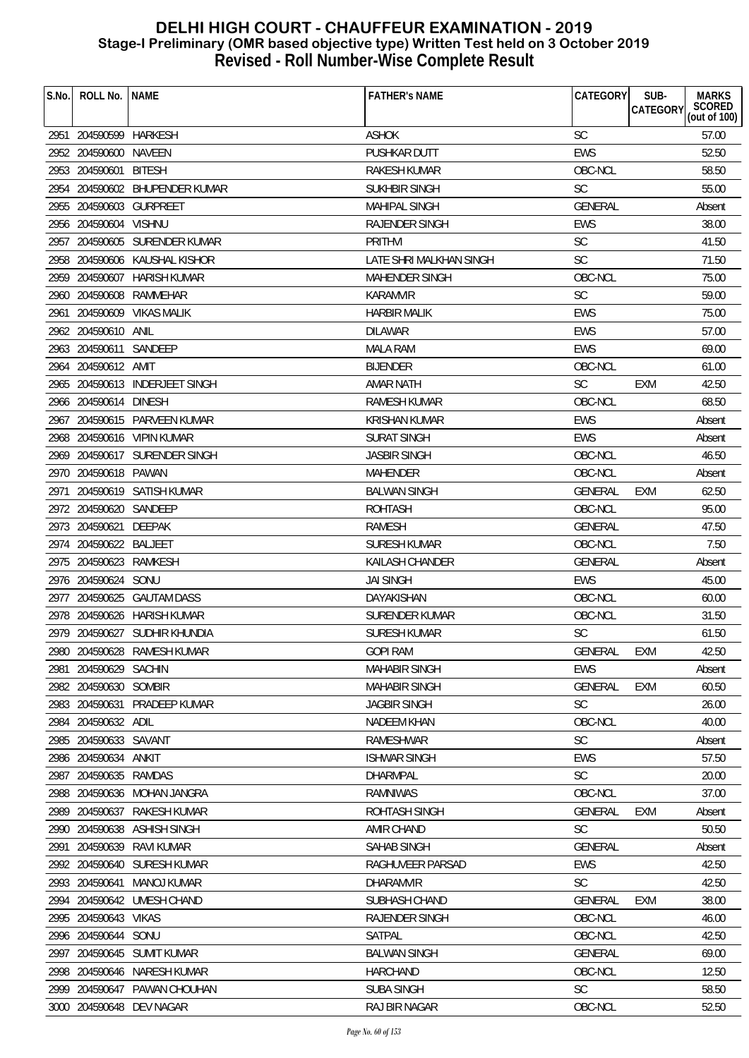# DELHI HIGH COURT - CHAUFFEUR EXAMINATION - 2019
## Stage-I Preliminary (OMR based objective type) Written Test held on 3 October 2019
## Revised - Roll Number-Wise Complete Result

| S.No. | ROLL No. | NAME | FATHER's NAME | CATEGORY | SUB-CATEGORY | MARKS SCORED (out of 100) |
|---|---|---|---|---|---|---|
| 2951 | 204590599 | HARKESH | ASHOK | SC | | 57.00 |
| 2952 | 204590600 | NAVEEN | PUSHKAR DUTT | EWS | | 52.50 |
| 2953 | 204590601 | BITESH | RAKESH KUMAR | OBC-NCL | | 58.50 |
| 2954 | 204590602 | BHUPENDER KUMAR | SUKHBIR SINGH | SC | | 55.00 |
| 2955 | 204590603 | GURPREET | MAHIPAL SINGH | GENERAL | | Absent |
| 2956 | 204590604 | VISHNU | RAJENDER SINGH | EWS | | 38.00 |
| 2957 | 204590605 | SURENDER KUMAR | PRITHVI | SC | | 41.50 |
| 2958 | 204590606 | KAUSHAL KISHOR | LATE SHRI MALKHAN SINGH | SC | | 71.50 |
| 2959 | 204590607 | HARISH KUMAR | MAHENDER SINGH | OBC-NCL | | 75.00 |
| 2960 | 204590608 | RAMMEHAR | KARAMVIR | SC | | 59.00 |
| 2961 | 204590609 | VIKAS MALIK | HARBIR MALIK | EWS | | 75.00 |
| 2962 | 204590610 | ANIL | DILAWAR | EWS | | 57.00 |
| 2963 | 204590611 | SANDEEP | MALA RAM | EWS | | 69.00 |
| 2964 | 204590612 | AMIT | BIJENDER | OBC-NCL | | 61.00 |
| 2965 | 204590613 | INDERJEET SINGH | AMAR NATH | SC | EXM | 42.50 |
| 2966 | 204590614 | DINESH | RAMESH KUMAR | OBC-NCL | | 68.50 |
| 2967 | 204590615 | PARVEEN KUMAR | KRISHAN KUMAR | EWS | | Absent |
| 2968 | 204590616 | VIPIN KUMAR | SURAT SINGH | EWS | | Absent |
| 2969 | 204590617 | SURENDER SINGH | JASBIR SINGH | OBC-NCL | | 46.50 |
| 2970 | 204590618 | PAWAN | MAHENDER | OBC-NCL | | Absent |
| 2971 | 204590619 | SATISH KUMAR | BALWAN SINGH | GENERAL | EXM | 62.50 |
| 2972 | 204590620 | SANDEEP | ROHTASH | OBC-NCL | | 95.00 |
| 2973 | 204590621 | DEEPAK | RAMESH | GENERAL | | 47.50 |
| 2974 | 204590622 | BALJEET | SURESH KUMAR | OBC-NCL | | 7.50 |
| 2975 | 204590623 | RAMKESH | KAILASH CHANDER | GENERAL | | Absent |
| 2976 | 204590624 | SONU | JAI SINGH | EWS | | 45.00 |
| 2977 | 204590625 | GAUTAM DASS | DAYAKISHAN | OBC-NCL | | 60.00 |
| 2978 | 204590626 | HARISH KUMAR | SURENDER KUMAR | OBC-NCL | | 31.50 |
| 2979 | 204590627 | SUDHIR KHUNDIA | SURESH KUMAR | SC | | 61.50 |
| 2980 | 204590628 | RAMESH KUMAR | GOPI RAM | GENERAL | EXM | 42.50 |
| 2981 | 204590629 | SACHIN | MAHABIR SINGH | EWS | | Absent |
| 2982 | 204590630 | SOMBIR | MAHABIR SINGH | GENERAL | EXM | 60.50 |
| 2983 | 204590631 | PRADEEP KUMAR | JAGBIR SINGH | SC | | 26.00 |
| 2984 | 204590632 | ADIL | NADEEM KHAN | OBC-NCL | | 40.00 |
| 2985 | 204590633 | SAVANT | RAMESHWAR | SC | | Absent |
| 2986 | 204590634 | ANKIT | ISHWAR SINGH | EWS | | 57.50 |
| 2987 | 204590635 | RAMDAS | DHARMPAL | SC | | 20.00 |
| 2988 | 204590636 | MOHAN JANGRA | RAMNIWAS | OBC-NCL | | 37.00 |
| 2989 | 204590637 | RAKESH KUMAR | ROHTASH SINGH | GENERAL | EXM | Absent |
| 2990 | 204590638 | ASHISH SINGH | AMIR CHAND | SC | | 50.50 |
| 2991 | 204590639 | RAVI KUMAR | SAHAB SINGH | GENERAL | | Absent |
| 2992 | 204590640 | SURESH KUMAR | RAGHUVEER PARSAD | EWS | | 42.50 |
| 2993 | 204590641 | MANOJ KUMAR | DHARAMVIR | SC | | 42.50 |
| 2994 | 204590642 | UMESH CHAND | SUBHASH CHAND | GENERAL | EXM | 38.00 |
| 2995 | 204590643 | VIKAS | RAJENDER SINGH | OBC-NCL | | 46.00 |
| 2996 | 204590644 | SONU | SATPAL | OBC-NCL | | 42.50 |
| 2997 | 204590645 | SUMIT KUMAR | BALWAN SINGH | GENERAL | | 69.00 |
| 2998 | 204590646 | NARESH KUMAR | HARCHAND | OBC-NCL | | 12.50 |
| 2999 | 204590647 | PAWAN CHOUHAN | SUBA SINGH | SC | | 58.50 |
| 3000 | 204590648 | DEV NAGAR | RAJ BIR NAGAR | OBC-NCL | | 52.50 |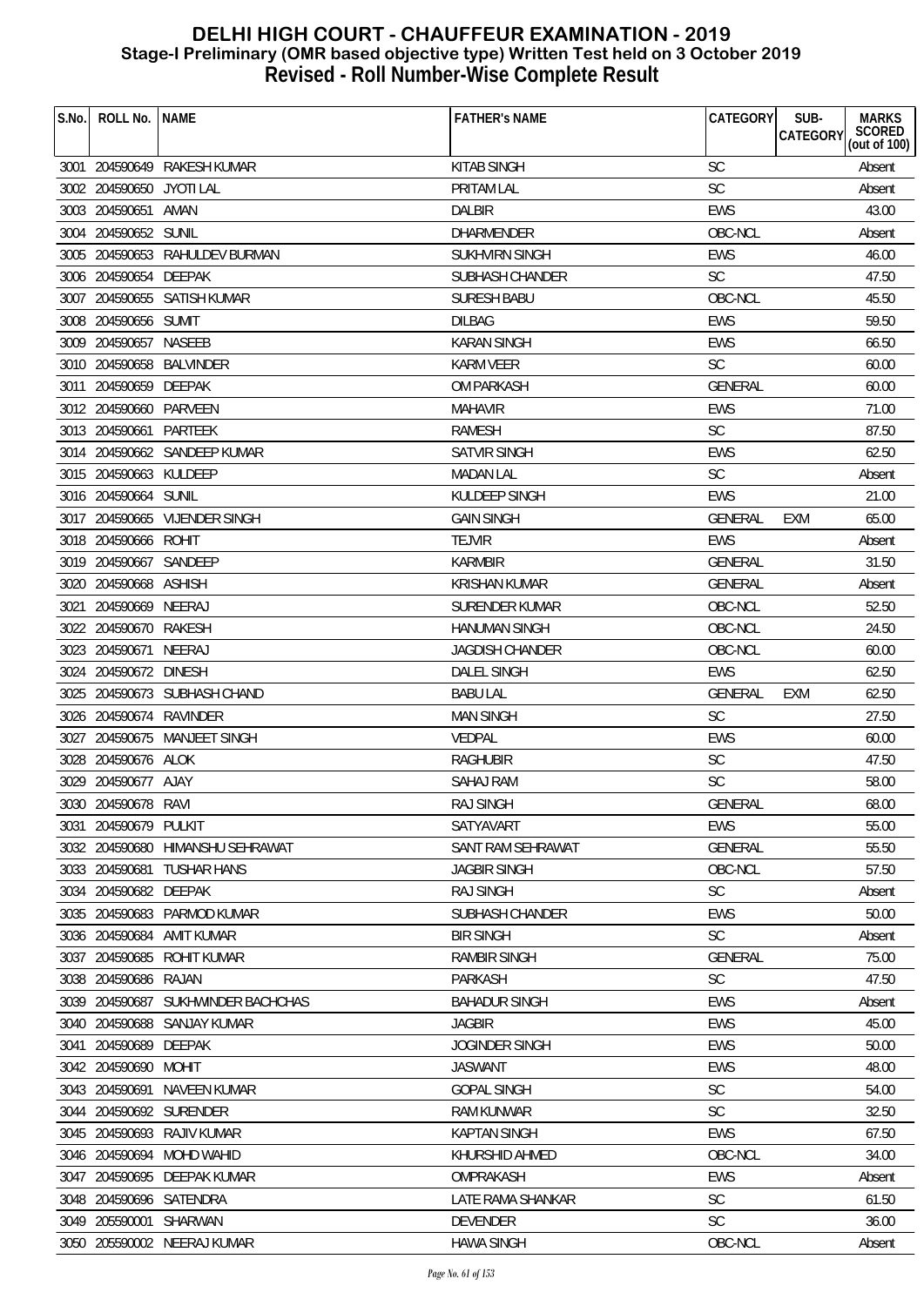# DELHI HIGH COURT - CHAUFFEUR EXAMINATION - 2019
## Stage-I Preliminary (OMR based objective type) Written Test held on 3 October 2019
## Revised - Roll Number-Wise Complete Result

| S.No. | ROLL No. | NAME | FATHER's NAME | CATEGORY | SUB-CATEGORY | MARKS SCORED (out of 100) |
|---|---|---|---|---|---|---|
| 3001 | 204590649 | RAKESH KUMAR | KITAB SINGH | SC | | Absent |
| 3002 | 204590650 | JYOTI LAL | PRITAM LAL | SC | | Absent |
| 3003 | 204590651 | AMAN | DALBIR | EWS | | 43.00 |
| 3004 | 204590652 | SUNIL | DHARMENDER | OBC-NCL | | Absent |
| 3005 | 204590653 | RAHULDEV BURMAN | SUKHVIRN SINGH | EWS | | 46.00 |
| 3006 | 204590654 | DEEPAK | SUBHASH CHANDER | SC | | 47.50 |
| 3007 | 204590655 | SATISH KUMAR | SURESH BABU | OBC-NCL | | 45.50 |
| 3008 | 204590656 | SUMIT | DILBAG | EWS | | 59.50 |
| 3009 | 204590657 | NASEEB | KARAN SINGH | EWS | | 66.50 |
| 3010 | 204590658 | BALVINDER | KARM VEER | SC | | 60.00 |
| 3011 | 204590659 | DEEPAK | OM PARKASH | GENERAL | | 60.00 |
| 3012 | 204590660 | PARVEEN | MAHAVIR | EWS | | 71.00 |
| 3013 | 204590661 | PARTEEK | RAMESH | SC | | 87.50 |
| 3014 | 204590662 | SANDEEP KUMAR | SATVIR SINGH | EWS | | 62.50 |
| 3015 | 204590663 | KULDEEP | MADAN LAL | SC | | Absent |
| 3016 | 204590664 | SUNIL | KULDEEP SINGH | EWS | | 21.00 |
| 3017 | 204590665 | VIJENDER SINGH | GAIN SINGH | GENERAL | EXM | 65.00 |
| 3018 | 204590666 | ROHIT | TEJVIR | EWS | | Absent |
| 3019 | 204590667 | SANDEEP | KARMBIR | GENERAL | | 31.50 |
| 3020 | 204590668 | ASHISH | KRISHAN KUMAR | GENERAL | | Absent |
| 3021 | 204590669 | NEERAJ | SURENDER KUMAR | OBC-NCL | | 52.50 |
| 3022 | 204590670 | RAKESH | HANUMAN SINGH | OBC-NCL | | 24.50 |
| 3023 | 204590671 | NEERAJ | JAGDISH CHANDER | OBC-NCL | | 60.00 |
| 3024 | 204590672 | DINESH | DALEL SINGH | EWS | | 62.50 |
| 3025 | 204590673 | SUBHASH CHAND | BABU LAL | GENERAL | EXM | 62.50 |
| 3026 | 204590674 | RAVINDER | MAN SINGH | SC | | 27.50 |
| 3027 | 204590675 | MANJEET SINGH | VEDPAL | EWS | | 60.00 |
| 3028 | 204590676 | ALOK | RAGHUBIR | SC | | 47.50 |
| 3029 | 204590677 | AJAY | SAHAJ RAM | SC | | 58.00 |
| 3030 | 204590678 | RAVI | RAJ SINGH | GENERAL | | 68.00 |
| 3031 | 204590679 | PULKIT | SATYAVART | EWS | | 55.00 |
| 3032 | 204590680 | HIMANSHU SEHRAWAT | SANT RAM SEHRAWAT | GENERAL | | 55.50 |
| 3033 | 204590681 | TUSHAR HANS | JAGBIR SINGH | OBC-NCL | | 57.50 |
| 3034 | 204590682 | DEEPAK | RAJ SINGH | SC | | Absent |
| 3035 | 204590683 | PARMOD KUMAR | SUBHASH CHANDER | EWS | | 50.00 |
| 3036 | 204590684 | AMIT KUMAR | BIR SINGH | SC | | Absent |
| 3037 | 204590685 | ROHIT KUMAR | RAMBIR SINGH | GENERAL | | 75.00 |
| 3038 | 204590686 | RAJAN | PARKASH | SC | | 47.50 |
| 3039 | 204590687 | SUKHWINDER BACHCHAS | BAHADUR SINGH | EWS | | Absent |
| 3040 | 204590688 | SANJAY KUMAR | JAGBIR | EWS | | 45.00 |
| 3041 | 204590689 | DEEPAK | JOGINDER SINGH | EWS | | 50.00 |
| 3042 | 204590690 | MOHIT | JASWANT | EWS | | 48.00 |
| 3043 | 204590691 | NAVEEN KUMAR | GOPAL SINGH | SC | | 54.00 |
| 3044 | 204590692 | SURENDER | RAM KUNWAR | SC | | 32.50 |
| 3045 | 204590693 | RAJIV KUMAR | KAPTAN SINGH | EWS | | 67.50 |
| 3046 | 204590694 | MOHD WAHID | KHURSHID AHMED | OBC-NCL | | 34.00 |
| 3047 | 204590695 | DEEPAK KUMAR | OMPRAKASH | EWS | | Absent |
| 3048 | 204590696 | SATENDRA | LATE RAMA SHANKAR | SC | | 61.50 |
| 3049 | 205590001 | SHARWAN | DEVENDER | SC | | 36.00 |
| 3050 | 205590002 | NEERAJ KUMAR | HAWA SINGH | OBC-NCL | | Absent |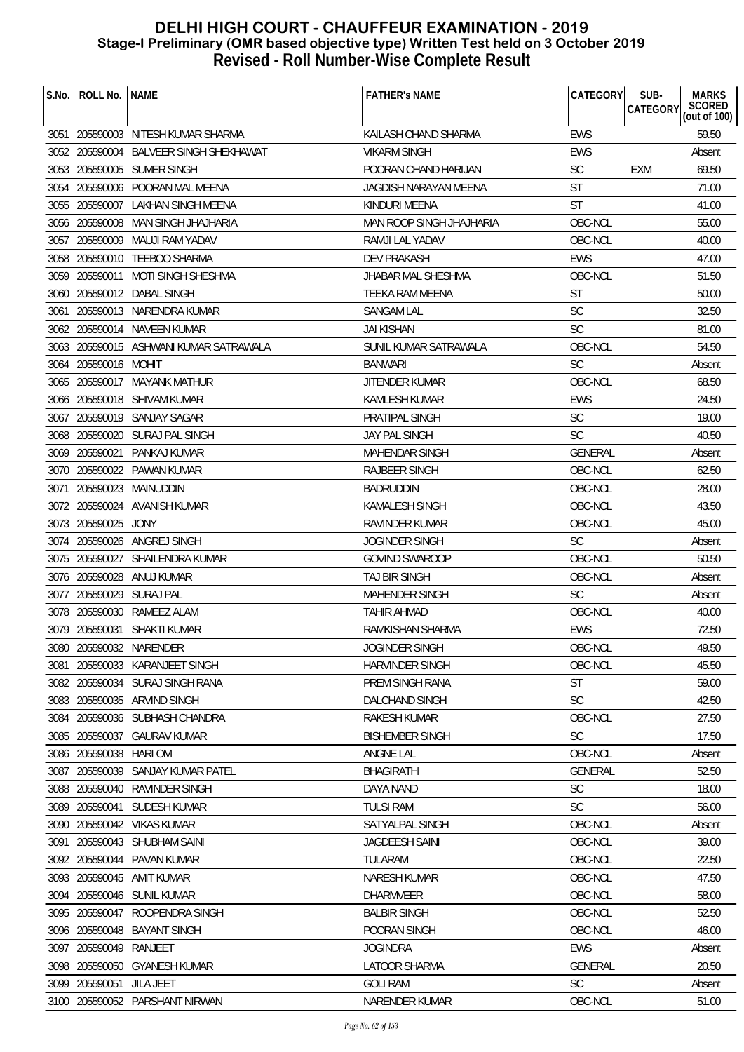# DELHI HIGH COURT - CHAUFFEUR EXAMINATION - 2019
## Stage-I Preliminary (OMR based objective type) Written Test held on 3 October 2019
## Revised - Roll Number-Wise Complete Result

| S.No. | ROLL No. | NAME | FATHER's NAME | CATEGORY | SUB-CATEGORY | MARKS SCORED (out of 100) |
|---|---|---|---|---|---|---|
| 3051 | 205590003 | NITESH KUMAR SHARMA | KAILASH CHAND SHARMA | EWS | | 59.50 |
| 3052 | 205590004 | BALVEER SINGH SHEKHAWAT | VIKARM SINGH | EWS | | Absent |
| 3053 | 205590005 | SUMER SINGH | POORAN CHAND HARIJAN | SC | EXM | 69.50 |
| 3054 | 205590006 | POORAN MAL MEENA | JAGDISH NARAYAN MEENA | ST | | 71.00 |
| 3055 | 205590007 | LAKHAN SINGH MEENA | KINDURI MEENA | ST | | 41.00 |
| 3056 | 205590008 | MAN SINGH JHAJHARIA | MAN ROOP SINGH JHAJHARIA | OBC-NCL | | 55.00 |
| 3057 | 205590009 | MAUJI RAM YADAV | RAMJI LAL YADAV | OBC-NCL | | 40.00 |
| 3058 | 205590010 | TEEBOO SHARMA | DEV PRAKASH | EWS | | 47.00 |
| 3059 | 205590011 | MOTI SINGH SHESHMA | JHABAR MAL SHESHMA | OBC-NCL | | 51.50 |
| 3060 | 205590012 | DABAL SINGH | TEEKA RAM MEENA | ST | | 50.00 |
| 3061 | 205590013 | NARENDRA KUMAR | SANGAM LAL | SC | | 32.50 |
| 3062 | 205590014 | NAVEEN KUMAR | JAI KISHAN | SC | | 81.00 |
| 3063 | 205590015 | ASHWANI KUMAR SATRAWALA | SUNIL KUMAR SATRAWALA | OBC-NCL | | 54.50 |
| 3064 | 205590016 | MOHIT | BANWARI | SC | | Absent |
| 3065 | 205590017 | MAYANK MATHUR | JITENDER KUMAR | OBC-NCL | | 68.50 |
| 3066 | 205590018 | SHIVAM KUMAR | KAMLESH KUMAR | EWS | | 24.50 |
| 3067 | 205590019 | SANJAY SAGAR | PRATIPAL SINGH | SC | | 19.00 |
| 3068 | 205590020 | SURAJ PAL SINGH | JAY PAL SINGH | SC | | 40.50 |
| 3069 | 205590021 | PANKAJ KUMAR | MAHENDAR SINGH | GENERAL | | Absent |
| 3070 | 205590022 | PAWAN KUMAR | RAJBEER SINGH | OBC-NCL | | 62.50 |
| 3071 | 205590023 | MAINUDDIN | BADRUDDIN | OBC-NCL | | 28.00 |
| 3072 | 205590024 | AVANISH KUMAR | KAMALESH SINGH | OBC-NCL | | 43.50 |
| 3073 | 205590025 | JONY | RAVINDER KUMAR | OBC-NCL | | 45.00 |
| 3074 | 205590026 | ANGREJ SINGH | JOGINDER SINGH | SC | | Absent |
| 3075 | 205590027 | SHAILENDRA KUMAR | GOVIND SWAROOP | OBC-NCL | | 50.50 |
| 3076 | 205590028 | ANUJ KUMAR | TAJ BIR SINGH | OBC-NCL | | Absent |
| 3077 | 205590029 | SURAJ PAL | MAHENDER SINGH | SC | | Absent |
| 3078 | 205590030 | RAMEEZ ALAM | TAHIR AHMAD | OBC-NCL | | 40.00 |
| 3079 | 205590031 | SHAKTI KUMAR | RAMKISHAN SHARMA | EWS | | 72.50 |
| 3080 | 205590032 | NARENDER | JOGINDER SINGH | OBC-NCL | | 49.50 |
| 3081 | 205590033 | KARANJEET SINGH | HARVINDER SINGH | OBC-NCL | | 45.50 |
| 3082 | 205590034 | SURAJ SINGH RANA | PREM SINGH RANA | ST | | 59.00 |
| 3083 | 205590035 | ARVIND SINGH | DALCHAND SINGH | SC | | 42.50 |
| 3084 | 205590036 | SUBHASH CHANDRA | RAKESH KUMAR | OBC-NCL | | 27.50 |
| 3085 | 205590037 | GAURAV KUMAR | BISHEMBER SINGH | SC | | 17.50 |
| 3086 | 205590038 | HARI OM | ANGNE LAL | OBC-NCL | | Absent |
| 3087 | 205590039 | SANJAY KUMAR PATEL | BHAGIRATHI | GENERAL | | 52.50 |
| 3088 | 205590040 | RAVINDER SINGH | DAYA NAND | SC | | 18.00 |
| 3089 | 205590041 | SUDESH KUMAR | TULSI RAM | SC | | 56.00 |
| 3090 | 205590042 | VIKAS KUMAR | SATYALPAL SINGH | OBC-NCL | | Absent |
| 3091 | 205590043 | SHUBHAM SAINI | JAGDEESH SAINI | OBC-NCL | | 39.00 |
| 3092 | 205590044 | PAVAN KUMAR | TULARAM | OBC-NCL | | 22.50 |
| 3093 | 205590045 | AMIT KUMAR | NARESH KUMAR | OBC-NCL | | 47.50 |
| 3094 | 205590046 | SUNIL KUMAR | DHARMVEER | OBC-NCL | | 58.00 |
| 3095 | 205590047 | ROOPENDRA SINGH | BALBIR SINGH | OBC-NCL | | 52.50 |
| 3096 | 205590048 | BAYANT SINGH | POORAN SINGH | OBC-NCL | | 46.00 |
| 3097 | 205590049 | RANJEET | JOGINDRA | EWS | | Absent |
| 3098 | 205590050 | GYANESH KUMAR | LATOOR SHARMA | GENERAL | | 20.50 |
| 3099 | 205590051 | JILA JEET | GOLI RAM | SC | | Absent |
| 3100 | 205590052 | PARSHANT NIRWAN | NARENDER KUMAR | OBC-NCL | | 51.00 |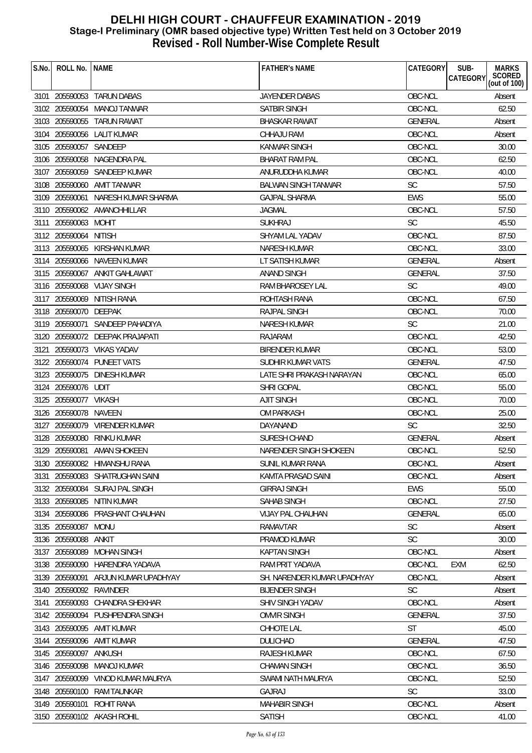# DELHI HIGH COURT - CHAUFFEUR EXAMINATION - 2019
## Stage-I Preliminary (OMR based objective type) Written Test held on 3 October 2019
## Revised - Roll Number-Wise Complete Result

| S.No. | ROLL No. | NAME | FATHER's NAME | CATEGORY | SUB-CATEGORY | MARKS SCORED (out of 100) |
|---|---|---|---|---|---|---|
| 3101 | 205590053 | TARUN DABAS | JAYENDER DABAS | OBC-NCL | | Absent |
| 3102 | 205590054 | MANOJ TANWAR | SATBIR SINGH | OBC-NCL | | 62.50 |
| 3103 | 205590055 | TARUN RAWAT | BHASKAR RAWAT | GENERAL | | Absent |
| 3104 | 205590056 | LALIT KUMAR | CHHAJU RAM | OBC-NCL | | Absent |
| 3105 | 205590057 | SANDEEP | KANWAR SINGH | OBC-NCL | | 30.00 |
| 3106 | 205590058 | NAGENDRA PAL | BHARAT RAM PAL | OBC-NCL | | 62.50 |
| 3107 | 205590059 | SANDEEP KUMAR | ANURUDDHA KUMAR | OBC-NCL | | 40.00 |
| 3108 | 205590060 | AMIT TANWAR | BALWAN SINGH TANWAR | SC | | 57.50 |
| 3109 | 205590061 | NARESH KUMAR SHARMA | GAJPAL SHARMA | EWS | | 55.00 |
| 3110 | 205590062 | AMANCHHILLAR | JAGMAL | OBC-NCL | | 57.50 |
| 3111 | 205590063 | MOHIT | SUKHRAJ | SC | | 45.50 |
| 3112 | 205590064 | NITISH | SHYAM LAL YADAV | OBC-NCL | | 87.50 |
| 3113 | 205590065 | KIRSHAN KUMAR | NARESH KUMAR | OBC-NCL | | 33.00 |
| 3114 | 205590066 | NAVEEN KUMAR | LT SATISH KUMAR | GENERAL | | Absent |
| 3115 | 205590067 | ANKIT GAHLAWAT | ANAND SINGH | GENERAL | | 37.50 |
| 3116 | 205590068 | VIJAY SINGH | RAM BHAROSEY LAL | SC | | 49.00 |
| 3117 | 205590069 | NITISH RANA | ROHTASH RANA | OBC-NCL | | 67.50 |
| 3118 | 205590070 | DEEPAK | RAJPAL SINGH | OBC-NCL | | 70.00 |
| 3119 | 205590071 | SANDEEP PAHADIYA | NARESH KUMAR | SC | | 21.00 |
| 3120 | 205590072 | DEEPAK PRAJAPATI | RAJARAM | OBC-NCL | | 42.50 |
| 3121 | 205590073 | VIKAS YADAV | BIRENDER KUMAR | OBC-NCL | | 53.00 |
| 3122 | 205590074 | PUNEET VATS | SUDHIR KUMAR VATS | GENERAL | | 47.50 |
| 3123 | 205590075 | DINESH KUMAR | LATE SHRI PRAKASH NARAYAN | OBC-NCL | | 65.00 |
| 3124 | 205590076 | UDIT | SHRI GOPAL | OBC-NCL | | 55.00 |
| 3125 | 205590077 | VIKASH | AJIT SINGH | OBC-NCL | | 70.00 |
| 3126 | 205590078 | NAVEEN | OM PARKASH | OBC-NCL | | 25.00 |
| 3127 | 205590079 | VIRENDER KUMAR | DAYANAND | SC | | 32.50 |
| 3128 | 205590080 | RINKU KUMAR | SURESH CHAND | GENERAL | | Absent |
| 3129 | 205590081 | AMAN SHOKEEN | NARENDER SINGH SHOKEEN | OBC-NCL | | 52.50 |
| 3130 | 205590082 | HIMANSHU RANA | SUNIL KUMAR RANA | OBC-NCL | | Absent |
| 3131 | 205590083 | SHATRUGHAN SAINI | KAMTA PRASAD SAINI | OBC-NCL | | Absent |
| 3132 | 205590084 | SURAJ PAL SINGH | GIRRAJ SINGH | EWS | | 55.00 |
| 3133 | 205590085 | NITIN KUMAR | SAHAB SINGH | OBC-NCL | | 27.50 |
| 3134 | 205590086 | PRASHANT CHAUHAN | VIJAY PAL CHAUHAN | GENERAL | | 65.00 |
| 3135 | 205590087 | MONU | RAMAVTAR | SC | | Absent |
| 3136 | 205590088 | ANKIT | PRAMOD KUMAR | SC | | 30.00 |
| 3137 | 205590089 | MOHAN SINGH | KAPTAN SINGH | OBC-NCL | | Absent |
| 3138 | 205590090 | HARENDRA YADAVA | RAM PRIT YADAVA | OBC-NCL | EXM | 62.50 |
| 3139 | 205590091 | ARJUN KUMAR UPADHYAY | SH. NARENDER KUMAR UPADHYAY | OBC-NCL | | Absent |
| 3140 | 205590092 | RAVINDER | BIJENDER SINGH | SC | | Absent |
| 3141 | 205590093 | CHANDRA SHEKHAR | SHIV SINGH YADAV | OBC-NCL | | Absent |
| 3142 | 205590094 | PUSHPENDRA SINGH | OMVIR SINGH | GENERAL | | 37.50 |
| 3143 | 205590095 | AMIT KUMAR | CHHOTE LAL | ST | | 45.00 |
| 3144 | 205590096 | AMIT KUMAR | DULICHAD | GENERAL | | 47.50 |
| 3145 | 205590097 | ANKUSH | RAJESH KUMAR | OBC-NCL | | 67.50 |
| 3146 | 205590098 | MANOJ KUMAR | CHAMAN SINGH | OBC-NCL | | 36.50 |
| 3147 | 205590099 | VINOD KUMAR MAURYA | SWAMI NATH MAURYA | OBC-NCL | | 52.50 |
| 3148 | 205590100 | RAM TAUNKAR | GAJRAJ | SC | | 33.00 |
| 3149 | 205590101 | ROHIT RANA | MAHABIR SINGH | OBC-NCL | | Absent |
| 3150 | 205590102 | AKASH ROHIL | SATISH | OBC-NCL | | 41.00 |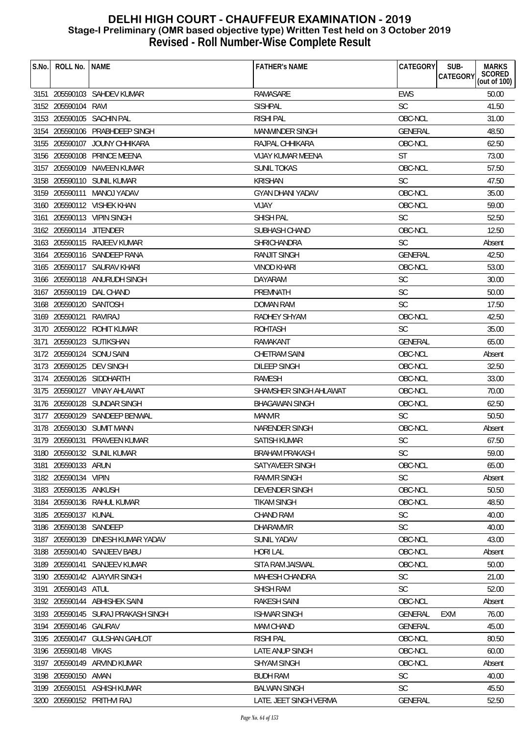# DELHI HIGH COURT - CHAUFFEUR EXAMINATION - 2019
## Stage-I Preliminary (OMR based objective type) Written Test held on 3 October 2019
## Revised - Roll Number-Wise Complete Result

| S.No. | ROLL No. | NAME | FATHER's NAME | CATEGORY | SUB-CATEGORY | MARKS SCORED (out of 100) |
|---|---|---|---|---|---|---|
| 3151 | 205590103 | SAHDEV KUMAR | RAMASARE | EWS | | 50.00 |
| 3152 | 205590104 | RAVI | SISHPAL | SC | | 41.50 |
| 3153 | 205590105 | SACHIN PAL | RISHI PAL | OBC-NCL | | 31.00 |
| 3154 | 205590106 | PRABHDEEP SINGH | MANWINDER SINGH | GENERAL | | 48.50 |
| 3155 | 205590107 | JOUNY CHHIKARA | RAJPAL CHHIKARA | OBC-NCL | | 62.50 |
| 3156 | 205590108 | PRINCE MEENA | VIJAY KUMAR MEENA | ST | | 73.00 |
| 3157 | 205590109 | NAVEEN KUMAR | SUNIL TOKAS | OBC-NCL | | 57.50 |
| 3158 | 205590110 | SUNIL KUMAR | KRISHAN | SC | | 47.50 |
| 3159 | 205590111 | MANOJ YADAV | GYAN DHANI YADAV | OBC-NCL | | 35.00 |
| 3160 | 205590112 | VISHEK KHAN | VIJAY | OBC-NCL | | 59.00 |
| 3161 | 205590113 | VIPIN SINGH | SHISH PAL | SC | | 52.50 |
| 3162 | 205590114 | JITENDER | SUBHASH CHAND | OBC-NCL | | 12.50 |
| 3163 | 205590115 | RAJEEV KUMAR | SHRICHANDRA | SC | | Absent |
| 3164 | 205590116 | SANDEEP RANA | RANJIT SINGH | GENERAL | | 42.50 |
| 3165 | 205590117 | SAURAV KHARI | VINOD KHARI | OBC-NCL | | 53.00 |
| 3166 | 205590118 | ANURUDH SINGH | DAYARAM | SC | | 30.00 |
| 3167 | 205590119 | DAL CHAND | PREMNATH | SC | | 50.00 |
| 3168 | 205590120 | SANTOSH | DOMAN RAM | SC | | 17.50 |
| 3169 | 205590121 | RAVIRAJ | RADHEY SHYAM | OBC-NCL | | 42.50 |
| 3170 | 205590122 | ROHIT KUMAR | ROHTASH | SC | | 35.00 |
| 3171 | 205590123 | SUTIKSHAN | RAMAKANT | GENERAL | | 65.00 |
| 3172 | 205590124 | SONU SAINI | CHETRAM SAINI | OBC-NCL | | Absent |
| 3173 | 205590125 | DEV SINGH | DILEEP SINGH | OBC-NCL | | 32.50 |
| 3174 | 205590126 | SIDDHARTH | RAMESH | OBC-NCL | | 33.00 |
| 3175 | 205590127 | VINAY AHLAWAT | SHAMSHER SINGH AHLAWAT | OBC-NCL | | 70.00 |
| 3176 | 205590128 | SUNDAR SINGH | BHAGAWAN SINGH | OBC-NCL | | 62.50 |
| 3177 | 205590129 | SANDEEP BENWAL | MANVIR | SC | | 50.50 |
| 3178 | 205590130 | SUMIT MANN | NARENDER SINGH | OBC-NCL | | Absent |
| 3179 | 205590131 | PRAVEEN KUMAR | SATISH KUMAR | SC | | 67.50 |
| 3180 | 205590132 | SUNIL KUMAR | BRAHAM PRAKASH | SC | | 59.00 |
| 3181 | 205590133 | ARUN | SATYAVEER SINGH | OBC-NCL | | 65.00 |
| 3182 | 205590134 | VIPIN | RAMVIR SINGH | SC | | Absent |
| 3183 | 205590135 | ANKUSH | DEVENDER SINGH | OBC-NCL | | 50.50 |
| 3184 | 205590136 | RAHUL KUMAR | TIKAM SINGH | OBC-NCL | | 48.50 |
| 3185 | 205590137 | KUNAL | CHAND RAM | SC | | 40.00 |
| 3186 | 205590138 | SANDEEP | DHARAMVIR | SC | | 40.00 |
| 3187 | 205590139 | DINESH KUMAR YADAV | SUNIL YADAV | OBC-NCL | | 43.00 |
| 3188 | 205590140 | SANJEEV BABU | HORI LAL | OBC-NCL | | Absent |
| 3189 | 205590141 | SANJEEV KUMAR | SITA RAM JAISWAL | OBC-NCL | | 50.00 |
| 3190 | 205590142 | AJAYVIR SINGH | MAHESH CHANDRA | SC | | 21.00 |
| 3191 | 205590143 | ATUL | SHISH RAM | SC | | 52.00 |
| 3192 | 205590144 | ABHISHEK SAINI | RAKESH SAINI | OBC-NCL | | Absent |
| 3193 | 205590145 | SURAJ PRAKASH SINGH | ISHWAR SINGH | GENERAL | EXM | 76.00 |
| 3194 | 205590146 | GAURAV | MAM CHAND | GENERAL | | 45.00 |
| 3195 | 205590147 | GULSHAN GAHLOT | RISHI PAL | OBC-NCL | | 80.50 |
| 3196 | 205590148 | VIKAS | LATE ANUP SINGH | OBC-NCL | | 60.00 |
| 3197 | 205590149 | ARVIND KUMAR | SHYAM SINGH | OBC-NCL | | Absent |
| 3198 | 205590150 | AMAN | BUDH RAM | SC | | 40.00 |
| 3199 | 205590151 | ASHISH KUMAR | BALWAN SINGH | SC | | 45.50 |
| 3200 | 205590152 | PRITHVI RAJ | LATE. JEET SINGH VERMA | GENERAL | | 52.50 |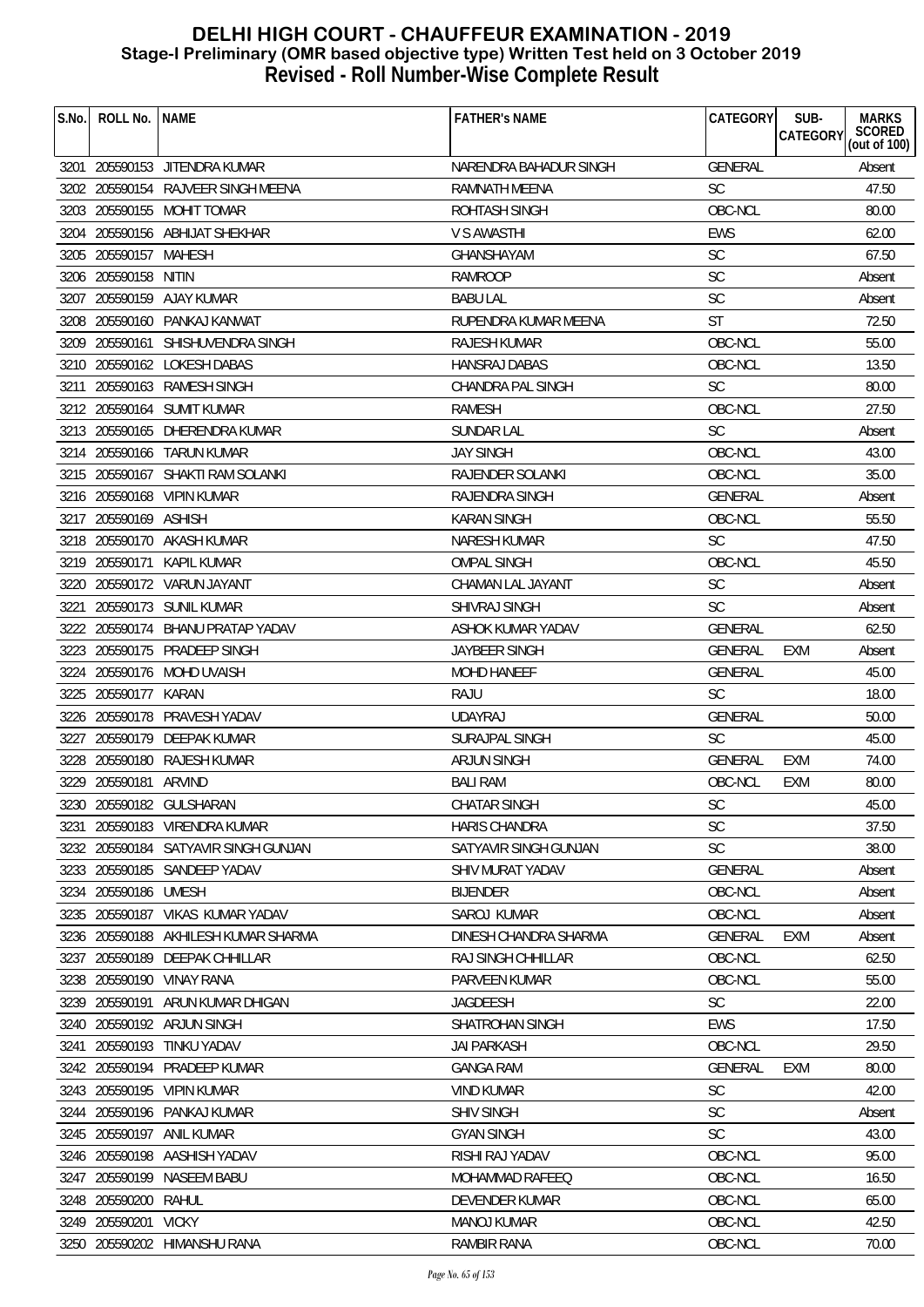# DELHI HIGH COURT - CHAUFFEUR EXAMINATION - 2019
## Stage-I Preliminary (OMR based objective type) Written Test held on 3 October 2019
## Revised - Roll Number-Wise Complete Result

| S.No. | ROLL No. | NAME | FATHER's NAME | CATEGORY | SUB-CATEGORY | MARKS SCORED (out of 100) |
|---|---|---|---|---|---|---|
| 3201 | 205590153 | JITENDRA KUMAR | NARENDRA BAHADUR SINGH | GENERAL | | Absent |
| 3202 | 205590154 | RAJVEER SINGH MEENA | RAMNATH MEENA | SC | | 47.50 |
| 3203 | 205590155 | MOHIT TOMAR | ROHTASH SINGH | OBC-NCL | | 80.00 |
| 3204 | 205590156 | ABHIJAT SHEKHAR | V S AWASTHI | EWS | | 62.00 |
| 3205 | 205590157 | MAHESH | GHANSHAYAM | SC | | 67.50 |
| 3206 | 205590158 | NITIN | RAMROOP | SC | | Absent |
| 3207 | 205590159 | AJAY KUMAR | BABU LAL | SC | | Absent |
| 3208 | 205590160 | PANKAJ KANWAT | RUPENDRA KUMAR MEENA | ST | | 72.50 |
| 3209 | 205590161 | SHISHUVENDRA SINGH | RAJESH KUMAR | OBC-NCL | | 55.00 |
| 3210 | 205590162 | LOKESH DABAS | HANSRAJ DABAS | OBC-NCL | | 13.50 |
| 3211 | 205590163 | RAMESH SINGH | CHANDRA PAL SINGH | SC | | 80.00 |
| 3212 | 205590164 | SUMIT KUMAR | RAMESH | OBC-NCL | | 27.50 |
| 3213 | 205590165 | DHERENDRA KUMAR | SUNDAR LAL | SC | | Absent |
| 3214 | 205590166 | TARUN KUMAR | JAY SINGH | OBC-NCL | | 43.00 |
| 3215 | 205590167 | SHAKTI RAM SOLANKI | RAJENDER SOLANKI | OBC-NCL | | 35.00 |
| 3216 | 205590168 | VIPIN KUMAR | RAJENDRA SINGH | GENERAL | | Absent |
| 3217 | 205590169 | ASHISH | KARAN SINGH | OBC-NCL | | 55.50 |
| 3218 | 205590170 | AKASH KUMAR | NARESH KUMAR | SC | | 47.50 |
| 3219 | 205590171 | KAPIL KUMAR | OMPAL SINGH | OBC-NCL | | 45.50 |
| 3220 | 205590172 | VARUN JAYANT | CHAMAN LAL JAYANT | SC | | Absent |
| 3221 | 205590173 | SUNIL KUMAR | SHIVRAJ SINGH | SC | | Absent |
| 3222 | 205590174 | BHANU PRATAP YADAV | ASHOK KUMAR YADAV | GENERAL | | 62.50 |
| 3223 | 205590175 | PRADEEP SINGH | JAYBEER SINGH | GENERAL | EXM | Absent |
| 3224 | 205590176 | MOHD UVAISH | MOHD HANEEF | GENERAL | | 45.00 |
| 3225 | 205590177 | KARAN | RAJU | SC | | 18.00 |
| 3226 | 205590178 | PRAVESH YADAV | UDAYRAJ | GENERAL | | 50.00 |
| 3227 | 205590179 | DEEPAK KUMAR | SURAJPAL SINGH | SC | | 45.00 |
| 3228 | 205590180 | RAJESH KUMAR | ARJUN SINGH | GENERAL | EXM | 74.00 |
| 3229 | 205590181 | ARVIND | BALI RAM | OBC-NCL | EXM | 80.00 |
| 3230 | 205590182 | GULSHARAN | CHATAR SINGH | SC | | 45.00 |
| 3231 | 205590183 | VIRENDRA KUMAR | HARIS CHANDRA | SC | | 37.50 |
| 3232 | 205590184 | SATYAVIR SINGH GUNJAN | SATYAVIR SINGH GUNJAN | SC | | 38.00 |
| 3233 | 205590185 | SANDEEP YADAV | SHIV MURAT YADAV | GENERAL | | Absent |
| 3234 | 205590186 | UMESH | BIJENDER | OBC-NCL | | Absent |
| 3235 | 205590187 | VIKAS KUMAR YADAV | SAROJ KUMAR | OBC-NCL | | Absent |
| 3236 | 205590188 | AKHILESH KUMAR SHARMA | DINESH CHANDRA SHARMA | GENERAL | EXM | Absent |
| 3237 | 205590189 | DEEPAK CHHILLAR | RAJ SINGH CHHILLAR | OBC-NCL | | 62.50 |
| 3238 | 205590190 | VINAY RANA | PARVEEN KUMAR | OBC-NCL | | 55.00 |
| 3239 | 205590191 | ARUN KUMAR DHIGAN | JAGDEESH | SC | | 22.00 |
| 3240 | 205590192 | ARJUN SINGH | SHATROHAN SINGH | EWS | | 17.50 |
| 3241 | 205590193 | TINKU YADAV | JAI PARKASH | OBC-NCL | | 29.50 |
| 3242 | 205590194 | PRADEEP KUMAR | GANGA RAM | GENERAL | EXM | 80.00 |
| 3243 | 205590195 | VIPIN KUMAR | VIND KUMAR | SC | | 42.00 |
| 3244 | 205590196 | PANKAJ KUMAR | SHIV SINGH | SC | | Absent |
| 3245 | 205590197 | ANIL KUMAR | GYAN SINGH | SC | | 43.00 |
| 3246 | 205590198 | AASHISH YADAV | RISHI RAJ YADAV | OBC-NCL | | 95.00 |
| 3247 | 205590199 | NASEEM BABU | MOHAMMAD RAFEEQ | OBC-NCL | | 16.50 |
| 3248 | 205590200 | RAHUL | DEVENDER KUMAR | OBC-NCL | | 65.00 |
| 3249 | 205590201 | VICKY | MANOJ KUMAR | OBC-NCL | | 42.50 |
| 3250 | 205590202 | HIMANSHU RANA | RAMBIR RANA | OBC-NCL | | 70.00 |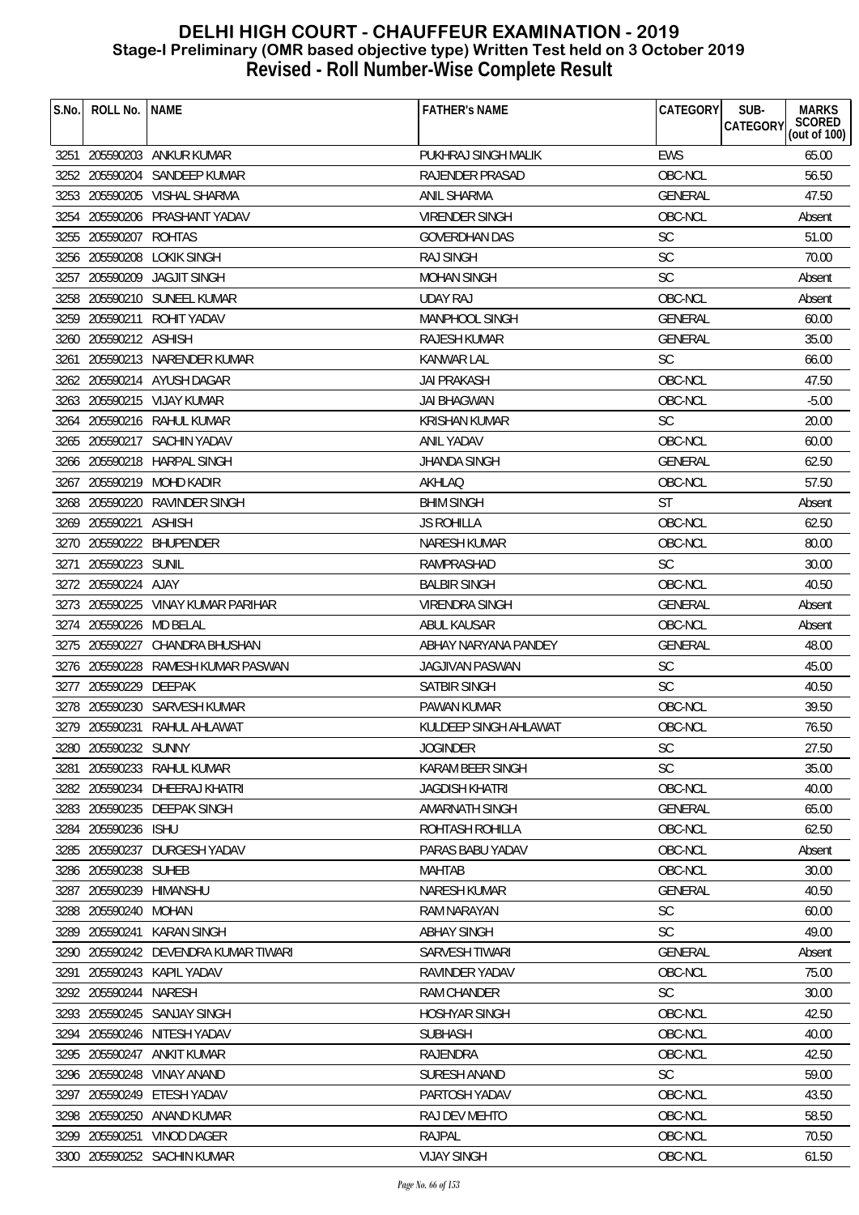# DELHI HIGH COURT - CHAUFFEUR EXAMINATION - 2019
## Stage-I Preliminary (OMR based objective type) Written Test held on 3 October 2019
## Revised - Roll Number-Wise Complete Result

| S.No. | ROLL No. | NAME | FATHER's NAME | CATEGORY | SUB-CATEGORY | MARKS SCORED (out of 100) |
|---|---|---|---|---|---|---|
| 3251 | 205590203 | ANKUR KUMAR | PUKHRAJ SINGH MALIK | EWS | | 65.00 |
| 3252 | 205590204 | SANDEEP KUMAR | RAJENDER PRASAD | OBC-NCL | | 56.50 |
| 3253 | 205590205 | VISHAL SHARMA | ANIL SHARMA | GENERAL | | 47.50 |
| 3254 | 205590206 | PRASHANT YADAV | VIRENDER SINGH | OBC-NCL | | Absent |
| 3255 | 205590207 | ROHTAS | GOVERDHAN DAS | SC | | 51.00 |
| 3256 | 205590208 | LOKIK SINGH | RAJ SINGH | SC | | 70.00 |
| 3257 | 205590209 | JAGJIT SINGH | MOHAN SINGH | SC | | Absent |
| 3258 | 205590210 | SUNEEL KUMAR | UDAY RAJ | OBC-NCL | | Absent |
| 3259 | 205590211 | ROHIT YADAV | MANPHOOL SINGH | GENERAL | | 60.00 |
| 3260 | 205590212 | ASHISH | RAJESH KUMAR | GENERAL | | 35.00 |
| 3261 | 205590213 | NARENDER KUMAR | KANWAR LAL | SC | | 66.00 |
| 3262 | 205590214 | AYUSH DAGAR | JAI PRAKASH | OBC-NCL | | 47.50 |
| 3263 | 205590215 | VIJAY KUMAR | JAI BHAGWAN | OBC-NCL | | -5.00 |
| 3264 | 205590216 | RAHUL KUMAR | KRISHAN KUMAR | SC | | 20.00 |
| 3265 | 205590217 | SACHIN YADAV | ANIL YADAV | OBC-NCL | | 60.00 |
| 3266 | 205590218 | HARPAL SINGH | JHANDA SINGH | GENERAL | | 62.50 |
| 3267 | 205590219 | MOHD KADIR | AKHLAQ | OBC-NCL | | 57.50 |
| 3268 | 205590220 | RAVINDER SINGH | BHIM SINGH | ST | | Absent |
| 3269 | 205590221 | ASHISH | JS ROHILLA | OBC-NCL | | 62.50 |
| 3270 | 205590222 | BHUPENDER | NARESH KUMAR | OBC-NCL | | 80.00 |
| 3271 | 205590223 | SUNIL | RAMPRASHAD | SC | | 30.00 |
| 3272 | 205590224 | AJAY | BALBIR SINGH | OBC-NCL | | 40.50 |
| 3273 | 205590225 | VINAY KUMAR PARIHAR | VIRENDRA SINGH | GENERAL | | Absent |
| 3274 | 205590226 | MD BELAL | ABUL KAUSAR | OBC-NCL | | Absent |
| 3275 | 205590227 | CHANDRA BHUSHAN | ABHAY NARYANA PANDEY | GENERAL | | 48.00 |
| 3276 | 205590228 | RAMESH KUMAR PASWAN | JAGJIVAN PASWAN | SC | | 45.00 |
| 3277 | 205590229 | DEEPAK | SATBIR SINGH | SC | | 40.50 |
| 3278 | 205590230 | SARVESH KUMAR | PAWAN KUMAR | OBC-NCL | | 39.50 |
| 3279 | 205590231 | RAHUL AHLAWAT | KULDEEP SINGH AHLAWAT | OBC-NCL | | 76.50 |
| 3280 | 205590232 | SUNNY | JOGINDER | SC | | 27.50 |
| 3281 | 205590233 | RAHUL KUMAR | KARAM BEER SINGH | SC | | 35.00 |
| 3282 | 205590234 | DHEERAJ KHATRI | JAGDISH KHATRI | OBC-NCL | | 40.00 |
| 3283 | 205590235 | DEEPAK SINGH | AMARNATH SINGH | GENERAL | | 65.00 |
| 3284 | 205590236 | ISHU | ROHTASH ROHILLA | OBC-NCL | | 62.50 |
| 3285 | 205590237 | DURGESH YADAV | PARAS BABU YADAV | OBC-NCL | | Absent |
| 3286 | 205590238 | SUHEB | MAHTAB | OBC-NCL | | 30.00 |
| 3287 | 205590239 | HIMANSHU | NARESH KUMAR | GENERAL | | 40.50 |
| 3288 | 205590240 | MOHAN | RAM NARAYAN | SC | | 60.00 |
| 3289 | 205590241 | KARAN SINGH | ABHAY SINGH | SC | | 49.00 |
| 3290 | 205590242 | DEVENDRA KUMAR TIWARI | SARVESH TIWARI | GENERAL | | Absent |
| 3291 | 205590243 | KAPIL YADAV | RAVINDER YADAV | OBC-NCL | | 75.00 |
| 3292 | 205590244 | NARESH | RAM CHANDER | SC | | 30.00 |
| 3293 | 205590245 | SANJAY SINGH | HOSHYAR SINGH | OBC-NCL | | 42.50 |
| 3294 | 205590246 | NITESH YADAV | SUBHASH | OBC-NCL | | 40.00 |
| 3295 | 205590247 | ANKIT KUMAR | RAJENDRA | OBC-NCL | | 42.50 |
| 3296 | 205590248 | VINAY ANAND | SURESH ANAND | SC | | 59.00 |
| 3297 | 205590249 | ETESH YADAV | PARTOSH YADAV | OBC-NCL | | 43.50 |
| 3298 | 205590250 | ANAND KUMAR | RAJ DEV MEHTO | OBC-NCL | | 58.50 |
| 3299 | 205590251 | VINOD DAGER | RAJPAL | OBC-NCL | | 70.50 |
| 3300 | 205590252 | SACHIN KUMAR | VIJAY SINGH | OBC-NCL | | 61.50 |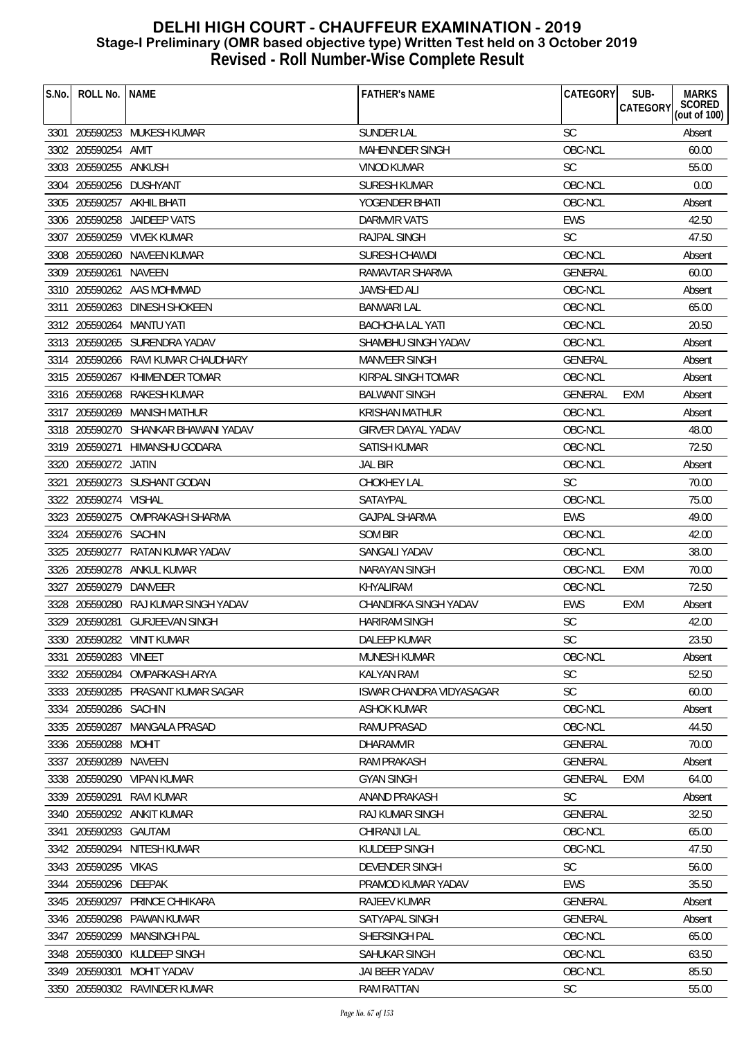# DELHI HIGH COURT - CHAUFFEUR EXAMINATION - 2019
## Stage-I Preliminary (OMR based objective type) Written Test held on 3 October 2019
## Revised - Roll Number-Wise Complete Result

| S.No. | ROLL No. | NAME | FATHER's NAME | CATEGORY | SUB-CATEGORY | MARKS SCORED (out of 100) |
|---|---|---|---|---|---|---|
| 3301 | 205590253 | MUKESH KUMAR | SUNDER LAL | SC | | Absent |
| 3302 | 205590254 | AMIT | MAHENNDER SINGH | OBC-NCL | | 60.00 |
| 3303 | 205590255 | ANKUSH | VINOD KUMAR | SC | | 55.00 |
| 3304 | 205590256 | DUSHYANT | SURESH KUMAR | OBC-NCL | | 0.00 |
| 3305 | 205590257 | AKHIL BHATI | YOGENDER BHATI | OBC-NCL | | Absent |
| 3306 | 205590258 | JAIDEEP VATS | DARMVIR VATS | EWS | | 42.50 |
| 3307 | 205590259 | VIVEK KUMAR | RAJPAL SINGH | SC | | 47.50 |
| 3308 | 205590260 | NAVEEN KUMAR | SURESH CHAWDI | OBC-NCL | | Absent |
| 3309 | 205590261 | NAVEEN | RAMAVTAR SHARMA | GENERAL | | 60.00 |
| 3310 | 205590262 | AAS MOHMMAD | JAMSHED ALI | OBC-NCL | | Absent |
| 3311 | 205590263 | DINESH SHOKEEN | BANWARI LAL | OBC-NCL | | 65.00 |
| 3312 | 205590264 | MANTU YATI | BACHCHA LAL YATI | OBC-NCL | | 20.50 |
| 3313 | 205590265 | SURENDRA YADAV | SHAMBHU SINGH YADAV | OBC-NCL | | Absent |
| 3314 | 205590266 | RAVI KUMAR CHAUDHARY | MANVEER SINGH | GENERAL | | Absent |
| 3315 | 205590267 | KHIMENDER TOMAR | KIRPAL SINGH TOMAR | OBC-NCL | | Absent |
| 3316 | 205590268 | RAKESH KUMAR | BALWANT SINGH | GENERAL | EXM | Absent |
| 3317 | 205590269 | MANISH MATHUR | KRISHAN MATHUR | OBC-NCL | | Absent |
| 3318 | 205590270 | SHANKAR BHAWANI YADAV | GIRVER DAYAL YADAV | OBC-NCL | | 48.00 |
| 3319 | 205590271 | HIMANSHU GODARA | SATISH KUMAR | OBC-NCL | | 72.50 |
| 3320 | 205590272 | JATIN | JAL BIR | OBC-NCL | | Absent |
| 3321 | 205590273 | SUSHANT GODAN | CHOKHEY LAL | SC | | 70.00 |
| 3322 | 205590274 | VISHAL | SATAYPAL | OBC-NCL | | 75.00 |
| 3323 | 205590275 | OMPRAKASH SHARMA | GAJPAL SHARMA | EWS | | 49.00 |
| 3324 | 205590276 | SACHIN | SOM BIR | OBC-NCL | | 42.00 |
| 3325 | 205590277 | RATAN KUMAR YADAV | SANGALI YADAV | OBC-NCL | | 38.00 |
| 3326 | 205590278 | ANKUL KUMAR | NARAYAN SINGH | OBC-NCL | EXM | 70.00 |
| 3327 | 205590279 | DANVEER | KHYALIRAM | OBC-NCL | | 72.50 |
| 3328 | 205590280 | RAJ KUMAR SINGH YADAV | CHANDIRKA SINGH YADAV | EWS | EXM | Absent |
| 3329 | 205590281 | GURJEEVAN SINGH | HARIRAM SINGH | SC | | 42.00 |
| 3330 | 205590282 | VINIT KUMAR | DALEEP KUMAR | SC | | 23.50 |
| 3331 | 205590283 | VINEET | MUNESH KUMAR | OBC-NCL | | Absent |
| 3332 | 205590284 | OMPARKASH ARYA | KALYAN RAM | SC | | 52.50 |
| 3333 | 205590285 | PRASANT KUMAR SAGAR | ISWAR CHANDRA VIDYASAGAR | SC | | 60.00 |
| 3334 | 205590286 | SACHIN | ASHOK KUMAR | OBC-NCL | | Absent |
| 3335 | 205590287 | MANGALA PRASAD | RAMU PRASAD | OBC-NCL | | 44.50 |
| 3336 | 205590288 | MOHIT | DHARAMVIR | GENERAL | | 70.00 |
| 3337 | 205590289 | NAVEEN | RAM PRAKASH | GENERAL | | Absent |
| 3338 | 205590290 | VIPAN KUMAR | GYAN SINGH | GENERAL | EXM | 64.00 |
| 3339 | 205590291 | RAVI KUMAR | ANAND PRAKASH | SC | | Absent |
| 3340 | 205590292 | ANKIT KUMAR | RAJ KUMAR SINGH | GENERAL | | 32.50 |
| 3341 | 205590293 | GAUTAM | CHIRANJI LAL | OBC-NCL | | 65.00 |
| 3342 | 205590294 | NITESH KUMAR | KULDEEP SINGH | OBC-NCL | | 47.50 |
| 3343 | 205590295 | VIKAS | DEVENDER SINGH | SC | | 56.00 |
| 3344 | 205590296 | DEEPAK | PRAMOD KUMAR YADAV | EWS | | 35.50 |
| 3345 | 205590297 | PRINCE CHHIKARA | RAJEEV KUMAR | GENERAL | | Absent |
| 3346 | 205590298 | PAWAN KUMAR | SATYAPAL SINGH | GENERAL | | Absent |
| 3347 | 205590299 | MANSINGH PAL | SHERSINGH PAL | OBC-NCL | | 65.00 |
| 3348 | 205590300 | KULDEEP SINGH | SAHUKAR SINGH | OBC-NCL | | 63.50 |
| 3349 | 205590301 | MOHIT YADAV | JAI BEER YADAV | OBC-NCL | | 85.50 |
| 3350 | 205590302 | RAVINDER KUMAR | RAM RATTAN | SC | | 55.00 |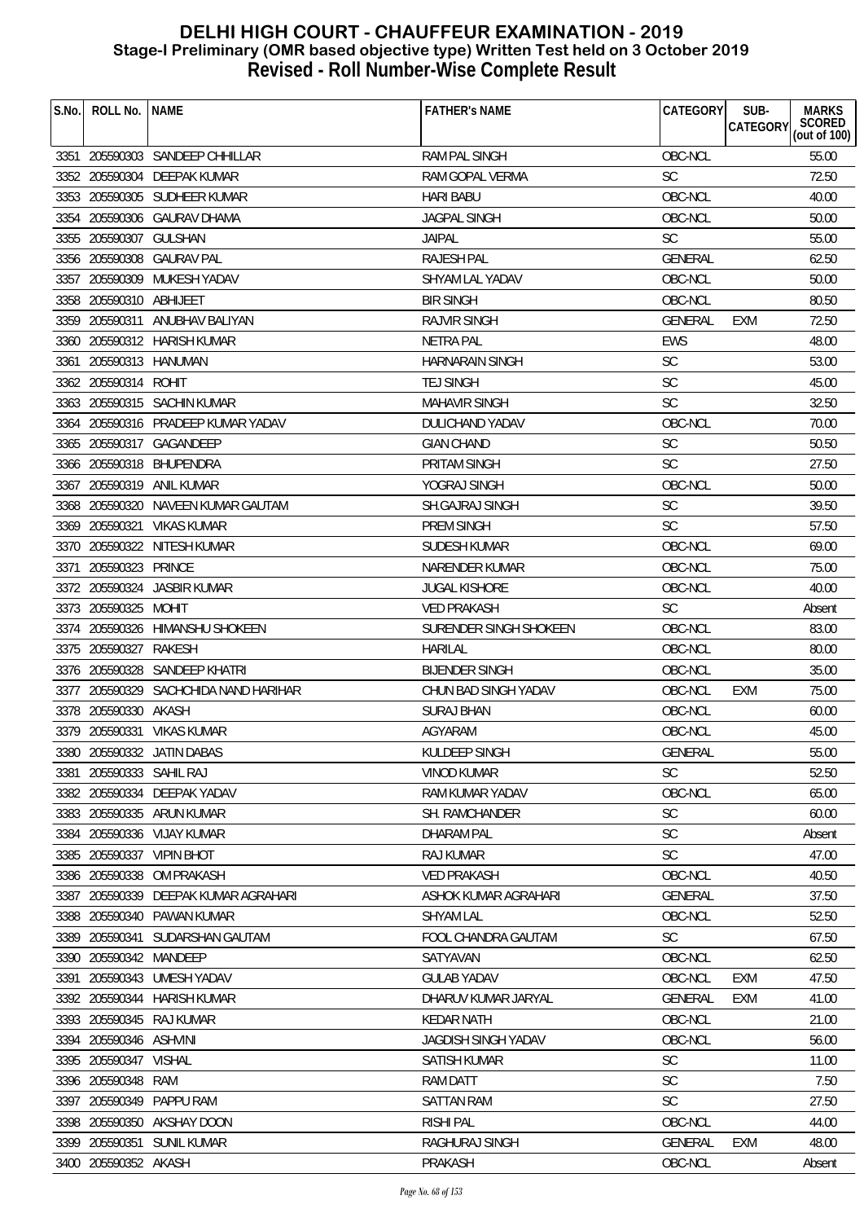# DELHI HIGH COURT - CHAUFFEUR EXAMINATION - 2019
## Stage-I Preliminary (OMR based objective type) Written Test held on 3 October 2019
## Revised - Roll Number-Wise Complete Result

| S.No. | ROLL No. | NAME | FATHER's NAME | CATEGORY | SUB-CATEGORY | MARKS SCORED (out of 100) |
|---|---|---|---|---|---|---|
| 3351 | 205590303 | SANDEEP CHHILLAR | RAM PAL SINGH | OBC-NCL | | 55.00 |
| 3352 | 205590304 | DEEPAK KUMAR | RAM GOPAL VERMA | SC | | 72.50 |
| 3353 | 205590305 | SUDHEER KUMAR | HARI BABU | OBC-NCL | | 40.00 |
| 3354 | 205590306 | GAURAV DHAMA | JAGPAL SINGH | OBC-NCL | | 50.00 |
| 3355 | 205590307 | GULSHAN | JAIPAL | SC | | 55.00 |
| 3356 | 205590308 | GAURAV PAL | RAJESH PAL | GENERAL | | 62.50 |
| 3357 | 205590309 | MUKESH YADAV | SHYAM LAL YADAV | OBC-NCL | | 50.00 |
| 3358 | 205590310 | ABHIJEET | BIR SINGH | OBC-NCL | | 80.50 |
| 3359 | 205590311 | ANUBHAV BALIYAN | RAJVIR SINGH | GENERAL | EXM | 72.50 |
| 3360 | 205590312 | HARISH KUMAR | NETRA PAL | EWS | | 48.00 |
| 3361 | 205590313 | HANUMAN | HARNARAIN SINGH | SC | | 53.00 |
| 3362 | 205590314 | ROHIT | TEJ SINGH | SC | | 45.00 |
| 3363 | 205590315 | SACHIN KUMAR | MAHAVIR SINGH | SC | | 32.50 |
| 3364 | 205590316 | PRADEEP KUMAR YADAV | DULICHAND YADAV | OBC-NCL | | 70.00 |
| 3365 | 205590317 | GAGANDEEP | GIAN CHAND | SC | | 50.50 |
| 3366 | 205590318 | BHUPENDRA | PRITAM SINGH | SC | | 27.50 |
| 3367 | 205590319 | ANIL KUMAR | YOGRAJ SINGH | OBC-NCL | | 50.00 |
| 3368 | 205590320 | NAVEEN KUMAR GAUTAM | SH.GAJRAJ SINGH | SC | | 39.50 |
| 3369 | 205590321 | VIKAS KUMAR | PREM SINGH | SC | | 57.50 |
| 3370 | 205590322 | NITESH KUMAR | SUDESH KUMAR | OBC-NCL | | 69.00 |
| 3371 | 205590323 | PRINCE | NARENDER KUMAR | OBC-NCL | | 75.00 |
| 3372 | 205590324 | JASBIR KUMAR | JUGAL KISHORE | OBC-NCL | | 40.00 |
| 3373 | 205590325 | MOHIT | VED PRAKASH | SC | | Absent |
| 3374 | 205590326 | HIMANSHU SHOKEEN | SURENDER SINGH SHOKEEN | OBC-NCL | | 83.00 |
| 3375 | 205590327 | RAKESH | HARILAL | OBC-NCL | | 80.00 |
| 3376 | 205590328 | SANDEEP KHATRI | BIJENDER SINGH | OBC-NCL | | 35.00 |
| 3377 | 205590329 | SACHCHIDA NAND HARIHAR | CHUN BAD SINGH YADAV | OBC-NCL | EXM | 75.00 |
| 3378 | 205590330 | AKASH | SURAJ BHAN | OBC-NCL | | 60.00 |
| 3379 | 205590331 | VIKAS KUMAR | AGYARAM | OBC-NCL | | 45.00 |
| 3380 | 205590332 | JATIN DABAS | KULDEEP SINGH | GENERAL | | 55.00 |
| 3381 | 205590333 | SAHIL RAJ | VINOD KUMAR | SC | | 52.50 |
| 3382 | 205590334 | DEEPAK YADAV | RAM KUMAR YADAV | OBC-NCL | | 65.00 |
| 3383 | 205590335 | ARUN KUMAR | SH. RAMCHANDER | SC | | 60.00 |
| 3384 | 205590336 | VIJAY KUMAR | DHARAM PAL | SC | | Absent |
| 3385 | 205590337 | VIPIN BHOT | RAJ KUMAR | SC | | 47.00 |
| 3386 | 205590338 | OM PRAKASH | VED PRAKASH | OBC-NCL | | 40.50 |
| 3387 | 205590339 | DEEPAK KUMAR AGRAHARI | ASHOK KUMAR AGRAHARI | GENERAL | | 37.50 |
| 3388 | 205590340 | PAWAN KUMAR | SHYAM LAL | OBC-NCL | | 52.50 |
| 3389 | 205590341 | SUDARSHAN GAUTAM | FOOL CHANDRA GAUTAM | SC | | 67.50 |
| 3390 | 205590342 | MANDEEP | SATYAVAN | OBC-NCL | | 62.50 |
| 3391 | 205590343 | UMESH YADAV | GULAB YADAV | OBC-NCL | EXM | 47.50 |
| 3392 | 205590344 | HARISH KUMAR | DHARUV KUMAR JARYAL | GENERAL | EXM | 41.00 |
| 3393 | 205590345 | RAJ KUMAR | KEDAR NATH | OBC-NCL | | 21.00 |
| 3394 | 205590346 | ASHVINI | JAGDISH SINGH YADAV | OBC-NCL | | 56.00 |
| 3395 | 205590347 | VISHAL | SATISH KUMAR | SC | | 11.00 |
| 3396 | 205590348 | RAM | RAM DATT | SC | | 7.50 |
| 3397 | 205590349 | PAPPU RAM | SATTAN RAM | SC | | 27.50 |
| 3398 | 205590350 | AKSHAY DOON | RISHI PAL | OBC-NCL | | 44.00 |
| 3399 | 205590351 | SUNIL KUMAR | RAGHURAJ SINGH | GENERAL | EXM | 48.00 |
| 3400 | 205590352 | AKASH | PRAKASH | OBC-NCL | | Absent |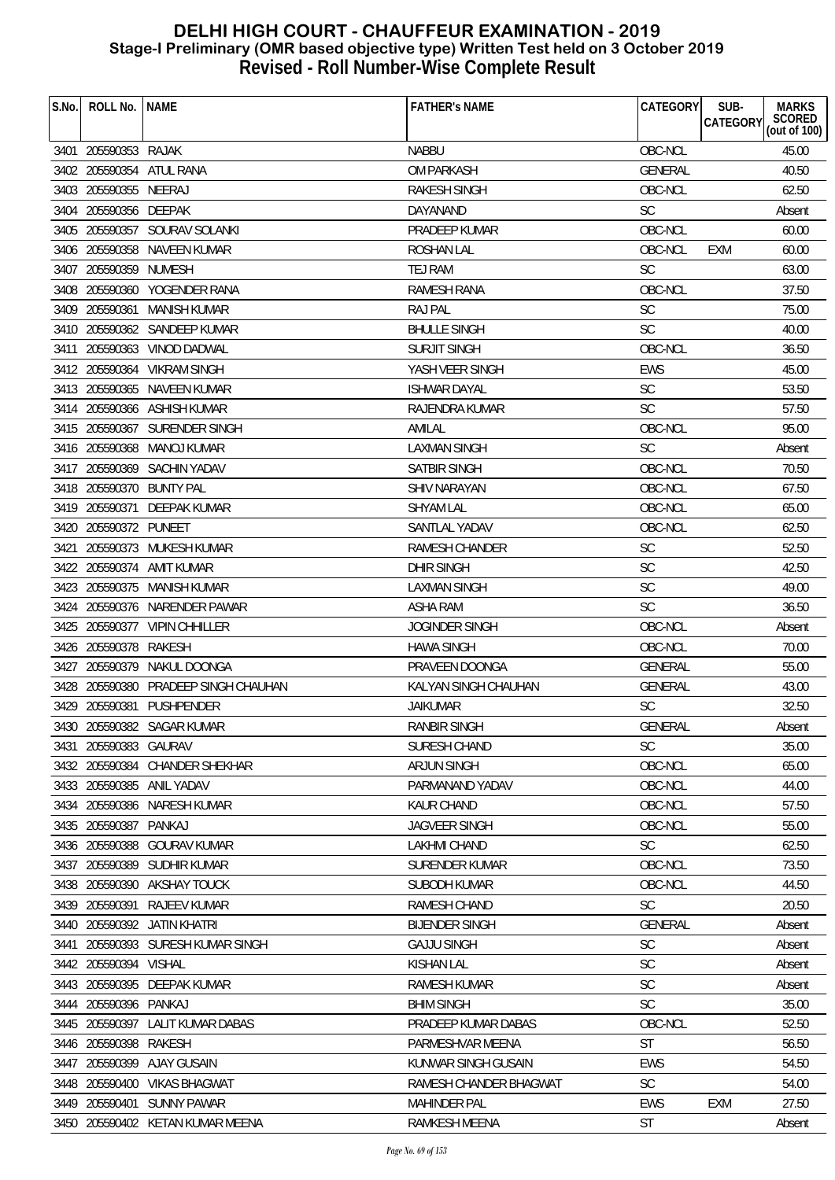# DELHI HIGH COURT - CHAUFFEUR EXAMINATION - 2019
## Stage-I Preliminary (OMR based objective type) Written Test held on 3 October 2019
## Revised - Roll Number-Wise Complete Result

| S.No. | ROLL No. | NAME | FATHER's NAME | CATEGORY | SUB-CATEGORY | MARKS SCORED (out of 100) |
|---|---|---|---|---|---|---|
| 3401 | 205590353 | RAJAK | NABBU | OBC-NCL | | 45.00 |
| 3402 | 205590354 | ATUL RANA | OM PARKASH | GENERAL | | 40.50 |
| 3403 | 205590355 | NEERAJ | RAKESH SINGH | OBC-NCL | | 62.50 |
| 3404 | 205590356 | DEEPAK | DAYANAND | SC | | Absent |
| 3405 | 205590357 | SOURAV SOLANKI | PRADEEP KUMAR | OBC-NCL | | 60.00 |
| 3406 | 205590358 | NAVEEN KUMAR | ROSHAN LAL | OBC-NCL | EXM | 60.00 |
| 3407 | 205590359 | NUMESH | TEJ RAM | SC | | 63.00 |
| 3408 | 205590360 | YOGENDER RANA | RAMESH RANA | OBC-NCL | | 37.50 |
| 3409 | 205590361 | MANISH KUMAR | RAJ PAL | SC | | 75.00 |
| 3410 | 205590362 | SANDEEP KUMAR | BHULLE SINGH | SC | | 40.00 |
| 3411 | 205590363 | VINOD DADWAL | SURJIT SINGH | OBC-NCL | | 36.50 |
| 3412 | 205590364 | VIKRAM SINGH | YASH VEER SINGH | EWS | | 45.00 |
| 3413 | 205590365 | NAVEEN KUMAR | ISHWAR DAYAL | SC | | 53.50 |
| 3414 | 205590366 | ASHISH KUMAR | RAJENDRA KUMAR | SC | | 57.50 |
| 3415 | 205590367 | SURENDER SINGH | AMILAL | OBC-NCL | | 95.00 |
| 3416 | 205590368 | MANOJ KUMAR | LAXMAN SINGH | SC | | Absent |
| 3417 | 205590369 | SACHIN YADAV | SATBIR SINGH | OBC-NCL | | 70.50 |
| 3418 | 205590370 | BUNTY PAL | SHIV NARAYAN | OBC-NCL | | 67.50 |
| 3419 | 205590371 | DEEPAK KUMAR | SHYAM LAL | OBC-NCL | | 65.00 |
| 3420 | 205590372 | PUNEET | SANTLAL YADAV | OBC-NCL | | 62.50 |
| 3421 | 205590373 | MUKESH KUMAR | RAMESH CHANDER | SC | | 52.50 |
| 3422 | 205590374 | AMIT KUMAR | DHIR SINGH | SC | | 42.50 |
| 3423 | 205590375 | MANISH KUMAR | LAXMAN SINGH | SC | | 49.00 |
| 3424 | 205590376 | NARENDER PAWAR | ASHA RAM | SC | | 36.50 |
| 3425 | 205590377 | VIPIN CHHILLER | JOGINDER SINGH | OBC-NCL | | Absent |
| 3426 | 205590378 | RAKESH | HAWA SINGH | OBC-NCL | | 70.00 |
| 3427 | 205590379 | NAKUL DOONGA | PRAVEEN DOONGA | GENERAL | | 55.00 |
| 3428 | 205590380 | PRADEEP SINGH CHAUHAN | KALYAN SINGH CHAUHAN | GENERAL | | 43.00 |
| 3429 | 205590381 | PUSHPENDER | JAIKUMAR | SC | | 32.50 |
| 3430 | 205590382 | SAGAR KUMAR | RANBIR SINGH | GENERAL | | Absent |
| 3431 | 205590383 | GAURAV | SURESH CHAND | SC | | 35.00 |
| 3432 | 205590384 | CHANDER SHEKHAR | ARJUN SINGH | OBC-NCL | | 65.00 |
| 3433 | 205590385 | ANIL YADAV | PARMANAND YADAV | OBC-NCL | | 44.00 |
| 3434 | 205590386 | NARESH KUMAR | KAUR CHAND | OBC-NCL | | 57.50 |
| 3435 | 205590387 | PANKAJ | JAGVEER SINGH | OBC-NCL | | 55.00 |
| 3436 | 205590388 | GOURAV KUMAR | LAKHMI CHAND | SC | | 62.50 |
| 3437 | 205590389 | SUDHIR KUMAR | SURENDER KUMAR | OBC-NCL | | 73.50 |
| 3438 | 205590390 | AKSHAY TOUCK | SUBODH KUMAR | OBC-NCL | | 44.50 |
| 3439 | 205590391 | RAJEEV KUMAR | RAMESH CHAND | SC | | 20.50 |
| 3440 | 205590392 | JATIN KHATRI | BIJENDER SINGH | GENERAL | | Absent |
| 3441 | 205590393 | SURESH KUMAR SINGH | GAJJU SINGH | SC | | Absent |
| 3442 | 205590394 | VISHAL | KISHAN LAL | SC | | Absent |
| 3443 | 205590395 | DEEPAK KUMAR | RAMESH KUMAR | SC | | Absent |
| 3444 | 205590396 | PANKAJ | BHIM SINGH | SC | | 35.00 |
| 3445 | 205590397 | LALIT KUMAR DABAS | PRADEEP KUMAR DABAS | OBC-NCL | | 52.50 |
| 3446 | 205590398 | RAKESH | PARMESHVAR MEENA | ST | | 56.50 |
| 3447 | 205590399 | AJAY GUSAIN | KUNWAR SINGH GUSAIN | EWS | | 54.50 |
| 3448 | 205590400 | VIKAS BHAGWAT | RAMESH CHANDER BHAGWAT | SC | | 54.00 |
| 3449 | 205590401 | SUNNY PAWAR | MAHINDER PAL | EWS | EXM | 27.50 |
| 3450 | 205590402 | KETAN KUMAR MEENA | RAMKESH MEENA | ST | | Absent |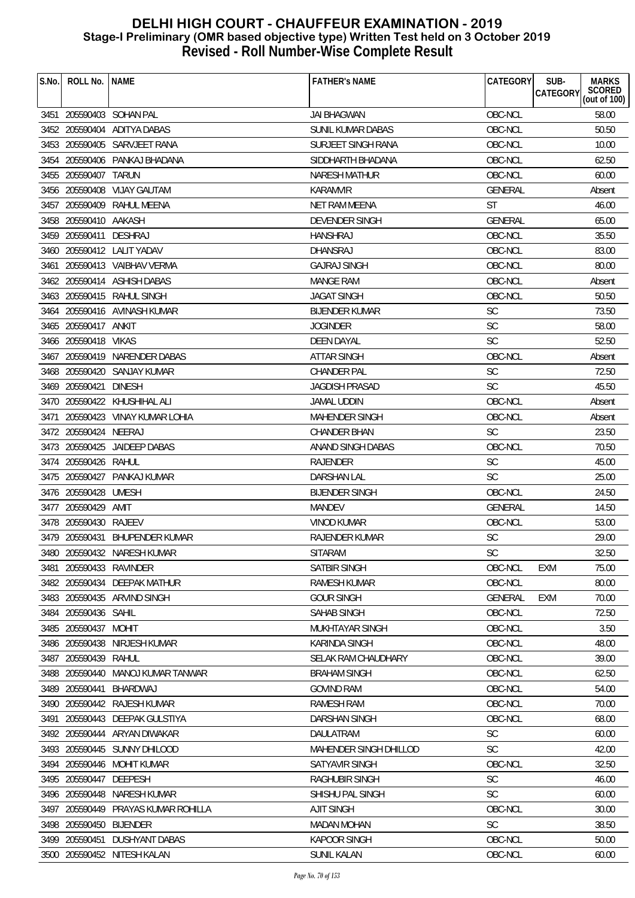# DELHI HIGH COURT - CHAUFFEUR EXAMINATION - 2019
## Stage-I Preliminary (OMR based objective type) Written Test held on 3 October 2019
## Revised - Roll Number-Wise Complete Result

| S.No. | ROLL No. | NAME | FATHER's NAME | CATEGORY | SUB-CATEGORY | MARKS SCORED (out of 100) |
|---|---|---|---|---|---|---|
| 3451 | 205590403 | SOHAN PAL | JAI BHAGWAN | OBC-NCL | | 58.00 |
| 3452 | 205590404 | ADITYA DABAS | SUNIL KUMAR DABAS | OBC-NCL | | 50.50 |
| 3453 | 205590405 | SARVJEET RANA | SURJEET SINGH RANA | OBC-NCL | | 10.00 |
| 3454 | 205590406 | PANKAJ BHADANA | SIDDHARTH BHADANA | OBC-NCL | | 62.50 |
| 3455 | 205590407 | TARUN | NARESH MATHUR | OBC-NCL | | 60.00 |
| 3456 | 205590408 | VIJAY GAUTAM | KARAMVIR | GENERAL | | Absent |
| 3457 | 205590409 | RAHUL MEENA | NET RAM MEENA | ST | | 46.00 |
| 3458 | 205590410 | AAKASH | DEVENDER SINGH | GENERAL | | 65.00 |
| 3459 | 205590411 | DESHRAJ | HANSHRAJ | OBC-NCL | | 35.50 |
| 3460 | 205590412 | LALIT YADAV | DHANSRAJ | OBC-NCL | | 83.00 |
| 3461 | 205590413 | VAIBHAV VERMA | GAJRAJ SINGH | OBC-NCL | | 80.00 |
| 3462 | 205590414 | ASHISH DABAS | MANGE RAM | OBC-NCL | | Absent |
| 3463 | 205590415 | RAHUL SINGH | JAGAT SINGH | OBC-NCL | | 50.50 |
| 3464 | 205590416 | AVINASH KUMAR | BIJENDER KUMAR | SC | | 73.50 |
| 3465 | 205590417 | ANKIT | JOGINDER | SC | | 58.00 |
| 3466 | 205590418 | VIKAS | DEEN DAYAL | SC | | 52.50 |
| 3467 | 205590419 | NARENDER DABAS | ATTAR SINGH | OBC-NCL | | Absent |
| 3468 | 205590420 | SANJAY KUMAR | CHANDER PAL | SC | | 72.50 |
| 3469 | 205590421 | DINESH | JAGDISH PRASAD | SC | | 45.50 |
| 3470 | 205590422 | KHUSHIHAL ALI | JAMAL UDDIN | OBC-NCL | | Absent |
| 3471 | 205590423 | VINAY KUMAR LOHIA | MAHENDER SINGH | OBC-NCL | | Absent |
| 3472 | 205590424 | NEERAJ | CHANDER BHAN | SC | | 23.50 |
| 3473 | 205590425 | JAIDEEP DABAS | ANAND SINGH DABAS | OBC-NCL | | 70.50 |
| 3474 | 205590426 | RAHUL | RAJENDER | SC | | 45.00 |
| 3475 | 205590427 | PANKAJ KUMAR | DARSHAN LAL | SC | | 25.00 |
| 3476 | 205590428 | UMESH | BIJENDER SINGH | OBC-NCL | | 24.50 |
| 3477 | 205590429 | AMIT | MANDEV | GENERAL | | 14.50 |
| 3478 | 205590430 | RAJEEV | VINOD KUMAR | OBC-NCL | | 53.00 |
| 3479 | 205590431 | BHUPENDER KUMAR | RAJENDER KUMAR | SC | | 29.00 |
| 3480 | 205590432 | NARESH KUMAR | SITARAM | SC | | 32.50 |
| 3481 | 205590433 | RAVINDER | SATBIR SINGH | OBC-NCL | EXM | 75.00 |
| 3482 | 205590434 | DEEPAK MATHUR | RAMESH KUMAR | OBC-NCL | | 80.00 |
| 3483 | 205590435 | ARVIND SINGH | GOUR SINGH | GENERAL | EXM | 70.00 |
| 3484 | 205590436 | SAHIL | SAHAB SINGH | OBC-NCL | | 72.50 |
| 3485 | 205590437 | MOHIT | MUKHTAYAR SINGH | OBC-NCL | | 3.50 |
| 3486 | 205590438 | NIRJESH KUMAR | KARINDA SINGH | OBC-NCL | | 48.00 |
| 3487 | 205590439 | RAHUL | SELAK RAM CHAUDHARY | OBC-NCL | | 39.00 |
| 3488 | 205590440 | MANOJ KUMAR TANWAR | BRAHAM SINGH | OBC-NCL | | 62.50 |
| 3489 | 205590441 | BHARDWAJ | GOVIND RAM | OBC-NCL | | 54.00 |
| 3490 | 205590442 | RAJESH KUMAR | RAMESH RAM | OBC-NCL | | 70.00 |
| 3491 | 205590443 | DEEPAK GULSTIYA | DARSHAN SINGH | OBC-NCL | | 68.00 |
| 3492 | 205590444 | ARYAN DIWAKAR | DAULATRAM | SC | | 60.00 |
| 3493 | 205590445 | SUNNY DHILOOD | MAHENDER SINGH DHILLOD | SC | | 42.00 |
| 3494 | 205590446 | MOHIT KUMAR | SATYAVIR SINGH | OBC-NCL | | 32.50 |
| 3495 | 205590447 | DEEPESH | RAGHUBIR SINGH | SC | | 46.00 |
| 3496 | 205590448 | NARESH KUMAR | SHISHU PAL SINGH | SC | | 60.00 |
| 3497 | 205590449 | PRAYAS KUMAR ROHILLA | AJIT SINGH | OBC-NCL | | 30.00 |
| 3498 | 205590450 | BIJENDER | MADAN MOHAN | SC | | 38.50 |
| 3499 | 205590451 | DUSHYANT DABAS | KAPOOR SINGH | OBC-NCL | | 50.00 |
| 3500 | 205590452 | NITESH KALAN | SUNIL KALAN | OBC-NCL | | 60.00 |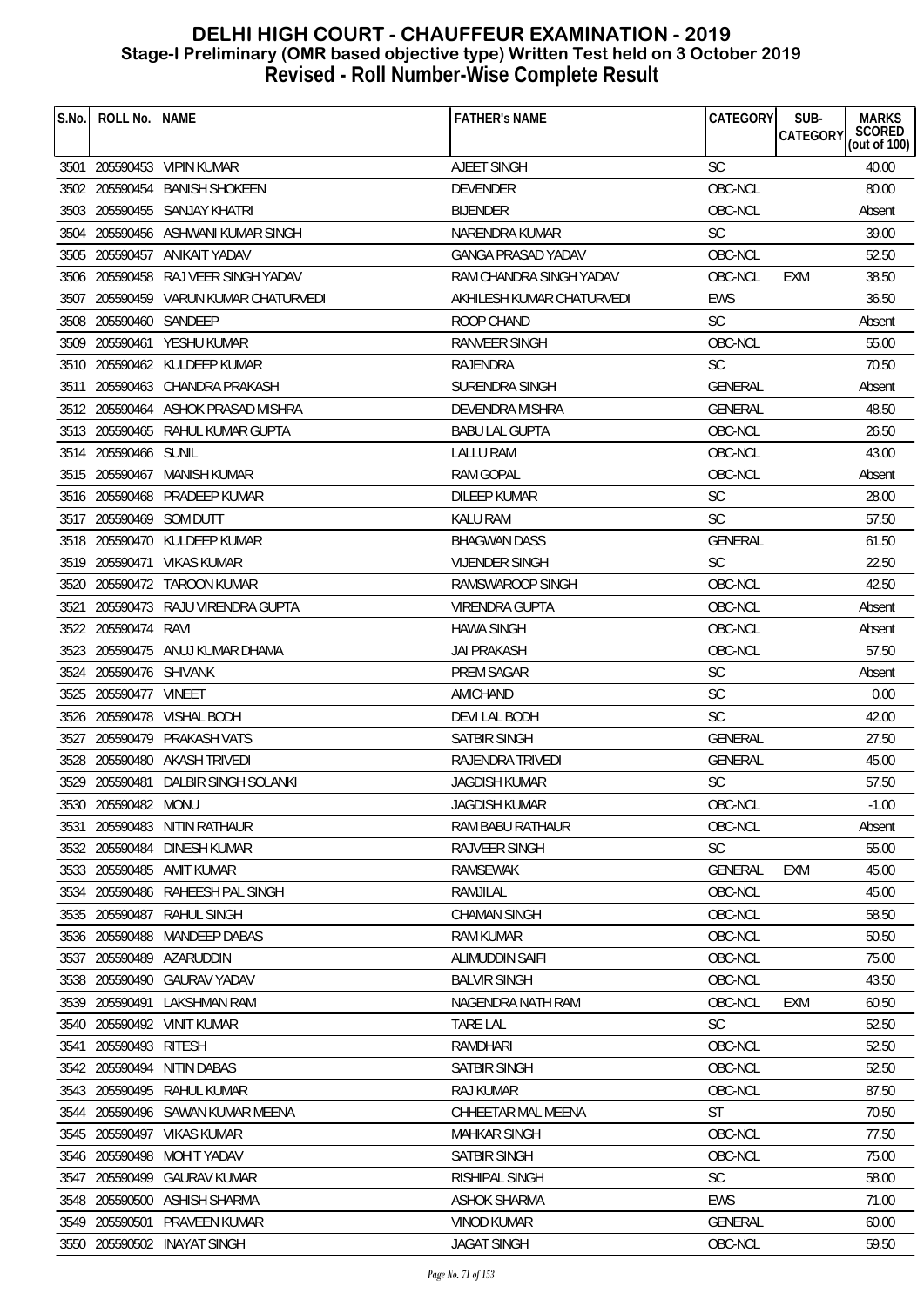# DELHI HIGH COURT - CHAUFFEUR EXAMINATION - 2019
## Stage-I Preliminary (OMR based objective type) Written Test held on 3 October 2019
## Revised - Roll Number-Wise Complete Result

| S.No. | ROLL No. | NAME | FATHER's NAME | CATEGORY | SUB-CATEGORY | MARKS SCORED (out of 100) |
|---|---|---|---|---|---|---|
| 3501 | 205590453 | VIPIN KUMAR | AJEET SINGH | SC | | 40.00 |
| 3502 | 205590454 | BANISH SHOKEEN | DEVENDER | OBC-NCL | | 80.00 |
| 3503 | 205590455 | SANJAY KHATRI | BIJENDER | OBC-NCL | | Absent |
| 3504 | 205590456 | ASHWANI KUMAR SINGH | NARENDRA KUMAR | SC | | 39.00 |
| 3505 | 205590457 | ANIKAIT YADAV | GANGA PRASAD YADAV | OBC-NCL | | 52.50 |
| 3506 | 205590458 | RAJ VEER SINGH YADAV | RAM CHANDRA SINGH YADAV | OBC-NCL | EXM | 38.50 |
| 3507 | 205590459 | VARUN KUMAR CHATURVEDI | AKHILESH KUMAR CHATURVEDI | EWS | | 36.50 |
| 3508 | 205590460 | SANDEEP | ROOP CHAND | SC | | Absent |
| 3509 | 205590461 | YESHU KUMAR | RANVEER SINGH | OBC-NCL | | 55.00 |
| 3510 | 205590462 | KULDEEP KUMAR | RAJENDRA | SC | | 70.50 |
| 3511 | 205590463 | CHANDRA PRAKASH | SURENDRA SINGH | GENERAL | | Absent |
| 3512 | 205590464 | ASHOK PRASAD MISHRA | DEVENDRA MISHRA | GENERAL | | 48.50 |
| 3513 | 205590465 | RAHUL KUMAR GUPTA | BABU LAL GUPTA | OBC-NCL | | 26.50 |
| 3514 | 205590466 | SUNIL | LALLU RAM | OBC-NCL | | 43.00 |
| 3515 | 205590467 | MANISH KUMAR | RAM GOPAL | OBC-NCL | | Absent |
| 3516 | 205590468 | PRADEEP KUMAR | DILEEP KUMAR | SC | | 28.00 |
| 3517 | 205590469 | SOM DUTT | KALU RAM | SC | | 57.50 |
| 3518 | 205590470 | KULDEEP KUMAR | BHAGWAN DASS | GENERAL | | 61.50 |
| 3519 | 205590471 | VIKAS KUMAR | VIJENDER SINGH | SC | | 22.50 |
| 3520 | 205590472 | TAROON KUMAR | RAMSWAROOP SINGH | OBC-NCL | | 42.50 |
| 3521 | 205590473 | RAJU VIRENDRA GUPTA | VIRENDRA GUPTA | OBC-NCL | | Absent |
| 3522 | 205590474 | RAVI | HAWA SINGH | OBC-NCL | | Absent |
| 3523 | 205590475 | ANUJ KUMAR DHAMA | JAI PRAKASH | OBC-NCL | | 57.50 |
| 3524 | 205590476 | SHIVANK | PREM SAGAR | SC | | Absent |
| 3525 | 205590477 | VINEET | AMICHAND | SC | | 0.00 |
| 3526 | 205590478 | VISHAL BODH | DEVI LAL BODH | SC | | 42.00 |
| 3527 | 205590479 | PRAKASH VATS | SATBIR SINGH | GENERAL | | 27.50 |
| 3528 | 205590480 | AKASH TRIVEDI | RAJENDRA TRIVEDI | GENERAL | | 45.00 |
| 3529 | 205590481 | DALBIR SINGH SOLANKI | JAGDISH KUMAR | SC | | 57.50 |
| 3530 | 205590482 | MONU | JAGDISH KUMAR | OBC-NCL | | -1.00 |
| 3531 | 205590483 | NITIN RATHAUR | RAM BABU RATHAUR | OBC-NCL | | Absent |
| 3532 | 205590484 | DINESH KUMAR | RAJVEER SINGH | SC | | 55.00 |
| 3533 | 205590485 | AMIT KUMAR | RAMSEWAK | GENERAL | EXM | 45.00 |
| 3534 | 205590486 | RAHEESH PAL SINGH | RAMJILAL | OBC-NCL | | 45.00 |
| 3535 | 205590487 | RAHUL SINGH | CHAMAN SINGH | OBC-NCL | | 58.50 |
| 3536 | 205590488 | MANDEEP DABAS | RAM KUMAR | OBC-NCL | | 50.50 |
| 3537 | 205590489 | AZARUDDIN | ALIMUDDIN SAIFI | OBC-NCL | | 75.00 |
| 3538 | 205590490 | GAURAV YADAV | BALVIR SINGH | OBC-NCL | | 43.50 |
| 3539 | 205590491 | LAKSHMAN RAM | NAGENDRA NATH RAM | OBC-NCL | EXM | 60.50 |
| 3540 | 205590492 | VINIT KUMAR | TARE LAL | SC | | 52.50 |
| 3541 | 205590493 | RITESH | RAMDHARI | OBC-NCL | | 52.50 |
| 3542 | 205590494 | NITIN DABAS | SATBIR SINGH | OBC-NCL | | 52.50 |
| 3543 | 205590495 | RAHUL KUMAR | RAJ KUMAR | OBC-NCL | | 87.50 |
| 3544 | 205590496 | SAWAN KUMAR MEENA | CHHEETAR MAL MEENA | ST | | 70.50 |
| 3545 | 205590497 | VIKAS KUMAR | MAHKAR SINGH | OBC-NCL | | 77.50 |
| 3546 | 205590498 | MOHIT YADAV | SATBIR SINGH | OBC-NCL | | 75.00 |
| 3547 | 205590499 | GAURAV KUMAR | RISHIPAL SINGH | SC | | 58.00 |
| 3548 | 205590500 | ASHISH SHARMA | ASHOK SHARMA | EWS | | 71.00 |
| 3549 | 205590501 | PRAVEEN KUMAR | VINOD KUMAR | GENERAL | | 60.00 |
| 3550 | 205590502 | INAYAT SINGH | JAGAT SINGH | OBC-NCL | | 59.50 |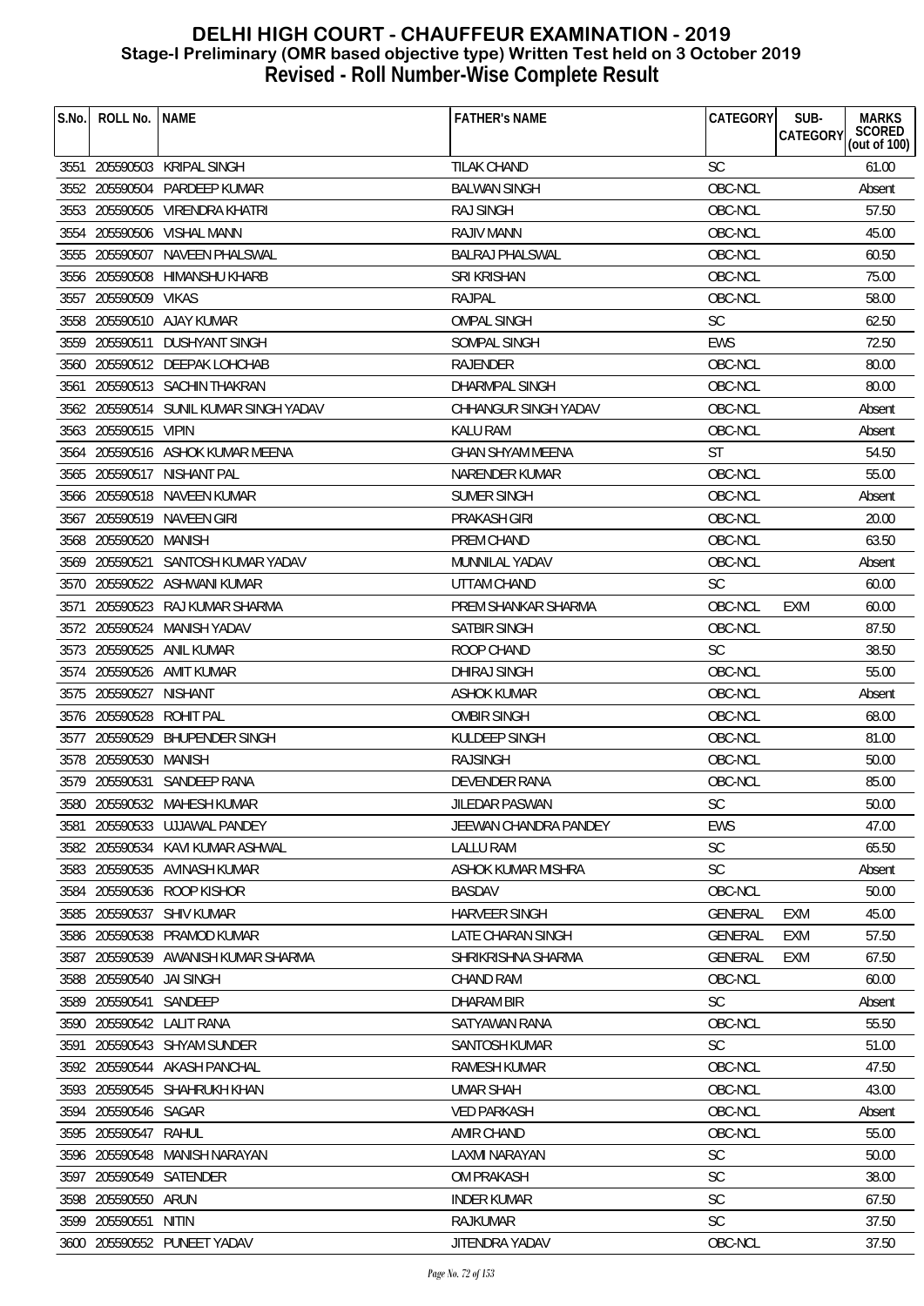# DELHI HIGH COURT - CHAUFFEUR EXAMINATION - 2019
## Stage-I Preliminary (OMR based objective type) Written Test held on 3 October 2019
## Revised - Roll Number-Wise Complete Result

| S.No. | ROLL No. | NAME | FATHER's NAME | CATEGORY | SUB-CATEGORY | MARKS SCORED (out of 100) |
|---|---|---|---|---|---|---|
| 3551 | 205590503 | KRIPAL SINGH | TILAK CHAND | SC | | 61.00 |
| 3552 | 205590504 | PARDEEP KUMAR | BALWAN SINGH | OBC-NCL | | Absent |
| 3553 | 205590505 | VIRENDRA KHATRI | RAJ SINGH | OBC-NCL | | 57.50 |
| 3554 | 205590506 | VISHAL MANN | RAJIV MANN | OBC-NCL | | 45.00 |
| 3555 | 205590507 | NAVEEN PHALSWAL | BALRAJ PHALSWAL | OBC-NCL | | 60.50 |
| 3556 | 205590508 | HIMANSHU KHARB | SRI KRISHAN | OBC-NCL | | 75.00 |
| 3557 | 205590509 | VIKAS | RAJPAL | OBC-NCL | | 58.00 |
| 3558 | 205590510 | AJAY KUMAR | OMPAL SINGH | SC | | 62.50 |
| 3559 | 205590511 | DUSHYANT SINGH | SOMPAL SINGH | EWS | | 72.50 |
| 3560 | 205590512 | DEEPAK LOHCHAB | RAJENDER | OBC-NCL | | 80.00 |
| 3561 | 205590513 | SACHIN THAKRAN | DHARMPAL SINGH | OBC-NCL | | 80.00 |
| 3562 | 205590514 | SUNIL KUMAR SINGH YADAV | CHHANGUR SINGH YADAV | OBC-NCL | | Absent |
| 3563 | 205590515 | VIPIN | KALU RAM | OBC-NCL | | Absent |
| 3564 | 205590516 | ASHOK KUMAR MEENA | GHAN SHYAM MEENA | ST | | 54.50 |
| 3565 | 205590517 | NISHANT PAL | NARENDER KUMAR | OBC-NCL | | 55.00 |
| 3566 | 205590518 | NAVEEN KUMAR | SUMER SINGH | OBC-NCL | | Absent |
| 3567 | 205590519 | NAVEEN GIRI | PRAKASH GIRI | OBC-NCL | | 20.00 |
| 3568 | 205590520 | MANISH | PREM CHAND | OBC-NCL | | 63.50 |
| 3569 | 205590521 | SANTOSH KUMAR YADAV | MUNNILAL YADAV | OBC-NCL | | Absent |
| 3570 | 205590522 | ASHWANI KUMAR | UTTAM CHAND | SC | | 60.00 |
| 3571 | 205590523 | RAJ KUMAR SHARMA | PREM SHANKAR SHARMA | OBC-NCL | EXM | 60.00 |
| 3572 | 205590524 | MANISH YADAV | SATBIR SINGH | OBC-NCL | | 87.50 |
| 3573 | 205590525 | ANIL KUMAR | ROOP CHAND | SC | | 38.50 |
| 3574 | 205590526 | AMIT KUMAR | DHIRAJ SINGH | OBC-NCL | | 55.00 |
| 3575 | 205590527 | NISHANT | ASHOK KUMAR | OBC-NCL | | Absent |
| 3576 | 205590528 | ROHIT PAL | OMBIR SINGH | OBC-NCL | | 68.00 |
| 3577 | 205590529 | BHUPENDER SINGH | KULDEEP SINGH | OBC-NCL | | 81.00 |
| 3578 | 205590530 | MANISH | RAJSINGH | OBC-NCL | | 50.00 |
| 3579 | 205590531 | SANDEEP RANA | DEVENDER RANA | OBC-NCL | | 85.00 |
| 3580 | 205590532 | MAHESH KUMAR | JILEDAR PASWAN | SC | | 50.00 |
| 3581 | 205590533 | UJJAWAL PANDEY | JEEWAN CHANDRA PANDEY | EWS | | 47.00 |
| 3582 | 205590534 | KAVI KUMAR ASHWAL | LALLU RAM | SC | | 65.50 |
| 3583 | 205590535 | AVINASH KUMAR | ASHOK KUMAR MISHRA | SC | | Absent |
| 3584 | 205590536 | ROOP KISHOR | BASDAV | OBC-NCL | | 50.00 |
| 3585 | 205590537 | SHIV KUMAR | HARVEER SINGH | GENERAL | EXM | 45.00 |
| 3586 | 205590538 | PRAMOD KUMAR | LATE CHARAN SINGH | GENERAL | EXM | 57.50 |
| 3587 | 205590539 | AWANISH KUMAR SHARMA | SHRIKRISHNA SHARMA | GENERAL | EXM | 67.50 |
| 3588 | 205590540 | JAI SINGH | CHAND RAM | OBC-NCL | | 60.00 |
| 3589 | 205590541 | SANDEEP | DHARAM BIR | SC | | Absent |
| 3590 | 205590542 | LALIT RANA | SATYAWAN RANA | OBC-NCL | | 55.50 |
| 3591 | 205590543 | SHYAM SUNDER | SANTOSH KUMAR | SC | | 51.00 |
| 3592 | 205590544 | AKASH PANCHAL | RAMESH KUMAR | OBC-NCL | | 47.50 |
| 3593 | 205590545 | SHAHRUKH KHAN | UMAR SHAH | OBC-NCL | | 43.00 |
| 3594 | 205590546 | SAGAR | VED PARKASH | OBC-NCL | | Absent |
| 3595 | 205590547 | RAHUL | AMIR CHAND | OBC-NCL | | 55.00 |
| 3596 | 205590548 | MANISH NARAYAN | LAXMI NARAYAN | SC | | 50.00 |
| 3597 | 205590549 | SATENDER | OM PRAKASH | SC | | 38.00 |
| 3598 | 205590550 | ARUN | INDER KUMAR | SC | | 67.50 |
| 3599 | 205590551 | NITIN | RAJKUMAR | SC | | 37.50 |
| 3600 | 205590552 | PUNEET YADAV | JITENDRA YADAV | OBC-NCL | | 37.50 |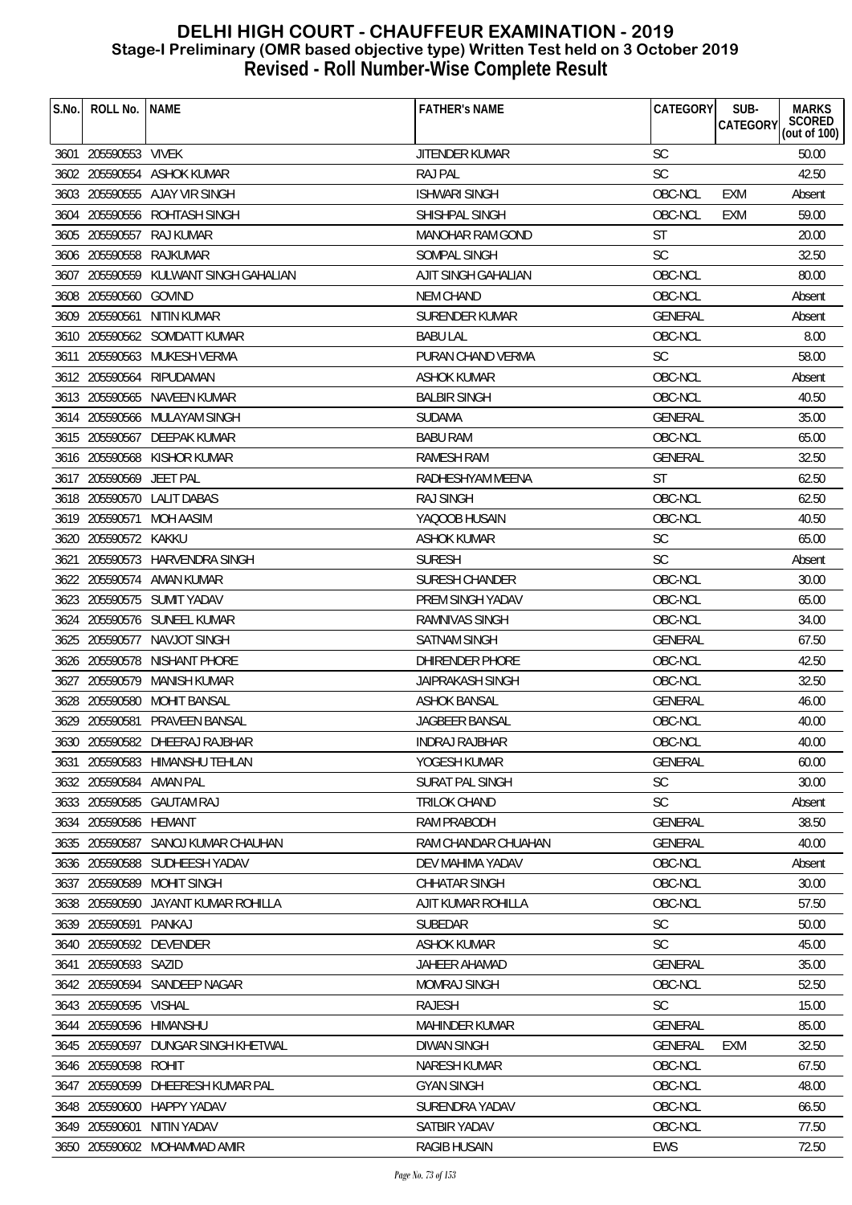# DELHI HIGH COURT - CHAUFFEUR EXAMINATION - 2019
## Stage-I Preliminary (OMR based objective type) Written Test held on 3 October 2019
## Revised - Roll Number-Wise Complete Result

| S.No. | ROLL No. | NAME | FATHER's NAME | CATEGORY | SUB-CATEGORY | MARKS SCORED (out of 100) |
|---|---|---|---|---|---|---|
| 3601 | 205590553 | VIVEK | JITENDER KUMAR | SC | | 50.00 |
| 3602 | 205590554 | ASHOK KUMAR | RAJ PAL | SC | | 42.50 |
| 3603 | 205590555 | AJAY VIR SINGH | ISHWARI SINGH | OBC-NCL | EXM | Absent |
| 3604 | 205590556 | ROHTASH SINGH | SHISHPAL SINGH | OBC-NCL | EXM | 59.00 |
| 3605 | 205590557 | RAJ KUMAR | MANOHAR RAM GOND | ST | | 20.00 |
| 3606 | 205590558 | RAJKUMAR | SOMPAL SINGH | SC | | 32.50 |
| 3607 | 205590559 | KULWANT SINGH GAHALIAN | AJIT SINGH GAHALIAN | OBC-NCL | | 80.00 |
| 3608 | 205590560 | GOVIND | NEM CHAND | OBC-NCL | | Absent |
| 3609 | 205590561 | NITIN KUMAR | SURENDER KUMAR | GENERAL | | Absent |
| 3610 | 205590562 | SOMDATT KUMAR | BABU LAL | OBC-NCL | | 8.00 |
| 3611 | 205590563 | MUKESH VERMA | PURAN CHAND VERMA | SC | | 58.00 |
| 3612 | 205590564 | RIPUDAMAN | ASHOK KUMAR | OBC-NCL | | Absent |
| 3613 | 205590565 | NAVEEN KUMAR | BALBIR SINGH | OBC-NCL | | 40.50 |
| 3614 | 205590566 | MULAYAM SINGH | SUDAMA | GENERAL | | 35.00 |
| 3615 | 205590567 | DEEPAK KUMAR | BABU RAM | OBC-NCL | | 65.00 |
| 3616 | 205590568 | KISHOR KUMAR | RAMESH RAM | GENERAL | | 32.50 |
| 3617 | 205590569 | JEET PAL | RADHESHYAM MEENA | ST | | 62.50 |
| 3618 | 205590570 | LALIT DABAS | RAJ SINGH | OBC-NCL | | 62.50 |
| 3619 | 205590571 | MOH AASIM | YAQOOB HUSAIN | OBC-NCL | | 40.50 |
| 3620 | 205590572 | KAKKU | ASHOK KUMAR | SC | | 65.00 |
| 3621 | 205590573 | HARVENDRA SINGH | SURESH | SC | | Absent |
| 3622 | 205590574 | AMAN KUMAR | SURESH CHANDER | OBC-NCL | | 30.00 |
| 3623 | 205590575 | SUMIT YADAV | PREM SINGH YADAV | OBC-NCL | | 65.00 |
| 3624 | 205590576 | SUNEEL KUMAR | RAMNIVAS SINGH | OBC-NCL | | 34.00 |
| 3625 | 205590577 | NAVJOT SINGH | SATNAM SINGH | GENERAL | | 67.50 |
| 3626 | 205590578 | NISHANT PHORE | DHIRENDER PHORE | OBC-NCL | | 42.50 |
| 3627 | 205590579 | MANISH KUMAR | JAIPRAKASH SINGH | OBC-NCL | | 32.50 |
| 3628 | 205590580 | MOHIT BANSAL | ASHOK BANSAL | GENERAL | | 46.00 |
| 3629 | 205590581 | PRAVEEN BANSAL | JAGBEER BANSAL | OBC-NCL | | 40.00 |
| 3630 | 205590582 | DHEERAJ RAJBHAR | INDRAJ RAJBHAR | OBC-NCL | | 40.00 |
| 3631 | 205590583 | HIMANSHU TEHLAN | YOGESH KUMAR | GENERAL | | 60.00 |
| 3632 | 205590584 | AMAN PAL | SURAT PAL SINGH | SC | | 30.00 |
| 3633 | 205590585 | GAUTAM RAJ | TRILOK CHAND | SC | | Absent |
| 3634 | 205590586 | HEMANT | RAM PRABODH | GENERAL | | 38.50 |
| 3635 | 205590587 | SANOJ KUMAR CHAUHAN | RAM CHANDAR CHUAHAN | GENERAL | | 40.00 |
| 3636 | 205590588 | SUDHEESH YADAV | DEV MAHIMA YADAV | OBC-NCL | | Absent |
| 3637 | 205590589 | MOHIT SINGH | CHHATAR SINGH | OBC-NCL | | 30.00 |
| 3638 | 205590590 | JAYANT KUMAR ROHILLA | AJIT KUMAR ROHILLA | OBC-NCL | | 57.50 |
| 3639 | 205590591 | PANKAJ | SUBEDAR | SC | | 50.00 |
| 3640 | 205590592 | DEVENDER | ASHOK KUMAR | SC | | 45.00 |
| 3641 | 205590593 | SAZID | JAHEER AHAMAD | GENERAL | | 35.00 |
| 3642 | 205590594 | SANDEEP NAGAR | MOMRAJ SINGH | OBC-NCL | | 52.50 |
| 3643 | 205590595 | VISHAL | RAJESH | SC | | 15.00 |
| 3644 | 205590596 | HIMANSHU | MAHINDER KUMAR | GENERAL | | 85.00 |
| 3645 | 205590597 | DUNGAR SINGH KHETWAL | DIWAN SINGH | GENERAL | EXM | 32.50 |
| 3646 | 205590598 | ROHIT | NARESH KUMAR | OBC-NCL | | 67.50 |
| 3647 | 205590599 | DHEERESH KUMAR PAL | GYAN SINGH | OBC-NCL | | 48.00 |
| 3648 | 205590600 | HAPPY YADAV | SURENDRA YADAV | OBC-NCL | | 66.50 |
| 3649 | 205590601 | NITIN YADAV | SATBIR YADAV | OBC-NCL | | 77.50 |
| 3650 | 205590602 | MOHAMMAD AMIR | RAGIB HUSAIN | EWS | | 72.50 |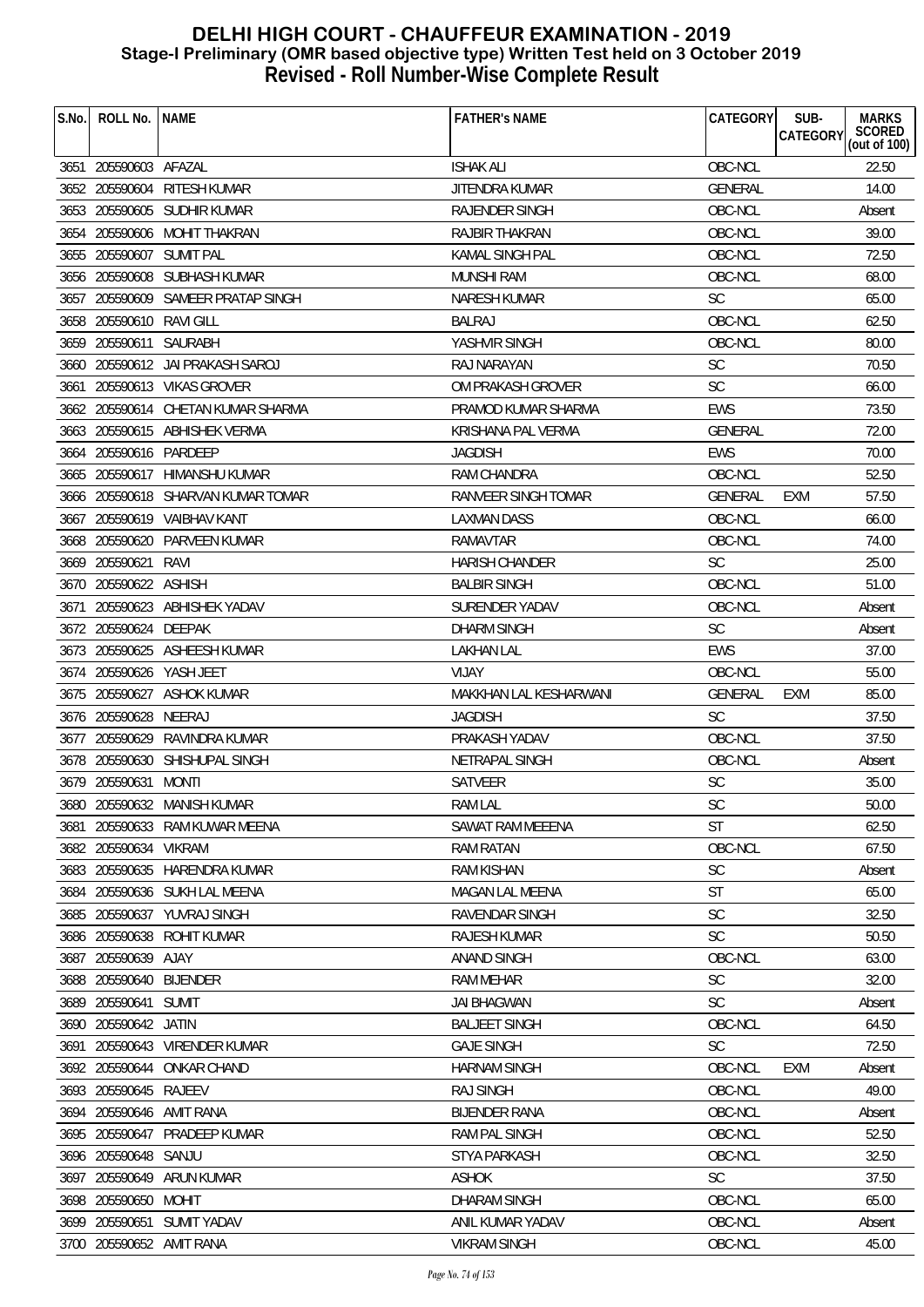# DELHI HIGH COURT - CHAUFFEUR EXAMINATION - 2019
## Stage-I Preliminary (OMR based objective type) Written Test held on 3 October 2019
## Revised - Roll Number-Wise Complete Result

| S.No. | ROLL No. | NAME | FATHER's NAME | CATEGORY | SUB-CATEGORY | MARKS SCORED (out of 100) |
|---|---|---|---|---|---|---|
| 3651 | 205590603 | AFAZAL | ISHAK ALI | OBC-NCL | | 22.50 |
| 3652 | 205590604 | RITESH KUMAR | JITENDRA KUMAR | GENERAL | | 14.00 |
| 3653 | 205590605 | SUDHIR KUMAR | RAJENDER SINGH | OBC-NCL | | Absent |
| 3654 | 205590606 | MOHIT THAKRAN | RAJBIR THAKRAN | OBC-NCL | | 39.00 |
| 3655 | 205590607 | SUMIT PAL | KAMAL SINGH PAL | OBC-NCL | | 72.50 |
| 3656 | 205590608 | SUBHASH KUMAR | MUNSHI RAM | OBC-NCL | | 68.00 |
| 3657 | 205590609 | SAMEER PRATAP SINGH | NARESH KUMAR | SC | | 65.00 |
| 3658 | 205590610 | RAVI GILL | BALRAJ | OBC-NCL | | 62.50 |
| 3659 | 205590611 | SAURABH | YASHVIR SINGH | OBC-NCL | | 80.00 |
| 3660 | 205590612 | JAI PRAKASH SAROJ | RAJ NARAYAN | SC | | 70.50 |
| 3661 | 205590613 | VIKAS GROVER | OM PRAKASH GROVER | SC | | 66.00 |
| 3662 | 205590614 | CHETAN KUMAR SHARMA | PRAMOD KUMAR SHARMA | EWS | | 73.50 |
| 3663 | 205590615 | ABHISHEK VERMA | KRISHANA PAL VERMA | GENERAL | | 72.00 |
| 3664 | 205590616 | PARDEEP | JAGDISH | EWS | | 70.00 |
| 3665 | 205590617 | HIMANSHU KUMAR | RAM CHANDRA | OBC-NCL | | 52.50 |
| 3666 | 205590618 | SHARVAN KUMAR TOMAR | RANVEER SINGH TOMAR | GENERAL | EXM | 57.50 |
| 3667 | 205590619 | VAIBHAV KANT | LAXMAN DASS | OBC-NCL | | 66.00 |
| 3668 | 205590620 | PARVEEN KUMAR | RAMAVTAR | OBC-NCL | | 74.00 |
| 3669 | 205590621 | RAVI | HARISH CHANDER | SC | | 25.00 |
| 3670 | 205590622 | ASHISH | BALBIR SINGH | OBC-NCL | | 51.00 |
| 3671 | 205590623 | ABHISHEK YADAV | SURENDER YADAV | OBC-NCL | | Absent |
| 3672 | 205590624 | DEEPAK | DHARM SINGH | SC | | Absent |
| 3673 | 205590625 | ASHEESH KUMAR | LAKHAN LAL | EWS | | 37.00 |
| 3674 | 205590626 | YASH JEET | VIJAY | OBC-NCL | | 55.00 |
| 3675 | 205590627 | ASHOK KUMAR | MAKKHAN LAL KESHARWANI | GENERAL | EXM | 85.00 |
| 3676 | 205590628 | NEERAJ | JAGDISH | SC | | 37.50 |
| 3677 | 205590629 | RAVINDRA KUMAR | PRAKASH YADAV | OBC-NCL | | 37.50 |
| 3678 | 205590630 | SHISHUPAL SINGH | NETRAPAL SINGH | OBC-NCL | | Absent |
| 3679 | 205590631 | MONTI | SATVEER | SC | | 35.00 |
| 3680 | 205590632 | MANISH KUMAR | RAM LAL | SC | | 50.00 |
| 3681 | 205590633 | RAM KUWAR MEENA | SAWAT RAM MEEENA | ST | | 62.50 |
| 3682 | 205590634 | VIKRAM | RAM RATAN | OBC-NCL | | 67.50 |
| 3683 | 205590635 | HARENDRA KUMAR | RAM KISHAN | SC | | Absent |
| 3684 | 205590636 | SUKH LAL MEENA | MAGAN LAL MEENA | ST | | 65.00 |
| 3685 | 205590637 | YUVRAJ SINGH | RAVENDAR SINGH | SC | | 32.50 |
| 3686 | 205590638 | ROHIT KUMAR | RAJESH KUMAR | SC | | 50.50 |
| 3687 | 205590639 | AJAY | ANAND SINGH | OBC-NCL | | 63.00 |
| 3688 | 205590640 | BIJENDER | RAM MEHAR | SC | | 32.00 |
| 3689 | 205590641 | SUMIT | JAI BHAGWAN | SC | | Absent |
| 3690 | 205590642 | JATIN | BALJEET SINGH | OBC-NCL | | 64.50 |
| 3691 | 205590643 | VIRENDER KUMAR | GAJE SINGH | SC | | 72.50 |
| 3692 | 205590644 | ONKAR CHAND | HARNAM SINGH | OBC-NCL | EXM | Absent |
| 3693 | 205590645 | RAJEEV | RAJ SINGH | OBC-NCL | | 49.00 |
| 3694 | 205590646 | AMIT RANA | BIJENDER RANA | OBC-NCL | | Absent |
| 3695 | 205590647 | PRADEEP KUMAR | RAM PAL SINGH | OBC-NCL | | 52.50 |
| 3696 | 205590648 | SANJU | STYA PARKASH | OBC-NCL | | 32.50 |
| 3697 | 205590649 | ARUN KUMAR | ASHOK | SC | | 37.50 |
| 3698 | 205590650 | MOHIT | DHARAM SINGH | OBC-NCL | | 65.00 |
| 3699 | 205590651 | SUMIT YADAV | ANIL KUMAR YADAV | OBC-NCL | | Absent |
| 3700 | 205590652 | AMIT RANA | VIKRAM SINGH | OBC-NCL | | 45.00 |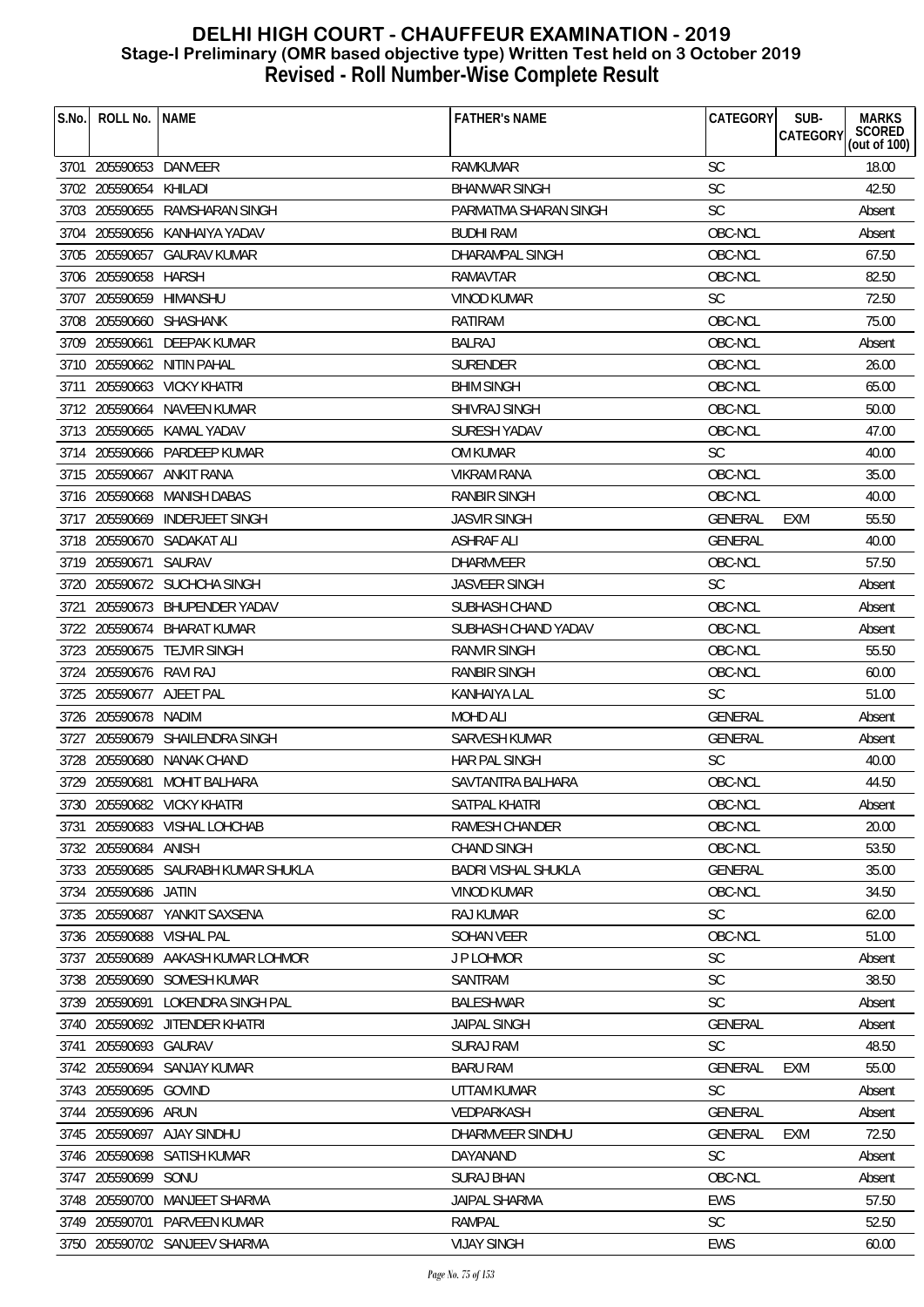# DELHI HIGH COURT - CHAUFFEUR EXAMINATION - 2019
## Stage-I Preliminary (OMR based objective type) Written Test held on 3 October 2019
## Revised - Roll Number-Wise Complete Result

| S.No. | ROLL No. | NAME | FATHER's NAME | CATEGORY | SUB-CATEGORY | MARKS SCORED (out of 100) |
|---|---|---|---|---|---|---|
| 3701 | 205590653 | DANVEER | RAMKUMAR | SC | | 18.00 |
| 3702 | 205590654 | KHILADI | BHANWAR SINGH | SC | | 42.50 |
| 3703 | 205590655 | RAMSHARAN SINGH | PARMATMA SHARAN SINGH | SC | | Absent |
| 3704 | 205590656 | KANHAIYA YADAV | BUDHI RAM | OBC-NCL | | Absent |
| 3705 | 205590657 | GAURAV KUMAR | DHARAMPAL SINGH | OBC-NCL | | 67.50 |
| 3706 | 205590658 | HARSH | RAMAVTAR | OBC-NCL | | 82.50 |
| 3707 | 205590659 | HIMANSHU | VINOD KUMAR | SC | | 72.50 |
| 3708 | 205590660 | SHASHANK | RATIRAM | OBC-NCL | | 75.00 |
| 3709 | 205590661 | DEEPAK KUMAR | BALRAJ | OBC-NCL | | Absent |
| 3710 | 205590662 | NITIN PAHAL | SURENDER | OBC-NCL | | 26.00 |
| 3711 | 205590663 | VICKY KHATRI | BHIM SINGH | OBC-NCL | | 65.00 |
| 3712 | 205590664 | NAVEEN KUMAR | SHIVRAJ SINGH | OBC-NCL | | 50.00 |
| 3713 | 205590665 | KAMAL YADAV | SURESH YADAV | OBC-NCL | | 47.00 |
| 3714 | 205590666 | PARDEEP KUMAR | OM KUMAR | SC | | 40.00 |
| 3715 | 205590667 | ANKIT RANA | VIKRAM RANA | OBC-NCL | | 35.00 |
| 3716 | 205590668 | MANISH DABAS | RANBIR SINGH | OBC-NCL | | 40.00 |
| 3717 | 205590669 | INDERJEET SINGH | JASVIR SINGH | GENERAL | EXM | 55.50 |
| 3718 | 205590670 | SADAKAT ALI | ASHRAF ALI | GENERAL | | 40.00 |
| 3719 | 205590671 | SAURAV | DHARMVEER | OBC-NCL | | 57.50 |
| 3720 | 205590672 | SUCHCHA SINGH | JASVEER SINGH | SC | | Absent |
| 3721 | 205590673 | BHUPENDER YADAV | SUBHASH CHAND | OBC-NCL | | Absent |
| 3722 | 205590674 | BHARAT KUMAR | SUBHASH CHAND YADAV | OBC-NCL | | Absent |
| 3723 | 205590675 | TEJVIR SINGH | RANVIR SINGH | OBC-NCL | | 55.50 |
| 3724 | 205590676 | RAVI RAJ | RANBIR SINGH | OBC-NCL | | 60.00 |
| 3725 | 205590677 | AJEET PAL | KANHAIYA LAL | SC | | 51.00 |
| 3726 | 205590678 | NADIM | MOHD ALI | GENERAL | | Absent |
| 3727 | 205590679 | SHAILENDRA SINGH | SARVESH KUMAR | GENERAL | | Absent |
| 3728 | 205590680 | NANAK CHAND | HAR PAL SINGH | SC | | 40.00 |
| 3729 | 205590681 | MOHIT BALHARA | SAVTANTRA BALHARA | OBC-NCL | | 44.50 |
| 3730 | 205590682 | VICKY KHATRI | SATPAL KHATRI | OBC-NCL | | Absent |
| 3731 | 205590683 | VISHAL LOHCHAB | RAMESH CHANDER | OBC-NCL | | 20.00 |
| 3732 | 205590684 | ANISH | CHAND SINGH | OBC-NCL | | 53.50 |
| 3733 | 205590685 | SAURABH KUMAR SHUKLA | BADRI VISHAL SHUKLA | GENERAL | | 35.00 |
| 3734 | 205590686 | JATIN | VINOD KUMAR | OBC-NCL | | 34.50 |
| 3735 | 205590687 | YANKIT SAXSENA | RAJ KUMAR | SC | | 62.00 |
| 3736 | 205590688 | VISHAL PAL | SOHAN VEER | OBC-NCL | | 51.00 |
| 3737 | 205590689 | AAKASH KUMAR LOHMOR | J P LOHMOR | SC | | Absent |
| 3738 | 205590690 | SOMESH KUMAR | SANTRAM | SC | | 38.50 |
| 3739 | 205590691 | LOKENDRA SINGH PAL | BALESHWAR | SC | | Absent |
| 3740 | 205590692 | JITENDER KHATRI | JAIPAL SINGH | GENERAL | | Absent |
| 3741 | 205590693 | GAURAV | SURAJ RAM | SC | | 48.50 |
| 3742 | 205590694 | SANJAY KUMAR | BARU RAM | GENERAL | EXM | 55.00 |
| 3743 | 205590695 | GOVIND | UTTAM KUMAR | SC | | Absent |
| 3744 | 205590696 | ARUN | VEDPARKASH | GENERAL | | Absent |
| 3745 | 205590697 | AJAY SINDHU | DHARMVEER SINDHU | GENERAL | EXM | 72.50 |
| 3746 | 205590698 | SATISH KUMAR | DAYANAND | SC | | Absent |
| 3747 | 205590699 | SONU | SURAJ BHAN | OBC-NCL | | Absent |
| 3748 | 205590700 | MANJEET SHARMA | JAIPAL SHARMA | EWS | | 57.50 |
| 3749 | 205590701 | PARVEEN KUMAR | RAMPAL | SC | | 52.50 |
| 3750 | 205590702 | SANJEEV SHARMA | VIJAY SINGH | EWS | | 60.00 |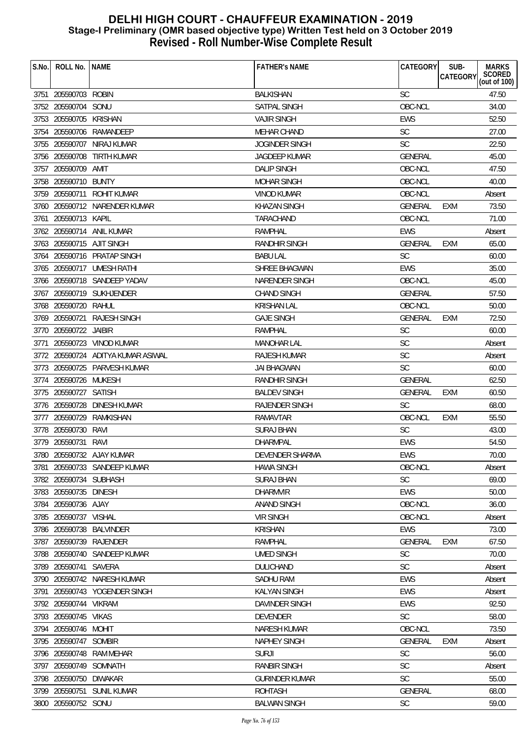# DELHI HIGH COURT - CHAUFFEUR EXAMINATION - 2019
## Stage-I Preliminary (OMR based objective type) Written Test held on 3 October 2019
## Revised - Roll Number-Wise Complete Result

| S.No. | ROLL No. | NAME | FATHER's NAME | CATEGORY | SUB-CATEGORY | MARKS SCORED (out of 100) |
|---|---|---|---|---|---|---|
| 3751 | 205590703 | ROBIN | BALKISHAN | SC | | 47.50 |
| 3752 | 205590704 | SONU | SATPAL SINGH | OBC-NCL | | 34.00 |
| 3753 | 205590705 | KRISHAN | VAJIR SINGH | EWS | | 52.50 |
| 3754 | 205590706 | RAMANDEEP | MEHAR CHAND | SC | | 27.00 |
| 3755 | 205590707 | NIRAJ KUMAR | JOGINDER SINGH | SC | | 22.50 |
| 3756 | 205590708 | TIRTH KUMAR | JAGDEEP KUMAR | GENERAL | | 45.00 |
| 3757 | 205590709 | AMIT | DALIP SINGH | OBC-NCL | | 47.50 |
| 3758 | 205590710 | BUNTY | MOHAR SINGH | OBC-NCL | | 40.00 |
| 3759 | 205590711 | ROHIT KUMAR | VINOD KUMAR | OBC-NCL | | Absent |
| 3760 | 205590712 | NARENDER KUMAR | KHAZAN SINGH | GENERAL | EXM | 73.50 |
| 3761 | 205590713 | KAPIL | TARACHAND | OBC-NCL | | 71.00 |
| 3762 | 205590714 | ANIL KUMAR | RAMPHAL | EWS | | Absent |
| 3763 | 205590715 | AJIT SINGH | RANDHIR SINGH | GENERAL | EXM | 65.00 |
| 3764 | 205590716 | PRATAP SINGH | BABU LAL | SC | | 60.00 |
| 3765 | 205590717 | UMESH RATHI | SHREE BHAGWAN | EWS | | 35.00 |
| 3766 | 205590718 | SANDEEP YADAV | NARENDER SINGH | OBC-NCL | | 45.00 |
| 3767 | 205590719 | SUKHJENDER | CHAND SINGH | GENERAL | | 57.50 |
| 3768 | 205590720 | RAHUL | KRISHAN LAL | OBC-NCL | | 50.00 |
| 3769 | 205590721 | RAJESH SINGH | GAJE SINGH | GENERAL | EXM | 72.50 |
| 3770 | 205590722 | JAIBIR | RAMPHAL | SC | | 60.00 |
| 3771 | 205590723 | VINOD KUMAR | MANOHAR LAL | SC | | Absent |
| 3772 | 205590724 | ADITYA KUMAR ASIWAL | RAJESH KUMAR | SC | | Absent |
| 3773 | 205590725 | PARVESH KUMAR | JAI BHAGWAN | SC | | 60.00 |
| 3774 | 205590726 | MUKESH | RANDHIR SINGH | GENERAL | | 62.50 |
| 3775 | 205590727 | SATISH | BALDEV SINGH | GENERAL | EXM | 60.50 |
| 3776 | 205590728 | DINESH KUMAR | RAJENDER SINGH | SC | | 68.00 |
| 3777 | 205590729 | RAMKISHAN | RAMAVTAR | OBC-NCL | EXM | 55.50 |
| 3778 | 205590730 | RAVI | SURAJ BHAN | SC | | 43.00 |
| 3779 | 205590731 | RAVI | DHARMPAL | EWS | | 54.50 |
| 3780 | 205590732 | AJAY KUMAR | DEVENDER SHARMA | EWS | | 70.00 |
| 3781 | 205590733 | SANDEEP KUMAR | HAWA SINGH | OBC-NCL | | Absent |
| 3782 | 205590734 | SUBHASH | SURAJ BHAN | SC | | 69.00 |
| 3783 | 205590735 | DINESH | DHARMVIR | EWS | | 50.00 |
| 3784 | 205590736 | AJAY | ANAND SINGH | OBC-NCL | | 36.00 |
| 3785 | 205590737 | VISHAL | VIR SINGH | OBC-NCL | | Absent |
| 3786 | 205590738 | BALVINDER | KRISHAN | EWS | | 73.00 |
| 3787 | 205590739 | RAJENDER | RAMPHAL | GENERAL | EXM | 67.50 |
| 3788 | 205590740 | SANDEEP KUMAR | UMED SINGH | SC | | 70.00 |
| 3789 | 205590741 | SAVERA | DULICHAND | SC | | Absent |
| 3790 | 205590742 | NARESH KUMAR | SADHU RAM | EWS | | Absent |
| 3791 | 205590743 | YOGENDER SINGH | KALYAN SINGH | EWS | | Absent |
| 3792 | 205590744 | VIKRAM | DAVINDER SINGH | EWS | | 92.50 |
| 3793 | 205590745 | VIKAS | DEVENDER | SC | | 58.00 |
| 3794 | 205590746 | MOHIT | NARESH KUMAR | OBC-NCL | | 73.50 |
| 3795 | 205590747 | SOMBIR | NAPHEY SINGH | GENERAL | EXM | Absent |
| 3796 | 205590748 | RAM MEHAR | SURJI | SC | | 56.00 |
| 3797 | 205590749 | SOMNATH | RANBIR SINGH | SC | | Absent |
| 3798 | 205590750 | DIWAKAR | GURINDER KUMAR | SC | | 55.00 |
| 3799 | 205590751 | SUNIL KUMAR | ROHTASH | GENERAL | | 68.00 |
| 3800 | 205590752 | SONU | BALWAN SINGH | SC | | 59.00 |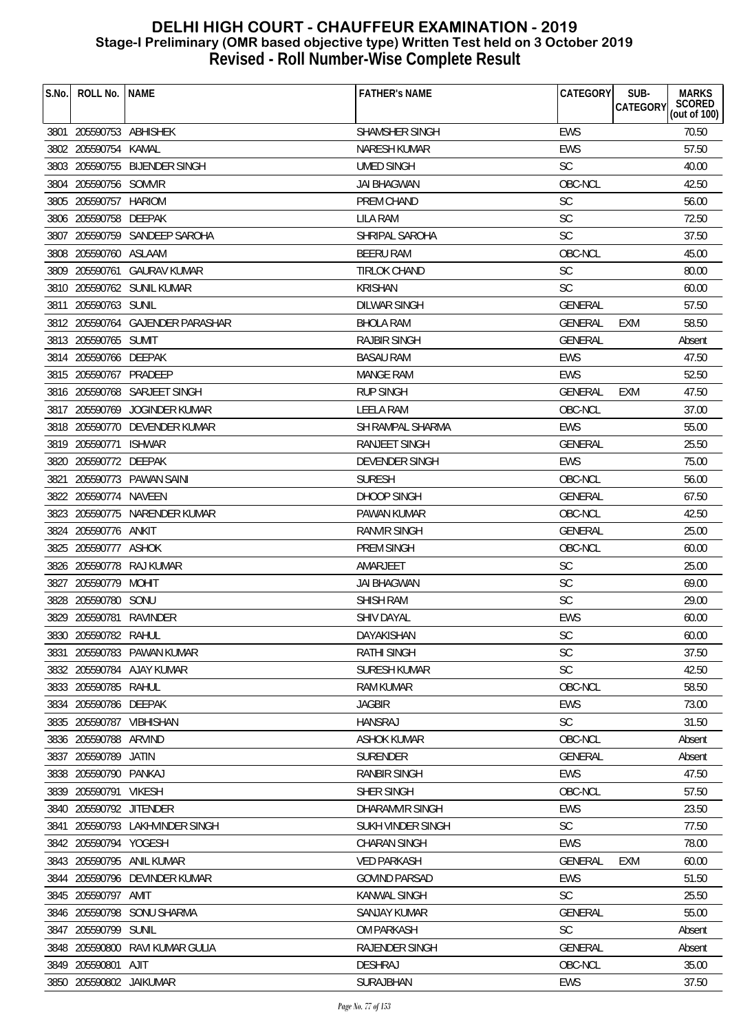# DELHI HIGH COURT - CHAUFFEUR EXAMINATION - 2019
## Stage-I Preliminary (OMR based objective type) Written Test held on 3 October 2019
## Revised - Roll Number-Wise Complete Result

| S.No. | ROLL No. | NAME | FATHER's NAME | CATEGORY | SUB-CATEGORY | MARKS SCORED (out of 100) |
|---|---|---|---|---|---|---|
| 3801 | 205590753 | ABHISHEK | SHAMSHER SINGH | EWS | | 70.50 |
| 3802 | 205590754 | KAMAL | NARESH KUMAR | EWS | | 57.50 |
| 3803 | 205590755 | BIJENDER SINGH | UMED SINGH | SC | | 40.00 |
| 3804 | 205590756 | SOMVIR | JAI BHAGWAN | OBC-NCL | | 42.50 |
| 3805 | 205590757 | HARIOM | PREM CHAND | SC | | 56.00 |
| 3806 | 205590758 | DEEPAK | LILA RAM | SC | | 72.50 |
| 3807 | 205590759 | SANDEEP SAROHA | SHRIPAL SAROHA | SC | | 37.50 |
| 3808 | 205590760 | ASLAAM | BEERU RAM | OBC-NCL | | 45.00 |
| 3809 | 205590761 | GAURAV KUMAR | TIRLOK CHAND | SC | | 80.00 |
| 3810 | 205590762 | SUNIL KUMAR | KRISHAN | SC | | 60.00 |
| 3811 | 205590763 | SUNIL | DILWAR SINGH | GENERAL | | 57.50 |
| 3812 | 205590764 | GAJENDER PARASHAR | BHOLA RAM | GENERAL | EXM | 58.50 |
| 3813 | 205590765 | SUMIT | RAJBIR SINGH | GENERAL | | Absent |
| 3814 | 205590766 | DEEPAK | BASAU RAM | EWS | | 47.50 |
| 3815 | 205590767 | PRADEEP | MANGE RAM | EWS | | 52.50 |
| 3816 | 205590768 | SARJEET SINGH | RUP SINGH | GENERAL | EXM | 47.50 |
| 3817 | 205590769 | JOGINDER KUMAR | LEELA RAM | OBC-NCL | | 37.00 |
| 3818 | 205590770 | DEVENDER KUMAR | SH RAMPAL SHARMA | EWS | | 55.00 |
| 3819 | 205590771 | ISHWAR | RANJEET SINGH | GENERAL | | 25.50 |
| 3820 | 205590772 | DEEPAK | DEVENDER SINGH | EWS | | 75.00 |
| 3821 | 205590773 | PAWAN SAINI | SURESH | OBC-NCL | | 56.00 |
| 3822 | 205590774 | NAVEEN | DHOOP SINGH | GENERAL | | 67.50 |
| 3823 | 205590775 | NARENDER KUMAR | PAWAN KUMAR | OBC-NCL | | 42.50 |
| 3824 | 205590776 | ANKIT | RANVIR SINGH | GENERAL | | 25.00 |
| 3825 | 205590777 | ASHOK | PREM SINGH | OBC-NCL | | 60.00 |
| 3826 | 205590778 | RAJ KUMAR | AMARJEET | SC | | 25.00 |
| 3827 | 205590779 | MOHIT | JAI BHAGWAN | SC | | 69.00 |
| 3828 | 205590780 | SONU | SHISH RAM | SC | | 29.00 |
| 3829 | 205590781 | RAVINDER | SHIV DAYAL | EWS | | 60.00 |
| 3830 | 205590782 | RAHUL | DAYAKISHAN | SC | | 60.00 |
| 3831 | 205590783 | PAWAN KUMAR | RATHI SINGH | SC | | 37.50 |
| 3832 | 205590784 | AJAY KUMAR | SURESH KUMAR | SC | | 42.50 |
| 3833 | 205590785 | RAHUL | RAM KUMAR | OBC-NCL | | 58.50 |
| 3834 | 205590786 | DEEPAK | JAGBIR | EWS | | 73.00 |
| 3835 | 205590787 | VIBHISHAN | HANSRAJ | SC | | 31.50 |
| 3836 | 205590788 | ARVIND | ASHOK KUMAR | OBC-NCL | | Absent |
| 3837 | 205590789 | JATIN | SURENDER | GENERAL | | Absent |
| 3838 | 205590790 | PANKAJ | RANBIR SINGH | EWS | | 47.50 |
| 3839 | 205590791 | VIKESH | SHER SINGH | OBC-NCL | | 57.50 |
| 3840 | 205590792 | JITENDER | DHARAMVIR SINGH | EWS | | 23.50 |
| 3841 | 205590793 | LAKHVINDER SINGH | SUKH VINDER SINGH | SC | | 77.50 |
| 3842 | 205590794 | YOGESH | CHARAN SINGH | EWS | | 78.00 |
| 3843 | 205590795 | ANIL KUMAR | VED PARKASH | GENERAL | EXM | 60.00 |
| 3844 | 205590796 | DEVINDER KUMAR | GOVIND PARSAD | EWS | | 51.50 |
| 3845 | 205590797 | AMIT | KANWAL SINGH | SC | | 25.50 |
| 3846 | 205590798 | SONU SHARMA | SANJAY KUMAR | GENERAL | | 55.00 |
| 3847 | 205590799 | SUNIL | OM PARKASH | SC | | Absent |
| 3848 | 205590800 | RAVI KUMAR GULIA | RAJENDER SINGH | GENERAL | | Absent |
| 3849 | 205590801 | AJIT | DESHRAJ | OBC-NCL | | 35.00 |
| 3850 | 205590802 | JAIKUMAR | SURAJBHAN | EWS | | 37.50 |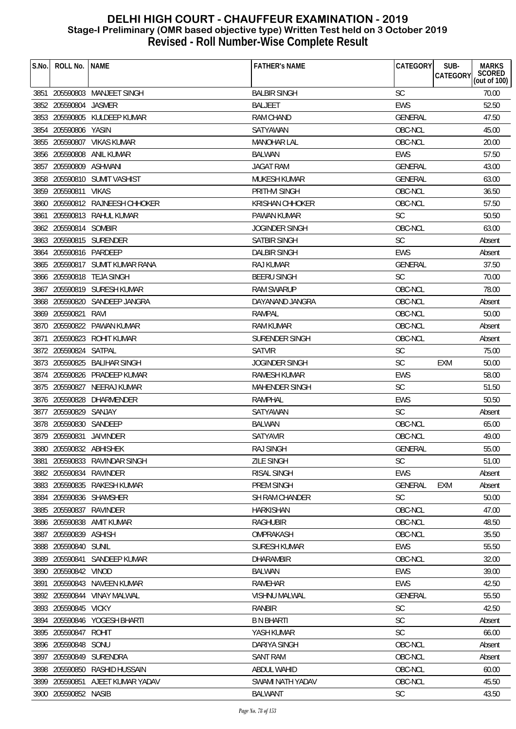# DELHI HIGH COURT - CHAUFFEUR EXAMINATION - 2019
## Stage-I Preliminary (OMR based objective type) Written Test held on 3 October 2019
## Revised - Roll Number-Wise Complete Result

| S.No. | ROLL No. | NAME | FATHER's NAME | CATEGORY | SUB-CATEGORY | MARKS SCORED (out of 100) |
|---|---|---|---|---|---|---|
| 3851 | 205590803 | MANJEET SINGH | BALBIR SINGH | SC | | 70.00 |
| 3852 | 205590804 | JASMER | BALJEET | EWS | | 52.50 |
| 3853 | 205590805 | KULDEEP KUMAR | RAM CHAND | GENERAL | | 47.50 |
| 3854 | 205590806 | YASIN | SATYAWAN | OBC-NCL | | 45.00 |
| 3855 | 205590807 | VIKAS KUMAR | MANOHAR LAL | OBC-NCL | | 20.00 |
| 3856 | 205590808 | ANIL KUMAR | BALWAN | EWS | | 57.50 |
| 3857 | 205590809 | ASHWANI | JAGAT RAM | GENERAL | | 43.00 |
| 3858 | 205590810 | SUMIT VASHIST | MUKESH KUMAR | GENERAL | | 63.00 |
| 3859 | 205590811 | VIKAS | PRITHVI SINGH | OBC-NCL | | 36.50 |
| 3860 | 205590812 | RAJNEESH CHHOKER | KRISHAN CHHOKER | OBC-NCL | | 57.50 |
| 3861 | 205590813 | RAHUL KUMAR | PAWAN KUMAR | SC | | 50.50 |
| 3862 | 205590814 | SOMBIR | JOGINDER SINGH | OBC-NCL | | 63.00 |
| 3863 | 205590815 | SURENDER | SATBIR SINGH | SC | | Absent |
| 3864 | 205590816 | PARDEEP | DALBIR SINGH | EWS | | Absent |
| 3865 | 205590817 | SUMIT KUMAR RANA | RAJ KUMAR | GENERAL | | 37.50 |
| 3866 | 205590818 | TEJA SINGH | BEERU SINGH | SC | | 70.00 |
| 3867 | 205590819 | SURESH KUMAR | RAM SWARUP | OBC-NCL | | 78.00 |
| 3868 | 205590820 | SANDEEP JANGRA | DAYANAND JANGRA | OBC-NCL | | Absent |
| 3869 | 205590821 | RAVI | RAMPAL | OBC-NCL | | 50.00 |
| 3870 | 205590822 | PAWAN KUMAR | RAM KUMAR | OBC-NCL | | Absent |
| 3871 | 205590823 | ROHIT KUMAR | SURENDER SINGH | OBC-NCL | | Absent |
| 3872 | 205590824 | SATPAL | SATVIR | SC | | 75.00 |
| 3873 | 205590825 | BALIHAR SINGH | JOGINDER SINGH | SC | EXM | 50.00 |
| 3874 | 205590826 | PRADEEP KUMAR | RAMESH KUMAR | EWS | | 58.00 |
| 3875 | 205590827 | NEERAJ KUMAR | MAHENDER SINGH | SC | | 51.50 |
| 3876 | 205590828 | DHARMENDER | RAMPHAL | EWS | | 50.50 |
| 3877 | 205590829 | SANJAY | SATYAWAN | SC | | Absent |
| 3878 | 205590830 | SANDEEP | BALWAN | OBC-NCL | | 65.00 |
| 3879 | 205590831 | JAIVINDER | SATYAVIR | OBC-NCL | | 49.00 |
| 3880 | 205590832 | ABHISHEK | RAJ SINGH | GENERAL | | 55.00 |
| 3881 | 205590833 | RAVINDAR SINGH | ZILE SINGH | SC | | 51.00 |
| 3882 | 205590834 | RAVINDER | RISAL SINGH | EWS | | Absent |
| 3883 | 205590835 | RAKESH KUMAR | PREM SINGH | GENERAL | EXM | Absent |
| 3884 | 205590836 | SHAMSHER | SH RAM CHANDER | SC | | 50.00 |
| 3885 | 205590837 | RAVINDER | HARKISHAN | OBC-NCL | | 47.00 |
| 3886 | 205590838 | AMIT KUMAR | RAGHUBIR | OBC-NCL | | 48.50 |
| 3887 | 205590839 | ASHISH | OMPRAKASH | OBC-NCL | | 35.50 |
| 3888 | 205590840 | SUNIL | SURESH KUMAR | EWS | | 55.50 |
| 3889 | 205590841 | SANDEEP KUMAR | DHARAMBIR | OBC-NCL | | 32.00 |
| 3890 | 205590842 | VINOD | BALWAN | EWS | | 39.00 |
| 3891 | 205590843 | NAVEEN KUMAR | RAMEHAR | EWS | | 42.50 |
| 3892 | 205590844 | VINAY MALWAL | VISHNU MALWAL | GENERAL | | 55.50 |
| 3893 | 205590845 | VICKY | RANBIR | SC | | 42.50 |
| 3894 | 205590846 | YOGESH BHARTI | B N BHARTI | SC | | Absent |
| 3895 | 205590847 | ROHIT | YASH KUMAR | SC | | 66.00 |
| 3896 | 205590848 | SONU | DARIYA SINGH | OBC-NCL | | Absent |
| 3897 | 205590849 | SURENDRA | SANT RAM | OBC-NCL | | Absent |
| 3898 | 205590850 | RASHID HUSSAIN | ABDUL WAHID | OBC-NCL | | 60.00 |
| 3899 | 205590851 | AJEET KUMAR YADAV | SWAMI NATH YADAV | OBC-NCL | | 45.50 |
| 3900 | 205590852 | NASIB | BALWANT | SC | | 43.50 |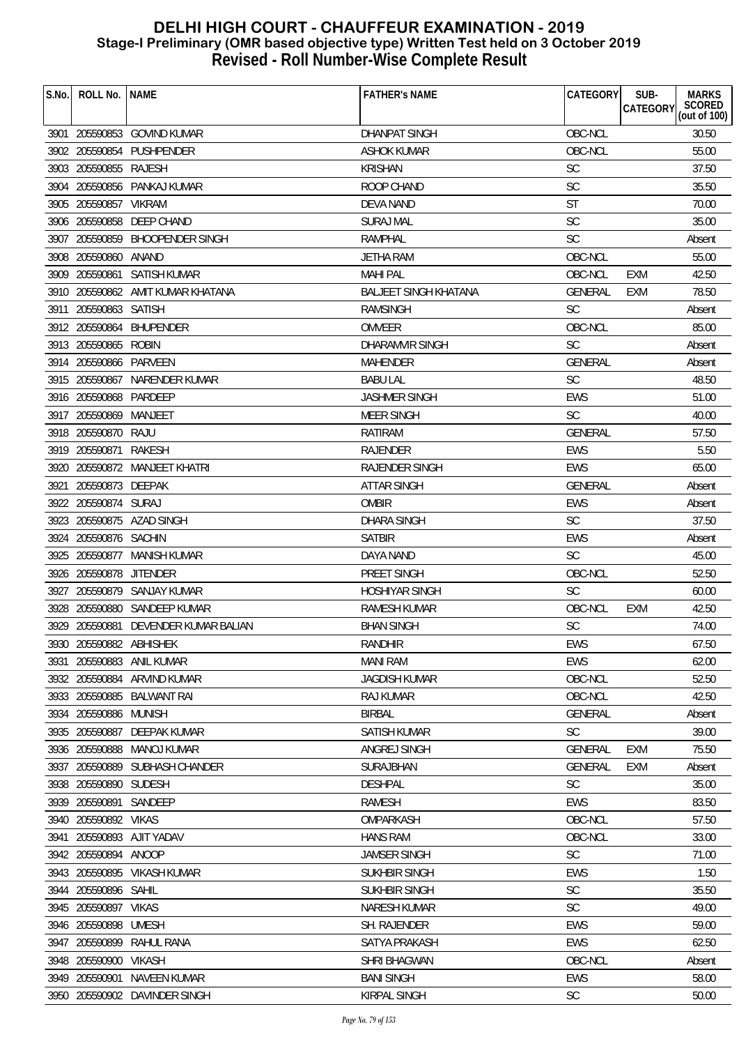# DELHI HIGH COURT - CHAUFFEUR EXAMINATION - 2019
## Stage-I Preliminary (OMR based objective type) Written Test held on 3 October 2019
## Revised - Roll Number-Wise Complete Result

| S.No. | ROLL No. | NAME | FATHER's NAME | CATEGORY | SUB-CATEGORY | MARKS SCORED (out of 100) |
|---|---|---|---|---|---|---|
| 3901 | 205590853 | GOVIND KUMAR | DHANPAT SINGH | OBC-NCL | | 30.50 |
| 3902 | 205590854 | PUSHPENDER | ASHOK KUMAR | OBC-NCL | | 55.00 |
| 3903 | 205590855 | RAJESH | KRISHAN | SC | | 37.50 |
| 3904 | 205590856 | PANKAJ KUMAR | ROOP CHAND | SC | | 35.50 |
| 3905 | 205590857 | VIKRAM | DEVA NAND | ST | | 70.00 |
| 3906 | 205590858 | DEEP CHAND | SURAJ MAL | SC | | 35.00 |
| 3907 | 205590859 | BHOOPENDER SINGH | RAMPHAL | SC | | Absent |
| 3908 | 205590860 | ANAND | JETHA RAM | OBC-NCL | | 55.00 |
| 3909 | 205590861 | SATISH KUMAR | MAHI PAL | OBC-NCL | EXM | 42.50 |
| 3910 | 205590862 | AMIT KUMAR KHATANA | BALJEET SINGH KHATANA | GENERAL | EXM | 78.50 |
| 3911 | 205590863 | SATISH | RAMSINGH | SC | | Absent |
| 3912 | 205590864 | BHUPENDER | OMVEER | OBC-NCL | | 85.00 |
| 3913 | 205590865 | ROBIN | DHARAMVIR SINGH | SC | | Absent |
| 3914 | 205590866 | PARVEEN | MAHENDER | GENERAL | | Absent |
| 3915 | 205590867 | NARENDER KUMAR | BABU LAL | SC | | 48.50 |
| 3916 | 205590868 | PARDEEP | JASHMER SINGH | EWS | | 51.00 |
| 3917 | 205590869 | MANJEET | MEER SINGH | SC | | 40.00 |
| 3918 | 205590870 | RAJU | RATIRAM | GENERAL | | 57.50 |
| 3919 | 205590871 | RAKESH | RAJENDER | EWS | | 5.50 |
| 3920 | 205590872 | MANJEET KHATRI | RAJENDER SINGH | EWS | | 65.00 |
| 3921 | 205590873 | DEEPAK | ATTAR SINGH | GENERAL | | Absent |
| 3922 | 205590874 | SURAJ | OMBIR | EWS | | Absent |
| 3923 | 205590875 | AZAD SINGH | DHARA SINGH | SC | | 37.50 |
| 3924 | 205590876 | SACHIN | SATBIR | EWS | | Absent |
| 3925 | 205590877 | MANISH KUMAR | DAYA NAND | SC | | 45.00 |
| 3926 | 205590878 | JITENDER | PREET SINGH | OBC-NCL | | 52.50 |
| 3927 | 205590879 | SANJAY KUMAR | HOSHIYAR SINGH | SC | | 60.00 |
| 3928 | 205590880 | SANDEEP KUMAR | RAMESH KUMAR | OBC-NCL | EXM | 42.50 |
| 3929 | 205590881 | DEVENDER KUMAR BALIAN | BHAN SINGH | SC | | 74.00 |
| 3930 | 205590882 | ABHISHEK | RANDHIR | EWS | | 67.50 |
| 3931 | 205590883 | ANIL KUMAR | MANI RAM | EWS | | 62.00 |
| 3932 | 205590884 | ARVIND KUMAR | JAGDISH KUMAR | OBC-NCL | | 52.50 |
| 3933 | 205590885 | BALWANT RAI | RAJ KUMAR | OBC-NCL | | 42.50 |
| 3934 | 205590886 | MUNISH | BIRBAL | GENERAL | | Absent |
| 3935 | 205590887 | DEEPAK KUMAR | SATISH KUMAR | SC | | 39.00 |
| 3936 | 205590888 | MANOJ KUMAR | ANGREJ SINGH | GENERAL | EXM | 75.50 |
| 3937 | 205590889 | SUBHASH CHANDER | SURAJBHAN | GENERAL | EXM | Absent |
| 3938 | 205590890 | SUDESH | DESHPAL | SC | | 35.00 |
| 3939 | 205590891 | SANDEEP | RAMESH | EWS | | 83.50 |
| 3940 | 205590892 | VIKAS | OMPARKASH | OBC-NCL | | 57.50 |
| 3941 | 205590893 | AJIT YADAV | HANS RAM | OBC-NCL | | 33.00 |
| 3942 | 205590894 | ANOOP | JAMSER SINGH | SC | | 71.00 |
| 3943 | 205590895 | VIKASH KUMAR | SUKHBIR SINGH | EWS | | 1.50 |
| 3944 | 205590896 | SAHIL | SUKHBIR SINGH | SC | | 35.50 |
| 3945 | 205590897 | VIKAS | NARESH KUMAR | SC | | 49.00 |
| 3946 | 205590898 | UMESH | SH. RAJENDER | EWS | | 59.00 |
| 3947 | 205590899 | RAHUL RANA | SATYA PRAKASH | EWS | | 62.50 |
| 3948 | 205590900 | VIKASH | SHRI BHAGWAN | OBC-NCL | | Absent |
| 3949 | 205590901 | NAVEEN KUMAR | BANI SINGH | EWS | | 58.00 |
| 3950 | 205590902 | DAVINDER SINGH | KIRPAL SINGH | SC | | 50.00 |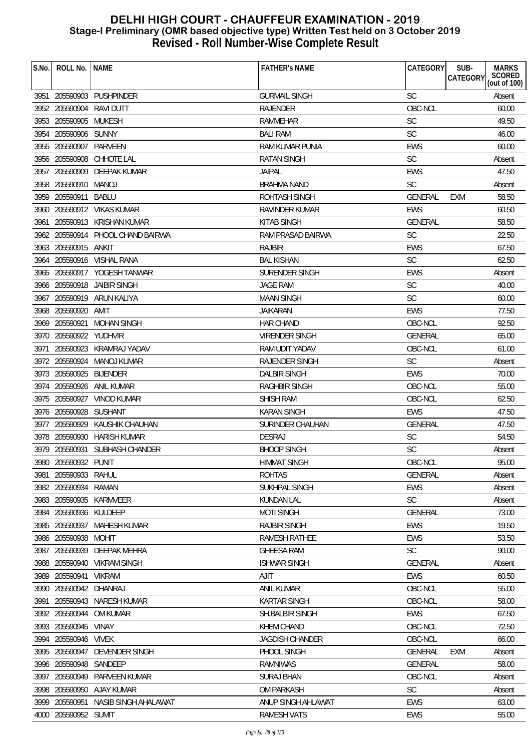# DELHI HIGH COURT - CHAUFFEUR EXAMINATION - 2019
## Stage-I Preliminary (OMR based objective type) Written Test held on 3 October 2019
## Revised - Roll Number-Wise Complete Result

| S.No. | ROLL No. | NAME | FATHER's NAME | CATEGORY | SUB-CATEGORY | MARKS SCORED (out of 100) |
|---|---|---|---|---|---|---|
| 3951 | 205590903 | PUSHPINDER | GURMAIL SINGH | SC | | Absent |
| 3952 | 205590904 | RAVI DUTT | RAJENDER | OBC-NCL | | 60.00 |
| 3953 | 205590905 | MUKESH | RAMMEHAR | SC | | 49.50 |
| 3954 | 205590906 | SUNNY | BALI RAM | SC | | 46.00 |
| 3955 | 205590907 | PARVEEN | RAM KUMAR PUNIA | EWS | | 60.00 |
| 3956 | 205590908 | CHHOTE LAL | RATAN SINGH | SC | | Absent |
| 3957 | 205590909 | DEEPAK KUMAR | JAIPAL | EWS | | 47.50 |
| 3958 | 205590910 | MANOJ | BRAHMA NAND | SC | | Absent |
| 3959 | 205590911 | BABLU | ROHTASH SINGH | GENERAL | EXM | 58.50 |
| 3960 | 205590912 | VIKAS KUMAR | RAVINDER KUMAR | EWS | | 60.50 |
| 3961 | 205590913 | KRISHAN KUMAR | KITAB SINGH | GENERAL | | 58.50 |
| 3962 | 205590914 | PHOOL CHAND BAIRWA | RAM PRASAD BAIRWA | SC | | 22.50 |
| 3963 | 205590915 | ANKIT | RAJBIR | EWS | | 67.50 |
| 3964 | 205590916 | VISHAL RANA | BAL KISHAN | SC | | 62.50 |
| 3965 | 205590917 | YOGESH TANWAR | SURENDER SINGH | EWS | | Absent |
| 3966 | 205590918 | JAIBIR SINGH | JAGE RAM | SC | | 40.00 |
| 3967 | 205590919 | ARUN KALIYA | MAAN SINGH | SC | | 60.00 |
| 3968 | 205590920 | AMIT | JAIKARAN | EWS | | 77.50 |
| 3969 | 205590921 | MOHAN SINGH | HAR CHAND | OBC-NCL | | 92.50 |
| 3970 | 205590922 | YUDHVIR | VIRENDER SINGH | GENERAL | | 65.00 |
| 3971 | 205590923 | KRAMRAJ YADAV | RAM UDIT YADAV | OBC-NCL | | 61.00 |
| 3972 | 205590924 | MANOJ KUMAR | RAJENDER SINGH | SC | | Absent |
| 3973 | 205590925 | BIJENDER | DALBIR SINGH | EWS | | 70.00 |
| 3974 | 205590926 | ANIL KUMAR | RAGHBIR SINGH | OBC-NCL | | 55.00 |
| 3975 | 205590927 | VINOD KUMAR | SHISH RAM | OBC-NCL | | 62.50 |
| 3976 | 205590928 | SUSHANT | KARAN SINGH | EWS | | 47.50 |
| 3977 | 205590929 | KAUSHIK CHAUHAN | SURINDER CHAUHAN | GENERAL | | 47.50 |
| 3978 | 205590930 | HARISH KUMAR | DESRAJ | SC | | 54.50 |
| 3979 | 205590931 | SUBHASH CHANDER | BHOOP SINGH | SC | | Absent |
| 3980 | 205590932 | PUNIT | HIMMAT SINGH | OBC-NCL | | 95.00 |
| 3981 | 205590933 | RAHUL | ROHTAS | GENERAL | | Absent |
| 3982 | 205590934 | RAMAN | SUKHPAL SINGH | EWS | | Absent |
| 3983 | 205590935 | KARMVEER | KUNDAN LAL | SC | | Absent |
| 3984 | 205590936 | KULDEEP | MOTI SINGH | GENERAL | | 73.00 |
| 3985 | 205590937 | MAHESH KUMAR | RAJBIR SINGH | EWS | | 19.50 |
| 3986 | 205590938 | MOHIT | RAMESH RATHEE | EWS | | 53.50 |
| 3987 | 205590939 | DEEPAK MEHRA | GHEESA RAM | SC | | 90.00 |
| 3988 | 205590940 | VIKRAM SINGH | ISHWAR SINGH | GENERAL | | Absent |
| 3989 | 205590941 | VIKRAM | AJIT | EWS | | 60.50 |
| 3990 | 205590942 | DHANRAJ | ANIL KUMAR | OBC-NCL | | 55.00 |
| 3991 | 205590943 | NARESH KUMAR | KARTAR SINGH | OBC-NCL | | 58.00 |
| 3992 | 205590944 | OM KUMAR | SH.BALBIR SINGH | EWS | | 67.50 |
| 3993 | 205590945 | VINAY | KHEM CHAND | OBC-NCL | | 72.50 |
| 3994 | 205590946 | VIVEK | JAGDISH CHANDER | OBC-NCL | | 66.00 |
| 3995 | 205590947 | DEVENDER SINGH | PHOOL SINGH | GENERAL | EXM | Absent |
| 3996 | 205590948 | SANDEEP | RAMNIWAS | GENERAL | | 58.00 |
| 3997 | 205590949 | PARVEEN KUMAR | SURAJ BHAN | OBC-NCL | | Absent |
| 3998 | 205590950 | AJAY KUMAR | OM PARKASH | SC | | Absent |
| 3999 | 205590951 | NASIB SINGH AHALAWAT | ANUP SINGH AHLAWAT | EWS | | 63.00 |
| 4000 | 205590952 | SUMIT | RAMESH VATS | EWS | | 55.00 |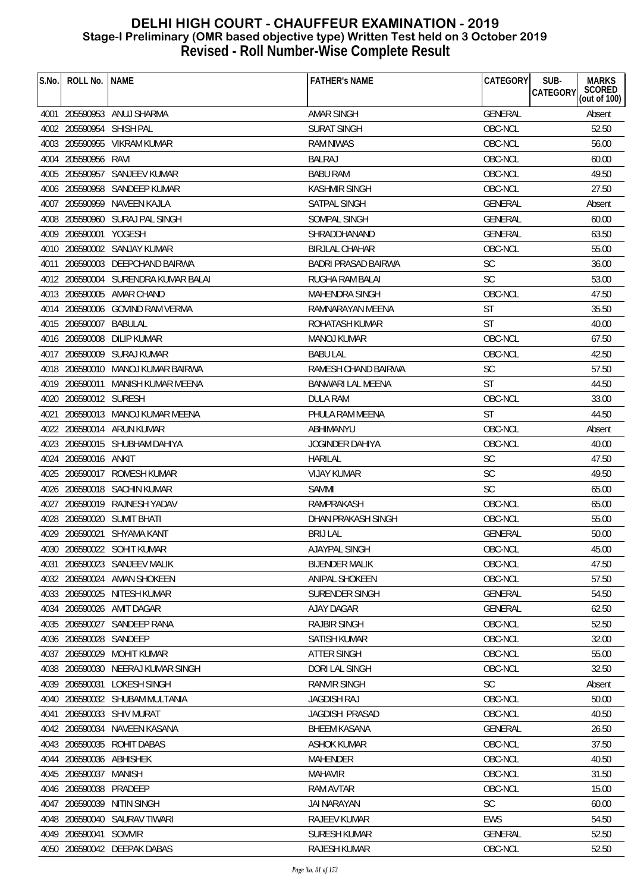# DELHI HIGH COURT - CHAUFFEUR EXAMINATION - 2019
## Stage-I Preliminary (OMR based objective type) Written Test held on 3 October 2019
## Revised - Roll Number-Wise Complete Result

| S.No. | ROLL No. | NAME | FATHER's NAME | CATEGORY | SUB-CATEGORY | MARKS SCORED (out of 100) |
|---|---|---|---|---|---|---|
| 4001 | 205590953 | ANUJ SHARMA | AMAR SINGH | GENERAL | | Absent |
| 4002 | 205590954 | SHISH PAL | SURAT SINGH | OBC-NCL | | 52.50 |
| 4003 | 205590955 | VIKRAM KUMAR | RAM NIWAS | OBC-NCL | | 56.00 |
| 4004 | 205590956 | RAVI | BALRAJ | OBC-NCL | | 60.00 |
| 4005 | 205590957 | SANJEEV KUMAR | BABU RAM | OBC-NCL | | 49.50 |
| 4006 | 205590958 | SANDEEP KUMAR | KASHMIR SINGH | OBC-NCL | | 27.50 |
| 4007 | 205590959 | NAVEEN KAJLA | SATPAL SINGH | GENERAL | | Absent |
| 4008 | 205590960 | SURAJ PAL SINGH | SOMPAL SINGH | GENERAL | | 60.00 |
| 4009 | 206590001 | YOGESH | SHRADDHANAND | GENERAL | | 63.50 |
| 4010 | 206590002 | SANJAY KUMAR | BIRJLAL CHAHAR | OBC-NCL | | 55.00 |
| 4011 | 206590003 | DEEPCHAND BAIRWA | BADRI PRASAD BAIRWA | SC | | 36.00 |
| 4012 | 206590004 | SURENDRA KUMAR BALAI | RUGHA RAM BALAI | SC | | 53.00 |
| 4013 | 206590005 | AMAR CHAND | MAHENDRA SINGH | OBC-NCL | | 47.50 |
| 4014 | 206590006 | GOVIND RAM VERMA | RAMNARAYAN MEENA | ST | | 35.50 |
| 4015 | 206590007 | BABULAL | ROHATASH KUMAR | ST | | 40.00 |
| 4016 | 206590008 | DILIP KUMAR | MANOJ KUMAR | OBC-NCL | | 67.50 |
| 4017 | 206590009 | SURAJ KUMAR | BABU LAL | OBC-NCL | | 42.50 |
| 4018 | 206590010 | MANOJ KUMAR BAIRWA | RAMESH CHAND BAIRWA | SC | | 57.50 |
| 4019 | 206590011 | MANISH KUMAR MEENA | BANWARI LAL MEENA | ST | | 44.50 |
| 4020 | 206590012 | SURESH | DULA RAM | OBC-NCL | | 33.00 |
| 4021 | 206590013 | MANOJ KUMAR MEENA | PHULA RAM MEENA | ST | | 44.50 |
| 4022 | 206590014 | ARUN KUMAR | ABHIMANYU | OBC-NCL | | Absent |
| 4023 | 206590015 | SHUBHAM DAHIYA | JOGINDER DAHIYA | OBC-NCL | | 40.00 |
| 4024 | 206590016 | ANKIT | HARILAL | SC | | 47.50 |
| 4025 | 206590017 | ROMESH KUMAR | VIJAY KUMAR | SC | | 49.50 |
| 4026 | 206590018 | SACHIN KUMAR | SAMMI | SC | | 65.00 |
| 4027 | 206590019 | RAJNESH YADAV | RAMPRAKASH | OBC-NCL | | 65.00 |
| 4028 | 206590020 | SUMIT BHATI | DHAN PRAKASH SINGH | OBC-NCL | | 55.00 |
| 4029 | 206590021 | SHYAMA KANT | BRIJ LAL | GENERAL | | 50.00 |
| 4030 | 206590022 | SOHIT KUMAR | AJAYPAL SINGH | OBC-NCL | | 45.00 |
| 4031 | 206590023 | SANJEEV MALIK | BIJENDER MALIK | OBC-NCL | | 47.50 |
| 4032 | 206590024 | AMAN SHOKEEN | ANIPAL SHOKEEN | OBC-NCL | | 57.50 |
| 4033 | 206590025 | NITESH KUMAR | SURENDER SINGH | GENERAL | | 54.50 |
| 4034 | 206590026 | AMIT DAGAR | AJAY DAGAR | GENERAL | | 62.50 |
| 4035 | 206590027 | SANDEEP RANA | RAJBIR SINGH | OBC-NCL | | 52.50 |
| 4036 | 206590028 | SANDEEP | SATISH KUMAR | OBC-NCL | | 32.00 |
| 4037 | 206590029 | MOHIT KUMAR | ATTER SINGH | OBC-NCL | | 55.00 |
| 4038 | 206590030 | NEERAJ KUMAR SINGH | DORI LAL SINGH | OBC-NCL | | 32.50 |
| 4039 | 206590031 | LOKESH SINGH | RANVIR SINGH | SC | | Absent |
| 4040 | 206590032 | SHUBAM MULTANIA | JAGDISH RAJ | OBC-NCL | | 50.00 |
| 4041 | 206590033 | SHIV MURAT | JAGDISH PRASAD | OBC-NCL | | 40.50 |
| 4042 | 206590034 | NAVEEN KASANA | BHEEM KASANA | GENERAL | | 26.50 |
| 4043 | 206590035 | ROHIT DABAS | ASHOK KUMAR | OBC-NCL | | 37.50 |
| 4044 | 206590036 | ABHISHEK | MAHENDER | OBC-NCL | | 40.50 |
| 4045 | 206590037 | MANISH | MAHAVIR | OBC-NCL | | 31.50 |
| 4046 | 206590038 | PRADEEP | RAM AVTAR | OBC-NCL | | 15.00 |
| 4047 | 206590039 | NITIN SINGH | JAI NARAYAN | SC | | 60.00 |
| 4048 | 206590040 | SAURAV TIWARI | RAJEEV KUMAR | EWS | | 54.50 |
| 4049 | 206590041 | SOMVIR | SURESH KUMAR | GENERAL | | 52.50 |
| 4050 | 206590042 | DEEPAK DABAS | RAJESH KUMAR | OBC-NCL | | 52.50 |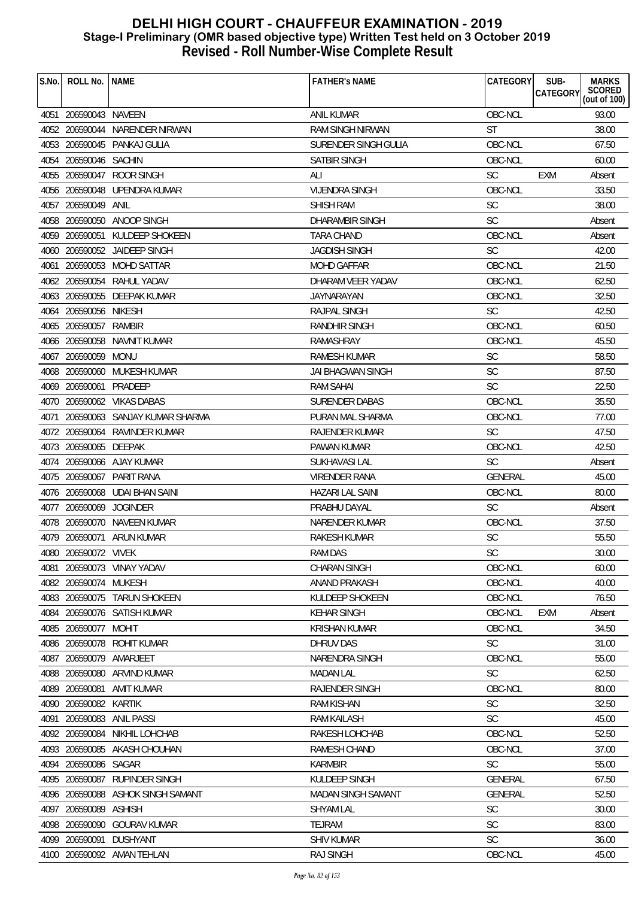# DELHI HIGH COURT - CHAUFFEUR EXAMINATION - 2019
## Stage-I Preliminary (OMR based objective type) Written Test held on 3 October 2019
## Revised - Roll Number-Wise Complete Result

| S.No. | ROLL No. | NAME | FATHER's NAME | CATEGORY | SUB-CATEGORY | MARKS SCORED (out of 100) |
|---|---|---|---|---|---|---|
| 4051 | 206590043 | NAVEEN | ANIL KUMAR | OBC-NCL | | 93.00 |
| 4052 | 206590044 | NARENDER NIRWAN | RAM SINGH NIRWAN | ST | | 38.00 |
| 4053 | 206590045 | PANKAJ GULIA | SURENDER SINGH GULIA | OBC-NCL | | 67.50 |
| 4054 | 206590046 | SACHIN | SATBIR SINGH | OBC-NCL | | 60.00 |
| 4055 | 206590047 | ROOR SINGH | ALI | SC | EXM | Absent |
| 4056 | 206590048 | UPENDRA KUMAR | VIJENDRA SINGH | OBC-NCL | | 33.50 |
| 4057 | 206590049 | ANIL | SHISH RAM | SC | | 38.00 |
| 4058 | 206590050 | ANOOP SINGH | DHARAMBIR SINGH | SC | | Absent |
| 4059 | 206590051 | KULDEEP SHOKEEN | TARA CHAND | OBC-NCL | | Absent |
| 4060 | 206590052 | JAIDEEP SINGH | JAGDISH SINGH | SC | | 42.00 |
| 4061 | 206590053 | MOHD SATTAR | MOHD GAFFAR | OBC-NCL | | 21.50 |
| 4062 | 206590054 | RAHUL YADAV | DHARAM VEER YADAV | OBC-NCL | | 62.50 |
| 4063 | 206590055 | DEEPAK KUMAR | JAYNARAYAN | OBC-NCL | | 32.50 |
| 4064 | 206590056 | NIKESH | RAJPAL SINGH | SC | | 42.50 |
| 4065 | 206590057 | RAMBIR | RANDHIR SINGH | OBC-NCL | | 60.50 |
| 4066 | 206590058 | NAVNIT KUMAR | RAMASHRAY | OBC-NCL | | 45.50 |
| 4067 | 206590059 | MONU | RAMESH KUMAR | SC | | 58.50 |
| 4068 | 206590060 | MUKESH KUMAR | JAI BHAGWAN SINGH | SC | | 87.50 |
| 4069 | 206590061 | PRADEEP | RAM SAHAI | SC | | 22.50 |
| 4070 | 206590062 | VIKAS DABAS | SURENDER DABAS | OBC-NCL | | 35.50 |
| 4071 | 206590063 | SANJAY KUMAR SHARMA | PURAN MAL SHARMA | OBC-NCL | | 77.00 |
| 4072 | 206590064 | RAVINDER KUMAR | RAJENDER KUMAR | SC | | 47.50 |
| 4073 | 206590065 | DEEPAK | PAWAN KUMAR | OBC-NCL | | 42.50 |
| 4074 | 206590066 | AJAY KUMAR | SUKHAVASI LAL | SC | | Absent |
| 4075 | 206590067 | PARIT RANA | VIRENDER RANA | GENERAL | | 45.00 |
| 4076 | 206590068 | UDAI BHAN SAINI | HAZARI LAL SAINI | OBC-NCL | | 80.00 |
| 4077 | 206590069 | JOGINDER | PRABHU DAYAL | SC | | Absent |
| 4078 | 206590070 | NAVEEN KUMAR | NARENDER KUMAR | OBC-NCL | | 37.50 |
| 4079 | 206590071 | ARUN KUMAR | RAKESH KUMAR | SC | | 55.50 |
| 4080 | 206590072 | VIVEK | RAM DAS | SC | | 30.00 |
| 4081 | 206590073 | VINAY YADAV | CHARAN SINGH | OBC-NCL | | 60.00 |
| 4082 | 206590074 | MUKESH | ANAND PRAKASH | OBC-NCL | | 40.00 |
| 4083 | 206590075 | TARUN SHOKEEN | KULDEEP SHOKEEN | OBC-NCL | | 76.50 |
| 4084 | 206590076 | SATISH KUMAR | KEHAR SINGH | OBC-NCL | EXM | Absent |
| 4085 | 206590077 | MOHIT | KRISHAN KUMAR | OBC-NCL | | 34.50 |
| 4086 | 206590078 | ROHIT KUMAR | DHRUV DAS | SC | | 31.00 |
| 4087 | 206590079 | AMARJEET | NARENDRA SINGH | OBC-NCL | | 55.00 |
| 4088 | 206590080 | ARVIND KUMAR | MADAN LAL | SC | | 62.50 |
| 4089 | 206590081 | AMIT KUMAR | RAJENDER SINGH | OBC-NCL | | 80.00 |
| 4090 | 206590082 | KARTIK | RAM KISHAN | SC | | 32.50 |
| 4091 | 206590083 | ANIL PASSI | RAM KAILASH | SC | | 45.00 |
| 4092 | 206590084 | NIKHIL LOHCHAB | RAKESH LOHCHAB | OBC-NCL | | 52.50 |
| 4093 | 206590085 | AKASH CHOUHAN | RAMESH CHAND | OBC-NCL | | 37.00 |
| 4094 | 206590086 | SAGAR | KARMBIR | SC | | 55.00 |
| 4095 | 206590087 | RUPINDER SINGH | KULDEEP SINGH | GENERAL | | 67.50 |
| 4096 | 206590088 | ASHOK SINGH SAMANT | MADAN SINGH SAMANT | GENERAL | | 52.50 |
| 4097 | 206590089 | ASHISH | SHYAM LAL | SC | | 30.00 |
| 4098 | 206590090 | GOURAV KUMAR | TEJRAM | SC | | 83.00 |
| 4099 | 206590091 | DUSHYANT | SHIV KUMAR | SC | | 36.00 |
| 4100 | 206590092 | AMAN TEHLAN | RAJ SINGH | OBC-NCL | | 45.00 |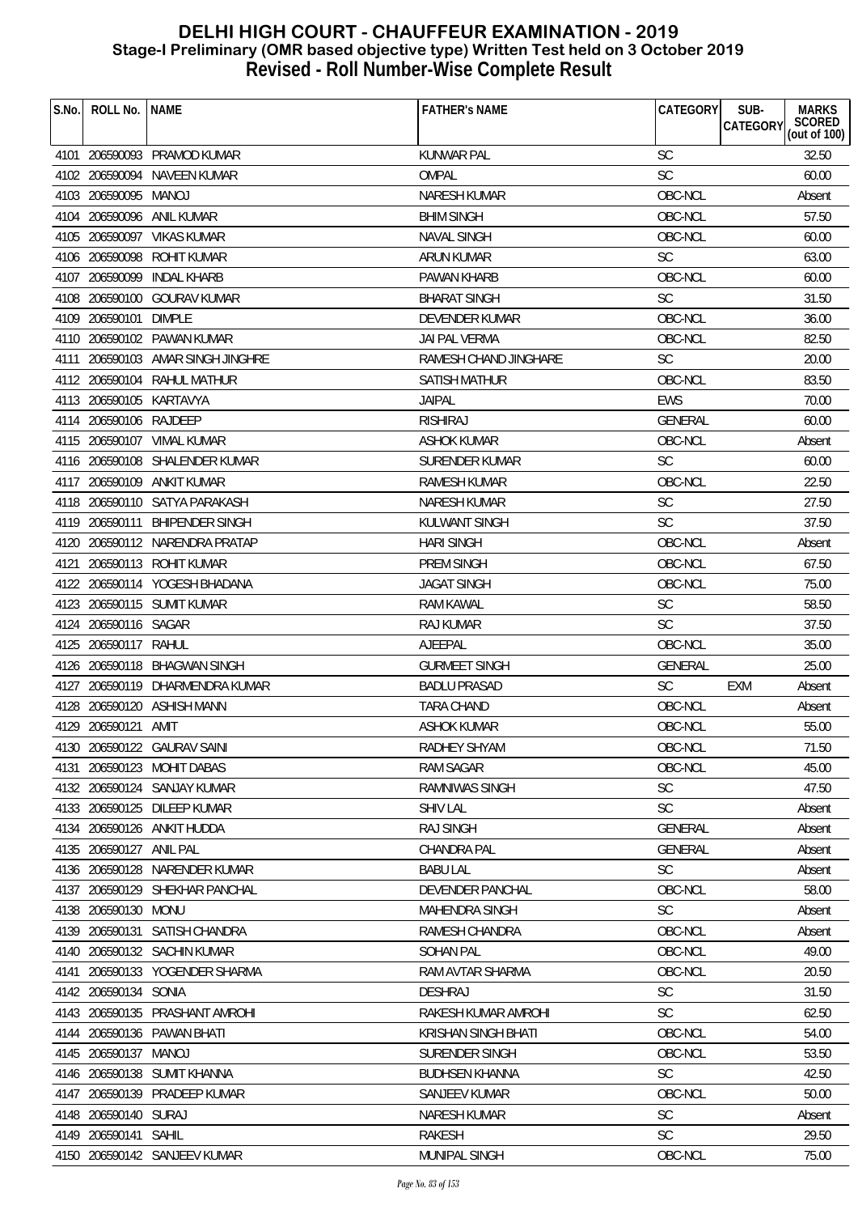# DELHI HIGH COURT - CHAUFFEUR EXAMINATION - 2019
## Stage-I Preliminary (OMR based objective type) Written Test held on 3 October 2019
## Revised - Roll Number-Wise Complete Result

| S.No. | ROLL No. | NAME | FATHER's NAME | CATEGORY | SUB-CATEGORY | MARKS SCORED (out of 100) |
|---|---|---|---|---|---|---|
| 4101 | 206590093 | PRAMOD KUMAR | KUNWAR PAL | SC | | 32.50 |
| 4102 | 206590094 | NAVEEN KUMAR | OMPAL | SC | | 60.00 |
| 4103 | 206590095 | MANOJ | NARESH KUMAR | OBC-NCL | | Absent |
| 4104 | 206590096 | ANIL KUMAR | BHIM SINGH | OBC-NCL | | 57.50 |
| 4105 | 206590097 | VIKAS KUMAR | NAVAL SINGH | OBC-NCL | | 60.00 |
| 4106 | 206590098 | ROHIT KUMAR | ARUN KUMAR | SC | | 63.00 |
| 4107 | 206590099 | INDAL KHARB | PAWAN KHARB | OBC-NCL | | 60.00 |
| 4108 | 206590100 | GOURAV KUMAR | BHARAT SINGH | SC | | 31.50 |
| 4109 | 206590101 | DIMPLE | DEVENDER KUMAR | OBC-NCL | | 36.00 |
| 4110 | 206590102 | PAWAN KUMAR | JAI PAL VERMA | OBC-NCL | | 82.50 |
| 4111 | 206590103 | AMAR SINGH JINGHRE | RAMESH CHAND JINGHARE | SC | | 20.00 |
| 4112 | 206590104 | RAHUL MATHUR | SATISH MATHUR | OBC-NCL | | 83.50 |
| 4113 | 206590105 | KARTAVYA | JAIPAL | EWS | | 70.00 |
| 4114 | 206590106 | RAJDEEP | RISHIRAJ | GENERAL | | 60.00 |
| 4115 | 206590107 | VIMAL KUMAR | ASHOK KUMAR | OBC-NCL | | Absent |
| 4116 | 206590108 | SHALENDER KUMAR | SURENDER KUMAR | SC | | 60.00 |
| 4117 | 206590109 | ANKIT KUMAR | RAMESH KUMAR | OBC-NCL | | 22.50 |
| 4118 | 206590110 | SATYA PARAKASH | NARESH KUMAR | SC | | 27.50 |
| 4119 | 206590111 | BHIPENDER SINGH | KULWANT SINGH | SC | | 37.50 |
| 4120 | 206590112 | NARENDRA PRATAP | HARI SINGH | OBC-NCL | | Absent |
| 4121 | 206590113 | ROHIT KUMAR | PREM SINGH | OBC-NCL | | 67.50 |
| 4122 | 206590114 | YOGESH BHADANA | JAGAT SINGH | OBC-NCL | | 75.00 |
| 4123 | 206590115 | SUMIT KUMAR | RAM KAWAL | SC | | 58.50 |
| 4124 | 206590116 | SAGAR | RAJ KUMAR | SC | | 37.50 |
| 4125 | 206590117 | RAHUL | AJEEPAL | OBC-NCL | | 35.00 |
| 4126 | 206590118 | BHAGWAN SINGH | GURMEET SINGH | GENERAL | | 25.00 |
| 4127 | 206590119 | DHARMENDRA KUMAR | BADLU PRASAD | SC | EXM | Absent |
| 4128 | 206590120 | ASHISH MANN | TARA CHAND | OBC-NCL | | Absent |
| 4129 | 206590121 | AMIT | ASHOK KUMAR | OBC-NCL | | 55.00 |
| 4130 | 206590122 | GAURAV SAINI | RADHEY SHYAM | OBC-NCL | | 71.50 |
| 4131 | 206590123 | MOHIT DABAS | RAM SAGAR | OBC-NCL | | 45.00 |
| 4132 | 206590124 | SANJAY KUMAR | RAMNIWAS SINGH | SC | | 47.50 |
| 4133 | 206590125 | DILEEP KUMAR | SHIV LAL | SC | | Absent |
| 4134 | 206590126 | ANKIT HUDDA | RAJ SINGH | GENERAL | | Absent |
| 4135 | 206590127 | ANIL PAL | CHANDRA PAL | GENERAL | | Absent |
| 4136 | 206590128 | NARENDER KUMAR | BABU LAL | SC | | Absent |
| 4137 | 206590129 | SHEKHAR PANCHAL | DEVENDER PANCHAL | OBC-NCL | | 58.00 |
| 4138 | 206590130 | MONU | MAHENDRA SINGH | SC | | Absent |
| 4139 | 206590131 | SATISH CHANDRA | RAMESH CHANDRA | OBC-NCL | | Absent |
| 4140 | 206590132 | SACHIN KUMAR | SOHAN PAL | OBC-NCL | | 49.00 |
| 4141 | 206590133 | YOGENDER SHARMA | RAM AVTAR SHARMA | OBC-NCL | | 20.50 |
| 4142 | 206590134 | SONIA | DESHRAJ | SC | | 31.50 |
| 4143 | 206590135 | PRASHANT AMROHI | RAKESH KUMAR AMROHI | SC | | 62.50 |
| 4144 | 206590136 | PAWAN BHATI | KRISHAN SINGH BHATI | OBC-NCL | | 54.00 |
| 4145 | 206590137 | MANOJ | SURENDER SINGH | OBC-NCL | | 53.50 |
| 4146 | 206590138 | SUMIT KHANNA | BUDHSEN KHANNA | SC | | 42.50 |
| 4147 | 206590139 | PRADEEP KUMAR | SANJEEV KUMAR | OBC-NCL | | 50.00 |
| 4148 | 206590140 | SURAJ | NARESH KUMAR | SC | | Absent |
| 4149 | 206590141 | SAHIL | RAKESH | SC | | 29.50 |
| 4150 | 206590142 | SANJEEV KUMAR | MUNIPAL SINGH | OBC-NCL | | 75.00 |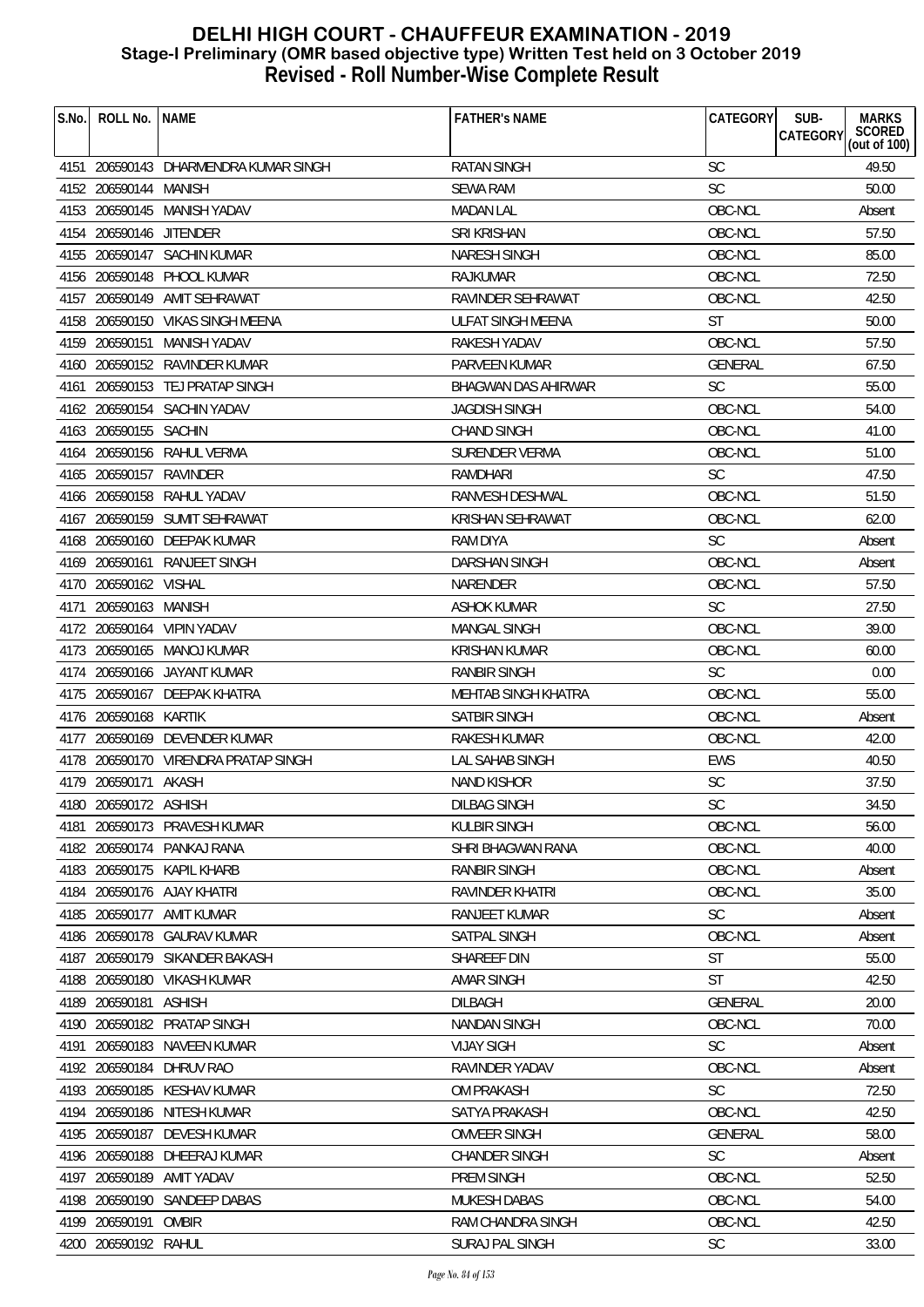# DELHI HIGH COURT - CHAUFFEUR EXAMINATION - 2019
## Stage-I Preliminary (OMR based objective type) Written Test held on 3 October 2019
## Revised - Roll Number-Wise Complete Result

| S.No. | ROLL No. | NAME | FATHER's NAME | CATEGORY | SUB-CATEGORY | MARKS SCORED (out of 100) |
|---|---|---|---|---|---|---|
| 4151 | 206590143 | DHARMENDRA KUMAR SINGH | RATAN SINGH | SC | | 49.50 |
| 4152 | 206590144 | MANISH | SEWA RAM | SC | | 50.00 |
| 4153 | 206590145 | MANISH YADAV | MADAN LAL | OBC-NCL | | Absent |
| 4154 | 206590146 | JITENDER | SRI KRISHAN | OBC-NCL | | 57.50 |
| 4155 | 206590147 | SACHIN KUMAR | NARESH SINGH | OBC-NCL | | 85.00 |
| 4156 | 206590148 | PHOOL KUMAR | RAJKUMAR | OBC-NCL | | 72.50 |
| 4157 | 206590149 | AMIT SEHRAWAT | RAVINDER SEHRAWAT | OBC-NCL | | 42.50 |
| 4158 | 206590150 | VIKAS SINGH MEENA | ULFAT SINGH MEENA | ST | | 50.00 |
| 4159 | 206590151 | MANISH YADAV | RAKESH YADAV | OBC-NCL | | 57.50 |
| 4160 | 206590152 | RAVINDER KUMAR | PARVEEN KUMAR | GENERAL | | 67.50 |
| 4161 | 206590153 | TEJ PRATAP SINGH | BHAGWAN DAS AHIRWAR | SC | | 55.00 |
| 4162 | 206590154 | SACHIN YADAV | JAGDISH SINGH | OBC-NCL | | 54.00 |
| 4163 | 206590155 | SACHIN | CHAND SINGH | OBC-NCL | | 41.00 |
| 4164 | 206590156 | RAHUL VERMA | SURENDER VERMA | OBC-NCL | | 51.00 |
| 4165 | 206590157 | RAVINDER | RAMDHARI | SC | | 47.50 |
| 4166 | 206590158 | RAHUL YADAV | RANVESH DESHWAL | OBC-NCL | | 51.50 |
| 4167 | 206590159 | SUMIT SEHRAWAT | KRISHAN SEHRAWAT | OBC-NCL | | 62.00 |
| 4168 | 206590160 | DEEPAK KUMAR | RAM DIYA | SC | | Absent |
| 4169 | 206590161 | RANJEET SINGH | DARSHAN SINGH | OBC-NCL | | Absent |
| 4170 | 206590162 | VISHAL | NARENDER | OBC-NCL | | 57.50 |
| 4171 | 206590163 | MANISH | ASHOK KUMAR | SC | | 27.50 |
| 4172 | 206590164 | VIPIN YADAV | MANGAL SINGH | OBC-NCL | | 39.00 |
| 4173 | 206590165 | MANOJ KUMAR | KRISHAN KUMAR | OBC-NCL | | 60.00 |
| 4174 | 206590166 | JAYANT KUMAR | RANBIR SINGH | SC | | 0.00 |
| 4175 | 206590167 | DEEPAK KHATRA | MEHTAB SINGH KHATRA | OBC-NCL | | 55.00 |
| 4176 | 206590168 | KARTIK | SATBIR SINGH | OBC-NCL | | Absent |
| 4177 | 206590169 | DEVENDER KUMAR | RAKESH KUMAR | OBC-NCL | | 42.00 |
| 4178 | 206590170 | VIRENDRA PRATAP SINGH | LAL SAHAB SINGH | EWS | | 40.50 |
| 4179 | 206590171 | AKASH | NAND KISHOR | SC | | 37.50 |
| 4180 | 206590172 | ASHISH | DILBAG SINGH | SC | | 34.50 |
| 4181 | 206590173 | PRAVESH KUMAR | KULBIR SINGH | OBC-NCL | | 56.00 |
| 4182 | 206590174 | PANKAJ RANA | SHRI BHAGWAN RANA | OBC-NCL | | 40.00 |
| 4183 | 206590175 | KAPIL KHARB | RANBIR SINGH | OBC-NCL | | Absent |
| 4184 | 206590176 | AJAY KHATRI | RAVINDER KHATRI | OBC-NCL | | 35.00 |
| 4185 | 206590177 | AMIT KUMAR | RANJEET KUMAR | SC | | Absent |
| 4186 | 206590178 | GAURAV KUMAR | SATPAL SINGH | OBC-NCL | | Absent |
| 4187 | 206590179 | SIKANDER BAKASH | SHAREEF DIN | ST | | 55.00 |
| 4188 | 206590180 | VIKASH KUMAR | AMAR SINGH | ST | | 42.50 |
| 4189 | 206590181 | ASHISH | DILBAGH | GENERAL | | 20.00 |
| 4190 | 206590182 | PRATAP SINGH | NANDAN SINGH | OBC-NCL | | 70.00 |
| 4191 | 206590183 | NAVEEN KUMAR | VIJAY SIGH | SC | | Absent |
| 4192 | 206590184 | DHRUV RAO | RAVINDER YADAV | OBC-NCL | | Absent |
| 4193 | 206590185 | KESHAV KUMAR | OM PRAKASH | SC | | 72.50 |
| 4194 | 206590186 | NITESH KUMAR | SATYA PRAKASH | OBC-NCL | | 42.50 |
| 4195 | 206590187 | DEVESH KUMAR | OMVEER SINGH | GENERAL | | 58.00 |
| 4196 | 206590188 | DHEERAJ KUMAR | CHANDER SINGH | SC | | Absent |
| 4197 | 206590189 | AMIT YADAV | PREM SINGH | OBC-NCL | | 52.50 |
| 4198 | 206590190 | SANDEEP DABAS | MUKESH DABAS | OBC-NCL | | 54.00 |
| 4199 | 206590191 | OMBIR | RAM CHANDRA SINGH | OBC-NCL | | 42.50 |
| 4200 | 206590192 | RAHUL | SURAJ PAL SINGH | SC | | 33.00 |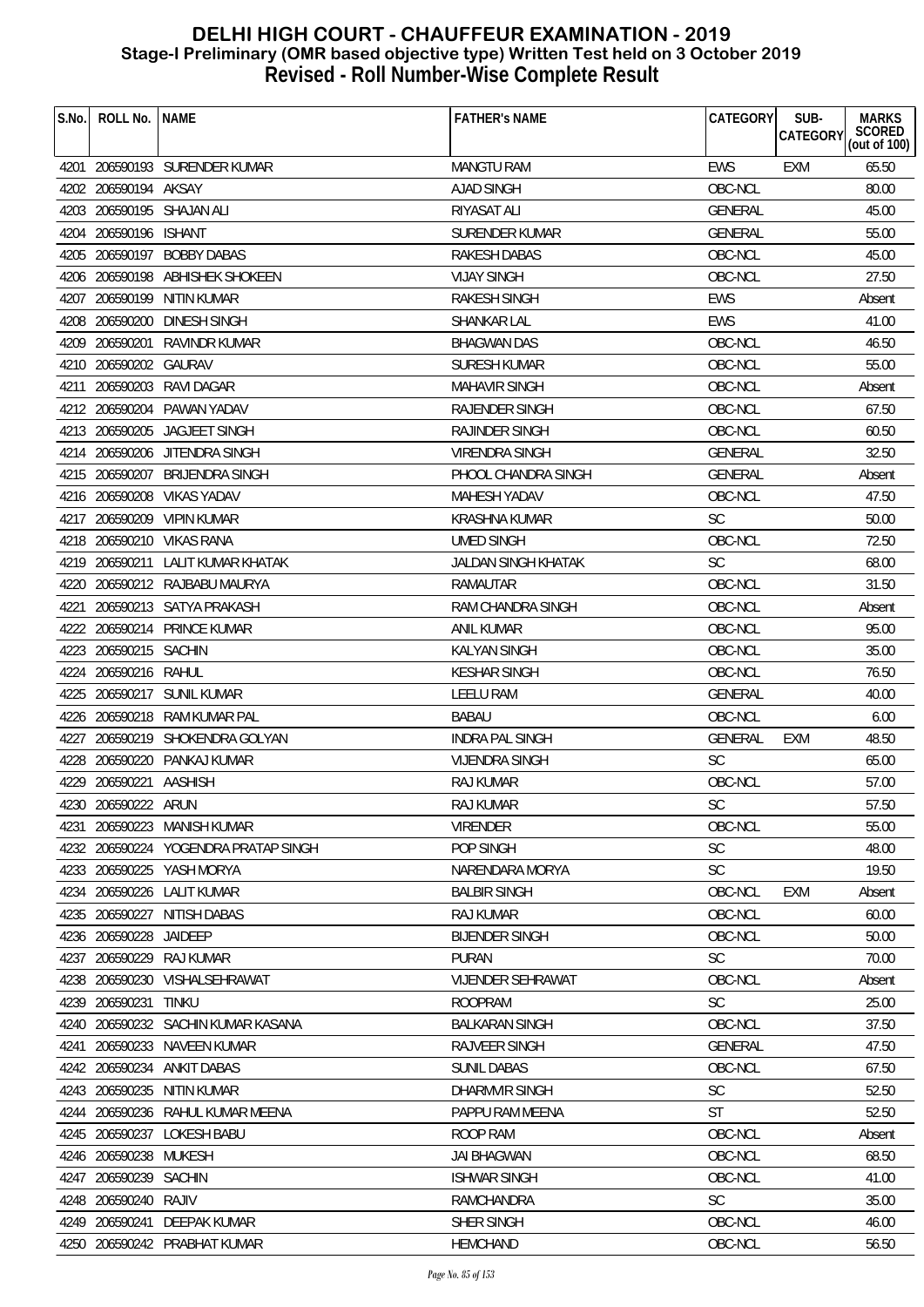# DELHI HIGH COURT - CHAUFFEUR EXAMINATION - 2019
## Stage-I Preliminary (OMR based objective type) Written Test held on 3 October 2019
## Revised - Roll Number-Wise Complete Result

| S.No. | ROLL No. | NAME | FATHER's NAME | CATEGORY | SUB-CATEGORY | MARKS SCORED (out of 100) |
|---|---|---|---|---|---|---|
| 4201 | 206590193 | SURENDER KUMAR | MANGTU RAM | EWS | EXM | 65.50 |
| 4202 | 206590194 | AKSAY | AJAD SINGH | OBC-NCL | | 80.00 |
| 4203 | 206590195 | SHAJAN ALI | RIYASAT ALI | GENERAL | | 45.00 |
| 4204 | 206590196 | ISHANT | SURENDER KUMAR | GENERAL | | 55.00 |
| 4205 | 206590197 | BOBBY DABAS | RAKESH DABAS | OBC-NCL | | 45.00 |
| 4206 | 206590198 | ABHISHEK SHOKEEN | VIJAY SINGH | OBC-NCL | | 27.50 |
| 4207 | 206590199 | NITIN KUMAR | RAKESH SINGH | EWS | | Absent |
| 4208 | 206590200 | DINESH SINGH | SHANKAR LAL | EWS | | 41.00 |
| 4209 | 206590201 | RAVINDR KUMAR | BHAGWAN DAS | OBC-NCL | | 46.50 |
| 4210 | 206590202 | GAURAV | SURESH KUMAR | OBC-NCL | | 55.00 |
| 4211 | 206590203 | RAVI DAGAR | MAHAVIR SINGH | OBC-NCL | | Absent |
| 4212 | 206590204 | PAWAN YADAV | RAJENDER SINGH | OBC-NCL | | 67.50 |
| 4213 | 206590205 | JAGJEET SINGH | RAJINDER SINGH | OBC-NCL | | 60.50 |
| 4214 | 206590206 | JITENDRA SINGH | VIRENDRA SINGH | GENERAL | | 32.50 |
| 4215 | 206590207 | BRIJENDRA SINGH | PHOOL CHANDRA SINGH | GENERAL | | Absent |
| 4216 | 206590208 | VIKAS YADAV | MAHESH YADAV | OBC-NCL | | 47.50 |
| 4217 | 206590209 | VIPIN KUMAR | KRASHNA KUMAR | SC | | 50.00 |
| 4218 | 206590210 | VIKAS RANA | UMED SINGH | OBC-NCL | | 72.50 |
| 4219 | 206590211 | LALIT KUMAR KHATAK | JALDAN SINGH KHATAK | SC | | 68.00 |
| 4220 | 206590212 | RAJBABU MAURYA | RAMAUTAR | OBC-NCL | | 31.50 |
| 4221 | 206590213 | SATYA PRAKASH | RAM CHANDRA SINGH | OBC-NCL | | Absent |
| 4222 | 206590214 | PRINCE KUMAR | ANIL KUMAR | OBC-NCL | | 95.00 |
| 4223 | 206590215 | SACHIN | KALYAN SINGH | OBC-NCL | | 35.00 |
| 4224 | 206590216 | RAHUL | KESHAR SINGH | OBC-NCL | | 76.50 |
| 4225 | 206590217 | SUNIL KUMAR | LEELU RAM | GENERAL | | 40.00 |
| 4226 | 206590218 | RAM KUMAR PAL | BABAU | OBC-NCL | | 6.00 |
| 4227 | 206590219 | SHOKENDRA GOLYAN | INDRA PAL SINGH | GENERAL | EXM | 48.50 |
| 4228 | 206590220 | PANKAJ KUMAR | VIJENDRA SINGH | SC | | 65.00 |
| 4229 | 206590221 | AASHISH | RAJ KUMAR | OBC-NCL | | 57.00 |
| 4230 | 206590222 | ARUN | RAJ KUMAR | SC | | 57.50 |
| 4231 | 206590223 | MANISH KUMAR | VIRENDER | OBC-NCL | | 55.00 |
| 4232 | 206590224 | YOGENDRA PRATAP SINGH | POP SINGH | SC | | 48.00 |
| 4233 | 206590225 | YASH MORYA | NARENDARA MORYA | SC | | 19.50 |
| 4234 | 206590226 | LALIT KUMAR | BALBIR SINGH | OBC-NCL | EXM | Absent |
| 4235 | 206590227 | NITISH DABAS | RAJ KUMAR | OBC-NCL | | 60.00 |
| 4236 | 206590228 | JAIDEEP | BIJENDER SINGH | OBC-NCL | | 50.00 |
| 4237 | 206590229 | RAJ KUMAR | PURAN | SC | | 70.00 |
| 4238 | 206590230 | VISHALSEHRAWAT | VIJENDER SEHRAWAT | OBC-NCL | | Absent |
| 4239 | 206590231 | TINKU | ROOPRAM | SC | | 25.00 |
| 4240 | 206590232 | SACHIN KUMAR KASANA | BALKARAN SINGH | OBC-NCL | | 37.50 |
| 4241 | 206590233 | NAVEEN KUMAR | RAJVEER SINGH | GENERAL | | 47.50 |
| 4242 | 206590234 | ANKIT DABAS | SUNIL DABAS | OBC-NCL | | 67.50 |
| 4243 | 206590235 | NITIN KUMAR | DHARMVIR SINGH | SC | | 52.50 |
| 4244 | 206590236 | RAHUL KUMAR MEENA | PAPPU RAM MEENA | ST | | 52.50 |
| 4245 | 206590237 | LOKESH BABU | ROOP RAM | OBC-NCL | | Absent |
| 4246 | 206590238 | MUKESH | JAI BHAGWAN | OBC-NCL | | 68.50 |
| 4247 | 206590239 | SACHIN | ISHWAR SINGH | OBC-NCL | | 41.00 |
| 4248 | 206590240 | RAJIV | RAMCHANDRA | SC | | 35.00 |
| 4249 | 206590241 | DEEPAK KUMAR | SHER SINGH | OBC-NCL | | 46.00 |
| 4250 | 206590242 | PRABHAT KUMAR | HEMCHAND | OBC-NCL | | 56.50 |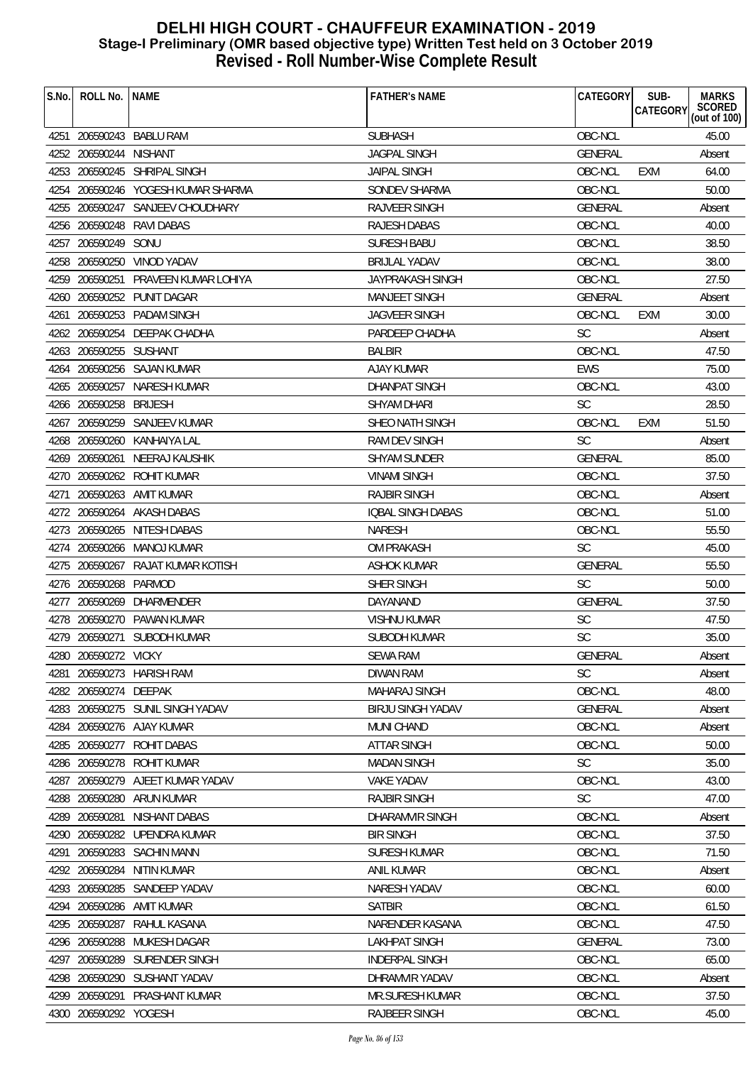# DELHI HIGH COURT - CHAUFFEUR EXAMINATION - 2019
## Stage-I Preliminary (OMR based objective type) Written Test held on 3 October 2019
## Revised - Roll Number-Wise Complete Result

| S.No. | ROLL No. | NAME | FATHER's NAME | CATEGORY | SUB-CATEGORY | MARKS SCORED (out of 100) |
|---|---|---|---|---|---|---|
| 4251 | 206590243 | BABLU RAM | SUBHASH | OBC-NCL | | 45.00 |
| 4252 | 206590244 | NISHANT | JAGPAL SINGH | GENERAL | | Absent |
| 4253 | 206590245 | SHRIPAL SINGH | JAIPAL SINGH | OBC-NCL | EXM | 64.00 |
| 4254 | 206590246 | YOGESH KUMAR SHARMA | SONDEV SHARMA | OBC-NCL | | 50.00 |
| 4255 | 206590247 | SANJEEV CHOUDHARY | RAJVEER SINGH | GENERAL | | Absent |
| 4256 | 206590248 | RAVI DABAS | RAJESH DABAS | OBC-NCL | | 40.00 |
| 4257 | 206590249 | SONU | SURESH BABU | OBC-NCL | | 38.50 |
| 4258 | 206590250 | VINOD YADAV | BRIJLAL YADAV | OBC-NCL | | 38.00 |
| 4259 | 206590251 | PRAVEEN KUMAR LOHIYA | JAYPRAKASH SINGH | OBC-NCL | | 27.50 |
| 4260 | 206590252 | PUNIT DAGAR | MANJEET SINGH | GENERAL | | Absent |
| 4261 | 206590253 | PADAM SINGH | JAGVEER SINGH | OBC-NCL | EXM | 30.00 |
| 4262 | 206590254 | DEEPAK CHADHA | PARDEEP CHADHA | SC | | Absent |
| 4263 | 206590255 | SUSHANT | BALBIR | OBC-NCL | | 47.50 |
| 4264 | 206590256 | SAJAN KUMAR | AJAY KUMAR | EWS | | 75.00 |
| 4265 | 206590257 | NARESH KUMAR | DHANPAT SINGH | OBC-NCL | | 43.00 |
| 4266 | 206590258 | BRIJESH | SHYAM DHARI | SC | | 28.50 |
| 4267 | 206590259 | SANJEEV KUMAR | SHEO NATH SINGH | OBC-NCL | EXM | 51.50 |
| 4268 | 206590260 | KANHAIYA LAL | RAM DEV SINGH | SC | | Absent |
| 4269 | 206590261 | NEERAJ KAUSHIK | SHYAM SUNDER | GENERAL | | 85.00 |
| 4270 | 206590262 | ROHIT KUMAR | VINAMI SINGH | OBC-NCL | | 37.50 |
| 4271 | 206590263 | AMIT KUMAR | RAJBIR SINGH | OBC-NCL | | Absent |
| 4272 | 206590264 | AKASH DABAS | IQBAL SINGH DABAS | OBC-NCL | | 51.00 |
| 4273 | 206590265 | NITESH DABAS | NARESH | OBC-NCL | | 55.50 |
| 4274 | 206590266 | MANOJ KUMAR | OM PRAKASH | SC | | 45.00 |
| 4275 | 206590267 | RAJAT KUMAR KOTISH | ASHOK KUMAR | GENERAL | | 55.50 |
| 4276 | 206590268 | PARMOD | SHER SINGH | SC | | 50.00 |
| 4277 | 206590269 | DHARMENDER | DAYANAND | GENERAL | | 37.50 |
| 4278 | 206590270 | PAWAN KUMAR | VISHNU KUMAR | SC | | 47.50 |
| 4279 | 206590271 | SUBODH KUMAR | SUBODH KUMAR | SC | | 35.00 |
| 4280 | 206590272 | VICKY | SEWA RAM | GENERAL | | Absent |
| 4281 | 206590273 | HARISH RAM | DIWAN RAM | SC | | Absent |
| 4282 | 206590274 | DEEPAK | MAHARAJ SINGH | OBC-NCL | | 48.00 |
| 4283 | 206590275 | SUNIL SINGH YADAV | BIRJU SINGH YADAV | GENERAL | | Absent |
| 4284 | 206590276 | AJAY KUMAR | MUNI CHAND | OBC-NCL | | Absent |
| 4285 | 206590277 | ROHIT DABAS | ATTAR SINGH | OBC-NCL | | 50.00 |
| 4286 | 206590278 | ROHIT KUMAR | MADAN SINGH | SC | | 35.00 |
| 4287 | 206590279 | AJEET KUMAR YADAV | VAKE YADAV | OBC-NCL | | 43.00 |
| 4288 | 206590280 | ARUN KUMAR | RAJBIR SINGH | SC | | 47.00 |
| 4289 | 206590281 | NISHANT DABAS | DHARAMVIR SINGH | OBC-NCL | | Absent |
| 4290 | 206590282 | UPENDRA KUMAR | BIR SINGH | OBC-NCL | | 37.50 |
| 4291 | 206590283 | SACHIN MANN | SURESH KUMAR | OBC-NCL | | 71.50 |
| 4292 | 206590284 | NITIN KUMAR | ANIL KUMAR | OBC-NCL | | Absent |
| 4293 | 206590285 | SANDEEP YADAV | NARESH YADAV | OBC-NCL | | 60.00 |
| 4294 | 206590286 | AMIT KUMAR | SATBIR | OBC-NCL | | 61.50 |
| 4295 | 206590287 | RAHUL KASANA | NARENDER KASANA | OBC-NCL | | 47.50 |
| 4296 | 206590288 | MUKESH DAGAR | LAKHPAT SINGH | GENERAL | | 73.00 |
| 4297 | 206590289 | SURENDER SINGH | INDERPAL SINGH | OBC-NCL | | 65.00 |
| 4298 | 206590290 | SUSHANT YADAV | DHRAMVIR YADAV | OBC-NCL | | Absent |
| 4299 | 206590291 | PRASHANT KUMAR | MR.SURESH KUMAR | OBC-NCL | | 37.50 |
| 4300 | 206590292 | YOGESH | RAJBEER SINGH | OBC-NCL | | 45.00 |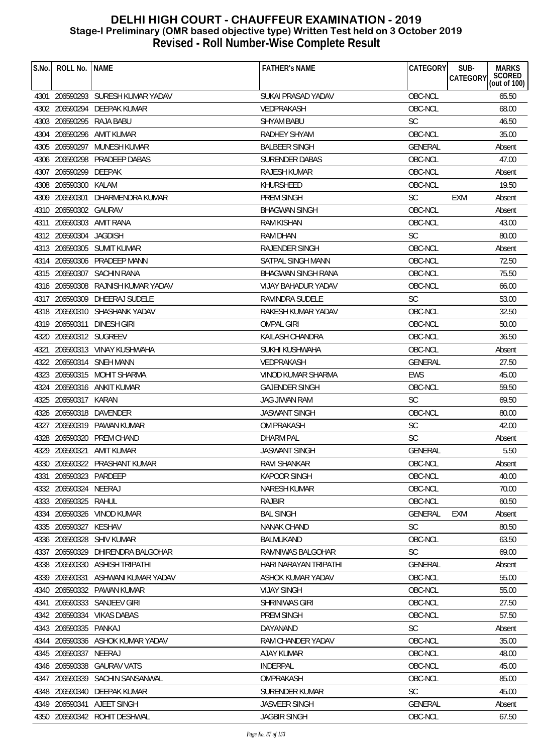# DELHI HIGH COURT - CHAUFFEUR EXAMINATION - 2019
## Stage-I Preliminary (OMR based objective type) Written Test held on 3 October 2019
## Revised - Roll Number-Wise Complete Result

| S.No. | ROLL No. | NAME | FATHER's NAME | CATEGORY | SUB-CATEGORY | MARKS SCORED (out of 100) |
|---|---|---|---|---|---|---|
| 4301 | 206590293 | SURESH KUMAR YADAV | SUKAI PRASAD YADAV | OBC-NCL | | 65.50 |
| 4302 | 206590294 | DEEPAK KUMAR | VEDPRAKASH | OBC-NCL | | 68.00 |
| 4303 | 206590295 | RAJA BABU | SHYAM BABU | SC | | 46.50 |
| 4304 | 206590296 | AMIT KUMAR | RADHEY SHYAM | OBC-NCL | | 35.00 |
| 4305 | 206590297 | MUNESH KUMAR | BALBEER SINGH | GENERAL | | Absent |
| 4306 | 206590298 | PRADEEP DABAS | SURENDER DABAS | OBC-NCL | | 47.00 |
| 4307 | 206590299 | DEEPAK | RAJESH KUMAR | OBC-NCL | | Absent |
| 4308 | 206590300 | KALAM | KHURSHEED | OBC-NCL | | 19.50 |
| 4309 | 206590301 | DHARMENDRA KUMAR | PREM SINGH | SC | EXM | Absent |
| 4310 | 206590302 | GAURAV | BHAGWAN SINGH | OBC-NCL | | Absent |
| 4311 | 206590303 | AMIT RANA | RAM KISHAN | OBC-NCL | | 43.00 |
| 4312 | 206590304 | JAGDISH | RAM DHAN | SC | | 80.00 |
| 4313 | 206590305 | SUMIT KUMAR | RAJENDER SINGH | OBC-NCL | | Absent |
| 4314 | 206590306 | PRADEEP MANN | SATPAL SINGH MANN | OBC-NCL | | 72.50 |
| 4315 | 206590307 | SACHIN RANA | BHAGWAN SINGH RANA | OBC-NCL | | 75.50 |
| 4316 | 206590308 | RAJNISH KUMAR YADAV | VIJAY BAHADUR YADAV | OBC-NCL | | 66.00 |
| 4317 | 206590309 | DHEERAJ SUDELE | RAVINDRA SUDELE | SC | | 53.00 |
| 4318 | 206590310 | SHASHANK YADAV | RAKESH KUMAR YADAV | OBC-NCL | | 32.50 |
| 4319 | 206590311 | DINESH GIRI | OMPAL GIRI | OBC-NCL | | 50.00 |
| 4320 | 206590312 | SUGREEV | KAILASH CHANDRA | OBC-NCL | | 36.50 |
| 4321 | 206590313 | VINAY KUSHWAHA | SUKHI KUSHWAHA | OBC-NCL | | Absent |
| 4322 | 206590314 | SNEH MANN | VEDPRAKASH | GENERAL | | 27.50 |
| 4323 | 206590315 | MOHIT SHARMA | VINOD KUMAR SHARMA | EWS | | 45.00 |
| 4324 | 206590316 | ANKIT KUMAR | GAJENDER SINGH | OBC-NCL | | 59.50 |
| 4325 | 206590317 | KARAN | JAG JIWAN RAM | SC | | 69.50 |
| 4326 | 206590318 | DAVENDER | JASWANT SINGH | OBC-NCL | | 80.00 |
| 4327 | 206590319 | PAWAN KUMAR | OM PRAKASH | SC | | 42.00 |
| 4328 | 206590320 | PREM CHAND | DHARM PAL | SC | | Absent |
| 4329 | 206590321 | AMIT KUMAR | JASWANT SINGH | GENERAL | | 5.50 |
| 4330 | 206590322 | PRASHANT KUMAR | RAVI SHANKAR | OBC-NCL | | Absent |
| 4331 | 206590323 | PARDEEP | KAPOOR SINGH | OBC-NCL | | 40.00 |
| 4332 | 206590324 | NEERAJ | NARESH KUMAR | OBC-NCL | | 70.00 |
| 4333 | 206590325 | RAHUL | RAJBIR | OBC-NCL | | 60.50 |
| 4334 | 206590326 | VINOD KUMAR | BAL SINGH | GENERAL | EXM | Absent |
| 4335 | 206590327 | KESHAV | NANAK CHAND | SC | | 80.50 |
| 4336 | 206590328 | SHIV KUMAR | BALMUKAND | OBC-NCL | | 63.50 |
| 4337 | 206590329 | DHIRENDRA BALGOHAR | RAMNIWAS BALGOHAR | SC | | 69.00 |
| 4338 | 206590330 | ASHISH TRIPATHI | HARI NARAYAN TRIPATHI | GENERAL | | Absent |
| 4339 | 206590331 | ASHWANI KUMAR YADAV | ASHOK KUMAR YADAV | OBC-NCL | | 55.00 |
| 4340 | 206590332 | PAWAN KUMAR | VIJAY SINGH | OBC-NCL | | 55.00 |
| 4341 | 206590333 | SANJEEV GIRI | SHRINIWAS GIRI | OBC-NCL | | 27.50 |
| 4342 | 206590334 | VIKAS DABAS | PREM SINGH | OBC-NCL | | 57.50 |
| 4343 | 206590335 | PANKAJ | DAYANAND | SC | | Absent |
| 4344 | 206590336 | ASHOK KUMAR YADAV | RAM CHANDER YADAV | OBC-NCL | | 35.00 |
| 4345 | 206590337 | NEERAJ | AJAY KUMAR | OBC-NCL | | 48.00 |
| 4346 | 206590338 | GAURAV VATS | INDERPAL | OBC-NCL | | 45.00 |
| 4347 | 206590339 | SACHIN SANSANWAL | OMPRAKASH | OBC-NCL | | 85.00 |
| 4348 | 206590340 | DEEPAK KUMAR | SURENDER KUMAR | SC | | 45.00 |
| 4349 | 206590341 | AJEET SINGH | JASVEER SINGH | GENERAL | | Absent |
| 4350 | 206590342 | ROHIT DESHWAL | JAGBIR SINGH | OBC-NCL | | 67.50 |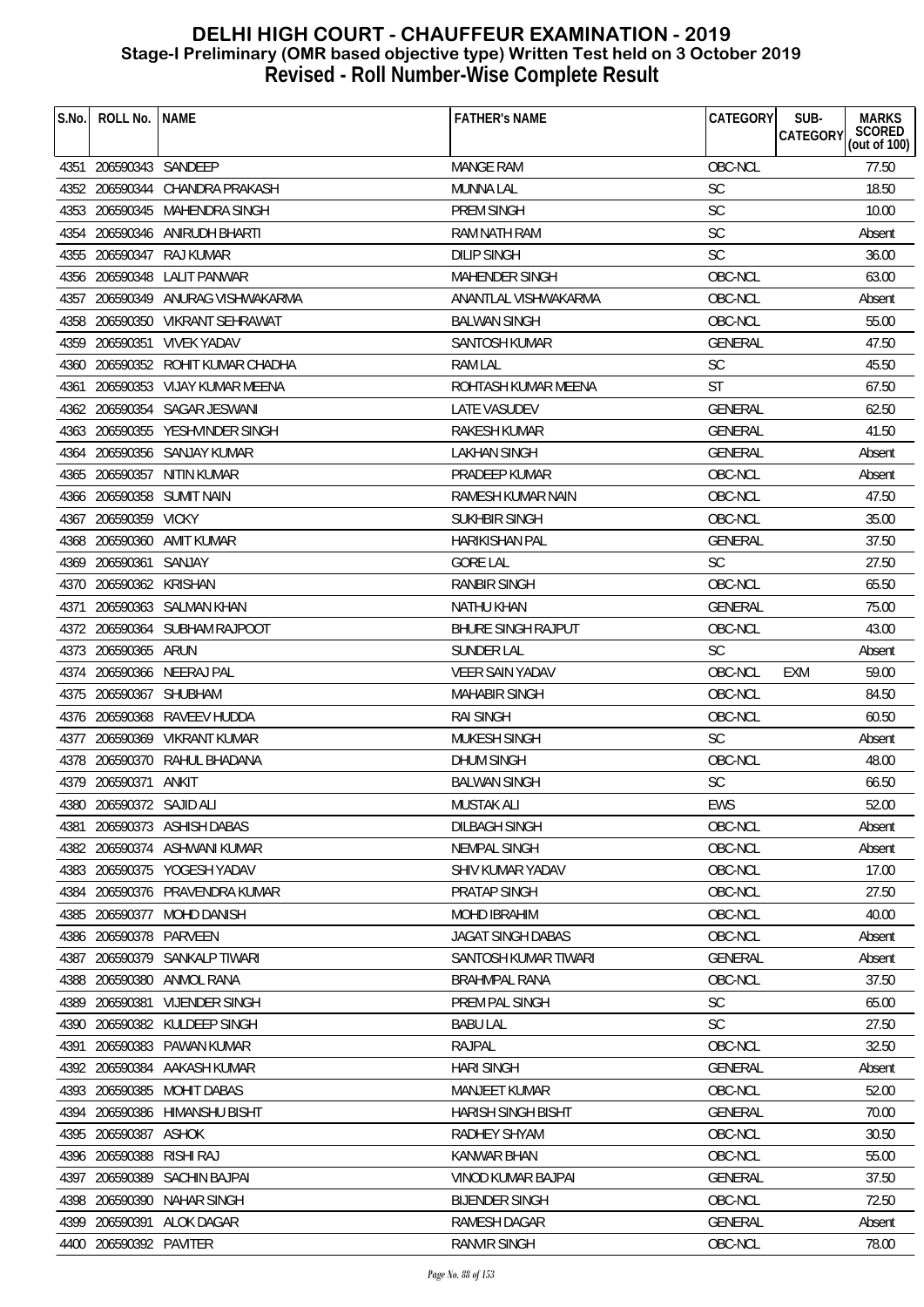# DELHI HIGH COURT - CHAUFFEUR EXAMINATION - 2019
## Stage-I Preliminary (OMR based objective type) Written Test held on 3 October 2019
## Revised - Roll Number-Wise Complete Result

| S.No. | ROLL No. | NAME | FATHER's NAME | CATEGORY | SUB-CATEGORY | MARKS SCORED (out of 100) |
|---|---|---|---|---|---|---|
| 4351 | 206590343 | SANDEEP | MANGE RAM | OBC-NCL | | 77.50 |
| 4352 | 206590344 | CHANDRA PRAKASH | MUNNA LAL | SC | | 18.50 |
| 4353 | 206590345 | MAHENDRA SINGH | PREM SINGH | SC | | 10.00 |
| 4354 | 206590346 | ANIRUDH BHARTI | RAM NATH RAM | SC | | Absent |
| 4355 | 206590347 | RAJ KUMAR | DILIP SINGH | SC | | 36.00 |
| 4356 | 206590348 | LALIT PANWAR | MAHENDER SINGH | OBC-NCL | | 63.00 |
| 4357 | 206590349 | ANURAG VISHWAKARMA | ANANTLAL VISHWAKARMA | OBC-NCL | | Absent |
| 4358 | 206590350 | VIKRANT SEHRAWAT | BALWAN SINGH | OBC-NCL | | 55.00 |
| 4359 | 206590351 | VIVEK YADAV | SANTOSH KUMAR | GENERAL | | 47.50 |
| 4360 | 206590352 | ROHIT KUMAR CHADHA | RAM LAL | SC | | 45.50 |
| 4361 | 206590353 | VIJAY KUMAR MEENA | ROHTASH KUMAR MEENA | ST | | 67.50 |
| 4362 | 206590354 | SAGAR JESWANI | LATE VASUDEV | GENERAL | | 62.50 |
| 4363 | 206590355 | YESHVINDER SINGH | RAKESH KUMAR | GENERAL | | 41.50 |
| 4364 | 206590356 | SANJAY KUMAR | LAKHAN SINGH | GENERAL | | Absent |
| 4365 | 206590357 | NITIN KUMAR | PRADEEP KUMAR | OBC-NCL | | Absent |
| 4366 | 206590358 | SUMIT NAIN | RAMESH KUMAR NAIN | OBC-NCL | | 47.50 |
| 4367 | 206590359 | VICKY | SUKHBIR SINGH | OBC-NCL | | 35.00 |
| 4368 | 206590360 | AMIT KUMAR | HARIKISHAN PAL | GENERAL | | 37.50 |
| 4369 | 206590361 | SANJAY | GORE LAL | SC | | 27.50 |
| 4370 | 206590362 | KRISHAN | RANBIR SINGH | OBC-NCL | | 65.50 |
| 4371 | 206590363 | SALMAN KHAN | NATHU KHAN | GENERAL | | 75.00 |
| 4372 | 206590364 | SUBHAM RAJPOOT | BHURE SINGH RAJPUT | OBC-NCL | | 43.00 |
| 4373 | 206590365 | ARUN | SUNDER LAL | SC | | Absent |
| 4374 | 206590366 | NEERAJ PAL | VEER SAIN YADAV | OBC-NCL | EXM | 59.00 |
| 4375 | 206590367 | SHUBHAM | MAHABIR SINGH | OBC-NCL | | 84.50 |
| 4376 | 206590368 | RAVEEV HUDDA | RAI SINGH | OBC-NCL | | 60.50 |
| 4377 | 206590369 | VIKRANT KUMAR | MUKESH SINGH | SC | | Absent |
| 4378 | 206590370 | RAHUL BHADANA | DHUM SINGH | OBC-NCL | | 48.00 |
| 4379 | 206590371 | ANKIT | BALWAN SINGH | SC | | 66.50 |
| 4380 | 206590372 | SAJID ALI | MUSTAK ALI | EWS | | 52.00 |
| 4381 | 206590373 | ASHISH DABAS | DILBAGH SINGH | OBC-NCL | | Absent |
| 4382 | 206590374 | ASHWANI KUMAR | NEMPAL SINGH | OBC-NCL | | Absent |
| 4383 | 206590375 | YOGESH YADAV | SHIV KUMAR YADAV | OBC-NCL | | 17.00 |
| 4384 | 206590376 | PRAVENDRA KUMAR | PRATAP SINGH | OBC-NCL | | 27.50 |
| 4385 | 206590377 | MOHD DANISH | MOHD IBRAHIM | OBC-NCL | | 40.00 |
| 4386 | 206590378 | PARVEEN | JAGAT SINGH DABAS | OBC-NCL | | Absent |
| 4387 | 206590379 | SANKALP TIWARI | SANTOSH KUMAR TIWARI | GENERAL | | Absent |
| 4388 | 206590380 | ANMOL RANA | BRAHMPAL RANA | OBC-NCL | | 37.50 |
| 4389 | 206590381 | VIJENDER SINGH | PREM PAL SINGH | SC | | 65.00 |
| 4390 | 206590382 | KULDEEP SINGH | BABU LAL | SC | | 27.50 |
| 4391 | 206590383 | PAWAN KUMAR | RAJPAL | OBC-NCL | | 32.50 |
| 4392 | 206590384 | AAKASH KUMAR | HARI SINGH | GENERAL | | Absent |
| 4393 | 206590385 | MOHIT DABAS | MANJEET KUMAR | OBC-NCL | | 52.00 |
| 4394 | 206590386 | HIMANSHU BISHT | HARISH SINGH BISHT | GENERAL | | 70.00 |
| 4395 | 206590387 | ASHOK | RADHEY SHYAM | OBC-NCL | | 30.50 |
| 4396 | 206590388 | RISHI RAJ | KANWAR BHAN | OBC-NCL | | 55.00 |
| 4397 | 206590389 | SACHIN BAJPAI | VINOD KUMAR BAJPAI | GENERAL | | 37.50 |
| 4398 | 206590390 | NAHAR SINGH | BIJENDER SINGH | OBC-NCL | | 72.50 |
| 4399 | 206590391 | ALOK DAGAR | RAMESH DAGAR | GENERAL | | Absent |
| 4400 | 206590392 | PAVITER | RANVIR SINGH | OBC-NCL | | 78.00 |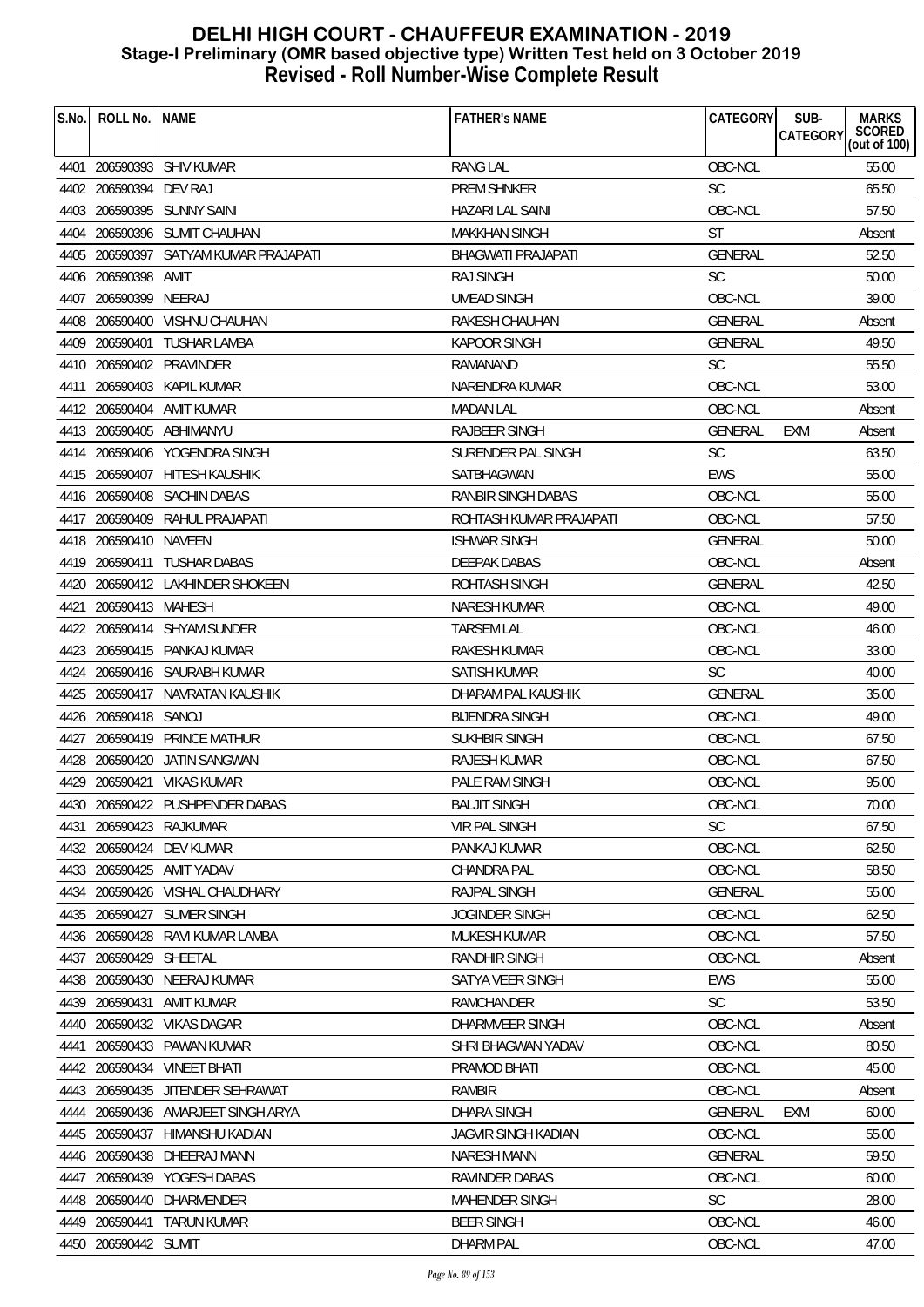# DELHI HIGH COURT - CHAUFFEUR EXAMINATION - 2019
## Stage-I Preliminary (OMR based objective type) Written Test held on 3 October 2019
## Revised - Roll Number-Wise Complete Result

| S.No. | ROLL No. | NAME | FATHER's NAME | CATEGORY | SUB-CATEGORY | MARKS SCORED (out of 100) |
|---|---|---|---|---|---|---|
| 4401 | 206590393 | SHIV KUMAR | RANG LAL | OBC-NCL | | 55.00 |
| 4402 | 206590394 | DEV RAJ | PREM SHNKER | SC | | 65.50 |
| 4403 | 206590395 | SUNNY SAINI | HAZARI LAL SAINI | OBC-NCL | | 57.50 |
| 4404 | 206590396 | SUMIT CHAUHAN | MAKKHAN SINGH | ST | | Absent |
| 4405 | 206590397 | SATYAM KUMAR PRAJAPATI | BHAGWATI PRAJAPATI | GENERAL | | 52.50 |
| 4406 | 206590398 | AMIT | RAJ SINGH | SC | | 50.00 |
| 4407 | 206590399 | NEERAJ | UMEAD SINGH | OBC-NCL | | 39.00 |
| 4408 | 206590400 | VISHNU CHAUHAN | RAKESH CHAUHAN | GENERAL | | Absent |
| 4409 | 206590401 | TUSHAR LAMBA | KAPOOR SINGH | GENERAL | | 49.50 |
| 4410 | 206590402 | PRAVINDER | RAMANAND | SC | | 55.50 |
| 4411 | 206590403 | KAPIL KUMAR | NARENDRA KUMAR | OBC-NCL | | 53.00 |
| 4412 | 206590404 | AMIT KUMAR | MADAN LAL | OBC-NCL | | Absent |
| 4413 | 206590405 | ABHIMANYU | RAJBEER SINGH | GENERAL | EXM | Absent |
| 4414 | 206590406 | YOGENDRA SINGH | SURENDER PAL SINGH | SC | | 63.50 |
| 4415 | 206590407 | HITESH KAUSHIK | SATBHAGWAN | EWS | | 55.00 |
| 4416 | 206590408 | SACHIN DABAS | RANBIR SINGH DABAS | OBC-NCL | | 55.00 |
| 4417 | 206590409 | RAHUL PRAJAPATI | ROHTASH KUMAR PRAJAPATI | OBC-NCL | | 57.50 |
| 4418 | 206590410 | NAVEEN | ISHWAR SINGH | GENERAL | | 50.00 |
| 4419 | 206590411 | TUSHAR DABAS | DEEPAK DABAS | OBC-NCL | | Absent |
| 4420 | 206590412 | LAKHINDER SHOKEEN | ROHTASH SINGH | GENERAL | | 42.50 |
| 4421 | 206590413 | MAHESH | NARESH KUMAR | OBC-NCL | | 49.00 |
| 4422 | 206590414 | SHYAM SUNDER | TARSEM LAL | OBC-NCL | | 46.00 |
| 4423 | 206590415 | PANKAJ KUMAR | RAKESH KUMAR | OBC-NCL | | 33.00 |
| 4424 | 206590416 | SAURABH KUMAR | SATISH KUMAR | SC | | 40.00 |
| 4425 | 206590417 | NAVRATAN KAUSHIK | DHARAM PAL KAUSHIK | GENERAL | | 35.00 |
| 4426 | 206590418 | SANOJ | BIJENDRA SINGH | OBC-NCL | | 49.00 |
| 4427 | 206590419 | PRINCE MATHUR | SUKHBIR SINGH | OBC-NCL | | 67.50 |
| 4428 | 206590420 | JATIN SANGWAN | RAJESH KUMAR | OBC-NCL | | 67.50 |
| 4429 | 206590421 | VIKAS KUMAR | PALE RAM SINGH | OBC-NCL | | 95.00 |
| 4430 | 206590422 | PUSHPENDER DABAS | BALJIT SINGH | OBC-NCL | | 70.00 |
| 4431 | 206590423 | RAJKUMAR | VIR PAL SINGH | SC | | 67.50 |
| 4432 | 206590424 | DEV KUMAR | PANKAJ KUMAR | OBC-NCL | | 62.50 |
| 4433 | 206590425 | AMIT YADAV | CHANDRA PAL | OBC-NCL | | 58.50 |
| 4434 | 206590426 | VISHAL CHAUDHARY | RAJPAL SINGH | GENERAL | | 55.00 |
| 4435 | 206590427 | SUMER SINGH | JOGINDER SINGH | OBC-NCL | | 62.50 |
| 4436 | 206590428 | RAVI KUMAR LAMBA | MUKESH KUMAR | OBC-NCL | | 57.50 |
| 4437 | 206590429 | SHEETAL | RANDHIR SINGH | OBC-NCL | | Absent |
| 4438 | 206590430 | NEERAJ KUMAR | SATYA VEER SINGH | EWS | | 55.00 |
| 4439 | 206590431 | AMIT KUMAR | RAMCHANDER | SC | | 53.50 |
| 4440 | 206590432 | VIKAS DAGAR | DHARMVEER SINGH | OBC-NCL | | Absent |
| 4441 | 206590433 | PAWAN KUMAR | SHRI BHAGWAN YADAV | OBC-NCL | | 80.50 |
| 4442 | 206590434 | VINEET BHATI | PRAMOD BHATI | OBC-NCL | | 45.00 |
| 4443 | 206590435 | JITENDER SEHRAWAT | RAMBIR | OBC-NCL | | Absent |
| 4444 | 206590436 | AMARJEET SINGH ARYA | DHARA SINGH | GENERAL | EXM | 60.00 |
| 4445 | 206590437 | HIMANSHU KADIAN | JAGVIR SINGH KADIAN | OBC-NCL | | 55.00 |
| 4446 | 206590438 | DHEERAJ MANN | NARESH MANN | GENERAL | | 59.50 |
| 4447 | 206590439 | YOGESH DABAS | RAVINDER DABAS | OBC-NCL | | 60.00 |
| 4448 | 206590440 | DHARMENDER | MAHENDER SINGH | SC | | 28.00 |
| 4449 | 206590441 | TARUN KUMAR | BEER SINGH | OBC-NCL | | 46.00 |
| 4450 | 206590442 | SUMIT | DHARM PAL | OBC-NCL | | 47.00 |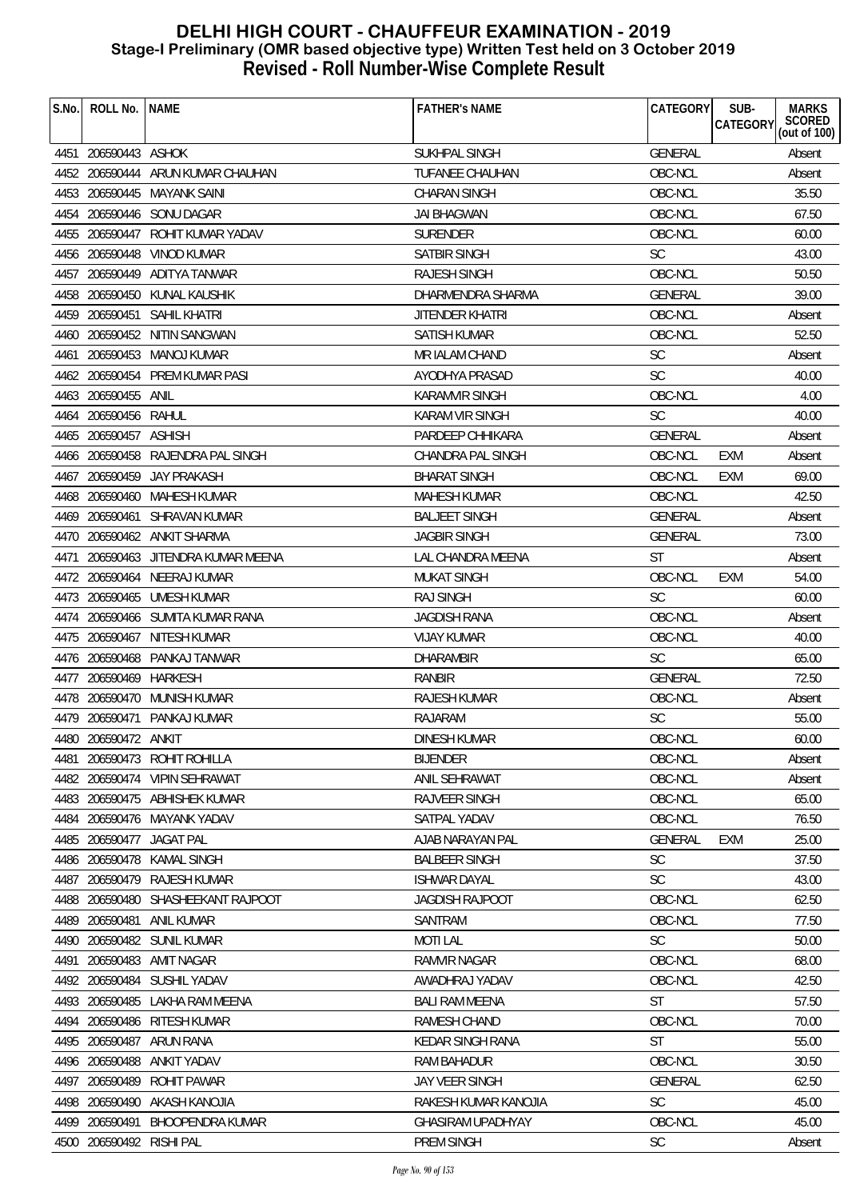# DELHI HIGH COURT - CHAUFFEUR EXAMINATION - 2019
## Stage-I Preliminary (OMR based objective type) Written Test held on 3 October 2019
## Revised - Roll Number-Wise Complete Result

| S.No. | ROLL No. | NAME | FATHER's NAME | CATEGORY | SUB-CATEGORY | MARKS SCORED (out of 100) |
|---|---|---|---|---|---|---|
| 4451 | 206590443 | ASHOK | SUKHPAL SINGH | GENERAL | | Absent |
| 4452 | 206590444 | ARUN KUMAR CHAUHAN | TUFANEE CHAUHAN | OBC-NCL | | Absent |
| 4453 | 206590445 | MAYANK SAINI | CHARAN SINGH | OBC-NCL | | 35.50 |
| 4454 | 206590446 | SONU DAGAR | JAI BHAGWAN | OBC-NCL | | 67.50 |
| 4455 | 206590447 | ROHIT KUMAR YADAV | SURENDER | OBC-NCL | | 60.00 |
| 4456 | 206590448 | VINOD KUMAR | SATBIR SINGH | SC | | 43.00 |
| 4457 | 206590449 | ADITYA TANWAR | RAJESH SINGH | OBC-NCL | | 50.50 |
| 4458 | 206590450 | KUNAL KAUSHIK | DHARMENDRA SHARMA | GENERAL | | 39.00 |
| 4459 | 206590451 | SAHIL KHATRI | JITENDER KHATRI | OBC-NCL | | Absent |
| 4460 | 206590452 | NITIN SANGWAN | SATISH KUMAR | OBC-NCL | | 52.50 |
| 4461 | 206590453 | MANOJ KUMAR | MR IALAM CHAND | SC | | Absent |
| 4462 | 206590454 | PREM KUMAR PASI | AYODHYA PRASAD | SC | | 40.00 |
| 4463 | 206590455 | ANIL | KARAMVIR SINGH | OBC-NCL | | 4.00 |
| 4464 | 206590456 | RAHUL | KARAM VIR SINGH | SC | | 40.00 |
| 4465 | 206590457 | ASHISH | PARDEEP CHHIKARA | GENERAL | | Absent |
| 4466 | 206590458 | RAJENDRA PAL SINGH | CHANDRA PAL SINGH | OBC-NCL | EXM | Absent |
| 4467 | 206590459 | JAY PRAKASH | BHARAT SINGH | OBC-NCL | EXM | 69.00 |
| 4468 | 206590460 | MAHESH KUMAR | MAHESH KUMAR | OBC-NCL | | 42.50 |
| 4469 | 206590461 | SHRAVAN KUMAR | BALJEET SINGH | GENERAL | | Absent |
| 4470 | 206590462 | ANKIT SHARMA | JAGBIR SINGH | GENERAL | | 73.00 |
| 4471 | 206590463 | JITENDRA KUMAR MEENA | LAL CHANDRA MEENA | ST | | Absent |
| 4472 | 206590464 | NEERAJ KUMAR | MUKAT SINGH | OBC-NCL | EXM | 54.00 |
| 4473 | 206590465 | UMESH KUMAR | RAJ SINGH | SC | | 60.00 |
| 4474 | 206590466 | SUMITA KUMAR RANA | JAGDISH RANA | OBC-NCL | | Absent |
| 4475 | 206590467 | NITESH KUMAR | VIJAY KUMAR | OBC-NCL | | 40.00 |
| 4476 | 206590468 | PANKAJ TANWAR | DHARAMBIR | SC | | 65.00 |
| 4477 | 206590469 | HARKESH | RANBIR | GENERAL | | 72.50 |
| 4478 | 206590470 | MUNISH KUMAR | RAJESH KUMAR | OBC-NCL | | Absent |
| 4479 | 206590471 | PANKAJ KUMAR | RAJARAM | SC | | 55.00 |
| 4480 | 206590472 | ANKIT | DINESH KUMAR | OBC-NCL | | 60.00 |
| 4481 | 206590473 | ROHIT ROHILLA | BIJENDER | OBC-NCL | | Absent |
| 4482 | 206590474 | VIPIN SEHRAWAT | ANIL SEHRAWAT | OBC-NCL | | Absent |
| 4483 | 206590475 | ABHISHEK KUMAR | RAJVEER SINGH | OBC-NCL | | 65.00 |
| 4484 | 206590476 | MAYANK YADAV | SATPAL YADAV | OBC-NCL | | 76.50 |
| 4485 | 206590477 | JAGAT PAL | AJAB NARAYAN PAL | GENERAL | EXM | 25.00 |
| 4486 | 206590478 | KAMAL SINGH | BALBEER SINGH | SC | | 37.50 |
| 4487 | 206590479 | RAJESH KUMAR | ISHWAR DAYAL | SC | | 43.00 |
| 4488 | 206590480 | SHASHEEKANT RAJPOOT | JAGDISH RAJPOOT | OBC-NCL | | 62.50 |
| 4489 | 206590481 | ANIL KUMAR | SANTRAM | OBC-NCL | | 77.50 |
| 4490 | 206590482 | SUNIL KUMAR | MOTI LAL | SC | | 50.00 |
| 4491 | 206590483 | AMIT NAGAR | RAMVIR NAGAR | OBC-NCL | | 68.00 |
| 4492 | 206590484 | SUSHIL YADAV | AWADHRAJ YADAV | OBC-NCL | | 42.50 |
| 4493 | 206590485 | LAKHA RAM MEENA | BALI RAM MEENA | ST | | 57.50 |
| 4494 | 206590486 | RITESH KUMAR | RAMESH CHAND | OBC-NCL | | 70.00 |
| 4495 | 206590487 | ARUN RANA | KEDAR SINGH RANA | ST | | 55.00 |
| 4496 | 206590488 | ANKIT YADAV | RAM BAHADUR | OBC-NCL | | 30.50 |
| 4497 | 206590489 | ROHIT PAWAR | JAY VEER SINGH | GENERAL | | 62.50 |
| 4498 | 206590490 | AKASH KANOJIA | RAKESH KUMAR KANOJIA | SC | | 45.00 |
| 4499 | 206590491 | BHOOPENDRA KUMAR | GHASIRAM UPADHYAY | OBC-NCL | | 45.00 |
| 4500 | 206590492 | RISHI PAL | PREM SINGH | SC | | Absent |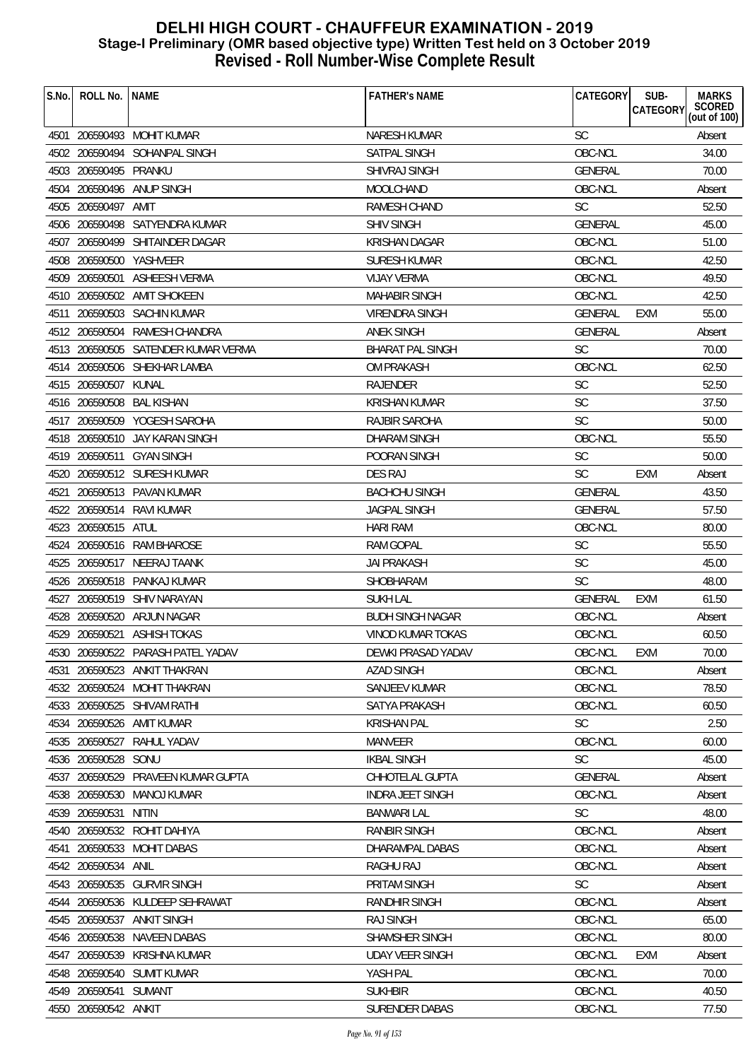# DELHI HIGH COURT - CHAUFFEUR EXAMINATION - 2019
## Stage-I Preliminary (OMR based objective type) Written Test held on 3 October 2019
## Revised - Roll Number-Wise Complete Result

| S.No. | ROLL No. | NAME | FATHER's NAME | CATEGORY | SUB-CATEGORY | MARKS SCORED (out of 100) |
|---|---|---|---|---|---|---|
| 4501 | 206590493 | MOHIT KUMAR | NARESH KUMAR | SC | | Absent |
| 4502 | 206590494 | SOHANPAL SINGH | SATPAL SINGH | OBC-NCL | | 34.00 |
| 4503 | 206590495 | PRANKU | SHIVRAJ SINGH | GENERAL | | 70.00 |
| 4504 | 206590496 | ANUP SINGH | MOOLCHAND | OBC-NCL | | Absent |
| 4505 | 206590497 | AMIT | RAMESH CHAND | SC | | 52.50 |
| 4506 | 206590498 | SATYENDRA KUMAR | SHIV SINGH | GENERAL | | 45.00 |
| 4507 | 206590499 | SHITAINDER DAGAR | KRISHAN DAGAR | OBC-NCL | | 51.00 |
| 4508 | 206590500 | YASHVEER | SURESH KUMAR | OBC-NCL | | 42.50 |
| 4509 | 206590501 | ASHEESH VERMA | VIJAY VERMA | OBC-NCL | | 49.50 |
| 4510 | 206590502 | AMIT SHOKEEN | MAHABIR SINGH | OBC-NCL | | 42.50 |
| 4511 | 206590503 | SACHIN KUMAR | VIRENDRA SINGH | GENERAL | EXM | 55.00 |
| 4512 | 206590504 | RAMESH CHANDRA | ANEK SINGH | GENERAL | | Absent |
| 4513 | 206590505 | SATENDER KUMAR VERMA | BHARAT PAL SINGH | SC | | 70.00 |
| 4514 | 206590506 | SHEKHAR LAMBA | OM PRAKASH | OBC-NCL | | 62.50 |
| 4515 | 206590507 | KUNAL | RAJENDER | SC | | 52.50 |
| 4516 | 206590508 | BAL KISHAN | KRISHAN KUMAR | SC | | 37.50 |
| 4517 | 206590509 | YOGESH SAROHA | RAJBIR SAROHA | SC | | 50.00 |
| 4518 | 206590510 | JAY KARAN SINGH | DHARAM SINGH | OBC-NCL | | 55.50 |
| 4519 | 206590511 | GYAN SINGH | POORAN SINGH | SC | | 50.00 |
| 4520 | 206590512 | SURESH KUMAR | DES RAJ | SC | EXM | Absent |
| 4521 | 206590513 | PAVAN KUMAR | BACHCHU SINGH | GENERAL | | 43.50 |
| 4522 | 206590514 | RAVI KUMAR | JAGPAL SINGH | GENERAL | | 57.50 |
| 4523 | 206590515 | ATUL | HARI RAM | OBC-NCL | | 80.00 |
| 4524 | 206590516 | RAM BHAROSE | RAM GOPAL | SC | | 55.50 |
| 4525 | 206590517 | NEERAJ TAANK | JAI PRAKASH | SC | | 45.00 |
| 4526 | 206590518 | PANKAJ KUMAR | SHOBHARAM | SC | | 48.00 |
| 4527 | 206590519 | SHIV NARAYAN | SUKH LAL | GENERAL | EXM | 61.50 |
| 4528 | 206590520 | ARJUN NAGAR | BUDH SINGH NAGAR | OBC-NCL | | Absent |
| 4529 | 206590521 | ASHISH TOKAS | VINOD KUMAR TOKAS | OBC-NCL | | 60.50 |
| 4530 | 206590522 | PARASH PATEL YADAV | DEWKI PRASAD YADAV | OBC-NCL | EXM | 70.00 |
| 4531 | 206590523 | ANKIT THAKRAN | AZAD SINGH | OBC-NCL | | Absent |
| 4532 | 206590524 | MOHIT THAKRAN | SANJEEV KUMAR | OBC-NCL | | 78.50 |
| 4533 | 206590525 | SHIVAM RATHI | SATYA PRAKASH | OBC-NCL | | 60.50 |
| 4534 | 206590526 | AMIT KUMAR | KRISHAN PAL | SC | | 2.50 |
| 4535 | 206590527 | RAHUL YADAV | MANVEER | OBC-NCL | | 60.00 |
| 4536 | 206590528 | SONU | IKBAL SINGH | SC | | 45.00 |
| 4537 | 206590529 | PRAVEEN KUMAR GUPTA | CHHOTELAL GUPTA | GENERAL | | Absent |
| 4538 | 206590530 | MANOJ KUMAR | INDRA JEET SINGH | OBC-NCL | | Absent |
| 4539 | 206590531 | NITIN | BANWARI LAL | SC | | 48.00 |
| 4540 | 206590532 | ROHIT DAHIYA | RANBIR SINGH | OBC-NCL | | Absent |
| 4541 | 206590533 | MOHIT DABAS | DHARAMPAL DABAS | OBC-NCL | | Absent |
| 4542 | 206590534 | ANIL | RAGHU RAJ | OBC-NCL | | Absent |
| 4543 | 206590535 | GURVIR SINGH | PRITAM SINGH | SC | | Absent |
| 4544 | 206590536 | KULDEEP SEHRAWAT | RANDHIR SINGH | OBC-NCL | | Absent |
| 4545 | 206590537 | ANKIT SINGH | RAJ SINGH | OBC-NCL | | 65.00 |
| 4546 | 206590538 | NAVEEN DABAS | SHAMSHER SINGH | OBC-NCL | | 80.00 |
| 4547 | 206590539 | KRISHNA KUMAR | UDAY VEER SINGH | OBC-NCL | EXM | Absent |
| 4548 | 206590540 | SUMIT KUMAR | YASH PAL | OBC-NCL | | 70.00 |
| 4549 | 206590541 | SUMANT | SUKHBIR | OBC-NCL | | 40.50 |
| 4550 | 206590542 | ANKIT | SURENDER DABAS | OBC-NCL | | 77.50 |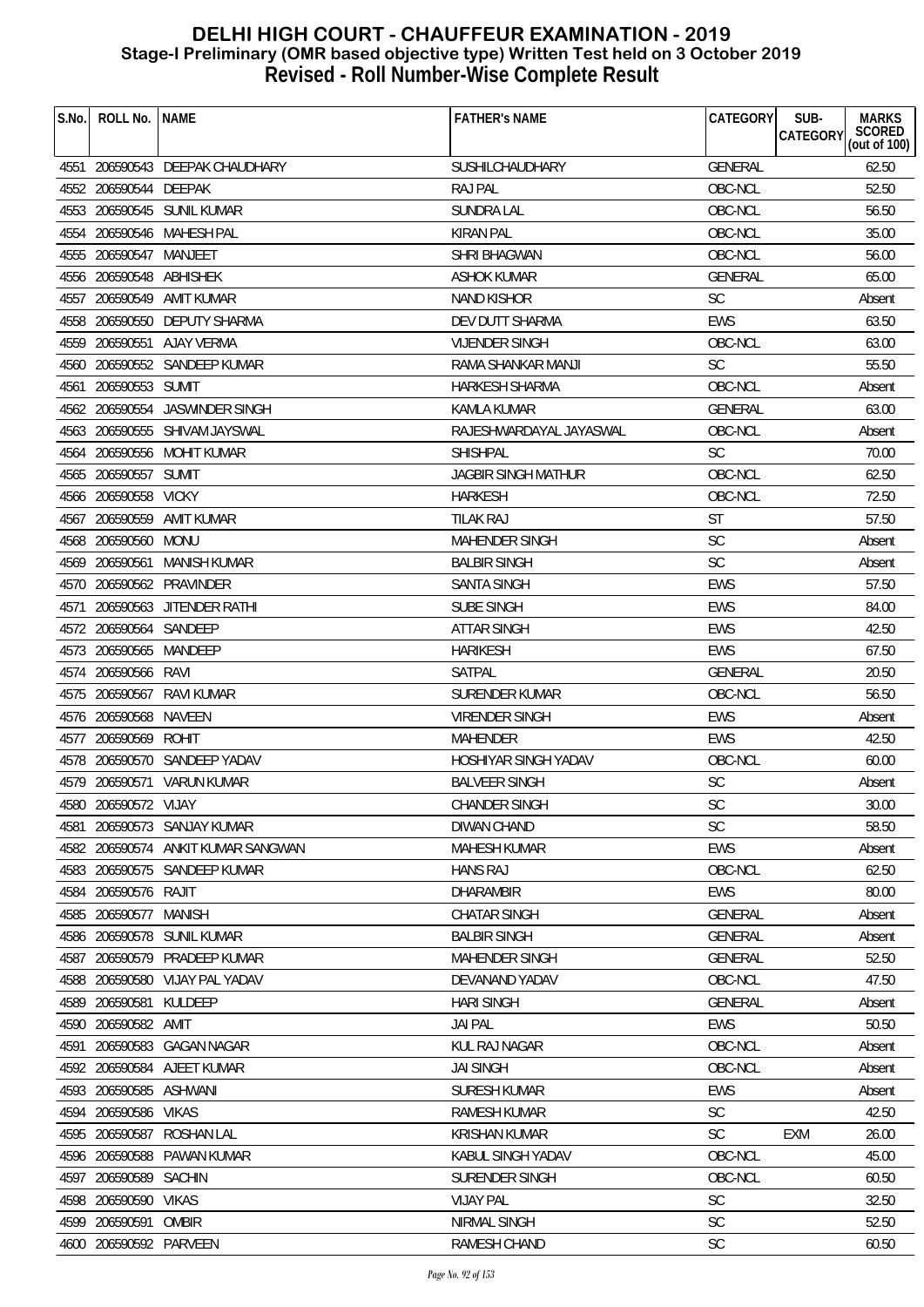# DELHI HIGH COURT - CHAUFFEUR EXAMINATION - 2019
## Stage-I Preliminary (OMR based objective type) Written Test held on 3 October 2019
## Revised - Roll Number-Wise Complete Result

| S.No. | ROLL No. | NAME | FATHER's NAME | CATEGORY | SUB-CATEGORY | MARKS SCORED (out of 100) |
|---|---|---|---|---|---|---|
| 4551 | 206590543 | DEEPAK CHAUDHARY | SUSHILCHAUDHARY | GENERAL | | 62.50 |
| 4552 | 206590544 | DEEPAK | RAJ PAL | OBC-NCL | | 52.50 |
| 4553 | 206590545 | SUNIL KUMAR | SUNDRA LAL | OBC-NCL | | 56.50 |
| 4554 | 206590546 | MAHESH PAL | KIRAN PAL | OBC-NCL | | 35.00 |
| 4555 | 206590547 | MANJEET | SHRI BHAGWAN | OBC-NCL | | 56.00 |
| 4556 | 206590548 | ABHISHEK | ASHOK KUMAR | GENERAL | | 65.00 |
| 4557 | 206590549 | AMIT KUMAR | NAND KISHOR | SC | | Absent |
| 4558 | 206590550 | DEPUTY SHARMA | DEV DUTT SHARMA | EWS | | 63.50 |
| 4559 | 206590551 | AJAY VERMA | VIJENDER SINGH | OBC-NCL | | 63.00 |
| 4560 | 206590552 | SANDEEP KUMAR | RAMA SHANKAR MANJI | SC | | 55.50 |
| 4561 | 206590553 | SUMIT | HARKESH SHARMA | OBC-NCL | | Absent |
| 4562 | 206590554 | JASWINDER SINGH | KAMLA KUMAR | GENERAL | | 63.00 |
| 4563 | 206590555 | SHIVAM JAYSWAL | RAJESHWARDAYAL JAYASWAL | OBC-NCL | | Absent |
| 4564 | 206590556 | MOHIT KUMAR | SHISHPAL | SC | | 70.00 |
| 4565 | 206590557 | SUMIT | JAGBIR SINGH MATHUR | OBC-NCL | | 62.50 |
| 4566 | 206590558 | VICKY | HARKESH | OBC-NCL | | 72.50 |
| 4567 | 206590559 | AMIT KUMAR | TILAK RAJ | ST | | 57.50 |
| 4568 | 206590560 | MONU | MAHENDER SINGH | SC | | Absent |
| 4569 | 206590561 | MANISH KUMAR | BALBIR SINGH | SC | | Absent |
| 4570 | 206590562 | PRAVINDER | SANTA SINGH | EWS | | 57.50 |
| 4571 | 206590563 | JITENDER RATHI | SUBE SINGH | EWS | | 84.00 |
| 4572 | 206590564 | SANDEEP | ATTAR SINGH | EWS | | 42.50 |
| 4573 | 206590565 | MANDEEP | HARIKESH | EWS | | 67.50 |
| 4574 | 206590566 | RAVI | SATPAL | GENERAL | | 20.50 |
| 4575 | 206590567 | RAVI KUMAR | SURENDER KUMAR | OBC-NCL | | 56.50 |
| 4576 | 206590568 | NAVEEN | VIRENDER SINGH | EWS | | Absent |
| 4577 | 206590569 | ROHIT | MAHENDER | EWS | | 42.50 |
| 4578 | 206590570 | SANDEEP YADAV | HOSHIYAR SINGH YADAV | OBC-NCL | | 60.00 |
| 4579 | 206590571 | VARUN KUMAR | BALVEER SINGH | SC | | Absent |
| 4580 | 206590572 | VIJAY | CHANDER SINGH | SC | | 30.00 |
| 4581 | 206590573 | SANJAY KUMAR | DIWAN CHAND | SC | | 58.50 |
| 4582 | 206590574 | ANKIT KUMAR SANGWAN | MAHESH KUMAR | EWS | | Absent |
| 4583 | 206590575 | SANDEEP KUMAR | HANS RAJ | OBC-NCL | | 62.50 |
| 4584 | 206590576 | RAJIT | DHARAMBIR | EWS | | 80.00 |
| 4585 | 206590577 | MANISH | CHATAR SINGH | GENERAL | | Absent |
| 4586 | 206590578 | SUNIL KUMAR | BALBIR SINGH | GENERAL | | Absent |
| 4587 | 206590579 | PRADEEP KUMAR | MAHENDER SINGH | GENERAL | | 52.50 |
| 4588 | 206590580 | VIJAY PAL YADAV | DEVANAND YADAV | OBC-NCL | | 47.50 |
| 4589 | 206590581 | KULDEEP | HARI SINGH | GENERAL | | Absent |
| 4590 | 206590582 | AMIT | JAI PAL | EWS | | 50.50 |
| 4591 | 206590583 | GAGAN NAGAR | KUL RAJ NAGAR | OBC-NCL | | Absent |
| 4592 | 206590584 | AJEET KUMAR | JAI SINGH | OBC-NCL | | Absent |
| 4593 | 206590585 | ASHWANI | SURESH KUMAR | EWS | | Absent |
| 4594 | 206590586 | VIKAS | RAMESH KUMAR | SC | | 42.50 |
| 4595 | 206590587 | ROSHAN LAL | KRISHAN KUMAR | SC | EXM | 26.00 |
| 4596 | 206590588 | PAWAN KUMAR | KABUL SINGH YADAV | OBC-NCL | | 45.00 |
| 4597 | 206590589 | SACHIN | SURENDER SINGH | OBC-NCL | | 60.50 |
| 4598 | 206590590 | VIKAS | VIJAY PAL | SC | | 32.50 |
| 4599 | 206590591 | OMBIR | NIRMAL SINGH | SC | | 52.50 |
| 4600 | 206590592 | PARVEEN | RAMESH CHAND | SC | | 60.50 |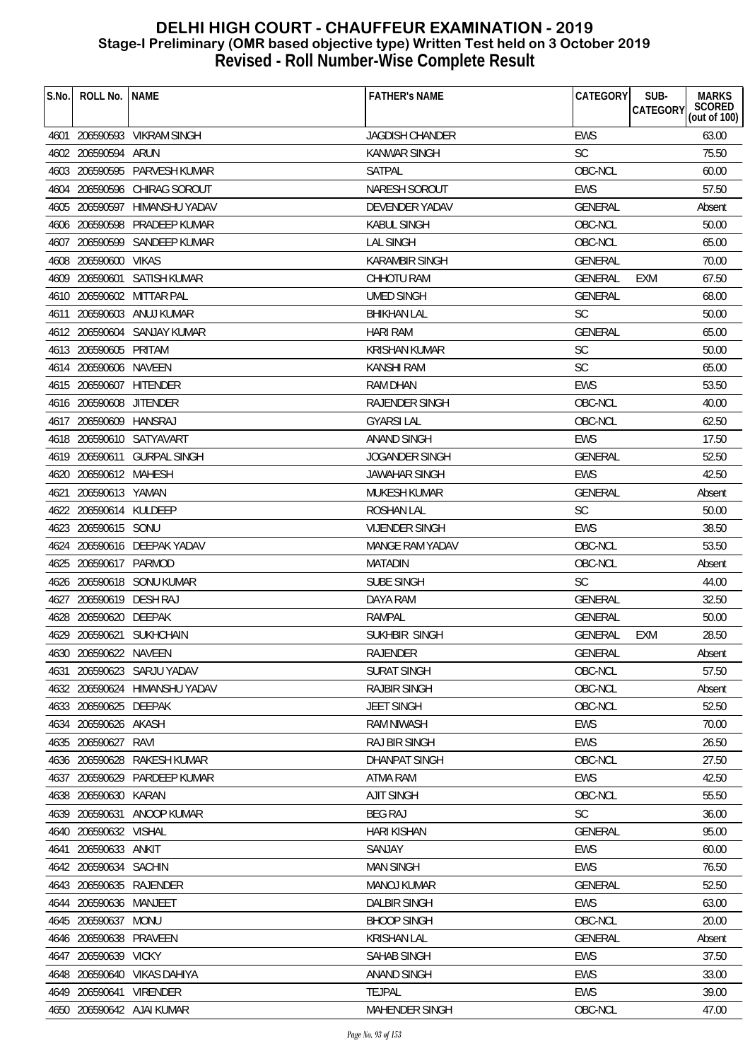# DELHI HIGH COURT - CHAUFFEUR EXAMINATION - 2019
## Stage-I Preliminary (OMR based objective type) Written Test held on 3 October 2019
## Revised - Roll Number-Wise Complete Result

| S.No. | ROLL No. | NAME | FATHER's NAME | CATEGORY | SUB-CATEGORY | MARKS SCORED (out of 100) |
|---|---|---|---|---|---|---|
| 4601 | 206590593 | VIKRAM SINGH | JAGDISH CHANDER | EWS | | 63.00 |
| 4602 | 206590594 | ARUN | KANWAR SINGH | SC | | 75.50 |
| 4603 | 206590595 | PARVESH KUMAR | SATPAL | OBC-NCL | | 60.00 |
| 4604 | 206590596 | CHIRAG SOROUT | NARESH SOROUT | EWS | | 57.50 |
| 4605 | 206590597 | HIMANSHU YADAV | DEVENDER YADAV | GENERAL | | Absent |
| 4606 | 206590598 | PRADEEP KUMAR | KABUL SINGH | OBC-NCL | | 50.00 |
| 4607 | 206590599 | SANDEEP KUMAR | LAL SINGH | OBC-NCL | | 65.00 |
| 4608 | 206590600 | VIKAS | KARAMBIR SINGH | GENERAL | | 70.00 |
| 4609 | 206590601 | SATISH KUMAR | CHHOTU RAM | GENERAL | EXM | 67.50 |
| 4610 | 206590602 | MITTAR PAL | UMED SINGH | GENERAL | | 68.00 |
| 4611 | 206590603 | ANUJ KUMAR | BHIKHAN LAL | SC | | 50.00 |
| 4612 | 206590604 | SANJAY KUMAR | HARI RAM | GENERAL | | 65.00 |
| 4613 | 206590605 | PRITAM | KRISHAN KUMAR | SC | | 50.00 |
| 4614 | 206590606 | NAVEEN | KANSHI RAM | SC | | 65.00 |
| 4615 | 206590607 | HITENDER | RAM DHAN | EWS | | 53.50 |
| 4616 | 206590608 | JITENDER | RAJENDER SINGH | OBC-NCL | | 40.00 |
| 4617 | 206590609 | HANSRAJ | GYARSI LAL | OBC-NCL | | 62.50 |
| 4618 | 206590610 | SATYAVART | ANAND SINGH | EWS | | 17.50 |
| 4619 | 206590611 | GURPAL SINGH | JOGANDER SINGH | GENERAL | | 52.50 |
| 4620 | 206590612 | MAHESH | JAWAHAR SINGH | EWS | | 42.50 |
| 4621 | 206590613 | YAMAN | MUKESH KUMAR | GENERAL | | Absent |
| 4622 | 206590614 | KULDEEP | ROSHAN LAL | SC | | 50.00 |
| 4623 | 206590615 | SONU | VIJENDER SINGH | EWS | | 38.50 |
| 4624 | 206590616 | DEEPAK YADAV | MANGE RAM YADAV | OBC-NCL | | 53.50 |
| 4625 | 206590617 | PARMOD | MATADIN | OBC-NCL | | Absent |
| 4626 | 206590618 | SONU KUMAR | SUBE SINGH | SC | | 44.00 |
| 4627 | 206590619 | DESH RAJ | DAYA RAM | GENERAL | | 32.50 |
| 4628 | 206590620 | DEEPAK | RAMPAL | GENERAL | | 50.00 |
| 4629 | 206590621 | SUKHCHAIN | SUKHBIR SINGH | GENERAL | EXM | 28.50 |
| 4630 | 206590622 | NAVEEN | RAJENDER | GENERAL | | Absent |
| 4631 | 206590623 | SARJU YADAV | SURAT SINGH | OBC-NCL | | 57.50 |
| 4632 | 206590624 | HIMANSHU YADAV | RAJBIR SINGH | OBC-NCL | | Absent |
| 4633 | 206590625 | DEEPAK | JEET SINGH | OBC-NCL | | 52.50 |
| 4634 | 206590626 | AKASH | RAM NIWASH | EWS | | 70.00 |
| 4635 | 206590627 | RAVI | RAJ BIR SINGH | EWS | | 26.50 |
| 4636 | 206590628 | RAKESH KUMAR | DHANPAT SINGH | OBC-NCL | | 27.50 |
| 4637 | 206590629 | PARDEEP KUMAR | ATMA RAM | EWS | | 42.50 |
| 4638 | 206590630 | KARAN | AJIT SINGH | OBC-NCL | | 55.50 |
| 4639 | 206590631 | ANOOP KUMAR | BEG RAJ | SC | | 36.00 |
| 4640 | 206590632 | VISHAL | HARI KISHAN | GENERAL | | 95.00 |
| 4641 | 206590633 | ANKIT | SANJAY | EWS | | 60.00 |
| 4642 | 206590634 | SACHIN | MAN SINGH | EWS | | 76.50 |
| 4643 | 206590635 | RAJENDER | MANOJ KUMAR | GENERAL | | 52.50 |
| 4644 | 206590636 | MANJEET | DALBIR SINGH | EWS | | 63.00 |
| 4645 | 206590637 | MONU | BHOOP SINGH | OBC-NCL | | 20.00 |
| 4646 | 206590638 | PRAVEEN | KRISHAN LAL | GENERAL | | Absent |
| 4647 | 206590639 | VICKY | SAHAB SINGH | EWS | | 37.50 |
| 4648 | 206590640 | VIKAS DAHIYA | ANAND SINGH | EWS | | 33.00 |
| 4649 | 206590641 | VIRENDER | TEJPAL | EWS | | 39.00 |
| 4650 | 206590642 | AJAI KUMAR | MAHENDER SINGH | OBC-NCL | | 47.00 |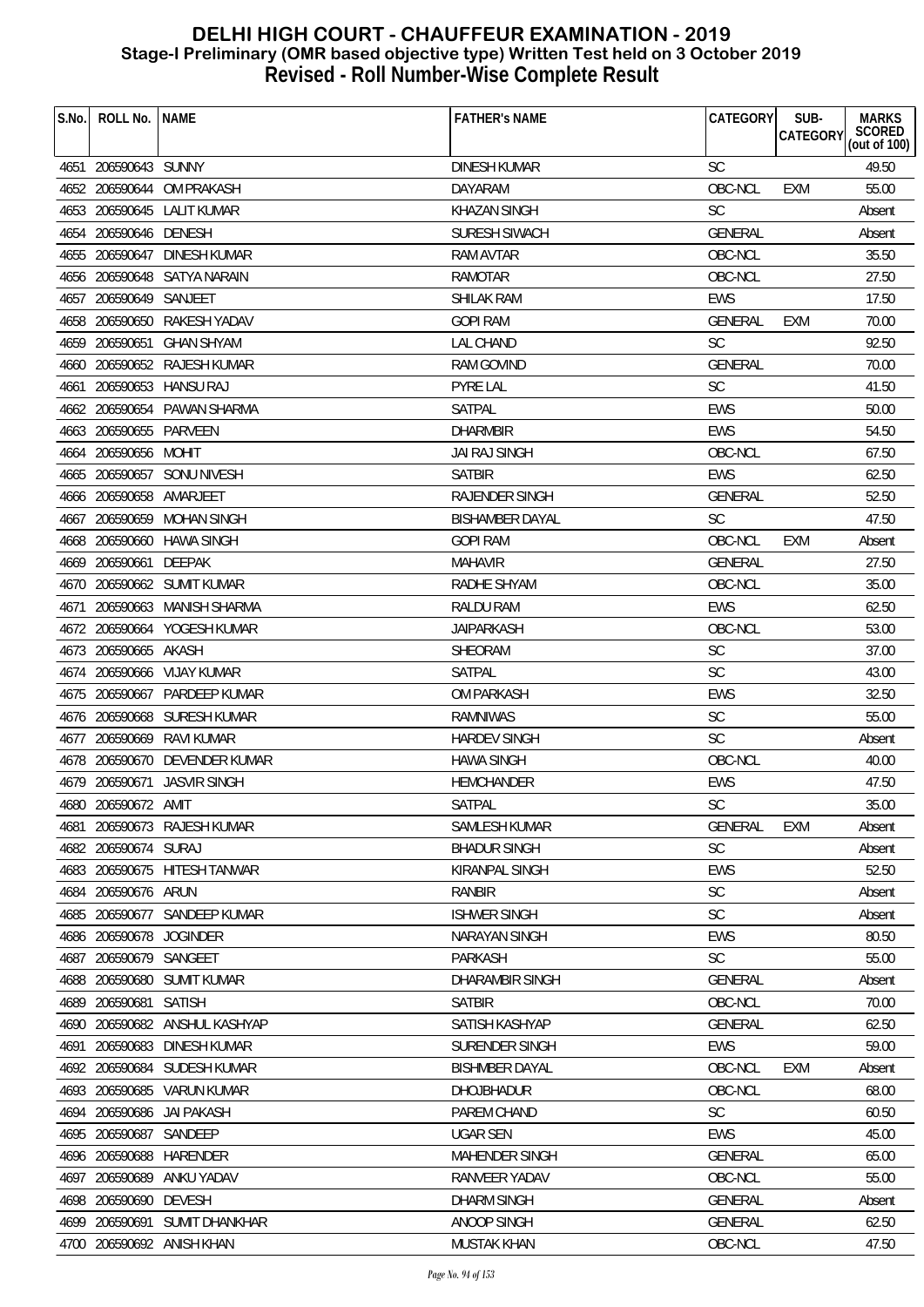# DELHI HIGH COURT - CHAUFFEUR EXAMINATION - 2019
## Stage-I Preliminary (OMR based objective type) Written Test held on 3 October 2019
## Revised - Roll Number-Wise Complete Result

| S.No. | ROLL No. | NAME | FATHER's NAME | CATEGORY | SUB-CATEGORY | MARKS SCORED (out of 100) |
|---|---|---|---|---|---|---|
| 4651 | 206590643 | SUNNY | DINESH KUMAR | SC | | 49.50 |
| 4652 | 206590644 | OM PRAKASH | DAYARAM | OBC-NCL | EXM | 55.00 |
| 4653 | 206590645 | LALIT KUMAR | KHAZAN SINGH | SC | | Absent |
| 4654 | 206590646 | DENESH | SURESH SIWACH | GENERAL | | Absent |
| 4655 | 206590647 | DINESH KUMAR | RAM AVTAR | OBC-NCL | | 35.50 |
| 4656 | 206590648 | SATYA NARAIN | RAMOTAR | OBC-NCL | | 27.50 |
| 4657 | 206590649 | SANJEET | SHILAK RAM | EWS | | 17.50 |
| 4658 | 206590650 | RAKESH YADAV | GOPI RAM | GENERAL | EXM | 70.00 |
| 4659 | 206590651 | GHAN SHYAM | LAL CHAND | SC | | 92.50 |
| 4660 | 206590652 | RAJESH KUMAR | RAM GOVIND | GENERAL | | 70.00 |
| 4661 | 206590653 | HANSU RAJ | PYRE LAL | SC | | 41.50 |
| 4662 | 206590654 | PAWAN SHARMA | SATPAL | EWS | | 50.00 |
| 4663 | 206590655 | PARVEEN | DHARMBIR | EWS | | 54.50 |
| 4664 | 206590656 | MOHIT | JAI RAJ SINGH | OBC-NCL | | 67.50 |
| 4665 | 206590657 | SONU NIVESH | SATBIR | EWS | | 62.50 |
| 4666 | 206590658 | AMARJEET | RAJENDER SINGH | GENERAL | | 52.50 |
| 4667 | 206590659 | MOHAN SINGH | BISHAMBER DAYAL | SC | | 47.50 |
| 4668 | 206590660 | HAWA SINGH | GOPI RAM | OBC-NCL | EXM | Absent |
| 4669 | 206590661 | DEEPAK | MAHAVIR | GENERAL | | 27.50 |
| 4670 | 206590662 | SUMIT KUMAR | RADHE SHYAM | OBC-NCL | | 35.00 |
| 4671 | 206590663 | MANISH SHARMA | RALDU RAM | EWS | | 62.50 |
| 4672 | 206590664 | YOGESH KUMAR | JAIPARKASH | OBC-NCL | | 53.00 |
| 4673 | 206590665 | AKASH | SHEORAM | SC | | 37.00 |
| 4674 | 206590666 | VIJAY KUMAR | SATPAL | SC | | 43.00 |
| 4675 | 206590667 | PARDEEP KUMAR | OM PARKASH | EWS | | 32.50 |
| 4676 | 206590668 | SURESH KUMAR | RAMNIWAS | SC | | 55.00 |
| 4677 | 206590669 | RAVI KUMAR | HARDEV SINGH | SC | | Absent |
| 4678 | 206590670 | DEVENDER KUMAR | HAWA SINGH | OBC-NCL | | 40.00 |
| 4679 | 206590671 | JASVIR SINGH | HEMCHANDER | EWS | | 47.50 |
| 4680 | 206590672 | AMIT | SATPAL | SC | | 35.00 |
| 4681 | 206590673 | RAJESH KUMAR | SAMLESH KUMAR | GENERAL | EXM | Absent |
| 4682 | 206590674 | SURAJ | BHADUR SINGH | SC | | Absent |
| 4683 | 206590675 | HITESH TANWAR | KIRANPAL SINGH | EWS | | 52.50 |
| 4684 | 206590676 | ARUN | RANBIR | SC | | Absent |
| 4685 | 206590677 | SANDEEP KUMAR | ISHWER SINGH | SC | | Absent |
| 4686 | 206590678 | JOGINDER | NARAYAN SINGH | EWS | | 80.50 |
| 4687 | 206590679 | SANGEET | PARKASH | SC | | 55.00 |
| 4688 | 206590680 | SUMIT KUMAR | DHARAMBIR SINGH | GENERAL | | Absent |
| 4689 | 206590681 | SATISH | SATBIR | OBC-NCL | | 70.00 |
| 4690 | 206590682 | ANSHUL KASHYAP | SATISH KASHYAP | GENERAL | | 62.50 |
| 4691 | 206590683 | DINESH KUMAR | SURENDER SINGH | EWS | | 59.00 |
| 4692 | 206590684 | SUDESH KUMAR | BISHMBER DAYAL | OBC-NCL | EXM | Absent |
| 4693 | 206590685 | VARUN KUMAR | DHOJBHADUR | OBC-NCL | | 68.00 |
| 4694 | 206590686 | JAI PAKASH | PAREM CHAND | SC | | 60.50 |
| 4695 | 206590687 | SANDEEP | UGAR SEN | EWS | | 45.00 |
| 4696 | 206590688 | HARENDER | MAHENDER SINGH | GENERAL | | 65.00 |
| 4697 | 206590689 | ANKU YADAV | RANVEER YADAV | OBC-NCL | | 55.00 |
| 4698 | 206590690 | DEVESH | DHARM SINGH | GENERAL | | Absent |
| 4699 | 206590691 | SUMIT DHANKHAR | ANOOP SINGH | GENERAL | | 62.50 |
| 4700 | 206590692 | ANISH KHAN | MUSTAK KHAN | OBC-NCL | | 47.50 |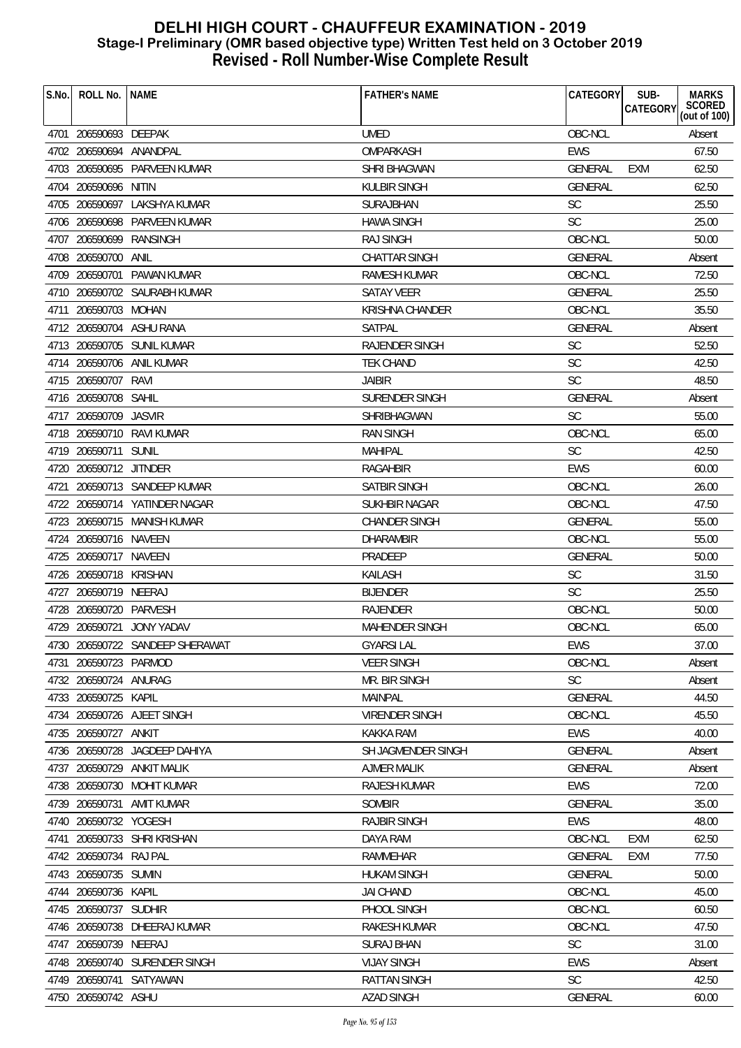# DELHI HIGH COURT - CHAUFFEUR EXAMINATION - 2019
## Stage-I Preliminary (OMR based objective type) Written Test held on 3 October 2019
## Revised - Roll Number-Wise Complete Result

| S.No. | ROLL No. | NAME | FATHER's NAME | CATEGORY | SUB-CATEGORY | MARKS SCORED (out of 100) |
|---|---|---|---|---|---|---|
| 4701 | 206590693 | DEEPAK | UMED | OBC-NCL | | Absent |
| 4702 | 206590694 | ANANDPAL | OMPARKASH | EWS | | 67.50 |
| 4703 | 206590695 | PARVEEN KUMAR | SHRI BHAGWAN | GENERAL | EXM | 62.50 |
| 4704 | 206590696 | NITIN | KULBIR SINGH | GENERAL | | 62.50 |
| 4705 | 206590697 | LAKSHYA KUMAR | SURAJBHAN | SC | | 25.50 |
| 4706 | 206590698 | PARVEEN KUMAR | HAWA SINGH | SC | | 25.00 |
| 4707 | 206590699 | RANSINGH | RAJ SINGH | OBC-NCL | | 50.00 |
| 4708 | 206590700 | ANIL | CHATTAR SINGH | GENERAL | | Absent |
| 4709 | 206590701 | PAWAN KUMAR | RAMESH KUMAR | OBC-NCL | | 72.50 |
| 4710 | 206590702 | SAURABH KUMAR | SATAY VEER | GENERAL | | 25.50 |
| 4711 | 206590703 | MOHAN | KRISHNA CHANDER | OBC-NCL | | 35.50 |
| 4712 | 206590704 | ASHU RANA | SATPAL | GENERAL | | Absent |
| 4713 | 206590705 | SUNIL KUMAR | RAJENDER SINGH | SC | | 52.50 |
| 4714 | 206590706 | ANIL KUMAR | TEK CHAND | SC | | 42.50 |
| 4715 | 206590707 | RAVI | JAIBIR | SC | | 48.50 |
| 4716 | 206590708 | SAHIL | SURENDER SINGH | GENERAL | | Absent |
| 4717 | 206590709 | JASVIR | SHRIBHAGWAN | SC | | 55.00 |
| 4718 | 206590710 | RAVI KUMAR | RAN SINGH | OBC-NCL | | 65.00 |
| 4719 | 206590711 | SUNIL | MAHIPAL | SC | | 42.50 |
| 4720 | 206590712 | JITNDER | RAGAHBIR | EWS | | 60.00 |
| 4721 | 206590713 | SANDEEP KUMAR | SATBIR SINGH | OBC-NCL | | 26.00 |
| 4722 | 206590714 | YATINDER NAGAR | SUKHBIR NAGAR | OBC-NCL | | 47.50 |
| 4723 | 206590715 | MANISH KUMAR | CHANDER SINGH | GENERAL | | 55.00 |
| 4724 | 206590716 | NAVEEN | DHARAMBIR | OBC-NCL | | 55.00 |
| 4725 | 206590717 | NAVEEN | PRADEEP | GENERAL | | 50.00 |
| 4726 | 206590718 | KRISHAN | KAILASH | SC | | 31.50 |
| 4727 | 206590719 | NEERAJ | BIJENDER | SC | | 25.50 |
| 4728 | 206590720 | PARVESH | RAJENDER | OBC-NCL | | 50.00 |
| 4729 | 206590721 | JONY YADAV | MAHENDER SINGH | OBC-NCL | | 65.00 |
| 4730 | 206590722 | SANDEEP SHERAWAT | GYARSI LAL | EWS | | 37.00 |
| 4731 | 206590723 | PARMOD | VEER SINGH | OBC-NCL | | Absent |
| 4732 | 206590724 | ANURAG | MR. BIR SINGH | SC | | Absent |
| 4733 | 206590725 | KAPIL | MAINPAL | GENERAL | | 44.50 |
| 4734 | 206590726 | AJEET SINGH | VIRENDER SINGH | OBC-NCL | | 45.50 |
| 4735 | 206590727 | ANKIT | KAKKA RAM | EWS | | 40.00 |
| 4736 | 206590728 | JAGDEEP DAHIYA | SH JAGMENDER SINGH | GENERAL | | Absent |
| 4737 | 206590729 | ANKIT MALIK | AJMER MALIK | GENERAL | | Absent |
| 4738 | 206590730 | MOHIT KUMAR | RAJESH KUMAR | EWS | | 72.00 |
| 4739 | 206590731 | AMIT KUMAR | SOMBIR | GENERAL | | 35.00 |
| 4740 | 206590732 | YOGESH | RAJBIR SINGH | EWS | | 48.00 |
| 4741 | 206590733 | SHRI KRISHAN | DAYA RAM | OBC-NCL | EXM | 62.50 |
| 4742 | 206590734 | RAJ PAL | RAMMEHAR | GENERAL | EXM | 77.50 |
| 4743 | 206590735 | SUMIN | HUKAM SINGH | GENERAL | | 50.00 |
| 4744 | 206590736 | KAPIL | JAI CHAND | OBC-NCL | | 45.00 |
| 4745 | 206590737 | SUDHIR | PHOOL SINGH | OBC-NCL | | 60.50 |
| 4746 | 206590738 | DHEERAJ KUMAR | RAKESH KUMAR | OBC-NCL | | 47.50 |
| 4747 | 206590739 | NEERAJ | SURAJ BHAN | SC | | 31.00 |
| 4748 | 206590740 | SURENDER SINGH | VIJAY SINGH | EWS | | Absent |
| 4749 | 206590741 | SATYAWAN | RATTAN SINGH | SC | | 42.50 |
| 4750 | 206590742 | ASHU | AZAD SINGH | GENERAL | | 60.00 |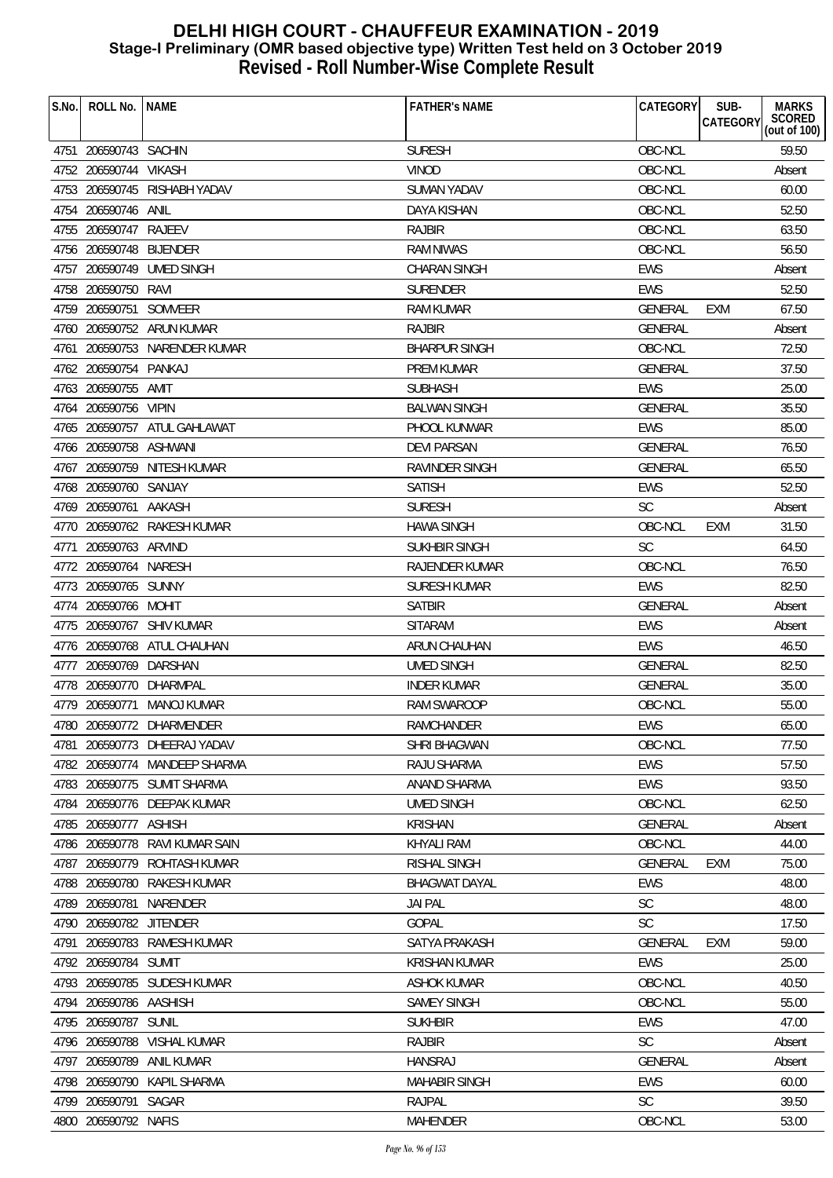# DELHI HIGH COURT - CHAUFFEUR EXAMINATION - 2019
## Stage-I Preliminary (OMR based objective type) Written Test held on 3 October 2019
## Revised - Roll Number-Wise Complete Result

| S.No. | ROLL No. | NAME | FATHER's NAME | CATEGORY | SUB-CATEGORY | MARKS SCORED (out of 100) |
|---|---|---|---|---|---|---|
| 4751 | 206590743 | SACHIN | SURESH | OBC-NCL | | 59.50 |
| 4752 | 206590744 | VIKASH | VINOD | OBC-NCL | | Absent |
| 4753 | 206590745 | RISHABH YADAV | SUMAN YADAV | OBC-NCL | | 60.00 |
| 4754 | 206590746 | ANIL | DAYA KISHAN | OBC-NCL | | 52.50 |
| 4755 | 206590747 | RAJEEV | RAJBIR | OBC-NCL | | 63.50 |
| 4756 | 206590748 | BIJENDER | RAM NIWAS | OBC-NCL | | 56.50 |
| 4757 | 206590749 | UMED SINGH | CHARAN SINGH | EWS | | Absent |
| 4758 | 206590750 | RAVI | SURENDER | EWS | | 52.50 |
| 4759 | 206590751 | SOMVEER | RAM KUMAR | GENERAL | EXM | 67.50 |
| 4760 | 206590752 | ARUN KUMAR | RAJBIR | GENERAL | | Absent |
| 4761 | 206590753 | NARENDER KUMAR | BHARPUR SINGH | OBC-NCL | | 72.50 |
| 4762 | 206590754 | PANKAJ | PREM KUMAR | GENERAL | | 37.50 |
| 4763 | 206590755 | AMIT | SUBHASH | EWS | | 25.00 |
| 4764 | 206590756 | VIPIN | BALWAN SINGH | GENERAL | | 35.50 |
| 4765 | 206590757 | ATUL GAHLAWAT | PHOOL KUNWAR | EWS | | 85.00 |
| 4766 | 206590758 | ASHWANI | DEVI PARSAN | GENERAL | | 76.50 |
| 4767 | 206590759 | NITESH KUMAR | RAVINDER SINGH | GENERAL | | 65.50 |
| 4768 | 206590760 | SANJAY | SATISH | EWS | | 52.50 |
| 4769 | 206590761 | AAKASH | SURESH | SC | | Absent |
| 4770 | 206590762 | RAKESH KUMAR | HAWA SINGH | OBC-NCL | EXM | 31.50 |
| 4771 | 206590763 | ARVIND | SUKHBIR SINGH | SC | | 64.50 |
| 4772 | 206590764 | NARESH | RAJENDER KUMAR | OBC-NCL | | 76.50 |
| 4773 | 206590765 | SUNNY | SURESH KUMAR | EWS | | 82.50 |
| 4774 | 206590766 | MOHIT | SATBIR | GENERAL | | Absent |
| 4775 | 206590767 | SHIV KUMAR | SITARAM | EWS | | Absent |
| 4776 | 206590768 | ATUL CHAUHAN | ARUN CHAUHAN | EWS | | 46.50 |
| 4777 | 206590769 | DARSHAN | UMED SINGH | GENERAL | | 82.50 |
| 4778 | 206590770 | DHARMPAL | INDER KUMAR | GENERAL | | 35.00 |
| 4779 | 206590771 | MANOJ KUMAR | RAM SWAROOP | OBC-NCL | | 55.00 |
| 4780 | 206590772 | DHARMENDER | RAMCHANDER | EWS | | 65.00 |
| 4781 | 206590773 | DHEERAJ YADAV | SHRI BHAGWAN | OBC-NCL | | 77.50 |
| 4782 | 206590774 | MANDEEP SHARMA | RAJU SHARMA | EWS | | 57.50 |
| 4783 | 206590775 | SUMIT SHARMA | ANAND SHARMA | EWS | | 93.50 |
| 4784 | 206590776 | DEEPAK KUMAR | UMED SINGH | OBC-NCL | | 62.50 |
| 4785 | 206590777 | ASHISH | KRISHAN | GENERAL | | Absent |
| 4786 | 206590778 | RAVI KUMAR SAIN | KHYALI RAM | OBC-NCL | | 44.00 |
| 4787 | 206590779 | ROHTASH KUMAR | RISHAL SINGH | GENERAL | EXM | 75.00 |
| 4788 | 206590780 | RAKESH KUMAR | BHAGWAT DAYAL | EWS | | 48.00 |
| 4789 | 206590781 | NARENDER | JAI PAL | SC | | 48.00 |
| 4790 | 206590782 | JITENDER | GOPAL | SC | | 17.50 |
| 4791 | 206590783 | RAMESH KUMAR | SATYA PRAKASH | GENERAL | EXM | 59.00 |
| 4792 | 206590784 | SUMIT | KRISHAN KUMAR | EWS | | 25.00 |
| 4793 | 206590785 | SUDESH KUMAR | ASHOK KUMAR | OBC-NCL | | 40.50 |
| 4794 | 206590786 | AASHISH | SAMEY SINGH | OBC-NCL | | 55.00 |
| 4795 | 206590787 | SUNIL | SUKHBIR | EWS | | 47.00 |
| 4796 | 206590788 | VISHAL KUMAR | RAJBIR | SC | | Absent |
| 4797 | 206590789 | ANIL KUMAR | HANSRAJ | GENERAL | | Absent |
| 4798 | 206590790 | KAPIL SHARMA | MAHABIR SINGH | EWS | | 60.00 |
| 4799 | 206590791 | SAGAR | RAJPAL | SC | | 39.50 |
| 4800 | 206590792 | NAFIS | MAHENDER | OBC-NCL | | 53.00 |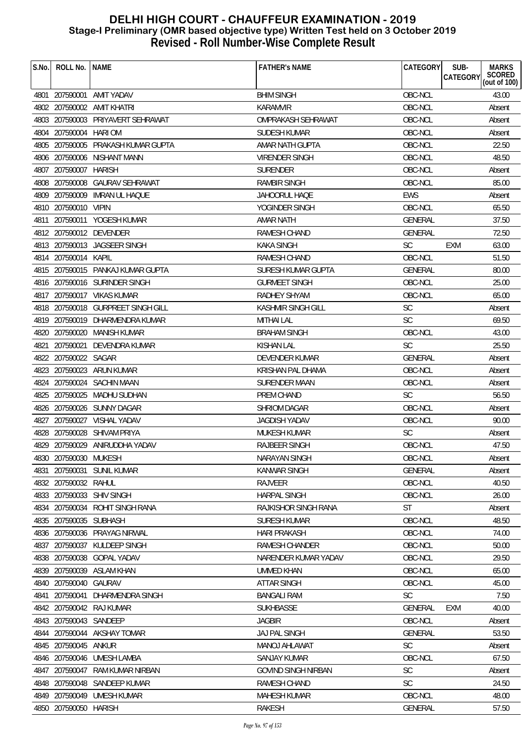# DELHI HIGH COURT - CHAUFFEUR EXAMINATION - 2019
## Stage-I Preliminary (OMR based objective type) Written Test held on 3 October 2019
## Revised - Roll Number-Wise Complete Result

| S.No. | ROLL No. | NAME | FATHER's NAME | CATEGORY | SUB-CATEGORY | MARKS SCORED (out of 100) |
|---|---|---|---|---|---|---|
| 4801 | 207590001 | AMIT YADAV | BHIM SINGH | OBC-NCL | | 43.00 |
| 4802 | 207590002 | AMIT KHATRI | KARAMVIR | OBC-NCL | | Absent |
| 4803 | 207590003 | PRIYAVERT SEHRAWAT | OMPRAKASH SEHRAWAT | OBC-NCL | | Absent |
| 4804 | 207590004 | HARI OM | SUDESH KUMAR | OBC-NCL | | Absent |
| 4805 | 207590005 | PRAKASH KUMAR GUPTA | AMAR NATH GUPTA | OBC-NCL | | 22.50 |
| 4806 | 207590006 | NISHANT MANN | VIRENDER SINGH | OBC-NCL | | 48.50 |
| 4807 | 207590007 | HARISH | SURENDER | OBC-NCL | | Absent |
| 4808 | 207590008 | GAURAV SEHRAWAT | RAMBIR SINGH | OBC-NCL | | 85.00 |
| 4809 | 207590009 | IMRAN UL HAQUE | JAHOORUL HAQE | EWS | | Absent |
| 4810 | 207590010 | VIPIN | YOGINDER SINGH | OBC-NCL | | 65.50 |
| 4811 | 207590011 | YOGESH KUMAR | AMAR NATH | GENERAL | | 37.50 |
| 4812 | 207590012 | DEVENDER | RAMESH CHAND | GENERAL | | 72.50 |
| 4813 | 207590013 | JAGSEER SINGH | KAKA SINGH | SC | EXM | 63.00 |
| 4814 | 207590014 | KAPIL | RAMESH CHAND | OBC-NCL | | 51.50 |
| 4815 | 207590015 | PANKAJ KUMAR GUPTA | SURESH KUMAR GUPTA | GENERAL | | 80.00 |
| 4816 | 207590016 | SURINDER SINGH | GURMEET SINGH | OBC-NCL | | 25.00 |
| 4817 | 207590017 | VIKAS KUMAR | RADHEY SHYAM | OBC-NCL | | 65.00 |
| 4818 | 207590018 | GURPREET SINGH GILL | KASHMIR SINGH GILL | SC | | Absent |
| 4819 | 207590019 | DHARMENDRA KUMAR | MITHAI LAL | SC | | 69.50 |
| 4820 | 207590020 | MANISH KUMAR | BRAHAM SINGH | OBC-NCL | | 43.00 |
| 4821 | 207590021 | DEVENDRA KUMAR | KISHAN LAL | SC | | 25.50 |
| 4822 | 207590022 | SAGAR | DEVENDER KUMAR | GENERAL | | Absent |
| 4823 | 207590023 | ARUN KUMAR | KRISHAN PAL DHAMA | OBC-NCL | | Absent |
| 4824 | 207590024 | SACHIN MAAN | SURENDER MAAN | OBC-NCL | | Absent |
| 4825 | 207590025 | MADHU SUDHAN | PREM CHAND | SC | | 56.50 |
| 4826 | 207590026 | SUNNY DAGAR | SHRIOM DAGAR | OBC-NCL | | Absent |
| 4827 | 207590027 | VISHAL YADAV | JAGDISH YADAV | OBC-NCL | | 90.00 |
| 4828 | 207590028 | SHIVAM PRIYA | MUKESH KUMAR | SC | | Absent |
| 4829 | 207590029 | ANIRUDDHA YADAV | RAJBEER SINGH | OBC-NCL | | 47.50 |
| 4830 | 207590030 | MUKESH | NARAYAN SINGH | OBC-NCL | | Absent |
| 4831 | 207590031 | SUNIL KUMAR | KANWAR SINGH | GENERAL | | Absent |
| 4832 | 207590032 | RAHUL | RAJVEER | OBC-NCL | | 40.50 |
| 4833 | 207590033 | SHIV SINGH | HARPAL SINGH | OBC-NCL | | 26.00 |
| 4834 | 207590034 | ROHIT SINGH RANA | RAJKISHOR SINGH RANA | ST | | Absent |
| 4835 | 207590035 | SUBHASH | SURESH KUMAR | OBC-NCL | | 48.50 |
| 4836 | 207590036 | PRAYAG NIRWAL | HARI PRAKASH | OBC-NCL | | 74.00 |
| 4837 | 207590037 | KULDEEP SINGH | RAMESH CHANDER | OBC-NCL | | 50.00 |
| 4838 | 207590038 | GOPAL YADAV | NARENDER KUMAR YADAV | OBC-NCL | | 29.50 |
| 4839 | 207590039 | ASLAM KHAN | UMMED KHAN | OBC-NCL | | 65.00 |
| 4840 | 207590040 | GAURAV | ATTAR SINGH | OBC-NCL | | 45.00 |
| 4841 | 207590041 | DHARMENDRA SINGH | BANGALI RAM | SC | | 7.50 |
| 4842 | 207590042 | RAJ KUMAR | SUKHBASSE | GENERAL | EXM | 40.00 |
| 4843 | 207590043 | SANDEEP | JAGBIR | OBC-NCL | | Absent |
| 4844 | 207590044 | AKSHAY TOMAR | JAJ PAL SINGH | GENERAL | | 53.50 |
| 4845 | 207590045 | ANKUR | MANOJ AHLAWAT | SC | | Absent |
| 4846 | 207590046 | UMESH LAMBA | SANJAY KUMAR | OBC-NCL | | 67.50 |
| 4847 | 207590047 | RAM KUMAR NIRBAN | GOVIND SINGH NIRBAN | SC | | Absent |
| 4848 | 207590048 | SANDEEP KUMAR | RAMESH CHAND | SC | | 24.50 |
| 4849 | 207590049 | UMESH KUMAR | MAHESH KUMAR | OBC-NCL | | 48.00 |
| 4850 | 207590050 | HARISH | RAKESH | GENERAL | | 57.50 |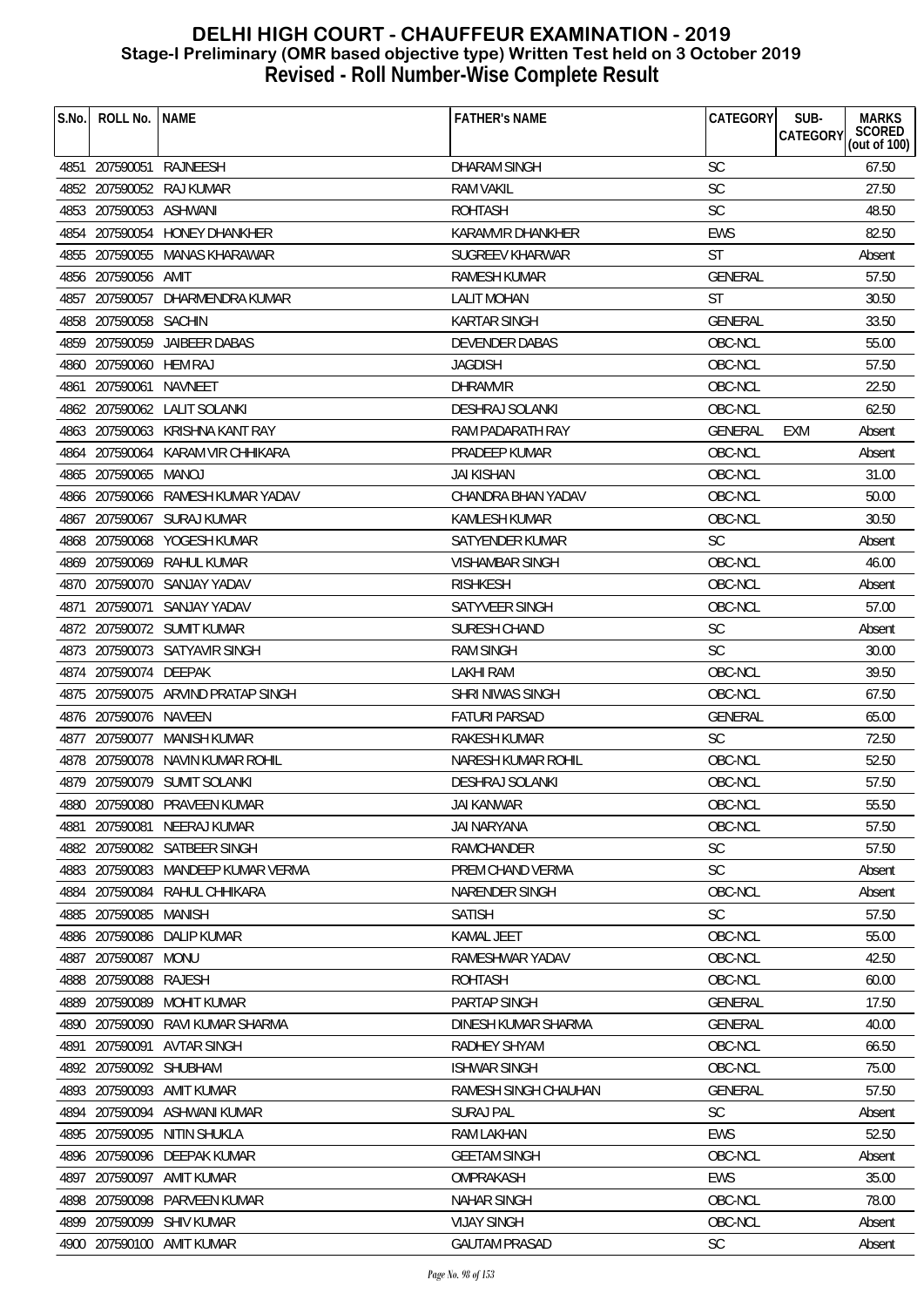# DELHI HIGH COURT - CHAUFFEUR EXAMINATION - 2019
## Stage-I Preliminary (OMR based objective type) Written Test held on 3 October 2019
## Revised - Roll Number-Wise Complete Result

| S.No. | ROLL No. | NAME | FATHER's NAME | CATEGORY | SUB-CATEGORY | MARKS SCORED (out of 100) |
|---|---|---|---|---|---|---|
| 4851 | 207590051 | RAJNEESH | DHARAM SINGH | SC | | 67.50 |
| 4852 | 207590052 | RAJ KUMAR | RAM VAKIL | SC | | 27.50 |
| 4853 | 207590053 | ASHWANI | ROHTASH | SC | | 48.50 |
| 4854 | 207590054 | HONEY DHANKHER | KARAMVIR DHANKHER | EWS | | 82.50 |
| 4855 | 207590055 | MANAS KHARAWAR | SUGREEV KHARWAR | ST | | Absent |
| 4856 | 207590056 | AMIT | RAMESH KUMAR | GENERAL | | 57.50 |
| 4857 | 207590057 | DHARMENDRA KUMAR | LALIT MOHAN | ST | | 30.50 |
| 4858 | 207590058 | SACHIN | KARTAR SINGH | GENERAL | | 33.50 |
| 4859 | 207590059 | JAIBEER DABAS | DEVENDER DABAS | OBC-NCL | | 55.00 |
| 4860 | 207590060 | HEM RAJ | JAGDISH | OBC-NCL | | 57.50 |
| 4861 | 207590061 | NAVNEET | DHRAMVIR | OBC-NCL | | 22.50 |
| 4862 | 207590062 | LALIT SOLANKI | DESHRAJ SOLANKI | OBC-NCL | | 62.50 |
| 4863 | 207590063 | KRISHNA KANT RAY | RAM PADARATH RAY | GENERAL | EXM | Absent |
| 4864 | 207590064 | KARAM VIR CHHIKARA | PRADEEP KUMAR | OBC-NCL | | Absent |
| 4865 | 207590065 | MANOJ | JAI KISHAN | OBC-NCL | | 31.00 |
| 4866 | 207590066 | RAMESH KUMAR YADAV | CHANDRA BHAN YADAV | OBC-NCL | | 50.00 |
| 4867 | 207590067 | SURAJ KUMAR | KAMLESH KUMAR | OBC-NCL | | 30.50 |
| 4868 | 207590068 | YOGESH KUMAR | SATYENDER KUMAR | SC | | Absent |
| 4869 | 207590069 | RAHUL KUMAR | VISHAMBAR SINGH | OBC-NCL | | 46.00 |
| 4870 | 207590070 | SANJAY YADAV | RISHKESH | OBC-NCL | | Absent |
| 4871 | 207590071 | SANJAY YADAV | SATYVEER SINGH | OBC-NCL | | 57.00 |
| 4872 | 207590072 | SUMIT KUMAR | SURESH CHAND | SC | | Absent |
| 4873 | 207590073 | SATYAVIR SINGH | RAM SINGH | SC | | 30.00 |
| 4874 | 207590074 | DEEPAK | LAKHI RAM | OBC-NCL | | 39.50 |
| 4875 | 207590075 | ARVIND PRATAP SINGH | SHRI NIWAS SINGH | OBC-NCL | | 67.50 |
| 4876 | 207590076 | NAVEEN | FATURI PARSAD | GENERAL | | 65.00 |
| 4877 | 207590077 | MANISH KUMAR | RAKESH KUMAR | SC | | 72.50 |
| 4878 | 207590078 | NAVIN KUMAR ROHIL | NARESH KUMAR ROHIL | OBC-NCL | | 52.50 |
| 4879 | 207590079 | SUMIT SOLANKI | DESHRAJ SOLANKI | OBC-NCL | | 57.50 |
| 4880 | 207590080 | PRAVEEN KUMAR | JAI KANWAR | OBC-NCL | | 55.50 |
| 4881 | 207590081 | NEERAJ KUMAR | JAI NARYANA | OBC-NCL | | 57.50 |
| 4882 | 207590082 | SATBEER SINGH | RAMCHANDER | SC | | 57.50 |
| 4883 | 207590083 | MANDEEP KUMAR VERMA | PREM CHAND VERMA | SC | | Absent |
| 4884 | 207590084 | RAHUL CHHIKARA | NARENDER SINGH | OBC-NCL | | Absent |
| 4885 | 207590085 | MANISH | SATISH | SC | | 57.50 |
| 4886 | 207590086 | DALIP KUMAR | KAMAL JEET | OBC-NCL | | 55.00 |
| 4887 | 207590087 | MONU | RAMESHWAR YADAV | OBC-NCL | | 42.50 |
| 4888 | 207590088 | RAJESH | ROHTASH | OBC-NCL | | 60.00 |
| 4889 | 207590089 | MOHIT KUMAR | PARTAP SINGH | GENERAL | | 17.50 |
| 4890 | 207590090 | RAVI KUMAR SHARMA | DINESH KUMAR SHARMA | GENERAL | | 40.00 |
| 4891 | 207590091 | AVTAR SINGH | RADHEY SHYAM | OBC-NCL | | 66.50 |
| 4892 | 207590092 | SHUBHAM | ISHWAR SINGH | OBC-NCL | | 75.00 |
| 4893 | 207590093 | AMIT KUMAR | RAMESH SINGH CHAUHAN | GENERAL | | 57.50 |
| 4894 | 207590094 | ASHWANI KUMAR | SURAJ PAL | SC | | Absent |
| 4895 | 207590095 | NITIN SHUKLA | RAM LAKHAN | EWS | | 52.50 |
| 4896 | 207590096 | DEEPAK KUMAR | GEETAM SINGH | OBC-NCL | | Absent |
| 4897 | 207590097 | AMIT KUMAR | OMPRAKASH | EWS | | 35.00 |
| 4898 | 207590098 | PARVEEN KUMAR | NAHAR SINGH | OBC-NCL | | 78.00 |
| 4899 | 207590099 | SHIV KUMAR | VIJAY SINGH | OBC-NCL | | Absent |
| 4900 | 207590100 | AMIT KUMAR | GAUTAM PRASAD | SC | | Absent |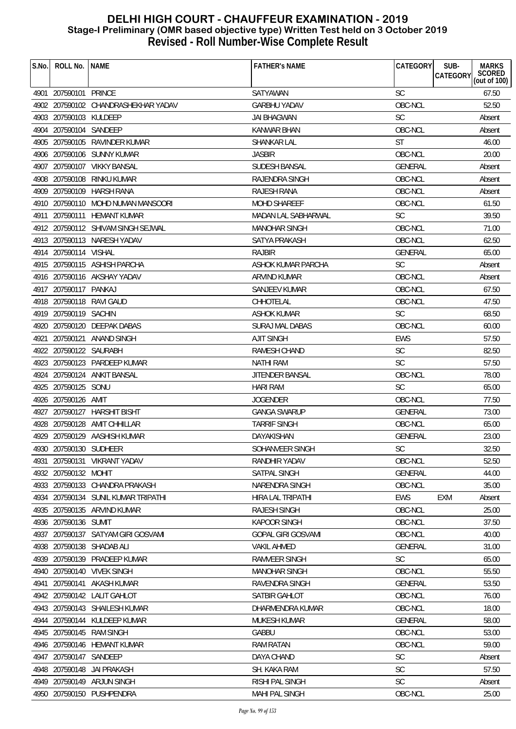# DELHI HIGH COURT - CHAUFFEUR EXAMINATION - 2019
## Stage-I Preliminary (OMR based objective type) Written Test held on 3 October 2019
## Revised - Roll Number-Wise Complete Result

| S.No. | ROLL No. | NAME | FATHER's NAME | CATEGORY | SUB-CATEGORY | MARKS SCORED (out of 100) |
|---|---|---|---|---|---|---|
| 4901 | 207590101 | PRINCE | SATYAWAN | SC | | 67.50 |
| 4902 | 207590102 | CHANDRASHEKHAR YADAV | GARBHU YADAV | OBC-NCL | | 52.50 |
| 4903 | 207590103 | KULDEEP | JAI BHAGWAN | SC | | Absent |
| 4904 | 207590104 | SANDEEP | KANWAR BHAN | OBC-NCL | | Absent |
| 4905 | 207590105 | RAVINDER KUMAR | SHANKAR LAL | ST | | 46.00 |
| 4906 | 207590106 | SUNNY KUMAR | JASBIR | OBC-NCL | | 20.00 |
| 4907 | 207590107 | VIKKY BANSAL | SUDESH BANSAL | GENERAL | | Absent |
| 4908 | 207590108 | RINKU KUMAR | RAJENDRA SINGH | OBC-NCL | | Absent |
| 4909 | 207590109 | HARSH RANA | RAJESH RANA | OBC-NCL | | Absent |
| 4910 | 207590110 | MOHD NUMAN MANSOORI | MOHD SHAREEF | OBC-NCL | | 61.50 |
| 4911 | 207590111 | HEMANT KUMAR | MADAN LAL SABHARWAL | SC | | 39.50 |
| 4912 | 207590112 | SHIVAM SINGH SEJWAL | MANOHAR SINGH | OBC-NCL | | 71.00 |
| 4913 | 207590113 | NARESH YADAV | SATYA PRAKASH | OBC-NCL | | 62.50 |
| 4914 | 207590114 | VISHAL | RAJBIR | GENERAL | | 65.00 |
| 4915 | 207590115 | ASHISH PARCHA | ASHOK KUMAR PARCHA | SC | | Absent |
| 4916 | 207590116 | AKSHAY YADAV | ARVIND KUMAR | OBC-NCL | | Absent |
| 4917 | 207590117 | PANKAJ | SANJEEV KUMAR | OBC-NCL | | 67.50 |
| 4918 | 207590118 | RAVI GAUD | CHHOTELAL | OBC-NCL | | 47.50 |
| 4919 | 207590119 | SACHIN | ASHOK KUMAR | SC | | 68.50 |
| 4920 | 207590120 | DEEPAK DABAS | SURAJ MAL DABAS | OBC-NCL | | 60.00 |
| 4921 | 207590121 | ANAND SINGH | AJIT SINGH | EWS | | 57.50 |
| 4922 | 207590122 | SAURABH | RAMESH CHAND | SC | | 82.50 |
| 4923 | 207590123 | PARDEEP KUMAR | NATHI RAM | SC | | 57.50 |
| 4924 | 207590124 | ANKIT BANSAL | JITENDER BANSAL | OBC-NCL | | 78.00 |
| 4925 | 207590125 | SONU | HARI RAM | SC | | 65.00 |
| 4926 | 207590126 | AMIT | JOGENDER | OBC-NCL | | 77.50 |
| 4927 | 207590127 | HARSHIT BISHT | GANGA SWARUP | GENERAL | | 73.00 |
| 4928 | 207590128 | AMIT CHHILLAR | TARRIF SINGH | OBC-NCL | | 65.00 |
| 4929 | 207590129 | AASHISH KUMAR | DAYAKISHAN | GENERAL | | 23.00 |
| 4930 | 207590130 | SUDHEER | SOHANVEER SINGH | SC | | 32.50 |
| 4931 | 207590131 | VIKRANT YADAV | RANDHIR YADAV | OBC-NCL | | 52.50 |
| 4932 | 207590132 | MOHIT | SATPAL SINGH | GENERAL | | 44.00 |
| 4933 | 207590133 | CHANDRA PRAKASH | NARENDRA SINGH | OBC-NCL | | 35.00 |
| 4934 | 207590134 | SUNIL KUMAR TRIPATHI | HIRA LAL TRIPATHI | EWS | EXM | Absent |
| 4935 | 207590135 | ARVIND KUMAR | RAJESH SINGH | OBC-NCL | | 25.00 |
| 4936 | 207590136 | SUMIT | KAPOOR SINGH | OBC-NCL | | 37.50 |
| 4937 | 207590137 | SATYAM GIRI GOSVAMI | GOPAL GIRI GOSVAMI | OBC-NCL | | 40.00 |
| 4938 | 207590138 | SHADAB ALI | VAKIL AHMED | GENERAL | | 31.00 |
| 4939 | 207590139 | PRADEEP KUMAR | RAMVEER SINGH | SC | | 65.00 |
| 4940 | 207590140 | VIVEK SINGH | MANOHAR SINGH | OBC-NCL | | 55.50 |
| 4941 | 207590141 | AKASH KUMAR | RAVENDRA SINGH | GENERAL | | 53.50 |
| 4942 | 207590142 | LALIT GAHLOT | SATBIR GAHLOT | OBC-NCL | | 76.00 |
| 4943 | 207590143 | SHAILESH KUMAR | DHARMENDRA KUMAR | OBC-NCL | | 18.00 |
| 4944 | 207590144 | KULDEEP KUMAR | MUKESH KUMAR | GENERAL | | 58.00 |
| 4945 | 207590145 | RAM SINGH | GABBU | OBC-NCL | | 53.00 |
| 4946 | 207590146 | HEMANT KUMAR | RAM RATAN | OBC-NCL | | 59.00 |
| 4947 | 207590147 | SANDEEP | DAYA CHAND | SC | | Absent |
| 4948 | 207590148 | JAI PRAKASH | SH. KAKA RAM | SC | | 57.50 |
| 4949 | 207590149 | ARJUN SINGH | RISHI PAL SINGH | SC | | Absent |
| 4950 | 207590150 | PUSHPENDRA | MAHI PAL SINGH | OBC-NCL | | 25.00 |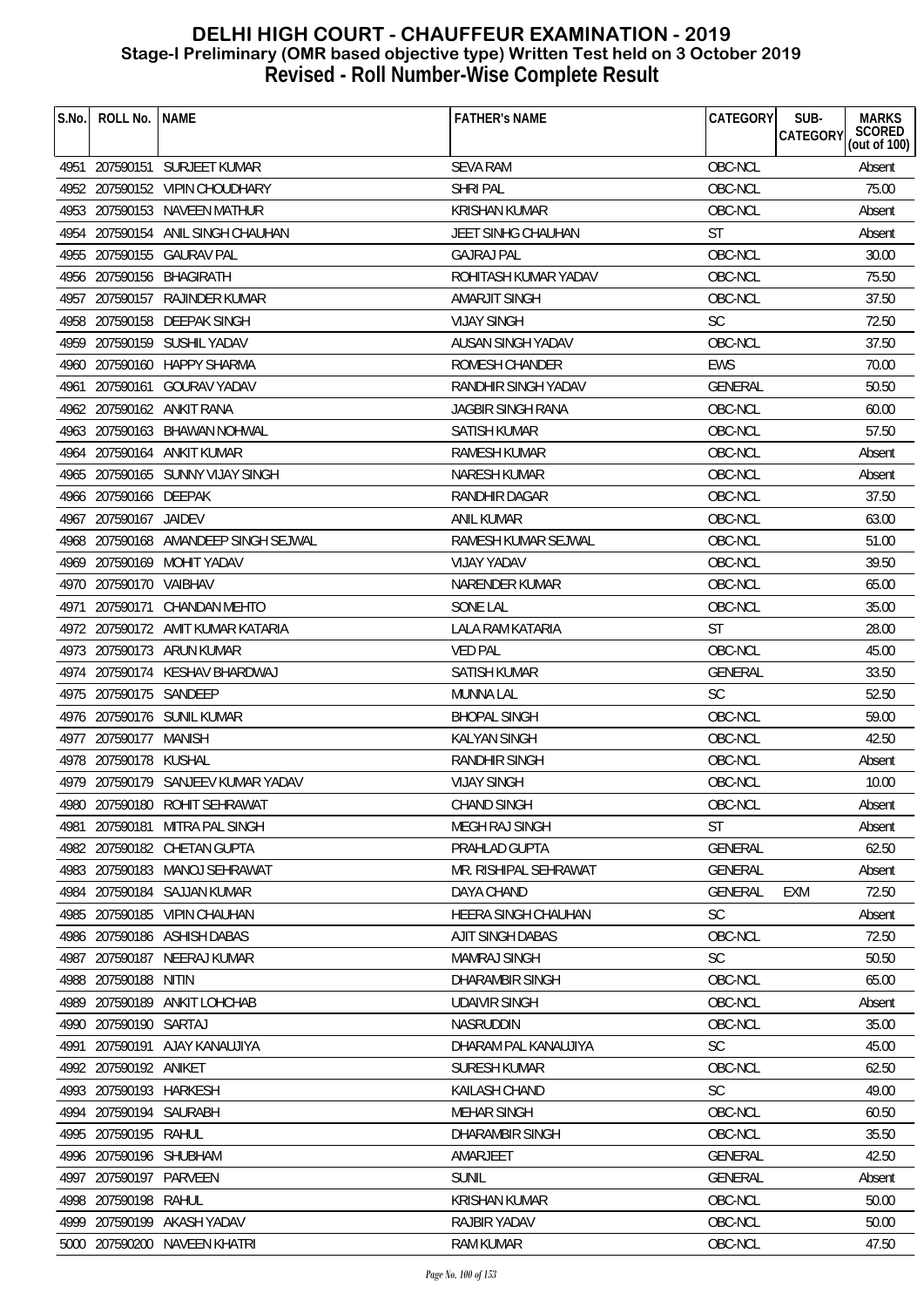# DELHI HIGH COURT - CHAUFFEUR EXAMINATION - 2019
## Stage-I Preliminary (OMR based objective type) Written Test held on 3 October 2019
## Revised - Roll Number-Wise Complete Result

| S.No. | ROLL No. | NAME | FATHER's NAME | CATEGORY | SUB-CATEGORY | MARKS SCORED (out of 100) |
|---|---|---|---|---|---|---|
| 4951 | 207590151 | SURJEET KUMAR | SEVA RAM | OBC-NCL | | Absent |
| 4952 | 207590152 | VIPIN CHOUDHARY | SHRI PAL | OBC-NCL | | 75.00 |
| 4953 | 207590153 | NAVEEN MATHUR | KRISHAN KUMAR | OBC-NCL | | Absent |
| 4954 | 207590154 | ANIL SINGH CHAUHAN | JEET SINHG CHAUHAN | ST | | Absent |
| 4955 | 207590155 | GAURAV PAL | GAJRAJ PAL | OBC-NCL | | 30.00 |
| 4956 | 207590156 | BHAGIRATH | ROHITASH KUMAR YADAV | OBC-NCL | | 75.50 |
| 4957 | 207590157 | RAJINDER KUMAR | AMARJIT SINGH | OBC-NCL | | 37.50 |
| 4958 | 207590158 | DEEPAK SINGH | VIJAY SINGH | SC | | 72.50 |
| 4959 | 207590159 | SUSHIL YADAV | AUSAN SINGH YADAV | OBC-NCL | | 37.50 |
| 4960 | 207590160 | HAPPY SHARMA | ROMESH CHANDER | EWS | | 70.00 |
| 4961 | 207590161 | GOURAV YADAV | RANDHIR SINGH YADAV | GENERAL | | 50.50 |
| 4962 | 207590162 | ANKIT RANA | JAGBIR SINGH RANA | OBC-NCL | | 60.00 |
| 4963 | 207590163 | BHAWAN NOHWAL | SATISH KUMAR | OBC-NCL | | 57.50 |
| 4964 | 207590164 | ANKIT KUMAR | RAMESH KUMAR | OBC-NCL | | Absent |
| 4965 | 207590165 | SUNNY VIJAY SINGH | NARESH KUMAR | OBC-NCL | | Absent |
| 4966 | 207590166 | DEEPAK | RANDHIR DAGAR | OBC-NCL | | 37.50 |
| 4967 | 207590167 | JAIDEV | ANIL KUMAR | OBC-NCL | | 63.00 |
| 4968 | 207590168 | AMANDEEP SINGH SEJWAL | RAMESH KUMAR SEJWAL | OBC-NCL | | 51.00 |
| 4969 | 207590169 | MOHIT YADAV | VIJAY YADAV | OBC-NCL | | 39.50 |
| 4970 | 207590170 | VAIBHAV | NARENDER KUMAR | OBC-NCL | | 65.00 |
| 4971 | 207590171 | CHANDAN MEHTO | SONE LAL | OBC-NCL | | 35.00 |
| 4972 | 207590172 | AMIT KUMAR KATARIA | LALA RAM KATARIA | ST | | 28.00 |
| 4973 | 207590173 | ARUN KUMAR | VED PAL | OBC-NCL | | 45.00 |
| 4974 | 207590174 | KESHAV BHARDWAJ | SATISH KUMAR | GENERAL | | 33.50 |
| 4975 | 207590175 | SANDEEP | MUNNA LAL | SC | | 52.50 |
| 4976 | 207590176 | SUNIL KUMAR | BHOPAL SINGH | OBC-NCL | | 59.00 |
| 4977 | 207590177 | MANISH | KALYAN SINGH | OBC-NCL | | 42.50 |
| 4978 | 207590178 | KUSHAL | RANDHIR SINGH | OBC-NCL | | Absent |
| 4979 | 207590179 | SANJEEV KUMAR YADAV | VIJAY SINGH | OBC-NCL | | 10.00 |
| 4980 | 207590180 | ROHIT SEHRAWAT | CHAND SINGH | OBC-NCL | | Absent |
| 4981 | 207590181 | MITRA PAL SINGH | MEGH RAJ SINGH | ST | | Absent |
| 4982 | 207590182 | CHETAN GUPTA | PRAHLAD GUPTA | GENERAL | | 62.50 |
| 4983 | 207590183 | MANOJ SEHRAWAT | MR. RISHIPAL SEHRAWAT | GENERAL | | Absent |
| 4984 | 207590184 | SAJJAN KUMAR | DAYA CHAND | GENERAL | EXM | 72.50 |
| 4985 | 207590185 | VIPIN CHAUHAN | HEERA SINGH CHAUHAN | SC | | Absent |
| 4986 | 207590186 | ASHISH DABAS | AJIT SINGH DABAS | OBC-NCL | | 72.50 |
| 4987 | 207590187 | NEERAJ KUMAR | MAMRAJ SINGH | SC | | 50.50 |
| 4988 | 207590188 | NITIN | DHARAMBIR SINGH | OBC-NCL | | 65.00 |
| 4989 | 207590189 | ANKIT LOHCHAB | UDAIVIR SINGH | OBC-NCL | | Absent |
| 4990 | 207590190 | SARTAJ | NASRUDDIN | OBC-NCL | | 35.00 |
| 4991 | 207590191 | AJAY KANAUJIYA | DHARAM PAL KANAUJIYA | SC | | 45.00 |
| 4992 | 207590192 | ANIKET | SURESH KUMAR | OBC-NCL | | 62.50 |
| 4993 | 207590193 | HARKESH | KAILASH CHAND | SC | | 49.00 |
| 4994 | 207590194 | SAURABH | MEHAR SINGH | OBC-NCL | | 60.50 |
| 4995 | 207590195 | RAHUL | DHARAMBIR SINGH | OBC-NCL | | 35.50 |
| 4996 | 207590196 | SHUBHAM | AMARJEET | GENERAL | | 42.50 |
| 4997 | 207590197 | PARVEEN | SUNIL | GENERAL | | Absent |
| 4998 | 207590198 | RAHUL | KRISHAN KUMAR | OBC-NCL | | 50.00 |
| 4999 | 207590199 | AKASH YADAV | RAJBIR YADAV | OBC-NCL | | 50.00 |
| 5000 | 207590200 | NAVEEN KHATRI | RAM KUMAR | OBC-NCL | | 47.50 |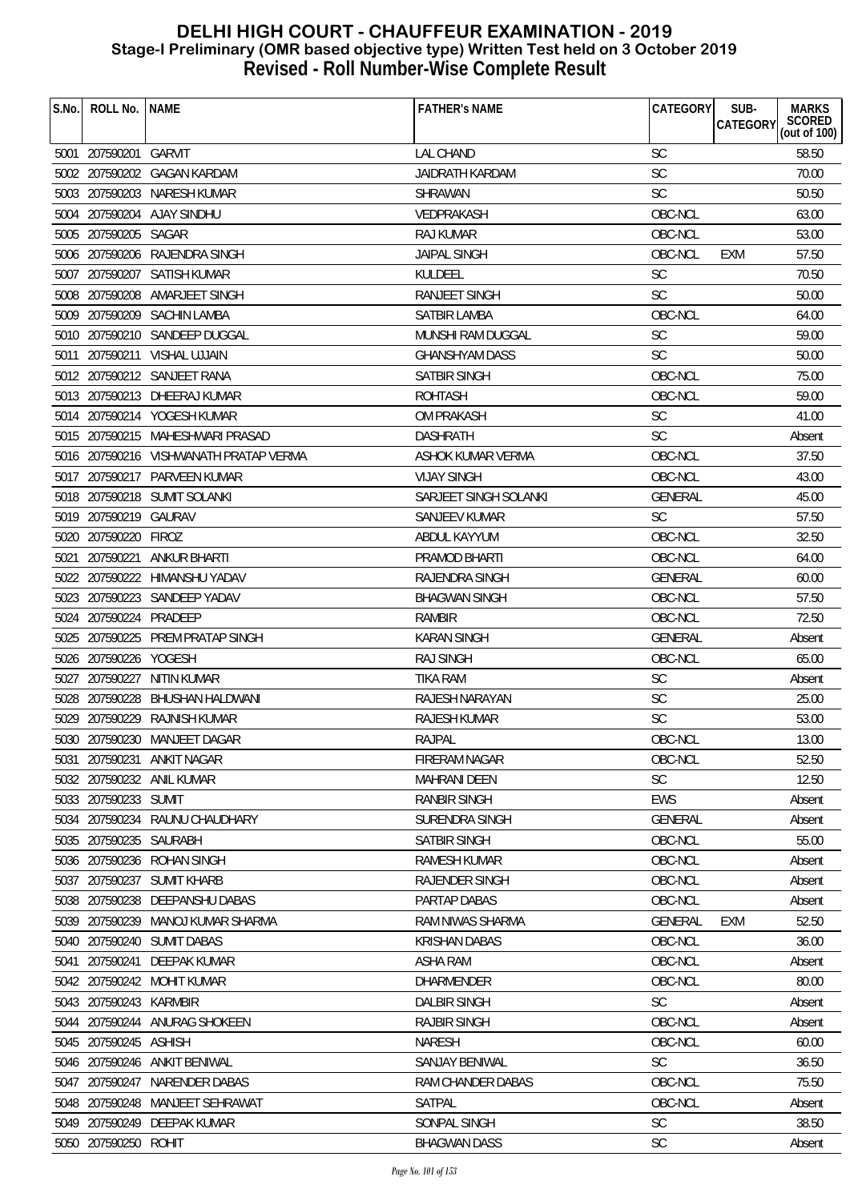# DELHI HIGH COURT - CHAUFFEUR EXAMINATION - 2019

## Stage-I Preliminary (OMR based objective type) Written Test held on 3 October 2019

## Revised - Roll Number-Wise Complete Result

| S.No. | ROLL No. | NAME | FATHER's NAME | CATEGORY | SUB-CATEGORY | MARKS SCORED (out of 100) |
|---|---|---|---|---|---|---|
| 5001 | 207590201 | GARVIT | LAL CHAND | SC | | 58.50 |
| 5002 | 207590202 | GAGAN KARDAM | JAIDRATH KARDAM | SC | | 70.00 |
| 5003 | 207590203 | NARESH KUMAR | SHRAWAN | SC | | 50.50 |
| 5004 | 207590204 | AJAY SINDHU | VEDPRAKASH | OBC-NCL | | 63.00 |
| 5005 | 207590205 | SAGAR | RAJ KUMAR | OBC-NCL | | 53.00 |
| 5006 | 207590206 | RAJENDRA SINGH | JAIPAL SINGH | OBC-NCL | EXM | 57.50 |
| 5007 | 207590207 | SATISH KUMAR | KULDEEL | SC | | 70.50 |
| 5008 | 207590208 | AMARJEET SINGH | RANJEET SINGH | SC | | 50.00 |
| 5009 | 207590209 | SACHIN LAMBA | SATBIR LAMBA | OBC-NCL | | 64.00 |
| 5010 | 207590210 | SANDEEP DUGGAL | MUNSHI RAM DUGGAL | SC | | 59.00 |
| 5011 | 207590211 | VISHAL UJJAIN | GHANSHYAM DASS | SC | | 50.00 |
| 5012 | 207590212 | SANJEET RANA | SATBIR SINGH | OBC-NCL | | 75.00 |
| 5013 | 207590213 | DHEERAJ KUMAR | ROHTASH | OBC-NCL | | 59.00 |
| 5014 | 207590214 | YOGESH KUMAR | OM PRAKASH | SC | | 41.00 |
| 5015 | 207590215 | MAHESHWARI PRASAD | DASHRATH | SC | | Absent |
| 5016 | 207590216 | VISHWANATH PRATAP VERMA | ASHOK KUMAR VERMA | OBC-NCL | | 37.50 |
| 5017 | 207590217 | PARVEEN KUMAR | VIJAY SINGH | OBC-NCL | | 43.00 |
| 5018 | 207590218 | SUMIT SOLANKI | SARJEET SINGH SOLANKI | GENERAL | | 45.00 |
| 5019 | 207590219 | GAURAV | SANJEEV KUMAR | SC | | 57.50 |
| 5020 | 207590220 | FIROZ | ABDUL KAYYUM | OBC-NCL | | 32.50 |
| 5021 | 207590221 | ANKUR BHARTI | PRAMOD BHARTI | OBC-NCL | | 64.00 |
| 5022 | 207590222 | HIMANSHU YADAV | RAJENDRA SINGH | GENERAL | | 60.00 |
| 5023 | 207590223 | SANDEEP YADAV | BHAGWAN SINGH | OBC-NCL | | 57.50 |
| 5024 | 207590224 | PRADEEP | RAMBIR | OBC-NCL | | 72.50 |
| 5025 | 207590225 | PREM PRATAP SINGH | KARAN SINGH | GENERAL | | Absent |
| 5026 | 207590226 | YOGESH | RAJ SINGH | OBC-NCL | | 65.00 |
| 5027 | 207590227 | NITIN KUMAR | TIKA RAM | SC | | Absent |
| 5028 | 207590228 | BHUSHAN HALDWANI | RAJESH NARAYAN | SC | | 25.00 |
| 5029 | 207590229 | RAJNISH KUMAR | RAJESH KUMAR | SC | | 53.00 |
| 5030 | 207590230 | MANJEET DAGAR | RAJPAL | OBC-NCL | | 13.00 |
| 5031 | 207590231 | ANKIT NAGAR | FIRERAM NAGAR | OBC-NCL | | 52.50 |
| 5032 | 207590232 | ANIL KUMAR | MAHRANI DEEN | SC | | 12.50 |
| 5033 | 207590233 | SUMIT | RANBIR SINGH | EWS | | Absent |
| 5034 | 207590234 | RAUNU CHAUDHARY | SURENDRA SINGH | GENERAL | | Absent |
| 5035 | 207590235 | SAURABH | SATBIR SINGH | OBC-NCL | | 55.00 |
| 5036 | 207590236 | ROHAN SINGH | RAMESH KUMAR | OBC-NCL | | Absent |
| 5037 | 207590237 | SUMIT KHARB | RAJENDER SINGH | OBC-NCL | | Absent |
| 5038 | 207590238 | DEEPANSHU DABAS | PARTAP DABAS | OBC-NCL | | Absent |
| 5039 | 207590239 | MANOJ KUMAR SHARMA | RAM NIWAS SHARMA | GENERAL | EXM | 52.50 |
| 5040 | 207590240 | SUMIT DABAS | KRISHAN DABAS | OBC-NCL | | 36.00 |
| 5041 | 207590241 | DEEPAK KUMAR | ASHA RAM | OBC-NCL | | Absent |
| 5042 | 207590242 | MOHIT KUMAR | DHARMENDER | OBC-NCL | | 80.00 |
| 5043 | 207590243 | KARMBIR | DALBIR SINGH | SC | | Absent |
| 5044 | 207590244 | ANURAG SHOKEEN | RAJBIR SINGH | OBC-NCL | | Absent |
| 5045 | 207590245 | ASHISH | NARESH | OBC-NCL | | 60.00 |
| 5046 | 207590246 | ANKIT BENIWAL | SANJAY BENIWAL | SC | | 36.50 |
| 5047 | 207590247 | NARENDER DABAS | RAM CHANDER DABAS | OBC-NCL | | 75.50 |
| 5048 | 207590248 | MANJEET SEHRAWAT | SATPAL | OBC-NCL | | Absent |
| 5049 | 207590249 | DEEPAK KUMAR | SONPAL SINGH | SC | | 38.50 |
| 5050 | 207590250 | ROHIT | BHAGWAN DASS | SC | | Absent |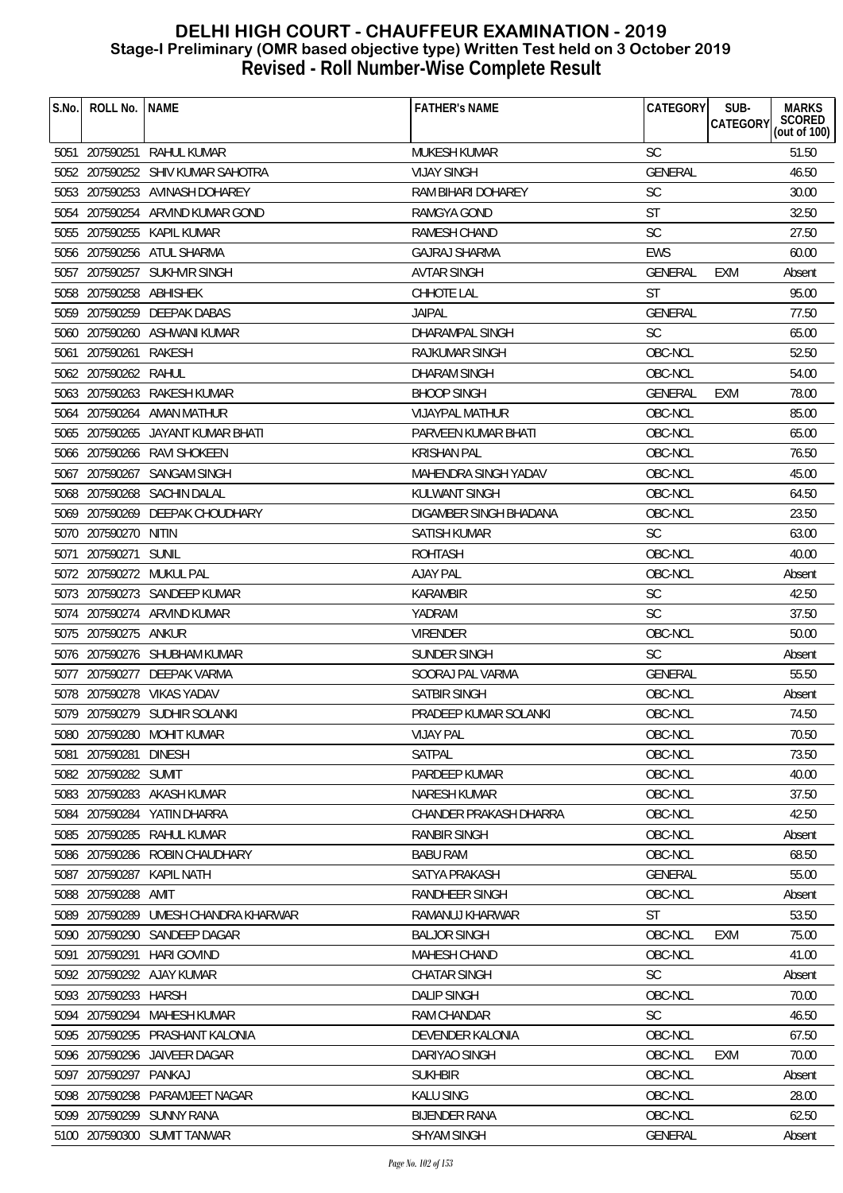# DELHI HIGH COURT - CHAUFFEUR EXAMINATION - 2019
## Stage-I Preliminary (OMR based objective type) Written Test held on 3 October 2019
## Revised - Roll Number-Wise Complete Result

| S.No. | ROLL No. | NAME | FATHER's NAME | CATEGORY | SUB-CATEGORY | MARKS SCORED (out of 100) |
|---|---|---|---|---|---|---|
| 5051 | 207590251 | RAHUL KUMAR | MUKESH KUMAR | SC | | 51.50 |
| 5052 | 207590252 | SHIV KUMAR SAHOTRA | VIJAY SINGH | GENERAL | | 46.50 |
| 5053 | 207590253 | AVINASH DOHAREY | RAM BIHARI DOHAREY | SC | | 30.00 |
| 5054 | 207590254 | ARVIND KUMAR GOND | RAMGYA GOND | ST | | 32.50 |
| 5055 | 207590255 | KAPIL KUMAR | RAMESH CHAND | SC | | 27.50 |
| 5056 | 207590256 | ATUL SHARMA | GAJRAJ SHARMA | EWS | | 60.00 |
| 5057 | 207590257 | SUKHVIR SINGH | AVTAR SINGH | GENERAL | EXM | Absent |
| 5058 | 207590258 | ABHISHEK | CHHOTE LAL | ST | | 95.00 |
| 5059 | 207590259 | DEEPAK DABAS | JAIPAL | GENERAL | | 77.50 |
| 5060 | 207590260 | ASHWANI KUMAR | DHARAMPAL SINGH | SC | | 65.00 |
| 5061 | 207590261 | RAKESH | RAJKUMAR SINGH | OBC-NCL | | 52.50 |
| 5062 | 207590262 | RAHUL | DHARAM SINGH | OBC-NCL | | 54.00 |
| 5063 | 207590263 | RAKESH KUMAR | BHOOP SINGH | GENERAL | EXM | 78.00 |
| 5064 | 207590264 | AMAN MATHUR | VIJAYPAL MATHUR | OBC-NCL | | 85.00 |
| 5065 | 207590265 | JAYANT KUMAR BHATI | PARVEEN KUMAR BHATI | OBC-NCL | | 65.00 |
| 5066 | 207590266 | RAVI SHOKEEN | KRISHAN PAL | OBC-NCL | | 76.50 |
| 5067 | 207590267 | SANGAM SINGH | MAHENDRA SINGH YADAV | OBC-NCL | | 45.00 |
| 5068 | 207590268 | SACHIN DALAL | KULWANT SINGH | OBC-NCL | | 64.50 |
| 5069 | 207590269 | DEEPAK CHOUDHARY | DIGAMBER SINGH BHADANA | OBC-NCL | | 23.50 |
| 5070 | 207590270 | NITIN | SATISH KUMAR | SC | | 63.00 |
| 5071 | 207590271 | SUNIL | ROHTASH | OBC-NCL | | 40.00 |
| 5072 | 207590272 | MUKUL PAL | AJAY PAL | OBC-NCL | | Absent |
| 5073 | 207590273 | SANDEEP KUMAR | KARAMBIR | SC | | 42.50 |
| 5074 | 207590274 | ARVIND KUMAR | YADRAM | SC | | 37.50 |
| 5075 | 207590275 | ANKUR | VIRENDER | OBC-NCL | | 50.00 |
| 5076 | 207590276 | SHUBHAM KUMAR | SUNDER SINGH | SC | | Absent |
| 5077 | 207590277 | DEEPAK VARMA | SOORAJ PAL VARMA | GENERAL | | 55.50 |
| 5078 | 207590278 | VIKAS YADAV | SATBIR SINGH | OBC-NCL | | Absent |
| 5079 | 207590279 | SUDHIR SOLANKI | PRADEEP KUMAR SOLANKI | OBC-NCL | | 74.50 |
| 5080 | 207590280 | MOHIT KUMAR | VIJAY PAL | OBC-NCL | | 70.50 |
| 5081 | 207590281 | DINESH | SATPAL | OBC-NCL | | 73.50 |
| 5082 | 207590282 | SUMIT | PARDEEP KUMAR | OBC-NCL | | 40.00 |
| 5083 | 207590283 | AKASH KUMAR | NARESH KUMAR | OBC-NCL | | 37.50 |
| 5084 | 207590284 | YATIN DHARRA | CHANDER PRAKASH DHARRA | OBC-NCL | | 42.50 |
| 5085 | 207590285 | RAHUL KUMAR | RANBIR SINGH | OBC-NCL | | Absent |
| 5086 | 207590286 | ROBIN CHAUDHARY | BABU RAM | OBC-NCL | | 68.50 |
| 5087 | 207590287 | KAPIL NATH | SATYA PRAKASH | GENERAL | | 55.00 |
| 5088 | 207590288 | AMIT | RANDHEER SINGH | OBC-NCL | | Absent |
| 5089 | 207590289 | UMESH CHANDRA KHARWAR | RAMANUJ KHARWAR | ST | | 53.50 |
| 5090 | 207590290 | SANDEEP DAGAR | BALJOR SINGH | OBC-NCL | EXM | 75.00 |
| 5091 | 207590291 | HARI GOVIND | MAHESH CHAND | OBC-NCL | | 41.00 |
| 5092 | 207590292 | AJAY KUMAR | CHATAR SINGH | SC | | Absent |
| 5093 | 207590293 | HARSH | DALIP SINGH | OBC-NCL | | 70.00 |
| 5094 | 207590294 | MAHESH KUMAR | RAM CHANDAR | SC | | 46.50 |
| 5095 | 207590295 | PRASHANT KALONIA | DEVENDER KALONIA | OBC-NCL | | 67.50 |
| 5096 | 207590296 | JAIVEER DAGAR | DARIYAO SINGH | OBC-NCL | EXM | 70.00 |
| 5097 | 207590297 | PANKAJ | SUKHBIR | OBC-NCL | | Absent |
| 5098 | 207590298 | PARAMJEET NAGAR | KALU SING | OBC-NCL | | 28.00 |
| 5099 | 207590299 | SUNNY RANA | BIJENDER RANA | OBC-NCL | | 62.50 |
| 5100 | 207590300 | SUMIT TANWAR | SHYAM SINGH | GENERAL | | Absent |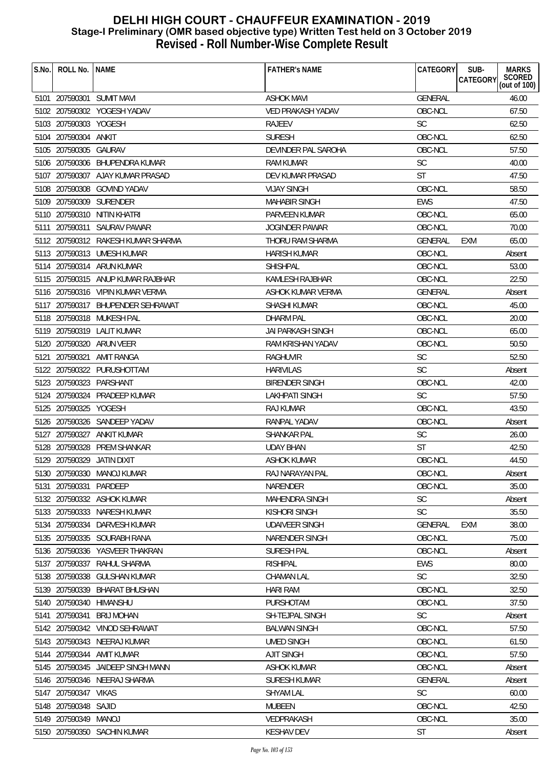# DELHI HIGH COURT - CHAUFFEUR EXAMINATION - 2019
## Stage-I Preliminary (OMR based objective type) Written Test held on 3 October 2019
## Revised - Roll Number-Wise Complete Result

| S.No. | ROLL No. | NAME | FATHER's NAME | CATEGORY | SUB-CATEGORY | MARKS SCORED (out of 100) |
|---|---|---|---|---|---|---|
| 5101 | 207590301 | SUMIT MAVI | ASHOK MAVI | GENERAL | | 46.00 |
| 5102 | 207590302 | YOGESH YADAV | VED PRAKASH YADAV | OBC-NCL | | 67.50 |
| 5103 | 207590303 | YOGESH | RAJEEV | SC | | 62.50 |
| 5104 | 207590304 | ANKIT | SURESH | OBC-NCL | | 62.50 |
| 5105 | 207590305 | GAURAV | DEVINDER PAL SAROHA | OBC-NCL | | 57.50 |
| 5106 | 207590306 | BHUPENDRA KUMAR | RAM KUMAR | SC | | 40.00 |
| 5107 | 207590307 | AJAY KUMAR PRASAD | DEV KUMAR PRASAD | ST | | 47.50 |
| 5108 | 207590308 | GOVIND YADAV | VIJAY SINGH | OBC-NCL | | 58.50 |
| 5109 | 207590309 | SURENDER | MAHABIR SINGH | EWS | | 47.50 |
| 5110 | 207590310 | NITIN KHATRI | PARVEEN KUMAR | OBC-NCL | | 65.00 |
| 5111 | 207590311 | SAURAV PAWAR | JOGINDER PAWAR | OBC-NCL | | 70.00 |
| 5112 | 207590312 | RAKESH KUMAR SHARMA | THORU RAM SHARMA | GENERAL | EXM | 65.00 |
| 5113 | 207590313 | UMESH KUMAR | HARISH KUMAR | OBC-NCL | | Absent |
| 5114 | 207590314 | ARUN KUMAR | SHISHPAL | OBC-NCL | | 53.00 |
| 5115 | 207590315 | ANUP KUMAR RAJBHAR | KAMLESH RAJBHAR | OBC-NCL | | 22.50 |
| 5116 | 207590316 | VIPIN KUMAR VERMA | ASHOK KUMAR VERMA | GENERAL | | Absent |
| 5117 | 207590317 | BHUPENDER SEHRAWAT | SHASHI KUMAR | OBC-NCL | | 45.00 |
| 5118 | 207590318 | MUKESH PAL | DHARM PAL | OBC-NCL | | 20.00 |
| 5119 | 207590319 | LALIT KUMAR | JAI PARKASH SINGH | OBC-NCL | | 65.00 |
| 5120 | 207590320 | ARUN VEER | RAM KRISHAN YADAV | OBC-NCL | | 50.50 |
| 5121 | 207590321 | AMIT RANGA | RAGHUVIR | SC | | 52.50 |
| 5122 | 207590322 | PURUSHOTTAM | HARIVILAS | SC | | Absent |
| 5123 | 207590323 | PARSHANT | BIRENDER SINGH | OBC-NCL | | 42.00 |
| 5124 | 207590324 | PRADEEP KUMAR | LAKHPATI SINGH | SC | | 57.50 |
| 5125 | 207590325 | YOGESH | RAJ KUMAR | OBC-NCL | | 43.50 |
| 5126 | 207590326 | SANDEEP YADAV | RANPAL YADAV | OBC-NCL | | Absent |
| 5127 | 207590327 | ANKIT KUMAR | SHANKAR PAL | SC | | 26.00 |
| 5128 | 207590328 | PREM SHANKAR | UDAY BHAN | ST | | 42.50 |
| 5129 | 207590329 | JATIN DIXIT | ASHOK KUMAR | OBC-NCL | | 44.50 |
| 5130 | 207590330 | MANOJ KUMAR | RAJ NARAYAN PAL | OBC-NCL | | Absent |
| 5131 | 207590331 | PARDEEP | NARENDER | OBC-NCL | | 35.00 |
| 5132 | 207590332 | ASHOK KUMAR | MAHENDRA SINGH | SC | | Absent |
| 5133 | 207590333 | NARESH KUMAR | KISHORI SINGH | SC | | 35.50 |
| 5134 | 207590334 | DARVESH KUMAR | UDAIVEER SINGH | GENERAL | EXM | 38.00 |
| 5135 | 207590335 | SOURABH RANA | NARENDER SINGH | OBC-NCL | | 75.00 |
| 5136 | 207590336 | YASVEER THAKRAN | SURESH PAL | OBC-NCL | | Absent |
| 5137 | 207590337 | RAHUL SHARMA | RISHIPAL | EWS | | 80.00 |
| 5138 | 207590338 | GULSHAN KUMAR | CHAMAN LAL | SC | | 32.50 |
| 5139 | 207590339 | BHARAT BHUSHAN | HARI RAM | OBC-NCL | | 32.50 |
| 5140 | 207590340 | HIMANSHU | PURSHOTAM | OBC-NCL | | 37.50 |
| 5141 | 207590341 | BRIJ MOHAN | SH-TEJPAL SINGH | SC | | Absent |
| 5142 | 207590342 | VINOD SEHRAWAT | BALWAN SINGH | OBC-NCL | | 57.50 |
| 5143 | 207590343 | NEERAJ KUMAR | UMED SINGH | OBC-NCL | | 61.50 |
| 5144 | 207590344 | AMIT KUMAR | AJIT SINGH | OBC-NCL | | 57.50 |
| 5145 | 207590345 | JAIDEEP SINGH MANN | ASHOK KUMAR | OBC-NCL | | Absent |
| 5146 | 207590346 | NEERAJ SHARMA | SURESH KUMAR | GENERAL | | Absent |
| 5147 | 207590347 | VIKAS | SHYAM LAL | SC | | 60.00 |
| 5148 | 207590348 | SAJID | MUBEEN | OBC-NCL | | 42.50 |
| 5149 | 207590349 | MANOJ | VEDPRAKASH | OBC-NCL | | 35.00 |
| 5150 | 207590350 | SACHIN KUMAR | KESHAV DEV | ST | | Absent |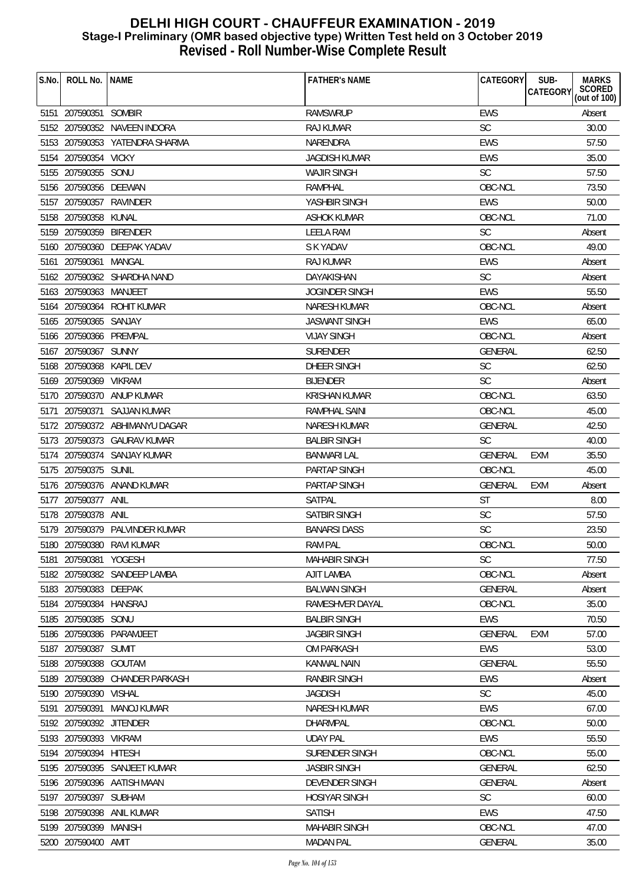# DELHI HIGH COURT - CHAUFFEUR EXAMINATION - 2019
## Stage-I Preliminary (OMR based objective type) Written Test held on 3 October 2019
## Revised - Roll Number-Wise Complete Result

| S.No. | ROLL No. | NAME | FATHER's NAME | CATEGORY | SUB-CATEGORY | MARKS SCORED (out of 100) |
|---|---|---|---|---|---|---|
| 5151 | 207590351 | SOMBIR | RAMSWRUP | EWS | | Absent |
| 5152 | 207590352 | NAVEEN INDORA | RAJ KUMAR | SC | | 30.00 |
| 5153 | 207590353 | YATENDRA SHARMA | NARENDRA | EWS | | 57.50 |
| 5154 | 207590354 | VICKY | JAGDISH KUMAR | EWS | | 35.00 |
| 5155 | 207590355 | SONU | WAJIR SINGH | SC | | 57.50 |
| 5156 | 207590356 | DEEWAN | RAMPHAL | OBC-NCL | | 73.50 |
| 5157 | 207590357 | RAVINDER | YASHBIR SINGH | EWS | | 50.00 |
| 5158 | 207590358 | KUNAL | ASHOK KUMAR | OBC-NCL | | 71.00 |
| 5159 | 207590359 | BIRENDER | LEELA RAM | SC | | Absent |
| 5160 | 207590360 | DEEPAK YADAV | S K YADAV | OBC-NCL | | 49.00 |
| 5161 | 207590361 | MANGAL | RAJ KUMAR | EWS | | Absent |
| 5162 | 207590362 | SHARDHA NAND | DAYAKISHAN | SC | | Absent |
| 5163 | 207590363 | MANJEET | JOGINDER SINGH | EWS | | 55.50 |
| 5164 | 207590364 | ROHIT KUMAR | NARESH KUMAR | OBC-NCL | | Absent |
| 5165 | 207590365 | SANJAY | JASWANT SINGH | EWS | | 65.00 |
| 5166 | 207590366 | PREMPAL | VIJAY SINGH | OBC-NCL | | Absent |
| 5167 | 207590367 | SUNNY | SURENDER | GENERAL | | 62.50 |
| 5168 | 207590368 | KAPIL DEV | DHEER SINGH | SC | | 62.50 |
| 5169 | 207590369 | VIKRAM | BIJENDER | SC | | Absent |
| 5170 | 207590370 | ANUP KUMAR | KRISHAN KUMAR | OBC-NCL | | 63.50 |
| 5171 | 207590371 | SAJJAN KUMAR | RAMPHAL SAINI | OBC-NCL | | 45.00 |
| 5172 | 207590372 | ABHIMANYU DAGAR | NARESH KUMAR | GENERAL | | 42.50 |
| 5173 | 207590373 | GAURAV KUMAR | BALBIR SINGH | SC | | 40.00 |
| 5174 | 207590374 | SANJAY KUMAR | BANWARI LAL | GENERAL | EXM | 35.50 |
| 5175 | 207590375 | SUNIL | PARTAP SINGH | OBC-NCL | | 45.00 |
| 5176 | 207590376 | ANAND KUMAR | PARTAP SINGH | GENERAL | EXM | Absent |
| 5177 | 207590377 | ANIL | SATPAL | ST | | 8.00 |
| 5178 | 207590378 | ANIL | SATBIR SINGH | SC | | 57.50 |
| 5179 | 207590379 | PALVINDER KUMAR | BANARSI DASS | SC | | 23.50 |
| 5180 | 207590380 | RAVI KUMAR | RAM PAL | OBC-NCL | | 50.00 |
| 5181 | 207590381 | YOGESH | MAHABIR SINGH | SC | | 77.50 |
| 5182 | 207590382 | SANDEEP LAMBA | AJIT LAMBA | OBC-NCL | | Absent |
| 5183 | 207590383 | DEEPAK | BALWAN SINGH | GENERAL | | Absent |
| 5184 | 207590384 | HANSRAJ | RAMESHVER DAYAL | OBC-NCL | | 35.00 |
| 5185 | 207590385 | SONU | BALBIR SINGH | EWS | | 70.50 |
| 5186 | 207590386 | PARAMJEET | JAGBIR SINGH | GENERAL | EXM | 57.00 |
| 5187 | 207590387 | SUMIT | OM PARKASH | EWS | | 53.00 |
| 5188 | 207590388 | GOUTAM | KANWAL NAIN | GENERAL | | 55.50 |
| 5189 | 207590389 | CHANDER PARKASH | RANBIR SINGH | EWS | | Absent |
| 5190 | 207590390 | VISHAL | JAGDISH | SC | | 45.00 |
| 5191 | 207590391 | MANOJ KUMAR | NARESH KUMAR | EWS | | 67.00 |
| 5192 | 207590392 | JITENDER | DHARMPAL | OBC-NCL | | 50.00 |
| 5193 | 207590393 | VIKRAM | UDAY PAL | EWS | | 55.50 |
| 5194 | 207590394 | HITESH | SURENDER SINGH | OBC-NCL | | 55.00 |
| 5195 | 207590395 | SANJEET KUMAR | JASBIR SINGH | GENERAL | | 62.50 |
| 5196 | 207590396 | AATISH MAAN | DEVENDER SINGH | GENERAL | | Absent |
| 5197 | 207590397 | SUBHAM | HOSIYAR SINGH | SC | | 60.00 |
| 5198 | 207590398 | ANIL KUMAR | SATISH | EWS | | 47.50 |
| 5199 | 207590399 | MANISH | MAHABIR SINGH | OBC-NCL | | 47.00 |
| 5200 | 207590400 | AMIT | MADAN PAL | GENERAL | | 35.00 |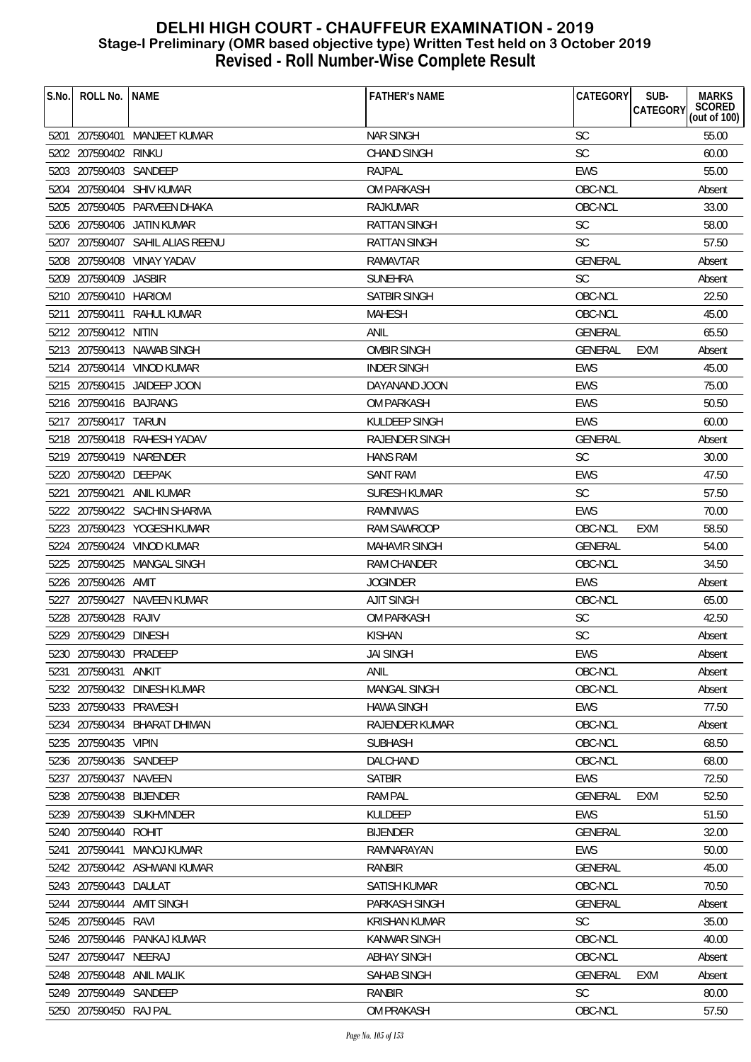# DELHI HIGH COURT - CHAUFFEUR EXAMINATION - 2019
## Stage-I Preliminary (OMR based objective type) Written Test held on 3 October 2019
## Revised - Roll Number-Wise Complete Result

| S.No. | ROLL No. | NAME | FATHER's NAME | CATEGORY | SUB-CATEGORY | MARKS SCORED (out of 100) |
|---|---|---|---|---|---|---|
| 5201 | 207590401 | MANJEET KUMAR | NAR SINGH | SC | | 55.00 |
| 5202 | 207590402 | RINKU | CHAND SINGH | SC | | 60.00 |
| 5203 | 207590403 | SANDEEP | RAJPAL | EWS | | 55.00 |
| 5204 | 207590404 | SHIV KUMAR | OM PARKASH | OBC-NCL | | Absent |
| 5205 | 207590405 | PARVEEN DHAKA | RAJKUMAR | OBC-NCL | | 33.00 |
| 5206 | 207590406 | JATIN KUMAR | RATTAN SINGH | SC | | 58.00 |
| 5207 | 207590407 | SAHIL ALIAS REENU | RATTAN SINGH | SC | | 57.50 |
| 5208 | 207590408 | VINAY YADAV | RAMAVTAR | GENERAL | | Absent |
| 5209 | 207590409 | JASBIR | SUNEHRA | SC | | Absent |
| 5210 | 207590410 | HARIOM | SATBIR SINGH | OBC-NCL | | 22.50 |
| 5211 | 207590411 | RAHUL KUMAR | MAHESH | OBC-NCL | | 45.00 |
| 5212 | 207590412 | NITIN | ANIL | GENERAL | | 65.50 |
| 5213 | 207590413 | NAWAB SINGH | OMBIR SINGH | GENERAL | EXM | Absent |
| 5214 | 207590414 | VINOD KUMAR | INDER SINGH | EWS | | 45.00 |
| 5215 | 207590415 | JAIDEEP JOON | DAYANAND JOON | EWS | | 75.00 |
| 5216 | 207590416 | BAJRANG | OM PARKASH | EWS | | 50.50 |
| 5217 | 207590417 | TARUN | KULDEEP SINGH | EWS | | 60.00 |
| 5218 | 207590418 | RAHESH YADAV | RAJENDER SINGH | GENERAL | | Absent |
| 5219 | 207590419 | NARENDER | HANS RAM | SC | | 30.00 |
| 5220 | 207590420 | DEEPAK | SANT RAM | EWS | | 47.50 |
| 5221 | 207590421 | ANIL KUMAR | SURESH KUMAR | SC | | 57.50 |
| 5222 | 207590422 | SACHIN SHARMA | RAMNIWAS | EWS | | 70.00 |
| 5223 | 207590423 | YOGESH KUMAR | RAM SAWROOP | OBC-NCL | EXM | 58.50 |
| 5224 | 207590424 | VINOD KUMAR | MAHAVIR SINGH | GENERAL | | 54.00 |
| 5225 | 207590425 | MANGAL SINGH | RAM CHANDER | OBC-NCL | | 34.50 |
| 5226 | 207590426 | AMIT | JOGINDER | EWS | | Absent |
| 5227 | 207590427 | NAVEEN KUMAR | AJIT SINGH | OBC-NCL | | 65.00 |
| 5228 | 207590428 | RAJIV | OM PARKASH | SC | | 42.50 |
| 5229 | 207590429 | DINESH | KISHAN | SC | | Absent |
| 5230 | 207590430 | PRADEEP | JAI SINGH | EWS | | Absent |
| 5231 | 207590431 | ANKIT | ANIL | OBC-NCL | | Absent |
| 5232 | 207590432 | DINESH KUMAR | MANGAL SINGH | OBC-NCL | | Absent |
| 5233 | 207590433 | PRAVESH | HAWA SINGH | EWS | | 77.50 |
| 5234 | 207590434 | BHARAT DHIMAN | RAJENDER KUMAR | OBC-NCL | | Absent |
| 5235 | 207590435 | VIPIN | SUBHASH | OBC-NCL | | 68.50 |
| 5236 | 207590436 | SANDEEP | DALCHAND | OBC-NCL | | 68.00 |
| 5237 | 207590437 | NAVEEN | SATBIR | EWS | | 72.50 |
| 5238 | 207590438 | BIJENDER | RAM PAL | GENERAL | EXM | 52.50 |
| 5239 | 207590439 | SUKHVINDER | KULDEEP | EWS | | 51.50 |
| 5240 | 207590440 | ROHIT | BIJENDER | GENERAL | | 32.00 |
| 5241 | 207590441 | MANOJ KUMAR | RAMNARAYAN | EWS | | 50.00 |
| 5242 | 207590442 | ASHWANI KUMAR | RANBIR | GENERAL | | 45.00 |
| 5243 | 207590443 | DAULAT | SATISH KUMAR | OBC-NCL | | 70.50 |
| 5244 | 207590444 | AMIT SINGH | PARKASH SINGH | GENERAL | | Absent |
| 5245 | 207590445 | RAVI | KRISHAN KUMAR | SC | | 35.00 |
| 5246 | 207590446 | PANKAJ KUMAR | KANWAR SINGH | OBC-NCL | | 40.00 |
| 5247 | 207590447 | NEERAJ | ABHAY SINGH | OBC-NCL | | Absent |
| 5248 | 207590448 | ANIL MALIK | SAHAB SINGH | GENERAL | EXM | Absent |
| 5249 | 207590449 | SANDEEP | RANBIR | SC | | 80.00 |
| 5250 | 207590450 | RAJ PAL | OM PRAKASH | OBC-NCL | | 57.50 |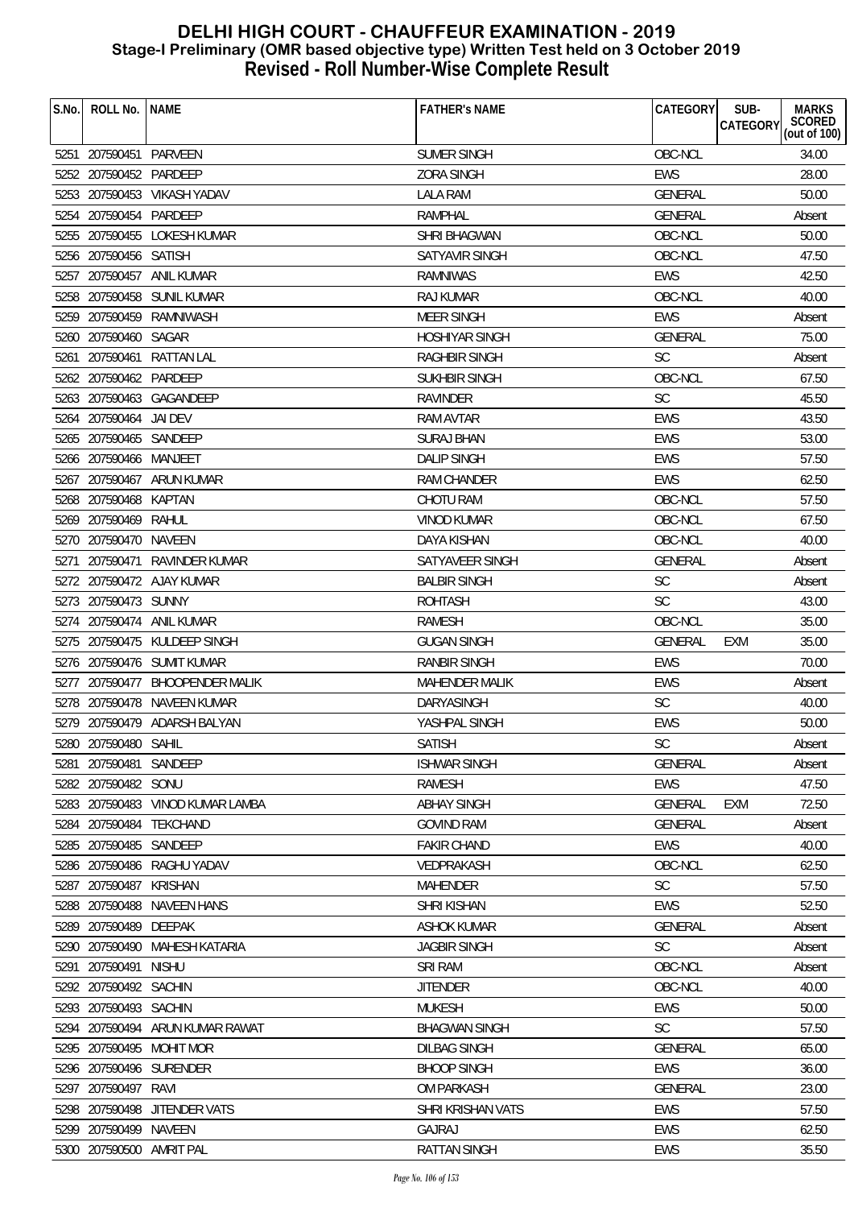# DELHI HIGH COURT - CHAUFFEUR EXAMINATION - 2019
## Stage-I Preliminary (OMR based objective type) Written Test held on 3 October 2019
## Revised - Roll Number-Wise Complete Result

| S.No. | ROLL No. | NAME | FATHER's NAME | CATEGORY | SUB-CATEGORY | MARKS SCORED (out of 100) |
|---|---|---|---|---|---|---|
| 5251 | 207590451 | PARVEEN | SUMER SINGH | OBC-NCL | | 34.00 |
| 5252 | 207590452 | PARDEEP | ZORA SINGH | EWS | | 28.00 |
| 5253 | 207590453 | VIKASH YADAV | LALA RAM | GENERAL | | 50.00 |
| 5254 | 207590454 | PARDEEP | RAMPHAL | GENERAL | | Absent |
| 5255 | 207590455 | LOKESH KUMAR | SHRI BHAGWAN | OBC-NCL | | 50.00 |
| 5256 | 207590456 | SATISH | SATYAVIR SINGH | OBC-NCL | | 47.50 |
| 5257 | 207590457 | ANIL KUMAR | RAMNIWAS | EWS | | 42.50 |
| 5258 | 207590458 | SUNIL KUMAR | RAJ KUMAR | OBC-NCL | | 40.00 |
| 5259 | 207590459 | RAMNIWASH | MEER SINGH | EWS | | Absent |
| 5260 | 207590460 | SAGAR | HOSHIYAR SINGH | GENERAL | | 75.00 |
| 5261 | 207590461 | RATTAN LAL | RAGHBIR SINGH | SC | | Absent |
| 5262 | 207590462 | PARDEEP | SUKHBIR SINGH | OBC-NCL | | 67.50 |
| 5263 | 207590463 | GAGANDEEP | RAVINDER | SC | | 45.50 |
| 5264 | 207590464 | JAI DEV | RAM AVTAR | EWS | | 43.50 |
| 5265 | 207590465 | SANDEEP | SURAJ BHAN | EWS | | 53.00 |
| 5266 | 207590466 | MANJEET | DALIP SINGH | EWS | | 57.50 |
| 5267 | 207590467 | ARUN KUMAR | RAM CHANDER | EWS | | 62.50 |
| 5268 | 207590468 | KAPTAN | CHOTU RAM | OBC-NCL | | 57.50 |
| 5269 | 207590469 | RAHUL | VINOD KUMAR | OBC-NCL | | 67.50 |
| 5270 | 207590470 | NAVEEN | DAYA KISHAN | OBC-NCL | | 40.00 |
| 5271 | 207590471 | RAVINDER KUMAR | SATYAVEER SINGH | GENERAL | | Absent |
| 5272 | 207590472 | AJAY KUMAR | BALBIR SINGH | SC | | Absent |
| 5273 | 207590473 | SUNNY | ROHTASH | SC | | 43.00 |
| 5274 | 207590474 | ANIL KUMAR | RAMESH | OBC-NCL | | 35.00 |
| 5275 | 207590475 | KULDEEP SINGH | GUGAN SINGH | GENERAL | EXM | 35.00 |
| 5276 | 207590476 | SUMIT KUMAR | RANBIR SINGH | EWS | | 70.00 |
| 5277 | 207590477 | BHOOPENDER MALIK | MAHENDER MALIK | EWS | | Absent |
| 5278 | 207590478 | NAVEEN KUMAR | DARYASINGH | SC | | 40.00 |
| 5279 | 207590479 | ADARSH BALYAN | YASHPAL SINGH | EWS | | 50.00 |
| 5280 | 207590480 | SAHIL | SATISH | SC | | Absent |
| 5281 | 207590481 | SANDEEP | ISHWAR SINGH | GENERAL | | Absent |
| 5282 | 207590482 | SONU | RAMESH | EWS | | 47.50 |
| 5283 | 207590483 | VINOD KUMAR LAMBA | ABHAY SINGH | GENERAL | EXM | 72.50 |
| 5284 | 207590484 | TEKCHAND | GOVIND RAM | GENERAL | | Absent |
| 5285 | 207590485 | SANDEEP | FAKIR CHAND | EWS | | 40.00 |
| 5286 | 207590486 | RAGHU YADAV | VEDPRAKASH | OBC-NCL | | 62.50 |
| 5287 | 207590487 | KRISHAN | MAHENDER | SC | | 57.50 |
| 5288 | 207590488 | NAVEEN HANS | SHRI KISHAN | EWS | | 52.50 |
| 5289 | 207590489 | DEEPAK | ASHOK KUMAR | GENERAL | | Absent |
| 5290 | 207590490 | MAHESH KATARIA | JAGBIR SINGH | SC | | Absent |
| 5291 | 207590491 | NISHU | SRI RAM | OBC-NCL | | Absent |
| 5292 | 207590492 | SACHIN | JITENDER | OBC-NCL | | 40.00 |
| 5293 | 207590493 | SACHIN | MUKESH | EWS | | 50.00 |
| 5294 | 207590494 | ARUN KUMAR RAWAT | BHAGWAN SINGH | SC | | 57.50 |
| 5295 | 207590495 | MOHIT MOR | DILBAG SINGH | GENERAL | | 65.00 |
| 5296 | 207590496 | SURENDER | BHOOP SINGH | EWS | | 36.00 |
| 5297 | 207590497 | RAVI | OM PARKASH | GENERAL | | 23.00 |
| 5298 | 207590498 | JITENDER VATS | SHRI KRISHAN VATS | EWS | | 57.50 |
| 5299 | 207590499 | NAVEEN | GAJRAJ | EWS | | 62.50 |
| 5300 | 207590500 | AMRIT PAL | RATTAN SINGH | EWS | | 35.50 |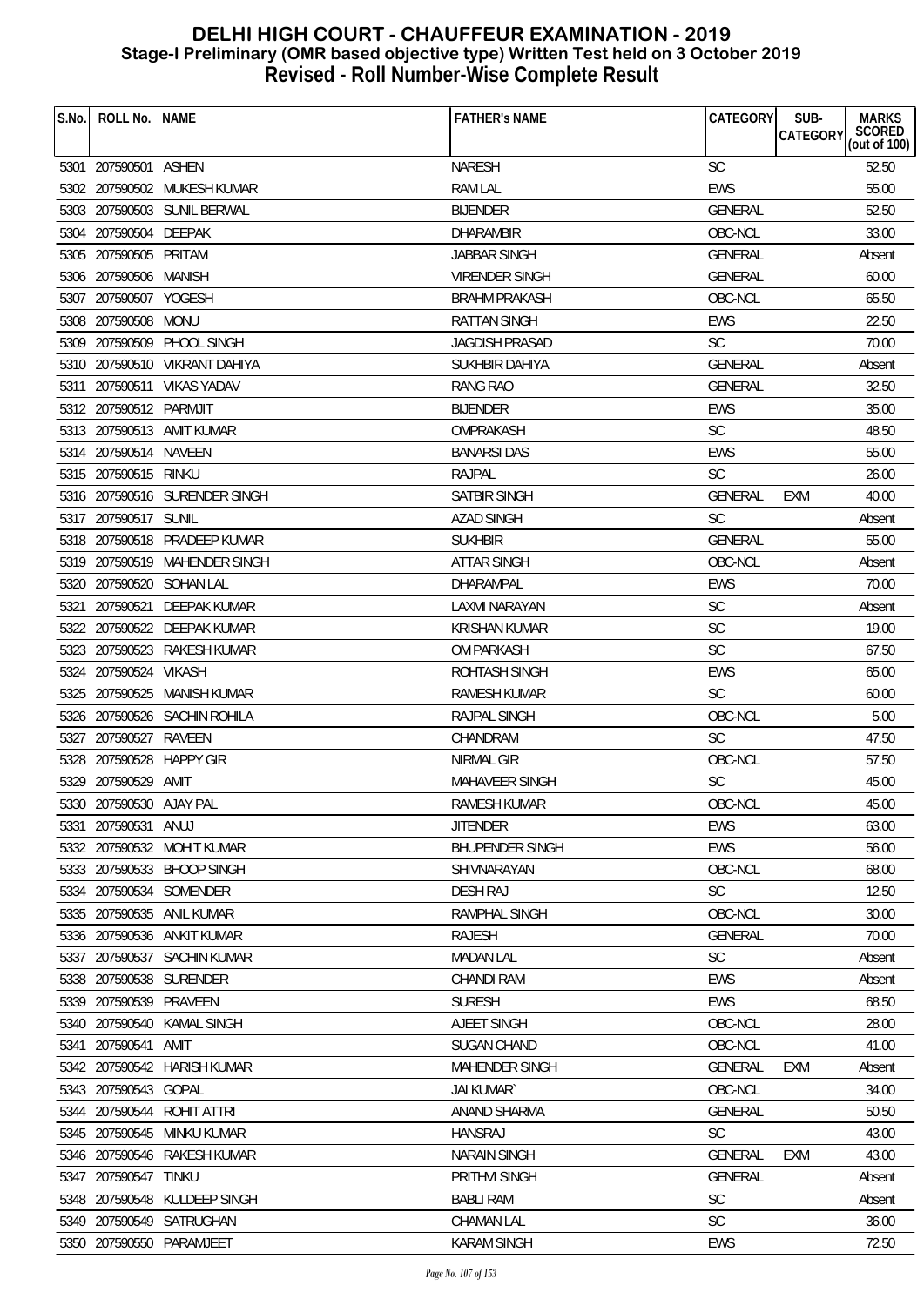# DELHI HIGH COURT - CHAUFFEUR EXAMINATION - 2019
## Stage-I Preliminary (OMR based objective type) Written Test held on 3 October 2019
## Revised - Roll Number-Wise Complete Result

| S.No. | ROLL No. | NAME | FATHER's NAME | CATEGORY | SUB-CATEGORY | MARKS SCORED (out of 100) |
|---|---|---|---|---|---|---|
| 5301 | 207590501 | ASHEN | NARESH | SC | | 52.50 |
| 5302 | 207590502 | MUKESH KUMAR | RAM LAL | EWS | | 55.00 |
| 5303 | 207590503 | SUNIL BERWAL | BIJENDER | GENERAL | | 52.50 |
| 5304 | 207590504 | DEEPAK | DHARAMBIR | OBC-NCL | | 33.00 |
| 5305 | 207590505 | PRITAM | JABBAR SINGH | GENERAL | | Absent |
| 5306 | 207590506 | MANISH | VIRENDER SINGH | GENERAL | | 60.00 |
| 5307 | 207590507 | YOGESH | BRAHM PRAKASH | OBC-NCL | | 65.50 |
| 5308 | 207590508 | MONU | RATTAN SINGH | EWS | | 22.50 |
| 5309 | 207590509 | PHOOL SINGH | JAGDISH PRASAD | SC | | 70.00 |
| 5310 | 207590510 | VIKRANT DAHIYA | SUKHBIR DAHIYA | GENERAL | | Absent |
| 5311 | 207590511 | VIKAS YADAV | RANG RAO | GENERAL | | 32.50 |
| 5312 | 207590512 | PARMJIT | BIJENDER | EWS | | 35.00 |
| 5313 | 207590513 | AMIT KUMAR | OMPRAKASH | SC | | 48.50 |
| 5314 | 207590514 | NAVEEN | BANARSI DAS | EWS | | 55.00 |
| 5315 | 207590515 | RINKU | RAJPAL | SC | | 26.00 |
| 5316 | 207590516 | SURENDER SINGH | SATBIR SINGH | GENERAL | EXM | 40.00 |
| 5317 | 207590517 | SUNIL | AZAD SINGH | SC | | Absent |
| 5318 | 207590518 | PRADEEP KUMAR | SUKHBIR | GENERAL | | 55.00 |
| 5319 | 207590519 | MAHENDER SINGH | ATTAR SINGH | OBC-NCL | | Absent |
| 5320 | 207590520 | SOHAN LAL | DHARAMPAL | EWS | | 70.00 |
| 5321 | 207590521 | DEEPAK KUMAR | LAXMI NARAYAN | SC | | Absent |
| 5322 | 207590522 | DEEPAK KUMAR | KRISHAN KUMAR | SC | | 19.00 |
| 5323 | 207590523 | RAKESH KUMAR | OM PARKASH | SC | | 67.50 |
| 5324 | 207590524 | VIKASH | ROHTASH SINGH | EWS | | 65.00 |
| 5325 | 207590525 | MANISH KUMAR | RAMESH KUMAR | SC | | 60.00 |
| 5326 | 207590526 | SACHIN ROHILA | RAJPAL SINGH | OBC-NCL | | 5.00 |
| 5327 | 207590527 | RAVEEN | CHANDRAM | SC | | 47.50 |
| 5328 | 207590528 | HAPPY GIR | NIRMAL GIR | OBC-NCL | | 57.50 |
| 5329 | 207590529 | AMIT | MAHAVEER SINGH | SC | | 45.00 |
| 5330 | 207590530 | AJAY PAL | RAMESH KUMAR | OBC-NCL | | 45.00 |
| 5331 | 207590531 | ANUJ | JITENDER | EWS | | 63.00 |
| 5332 | 207590532 | MOHIT KUMAR | BHUPENDER SINGH | EWS | | 56.00 |
| 5333 | 207590533 | BHOOP SINGH | SHIVNARAYAN | OBC-NCL | | 68.00 |
| 5334 | 207590534 | SOMENDER | DESH RAJ | SC | | 12.50 |
| 5335 | 207590535 | ANIL KUMAR | RAMPHAL SINGH | OBC-NCL | | 30.00 |
| 5336 | 207590536 | ANKIT KUMAR | RAJESH | GENERAL | | 70.00 |
| 5337 | 207590537 | SACHIN KUMAR | MADAN LAL | SC | | Absent |
| 5338 | 207590538 | SURENDER | CHANDI RAM | EWS | | Absent |
| 5339 | 207590539 | PRAVEEN | SURESH | EWS | | 68.50 |
| 5340 | 207590540 | KAMAL SINGH | AJEET SINGH | OBC-NCL | | 28.00 |
| 5341 | 207590541 | AMIT | SUGAN CHAND | OBC-NCL | | 41.00 |
| 5342 | 207590542 | HARISH KUMAR | MAHENDER SINGH | GENERAL | EXM | Absent |
| 5343 | 207590543 | GOPAL | JAI KUMAR` | OBC-NCL | | 34.00 |
| 5344 | 207590544 | ROHIT ATTRI | ANAND SHARMA | GENERAL | | 50.50 |
| 5345 | 207590545 | MINKU KUMAR | HANSRAJ | SC | | 43.00 |
| 5346 | 207590546 | RAKESH KUMAR | NARAIN SINGH | GENERAL | EXM | 43.00 |
| 5347 | 207590547 | TINKU | PRITHVI SINGH | GENERAL | | Absent |
| 5348 | 207590548 | KULDEEP SINGH | BABLI RAM | SC | | Absent |
| 5349 | 207590549 | SATRUGHAN | CHAMAN LAL | SC | | 36.00 |
| 5350 | 207590550 | PARAMJEET | KARAM SINGH | EWS | | 72.50 |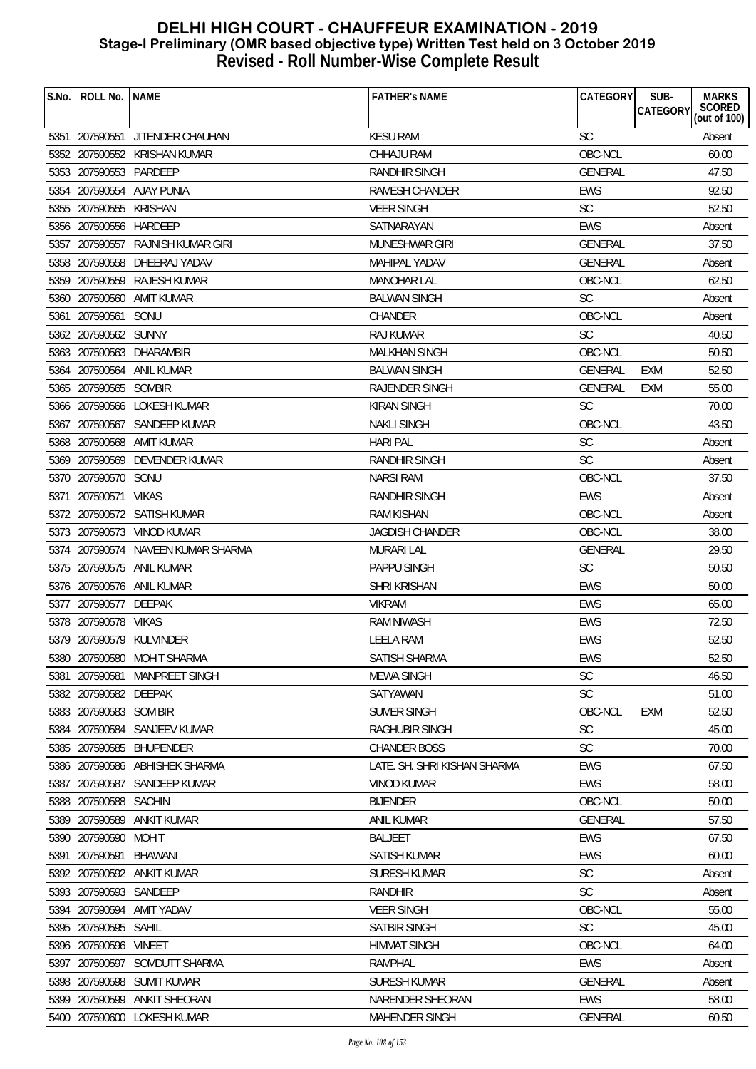# DELHI HIGH COURT - CHAUFFEUR EXAMINATION - 2019
## Stage-I Preliminary (OMR based objective type) Written Test held on 3 October 2019
## Revised - Roll Number-Wise Complete Result

| S.No. | ROLL No. | NAME | FATHER's NAME | CATEGORY | SUB-CATEGORY | MARKS SCORED (out of 100) |
|---|---|---|---|---|---|---|
| 5351 | 207590551 | JITENDER CHAUHAN | KESU RAM | SC | | Absent |
| 5352 | 207590552 | KRISHAN KUMAR | CHHAJU RAM | OBC-NCL | | 60.00 |
| 5353 | 207590553 | PARDEEP | RANDHIR SINGH | GENERAL | | 47.50 |
| 5354 | 207590554 | AJAY PUNIA | RAMESH CHANDER | EWS | | 92.50 |
| 5355 | 207590555 | KRISHAN | VEER SINGH | SC | | 52.50 |
| 5356 | 207590556 | HARDEEP | SATNARAYAN | EWS | | Absent |
| 5357 | 207590557 | RAJNISH KUMAR GIRI | MUNESHWAR GIRI | GENERAL | | 37.50 |
| 5358 | 207590558 | DHEERAJ YADAV | MAHIPAL YADAV | GENERAL | | Absent |
| 5359 | 207590559 | RAJESH KUMAR | MANOHAR LAL | OBC-NCL | | 62.50 |
| 5360 | 207590560 | AMIT KUMAR | BALWAN SINGH | SC | | Absent |
| 5361 | 207590561 | SONU | CHANDER | OBC-NCL | | Absent |
| 5362 | 207590562 | SUNNY | RAJ KUMAR | SC | | 40.50 |
| 5363 | 207590563 | DHARAMBIR | MALKHAN SINGH | OBC-NCL | | 50.50 |
| 5364 | 207590564 | ANIL KUMAR | BALWAN SINGH | GENERAL | EXM | 52.50 |
| 5365 | 207590565 | SOMBIR | RAJENDER SINGH | GENERAL | EXM | 55.00 |
| 5366 | 207590566 | LOKESH KUMAR | KIRAN SINGH | SC | | 70.00 |
| 5367 | 207590567 | SANDEEP KUMAR | NAKLI SINGH | OBC-NCL | | 43.50 |
| 5368 | 207590568 | AMIT KUMAR | HARI PAL | SC | | Absent |
| 5369 | 207590569 | DEVENDER KUMAR | RANDHIR SINGH | SC | | Absent |
| 5370 | 207590570 | SONU | NARSI RAM | OBC-NCL | | 37.50 |
| 5371 | 207590571 | VIKAS | RANDHIR SINGH | EWS | | Absent |
| 5372 | 207590572 | SATISH KUMAR | RAM KISHAN | OBC-NCL | | Absent |
| 5373 | 207590573 | VINOD KUMAR | JAGDISH CHANDER | OBC-NCL | | 38.00 |
| 5374 | 207590574 | NAVEEN KUMAR SHARMA | MURARI LAL | GENERAL | | 29.50 |
| 5375 | 207590575 | ANIL KUMAR | PAPPU SINGH | SC | | 50.50 |
| 5376 | 207590576 | ANIL KUMAR | SHRI KRISHAN | EWS | | 50.00 |
| 5377 | 207590577 | DEEPAK | VIKRAM | EWS | | 65.00 |
| 5378 | 207590578 | VIKAS | RAM NIWASH | EWS | | 72.50 |
| 5379 | 207590579 | KULVINDER | LEELA RAM | EWS | | 52.50 |
| 5380 | 207590580 | MOHIT SHARMA | SATISH SHARMA | EWS | | 52.50 |
| 5381 | 207590581 | MANPREET SINGH | MEWA SINGH | SC | | 46.50 |
| 5382 | 207590582 | DEEPAK | SATYAWAN | SC | | 51.00 |
| 5383 | 207590583 | SOM BIR | SUMER SINGH | OBC-NCL | EXM | 52.50 |
| 5384 | 207590584 | SANJEEV KUMAR | RAGHUBIR SINGH | SC | | 45.00 |
| 5385 | 207590585 | BHUPENDER | CHANDER BOSS | SC | | 70.00 |
| 5386 | 207590586 | ABHISHEK SHARMA | LATE. SH. SHRI KISHAN SHARMA | EWS | | 67.50 |
| 5387 | 207590587 | SANDEEP KUMAR | VINOD KUMAR | EWS | | 58.00 |
| 5388 | 207590588 | SACHIN | BIJENDER | OBC-NCL | | 50.00 |
| 5389 | 207590589 | ANKIT KUMAR | ANIL KUMAR | GENERAL | | 57.50 |
| 5390 | 207590590 | MOHIT | BALJEET | EWS | | 67.50 |
| 5391 | 207590591 | BHAWANI | SATISH KUMAR | EWS | | 60.00 |
| 5392 | 207590592 | ANKIT KUMAR | SURESH KUMAR | SC | | Absent |
| 5393 | 207590593 | SANDEEP | RANDHIR | SC | | Absent |
| 5394 | 207590594 | AMIT YADAV | VEER SINGH | OBC-NCL | | 55.00 |
| 5395 | 207590595 | SAHIL | SATBIR SINGH | SC | | 45.00 |
| 5396 | 207590596 | VINEET | HIMMAT SINGH | OBC-NCL | | 64.00 |
| 5397 | 207590597 | SOMDUTT SHARMA | RAMPHAL | EWS | | Absent |
| 5398 | 207590598 | SUMIT KUMAR | SURESH KUMAR | GENERAL | | Absent |
| 5399 | 207590599 | ANKIT SHEORAN | NARENDER SHEORAN | EWS | | 58.00 |
| 5400 | 207590600 | LOKESH KUMAR | MAHENDER SINGH | GENERAL | | 60.50 |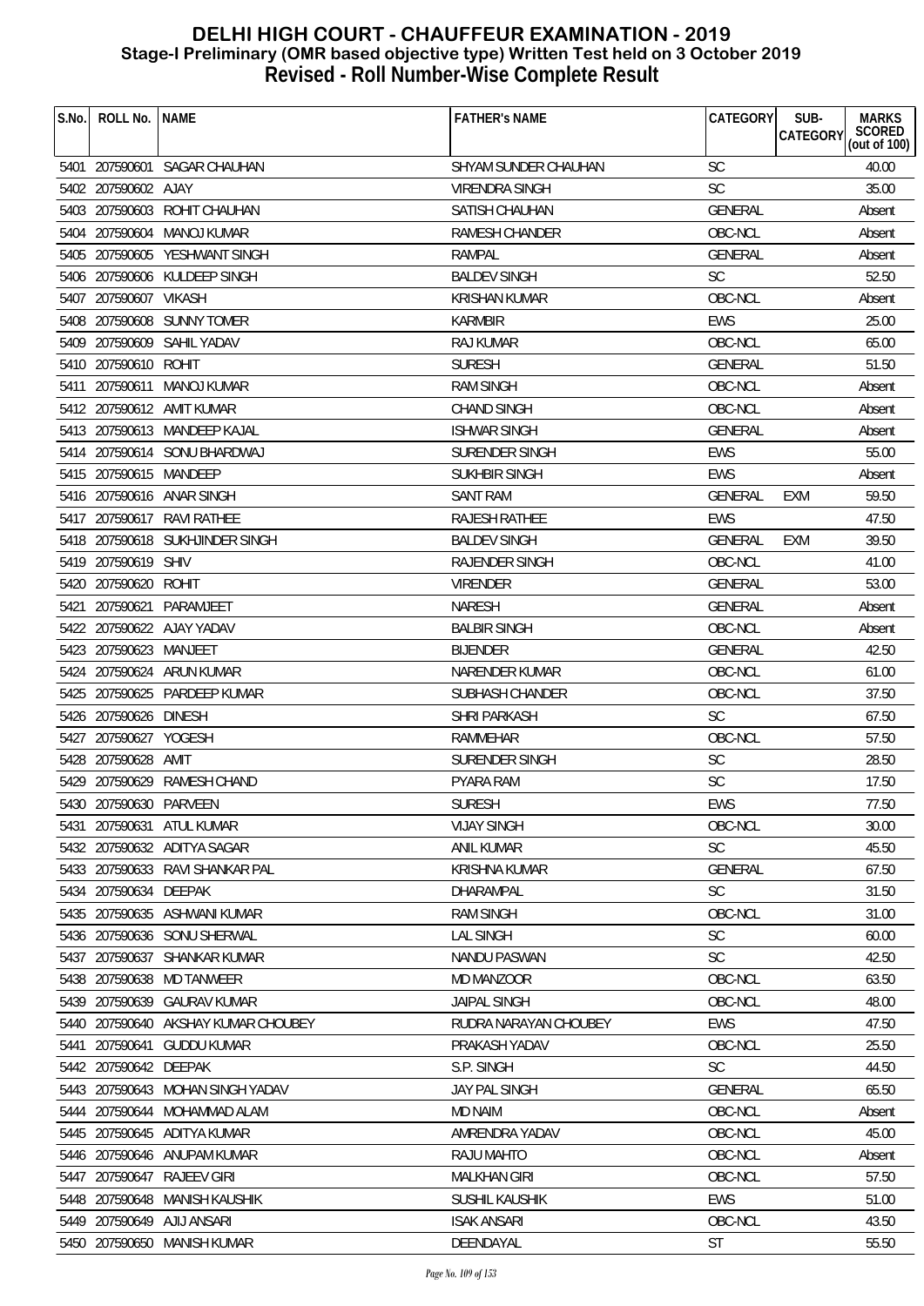# DELHI HIGH COURT - CHAUFFEUR EXAMINATION - 2019
## Stage-I Preliminary (OMR based objective type) Written Test held on 3 October 2019
## Revised - Roll Number-Wise Complete Result

| S.No. | ROLL No. | NAME | FATHER's NAME | CATEGORY | SUB-CATEGORY | MARKS SCORED (out of 100) |
|---|---|---|---|---|---|---|
| 5401 | 207590601 | SAGAR CHAUHAN | SHYAM SUNDER CHAUHAN | SC | | 40.00 |
| 5402 | 207590602 | AJAY | VIRENDRA SINGH | SC | | 35.00 |
| 5403 | 207590603 | ROHIT CHAUHAN | SATISH CHAUHAN | GENERAL | | Absent |
| 5404 | 207590604 | MANOJ KUMAR | RAMESH CHANDER | OBC-NCL | | Absent |
| 5405 | 207590605 | YESHWANT SINGH | RAMPAL | GENERAL | | Absent |
| 5406 | 207590606 | KULDEEP SINGH | BALDEV SINGH | SC | | 52.50 |
| 5407 | 207590607 | VIKASH | KRISHAN KUMAR | OBC-NCL | | Absent |
| 5408 | 207590608 | SUNNY TOMER | KARMBIR | EWS | | 25.00 |
| 5409 | 207590609 | SAHIL YADAV | RAJ KUMAR | OBC-NCL | | 65.00 |
| 5410 | 207590610 | ROHIT | SURESH | GENERAL | | 51.50 |
| 5411 | 207590611 | MANOJ KUMAR | RAM SINGH | OBC-NCL | | Absent |
| 5412 | 207590612 | AMIT KUMAR | CHAND SINGH | OBC-NCL | | Absent |
| 5413 | 207590613 | MANDEEP KAJAL | ISHWAR SINGH | GENERAL | | Absent |
| 5414 | 207590614 | SONU BHARDWAJ | SURENDER SINGH | EWS | | 55.00 |
| 5415 | 207590615 | MANDEEP | SUKHBIR SINGH | EWS | | Absent |
| 5416 | 207590616 | ANAR SINGH | SANT RAM | GENERAL | EXM | 59.50 |
| 5417 | 207590617 | RAVI RATHEE | RAJESH RATHEE | EWS | | 47.50 |
| 5418 | 207590618 | SUKHJINDER SINGH | BALDEV SINGH | GENERAL | EXM | 39.50 |
| 5419 | 207590619 | SHIV | RAJENDER SINGH | OBC-NCL | | 41.00 |
| 5420 | 207590620 | ROHIT | VIRENDER | GENERAL | | 53.00 |
| 5421 | 207590621 | PARAMJEET | NARESH | GENERAL | | Absent |
| 5422 | 207590622 | AJAY YADAV | BALBIR SINGH | OBC-NCL | | Absent |
| 5423 | 207590623 | MANJEET | BIJENDER | GENERAL | | 42.50 |
| 5424 | 207590624 | ARUN KUMAR | NARENDER KUMAR | OBC-NCL | | 61.00 |
| 5425 | 207590625 | PARDEEP KUMAR | SUBHASH CHANDER | OBC-NCL | | 37.50 |
| 5426 | 207590626 | DINESH | SHRI PARKASH | SC | | 67.50 |
| 5427 | 207590627 | YOGESH | RAMMEHAR | OBC-NCL | | 57.50 |
| 5428 | 207590628 | AMIT | SURENDER SINGH | SC | | 28.50 |
| 5429 | 207590629 | RAMESH CHAND | PYARA RAM | SC | | 17.50 |
| 5430 | 207590630 | PARVEEN | SURESH | EWS | | 77.50 |
| 5431 | 207590631 | ATUL KUMAR | VIJAY SINGH | OBC-NCL | | 30.00 |
| 5432 | 207590632 | ADITYA SAGAR | ANIL KUMAR | SC | | 45.50 |
| 5433 | 207590633 | RAVI SHANKAR PAL | KRISHNA KUMAR | GENERAL | | 67.50 |
| 5434 | 207590634 | DEEPAK | DHARAMPAL | SC | | 31.50 |
| 5435 | 207590635 | ASHWANI KUMAR | RAM SINGH | OBC-NCL | | 31.00 |
| 5436 | 207590636 | SONU SHERWAL | LAL SINGH | SC | | 60.00 |
| 5437 | 207590637 | SHANKAR KUMAR | NANDU PASWAN | SC | | 42.50 |
| 5438 | 207590638 | MD TANWEER | MD MANZOOR | OBC-NCL | | 63.50 |
| 5439 | 207590639 | GAURAV KUMAR | JAIPAL SINGH | OBC-NCL | | 48.00 |
| 5440 | 207590640 | AKSHAY KUMAR CHOUBEY | RUDRA NARAYAN CHOUBEY | EWS | | 47.50 |
| 5441 | 207590641 | GUDDU KUMAR | PRAKASH YADAV | OBC-NCL | | 25.50 |
| 5442 | 207590642 | DEEPAK | S.P. SINGH | SC | | 44.50 |
| 5443 | 207590643 | MOHAN SINGH YADAV | JAY PAL SINGH | GENERAL | | 65.50 |
| 5444 | 207590644 | MOHAMMAD ALAM | MD NAIM | OBC-NCL | | Absent |
| 5445 | 207590645 | ADITYA KUMAR | AMRENDRA YADAV | OBC-NCL | | 45.00 |
| 5446 | 207590646 | ANUPAM KUMAR | RAJU MAHTO | OBC-NCL | | Absent |
| 5447 | 207590647 | RAJEEV GIRI | MALKHAN GIRI | OBC-NCL | | 57.50 |
| 5448 | 207590648 | MANISH KAUSHIK | SUSHIL KAUSHIK | EWS | | 51.00 |
| 5449 | 207590649 | AJIJ ANSARI | ISAK ANSARI | OBC-NCL | | 43.50 |
| 5450 | 207590650 | MANISH KUMAR | DEENDAYAL | ST | | 55.50 |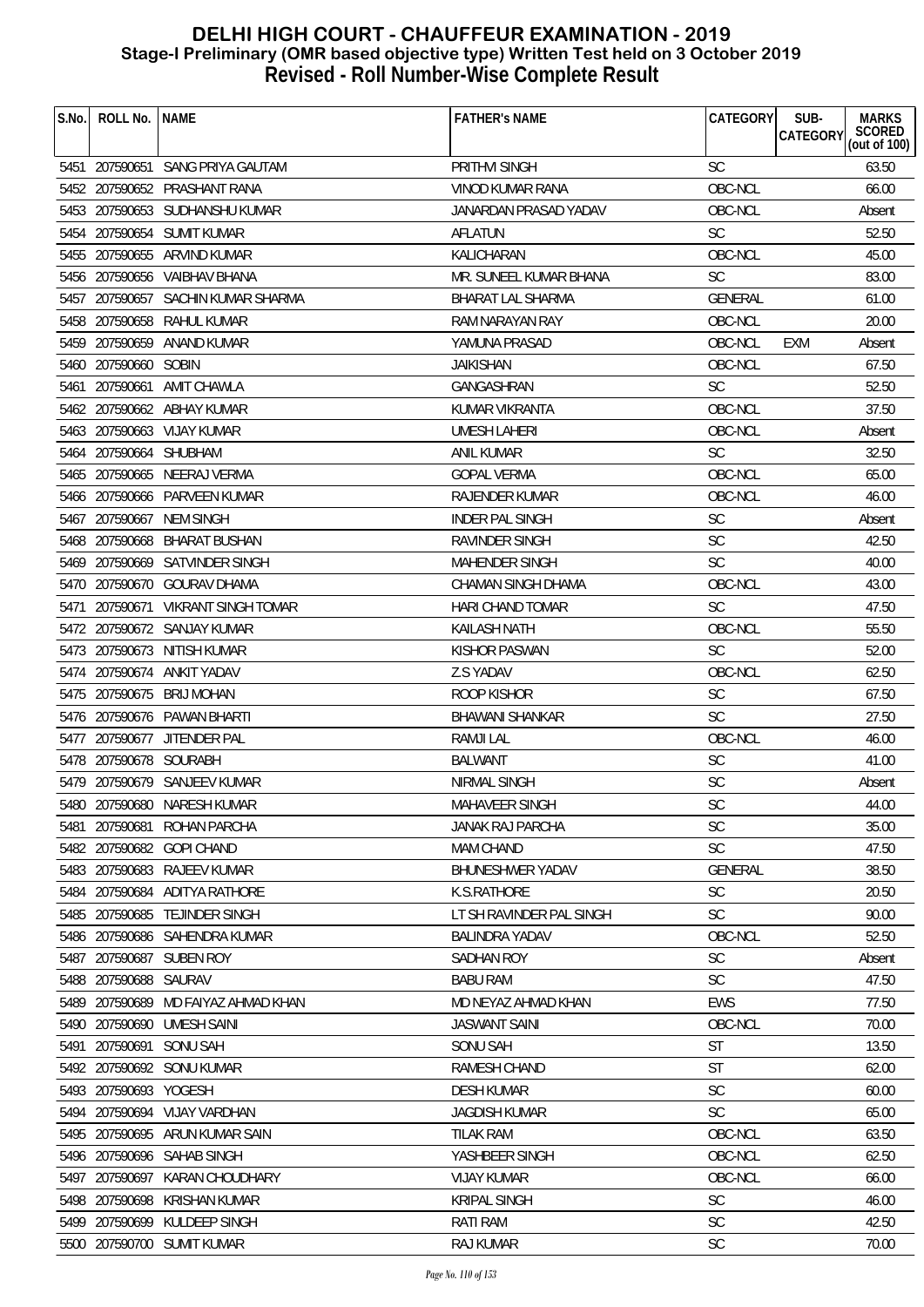# DELHI HIGH COURT - CHAUFFEUR EXAMINATION - 2019
## Stage-I Preliminary (OMR based objective type) Written Test held on 3 October 2019
## Revised - Roll Number-Wise Complete Result

| S.No. | ROLL No. | NAME | FATHER's NAME | CATEGORY | SUB-CATEGORY | MARKS SCORED (out of 100) |
|---|---|---|---|---|---|---|
| 5451 | 207590651 | SANG PRIYA GAUTAM | PRITHVI SINGH | SC | | 63.50 |
| 5452 | 207590652 | PRASHANT RANA | VINOD KUMAR RANA | OBC-NCL | | 66.00 |
| 5453 | 207590653 | SUDHANSHU KUMAR | JANARDAN PRASAD YADAV | OBC-NCL | | Absent |
| 5454 | 207590654 | SUMIT KUMAR | AFLATUN | SC | | 52.50 |
| 5455 | 207590655 | ARVIND KUMAR | KALICHARAN | OBC-NCL | | 45.00 |
| 5456 | 207590656 | VAIBHAV BHANA | MR. SUNEEL KUMAR BHANA | SC | | 83.00 |
| 5457 | 207590657 | SACHIN KUMAR SHARMA | BHARAT LAL SHARMA | GENERAL | | 61.00 |
| 5458 | 207590658 | RAHUL KUMAR | RAM NARAYAN RAY | OBC-NCL | | 20.00 |
| 5459 | 207590659 | ANAND KUMAR | YAMUNA PRASAD | OBC-NCL | EXM | Absent |
| 5460 | 207590660 | SOBIN | JAIKISHAN | OBC-NCL | | 67.50 |
| 5461 | 207590661 | AMIT CHAWLA | GANGASHRAN | SC | | 52.50 |
| 5462 | 207590662 | ABHAY KUMAR | KUMAR VIKRANTA | OBC-NCL | | 37.50 |
| 5463 | 207590663 | VIJAY KUMAR | UMESH LAHERI | OBC-NCL | | Absent |
| 5464 | 207590664 | SHUBHAM | ANIL KUMAR | SC | | 32.50 |
| 5465 | 207590665 | NEERAJ VERMA | GOPAL VERMA | OBC-NCL | | 65.00 |
| 5466 | 207590666 | PARVEEN KUMAR | RAJENDER KUMAR | OBC-NCL | | 46.00 |
| 5467 | 207590667 | NEM SINGH | INDER PAL SINGH | SC | | Absent |
| 5468 | 207590668 | BHARAT BUSHAN | RAVINDER SINGH | SC | | 42.50 |
| 5469 | 207590669 | SATVINDER SINGH | MAHENDER SINGH | SC | | 40.00 |
| 5470 | 207590670 | GOURAV DHAMA | CHAMAN SINGH DHAMA | OBC-NCL | | 43.00 |
| 5471 | 207590671 | VIKRANT SINGH TOMAR | HARI CHAND TOMAR | SC | | 47.50 |
| 5472 | 207590672 | SANJAY KUMAR | KAILASH NATH | OBC-NCL | | 55.50 |
| 5473 | 207590673 | NITISH KUMAR | KISHOR PASWAN | SC | | 52.00 |
| 5474 | 207590674 | ANKIT YADAV | Z.S YADAV | OBC-NCL | | 62.50 |
| 5475 | 207590675 | BRIJ MOHAN | ROOP KISHOR | SC | | 67.50 |
| 5476 | 207590676 | PAWAN BHARTI | BHAWANI SHANKAR | SC | | 27.50 |
| 5477 | 207590677 | JITENDER PAL | RAMJI LAL | OBC-NCL | | 46.00 |
| 5478 | 207590678 | SOURABH | BALWANT | SC | | 41.00 |
| 5479 | 207590679 | SANJEEV KUMAR | NIRMAL SINGH | SC | | Absent |
| 5480 | 207590680 | NARESH KUMAR | MAHAVEER SINGH | SC | | 44.00 |
| 5481 | 207590681 | ROHAN PARCHA | JANAK RAJ PARCHA | SC | | 35.00 |
| 5482 | 207590682 | GOPI CHAND | MAM CHAND | SC | | 47.50 |
| 5483 | 207590683 | RAJEEV KUMAR | BHUNESHWER YADAV | GENERAL | | 38.50 |
| 5484 | 207590684 | ADITYA RATHORE | K.S.RATHORE | SC | | 20.50 |
| 5485 | 207590685 | TEJINDER SINGH | LT SH RAVINDER PAL SINGH | SC | | 90.00 |
| 5486 | 207590686 | SAHENDRA KUMAR | BALINDRA YADAV | OBC-NCL | | 52.50 |
| 5487 | 207590687 | SUBEN ROY | SADHAN ROY | SC | | Absent |
| 5488 | 207590688 | SAURAV | BABU RAM | SC | | 47.50 |
| 5489 | 207590689 | MD FAIYAZ AHMAD KHAN | MD NEYAZ AHMAD KHAN | EWS | | 77.50 |
| 5490 | 207590690 | UMESH SAINI | JASWANT SAINI | OBC-NCL | | 70.00 |
| 5491 | 207590691 | SONU SAH | SONU SAH | ST | | 13.50 |
| 5492 | 207590692 | SONU KUMAR | RAMESH CHAND | ST | | 62.00 |
| 5493 | 207590693 | YOGESH | DESH KUMAR | SC | | 60.00 |
| 5494 | 207590694 | VIJAY VARDHAN | JAGDISH KUMAR | SC | | 65.00 |
| 5495 | 207590695 | ARUN KUMAR SAIN | TILAK RAM | OBC-NCL | | 63.50 |
| 5496 | 207590696 | SAHAB SINGH | YASHBEER SINGH | OBC-NCL | | 62.50 |
| 5497 | 207590697 | KARAN CHOUDHARY | VIJAY KUMAR | OBC-NCL | | 66.00 |
| 5498 | 207590698 | KRISHAN KUMAR | KRIPAL SINGH | SC | | 46.00 |
| 5499 | 207590699 | KULDEEP SINGH | RATI RAM | SC | | 42.50 |
| 5500 | 207590700 | SUMIT KUMAR | RAJ KUMAR | SC | | 70.00 |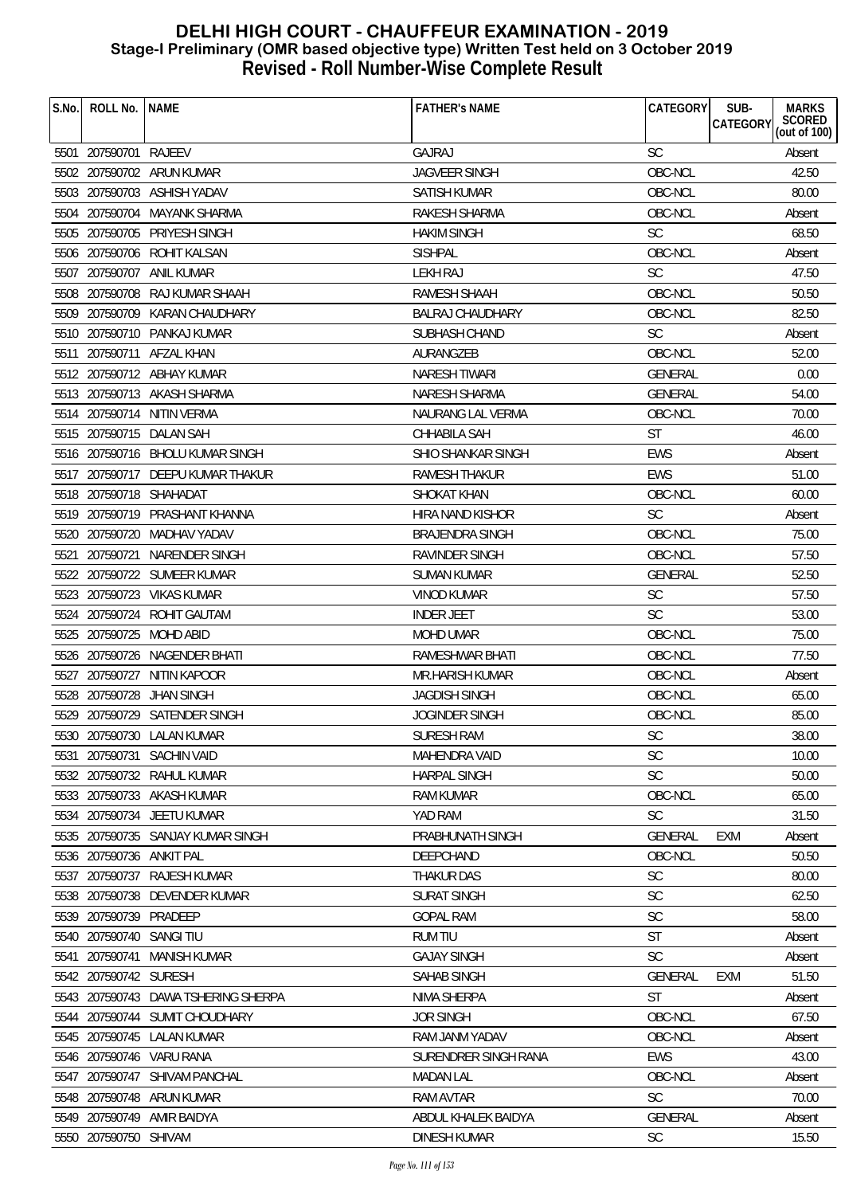# DELHI HIGH COURT - CHAUFFEUR EXAMINATION - 2019
## Stage-I Preliminary (OMR based objective type) Written Test held on 3 October 2019
## Revised - Roll Number-Wise Complete Result

| S.No. | ROLL No. | NAME | FATHER's NAME | CATEGORY | SUB-CATEGORY | MARKS SCORED (out of 100) |
|---|---|---|---|---|---|---|
| 5501 | 207590701 | RAJEEV | GAJRAJ | SC | | Absent |
| 5502 | 207590702 | ARUN KUMAR | JAGVEER SINGH | OBC-NCL | | 42.50 |
| 5503 | 207590703 | ASHISH YADAV | SATISH KUMAR | OBC-NCL | | 80.00 |
| 5504 | 207590704 | MAYANK SHARMA | RAKESH SHARMA | OBC-NCL | | Absent |
| 5505 | 207590705 | PRIYESH SINGH | HAKIM SINGH | SC | | 68.50 |
| 5506 | 207590706 | ROHIT KALSAN | SISHPAL | OBC-NCL | | Absent |
| 5507 | 207590707 | ANIL KUMAR | LEKH RAJ | SC | | 47.50 |
| 5508 | 207590708 | RAJ KUMAR SHAAH | RAMESH SHAAH | OBC-NCL | | 50.50 |
| 5509 | 207590709 | KARAN CHAUDHARY | BALRAJ CHAUDHARY | OBC-NCL | | 82.50 |
| 5510 | 207590710 | PANKAJ KUMAR | SUBHASH CHAND | SC | | Absent |
| 5511 | 207590711 | AFZAL KHAN | AURANGZEB | OBC-NCL | | 52.00 |
| 5512 | 207590712 | ABHAY KUMAR | NARESH TIWARI | GENERAL | | 0.00 |
| 5513 | 207590713 | AKASH SHARMA | NARESH SHARMA | GENERAL | | 54.00 |
| 5514 | 207590714 | NITIN VERMA | NAURANG LAL VERMA | OBC-NCL | | 70.00 |
| 5515 | 207590715 | DALAN SAH | CHHABILA SAH | ST | | 46.00 |
| 5516 | 207590716 | BHOLU KUMAR SINGH | SHIO SHANKAR SINGH | EWS | | Absent |
| 5517 | 207590717 | DEEPU KUMAR THAKUR | RAMESH THAKUR | EWS | | 51.00 |
| 5518 | 207590718 | SHAHADAT | SHOKAT KHAN | OBC-NCL | | 60.00 |
| 5519 | 207590719 | PRASHANT KHANNA | HIRA NAND KISHOR | SC | | Absent |
| 5520 | 207590720 | MADHAV YADAV | BRAJENDRA SINGH | OBC-NCL | | 75.00 |
| 5521 | 207590721 | NARENDER SINGH | RAVINDER SINGH | OBC-NCL | | 57.50 |
| 5522 | 207590722 | SUMEER KUMAR | SUMAN KUMAR | GENERAL | | 52.50 |
| 5523 | 207590723 | VIKAS KUMAR | VINOD KUMAR | SC | | 57.50 |
| 5524 | 207590724 | ROHIT GAUTAM | INDER JEET | SC | | 53.00 |
| 5525 | 207590725 | MOHD ABID | MOHD UMAR | OBC-NCL | | 75.00 |
| 5526 | 207590726 | NAGENDER BHATI | RAMESHWAR BHATI | OBC-NCL | | 77.50 |
| 5527 | 207590727 | NITIN KAPOOR | MR.HARISH KUMAR | OBC-NCL | | Absent |
| 5528 | 207590728 | JHAN SINGH | JAGDISH SINGH | OBC-NCL | | 65.00 |
| 5529 | 207590729 | SATENDER SINGH | JOGINDER SINGH | OBC-NCL | | 85.00 |
| 5530 | 207590730 | LALAN KUMAR | SURESH RAM | SC | | 38.00 |
| 5531 | 207590731 | SACHIN VAID | MAHENDRA VAID | SC | | 10.00 |
| 5532 | 207590732 | RAHUL KUMAR | HARPAL SINGH | SC | | 50.00 |
| 5533 | 207590733 | AKASH KUMAR | RAM KUMAR | OBC-NCL | | 65.00 |
| 5534 | 207590734 | JEETU KUMAR | YAD RAM | SC | | 31.50 |
| 5535 | 207590735 | SANJAY KUMAR SINGH | PRABHUNATH SINGH | GENERAL | EXM | Absent |
| 5536 | 207590736 | ANKIT PAL | DEEPCHAND | OBC-NCL | | 50.50 |
| 5537 | 207590737 | RAJESH KUMAR | THAKUR DAS | SC | | 80.00 |
| 5538 | 207590738 | DEVENDER KUMAR | SURAT SINGH | SC | | 62.50 |
| 5539 | 207590739 | PRADEEP | GOPAL RAM | SC | | 58.00 |
| 5540 | 207590740 | SANGI TIU | RUM TIU | ST | | Absent |
| 5541 | 207590741 | MANISH KUMAR | GAJAY SINGH | SC | | Absent |
| 5542 | 207590742 | SURESH | SAHAB SINGH | GENERAL | EXM | 51.50 |
| 5543 | 207590743 | DAWA TSHERING SHERPA | NIMA SHERPA | ST | | Absent |
| 5544 | 207590744 | SUMIT CHOUDHARY | JOR SINGH | OBC-NCL | | 67.50 |
| 5545 | 207590745 | LALAN KUMAR | RAM JANM YADAV | OBC-NCL | | Absent |
| 5546 | 207590746 | VARU RANA | SURENDRER SINGH RANA | EWS | | 43.00 |
| 5547 | 207590747 | SHIVAM PANCHAL | MADAN LAL | OBC-NCL | | Absent |
| 5548 | 207590748 | ARUN KUMAR | RAM AVTAR | SC | | 70.00 |
| 5549 | 207590749 | AMIR BAIDYA | ABDUL KHALEK BAIDYA | GENERAL | | Absent |
| 5550 | 207590750 | SHIVAM | DINESH KUMAR | SC | | 15.50 |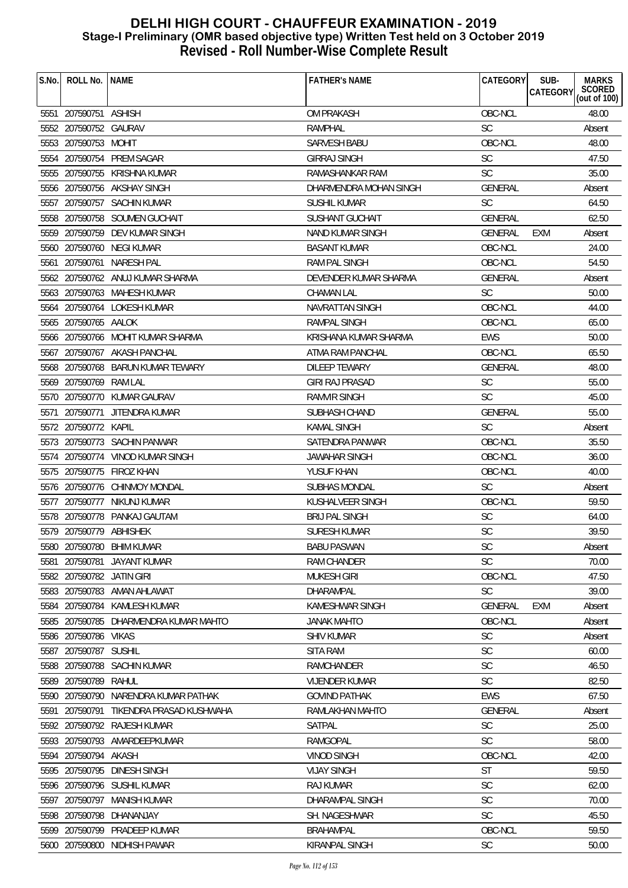# DELHI HIGH COURT - CHAUFFEUR EXAMINATION - 2019
## Stage-I Preliminary (OMR based objective type) Written Test held on 3 October 2019
## Revised - Roll Number-Wise Complete Result

| S.No. | ROLL No. | NAME | FATHER's NAME | CATEGORY | SUB-CATEGORY | MARKS SCORED (out of 100) |
|---|---|---|---|---|---|---|
| 5551 | 207590751 | ASHISH | OM PRAKASH | OBC-NCL | | 48.00 |
| 5552 | 207590752 | GAURAV | RAMPHAL | SC | | Absent |
| 5553 | 207590753 | MOHIT | SARVESH BABU | OBC-NCL | | 48.00 |
| 5554 | 207590754 | PREM SAGAR | GIRRAJ SINGH | SC | | 47.50 |
| 5555 | 207590755 | KRISHNA KUMAR | RAMASHANKAR RAM | SC | | 35.00 |
| 5556 | 207590756 | AKSHAY SINGH | DHARMENDRA MOHAN SINGH | GENERAL | | Absent |
| 5557 | 207590757 | SACHIN KUMAR | SUSHIL KUMAR | SC | | 64.50 |
| 5558 | 207590758 | SOUMEN GUCHAIT | SUSHANT GUCHAIT | GENERAL | | 62.50 |
| 5559 | 207590759 | DEV KUMAR SINGH | NAND KUMAR SINGH | GENERAL | EXM | Absent |
| 5560 | 207590760 | NEGI KUMAR | BASANT KUMAR | OBC-NCL | | 24.00 |
| 5561 | 207590761 | NARESH PAL | RAM PAL SINGH | OBC-NCL | | 54.50 |
| 5562 | 207590762 | ANUJ KUMAR SHARMA | DEVENDER KUMAR SHARMA | GENERAL | | Absent |
| 5563 | 207590763 | MAHESH KUMAR | CHAMAN LAL | SC | | 50.00 |
| 5564 | 207590764 | LOKESH KUMAR | NAVRATTAN SINGH | OBC-NCL | | 44.00 |
| 5565 | 207590765 | AALOK | RAMPAL SINGH | OBC-NCL | | 65.00 |
| 5566 | 207590766 | MOHIT KUMAR SHARMA | KRISHANA KUMAR SHARMA | EWS | | 50.00 |
| 5567 | 207590767 | AKASH PANCHAL | ATMA RAM PANCHAL | OBC-NCL | | 65.50 |
| 5568 | 207590768 | BARUN KUMAR TEWARY | DILEEP TEWARY | GENERAL | | 48.00 |
| 5569 | 207590769 | RAM LAL | GIRI RAJ PRASAD | SC | | 55.00 |
| 5570 | 207590770 | KUMAR GAURAV | RAMVIR SINGH | SC | | 45.00 |
| 5571 | 207590771 | JITENDRA KUMAR | SUBHASH CHAND | GENERAL | | 55.00 |
| 5572 | 207590772 | KAPIL | KAMAL SINGH | SC | | Absent |
| 5573 | 207590773 | SACHIN PANWAR | SATENDRA PANWAR | OBC-NCL | | 35.50 |
| 5574 | 207590774 | VINOD KUMAR SINGH | JAWAHAR SINGH | OBC-NCL | | 36.00 |
| 5575 | 207590775 | FIROZ KHAN | YUSUF KHAN | OBC-NCL | | 40.00 |
| 5576 | 207590776 | CHINMOY MONDAL | SUBHAS MONDAL | SC | | Absent |
| 5577 | 207590777 | NIKUNJ KUMAR | KUSHALVEER SINGH | OBC-NCL | | 59.50 |
| 5578 | 207590778 | PANKAJ GAUTAM | BRIJ PAL SINGH | SC | | 64.00 |
| 5579 | 207590779 | ABHISHEK | SURESH KUMAR | SC | | 39.50 |
| 5580 | 207590780 | BHIM KUMAR | BABU PASWAN | SC | | Absent |
| 5581 | 207590781 | JAYANT KUMAR | RAM CHANDER | SC | | 70.00 |
| 5582 | 207590782 | JATIN GIRI | MUKESH GIRI | OBC-NCL | | 47.50 |
| 5583 | 207590783 | AMAN AHLAWAT | DHARAMPAL | SC | | 39.00 |
| 5584 | 207590784 | KAMLESH KUMAR | KAMESHWAR SINGH | GENERAL | EXM | Absent |
| 5585 | 207590785 | DHARMENDRA KUMAR MAHTO | JANAK MAHTO | OBC-NCL | | Absent |
| 5586 | 207590786 | VIKAS | SHIV KUMAR | SC | | Absent |
| 5587 | 207590787 | SUSHIL | SITA RAM | SC | | 60.00 |
| 5588 | 207590788 | SACHIN KUMAR | RAMCHANDER | SC | | 46.50 |
| 5589 | 207590789 | RAHUL | VIJENDER KUMAR | SC | | 82.50 |
| 5590 | 207590790 | NARENDRA KUMAR PATHAK | GOVIND PATHAK | EWS | | 67.50 |
| 5591 | 207590791 | TIKENDRA PRASAD KUSHWAHA | RAMLAKHAN MAHTO | GENERAL | | Absent |
| 5592 | 207590792 | RAJESH KUMAR | SATPAL | SC | | 25.00 |
| 5593 | 207590793 | AMARDEEPKUMAR | RAMGOPAL | SC | | 58.00 |
| 5594 | 207590794 | AKASH | VINOD SINGH | OBC-NCL | | 42.00 |
| 5595 | 207590795 | DINESH SINGH | VIJAY SINGH | ST | | 59.50 |
| 5596 | 207590796 | SUSHIL KUMAR | RAJ KUMAR | SC | | 62.00 |
| 5597 | 207590797 | MANISH KUMAR | DHARAMPAL SINGH | SC | | 70.00 |
| 5598 | 207590798 | DHANANJAY | SH. NAGESHWAR | SC | | 45.50 |
| 5599 | 207590799 | PRADEEP KUMAR | BRAHAMPAL | OBC-NCL | | 59.50 |
| 5600 | 207590800 | NIDHISH PAWAR | KIRANPAL SINGH | SC | | 50.00 |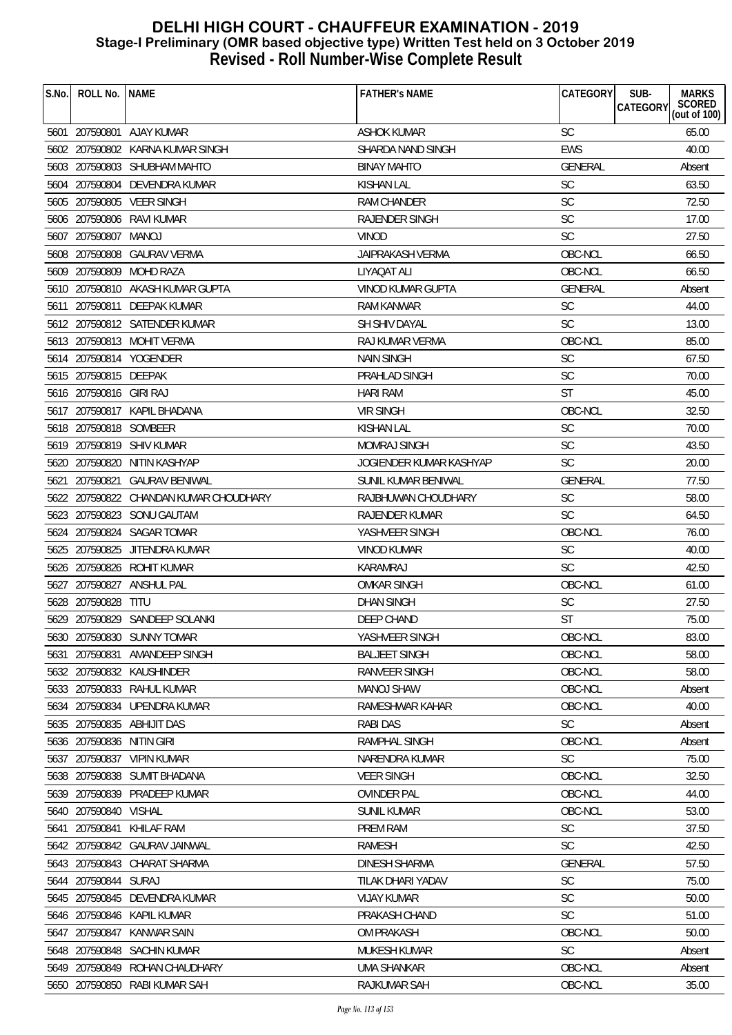# DELHI HIGH COURT - CHAUFFEUR EXAMINATION - 2019

## Stage-I Preliminary (OMR based objective type) Written Test held on 3 October 2019

## Revised - Roll Number-Wise Complete Result

| S.No. | ROLL No. | NAME | FATHER's NAME | CATEGORY | SUB-CATEGORY | MARKS SCORED (out of 100) |
|---|---|---|---|---|---|---|
| 5601 | 207590801 | AJAY KUMAR | ASHOK KUMAR | SC | | 65.00 |
| 5602 | 207590802 | KARNA KUMAR SINGH | SHARDA NAND SINGH | EWS | | 40.00 |
| 5603 | 207590803 | SHUBHAM MAHTO | BINAY MAHTO | GENERAL | | Absent |
| 5604 | 207590804 | DEVENDRA KUMAR | KISHAN LAL | SC | | 63.50 |
| 5605 | 207590805 | VEER SINGH | RAM CHANDER | SC | | 72.50 |
| 5606 | 207590806 | RAVI KUMAR | RAJENDER SINGH | SC | | 17.00 |
| 5607 | 207590807 | MANOJ | VINOD | SC | | 27.50 |
| 5608 | 207590808 | GAURAV VERMA | JAIPRAKASH VERMA | OBC-NCL | | 66.50 |
| 5609 | 207590809 | MOHD RAZA | LIYAQAT ALI | OBC-NCL | | 66.50 |
| 5610 | 207590810 | AKASH KUMAR GUPTA | VINOD KUMAR GUPTA | GENERAL | | Absent |
| 5611 | 207590811 | DEEPAK KUMAR | RAM KANWAR | SC | | 44.00 |
| 5612 | 207590812 | SATENDER KUMAR | SH SHIV DAYAL | SC | | 13.00 |
| 5613 | 207590813 | MOHIT VERMA | RAJ KUMAR VERMA | OBC-NCL | | 85.00 |
| 5614 | 207590814 | YOGENDER | NAIN SINGH | SC | | 67.50 |
| 5615 | 207590815 | DEEPAK | PRAHLAD SINGH | SC | | 70.00 |
| 5616 | 207590816 | GIRI RAJ | HARI RAM | ST | | 45.00 |
| 5617 | 207590817 | KAPIL BHADANA | VIR SINGH | OBC-NCL | | 32.50 |
| 5618 | 207590818 | SOMBEER | KISHAN LAL | SC | | 70.00 |
| 5619 | 207590819 | SHIV KUMAR | MOMRAJ SINGH | SC | | 43.50 |
| 5620 | 207590820 | NITIN KASHYAP | JOGIENDER KUMAR KASHYAP | SC | | 20.00 |
| 5621 | 207590821 | GAURAV BENIWAL | SUNIL KUMAR BENIWAL | GENERAL | | 77.50 |
| 5622 | 207590822 | CHANDAN KUMAR CHOUDHARY | RAJBHUWAN CHOUDHARY | SC | | 58.00 |
| 5623 | 207590823 | SONU GAUTAM | RAJENDER KUMAR | SC | | 64.50 |
| 5624 | 207590824 | SAGAR TOMAR | YASHVEER SINGH | OBC-NCL | | 76.00 |
| 5625 | 207590825 | JITENDRA KUMAR | VINOD KUMAR | SC | | 40.00 |
| 5626 | 207590826 | ROHIT KUMAR | KARAMRAJ | SC | | 42.50 |
| 5627 | 207590827 | ANSHUL PAL | OMKAR SINGH | OBC-NCL | | 61.00 |
| 5628 | 207590828 | TITU | DHAN SINGH | SC | | 27.50 |
| 5629 | 207590829 | SANDEEP SOLANKI | DEEP CHAND | ST | | 75.00 |
| 5630 | 207590830 | SUNNY TOMAR | YASHVEER SINGH | OBC-NCL | | 83.00 |
| 5631 | 207590831 | AMANDEEP SINGH | BALJEET SINGH | OBC-NCL | | 58.00 |
| 5632 | 207590832 | KAUSHINDER | RANVEER SINGH | OBC-NCL | | 58.00 |
| 5633 | 207590833 | RAHUL KUMAR | MANOJ SHAW | OBC-NCL | | Absent |
| 5634 | 207590834 | UPENDRA KUMAR | RAMESHWAR KAHAR | OBC-NCL | | 40.00 |
| 5635 | 207590835 | ABHIJIT DAS | RABI DAS | SC | | Absent |
| 5636 | 207590836 | NITIN GIRI | RAMPHAL SINGH | OBC-NCL | | Absent |
| 5637 | 207590837 | VIPIN KUMAR | NARENDRA KUMAR | SC | | 75.00 |
| 5638 | 207590838 | SUMIT BHADANA | VEER SINGH | OBC-NCL | | 32.50 |
| 5639 | 207590839 | PRADEEP KUMAR | OVINDER PAL | OBC-NCL | | 44.00 |
| 5640 | 207590840 | VISHAL | SUNIL KUMAR | OBC-NCL | | 53.00 |
| 5641 | 207590841 | KHILAF RAM | PREM RAM | SC | | 37.50 |
| 5642 | 207590842 | GAURAV JAINWAL | RAMESH | SC | | 42.50 |
| 5643 | 207590843 | CHARAT SHARMA | DINESH SHARMA | GENERAL | | 57.50 |
| 5644 | 207590844 | SURAJ | TILAK DHARI YADAV | SC | | 75.00 |
| 5645 | 207590845 | DEVENDRA KUMAR | VIJAY KUMAR | SC | | 50.00 |
| 5646 | 207590846 | KAPIL KUMAR | PRAKASH CHAND | SC | | 51.00 |
| 5647 | 207590847 | KANWAR SAIN | OM PRAKASH | OBC-NCL | | 50.00 |
| 5648 | 207590848 | SACHIN KUMAR | MUKESH KUMAR | SC | | Absent |
| 5649 | 207590849 | ROHAN CHAUDHARY | UMA SHANKAR | OBC-NCL | | Absent |
| 5650 | 207590850 | RABI KUMAR SAH | RAJKUMAR SAH | OBC-NCL | | 35.00 |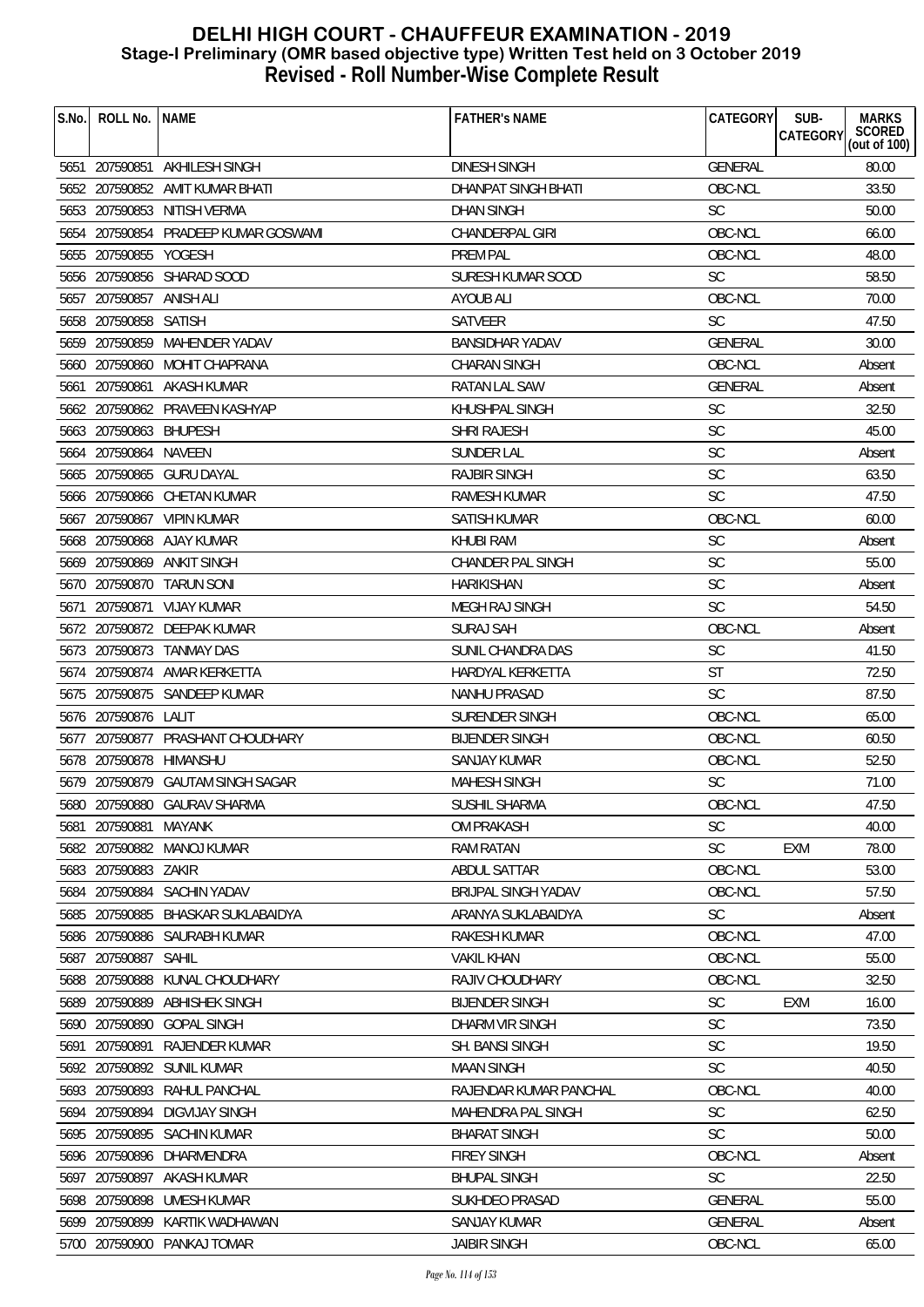# DELHI HIGH COURT - CHAUFFEUR EXAMINATION - 2019
## Stage-I Preliminary (OMR based objective type) Written Test held on 3 October 2019
## Revised - Roll Number-Wise Complete Result

| S.No. | ROLL No. | NAME | FATHER's NAME | CATEGORY | SUB-CATEGORY | MARKS SCORED (out of 100) |
|---|---|---|---|---|---|---|
| 5651 | 207590851 | AKHILESH SINGH | DINESH SINGH | GENERAL | | 80.00 |
| 5652 | 207590852 | AMIT KUMAR BHATI | DHANPAT SINGH BHATI | OBC-NCL | | 33.50 |
| 5653 | 207590853 | NITISH VERMA | DHAN SINGH | SC | | 50.00 |
| 5654 | 207590854 | PRADEEP KUMAR GOSWAMI | CHANDERPAL GIRI | OBC-NCL | | 66.00 |
| 5655 | 207590855 | YOGESH | PREM PAL | OBC-NCL | | 48.00 |
| 5656 | 207590856 | SHARAD SOOD | SURESH KUMAR SOOD | SC | | 58.50 |
| 5657 | 207590857 | ANISH ALI | AYOUB ALI | OBC-NCL | | 70.00 |
| 5658 | 207590858 | SATISH | SATVEER | SC | | 47.50 |
| 5659 | 207590859 | MAHENDER YADAV | BANSIDHAR YADAV | GENERAL | | 30.00 |
| 5660 | 207590860 | MOHIT CHAPRANA | CHARAN SINGH | OBC-NCL | | Absent |
| 5661 | 207590861 | AKASH KUMAR | RATAN LAL SAW | GENERAL | | Absent |
| 5662 | 207590862 | PRAVEEN KASHYAP | KHUSHPAL SINGH | SC | | 32.50 |
| 5663 | 207590863 | BHUPESH | SHRI RAJESH | SC | | 45.00 |
| 5664 | 207590864 | NAVEEN | SUNDER LAL | SC | | Absent |
| 5665 | 207590865 | GURU DAYAL | RAJBIR SINGH | SC | | 63.50 |
| 5666 | 207590866 | CHETAN KUMAR | RAMESH KUMAR | SC | | 47.50 |
| 5667 | 207590867 | VIPIN KUMAR | SATISH KUMAR | OBC-NCL | | 60.00 |
| 5668 | 207590868 | AJAY KUMAR | KHUBI RAM | SC | | Absent |
| 5669 | 207590869 | ANKIT SINGH | CHANDER PAL SINGH | SC | | 55.00 |
| 5670 | 207590870 | TARUN SONI | HARIKISHAN | SC | | Absent |
| 5671 | 207590871 | VIJAY KUMAR | MEGH RAJ SINGH | SC | | 54.50 |
| 5672 | 207590872 | DEEPAK KUMAR | SURAJ SAH | OBC-NCL | | Absent |
| 5673 | 207590873 | TANMAY DAS | SUNIL CHANDRA DAS | SC | | 41.50 |
| 5674 | 207590874 | AMAR KERKETTA | HARDYAL KERKETTA | ST | | 72.50 |
| 5675 | 207590875 | SANDEEP KUMAR | NANHU PRASAD | SC | | 87.50 |
| 5676 | 207590876 | LALIT | SURENDER SINGH | OBC-NCL | | 65.00 |
| 5677 | 207590877 | PRASHANT CHOUDHARY | BIJENDER SINGH | OBC-NCL | | 60.50 |
| 5678 | 207590878 | HIMANSHU | SANJAY KUMAR | OBC-NCL | | 52.50 |
| 5679 | 207590879 | GAUTAM SINGH SAGAR | MAHESH SINGH | SC | | 71.00 |
| 5680 | 207590880 | GAURAV SHARMA | SUSHIL SHARMA | OBC-NCL | | 47.50 |
| 5681 | 207590881 | MAYANK | OM PRAKASH | SC | | 40.00 |
| 5682 | 207590882 | MANOJ KUMAR | RAM RATAN | SC | EXM | 78.00 |
| 5683 | 207590883 | ZAKIR | ABDUL SATTAR | OBC-NCL | | 53.00 |
| 5684 | 207590884 | SACHIN YADAV | BRIJPAL SINGH YADAV | OBC-NCL | | 57.50 |
| 5685 | 207590885 | BHASKAR SUKLABAIDYA | ARANYA SUKLABAIDYA | SC | | Absent |
| 5686 | 207590886 | SAURABH KUMAR | RAKESH KUMAR | OBC-NCL | | 47.00 |
| 5687 | 207590887 | SAHIL | VAKIL KHAN | OBC-NCL | | 55.00 |
| 5688 | 207590888 | KUNAL CHOUDHARY | RAJIV CHOUDHARY | OBC-NCL | | 32.50 |
| 5689 | 207590889 | ABHISHEK SINGH | BIJENDER SINGH | SC | EXM | 16.00 |
| 5690 | 207590890 | GOPAL SINGH | DHARM VIR SINGH | SC | | 73.50 |
| 5691 | 207590891 | RAJENDER KUMAR | SH. BANSI SINGH | SC | | 19.50 |
| 5692 | 207590892 | SUNIL KUMAR | MAAN SINGH | SC | | 40.50 |
| 5693 | 207590893 | RAHUL PANCHAL | RAJENDAR KUMAR PANCHAL | OBC-NCL | | 40.00 |
| 5694 | 207590894 | DIGVIJAY SINGH | MAHENDRA PAL SINGH | SC | | 62.50 |
| 5695 | 207590895 | SACHIN KUMAR | BHARAT SINGH | SC | | 50.00 |
| 5696 | 207590896 | DHARMENDRA | FIREY SINGH | OBC-NCL | | Absent |
| 5697 | 207590897 | AKASH KUMAR | BHUPAL SINGH | SC | | 22.50 |
| 5698 | 207590898 | UMESH KUMAR | SUKHDEO PRASAD | GENERAL | | 55.00 |
| 5699 | 207590899 | KARTIK WADHAWAN | SANJAY KUMAR | GENERAL | | Absent |
| 5700 | 207590900 | PANKAJ TOMAR | JAIBIR SINGH | OBC-NCL | | 65.00 |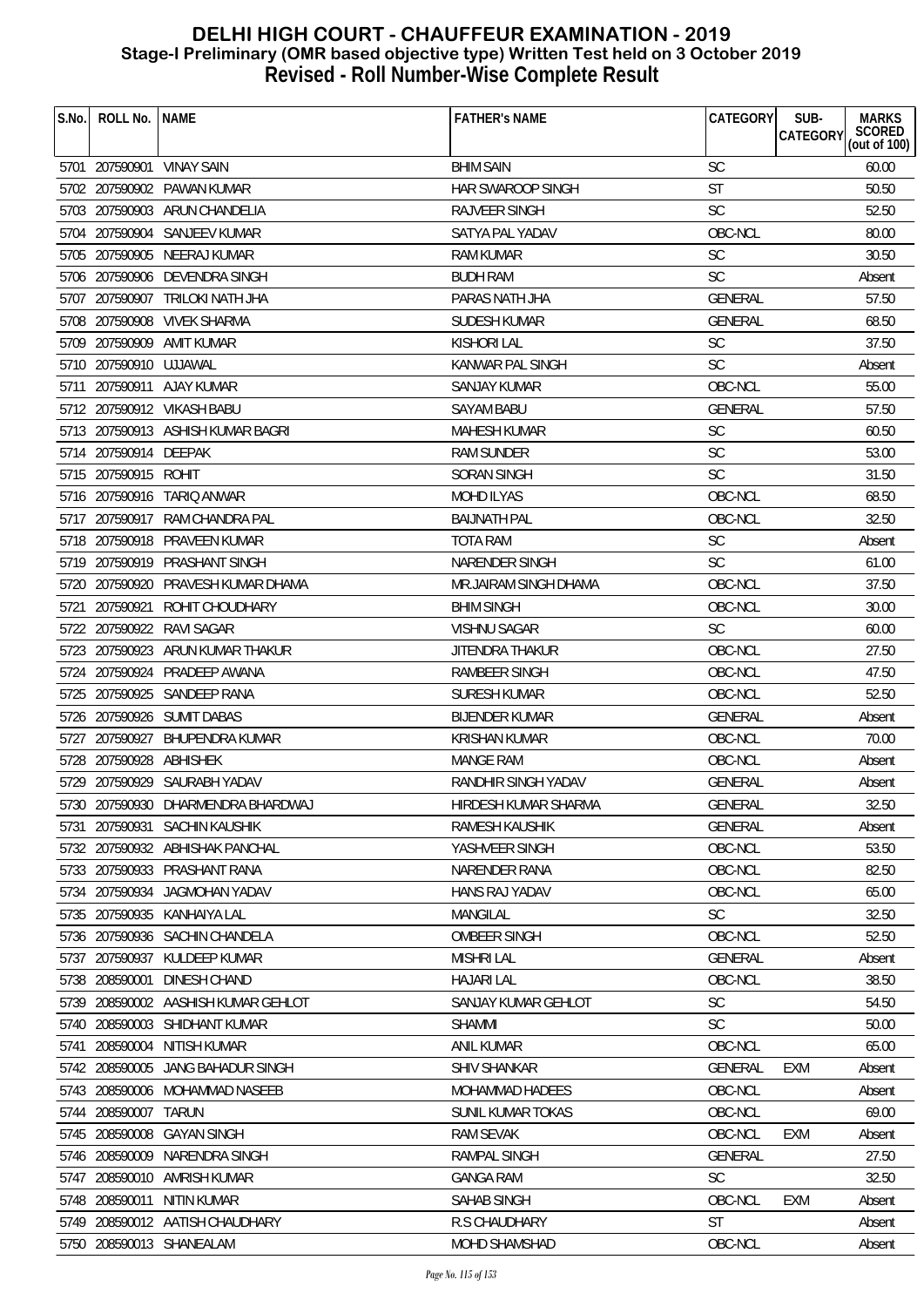# DELHI HIGH COURT - CHAUFFEUR EXAMINATION - 2019
## Stage-I Preliminary (OMR based objective type) Written Test held on 3 October 2019
## Revised - Roll Number-Wise Complete Result

| S.No. | ROLL No. | NAME | FATHER's NAME | CATEGORY | SUB-CATEGORY | MARKS SCORED (out of 100) |
|---|---|---|---|---|---|---|
| 5701 | 207590901 | VINAY SAIN | BHIM SAIN | SC | | 60.00 |
| 5702 | 207590902 | PAWAN KUMAR | HAR SWAROOP SINGH | ST | | 50.50 |
| 5703 | 207590903 | ARUN CHANDELIA | RAJVEER SINGH | SC | | 52.50 |
| 5704 | 207590904 | SANJEEV KUMAR | SATYA PAL YADAV | OBC-NCL | | 80.00 |
| 5705 | 207590905 | NEERAJ KUMAR | RAM KUMAR | SC | | 30.50 |
| 5706 | 207590906 | DEVENDRA SINGH | BUDH RAM | SC | | Absent |
| 5707 | 207590907 | TRILOKI NATH JHA | PARAS NATH JHA | GENERAL | | 57.50 |
| 5708 | 207590908 | VIVEK SHARMA | SUDESH KUMAR | GENERAL | | 68.50 |
| 5709 | 207590909 | AMIT KUMAR | KISHORI LAL | SC | | 37.50 |
| 5710 | 207590910 | UJJAWAL | KANWAR PAL SINGH | SC | | Absent |
| 5711 | 207590911 | AJAY KUMAR | SANJAY KUMAR | OBC-NCL | | 55.00 |
| 5712 | 207590912 | VIKASH BABU | SAYAM BABU | GENERAL | | 57.50 |
| 5713 | 207590913 | ASHISH KUMAR BAGRI | MAHESH KUMAR | SC | | 60.50 |
| 5714 | 207590914 | DEEPAK | RAM SUNDER | SC | | 53.00 |
| 5715 | 207590915 | ROHIT | SORAN SINGH | SC | | 31.50 |
| 5716 | 207590916 | TARIQ ANWAR | MOHD ILYAS | OBC-NCL | | 68.50 |
| 5717 | 207590917 | RAM CHANDRA PAL | BAIJNATH PAL | OBC-NCL | | 32.50 |
| 5718 | 207590918 | PRAVEEN KUMAR | TOTA RAM | SC | | Absent |
| 5719 | 207590919 | PRASHANT SINGH | NARENDER SINGH | SC | | 61.00 |
| 5720 | 207590920 | PRAVESH KUMAR DHAMA | MR.JAIRAM SINGH DHAMA | OBC-NCL | | 37.50 |
| 5721 | 207590921 | ROHIT CHOUDHARY | BHIM SINGH | OBC-NCL | | 30.00 |
| 5722 | 207590922 | RAVI SAGAR | VISHNU SAGAR | SC | | 60.00 |
| 5723 | 207590923 | ARUN KUMAR THAKUR | JITENDRA THAKUR | OBC-NCL | | 27.50 |
| 5724 | 207590924 | PRADEEP AWANA | RAMBEER SINGH | OBC-NCL | | 47.50 |
| 5725 | 207590925 | SANDEEP RANA | SURESH KUMAR | OBC-NCL | | 52.50 |
| 5726 | 207590926 | SUMIT DABAS | BIJENDER KUMAR | GENERAL | | Absent |
| 5727 | 207590927 | BHUPENDRA KUMAR | KRISHAN KUMAR | OBC-NCL | | 70.00 |
| 5728 | 207590928 | ABHISHEK | MANGE RAM | OBC-NCL | | Absent |
| 5729 | 207590929 | SAURABH YADAV | RANDHIR SINGH YADAV | GENERAL | | Absent |
| 5730 | 207590930 | DHARMENDRA BHARDWAJ | HIRDESH KUMAR SHARMA | GENERAL | | 32.50 |
| 5731 | 207590931 | SACHIN KAUSHIK | RAMESH KAUSHIK | GENERAL | | Absent |
| 5732 | 207590932 | ABHISHAK PANCHAL | YASHVEER SINGH | OBC-NCL | | 53.50 |
| 5733 | 207590933 | PRASHANT RANA | NARENDER RANA | OBC-NCL | | 82.50 |
| 5734 | 207590934 | JAGMOHAN YADAV | HANS RAJ YADAV | OBC-NCL | | 65.00 |
| 5735 | 207590935 | KANHAIYA LAL | MANGILAL | SC | | 32.50 |
| 5736 | 207590936 | SACHIN CHANDELA | OMBEER SINGH | OBC-NCL | | 52.50 |
| 5737 | 207590937 | KULDEEP KUMAR | MISHRI LAL | GENERAL | | Absent |
| 5738 | 208590001 | DINESH CHAND | HAJARI LAL | OBC-NCL | | 38.50 |
| 5739 | 208590002 | AASHISH KUMAR GEHLOT | SANJAY KUMAR GEHLOT | SC | | 54.50 |
| 5740 | 208590003 | SHIDHANT KUMAR | SHAMMI | SC | | 50.00 |
| 5741 | 208590004 | NITISH KUMAR | ANIL KUMAR | OBC-NCL | | 65.00 |
| 5742 | 208590005 | JANG BAHADUR SINGH | SHIV SHANKAR | GENERAL | EXM | Absent |
| 5743 | 208590006 | MOHAMMAD NASEEB | MOHAMMAD HADEES | OBC-NCL | | Absent |
| 5744 | 208590007 | TARUN | SUNIL KUMAR TOKAS | OBC-NCL | | 69.00 |
| 5745 | 208590008 | GAYAN SINGH | RAM SEVAK | OBC-NCL | EXM | Absent |
| 5746 | 208590009 | NARENDRA SINGH | RAMPAL SINGH | GENERAL | | 27.50 |
| 5747 | 208590010 | AMRISH KUMAR | GANGA RAM | SC | | 32.50 |
| 5748 | 208590011 | NITIN KUMAR | SAHAB SINGH | OBC-NCL | EXM | Absent |
| 5749 | 208590012 | AATISH CHAUDHARY | R.S CHAUDHARY | ST | | Absent |
| 5750 | 208590013 | SHANEALAM | MOHD SHAMSHAD | OBC-NCL | | Absent |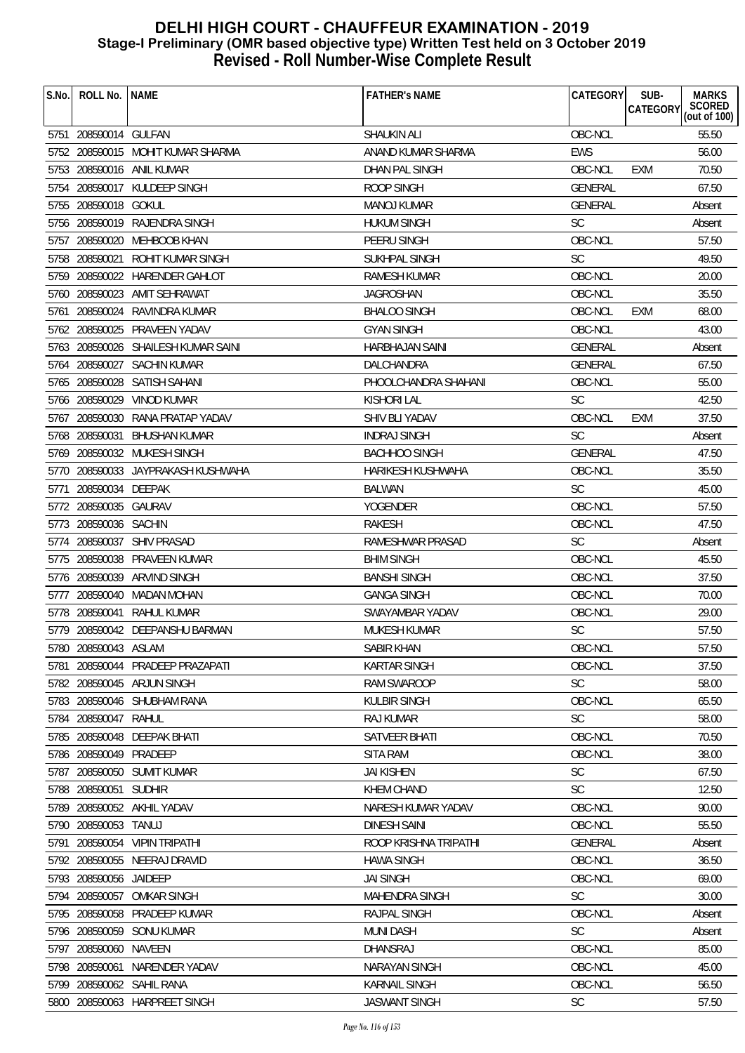# DELHI HIGH COURT - CHAUFFEUR EXAMINATION - 2019
## Stage-I Preliminary (OMR based objective type) Written Test held on 3 October 2019
## Revised - Roll Number-Wise Complete Result

| S.No. | ROLL No. | NAME | FATHER's NAME | CATEGORY | SUB-CATEGORY | MARKS SCORED (out of 100) |
|---|---|---|---|---|---|---|
| 5751 | 208590014 | GULFAN | SHAUKIN ALI | OBC-NCL | | 55.50 |
| 5752 | 208590015 | MOHIT KUMAR SHARMA | ANAND KUMAR SHARMA | EWS | | 56.00 |
| 5753 | 208590016 | ANIL KUMAR | DHAN PAL SINGH | OBC-NCL | EXM | 70.50 |
| 5754 | 208590017 | KULDEEP SINGH | ROOP SINGH | GENERAL | | 67.50 |
| 5755 | 208590018 | GOKUL | MANOJ KUMAR | GENERAL | | Absent |
| 5756 | 208590019 | RAJENDRA SINGH | HUKUM SINGH | SC | | Absent |
| 5757 | 208590020 | MEHBOOB KHAN | PEERU SINGH | OBC-NCL | | 57.50 |
| 5758 | 208590021 | ROHIT KUMAR SINGH | SUKHPAL SINGH | SC | | 49.50 |
| 5759 | 208590022 | HARENDER GAHLOT | RAMESH KUMAR | OBC-NCL | | 20.00 |
| 5760 | 208590023 | AMIT SEHRAWAT | JAGROSHAN | OBC-NCL | | 35.50 |
| 5761 | 208590024 | RAVINDRA KUMAR | BHALOO SINGH | OBC-NCL | EXM | 68.00 |
| 5762 | 208590025 | PRAVEEN YADAV | GYAN SINGH | OBC-NCL | | 43.00 |
| 5763 | 208590026 | SHAILESH KUMAR SAINI | HARBHAJAN SAINI | GENERAL | | Absent |
| 5764 | 208590027 | SACHIN KUMAR | DALCHANDRA | GENERAL | | 67.50 |
| 5765 | 208590028 | SATISH SAHANI | PHOOLCHANDRA SHAHANI | OBC-NCL | | 55.00 |
| 5766 | 208590029 | VINOD KUMAR | KISHORI LAL | SC | | 42.50 |
| 5767 | 208590030 | RANA PRATAP YADAV | SHIV BLI YADAV | OBC-NCL | EXM | 37.50 |
| 5768 | 208590031 | BHUSHAN KUMAR | INDRAJ SINGH | SC | | Absent |
| 5769 | 208590032 | MUKESH SINGH | BACHHOO SINGH | GENERAL | | 47.50 |
| 5770 | 208590033 | JAYPRAKASH KUSHWAHA | HARIKESH KUSHWAHA | OBC-NCL | | 35.50 |
| 5771 | 208590034 | DEEPAK | BALWAN | SC | | 45.00 |
| 5772 | 208590035 | GAURAV | YOGENDER | OBC-NCL | | 57.50 |
| 5773 | 208590036 | SACHIN | RAKESH | OBC-NCL | | 47.50 |
| 5774 | 208590037 | SHIV PRASAD | RAMESHWAR PRASAD | SC | | Absent |
| 5775 | 208590038 | PRAVEEN KUMAR | BHIM SINGH | OBC-NCL | | 45.50 |
| 5776 | 208590039 | ARVIND SINGH | BANSHI SINGH | OBC-NCL | | 37.50 |
| 5777 | 208590040 | MADAN MOHAN | GANGA SINGH | OBC-NCL | | 70.00 |
| 5778 | 208590041 | RAHUL KUMAR | SWAYAMBAR YADAV | OBC-NCL | | 29.00 |
| 5779 | 208590042 | DEEPANSHU BARMAN | MUKESH KUMAR | SC | | 57.50 |
| 5780 | 208590043 | ASLAM | SABIR KHAN | OBC-NCL | | 57.50 |
| 5781 | 208590044 | PRADEEP PRAZAPATI | KARTAR SINGH | OBC-NCL | | 37.50 |
| 5782 | 208590045 | ARJUN SINGH | RAM SWAROOP | SC | | 58.00 |
| 5783 | 208590046 | SHUBHAM RANA | KULBIR SINGH | OBC-NCL | | 65.50 |
| 5784 | 208590047 | RAHUL | RAJ KUMAR | SC | | 58.00 |
| 5785 | 208590048 | DEEPAK BHATI | SATVEER BHATI | OBC-NCL | | 70.50 |
| 5786 | 208590049 | PRADEEP | SITA RAM | OBC-NCL | | 38.00 |
| 5787 | 208590050 | SUMIT KUMAR | JAI KISHEN | SC | | 67.50 |
| 5788 | 208590051 | SUDHIR | KHEM CHAND | SC | | 12.50 |
| 5789 | 208590052 | AKHIL YADAV | NARESH KUMAR YADAV | OBC-NCL | | 90.00 |
| 5790 | 208590053 | TANUJ | DINESH SAINI | OBC-NCL | | 55.50 |
| 5791 | 208590054 | VIPIN TRIPATHI | ROOP KRISHNA TRIPATHI | GENERAL | | Absent |
| 5792 | 208590055 | NEERAJ DRAVID | HAWA SINGH | OBC-NCL | | 36.50 |
| 5793 | 208590056 | JAIDEEP | JAI SINGH | OBC-NCL | | 69.00 |
| 5794 | 208590057 | OMKAR SINGH | MAHENDRA SINGH | SC | | 30.00 |
| 5795 | 208590058 | PRADEEP KUMAR | RAJPAL SINGH | OBC-NCL | | Absent |
| 5796 | 208590059 | SONU KUMAR | MUNI DASH | SC | | Absent |
| 5797 | 208590060 | NAVEEN | DHANSRAJ | OBC-NCL | | 85.00 |
| 5798 | 208590061 | NARENDER YADAV | NARAYAN SINGH | OBC-NCL | | 45.00 |
| 5799 | 208590062 | SAHIL RANA | KARNAIL SINGH | OBC-NCL | | 56.50 |
| 5800 | 208590063 | HARPREET SINGH | JASWANT SINGH | SC | | 57.50 |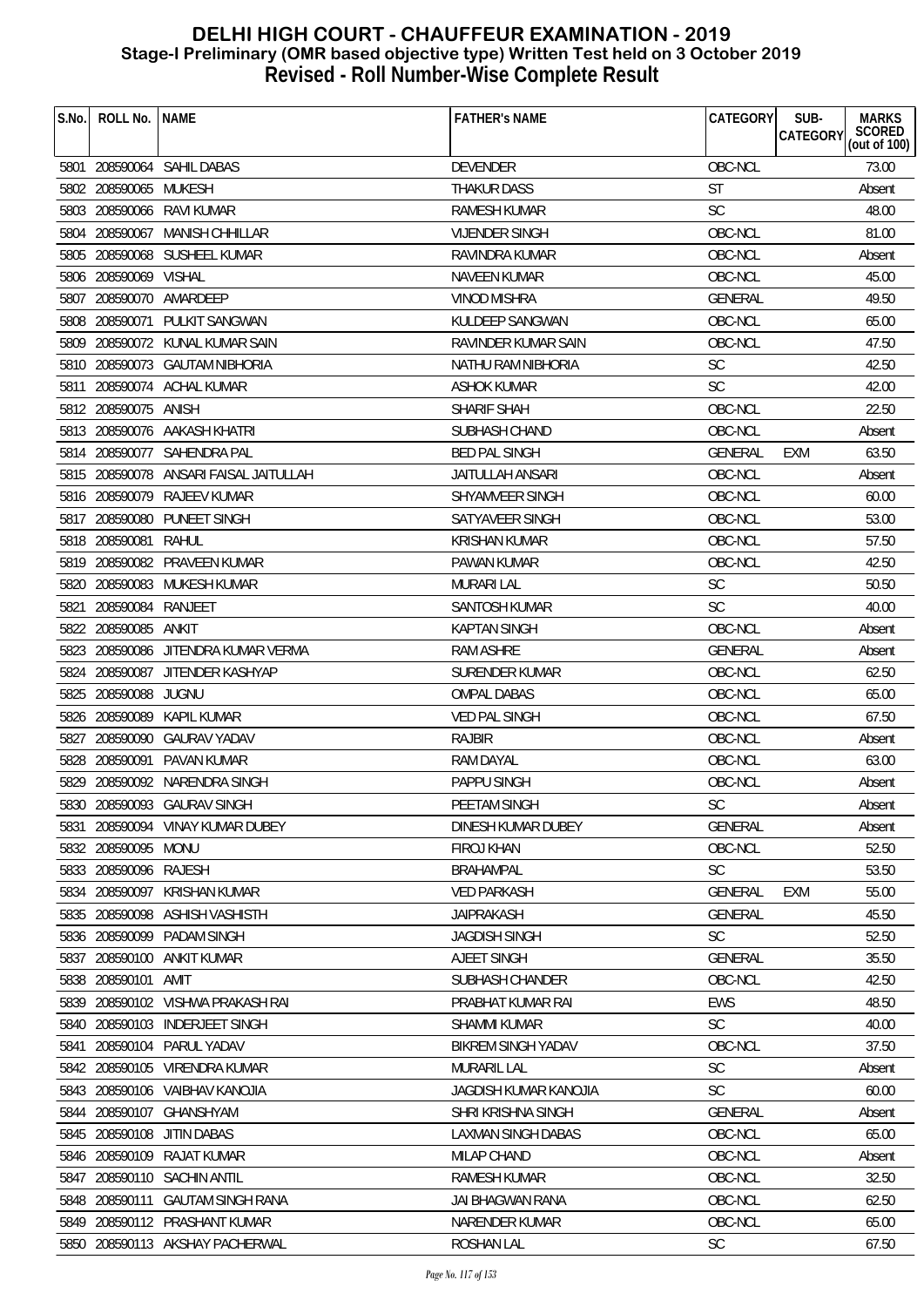# DELHI HIGH COURT - CHAUFFEUR EXAMINATION - 2019
## Stage-I Preliminary (OMR based objective type) Written Test held on 3 October 2019
## Revised - Roll Number-Wise Complete Result

| S.No. | ROLL No. | NAME | FATHER's NAME | CATEGORY | SUB-CATEGORY | MARKS SCORED (out of 100) |
|---|---|---|---|---|---|---|
| 5801 | 208590064 | SAHIL DABAS | DEVENDER | OBC-NCL | | 73.00 |
| 5802 | 208590065 | MUKESH | THAKUR DASS | ST | | Absent |
| 5803 | 208590066 | RAVI KUMAR | RAMESH KUMAR | SC | | 48.00 |
| 5804 | 208590067 | MANISH CHHILLAR | VIJENDER SINGH | OBC-NCL | | 81.00 |
| 5805 | 208590068 | SUSHEEL KUMAR | RAVINDRA KUMAR | OBC-NCL | | Absent |
| 5806 | 208590069 | VISHAL | NAVEEN KUMAR | OBC-NCL | | 45.00 |
| 5807 | 208590070 | AMARDEEP | VINOD MISHRA | GENERAL | | 49.50 |
| 5808 | 208590071 | PULKIT SANGWAN | KULDEEP SANGWAN | OBC-NCL | | 65.00 |
| 5809 | 208590072 | KUNAL KUMAR SAIN | RAVINDER KUMAR SAIN | OBC-NCL | | 47.50 |
| 5810 | 208590073 | GAUTAM NIBHORIA | NATHU RAM NIBHORIA | SC | | 42.50 |
| 5811 | 208590074 | ACHAL KUMAR | ASHOK KUMAR | SC | | 42.00 |
| 5812 | 208590075 | ANISH | SHARIF SHAH | OBC-NCL | | 22.50 |
| 5813 | 208590076 | AAKASH KHATRI | SUBHASH CHAND | OBC-NCL | | Absent |
| 5814 | 208590077 | SAHENDRA PAL | BED PAL SINGH | GENERAL | EXM | 63.50 |
| 5815 | 208590078 | ANSARI FAISAL JAITULLAH | JAITULLAH ANSARI | OBC-NCL | | Absent |
| 5816 | 208590079 | RAJEEV KUMAR | SHYAMVEER SINGH | OBC-NCL | | 60.00 |
| 5817 | 208590080 | PUNEET SINGH | SATYAVEER SINGH | OBC-NCL | | 53.00 |
| 5818 | 208590081 | RAHUL | KRISHAN KUMAR | OBC-NCL | | 57.50 |
| 5819 | 208590082 | PRAVEEN KUMAR | PAWAN KUMAR | OBC-NCL | | 42.50 |
| 5820 | 208590083 | MUKESH KUMAR | MURARI LAL | SC | | 50.50 |
| 5821 | 208590084 | RANJEET | SANTOSH KUMAR | SC | | 40.00 |
| 5822 | 208590085 | ANKIT | KAPTAN SINGH | OBC-NCL | | Absent |
| 5823 | 208590086 | JITENDRA KUMAR VERMA | RAM ASHRE | GENERAL | | Absent |
| 5824 | 208590087 | JITENDER KASHYAP | SURENDER KUMAR | OBC-NCL | | 62.50 |
| 5825 | 208590088 | JUGNU | OMPAL DABAS | OBC-NCL | | 65.00 |
| 5826 | 208590089 | KAPIL KUMAR | VED PAL SINGH | OBC-NCL | | 67.50 |
| 5827 | 208590090 | GAURAV YADAV | RAJBIR | OBC-NCL | | Absent |
| 5828 | 208590091 | PAVAN KUMAR | RAM DAYAL | OBC-NCL | | 63.00 |
| 5829 | 208590092 | NARENDRA SINGH | PAPPU SINGH | OBC-NCL | | Absent |
| 5830 | 208590093 | GAURAV SINGH | PEETAM SINGH | SC | | Absent |
| 5831 | 208590094 | VINAY KUMAR DUBEY | DINESH KUMAR DUBEY | GENERAL | | Absent |
| 5832 | 208590095 | MONU | FIROJ KHAN | OBC-NCL | | 52.50 |
| 5833 | 208590096 | RAJESH | BRAHAMPAL | SC | | 53.50 |
| 5834 | 208590097 | KRISHAN KUMAR | VED PARKASH | GENERAL | EXM | 55.00 |
| 5835 | 208590098 | ASHISH VASHISTH | JAIPRAKASH | GENERAL | | 45.50 |
| 5836 | 208590099 | PADAM SINGH | JAGDISH SINGH | SC | | 52.50 |
| 5837 | 208590100 | ANKIT KUMAR | AJEET SINGH | GENERAL | | 35.50 |
| 5838 | 208590101 | AMIT | SUBHASH CHANDER | OBC-NCL | | 42.50 |
| 5839 | 208590102 | VISHWA PRAKASH RAI | PRABHAT KUMAR RAI | EWS | | 48.50 |
| 5840 | 208590103 | INDERJEET SINGH | SHAMMI KUMAR | SC | | 40.00 |
| 5841 | 208590104 | PARUL YADAV | BIKREM SINGH YADAV | OBC-NCL | | 37.50 |
| 5842 | 208590105 | VIRENDRA KUMAR | MURARIL LAL | SC | | Absent |
| 5843 | 208590106 | VAIBHAV KANOJIA | JAGDISH KUMAR KANOJIA | SC | | 60.00 |
| 5844 | 208590107 | GHANSHYAM | SHRI KRISHNA SINGH | GENERAL | | Absent |
| 5845 | 208590108 | JITIN DABAS | LAXMAN SINGH DABAS | OBC-NCL | | 65.00 |
| 5846 | 208590109 | RAJAT KUMAR | MILAP CHAND | OBC-NCL | | Absent |
| 5847 | 208590110 | SACHIN ANTIL | RAMESH KUMAR | OBC-NCL | | 32.50 |
| 5848 | 208590111 | GAUTAM SINGH RANA | JAI BHAGWAN RANA | OBC-NCL | | 62.50 |
| 5849 | 208590112 | PRASHANT KUMAR | NARENDER KUMAR | OBC-NCL | | 65.00 |
| 5850 | 208590113 | AKSHAY PACHERWAL | ROSHAN LAL | SC | | 67.50 |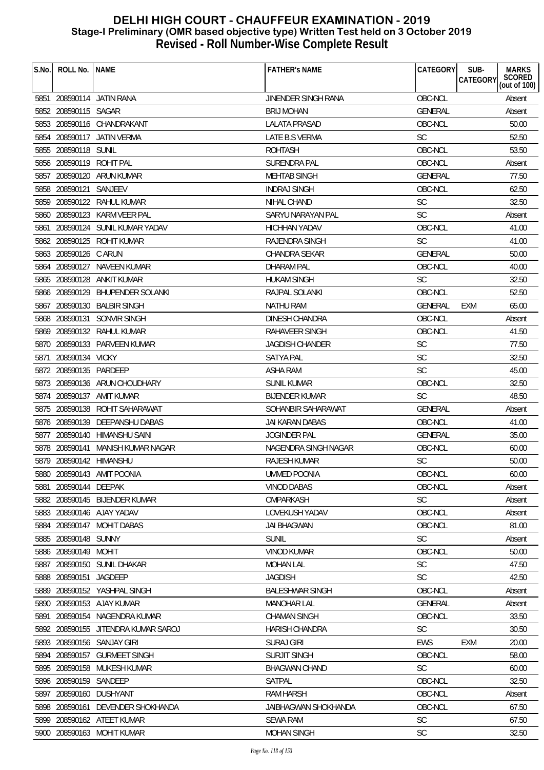# DELHI HIGH COURT - CHAUFFEUR EXAMINATION - 2019
## Stage-I Preliminary (OMR based objective type) Written Test held on 3 October 2019
## Revised - Roll Number-Wise Complete Result

| S.No. | ROLL No. | NAME | FATHER's NAME | CATEGORY | SUB-CATEGORY | MARKS SCORED (out of 100) |
|---|---|---|---|---|---|---|
| 5851 | 208590114 | JATIN RANA | JINENDER SINGH RANA | OBC-NCL | | Absent |
| 5852 | 208590115 | SAGAR | BRIJ MOHAN | GENERAL | | Absent |
| 5853 | 208590116 | CHANDRAKANT | LALATA PRASAD | OBC-NCL | | 50.00 |
| 5854 | 208590117 | JATIN VERMA | LATE B.S VERMA | SC | | 52.50 |
| 5855 | 208590118 | SUNIL | ROHTASH | OBC-NCL | | 53.50 |
| 5856 | 208590119 | ROHIT PAL | SURENDRA PAL | OBC-NCL | | Absent |
| 5857 | 208590120 | ARUN KUMAR | MEHTAB SINGH | GENERAL | | 77.50 |
| 5858 | 208590121 | SANJEEV | INDRAJ SINGH | OBC-NCL | | 62.50 |
| 5859 | 208590122 | RAHUL KUMAR | NIHAL CHAND | SC | | 32.50 |
| 5860 | 208590123 | KARM VEER PAL | SARYU NARAYAN PAL | SC | | Absent |
| 5861 | 208590124 | SUNIL KUMAR YADAV | HICHHAN YADAV | OBC-NCL | | 41.00 |
| 5862 | 208590125 | ROHIT KUMAR | RAJENDRA SINGH | SC | | 41.00 |
| 5863 | 208590126 | C ARUN | CHANDRA SEKAR | GENERAL | | 50.00 |
| 5864 | 208590127 | NAVEEN KUMAR | DHARAM PAL | OBC-NCL | | 40.00 |
| 5865 | 208590128 | ANKIT KUMAR | HUKAM SINGH | SC | | 32.50 |
| 5866 | 208590129 | BHUPENDER SOLANKI | RAJPAL SOLANKI | OBC-NCL | | 52.50 |
| 5867 | 208590130 | BALBIR SINGH | NATHU RAM | GENERAL | EXM | 65.00 |
| 5868 | 208590131 | SONVIR SINGH | DINESH CHANDRA | OBC-NCL | | Absent |
| 5869 | 208590132 | RAHUL KUMAR | RAHAVEER SINGH | OBC-NCL | | 41.50 |
| 5870 | 208590133 | PARVEEN KUMAR | JAGDISH CHANDER | SC | | 77.50 |
| 5871 | 208590134 | VICKY | SATYA PAL | SC | | 32.50 |
| 5872 | 208590135 | PARDEEP | ASHA RAM | SC | | 45.00 |
| 5873 | 208590136 | ARUN CHOUDHARY | SUNIL KUMAR | OBC-NCL | | 32.50 |
| 5874 | 208590137 | AMIT KUMAR | BIJENDER KUMAR | SC | | 48.50 |
| 5875 | 208590138 | ROHIT SAHARAWAT | SOHANBIR SAHARAWAT | GENERAL | | Absent |
| 5876 | 208590139 | DEEPANSHU DABAS | JAI KARAN DABAS | OBC-NCL | | 41.00 |
| 5877 | 208590140 | HIMANSHU SAINI | JOGINDER PAL | GENERAL | | 35.00 |
| 5878 | 208590141 | MANISH KUMAR NAGAR | NAGENDRA SINGH NAGAR | OBC-NCL | | 60.00 |
| 5879 | 208590142 | HIMANSHU | RAJESH KUMAR | SC | | 50.00 |
| 5880 | 208590143 | AMIT POONIA | UMMED POONIA | OBC-NCL | | 60.00 |
| 5881 | 208590144 | DEEPAK | VINOD DABAS | OBC-NCL | | Absent |
| 5882 | 208590145 | BIJENDER KUMAR | OMPARKASH | SC | | Absent |
| 5883 | 208590146 | AJAY YADAV | LOVEKUSH YADAV | OBC-NCL | | Absent |
| 5884 | 208590147 | MOHIT DABAS | JAI BHAGWAN | OBC-NCL | | 81.00 |
| 5885 | 208590148 | SUNNY | SUNIL | SC | | Absent |
| 5886 | 208590149 | MOHIT | VINOD KUMAR | OBC-NCL | | 50.00 |
| 5887 | 208590150 | SUNIL DHAKAR | MOHAN LAL | SC | | 47.50 |
| 5888 | 208590151 | JAGDEEP | JAGDISH | SC | | 42.50 |
| 5889 | 208590152 | YASHPAL SINGH | BALESHWAR SINGH | OBC-NCL | | Absent |
| 5890 | 208590153 | AJAY KUMAR | MANOHAR LAL | GENERAL | | Absent |
| 5891 | 208590154 | NAGENDRA KUMAR | CHAMAN SINGH | OBC-NCL | | 33.50 |
| 5892 | 208590155 | JITENDRA KUMAR SAROJ | HARISH CHANDRA | SC | | 30.50 |
| 5893 | 208590156 | SANJAY GIRI | SURAJ GIRI | EWS | EXM | 20.00 |
| 5894 | 208590157 | GURMEET SINGH | SURJIT SINGH | OBC-NCL | | 58.00 |
| 5895 | 208590158 | MUKESH KUMAR | BHAGWAN CHAND | SC | | 60.00 |
| 5896 | 208590159 | SANDEEP | SATPAL | OBC-NCL | | 32.50 |
| 5897 | 208590160 | DUSHYANT | RAM HARSH | OBC-NCL | | Absent |
| 5898 | 208590161 | DEVENDER SHOKHANDA | JAIBHAGWAN SHOKHANDA | OBC-NCL | | 67.50 |
| 5899 | 208590162 | ATEET KUMAR | SEWA RAM | SC | | 67.50 |
| 5900 | 208590163 | MOHIT KUMAR | MOHAN SINGH | SC | | 32.50 |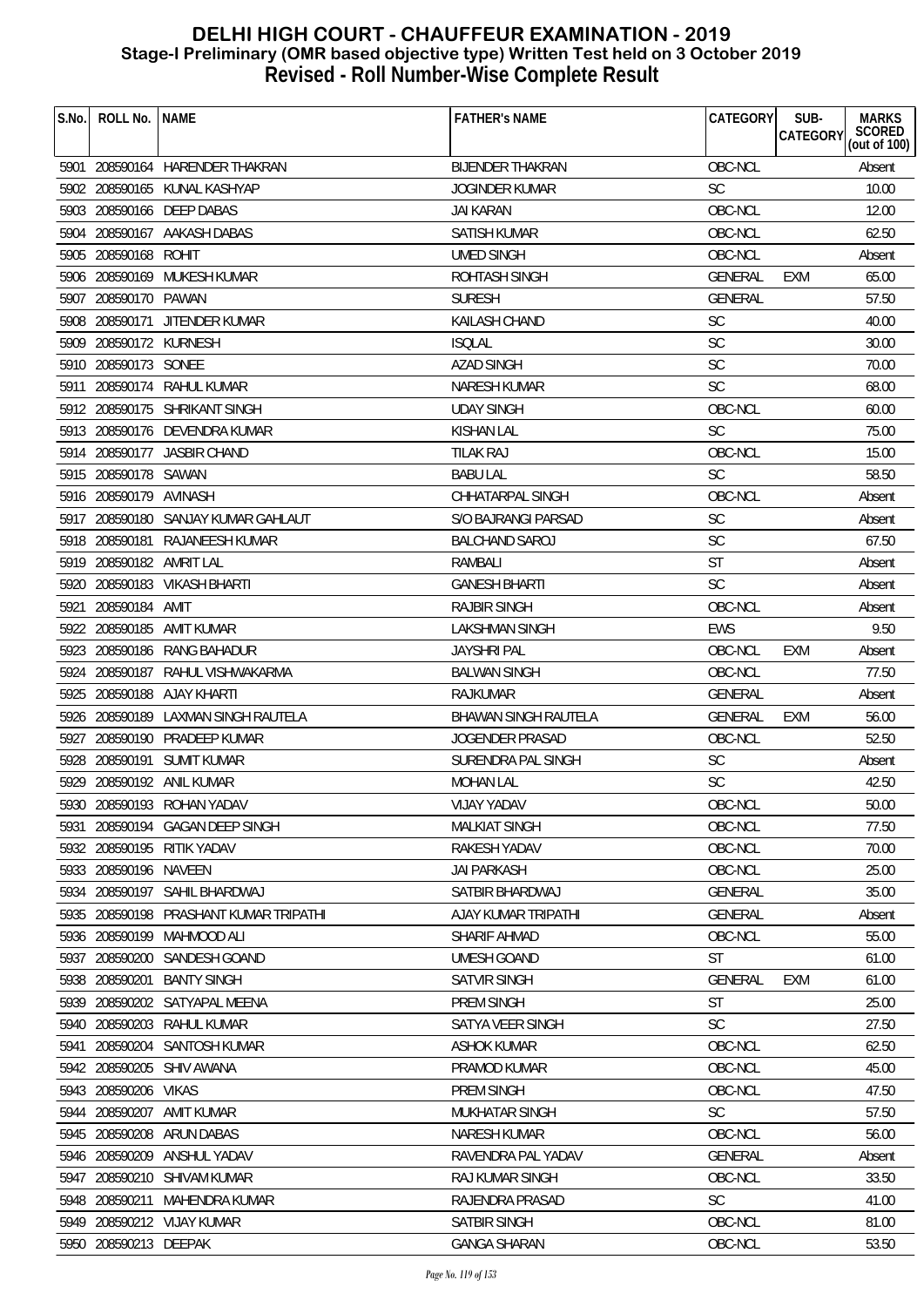# DELHI HIGH COURT - CHAUFFEUR EXAMINATION - 2019
## Stage-I Preliminary (OMR based objective type) Written Test held on 3 October 2019
## Revised - Roll Number-Wise Complete Result

| S.No. | ROLL No. | NAME | FATHER's NAME | CATEGORY | SUB-CATEGORY | MARKS SCORED (out of 100) |
|---|---|---|---|---|---|---|
| 5901 | 208590164 | HARENDER THAKRAN | BIJENDER THAKRAN | OBC-NCL | | Absent |
| 5902 | 208590165 | KUNAL KASHYAP | JOGINDER KUMAR | SC | | 10.00 |
| 5903 | 208590166 | DEEP DABAS | JAI KARAN | OBC-NCL | | 12.00 |
| 5904 | 208590167 | AAKASH DABAS | SATISH KUMAR | OBC-NCL | | 62.50 |
| 5905 | 208590168 | ROHIT | UMED SINGH | OBC-NCL | | Absent |
| 5906 | 208590169 | MUKESH KUMAR | ROHTASH SINGH | GENERAL | EXM | 65.00 |
| 5907 | 208590170 | PAWAN | SURESH | GENERAL | | 57.50 |
| 5908 | 208590171 | JITENDER KUMAR | KAILASH CHAND | SC | | 40.00 |
| 5909 | 208590172 | KURNESH | ISQLAL | SC | | 30.00 |
| 5910 | 208590173 | SONEE | AZAD SINGH | SC | | 70.00 |
| 5911 | 208590174 | RAHUL KUMAR | NARESH KUMAR | SC | | 68.00 |
| 5912 | 208590175 | SHRIKANT SINGH | UDAY SINGH | OBC-NCL | | 60.00 |
| 5913 | 208590176 | DEVENDRA KUMAR | KISHAN LAL | SC | | 75.00 |
| 5914 | 208590177 | JASBIR CHAND | TILAK RAJ | OBC-NCL | | 15.00 |
| 5915 | 208590178 | SAWAN | BABU LAL | SC | | 58.50 |
| 5916 | 208590179 | AVINASH | CHHATARPAL SINGH | OBC-NCL | | Absent |
| 5917 | 208590180 | SANJAY KUMAR GAHLAUT | S/O BAJRANGI PARSAD | SC | | Absent |
| 5918 | 208590181 | RAJANEESH KUMAR | BALCHAND SAROJ | SC | | 67.50 |
| 5919 | 208590182 | AMRIT LAL | RAMBALI | ST | | Absent |
| 5920 | 208590183 | VIKASH BHARTI | GANESH BHARTI | SC | | Absent |
| 5921 | 208590184 | AMIT | RAJBIR SINGH | OBC-NCL | | Absent |
| 5922 | 208590185 | AMIT KUMAR | LAKSHMAN SINGH | EWS | | 9.50 |
| 5923 | 208590186 | RANG BAHADUR | JAYSHRI PAL | OBC-NCL | EXM | Absent |
| 5924 | 208590187 | RAHUL VISHWAKARMA | BALWAN SINGH | OBC-NCL | | 77.50 |
| 5925 | 208590188 | AJAY KHARTI | RAJKUMAR | GENERAL | | Absent |
| 5926 | 208590189 | LAXMAN SINGH RAUTELA | BHAWAN SINGH RAUTELA | GENERAL | EXM | 56.00 |
| 5927 | 208590190 | PRADEEP KUMAR | JOGENDER PRASAD | OBC-NCL | | 52.50 |
| 5928 | 208590191 | SUMIT KUMAR | SURENDRA PAL SINGH | SC | | Absent |
| 5929 | 208590192 | ANIL KUMAR | MOHAN LAL | SC | | 42.50 |
| 5930 | 208590193 | ROHAN YADAV | VIJAY YADAV | OBC-NCL | | 50.00 |
| 5931 | 208590194 | GAGAN DEEP SINGH | MALKIAT SINGH | OBC-NCL | | 77.50 |
| 5932 | 208590195 | RITIK YADAV | RAKESH YADAV | OBC-NCL | | 70.00 |
| 5933 | 208590196 | NAVEEN | JAI PARKASH | OBC-NCL | | 25.00 |
| 5934 | 208590197 | SAHIL BHARDWAJ | SATBIR BHARDWAJ | GENERAL | | 35.00 |
| 5935 | 208590198 | PRASHANT KUMAR TRIPATHI | AJAY KUMAR TRIPATHI | GENERAL | | Absent |
| 5936 | 208590199 | MAHMOOD ALI | SHARIF AHMAD | OBC-NCL | | 55.00 |
| 5937 | 208590200 | SANDESH GOAND | UMESH GOAND | ST | | 61.00 |
| 5938 | 208590201 | BANTY SINGH | SATVIR SINGH | GENERAL | EXM | 61.00 |
| 5939 | 208590202 | SATYAPAL MEENA | PREM SINGH | ST | | 25.00 |
| 5940 | 208590203 | RAHUL KUMAR | SATYA VEER SINGH | SC | | 27.50 |
| 5941 | 208590204 | SANTOSH KUMAR | ASHOK KUMAR | OBC-NCL | | 62.50 |
| 5942 | 208590205 | SHIV AWANA | PRAMOD KUMAR | OBC-NCL | | 45.00 |
| 5943 | 208590206 | VIKAS | PREM SINGH | OBC-NCL | | 47.50 |
| 5944 | 208590207 | AMIT KUMAR | MUKHATAR SINGH | SC | | 57.50 |
| 5945 | 208590208 | ARUN DABAS | NARESH KUMAR | OBC-NCL | | 56.00 |
| 5946 | 208590209 | ANSHUL YADAV | RAVENDRA PAL YADAV | GENERAL | | Absent |
| 5947 | 208590210 | SHIVAM KUMAR | RAJ KUMAR SINGH | OBC-NCL | | 33.50 |
| 5948 | 208590211 | MAHENDRA KUMAR | RAJENDRA PRASAD | SC | | 41.00 |
| 5949 | 208590212 | VIJAY KUMAR | SATBIR SINGH | OBC-NCL | | 81.00 |
| 5950 | 208590213 | DEEPAK | GANGA SHARAN | OBC-NCL | | 53.50 |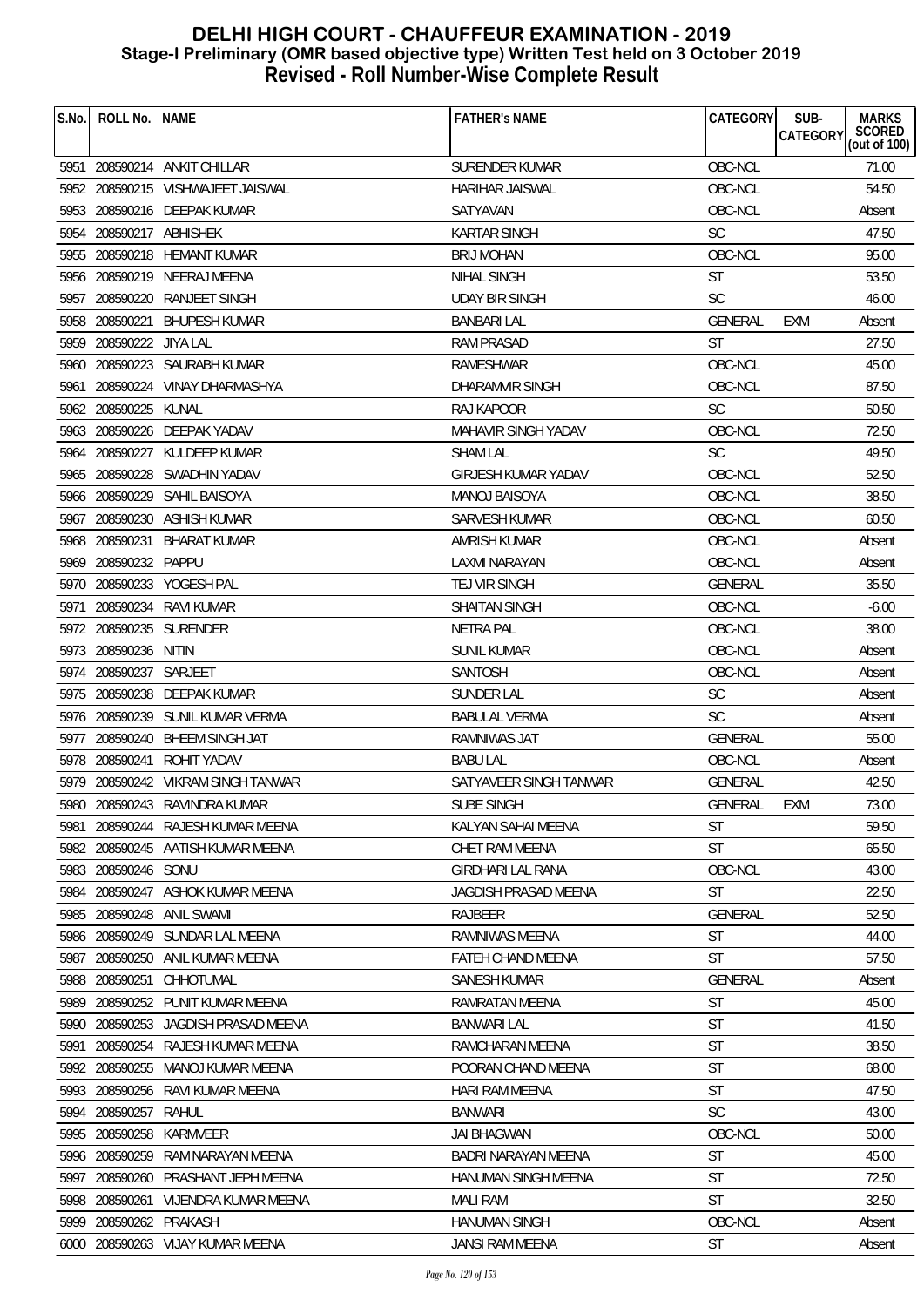# DELHI HIGH COURT - CHAUFFEUR EXAMINATION - 2019
## Stage-I Preliminary (OMR based objective type) Written Test held on 3 October 2019
## Revised - Roll Number-Wise Complete Result

| S.No. | ROLL No. | NAME | FATHER's NAME | CATEGORY | SUB-CATEGORY | MARKS SCORED (out of 100) |
|---|---|---|---|---|---|---|
| 5951 | 208590214 | ANKIT CHILLAR | SURENDER KUMAR | OBC-NCL | | 71.00 |
| 5952 | 208590215 | VISHWAJEET JAISWAL | HARIHAR JAISWAL | OBC-NCL | | 54.50 |
| 5953 | 208590216 | DEEPAK KUMAR | SATYAVAN | OBC-NCL | | Absent |
| 5954 | 208590217 | ABHISHEK | KARTAR SINGH | SC | | 47.50 |
| 5955 | 208590218 | HEMANT KUMAR | BRIJ MOHAN | OBC-NCL | | 95.00 |
| 5956 | 208590219 | NEERAJ MEENA | NIHAL SINGH | ST | | 53.50 |
| 5957 | 208590220 | RANJEET SINGH | UDAY BIR SINGH | SC | | 46.00 |
| 5958 | 208590221 | BHUPESH KUMAR | BANBARI LAL | GENERAL | EXM | Absent |
| 5959 | 208590222 | JIYA LAL | RAM PRASAD | ST | | 27.50 |
| 5960 | 208590223 | SAURABH KUMAR | RAMESHWAR | OBC-NCL | | 45.00 |
| 5961 | 208590224 | VINAY DHARMASHYA | DHARAMVIR SINGH | OBC-NCL | | 87.50 |
| 5962 | 208590225 | KUNAL | RAJ KAPOOR | SC | | 50.50 |
| 5963 | 208590226 | DEEPAK YADAV | MAHAVIR SINGH YADAV | OBC-NCL | | 72.50 |
| 5964 | 208590227 | KULDEEP KUMAR | SHAM LAL | SC | | 49.50 |
| 5965 | 208590228 | SWADHIN YADAV | GIRJESH KUMAR YADAV | OBC-NCL | | 52.50 |
| 5966 | 208590229 | SAHIL BAISOYA | MANOJ BAISOYA | OBC-NCL | | 38.50 |
| 5967 | 208590230 | ASHISH KUMAR | SARVESH KUMAR | OBC-NCL | | 60.50 |
| 5968 | 208590231 | BHARAT KUMAR | AMRISH KUMAR | OBC-NCL | | Absent |
| 5969 | 208590232 | PAPPU | LAXMI NARAYAN | OBC-NCL | | Absent |
| 5970 | 208590233 | YOGESH PAL | TEJ VIR SINGH | GENERAL | | 35.50 |
| 5971 | 208590234 | RAVI KUMAR | SHAITAN SINGH | OBC-NCL | | -6.00 |
| 5972 | 208590235 | SURENDER | NETRA PAL | OBC-NCL | | 38.00 |
| 5973 | 208590236 | NITIN | SUNIL KUMAR | OBC-NCL | | Absent |
| 5974 | 208590237 | SARJEET | SANTOSH | OBC-NCL | | Absent |
| 5975 | 208590238 | DEEPAK KUMAR | SUNDER LAL | SC | | Absent |
| 5976 | 208590239 | SUNIL KUMAR VERMA | BABULAL VERMA | SC | | Absent |
| 5977 | 208590240 | BHEEM SINGH JAT | RAMNIWAS JAT | GENERAL | | 55.00 |
| 5978 | 208590241 | ROHIT YADAV | BABU LAL | OBC-NCL | | Absent |
| 5979 | 208590242 | VIKRAM SINGH TANWAR | SATYAVEER SINGH TANWAR | GENERAL | | 42.50 |
| 5980 | 208590243 | RAVINDRA KUMAR | SUBE SINGH | GENERAL | EXM | 73.00 |
| 5981 | 208590244 | RAJESH KUMAR MEENA | KALYAN SAHAI MEENA | ST | | 59.50 |
| 5982 | 208590245 | AATISH KUMAR MEENA | CHET RAM MEENA | ST | | 65.50 |
| 5983 | 208590246 | SONU | GIRDHARI LAL RANA | OBC-NCL | | 43.00 |
| 5984 | 208590247 | ASHOK KUMAR MEENA | JAGDISH PRASAD MEENA | ST | | 22.50 |
| 5985 | 208590248 | ANIL SWAMI | RAJBEER | GENERAL | | 52.50 |
| 5986 | 208590249 | SUNDAR LAL MEENA | RAMNIWAS MEENA | ST | | 44.00 |
| 5987 | 208590250 | ANIL KUMAR MEENA | FATEH CHAND MEENA | ST | | 57.50 |
| 5988 | 208590251 | CHHOTUMAL | SANESH KUMAR | GENERAL | | Absent |
| 5989 | 208590252 | PUNIT KUMAR MEENA | RAMRATAN MEENA | ST | | 45.00 |
| 5990 | 208590253 | JAGDISH PRASAD MEENA | BANWARI LAL | ST | | 41.50 |
| 5991 | 208590254 | RAJESH KUMAR MEENA | RAMCHARAN MEENA | ST | | 38.50 |
| 5992 | 208590255 | MANOJ KUMAR MEENA | POORAN CHAND MEENA | ST | | 68.00 |
| 5993 | 208590256 | RAVI KUMAR MEENA | HARI RAM MEENA | ST | | 47.50 |
| 5994 | 208590257 | RAHUL | BANWARI | SC | | 43.00 |
| 5995 | 208590258 | KARMVEER | JAI BHAGWAN | OBC-NCL | | 50.00 |
| 5996 | 208590259 | RAM NARAYAN MEENA | BADRI NARAYAN MEENA | ST | | 45.00 |
| 5997 | 208590260 | PRASHANT JEPH MEENA | HANUMAN SINGH MEENA | ST | | 72.50 |
| 5998 | 208590261 | VIJENDRA KUMAR MEENA | MALI RAM | ST | | 32.50 |
| 5999 | 208590262 | PRAKASH | HANUMAN SINGH | OBC-NCL | | Absent |
| 6000 | 208590263 | VIJAY KUMAR MEENA | JANSI RAM MEENA | ST | | Absent |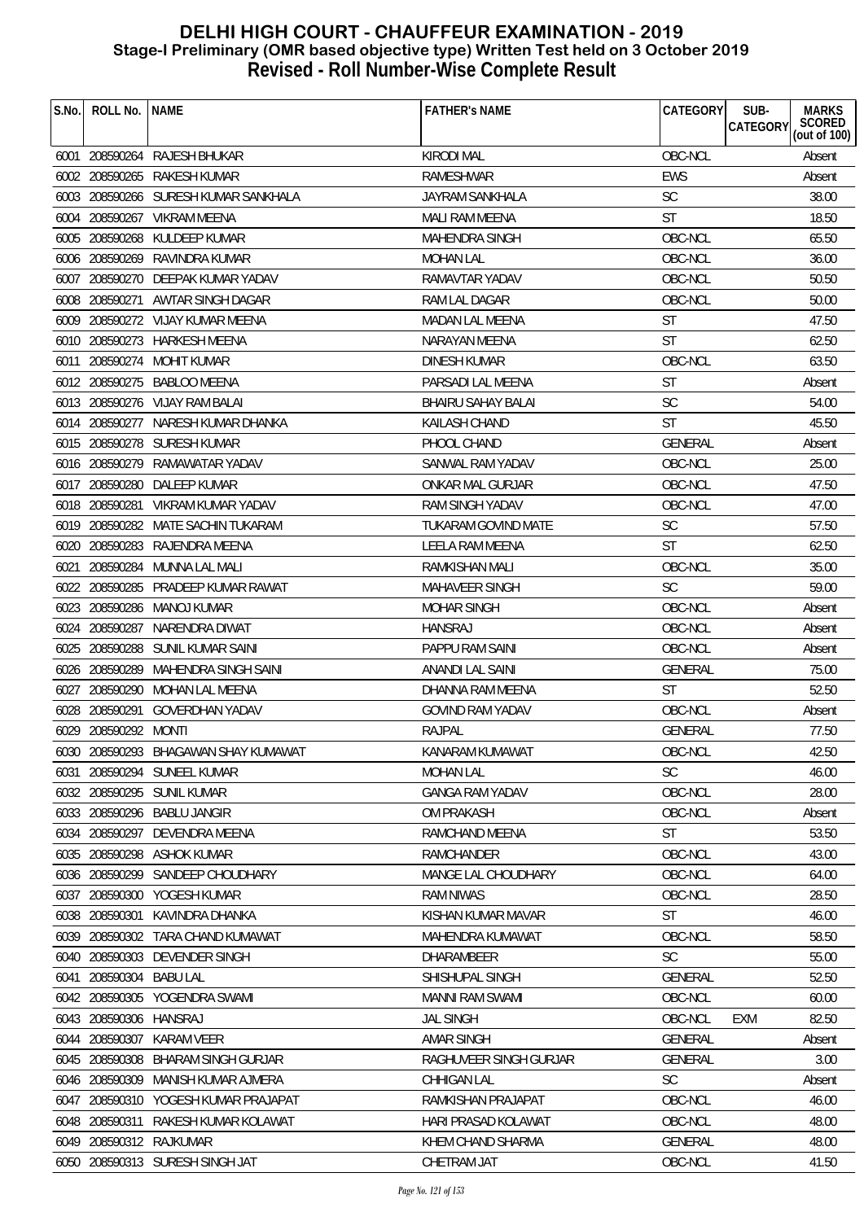# DELHI HIGH COURT - CHAUFFEUR EXAMINATION - 2019
## Stage-I Preliminary (OMR based objective type) Written Test held on 3 October 2019
## Revised - Roll Number-Wise Complete Result

| S.No. | ROLL No. | NAME | FATHER's NAME | CATEGORY | SUB-CATEGORY | MARKS SCORED (out of 100) |
|---|---|---|---|---|---|---|
| 6001 | 208590264 | RAJESH BHUKAR | KIRODI MAL | OBC-NCL | | Absent |
| 6002 | 208590265 | RAKESH KUMAR | RAMESHWAR | EWS | | Absent |
| 6003 | 208590266 | SURESH KUMAR SANKHALA | JAYRAM SANKHALA | SC | | 38.00 |
| 6004 | 208590267 | VIKRAM MEENA | MALI RAM MEENA | ST | | 18.50 |
| 6005 | 208590268 | KULDEEP KUMAR | MAHENDRA SINGH | OBC-NCL | | 65.50 |
| 6006 | 208590269 | RAVINDRA KUMAR | MOHAN LAL | OBC-NCL | | 36.00 |
| 6007 | 208590270 | DEEPAK KUMAR YADAV | RAMAVTAR YADAV | OBC-NCL | | 50.50 |
| 6008 | 208590271 | AWTAR SINGH DAGAR | RAM LAL DAGAR | OBC-NCL | | 50.00 |
| 6009 | 208590272 | VIJAY KUMAR MEENA | MADAN LAL MEENA | ST | | 47.50 |
| 6010 | 208590273 | HARKESH MEENA | NARAYAN MEENA | ST | | 62.50 |
| 6011 | 208590274 | MOHIT KUMAR | DINESH KUMAR | OBC-NCL | | 63.50 |
| 6012 | 208590275 | BABLOO MEENA | PARSADI LAL MEENA | ST | | Absent |
| 6013 | 208590276 | VIJAY RAM BALAI | BHAIRU SAHAY BALAI | SC | | 54.00 |
| 6014 | 208590277 | NARESH KUMAR DHANKA | KAILASH CHAND | ST | | 45.50 |
| 6015 | 208590278 | SURESH KUMAR | PHOOL CHAND | GENERAL | | Absent |
| 6016 | 208590279 | RAMAWATAR YADAV | SANWAL RAM YADAV | OBC-NCL | | 25.00 |
| 6017 | 208590280 | DALEEP KUMAR | ONKAR MAL GURJAR | OBC-NCL | | 47.50 |
| 6018 | 208590281 | VIKRAM KUMAR YADAV | RAM SINGH YADAV | OBC-NCL | | 47.00 |
| 6019 | 208590282 | MATE SACHIN TUKARAM | TUKARAM GOVIND MATE | SC | | 57.50 |
| 6020 | 208590283 | RAJENDRA MEENA | LEELA RAM MEENA | ST | | 62.50 |
| 6021 | 208590284 | MUNNA LAL MALI | RAMKISHAN MALI | OBC-NCL | | 35.00 |
| 6022 | 208590285 | PRADEEP KUMAR RAWAT | MAHAVEER SINGH | SC | | 59.00 |
| 6023 | 208590286 | MANOJ KUMAR | MOHAR SINGH | OBC-NCL | | Absent |
| 6024 | 208590287 | NARENDRA DIWAT | HANSRAJ | OBC-NCL | | Absent |
| 6025 | 208590288 | SUNIL KUMAR SAINI | PAPPU RAM SAINI | OBC-NCL | | Absent |
| 6026 | 208590289 | MAHENDRA SINGH SAINI | ANANDI LAL SAINI | GENERAL | | 75.00 |
| 6027 | 208590290 | MOHAN LAL MEENA | DHANNA RAM MEENA | ST | | 52.50 |
| 6028 | 208590291 | GOVERDHAN YADAV | GOVIND RAM YADAV | OBC-NCL | | Absent |
| 6029 | 208590292 | MONTI | RAJPAL | GENERAL | | 77.50 |
| 6030 | 208590293 | BHAGAWAN SHAY KUMAWAT | KANARAM KUMAWAT | OBC-NCL | | 42.50 |
| 6031 | 208590294 | SUNEEL KUMAR | MOHAN LAL | SC | | 46.00 |
| 6032 | 208590295 | SUNIL KUMAR | GANGA RAM YADAV | OBC-NCL | | 28.00 |
| 6033 | 208590296 | BABLU JANGIR | OM PRAKASH | OBC-NCL | | Absent |
| 6034 | 208590297 | DEVENDRA MEENA | RAMCHAND MEENA | ST | | 53.50 |
| 6035 | 208590298 | ASHOK KUMAR | RAMCHANDER | OBC-NCL | | 43.00 |
| 6036 | 208590299 | SANDEEP CHOUDHARY | MANGE LAL CHOUDHARY | OBC-NCL | | 64.00 |
| 6037 | 208590300 | YOGESH KUMAR | RAM NIWAS | OBC-NCL | | 28.50 |
| 6038 | 208590301 | KAVINDRA DHANKA | KISHAN KUMAR MAVAR | ST | | 46.00 |
| 6039 | 208590302 | TARA CHAND KUMAWAT | MAHENDRA KUMAWAT | OBC-NCL | | 58.50 |
| 6040 | 208590303 | DEVENDER SINGH | DHARAMBEER | SC | | 55.00 |
| 6041 | 208590304 | BABU LAL | SHISHUPAL SINGH | GENERAL | | 52.50 |
| 6042 | 208590305 | YOGENDRA SWAMI | MANNI RAM SWAMI | OBC-NCL | | 60.00 |
| 6043 | 208590306 | HANSRAJ | JAL SINGH | OBC-NCL | EXM | 82.50 |
| 6044 | 208590307 | KARAM VEER | AMAR SINGH | GENERAL | | Absent |
| 6045 | 208590308 | BHARAM SINGH GURJAR | RAGHUVEER SINGH GURJAR | GENERAL | | 3.00 |
| 6046 | 208590309 | MANISH KUMAR AJMERA | CHHIGAN LAL | SC | | Absent |
| 6047 | 208590310 | YOGESH KUMAR PRAJAPAT | RAMKISHAN PRAJAPAT | OBC-NCL | | 46.00 |
| 6048 | 208590311 | RAKESH KUMAR KOLAWAT | HARI PRASAD KOLAWAT | OBC-NCL | | 48.00 |
| 6049 | 208590312 | RAJKUMAR | KHEM CHAND SHARMA | GENERAL | | 48.00 |
| 6050 | 208590313 | SURESH SINGH JAT | CHETRAM JAT | OBC-NCL | | 41.50 |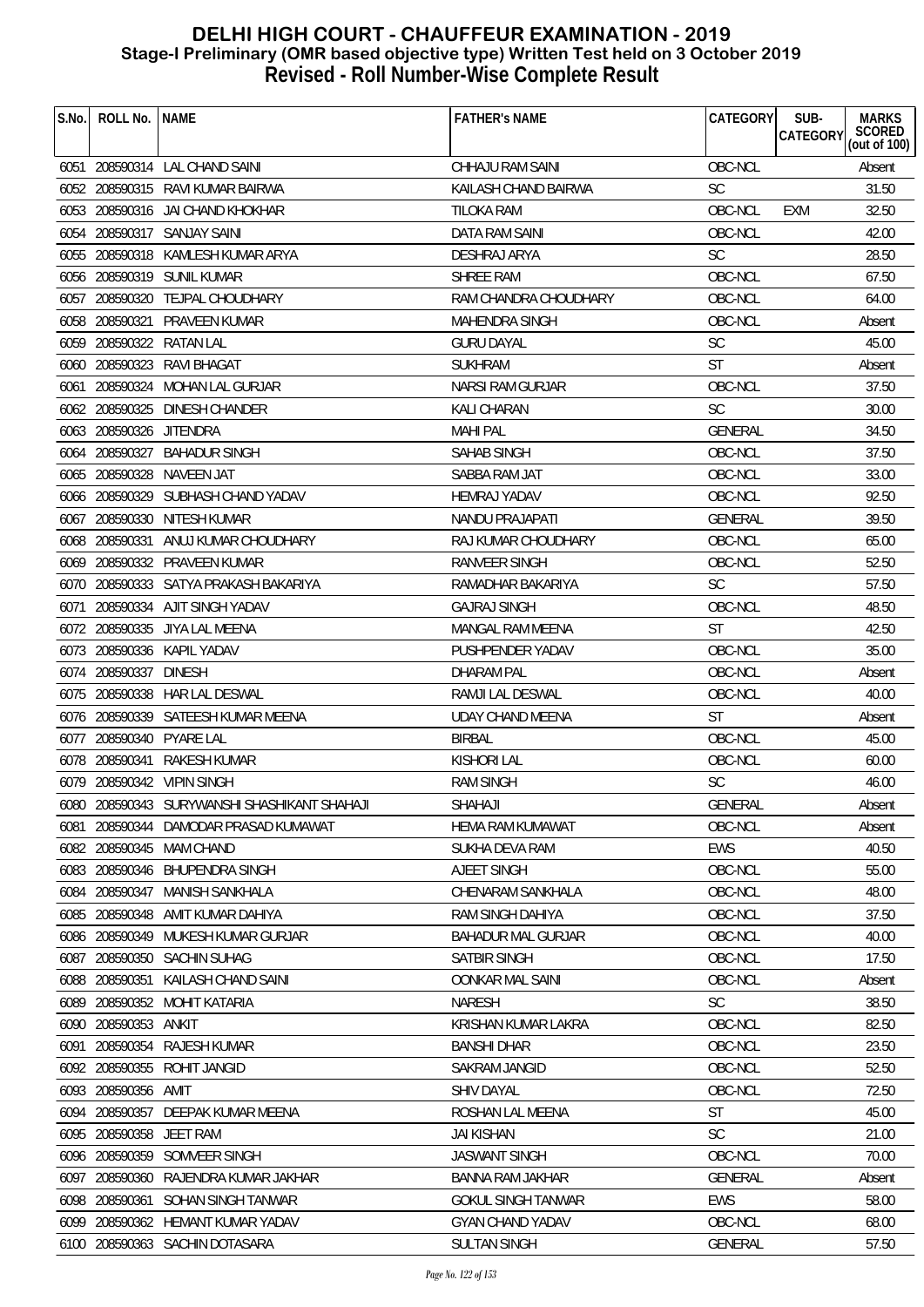# DELHI HIGH COURT - CHAUFFEUR EXAMINATION - 2019
## Stage-I Preliminary (OMR based objective type) Written Test held on 3 October 2019
## Revised - Roll Number-Wise Complete Result

| S.No. | ROLL No. | NAME | FATHER's NAME | CATEGORY | SUB-CATEGORY | MARKS SCORED (out of 100) |
|---|---|---|---|---|---|---|
| 6051 | 208590314 | LAL CHAND SAINI | CHHAJU RAM SAINI | OBC-NCL | | Absent |
| 6052 | 208590315 | RAVI KUMAR BAIRWA | KAILASH CHAND BAIRWA | SC | | 31.50 |
| 6053 | 208590316 | JAI CHAND KHOKHAR | TILOKA RAM | OBC-NCL | EXM | 32.50 |
| 6054 | 208590317 | SANJAY SAINI | DATA RAM SAINI | OBC-NCL | | 42.00 |
| 6055 | 208590318 | KAMLESH KUMAR ARYA | DESHRAJ ARYA | SC | | 28.50 |
| 6056 | 208590319 | SUNIL KUMAR | SHREE RAM | OBC-NCL | | 67.50 |
| 6057 | 208590320 | TEJPAL CHOUDHARY | RAM CHANDRA CHOUDHARY | OBC-NCL | | 64.00 |
| 6058 | 208590321 | PRAVEEN KUMAR | MAHENDRA SINGH | OBC-NCL | | Absent |
| 6059 | 208590322 | RATAN LAL | GURU DAYAL | SC | | 45.00 |
| 6060 | 208590323 | RAVI BHAGAT | SUKHRAM | ST | | Absent |
| 6061 | 208590324 | MOHAN LAL GURJAR | NARSI RAM GURJAR | OBC-NCL | | 37.50 |
| 6062 | 208590325 | DINESH CHANDER | KALI CHARAN | SC | | 30.00 |
| 6063 | 208590326 | JITENDRA | MAHI PAL | GENERAL | | 34.50 |
| 6064 | 208590327 | BAHADUR SINGH | SAHAB SINGH | OBC-NCL | | 37.50 |
| 6065 | 208590328 | NAVEEN JAT | SABBA RAM JAT | OBC-NCL | | 33.00 |
| 6066 | 208590329 | SUBHASH CHAND YADAV | HEMRAJ YADAV | OBC-NCL | | 92.50 |
| 6067 | 208590330 | NITESH KUMAR | NANDU PRAJAPATI | GENERAL | | 39.50 |
| 6068 | 208590331 | ANUJ KUMAR CHOUDHARY | RAJ KUMAR CHOUDHARY | OBC-NCL | | 65.00 |
| 6069 | 208590332 | PRAVEEN KUMAR | RANVEER SINGH | OBC-NCL | | 52.50 |
| 6070 | 208590333 | SATYA PRAKASH BAKARIYA | RAMADHAR BAKARIYA | SC | | 57.50 |
| 6071 | 208590334 | AJIT SINGH YADAV | GAJRAJ SINGH | OBC-NCL | | 48.50 |
| 6072 | 208590335 | JIYA LAL MEENA | MANGAL RAM MEENA | ST | | 42.50 |
| 6073 | 208590336 | KAPIL YADAV | PUSHPENDER YADAV | OBC-NCL | | 35.00 |
| 6074 | 208590337 | DINESH | DHARAM PAL | OBC-NCL | | Absent |
| 6075 | 208590338 | HAR LAL DESWAL | RAMJI LAL DESWAL | OBC-NCL | | 40.00 |
| 6076 | 208590339 | SATEESH KUMAR MEENA | UDAY CHAND MEENA | ST | | Absent |
| 6077 | 208590340 | PYARE LAL | BIRBAL | OBC-NCL | | 45.00 |
| 6078 | 208590341 | RAKESH KUMAR | KISHORI LAL | OBC-NCL | | 60.00 |
| 6079 | 208590342 | VIPIN SINGH | RAM SINGH | SC | | 46.00 |
| 6080 | 208590343 | SURYWANSHI SHASHIKANT SHAHAJI | SHAHAJI | GENERAL | | Absent |
| 6081 | 208590344 | DAMODAR PRASAD KUMAWAT | HEMA RAM KUMAWAT | OBC-NCL | | Absent |
| 6082 | 208590345 | MAM CHAND | SUKHA DEVA RAM | EWS | | 40.50 |
| 6083 | 208590346 | BHUPENDRA SINGH | AJEET SINGH | OBC-NCL | | 55.00 |
| 6084 | 208590347 | MANISH SANKHALA | CHENARAM SANKHALA | OBC-NCL | | 48.00 |
| 6085 | 208590348 | AMIT KUMAR DAHIYA | RAM SINGH DAHIYA | OBC-NCL | | 37.50 |
| 6086 | 208590349 | MUKESH KUMAR GURJAR | BAHADUR MAL GURJAR | OBC-NCL | | 40.00 |
| 6087 | 208590350 | SACHIN SUHAG | SATBIR SINGH | OBC-NCL | | 17.50 |
| 6088 | 208590351 | KAILASH CHAND SAINI | OONKAR MAL SAINI | OBC-NCL | | Absent |
| 6089 | 208590352 | MOHIT KATARIA | NARESH | SC | | 38.50 |
| 6090 | 208590353 | ANKIT | KRISHAN KUMAR LAKRA | OBC-NCL | | 82.50 |
| 6091 | 208590354 | RAJESH KUMAR | BANSHI DHAR | OBC-NCL | | 23.50 |
| 6092 | 208590355 | ROHIT JANGID | SAKRAM JANGID | OBC-NCL | | 52.50 |
| 6093 | 208590356 | AMIT | SHIV DAYAL | OBC-NCL | | 72.50 |
| 6094 | 208590357 | DEEPAK KUMAR MEENA | ROSHAN LAL MEENA | ST | | 45.00 |
| 6095 | 208590358 | JEET RAM | JAI KISHAN | SC | | 21.00 |
| 6096 | 208590359 | SOMVEER SINGH | JASWANT SINGH | OBC-NCL | | 70.00 |
| 6097 | 208590360 | RAJENDRA KUMAR JAKHAR | BANNA RAM JAKHAR | GENERAL | | Absent |
| 6098 | 208590361 | SOHAN SINGH TANWAR | GOKUL SINGH TANWAR | EWS | | 58.00 |
| 6099 | 208590362 | HEMANT KUMAR YADAV | GYAN CHAND YADAV | OBC-NCL | | 68.00 |
| 6100 | 208590363 | SACHIN DOTASARA | SULTAN SINGH | GENERAL | | 57.50 |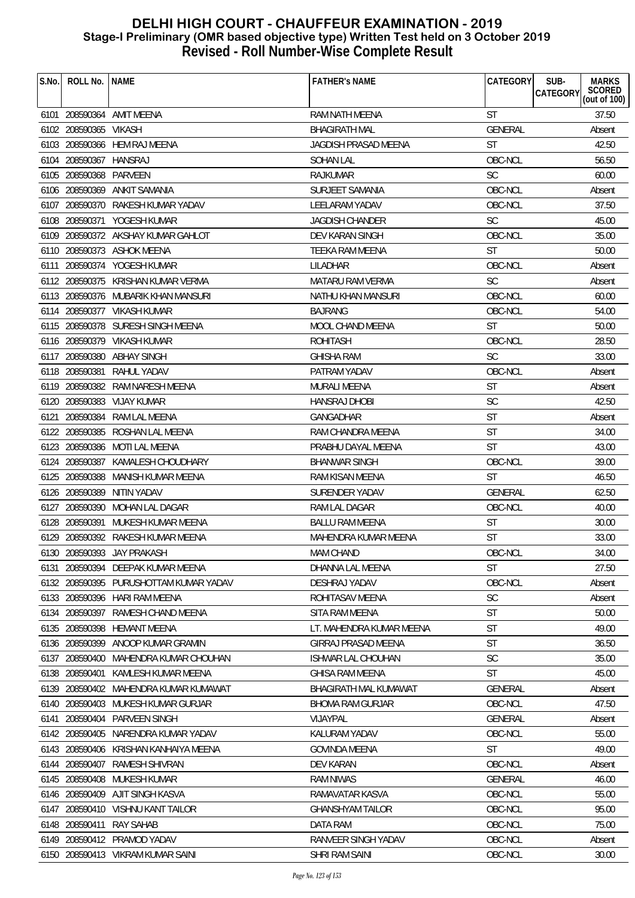# DELHI HIGH COURT - CHAUFFEUR EXAMINATION - 2019
## Stage-I Preliminary (OMR based objective type) Written Test held on 3 October 2019
## Revised - Roll Number-Wise Complete Result

| S.No. | ROLL No. | NAME | FATHER's NAME | CATEGORY | SUB-CATEGORY | MARKS SCORED (out of 100) |
|---|---|---|---|---|---|---|
| 6101 | 208590364 | AMIT MEENA | RAM NATH MEENA | ST | | 37.50 |
| 6102 | 208590365 | VIKASH | BHAGIRATH MAL | GENERAL | | Absent |
| 6103 | 208590366 | HEM RAJ MEENA | JAGDISH PRASAD MEENA | ST | | 42.50 |
| 6104 | 208590367 | HANSRAJ | SOHAN LAL | OBC-NCL | | 56.50 |
| 6105 | 208590368 | PARVEEN | RAJKUMAR | SC | | 60.00 |
| 6106 | 208590369 | ANKIT SAMANIA | SURJEET SAMANIA | OBC-NCL | | Absent |
| 6107 | 208590370 | RAKESH KUMAR YADAV | LEELARAM YADAV | OBC-NCL | | 37.50 |
| 6108 | 208590371 | YOGESH KUMAR | JAGDISH CHANDER | SC | | 45.00 |
| 6109 | 208590372 | AKSHAY KUMAR GAHLOT | DEV KARAN SINGH | OBC-NCL | | 35.00 |
| 6110 | 208590373 | ASHOK MEENA | TEEKA RAM MEENA | ST | | 50.00 |
| 6111 | 208590374 | YOGESH KUMAR | LILADHAR | OBC-NCL | | Absent |
| 6112 | 208590375 | KRISHAN KUMAR VERMA | MATARU RAM VERMA | SC | | Absent |
| 6113 | 208590376 | MUBARIK KHAN MANSURI | NATHU KHAN MANSURI | OBC-NCL | | 60.00 |
| 6114 | 208590377 | VIKASH KUMAR | BAJRANG | OBC-NCL | | 54.00 |
| 6115 | 208590378 | SURESH SINGH MEENA | MOOL CHAND MEENA | ST | | 50.00 |
| 6116 | 208590379 | VIKASH KUMAR | ROHITASH | OBC-NCL | | 28.50 |
| 6117 | 208590380 | ABHAY SINGH | GHISHA RAM | SC | | 33.00 |
| 6118 | 208590381 | RAHUL YADAV | PATRAM YADAV | OBC-NCL | | Absent |
| 6119 | 208590382 | RAM NARESH MEENA | MURALI MEENA | ST | | Absent |
| 6120 | 208590383 | VIJAY KUMAR | HANSRAJ DHOBI | SC | | 42.50 |
| 6121 | 208590384 | RAM LAL MEENA | GANGADHAR | ST | | Absent |
| 6122 | 208590385 | ROSHAN LAL MEENA | RAM CHANDRA MEENA | ST | | 34.00 |
| 6123 | 208590386 | MOTI LAL MEENA | PRABHU DAYAL MEENA | ST | | 43.00 |
| 6124 | 208590387 | KAMALESH CHOUDHARY | BHANWAR SINGH | OBC-NCL | | 39.00 |
| 6125 | 208590388 | MANISH KUMAR MEENA | RAM KISAN MEENA | ST | | 46.50 |
| 6126 | 208590389 | NITIN YADAV | SURENDER YADAV | GENERAL | | 62.50 |
| 6127 | 208590390 | MOHAN LAL DAGAR | RAM LAL DAGAR | OBC-NCL | | 40.00 |
| 6128 | 208590391 | MUKESH KUMAR MEENA | BALLU RAM MEENA | ST | | 30.00 |
| 6129 | 208590392 | RAKESH KUMAR MEENA | MAHENDRA KUMAR MEENA | ST | | 33.00 |
| 6130 | 208590393 | JAY PRAKASH | MAM CHAND | OBC-NCL | | 34.00 |
| 6131 | 208590394 | DEEPAK KUMAR MEENA | DHANNA LAL MEENA | ST | | 27.50 |
| 6132 | 208590395 | PURUSHOTTAM KUMAR YADAV | DESHRAJ YADAV | OBC-NCL | | Absent |
| 6133 | 208590396 | HARI RAM MEENA | ROHITASAV MEENA | SC | | Absent |
| 6134 | 208590397 | RAMESH CHAND MEENA | SITA RAM MEENA | ST | | 50.00 |
| 6135 | 208590398 | HEMANT MEENA | LT. MAHENDRA KUMAR MEENA | ST | | 49.00 |
| 6136 | 208590399 | ANOOP KUMAR GRAMIN | GIRRAJ PRASAD MEENA | ST | | 36.50 |
| 6137 | 208590400 | MAHENDRA KUMAR CHOUHAN | ISHWAR LAL CHOUHAN | SC | | 35.00 |
| 6138 | 208590401 | KAMLESH KUMAR MEENA | GHISA RAM MEENA | ST | | 45.00 |
| 6139 | 208590402 | MAHENDRA KUMAR KUMAWAT | BHAGIRATH MAL KUMAWAT | GENERAL | | Absent |
| 6140 | 208590403 | MUKESH KUMAR GURJAR | BHOMA RAM GURJAR | OBC-NCL | | 47.50 |
| 6141 | 208590404 | PARVEEN SINGH | VIJAYPAL | GENERAL | | Absent |
| 6142 | 208590405 | NARENDRA KUMAR YADAV | KALURAM YADAV | OBC-NCL | | 55.00 |
| 6143 | 208590406 | KRISHAN KANHAIYA MEENA | GOVINDA MEENA | ST | | 49.00 |
| 6144 | 208590407 | RAMESH SHIVRAN | DEV KARAN | OBC-NCL | | Absent |
| 6145 | 208590408 | MUKESH KUMAR | RAM NIWAS | GENERAL | | 46.00 |
| 6146 | 208590409 | AJIT SINGH KASVA | RAMAVATAR KASVA | OBC-NCL | | 55.00 |
| 6147 | 208590410 | VISHNU KANT TAILOR | GHANSHYAM TAILOR | OBC-NCL | | 95.00 |
| 6148 | 208590411 | RAY SAHAB | DATA RAM | OBC-NCL | | 75.00 |
| 6149 | 208590412 | PRAMOD YADAV | RANVEER SINGH YADAV | OBC-NCL | | Absent |
| 6150 | 208590413 | VIKRAM KUMAR SAINI | SHRI RAM SAINI | OBC-NCL | | 30.00 |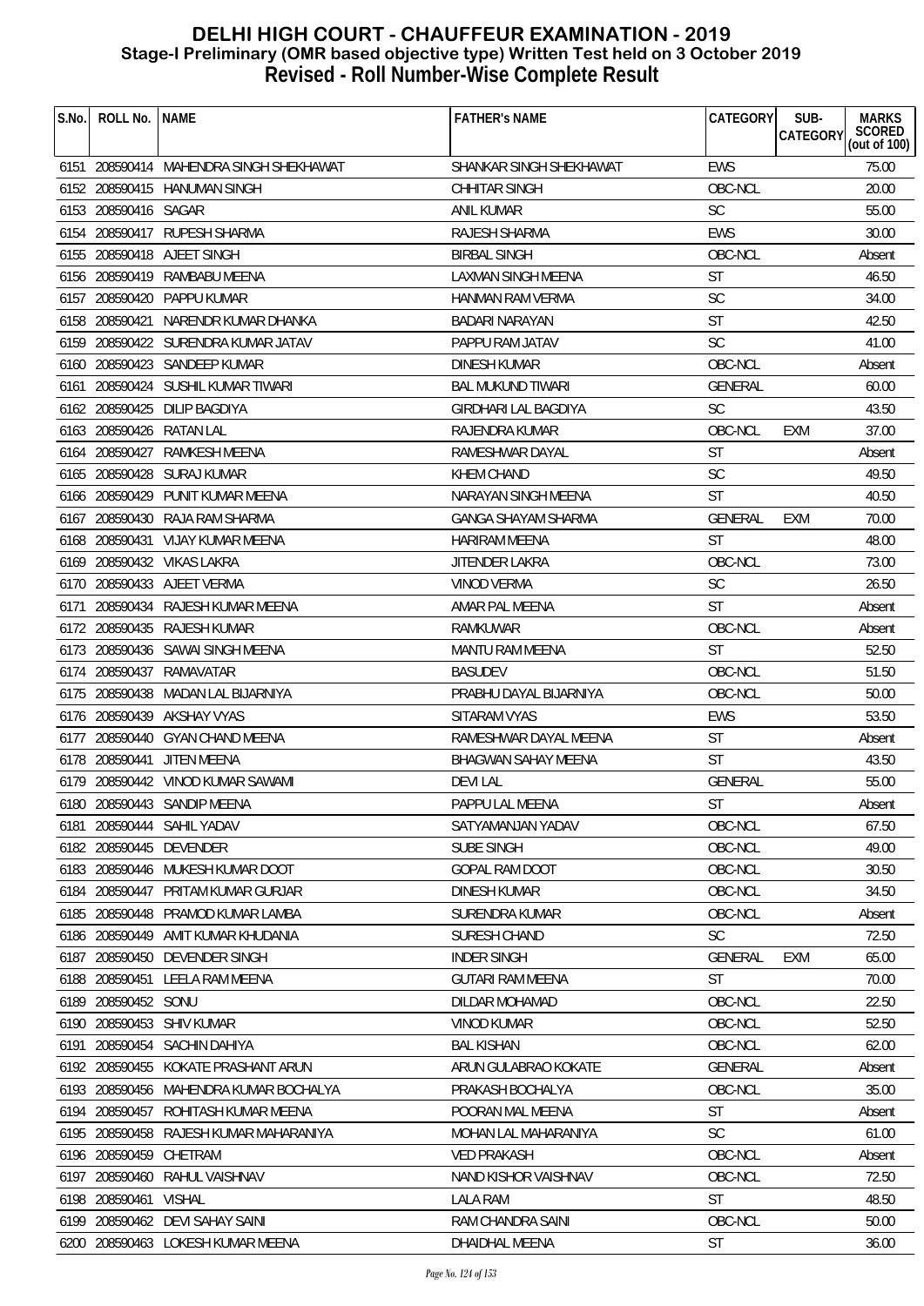# DELHI HIGH COURT - CHAUFFEUR EXAMINATION - 2019
## Stage-I Preliminary (OMR based objective type) Written Test held on 3 October 2019
## Revised - Roll Number-Wise Complete Result

| S.No. | ROLL No. | NAME | FATHER's NAME | CATEGORY | SUB-CATEGORY | MARKS SCORED (out of 100) |
|---|---|---|---|---|---|---|
| 6151 | 208590414 | MAHENDRA SINGH SHEKHAWAT | SHANKAR SINGH SHEKHAWAT | EWS | | 75.00 |
| 6152 | 208590415 | HANUMAN SINGH | CHHITAR SINGH | OBC-NCL | | 20.00 |
| 6153 | 208590416 | SAGAR | ANIL KUMAR | SC | | 55.00 |
| 6154 | 208590417 | RUPESH SHARMA | RAJESH SHARMA | EWS | | 30.00 |
| 6155 | 208590418 | AJEET SINGH | BIRBAL SINGH | OBC-NCL | | Absent |
| 6156 | 208590419 | RAMBABU MEENA | LAXMAN SINGH MEENA | ST | | 46.50 |
| 6157 | 208590420 | PAPPU KUMAR | HANMAN RAM VERMA | SC | | 34.00 |
| 6158 | 208590421 | NARENDR KUMAR DHANKA | BADARI NARAYAN | ST | | 42.50 |
| 6159 | 208590422 | SURENDRA KUMAR JATAV | PAPPU RAM JATAV | SC | | 41.00 |
| 6160 | 208590423 | SANDEEP KUMAR | DINESH KUMAR | OBC-NCL | | Absent |
| 6161 | 208590424 | SUSHIL KUMAR TIWARI | BAL MUKUND TIWARI | GENERAL | | 60.00 |
| 6162 | 208590425 | DILIP BAGDIYA | GIRDHARI LAL BAGDIYA | SC | | 43.50 |
| 6163 | 208590426 | RATAN LAL | RAJENDRA KUMAR | OBC-NCL | EXM | 37.00 |
| 6164 | 208590427 | RAMKESH MEENA | RAMESHWAR DAYAL | ST | | Absent |
| 6165 | 208590428 | SURAJ KUMAR | KHEM CHAND | SC | | 49.50 |
| 6166 | 208590429 | PUNIT KUMAR MEENA | NARAYAN SINGH MEENA | ST | | 40.50 |
| 6167 | 208590430 | RAJA RAM SHARMA | GANGA SHAYAM SHARMA | GENERAL | EXM | 70.00 |
| 6168 | 208590431 | VIJAY KUMAR MEENA | HARIRAM MEENA | ST | | 48.00 |
| 6169 | 208590432 | VIKAS LAKRA | JITENDER LAKRA | OBC-NCL | | 73.00 |
| 6170 | 208590433 | AJEET VERMA | VINOD VERMA | SC | | 26.50 |
| 6171 | 208590434 | RAJESH KUMAR MEENA | AMAR PAL MEENA | ST | | Absent |
| 6172 | 208590435 | RAJESH KUMAR | RAMKUWAR | OBC-NCL | | Absent |
| 6173 | 208590436 | SAWAI SINGH MEENA | MANTU RAM MEENA | ST | | 52.50 |
| 6174 | 208590437 | RAMAVATAR | BASUDEV | OBC-NCL | | 51.50 |
| 6175 | 208590438 | MADAN LAL BIJARNIYA | PRABHU DAYAL BIJARNIYA | OBC-NCL | | 50.00 |
| 6176 | 208590439 | AKSHAY VYAS | SITARAM VYAS | EWS | | 53.50 |
| 6177 | 208590440 | GYAN CHAND MEENA | RAMESHWAR DAYAL MEENA | ST | | Absent |
| 6178 | 208590441 | JITEN MEENA | BHAGWAN SAHAY MEENA | ST | | 43.50 |
| 6179 | 208590442 | VINOD KUMAR SAWAMI | DEVI LAL | GENERAL | | 55.00 |
| 6180 | 208590443 | SANDIP MEENA | PAPPU LAL MEENA | ST | | Absent |
| 6181 | 208590444 | SAHIL YADAV | SATYAMANJAN YADAV | OBC-NCL | | 67.50 |
| 6182 | 208590445 | DEVENDER | SUBE SINGH | OBC-NCL | | 49.00 |
| 6183 | 208590446 | MUKESH KUMAR DOOT | GOPAL RAM DOOT | OBC-NCL | | 30.50 |
| 6184 | 208590447 | PRITAM KUMAR GURJAR | DINESH KUMAR | OBC-NCL | | 34.50 |
| 6185 | 208590448 | PRAMOD KUMAR LAMBA | SURENDRA KUMAR | OBC-NCL | | Absent |
| 6186 | 208590449 | AMIT KUMAR KHUDANIA | SURESH CHAND | SC | | 72.50 |
| 6187 | 208590450 | DEVENDER SINGH | INDER SINGH | GENERAL | EXM | 65.00 |
| 6188 | 208590451 | LEELA RAM MEENA | GUTARI RAM MEENA | ST | | 70.00 |
| 6189 | 208590452 | SONU | DILDAR MOHAMAD | OBC-NCL | | 22.50 |
| 6190 | 208590453 | SHIV KUMAR | VINOD KUMAR | OBC-NCL | | 52.50 |
| 6191 | 208590454 | SACHIN DAHIYA | BAL KISHAN | OBC-NCL | | 62.00 |
| 6192 | 208590455 | KOKATE PRASHANT ARUN | ARUN GULABRAO KOKATE | GENERAL | | Absent |
| 6193 | 208590456 | MAHENDRA KUMAR BOCHALYA | PRAKASH BOCHALYA | OBC-NCL | | 35.00 |
| 6194 | 208590457 | ROHITASH KUMAR MEENA | POORAN MAL MEENA | ST | | Absent |
| 6195 | 208590458 | RAJESH KUMAR MAHARANIYA | MOHAN LAL MAHARANIYA | SC | | 61.00 |
| 6196 | 208590459 | CHETRAM | VED PRAKASH | OBC-NCL | | Absent |
| 6197 | 208590460 | RAHUL VAISHNAV | NAND KISHOR VAISHNAV | OBC-NCL | | 72.50 |
| 6198 | 208590461 | VISHAL | LALA RAM | ST | | 48.50 |
| 6199 | 208590462 | DEVI SAHAY SAINI | RAM CHANDRA SAINI | OBC-NCL | | 50.00 |
| 6200 | 208590463 | LOKESH KUMAR MEENA | DHAIDHAL MEENA | ST | | 36.00 |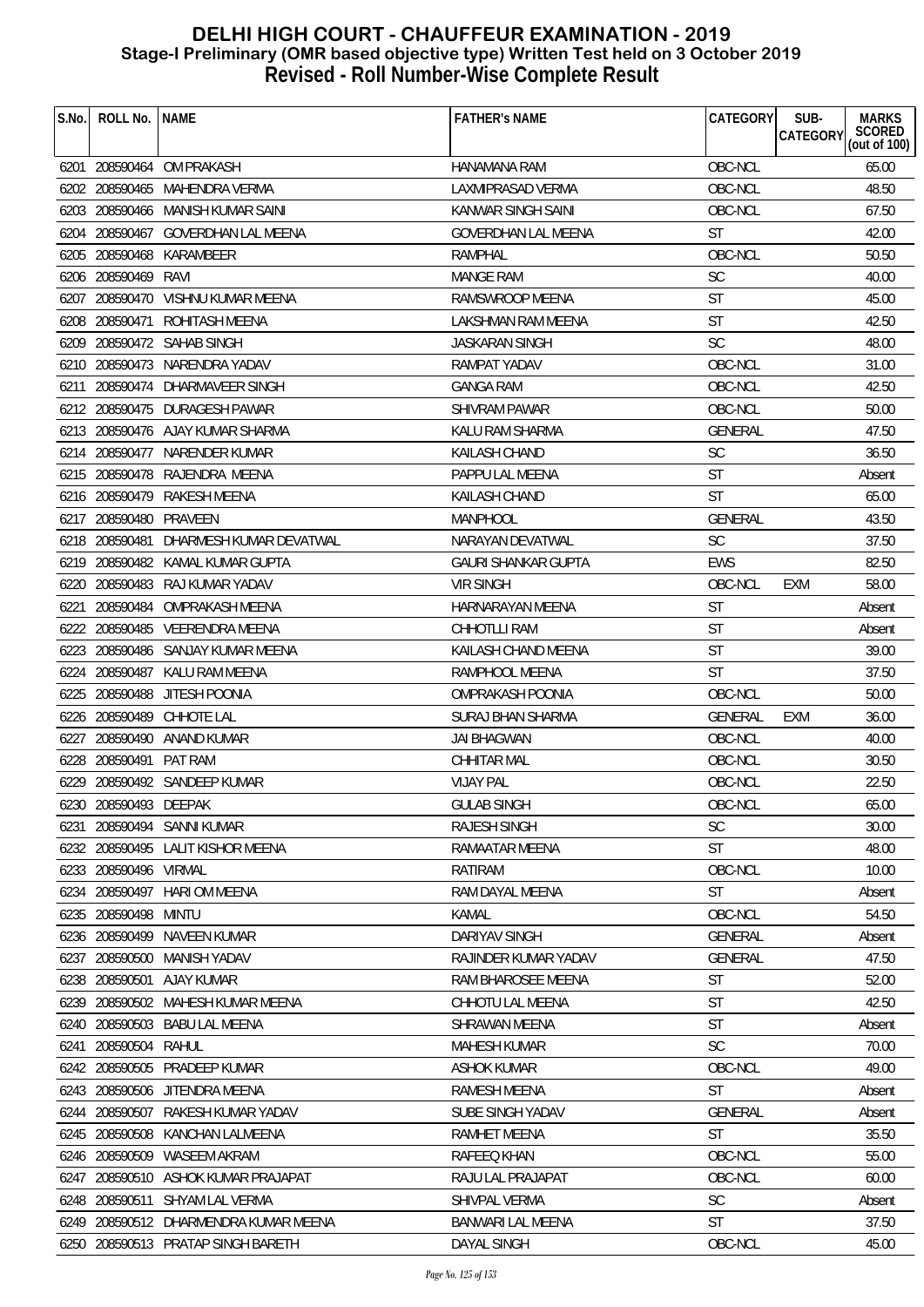# DELHI HIGH COURT - CHAUFFEUR EXAMINATION - 2019
## Stage-I Preliminary (OMR based objective type) Written Test held on 3 October 2019
## Revised - Roll Number-Wise Complete Result

| S.No. | ROLL No. | NAME | FATHER's NAME | CATEGORY | SUB-CATEGORY | MARKS SCORED (out of 100) |
|---|---|---|---|---|---|---|
| 6201 | 208590464 | OM PRAKASH | HANAMANA RAM | OBC-NCL | | 65.00 |
| 6202 | 208590465 | MAHENDRA VERMA | LAXMIPRASAD VERMA | OBC-NCL | | 48.50 |
| 6203 | 208590466 | MANISH KUMAR SAINI | KANWAR SINGH SAINI | OBC-NCL | | 67.50 |
| 6204 | 208590467 | GOVERDHAN LAL MEENA | GOVERDHAN LAL MEENA | ST | | 42.00 |
| 6205 | 208590468 | KARAMBEER | RAMPHAL | OBC-NCL | | 50.50 |
| 6206 | 208590469 | RAVI | MANGE RAM | SC | | 40.00 |
| 6207 | 208590470 | VISHNU KUMAR MEENA | RAMSWROOP MEENA | ST | | 45.00 |
| 6208 | 208590471 | ROHITASH MEENA | LAKSHMAN RAM MEENA | ST | | 42.50 |
| 6209 | 208590472 | SAHAB SINGH | JASKARAN SINGH | SC | | 48.00 |
| 6210 | 208590473 | NARENDRA YADAV | RAMPAT YADAV | OBC-NCL | | 31.00 |
| 6211 | 208590474 | DHARMAVEER SINGH | GANGA RAM | OBC-NCL | | 42.50 |
| 6212 | 208590475 | DURAGESH PAWAR | SHIVRAM PAWAR | OBC-NCL | | 50.00 |
| 6213 | 208590476 | AJAY KUMAR SHARMA | KALU RAM SHARMA | GENERAL | | 47.50 |
| 6214 | 208590477 | NARENDER KUMAR | KAILASH CHAND | SC | | 36.50 |
| 6215 | 208590478 | RAJENDRA MEENA | PAPPU LAL MEENA | ST | | Absent |
| 6216 | 208590479 | RAKESH MEENA | KAILASH CHAND | ST | | 65.00 |
| 6217 | 208590480 | PRAVEEN | MANPHOOL | GENERAL | | 43.50 |
| 6218 | 208590481 | DHARMESH KUMAR DEVATWAL | NARAYAN DEVATWAL | SC | | 37.50 |
| 6219 | 208590482 | KAMAL KUMAR GUPTA | GAURI SHANKAR GUPTA | EWS | | 82.50 |
| 6220 | 208590483 | RAJ KUMAR YADAV | VIR SINGH | OBC-NCL | EXM | 58.00 |
| 6221 | 208590484 | OMPRAKASH MEENA | HARNARAYAN MEENA | ST | | Absent |
| 6222 | 208590485 | VEERENDRA MEENA | CHHOTLLI RAM | ST | | Absent |
| 6223 | 208590486 | SANJAY KUMAR MEENA | KAILASH CHAND MEENA | ST | | 39.00 |
| 6224 | 208590487 | KALU RAM MEENA | RAMPHOOL MEENA | ST | | 37.50 |
| 6225 | 208590488 | JITESH POONIA | OMPRAKASH POONIA | OBC-NCL | | 50.00 |
| 6226 | 208590489 | CHHOTE LAL | SURAJ BHAN SHARMA | GENERAL | EXM | 36.00 |
| 6227 | 208590490 | ANAND KUMAR | JAI BHAGWAN | OBC-NCL | | 40.00 |
| 6228 | 208590491 | PAT RAM | CHHITAR MAL | OBC-NCL | | 30.50 |
| 6229 | 208590492 | SANDEEP KUMAR | VIJAY PAL | OBC-NCL | | 22.50 |
| 6230 | 208590493 | DEEPAK | GULAB SINGH | OBC-NCL | | 65.00 |
| 6231 | 208590494 | SANNI KUMAR | RAJESH SINGH | SC | | 30.00 |
| 6232 | 208590495 | LALIT KISHOR MEENA | RAMAATAR MEENA | ST | | 48.00 |
| 6233 | 208590496 | VIRMAL | RATIRAM | OBC-NCL | | 10.00 |
| 6234 | 208590497 | HARI OM MEENA | RAM DAYAL MEENA | ST | | Absent |
| 6235 | 208590498 | MINTU | KAMAL | OBC-NCL | | 54.50 |
| 6236 | 208590499 | NAVEEN KUMAR | DARIYAV SINGH | GENERAL | | Absent |
| 6237 | 208590500 | MANISH YADAV | RAJINDER KUMAR YADAV | GENERAL | | 47.50 |
| 6238 | 208590501 | AJAY KUMAR | RAM BHAROSEE MEENA | ST | | 52.00 |
| 6239 | 208590502 | MAHESH KUMAR MEENA | CHHOTU LAL MEENA | ST | | 42.50 |
| 6240 | 208590503 | BABU LAL MEENA | SHRAWAN MEENA | ST | | Absent |
| 6241 | 208590504 | RAHUL | MAHESH KUMAR | SC | | 70.00 |
| 6242 | 208590505 | PRADEEP KUMAR | ASHOK KUMAR | OBC-NCL | | 49.00 |
| 6243 | 208590506 | JITENDRA MEENA | RAMESH MEENA | ST | | Absent |
| 6244 | 208590507 | RAKESH KUMAR YADAV | SUBE SINGH YADAV | GENERAL | | Absent |
| 6245 | 208590508 | KANCHAN LALMEENA | RAMHET MEENA | ST | | 35.50 |
| 6246 | 208590509 | WASEEM AKRAM | RAFEEQ KHAN | OBC-NCL | | 55.00 |
| 6247 | 208590510 | ASHOK KUMAR PRAJAPAT | RAJU LAL PRAJAPAT | OBC-NCL | | 60.00 |
| 6248 | 208590511 | SHYAM LAL VERMA | SHIVPAL VERMA | SC | | Absent |
| 6249 | 208590512 | DHARMENDRA KUMAR MEENA | BANWARI LAL MEENA | ST | | 37.50 |
| 6250 | 208590513 | PRATAP SINGH BARETH | DAYAL SINGH | OBC-NCL | | 45.00 |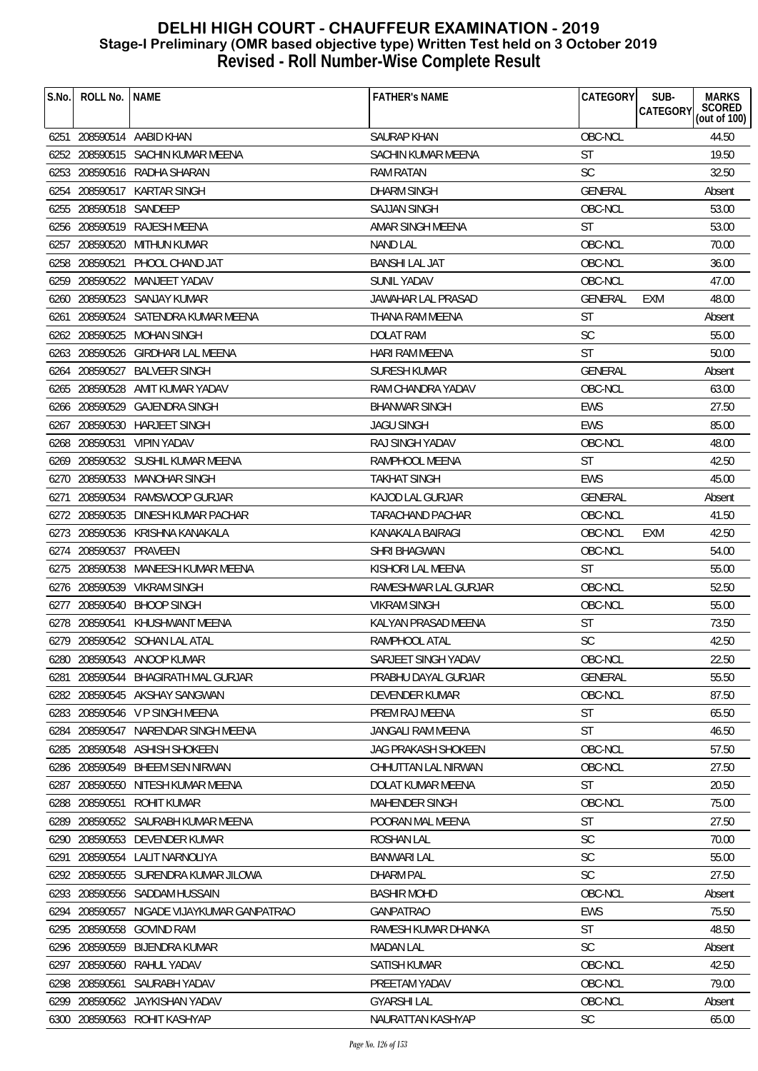# DELHI HIGH COURT - CHAUFFEUR EXAMINATION - 2019
## Stage-I Preliminary (OMR based objective type) Written Test held on 3 October 2019
## Revised - Roll Number-Wise Complete Result

| S.No. | ROLL No. | NAME | FATHER's NAME | CATEGORY | SUB-CATEGORY | MARKS SCORED (out of 100) |
|---|---|---|---|---|---|---|
| 6251 | 208590514 | AABID KHAN | SAURAP KHAN | OBC-NCL | | 44.50 |
| 6252 | 208590515 | SACHIN KUMAR MEENA | SACHIN KUMAR MEENA | ST | | 19.50 |
| 6253 | 208590516 | RADHA SHARAN | RAM RATAN | SC | | 32.50 |
| 6254 | 208590517 | KARTAR SINGH | DHARM SINGH | GENERAL | | Absent |
| 6255 | 208590518 | SANDEEP | SAJJAN SINGH | OBC-NCL | | 53.00 |
| 6256 | 208590519 | RAJESH MEENA | AMAR SINGH MEENA | ST | | 53.00 |
| 6257 | 208590520 | MITHUN KUMAR | NAND LAL | OBC-NCL | | 70.00 |
| 6258 | 208590521 | PHOOL CHAND JAT | BANSHI LAL JAT | OBC-NCL | | 36.00 |
| 6259 | 208590522 | MANJEET YADAV | SUNIL YADAV | OBC-NCL | | 47.00 |
| 6260 | 208590523 | SANJAY KUMAR | JAWAHAR LAL PRASAD | GENERAL | EXM | 48.00 |
| 6261 | 208590524 | SATENDRA KUMAR MEENA | THANA RAM MEENA | ST | | Absent |
| 6262 | 208590525 | MOHAN SINGH | DOLAT RAM | SC | | 55.00 |
| 6263 | 208590526 | GIRDHARI LAL MEENA | HARI RAM MEENA | ST | | 50.00 |
| 6264 | 208590527 | BALVEER SINGH | SURESH KUMAR | GENERAL | | Absent |
| 6265 | 208590528 | AMIT KUMAR YADAV | RAM CHANDRA YADAV | OBC-NCL | | 63.00 |
| 6266 | 208590529 | GAJENDRA SINGH | BHANWAR SINGH | EWS | | 27.50 |
| 6267 | 208590530 | HARJEET SINGH | JAGU SINGH | EWS | | 85.00 |
| 6268 | 208590531 | VIPIN YADAV | RAJ SINGH YADAV | OBC-NCL | | 48.00 |
| 6269 | 208590532 | SUSHIL KUMAR MEENA | RAMPHOOL MEENA | ST | | 42.50 |
| 6270 | 208590533 | MANOHAR SINGH | TAKHAT SINGH | EWS | | 45.00 |
| 6271 | 208590534 | RAMSWOOP GURJAR | KAJOD LAL GURJAR | GENERAL | | Absent |
| 6272 | 208590535 | DINESH KUMAR PACHAR | TARACHAND PACHAR | OBC-NCL | | 41.50 |
| 6273 | 208590536 | KRISHNA KANAKALA | KANAKALA BAIRAGI | OBC-NCL | EXM | 42.50 |
| 6274 | 208590537 | PRAVEEN | SHRI BHAGWAN | OBC-NCL | | 54.00 |
| 6275 | 208590538 | MANEESH KUMAR MEENA | KISHORI LAL MEENA | ST | | 55.00 |
| 6276 | 208590539 | VIKRAM SINGH | RAMESHWAR LAL GURJAR | OBC-NCL | | 52.50 |
| 6277 | 208590540 | BHOOP SINGH | VIKRAM SINGH | OBC-NCL | | 55.00 |
| 6278 | 208590541 | KHUSHWANT MEENA | KALYAN PRASAD MEENA | ST | | 73.50 |
| 6279 | 208590542 | SOHAN LAL ATAL | RAMPHOOL ATAL | SC | | 42.50 |
| 6280 | 208590543 | ANOOP KUMAR | SARJEET SINGH YADAV | OBC-NCL | | 22.50 |
| 6281 | 208590544 | BHAGIRATH MAL GURJAR | PRABHU DAYAL GURJAR | GENERAL | | 55.50 |
| 6282 | 208590545 | AKSHAY SANGWAN | DEVENDER KUMAR | OBC-NCL | | 87.50 |
| 6283 | 208590546 | V P SINGH MEENA | PREM RAJ MEENA | ST | | 65.50 |
| 6284 | 208590547 | NARENDAR SINGH MEENA | JANGALI RAM MEENA | ST | | 46.50 |
| 6285 | 208590548 | ASHISH SHOKEEN | JAG PRAKASH SHOKEEN | OBC-NCL | | 57.50 |
| 6286 | 208590549 | BHEEM SEN NIRWAN | CHHUTTAN LAL NIRWAN | OBC-NCL | | 27.50 |
| 6287 | 208590550 | NITESH KUMAR MEENA | DOLAT KUMAR MEENA | ST | | 20.50 |
| 6288 | 208590551 | ROHIT KUMAR | MAHENDER SINGH | OBC-NCL | | 75.00 |
| 6289 | 208590552 | SAURABH KUMAR MEENA | POORAN MAL MEENA | ST | | 27.50 |
| 6290 | 208590553 | DEVENDER KUMAR | ROSHAN LAL | SC | | 70.00 |
| 6291 | 208590554 | LALIT NARNOLIYA | BANWARI LAL | SC | | 55.00 |
| 6292 | 208590555 | SURENDRA KUMAR JILOWA | DHARM PAL | SC | | 27.50 |
| 6293 | 208590556 | SADDAM HUSSAIN | BASHIR MOHD | OBC-NCL | | Absent |
| 6294 | 208590557 | NIGADE VIJAYKUMAR GANPATRAO | GANPATRAO | EWS | | 75.50 |
| 6295 | 208590558 | GOVIND RAM | RAMESH KUMAR DHANKA | ST | | 48.50 |
| 6296 | 208590559 | BIJENDRA KUMAR | MADAN LAL | SC | | Absent |
| 6297 | 208590560 | RAHUL YADAV | SATISH KUMAR | OBC-NCL | | 42.50 |
| 6298 | 208590561 | SAURABH YADAV | PREETAM YADAV | OBC-NCL | | 79.00 |
| 6299 | 208590562 | JAYKISHAN YADAV | GYARSHI LAL | OBC-NCL | | Absent |
| 6300 | 208590563 | ROHIT KASHYAP | NAURATTAN KASHYAP | SC | | 65.00 |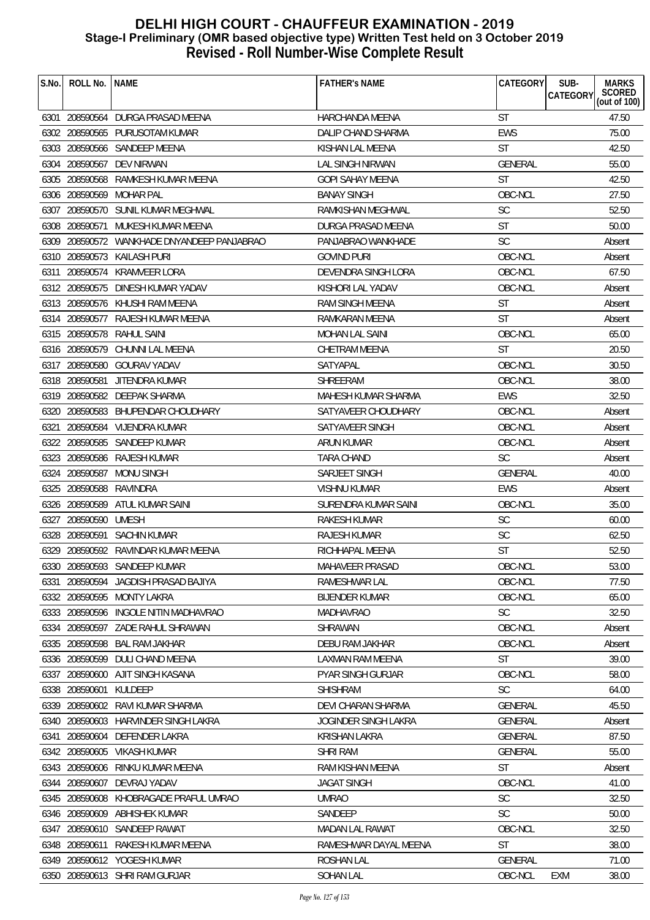# DELHI HIGH COURT - CHAUFFEUR EXAMINATION - 2019
## Stage-I Preliminary (OMR based objective type) Written Test held on 3 October 2019
## Revised - Roll Number-Wise Complete Result

| S.No. | ROLL No. | NAME | FATHER's NAME | CATEGORY | SUB-CATEGORY | MARKS SCORED (out of 100) |
|---|---|---|---|---|---|---|
| 6301 | 208590564 | DURGA PRASAD MEENA | HARCHANDA MEENA | ST | | 47.50 |
| 6302 | 208590565 | PURUSOTAM KUMAR | DALIP CHAND SHARMA | EWS | | 75.00 |
| 6303 | 208590566 | SANDEEP MEENA | KISHAN LAL MEENA | ST | | 42.50 |
| 6304 | 208590567 | DEV NIRWAN | LAL SINGH NIRWAN | GENERAL | | 55.00 |
| 6305 | 208590568 | RAMKESH KUMAR MEENA | GOPI SAHAY MEENA | ST | | 42.50 |
| 6306 | 208590569 | MOHAR PAL | BANAY SINGH | OBC-NCL | | 27.50 |
| 6307 | 208590570 | SUNIL KUMAR MEGHWAL | RAMKISHAN MEGHWAL | SC | | 52.50 |
| 6308 | 208590571 | MUKESH KUMAR MEENA | DURGA PRASAD MEENA | ST | | 50.00 |
| 6309 | 208590572 | WANKHADE DNYANDEEP PANJABRAO | PANJABRAO WANKHADE | SC | | Absent |
| 6310 | 208590573 | KAILASH PURI | GOVIND PURI | OBC-NCL | | Absent |
| 6311 | 208590574 | KRAMVEER LORA | DEVENDRA SINGH LORA | OBC-NCL | | 67.50 |
| 6312 | 208590575 | DINESH KUMAR YADAV | KISHORI LAL YADAV | OBC-NCL | | Absent |
| 6313 | 208590576 | KHUSHI RAM MEENA | RAM SINGH MEENA | ST | | Absent |
| 6314 | 208590577 | RAJESH KUMAR MEENA | RAMKARAN MEENA | ST | | Absent |
| 6315 | 208590578 | RAHUL SAINI | MOHAN LAL SAINI | OBC-NCL | | 65.00 |
| 6316 | 208590579 | CHUNNI LAL MEENA | CHETRAM MEENA | ST | | 20.50 |
| 6317 | 208590580 | GOURAV YADAV | SATYAPAL | OBC-NCL | | 30.50 |
| 6318 | 208590581 | JITENDRA KUMAR | SHREERAM | OBC-NCL | | 38.00 |
| 6319 | 208590582 | DEEPAK SHARMA | MAHESH KUMAR SHARMA | EWS | | 32.50 |
| 6320 | 208590583 | BHUPENDAR CHOUDHARY | SATYAVEER CHOUDHARY | OBC-NCL | | Absent |
| 6321 | 208590584 | VIJENDRA KUMAR | SATYAVEER SINGH | OBC-NCL | | Absent |
| 6322 | 208590585 | SANDEEP KUMAR | ARUN KUMAR | OBC-NCL | | Absent |
| 6323 | 208590586 | RAJESH KUMAR | TARA CHAND | SC | | Absent |
| 6324 | 208590587 | MONU SINGH | SARJEET SINGH | GENERAL | | 40.00 |
| 6325 | 208590588 | RAVINDRA | VISHNU KUMAR | EWS | | Absent |
| 6326 | 208590589 | ATUL KUMAR SAINI | SURENDRA KUMAR SAINI | OBC-NCL | | 35.00 |
| 6327 | 208590590 | UMESH | RAKESH KUMAR | SC | | 60.00 |
| 6328 | 208590591 | SACHIN KUMAR | RAJESH KUMAR | SC | | 62.50 |
| 6329 | 208590592 | RAVINDAR KUMAR MEENA | RICHHAPAL MEENA | ST | | 52.50 |
| 6330 | 208590593 | SANDEEP KUMAR | MAHAVEER PRASAD | OBC-NCL | | 53.00 |
| 6331 | 208590594 | JAGDISH PRASAD BAJIYA | RAMESHWAR LAL | OBC-NCL | | 77.50 |
| 6332 | 208590595 | MONTY LAKRA | BIJENDER KUMAR | OBC-NCL | | 65.00 |
| 6333 | 208590596 | INGOLE NITIN MADHAVRAO | MADHAVRAO | SC | | 32.50 |
| 6334 | 208590597 | ZADE RAHUL SHRAWAN | SHRAWAN | OBC-NCL | | Absent |
| 6335 | 208590598 | BAL RAM JAKHAR | DEBU RAM JAKHAR | OBC-NCL | | Absent |
| 6336 | 208590599 | DULI CHAND MEENA | LAXMAN RAM MEENA | ST | | 39.00 |
| 6337 | 208590600 | AJIT SINGH KASANA | PYAR SINGH GURJAR | OBC-NCL | | 58.00 |
| 6338 | 208590601 | KULDEEP | SHISHRAM | SC | | 64.00 |
| 6339 | 208590602 | RAVI KUMAR SHARMA | DEVI CHARAN SHARMA | GENERAL | | 45.50 |
| 6340 | 208590603 | HARVINDER SINGH LAKRA | JOGINDER SINGH LAKRA | GENERAL | | Absent |
| 6341 | 208590604 | DEFENDER LAKRA | KRISHAN LAKRA | GENERAL | | 87.50 |
| 6342 | 208590605 | VIKASH KUMAR | SHRI RAM | GENERAL | | 55.00 |
| 6343 | 208590606 | RINKU KUMAR MEENA | RAM KISHAN MEENA | ST | | Absent |
| 6344 | 208590607 | DEVRAJ YADAV | JAGAT SINGH | OBC-NCL | | 41.00 |
| 6345 | 208590608 | KHOBRAGADE PRAFUL UMRAO | UMRAO | SC | | 32.50 |
| 6346 | 208590609 | ABHISHEK KUMAR | SANDEEP | SC | | 50.00 |
| 6347 | 208590610 | SANDEEP RAWAT | MADAN LAL RAWAT | OBC-NCL | | 32.50 |
| 6348 | 208590611 | RAKESH KUMAR MEENA | RAMESHWAR DAYAL MEENA | ST | | 38.00 |
| 6349 | 208590612 | YOGESH KUMAR | ROSHAN LAL | GENERAL | | 71.00 |
| 6350 | 208590613 | SHRI RAM GURJAR | SOHAN LAL | OBC-NCL | EXM | 38.00 |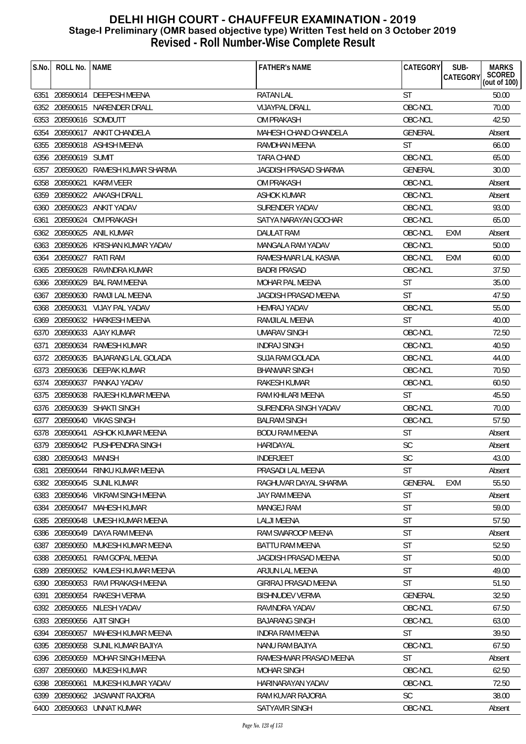# DELHI HIGH COURT - CHAUFFEUR EXAMINATION - 2019
## Stage-I Preliminary (OMR based objective type) Written Test held on 3 October 2019
## Revised - Roll Number-Wise Complete Result

| S.No. | ROLL No. | NAME | FATHER's NAME | CATEGORY | SUB-CATEGORY | MARKS SCORED (out of 100) |
|---|---|---|---|---|---|---|
| 6351 | 208590614 | DEEPESH MEENA | RATAN LAL | ST | | 50.00 |
| 6352 | 208590615 | NARENDER DRALL | VIJAYPAL DRALL | OBC-NCL | | 70.00 |
| 6353 | 208590616 | SOMDUTT | OM PRAKASH | OBC-NCL | | 42.50 |
| 6354 | 208590617 | ANKIT CHANDELA | MAHESH CHAND CHANDELA | GENERAL | | Absent |
| 6355 | 208590618 | ASHISH MEENA | RAMDHAN MEENA | ST | | 66.00 |
| 6356 | 208590619 | SUMIT | TARA CHAND | OBC-NCL | | 65.00 |
| 6357 | 208590620 | RAMESH KUMAR SHARMA | JAGDISH PRASAD SHARMA | GENERAL | | 30.00 |
| 6358 | 208590621 | KARM VEER | OM PRAKASH | OBC-NCL | | Absent |
| 6359 | 208590622 | AAKASH DRALL | ASHOK KUMAR | OBC-NCL | | Absent |
| 6360 | 208590623 | ANKIT YADAV | SURENDER YADAV | OBC-NCL | | 93.00 |
| 6361 | 208590624 | OM PRAKASH | SATYA NARAYAN GOCHAR | OBC-NCL | | 65.00 |
| 6362 | 208590625 | ANIL KUMAR | DAULAT RAM | OBC-NCL | EXM | Absent |
| 6363 | 208590626 | KRISHAN KUMAR YADAV | MANGALA RAM YADAV | OBC-NCL | | 50.00 |
| 6364 | 208590627 | RATI RAM | RAMESHWAR LAL KASWA | OBC-NCL | EXM | 60.00 |
| 6365 | 208590628 | RAVINDRA KUMAR | BADRI PRASAD | OBC-NCL | | 37.50 |
| 6366 | 208590629 | BAL RAM MEENA | MOHAR PAL MEENA | ST | | 35.00 |
| 6367 | 208590630 | RAMJI LAL MEENA | JAGDISH PRASAD MEENA | ST | | 47.50 |
| 6368 | 208590631 | VIJAY PAL YADAV | HEMRAJ YADAV | OBC-NCL | | 55.00 |
| 6369 | 208590632 | HARKESH MEENA | RAMJILAL MEENA | ST | | 40.00 |
| 6370 | 208590633 | AJAY KUMAR | UMARAV SINGH | OBC-NCL | | 72.50 |
| 6371 | 208590634 | RAMESH KUMAR | INDRAJ SINGH | OBC-NCL | | 40.50 |
| 6372 | 208590635 | BAJARANG LAL GOLADA | SUJA RAM GOLADA | OBC-NCL | | 44.00 |
| 6373 | 208590636 | DEEPAK KUMAR | BHANWAR SINGH | OBC-NCL | | 70.50 |
| 6374 | 208590637 | PANKAJ YADAV | RAKESH KUMAR | OBC-NCL | | 60.50 |
| 6375 | 208590638 | RAJESH KUMAR MEENA | RAM KHILARI MEENA | ST | | 45.50 |
| 6376 | 208590639 | SHAKTI SINGH | SURENDRA SINGH YADAV | OBC-NCL | | 70.00 |
| 6377 | 208590640 | VIKAS SINGH | BALRAM SINGH | OBC-NCL | | 57.50 |
| 6378 | 208590641 | ASHOK KUMAR MEENA | BODU RAM MEENA | ST | | Absent |
| 6379 | 208590642 | PUSHPENDRA SINGH | HARIDAYAL | SC | | Absent |
| 6380 | 208590643 | MANISH | INDERJEET | SC | | 43.00 |
| 6381 | 208590644 | RINKU KUMAR MEENA | PRASADI LAL MEENA | ST | | Absent |
| 6382 | 208590645 | SUNIL KUMAR | RAGHUVAR DAYAL SHARMA | GENERAL | EXM | 55.50 |
| 6383 | 208590646 | VIKRAM SINGH MEENA | JAY RAM MEENA | ST | | Absent |
| 6384 | 208590647 | MAHESH KUMAR | MANGEJ RAM | ST | | 59.00 |
| 6385 | 208590648 | UMESH KUMAR MEENA | LALJI MEENA | ST | | 57.50 |
| 6386 | 208590649 | DAYA RAM MEENA | RAM SWAROOP MEENA | ST | | Absent |
| 6387 | 208590650 | MUKESH KUMAR MEENA | BATTU RAM MEENA | ST | | 52.50 |
| 6388 | 208590651 | RAM GOPAL MEENA | JAGDISH PRASAD MEENA | ST | | 50.00 |
| 6389 | 208590652 | KAMLESH KUMAR MEENA | ARJUN LAL MEENA | ST | | 49.00 |
| 6390 | 208590653 | RAVI PRAKASH MEENA | GIRIRAJ PRASAD MEENA | ST | | 51.50 |
| 6391 | 208590654 | RAKESH VERMA | BISHNUDEV VERMA | GENERAL | | 32.50 |
| 6392 | 208590655 | NILESH YADAV | RAVINDRA YADAV | OBC-NCL | | 67.50 |
| 6393 | 208590656 | AJIT SINGH | BAJARANG SINGH | OBC-NCL | | 63.00 |
| 6394 | 208590657 | MAHESH KUMAR MEENA | INDRA RAM MEENA | ST | | 39.50 |
| 6395 | 208590658 | SUNIL KUMAR BAJIYA | NANU RAM BAJIYA | OBC-NCL | | 67.50 |
| 6396 | 208590659 | MOHAR SINGH MEENA | RAMESHWAR PRASAD MEENA | ST | | Absent |
| 6397 | 208590660 | MUKESH KUMAR | MOHAR SINGH | OBC-NCL | | 62.50 |
| 6398 | 208590661 | MUKESH KUMAR YADAV | HARINARAYAN YADAV | OBC-NCL | | 72.50 |
| 6399 | 208590662 | JASWANT RAJORIA | RAM KUVAR RAJORIA | SC | | 38.00 |
| 6400 | 208590663 | UNNAT KUMAR | SATYAVIR SINGH | OBC-NCL | | Absent |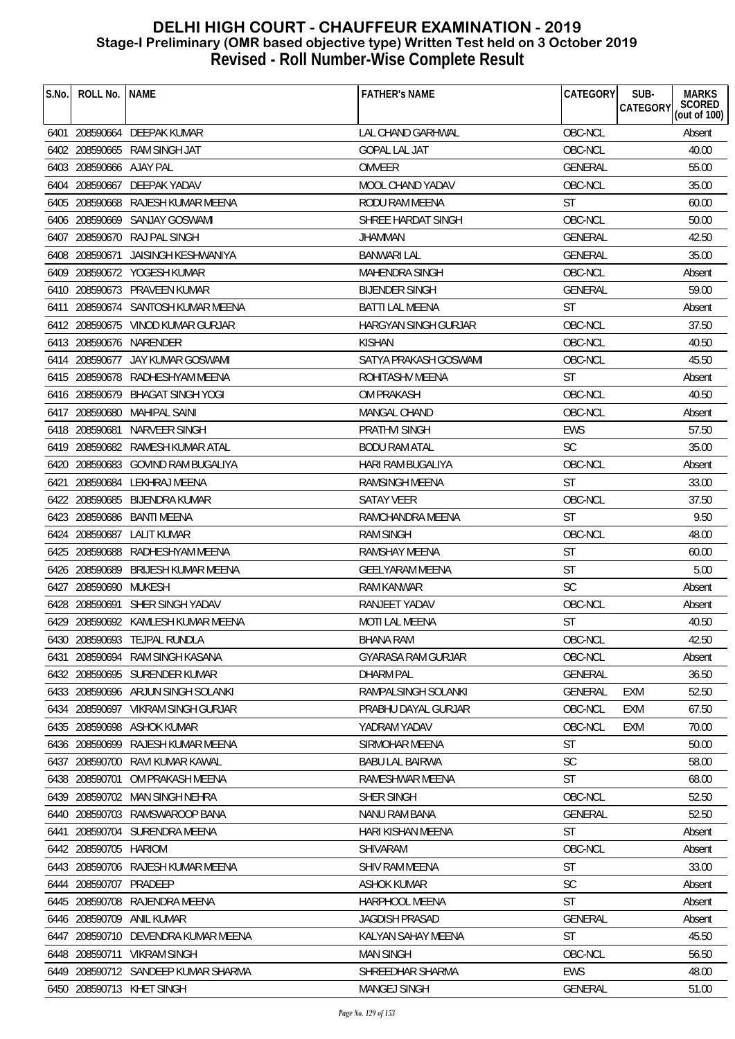# DELHI HIGH COURT - CHAUFFEUR EXAMINATION - 2019
## Stage-I Preliminary (OMR based objective type) Written Test held on 3 October 2019
## Revised - Roll Number-Wise Complete Result

| S.No. | ROLL No. | NAME | FATHER's NAME | CATEGORY | SUB-CATEGORY | MARKS SCORED (out of 100) |
|---|---|---|---|---|---|---|
| 6401 | 208590664 | DEEPAK KUMAR | LAL CHAND GARHWAL | OBC-NCL | | Absent |
| 6402 | 208590665 | RAM SINGH JAT | GOPAL LAL JAT | OBC-NCL | | 40.00 |
| 6403 | 208590666 | AJAY PAL | OMVEER | GENERAL | | 55.00 |
| 6404 | 208590667 | DEEPAK YADAV | MOOL CHAND YADAV | OBC-NCL | | 35.00 |
| 6405 | 208590668 | RAJESH KUMAR MEENA | RODU RAM MEENA | ST | | 60.00 |
| 6406 | 208590669 | SANJAY GOSWAMI | SHREE HARDAT SINGH | OBC-NCL | | 50.00 |
| 6407 | 208590670 | RAJ PAL SINGH | JHAMMAN | GENERAL | | 42.50 |
| 6408 | 208590671 | JAISINGH KESHWANIYA | BANWARI LAL | GENERAL | | 35.00 |
| 6409 | 208590672 | YOGESH KUMAR | MAHENDRA SINGH | OBC-NCL | | Absent |
| 6410 | 208590673 | PRAVEEN KUMAR | BIJENDER SINGH | GENERAL | | 59.00 |
| 6411 | 208590674 | SANTOSH KUMAR MEENA | BATTI LAL MEENA | ST | | Absent |
| 6412 | 208590675 | VINOD KUMAR GURJAR | HARGYAN SINGH GURJAR | OBC-NCL | | 37.50 |
| 6413 | 208590676 | NARENDER | KISHAN | OBC-NCL | | 40.50 |
| 6414 | 208590677 | JAY KUMAR GOSWAMI | SATYA PRAKASH GOSWAMI | OBC-NCL | | 45.50 |
| 6415 | 208590678 | RADHESHYAM MEENA | ROHITASHV MEENA | ST | | Absent |
| 6416 | 208590679 | BHAGAT SINGH YOGI | OM PRAKASH | OBC-NCL | | 40.50 |
| 6417 | 208590680 | MAHIPAL SAINI | MANGAL CHAND | OBC-NCL | | Absent |
| 6418 | 208590681 | NARVEER SINGH | PRATHVI SINGH | EWS | | 57.50 |
| 6419 | 208590682 | RAMESH KUMAR ATAL | BODU RAM ATAL | SC | | 35.00 |
| 6420 | 208590683 | GOVIND RAM BUGALIYA | HARI RAM BUGALIYA | OBC-NCL | | Absent |
| 6421 | 208590684 | LEKHRAJ MEENA | RAMSINGH MEENA | ST | | 33.00 |
| 6422 | 208590685 | BIJENDRA KUMAR | SATAY VEER | OBC-NCL | | 37.50 |
| 6423 | 208590686 | BANTI MEENA | RAMCHANDRA MEENA | ST | | 9.50 |
| 6424 | 208590687 | LALIT KUMAR | RAM SINGH | OBC-NCL | | 48.00 |
| 6425 | 208590688 | RADHESHYAM MEENA | RAMSHAY MEENA | ST | | 60.00 |
| 6426 | 208590689 | BRIJESH KUMAR MEENA | GEELYARAM MEENA | ST | | 5.00 |
| 6427 | 208590690 | MUKESH | RAM KANWAR | SC | | Absent |
| 6428 | 208590691 | SHER SINGH YADAV | RANJEET YADAV | OBC-NCL | | Absent |
| 6429 | 208590692 | KAMLESH KUMAR MEENA | MOTI LAL MEENA | ST | | 40.50 |
| 6430 | 208590693 | TEJPAL RUNDLA | BHANA RAM | OBC-NCL | | 42.50 |
| 6431 | 208590694 | RAM SINGH KASANA | GYARASA RAM GURJAR | OBC-NCL | | Absent |
| 6432 | 208590695 | SURENDER KUMAR | DHARM PAL | GENERAL | | 36.50 |
| 6433 | 208590696 | ARJUN SINGH SOLANKI | RAMPALSINGH SOLANKI | GENERAL | EXM | 52.50 |
| 6434 | 208590697 | VIKRAM SINGH GURJAR | PRABHU DAYAL GURJAR | OBC-NCL | EXM | 67.50 |
| 6435 | 208590698 | ASHOK KUMAR | YADRAM YADAV | OBC-NCL | EXM | 70.00 |
| 6436 | 208590699 | RAJESH KUMAR MEENA | SIRMOHAR MEENA | ST | | 50.00 |
| 6437 | 208590700 | RAVI KUMAR KAWAL | BABU LAL BAIRWA | SC | | 58.00 |
| 6438 | 208590701 | OM PRAKASH MEENA | RAMESHWAR MEENA | ST | | 68.00 |
| 6439 | 208590702 | MAN SINGH NEHRA | SHER SINGH | OBC-NCL | | 52.50 |
| 6440 | 208590703 | RAMSWAROOP BANA | NANU RAM BANA | GENERAL | | 52.50 |
| 6441 | 208590704 | SURENDRA MEENA | HARI KISHAN MEENA | ST | | Absent |
| 6442 | 208590705 | HARIOM | SHIVARAM | OBC-NCL | | Absent |
| 6443 | 208590706 | RAJESH KUMAR MEENA | SHIV RAM MEENA | ST | | 33.00 |
| 6444 | 208590707 | PRADEEP | ASHOK KUMAR | SC | | Absent |
| 6445 | 208590708 | RAJENDRA MEENA | HARPHOOL MEENA | ST | | Absent |
| 6446 | 208590709 | ANIL KUMAR | JAGDISH PRASAD | GENERAL | | Absent |
| 6447 | 208590710 | DEVENDRA KUMAR MEENA | KALYAN SAHAY MEENA | ST | | 45.50 |
| 6448 | 208590711 | VIKRAM SINGH | MAN SINGH | OBC-NCL | | 56.50 |
| 6449 | 208590712 | SANDEEP KUMAR SHARMA | SHREEDHAR SHARMA | EWS | | 48.00 |
| 6450 | 208590713 | KHET SINGH | MANGEJ SINGH | GENERAL | | 51.00 |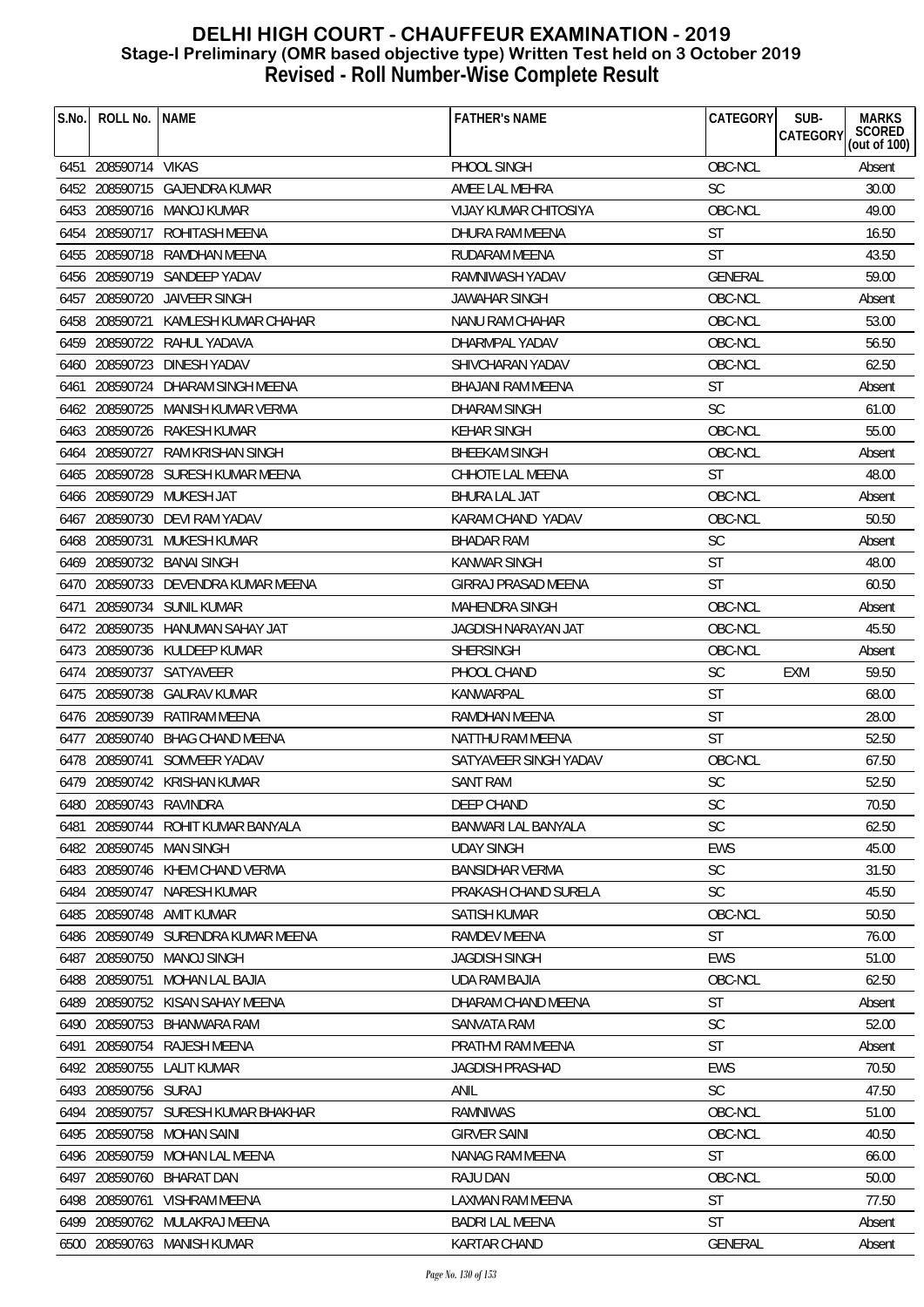# DELHI HIGH COURT - CHAUFFEUR EXAMINATION - 2019
## Stage-I Preliminary (OMR based objective type) Written Test held on 3 October 2019
## Revised - Roll Number-Wise Complete Result

| S.No. | ROLL No. | NAME | FATHER's NAME | CATEGORY | SUB-CATEGORY | MARKS SCORED (out of 100) |
|---|---|---|---|---|---|---|
| 6451 | 208590714 | VIKAS | PHOOL SINGH | OBC-NCL | | Absent |
| 6452 | 208590715 | GAJENDRA KUMAR | AMEE LAL MEHRA | SC | | 30.00 |
| 6453 | 208590716 | MANOJ KUMAR | VIJAY KUMAR CHITOSIYA | OBC-NCL | | 49.00 |
| 6454 | 208590717 | ROHITASH MEENA | DHURA RAM MEENA | ST | | 16.50 |
| 6455 | 208590718 | RAMDHAN MEENA | RUDARAM MEENA | ST | | 43.50 |
| 6456 | 208590719 | SANDEEP YADAV | RAMNIWASH YADAV | GENERAL | | 59.00 |
| 6457 | 208590720 | JAIVEER SINGH | JAWAHAR SINGH | OBC-NCL | | Absent |
| 6458 | 208590721 | KAMLESH KUMAR CHAHAR | NANU RAM CHAHAR | OBC-NCL | | 53.00 |
| 6459 | 208590722 | RAHUL YADAVA | DHARMPAL YADAV | OBC-NCL | | 56.50 |
| 6460 | 208590723 | DINESH YADAV | SHIVCHARAN YADAV | OBC-NCL | | 62.50 |
| 6461 | 208590724 | DHARAM SINGH MEENA | BHAJANI RAM MEENA | ST | | Absent |
| 6462 | 208590725 | MANISH KUMAR VERMA | DHARAM SINGH | SC | | 61.00 |
| 6463 | 208590726 | RAKESH KUMAR | KEHAR SINGH | OBC-NCL | | 55.00 |
| 6464 | 208590727 | RAM KRISHAN SINGH | BHEEKAM SINGH | OBC-NCL | | Absent |
| 6465 | 208590728 | SURESH KUMAR MEENA | CHHOTE LAL MEENA | ST | | 48.00 |
| 6466 | 208590729 | MUKESH JAT | BHURA LAL JAT | OBC-NCL | | Absent |
| 6467 | 208590730 | DEVI RAM YADAV | KARAM CHAND YADAV | OBC-NCL | | 50.50 |
| 6468 | 208590731 | MUKESH KUMAR | BHADAR RAM | SC | | Absent |
| 6469 | 208590732 | BANAI SINGH | KANWAR SINGH | ST | | 48.00 |
| 6470 | 208590733 | DEVENDRA KUMAR MEENA | GIRRAJ PRASAD MEENA | ST | | 60.50 |
| 6471 | 208590734 | SUNIL KUMAR | MAHENDRA SINGH | OBC-NCL | | Absent |
| 6472 | 208590735 | HANUMAN SAHAY JAT | JAGDISH NARAYAN JAT | OBC-NCL | | 45.50 |
| 6473 | 208590736 | KULDEEP KUMAR | SHERSINGH | OBC-NCL | | Absent |
| 6474 | 208590737 | SATYAVEER | PHOOL CHAND | SC | EXM | 59.50 |
| 6475 | 208590738 | GAURAV KUMAR | KANWARPAL | ST | | 68.00 |
| 6476 | 208590739 | RATIRAM MEENA | RAMDHAN MEENA | ST | | 28.00 |
| 6477 | 208590740 | BHAG CHAND MEENA | NATTHU RAM MEENA | ST | | 52.50 |
| 6478 | 208590741 | SOMVEER YADAV | SATYAVEER SINGH YADAV | OBC-NCL | | 67.50 |
| 6479 | 208590742 | KRISHAN KUMAR | SANT RAM | SC | | 52.50 |
| 6480 | 208590743 | RAVINDRA | DEEP CHAND | SC | | 70.50 |
| 6481 | 208590744 | ROHIT KUMAR BANYALA | BANWARI LAL BANYALA | SC | | 62.50 |
| 6482 | 208590745 | MAN SINGH | UDAY SINGH | EWS | | 45.00 |
| 6483 | 208590746 | KHEM CHAND VERMA | BANSIDHAR VERMA | SC | | 31.50 |
| 6484 | 208590747 | NARESH KUMAR | PRAKASH CHAND SURELA | SC | | 45.50 |
| 6485 | 208590748 | AMIT KUMAR | SATISH KUMAR | OBC-NCL | | 50.50 |
| 6486 | 208590749 | SURENDRA KUMAR MEENA | RAMDEV MEENA | ST | | 76.00 |
| 6487 | 208590750 | MANOJ SINGH | JAGDISH SINGH | EWS | | 51.00 |
| 6488 | 208590751 | MOHAN LAL BAJIA | UDA RAM BAJIA | OBC-NCL | | 62.50 |
| 6489 | 208590752 | KISAN SAHAY MEENA | DHARAM CHAND MEENA | ST | | Absent |
| 6490 | 208590753 | BHANWARA RAM | SANVATA RAM | SC | | 52.00 |
| 6491 | 208590754 | RAJESH MEENA | PRATHVI RAM MEENA | ST | | Absent |
| 6492 | 208590755 | LALIT KUMAR | JAGDISH PRASHAD | EWS | | 70.50 |
| 6493 | 208590756 | SURAJ | ANIL | SC | | 47.50 |
| 6494 | 208590757 | SURESH KUMAR BHAKHAR | RAMNIWAS | OBC-NCL | | 51.00 |
| 6495 | 208590758 | MOHAN SAINI | GIRVER SAINI | OBC-NCL | | 40.50 |
| 6496 | 208590759 | MOHAN LAL MEENA | NANAG RAM MEENA | ST | | 66.00 |
| 6497 | 208590760 | BHARAT DAN | RAJU DAN | OBC-NCL | | 50.00 |
| 6498 | 208590761 | VISHRAM MEENA | LAXMAN RAM MEENA | ST | | 77.50 |
| 6499 | 208590762 | MULAKRAJ MEENA | BADRI LAL MEENA | ST | | Absent |
| 6500 | 208590763 | MANISH KUMAR | KARTAR CHAND | GENERAL | | Absent |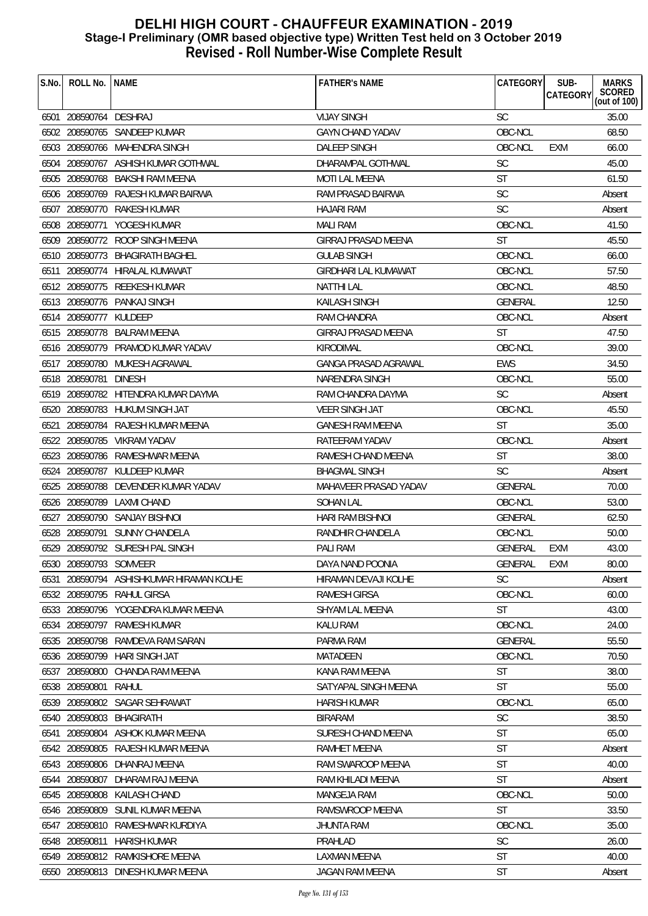# DELHI HIGH COURT - CHAUFFEUR EXAMINATION - 2019
## Stage-I Preliminary (OMR based objective type) Written Test held on 3 October 2019
## Revised - Roll Number-Wise Complete Result

| S.No. | ROLL No. | NAME | FATHER's NAME | CATEGORY | SUB-CATEGORY | MARKS SCORED (out of 100) |
|---|---|---|---|---|---|---|
| 6501 | 208590764 | DESHRAJ | VIJAY SINGH | SC | | 35.00 |
| 6502 | 208590765 | SANDEEP KUMAR | GAYN CHAND YADAV | OBC-NCL | | 68.50 |
| 6503 | 208590766 | MAHENDRA SINGH | DALEEP SINGH | OBC-NCL | EXM | 66.00 |
| 6504 | 208590767 | ASHISH KUMAR GOTHWAL | DHARAMPAL GOTHWAL | SC | | 45.00 |
| 6505 | 208590768 | BAKSHI RAM MEENA | MOTI LAL MEENA | ST | | 61.50 |
| 6506 | 208590769 | RAJESH KUMAR BAIRWA | RAM PRASAD BAIRWA | SC | | Absent |
| 6507 | 208590770 | RAKESH KUMAR | HAJARI RAM | SC | | Absent |
| 6508 | 208590771 | YOGESH KUMAR | MALI RAM | OBC-NCL | | 41.50 |
| 6509 | 208590772 | ROOP SINGH MEENA | GIRRAJ PRASAD MEENA | ST | | 45.50 |
| 6510 | 208590773 | BHAGIRATH BAGHEL | GULAB SINGH | OBC-NCL | | 66.00 |
| 6511 | 208590774 | HIRALAL KUMAWAT | GIRDHARI LAL KUMAWAT | OBC-NCL | | 57.50 |
| 6512 | 208590775 | REEKESH KUMAR | NATTHI LAL | OBC-NCL | | 48.50 |
| 6513 | 208590776 | PANKAJ SINGH | KAILASH SINGH | GENERAL | | 12.50 |
| 6514 | 208590777 | KULDEEP | RAM CHANDRA | OBC-NCL | | Absent |
| 6515 | 208590778 | BALRAM MEENA | GIRRAJ PRASAD MEENA | ST | | 47.50 |
| 6516 | 208590779 | PRAMOD KUMAR YADAV | KIRODIMAL | OBC-NCL | | 39.00 |
| 6517 | 208590780 | MUKESH AGRAWAL | GANGA PRASAD AGRAWAL | EWS | | 34.50 |
| 6518 | 208590781 | DINESH | NARENDRA SINGH | OBC-NCL | | 55.00 |
| 6519 | 208590782 | HITENDRA KUMAR DAYMA | RAM CHANDRA DAYMA | SC | | Absent |
| 6520 | 208590783 | HUKUM SINGH JAT | VEER SINGH JAT | OBC-NCL | | 45.50 |
| 6521 | 208590784 | RAJESH KUMAR MEENA | GANESH RAM MEENA | ST | | 35.00 |
| 6522 | 208590785 | VIKRAM YADAV | RATEERAM YADAV | OBC-NCL | | Absent |
| 6523 | 208590786 | RAMESHWAR MEENA | RAMESH CHAND MEENA | ST | | 38.00 |
| 6524 | 208590787 | KULDEEP KUMAR | BHAGMAL SINGH | SC | | Absent |
| 6525 | 208590788 | DEVENDER KUMAR YADAV | MAHAVEER PRASAD YADAV | GENERAL | | 70.00 |
| 6526 | 208590789 | LAXMI CHAND | SOHAN LAL | OBC-NCL | | 53.00 |
| 6527 | 208590790 | SANJAY BISHNOI | HARI RAM BISHNOI | GENERAL | | 62.50 |
| 6528 | 208590791 | SUNNY CHANDELA | RANDHIR CHANDELA | OBC-NCL | | 50.00 |
| 6529 | 208590792 | SURESH PAL SINGH | PALI RAM | GENERAL | EXM | 43.00 |
| 6530 | 208590793 | SOMVEER | DAYA NAND POONIA | GENERAL | EXM | 80.00 |
| 6531 | 208590794 | ASHISHKUMAR HIRAMAN KOLHE | HIRAMAN DEVAJI KOLHE | SC | | Absent |
| 6532 | 208590795 | RAHUL GIRSA | RAMESH GIRSA | OBC-NCL | | 60.00 |
| 6533 | 208590796 | YOGENDRA KUMAR MEENA | SHYAM LAL MEENA | ST | | 43.00 |
| 6534 | 208590797 | RAMESH KUMAR | KALU RAM | OBC-NCL | | 24.00 |
| 6535 | 208590798 | RAMDEVA RAM SARAN | PARMA RAM | GENERAL | | 55.50 |
| 6536 | 208590799 | HARI SINGH JAT | MATADEEN | OBC-NCL | | 70.50 |
| 6537 | 208590800 | CHANDA RAM MEENA | KANA RAM MEENA | ST | | 38.00 |
| 6538 | 208590801 | RAHUL | SATYAPAL SINGH MEENA | ST | | 55.00 |
| 6539 | 208590802 | SAGAR SEHRAWAT | HARISH KUMAR | OBC-NCL | | 65.00 |
| 6540 | 208590803 | BHAGIRATH | BIRARAM | SC | | 38.50 |
| 6541 | 208590804 | ASHOK KUMAR MEENA | SURESH CHAND MEENA | ST | | 65.00 |
| 6542 | 208590805 | RAJESH KUMAR MEENA | RAMHET MEENA | ST | | Absent |
| 6543 | 208590806 | DHANRAJ MEENA | RAM SWAROOP MEENA | ST | | 40.00 |
| 6544 | 208590807 | DHARAM RAJ MEENA | RAM KHILADI MEENA | ST | | Absent |
| 6545 | 208590808 | KAILASH CHAND | MANGEJA RAM | OBC-NCL | | 50.00 |
| 6546 | 208590809 | SUNIL KUMAR MEENA | RAMSWROOP MEENA | ST | | 33.50 |
| 6547 | 208590810 | RAMESHWAR KURDIYA | JHUNTA RAM | OBC-NCL | | 35.00 |
| 6548 | 208590811 | HARISH KUMAR | PRAHLAD | SC | | 26.00 |
| 6549 | 208590812 | RAMKISHORE MEENA | LAXMAN MEENA | ST | | 40.00 |
| 6550 | 208590813 | DINESH KUMAR MEENA | JAGAN RAM MEENA | ST | | Absent |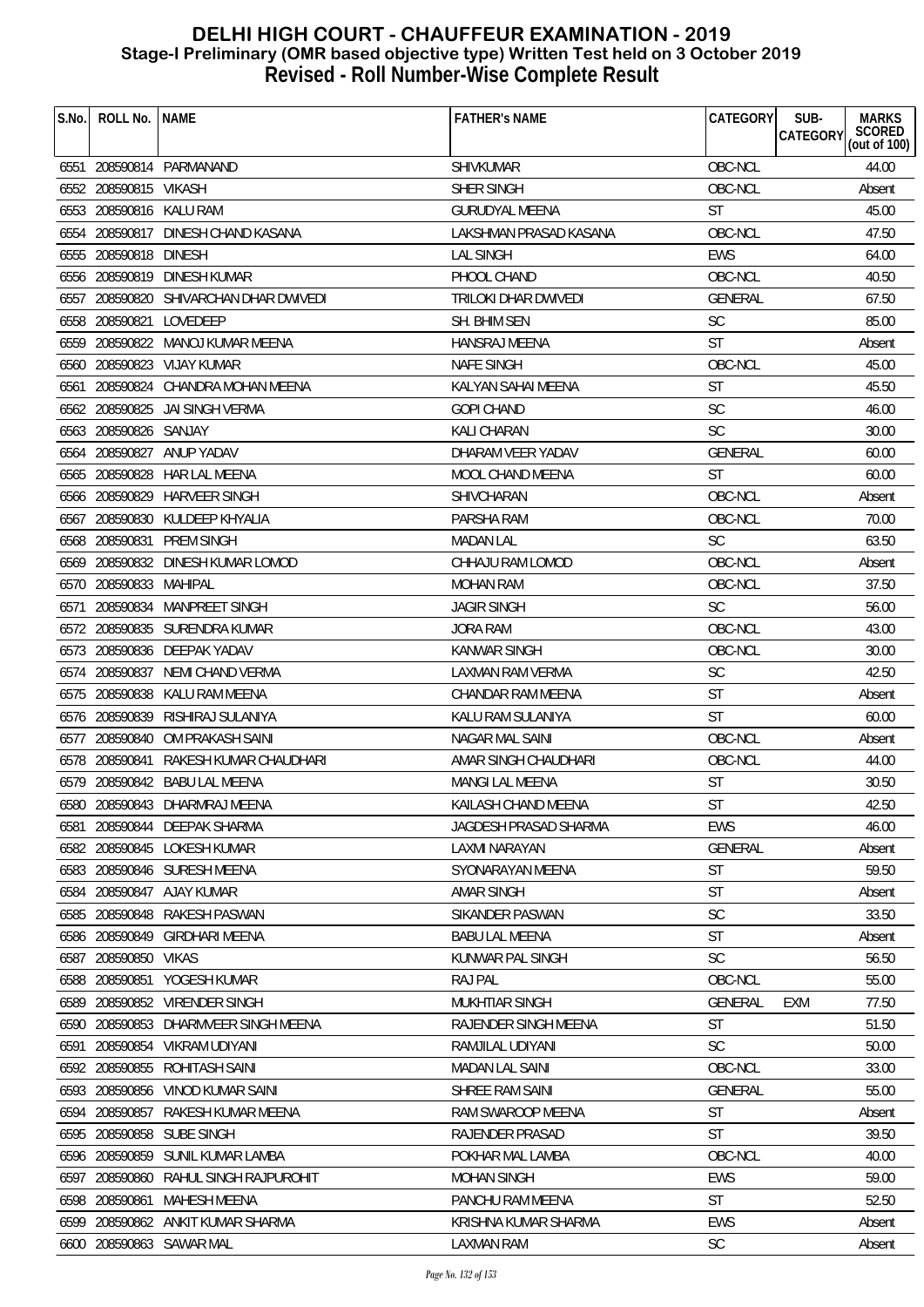# DELHI HIGH COURT - CHAUFFEUR EXAMINATION - 2019
## Stage-I Preliminary (OMR based objective type) Written Test held on 3 October 2019
## Revised - Roll Number-Wise Complete Result

| S.No. | ROLL No. | NAME | FATHER's NAME | CATEGORY | SUB-CATEGORY | MARKS SCORED (out of 100) |
|---|---|---|---|---|---|---|
| 6551 | 208590814 | PARMANAND | SHIVKUMAR | OBC-NCL | | 44.00 |
| 6552 | 208590815 | VIKASH | SHER SINGH | OBC-NCL | | Absent |
| 6553 | 208590816 | KALU RAM | GURUDYAL MEENA | ST | | 45.00 |
| 6554 | 208590817 | DINESH CHAND KASANA | LAKSHMAN PRASAD KASANA | OBC-NCL | | 47.50 |
| 6555 | 208590818 | DINESH | LAL SINGH | EWS | | 64.00 |
| 6556 | 208590819 | DINESH KUMAR | PHOOL CHAND | OBC-NCL | | 40.50 |
| 6557 | 208590820 | SHIVARCHAN DHAR DWIVEDI | TRILOKI DHAR DWIVEDI | GENERAL | | 67.50 |
| 6558 | 208590821 | LOVEDEEP | SH. BHIM SEN | SC | | 85.00 |
| 6559 | 208590822 | MANOJ KUMAR MEENA | HANSRAJ MEENA | ST | | Absent |
| 6560 | 208590823 | VIJAY KUMAR | NAFE SINGH | OBC-NCL | | 45.00 |
| 6561 | 208590824 | CHANDRA MOHAN MEENA | KALYAN SAHAI MEENA | ST | | 45.50 |
| 6562 | 208590825 | JAI SINGH VERMA | GOPI CHAND | SC | | 46.00 |
| 6563 | 208590826 | SANJAY | KALI CHARAN | SC | | 30.00 |
| 6564 | 208590827 | ANUP YADAV | DHARAM VEER YADAV | GENERAL | | 60.00 |
| 6565 | 208590828 | HAR LAL MEENA | MOOL CHAND MEENA | ST | | 60.00 |
| 6566 | 208590829 | HARVEER SINGH | SHIVCHARAN | OBC-NCL | | Absent |
| 6567 | 208590830 | KULDEEP KHYALIA | PARSHA RAM | OBC-NCL | | 70.00 |
| 6568 | 208590831 | PREM SINGH | MADAN LAL | SC | | 63.50 |
| 6569 | 208590832 | DINESH KUMAR LOMOD | CHHAJU RAM LOMOD | OBC-NCL | | Absent |
| 6570 | 208590833 | MAHIPAL | MOHAN RAM | OBC-NCL | | 37.50 |
| 6571 | 208590834 | MANPREET SINGH | JAGIR SINGH | SC | | 56.00 |
| 6572 | 208590835 | SURENDRA KUMAR | JORA RAM | OBC-NCL | | 43.00 |
| 6573 | 208590836 | DEEPAK YADAV | KANWAR SINGH | OBC-NCL | | 30.00 |
| 6574 | 208590837 | NEMI CHAND VERMA | LAXMAN RAM VERMA | SC | | 42.50 |
| 6575 | 208590838 | KALU RAM MEENA | CHANDAR RAM MEENA | ST | | Absent |
| 6576 | 208590839 | RISHIRAJ SULANIYA | KALU RAM SULANIYA | ST | | 60.00 |
| 6577 | 208590840 | OM PRAKASH SAINI | NAGAR MAL SAINI | OBC-NCL | | Absent |
| 6578 | 208590841 | RAKESH KUMAR CHAUDHARI | AMAR SINGH CHAUDHARI | OBC-NCL | | 44.00 |
| 6579 | 208590842 | BABU LAL MEENA | MANGI LAL MEENA | ST | | 30.50 |
| 6580 | 208590843 | DHARMRAJ MEENA | KAILASH CHAND MEENA | ST | | 42.50 |
| 6581 | 208590844 | DEEPAK SHARMA | JAGDESH PRASAD SHARMA | EWS | | 46.00 |
| 6582 | 208590845 | LOKESH KUMAR | LAXMI NARAYAN | GENERAL | | Absent |
| 6583 | 208590846 | SURESH MEENA | SYONARAYAN MEENA | ST | | 59.50 |
| 6584 | 208590847 | AJAY KUMAR | AMAR SINGH | ST | | Absent |
| 6585 | 208590848 | RAKESH PASWAN | SIKANDER PASWAN | SC | | 33.50 |
| 6586 | 208590849 | GIRDHARI MEENA | BABU LAL MEENA | ST | | Absent |
| 6587 | 208590850 | VIKAS | KUNWAR PAL SINGH | SC | | 56.50 |
| 6588 | 208590851 | YOGESH KUMAR | RAJ PAL | OBC-NCL | | 55.00 |
| 6589 | 208590852 | VIRENDER SINGH | MUKHTIAR SINGH | GENERAL | EXM | 77.50 |
| 6590 | 208590853 | DHARMVEER SINGH MEENA | RAJENDER SINGH MEENA | ST | | 51.50 |
| 6591 | 208590854 | VIKRAM UDIYANI | RAMJILAL UDIYANI | SC | | 50.00 |
| 6592 | 208590855 | ROHITASH SAINI | MADAN LAL SAINI | OBC-NCL | | 33.00 |
| 6593 | 208590856 | VINOD KUMAR SAINI | SHREE RAM SAINI | GENERAL | | 55.00 |
| 6594 | 208590857 | RAKESH KUMAR MEENA | RAM SWAROOP MEENA | ST | | Absent |
| 6595 | 208590858 | SUBE SINGH | RAJENDER PRASAD | ST | | 39.50 |
| 6596 | 208590859 | SUNIL KUMAR LAMBA | POKHAR MAL LAMBA | OBC-NCL | | 40.00 |
| 6597 | 208590860 | RAHUL SINGH RAJPUROHIT | MOHAN SINGH | EWS | | 59.00 |
| 6598 | 208590861 | MAHESH MEENA | PANCHU RAM MEENA | ST | | 52.50 |
| 6599 | 208590862 | ANKIT KUMAR SHARMA | KRISHNA KUMAR SHARMA | EWS | | Absent |
| 6600 | 208590863 | SAWAR MAL | LAXMAN RAM | SC | | Absent |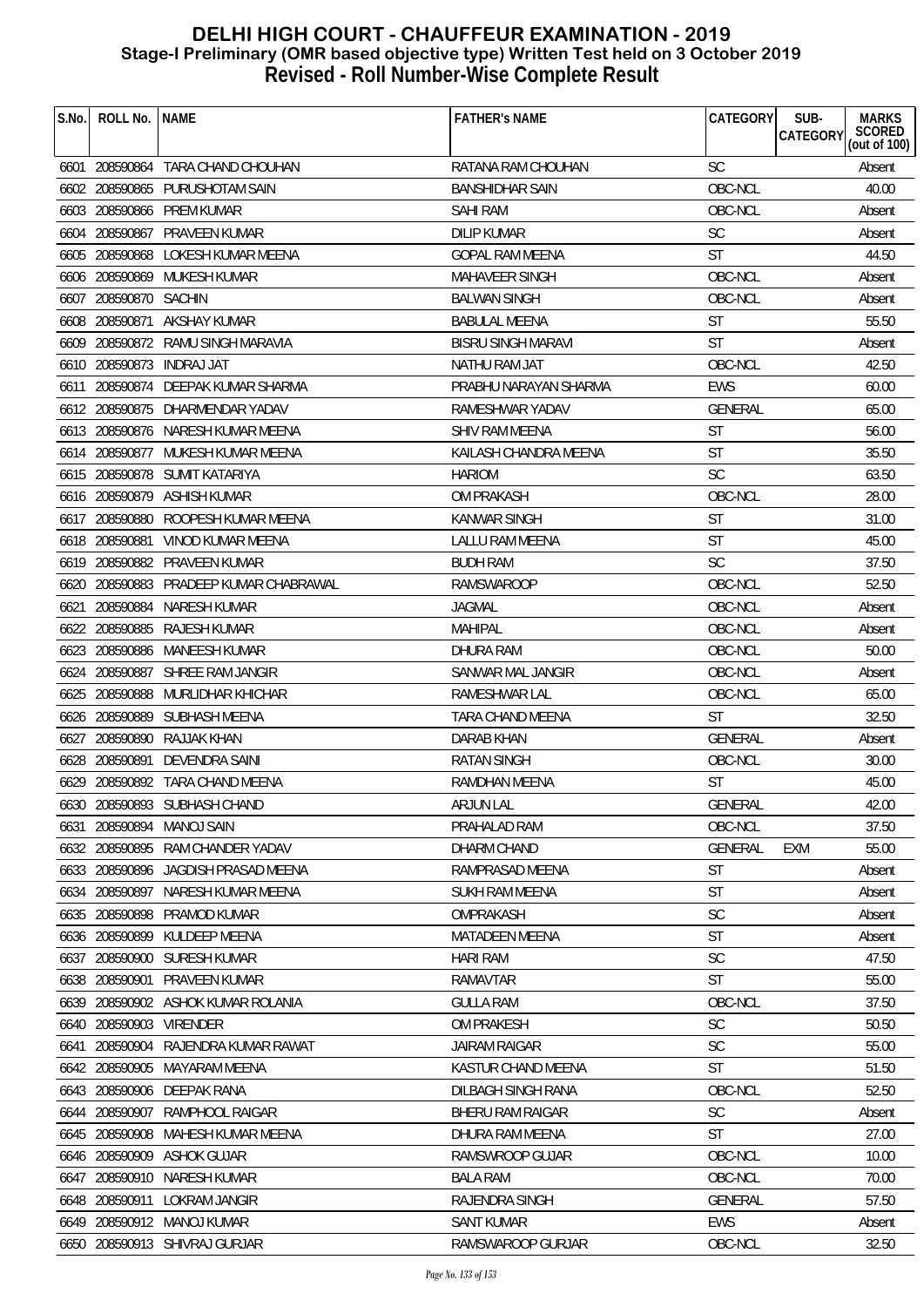# DELHI HIGH COURT - CHAUFFEUR EXAMINATION - 2019
## Stage-I Preliminary (OMR based objective type) Written Test held on 3 October 2019
## Revised - Roll Number-Wise Complete Result

| S.No. | ROLL No. | NAME | FATHER's NAME | CATEGORY | SUB-CATEGORY | MARKS SCORED (out of 100) |
|---|---|---|---|---|---|---|
| 6601 | 208590864 | TARA CHAND CHOUHAN | RATANA RAM CHOUHAN | SC | | Absent |
| 6602 | 208590865 | PURUSHOTAM SAIN | BANSHIDHAR SAIN | OBC-NCL | | 40.00 |
| 6603 | 208590866 | PREM KUMAR | SAHI RAM | OBC-NCL | | Absent |
| 6604 | 208590867 | PRAVEEN KUMAR | DILIP KUMAR | SC | | Absent |
| 6605 | 208590868 | LOKESH KUMAR MEENA | GOPAL RAM MEENA | ST | | 44.50 |
| 6606 | 208590869 | MUKESH KUMAR | MAHAVEER SINGH | OBC-NCL | | Absent |
| 6607 | 208590870 | SACHIN | BALWAN SINGH | OBC-NCL | | Absent |
| 6608 | 208590871 | AKSHAY KUMAR | BABULAL MEENA | ST | | 55.50 |
| 6609 | 208590872 | RAMU SINGH MARAVIA | BISRU SINGH MARAVI | ST | | Absent |
| 6610 | 208590873 | INDRAJ JAT | NATHU RAM JAT | OBC-NCL | | 42.50 |
| 6611 | 208590874 | DEEPAK KUMAR SHARMA | PRABHU NARAYAN SHARMA | EWS | | 60.00 |
| 6612 | 208590875 | DHARMENDAR YADAV | RAMESHWAR YADAV | GENERAL | | 65.00 |
| 6613 | 208590876 | NARESH KUMAR MEENA | SHIV RAM MEENA | ST | | 56.00 |
| 6614 | 208590877 | MUKESH KUMAR MEENA | KAILASH CHANDRA MEENA | ST | | 35.50 |
| 6615 | 208590878 | SUMIT KATARIYA | HARIOM | SC | | 63.50 |
| 6616 | 208590879 | ASHISH KUMAR | OM PRAKASH | OBC-NCL | | 28.00 |
| 6617 | 208590880 | ROOPESH KUMAR MEENA | KANWAR SINGH | ST | | 31.00 |
| 6618 | 208590881 | VINOD KUMAR MEENA | LALLU RAM MEENA | ST | | 45.00 |
| 6619 | 208590882 | PRAVEEN KUMAR | BUDH RAM | SC | | 37.50 |
| 6620 | 208590883 | PRADEEP KUMAR CHABRAWAL | RAMSWAROOP | OBC-NCL | | 52.50 |
| 6621 | 208590884 | NARESH KUMAR | JAGMAL | OBC-NCL | | Absent |
| 6622 | 208590885 | RAJESH KUMAR | MAHIPAL | OBC-NCL | | Absent |
| 6623 | 208590886 | MANEESH KUMAR | DHURA RAM | OBC-NCL | | 50.00 |
| 6624 | 208590887 | SHREE RAM JANGIR | SANWAR MAL JANGIR | OBC-NCL | | Absent |
| 6625 | 208590888 | MURLIDHAR KHICHAR | RAMESHWAR LAL | OBC-NCL | | 65.00 |
| 6626 | 208590889 | SUBHASH MEENA | TARA CHAND MEENA | ST | | 32.50 |
| 6627 | 208590890 | RAJJAK KHAN | DARAB KHAN | GENERAL | | Absent |
| 6628 | 208590891 | DEVENDRA SAINI | RATAN SINGH | OBC-NCL | | 30.00 |
| 6629 | 208590892 | TARA CHAND MEENA | RAMDHAN MEENA | ST | | 45.00 |
| 6630 | 208590893 | SUBHASH CHAND | ARJUN LAL | GENERAL | | 42.00 |
| 6631 | 208590894 | MANOJ SAIN | PRAHALAD RAM | OBC-NCL | | 37.50 |
| 6632 | 208590895 | RAM CHANDER YADAV | DHARM CHAND | GENERAL | EXM | 55.00 |
| 6633 | 208590896 | JAGDISH PRASAD MEENA | RAMPRASAD MEENA | ST | | Absent |
| 6634 | 208590897 | NARESH KUMAR MEENA | SUKH RAM MEENA | ST | | Absent |
| 6635 | 208590898 | PRAMOD KUMAR | OMPRAKASH | SC | | Absent |
| 6636 | 208590899 | KULDEEP MEENA | MATADEEN MEENA | ST | | Absent |
| 6637 | 208590900 | SURESH KUMAR | HARI RAM | SC | | 47.50 |
| 6638 | 208590901 | PRAVEEN KUMAR | RAMAVTAR | ST | | 55.00 |
| 6639 | 208590902 | ASHOK KUMAR ROLANIA | GULLA RAM | OBC-NCL | | 37.50 |
| 6640 | 208590903 | VIRENDER | OM PRAKESH | SC | | 50.50 |
| 6641 | 208590904 | RAJENDRA KUMAR RAWAT | JAIRAM RAIGAR | SC | | 55.00 |
| 6642 | 208590905 | MAYARAM MEENA | KASTUR CHAND MEENA | ST | | 51.50 |
| 6643 | 208590906 | DEEPAK RANA | DILBAGH SINGH RANA | OBC-NCL | | 52.50 |
| 6644 | 208590907 | RAMPHOOL RAIGAR | BHERU RAM RAIGAR | SC | | Absent |
| 6645 | 208590908 | MAHESH KUMAR MEENA | DHURA RAM MEENA | ST | | 27.00 |
| 6646 | 208590909 | ASHOK GUJAR | RAMSWROOP GUJAR | OBC-NCL | | 10.00 |
| 6647 | 208590910 | NARESH KUMAR | BALA RAM | OBC-NCL | | 70.00 |
| 6648 | 208590911 | LOKRAM JANGIR | RAJENDRA SINGH | GENERAL | | 57.50 |
| 6649 | 208590912 | MANOJ KUMAR | SANT KUMAR | EWS | | Absent |
| 6650 | 208590913 | SHIVRAJ GURJAR | RAMSWAROOP GURJAR | OBC-NCL | | 32.50 |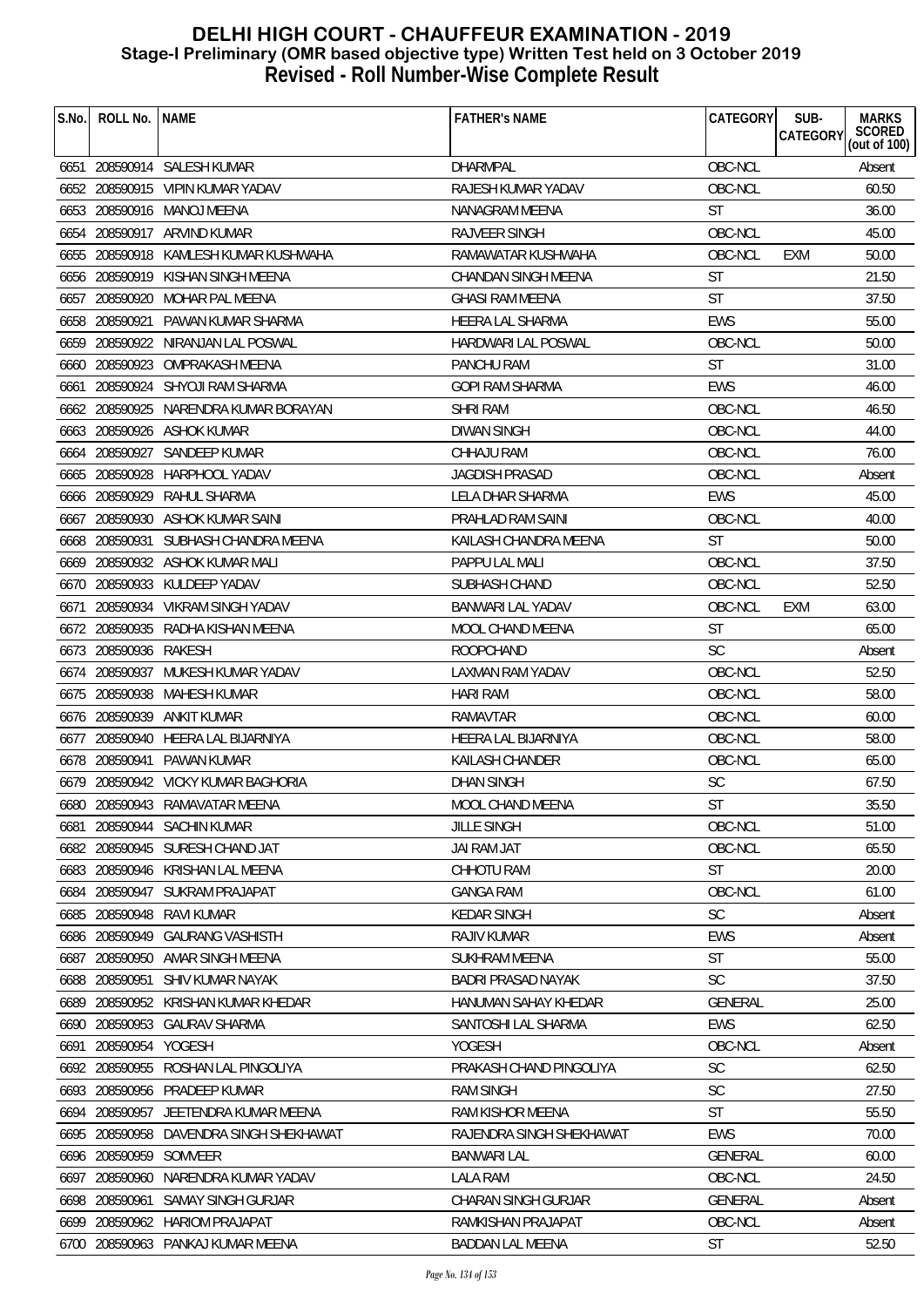# DELHI HIGH COURT - CHAUFFEUR EXAMINATION - 2019
## Stage-I Preliminary (OMR based objective type) Written Test held on 3 October 2019
## Revised - Roll Number-Wise Complete Result

| S.No. | ROLL No. | NAME | FATHER's NAME | CATEGORY | SUB-CATEGORY | MARKS SCORED (out of 100) |
|---|---|---|---|---|---|---|
| 6651 | 208590914 | SALESH KUMAR | DHARMPAL | OBC-NCL | | Absent |
| 6652 | 208590915 | VIPIN KUMAR YADAV | RAJESH KUMAR YADAV | OBC-NCL | | 60.50 |
| 6653 | 208590916 | MANOJ MEENA | NANAGRAM MEENA | ST | | 36.00 |
| 6654 | 208590917 | ARVIND KUMAR | RAJVEER SINGH | OBC-NCL | | 45.00 |
| 6655 | 208590918 | KAMLESH KUMAR KUSHWAHA | RAMAWATAR KUSHWAHA | OBC-NCL | EXM | 50.00 |
| 6656 | 208590919 | KISHAN SINGH MEENA | CHANDAN SINGH MEENA | ST | | 21.50 |
| 6657 | 208590920 | MOHAR PAL MEENA | GHASI RAM MEENA | ST | | 37.50 |
| 6658 | 208590921 | PAWAN KUMAR SHARMA | HEERA LAL SHARMA | EWS | | 55.00 |
| 6659 | 208590922 | NIRANJAN LAL POSWAL | HARDWARI LAL POSWAL | OBC-NCL | | 50.00 |
| 6660 | 208590923 | OMPRAKASH MEENA | PANCHU RAM | ST | | 31.00 |
| 6661 | 208590924 | SHYOJI RAM SHARMA | GOPI RAM SHARMA | EWS | | 46.00 |
| 6662 | 208590925 | NARENDRA KUMAR BORAYAN | SHRI RAM | OBC-NCL | | 46.50 |
| 6663 | 208590926 | ASHOK KUMAR | DIWAN SINGH | OBC-NCL | | 44.00 |
| 6664 | 208590927 | SANDEEP KUMAR | CHHAJU RAM | OBC-NCL | | 76.00 |
| 6665 | 208590928 | HARPHOOL YADAV | JAGDISH PRASAD | OBC-NCL | | Absent |
| 6666 | 208590929 | RAHUL SHARMA | LELA DHAR SHARMA | EWS | | 45.00 |
| 6667 | 208590930 | ASHOK KUMAR SAINI | PRAHLAD RAM SAINI | OBC-NCL | | 40.00 |
| 6668 | 208590931 | SUBHASH CHANDRA MEENA | KAILASH CHANDRA MEENA | ST | | 50.00 |
| 6669 | 208590932 | ASHOK KUMAR MALI | PAPPU LAL MALI | OBC-NCL | | 37.50 |
| 6670 | 208590933 | KULDEEP YADAV | SUBHASH CHAND | OBC-NCL | | 52.50 |
| 6671 | 208590934 | VIKRAM SINGH YADAV | BANWARI LAL YADAV | OBC-NCL | EXM | 63.00 |
| 6672 | 208590935 | RADHA KISHAN MEENA | MOOL CHAND MEENA | ST | | 65.00 |
| 6673 | 208590936 | RAKESH | ROOPCHAND | SC | | Absent |
| 6674 | 208590937 | MUKESH KUMAR YADAV | LAXMAN RAM YADAV | OBC-NCL | | 52.50 |
| 6675 | 208590938 | MAHESH KUMAR | HARI RAM | OBC-NCL | | 58.00 |
| 6676 | 208590939 | ANKIT KUMAR | RAMAVTAR | OBC-NCL | | 60.00 |
| 6677 | 208590940 | HEERA LAL BIJARNIYA | HEERA LAL BIJARNIYA | OBC-NCL | | 58.00 |
| 6678 | 208590941 | PAWAN KUMAR | KAILASH CHANDER | OBC-NCL | | 65.00 |
| 6679 | 208590942 | VICKY KUMAR BAGHORIA | DHAN SINGH | SC | | 67.50 |
| 6680 | 208590943 | RAMAVATAR MEENA | MOOL CHAND MEENA | ST | | 35.50 |
| 6681 | 208590944 | SACHIN KUMAR | JILLE SINGH | OBC-NCL | | 51.00 |
| 6682 | 208590945 | SURESH CHAND JAT | JAI RAM JAT | OBC-NCL | | 65.50 |
| 6683 | 208590946 | KRISHAN LAL MEENA | CHHOTU RAM | ST | | 20.00 |
| 6684 | 208590947 | SUKRAM PRAJAPAT | GANGA RAM | OBC-NCL | | 61.00 |
| 6685 | 208590948 | RAVI KUMAR | KEDAR SINGH | SC | | Absent |
| 6686 | 208590949 | GAURANG VASHISTH | RAJIV KUMAR | EWS | | Absent |
| 6687 | 208590950 | AMAR SINGH MEENA | SUKHRAM MEENA | ST | | 55.00 |
| 6688 | 208590951 | SHIV KUMAR NAYAK | BADRI PRASAD NAYAK | SC | | 37.50 |
| 6689 | 208590952 | KRISHAN KUMAR KHEDAR | HANUMAN SAHAY KHEDAR | GENERAL | | 25.00 |
| 6690 | 208590953 | GAURAV SHARMA | SANTOSHI LAL SHARMA | EWS | | 62.50 |
| 6691 | 208590954 | YOGESH | YOGESH | OBC-NCL | | Absent |
| 6692 | 208590955 | ROSHAN LAL PINGOLIYA | PRAKASH CHAND PINGOLIYA | SC | | 62.50 |
| 6693 | 208590956 | PRADEEP KUMAR | RAM SINGH | SC | | 27.50 |
| 6694 | 208590957 | JEETENDRA KUMAR MEENA | RAM KISHOR MEENA | ST | | 55.50 |
| 6695 | 208590958 | DAVENDRA SINGH SHEKHAWAT | RAJENDRA SINGH SHEKHAWAT | EWS | | 70.00 |
| 6696 | 208590959 | SOMVEER | BANWARI LAL | GENERAL | | 60.00 |
| 6697 | 208590960 | NARENDRA KUMAR YADAV | LALA RAM | OBC-NCL | | 24.50 |
| 6698 | 208590961 | SAMAY SINGH GURJAR | CHARAN SINGH GURJAR | GENERAL | | Absent |
| 6699 | 208590962 | HARIOM PRAJAPAT | RAMKISHAN PRAJAPAT | OBC-NCL | | Absent |
| 6700 | 208590963 | PANKAJ KUMAR MEENA | BADDAN LAL MEENA | ST | | 52.50 |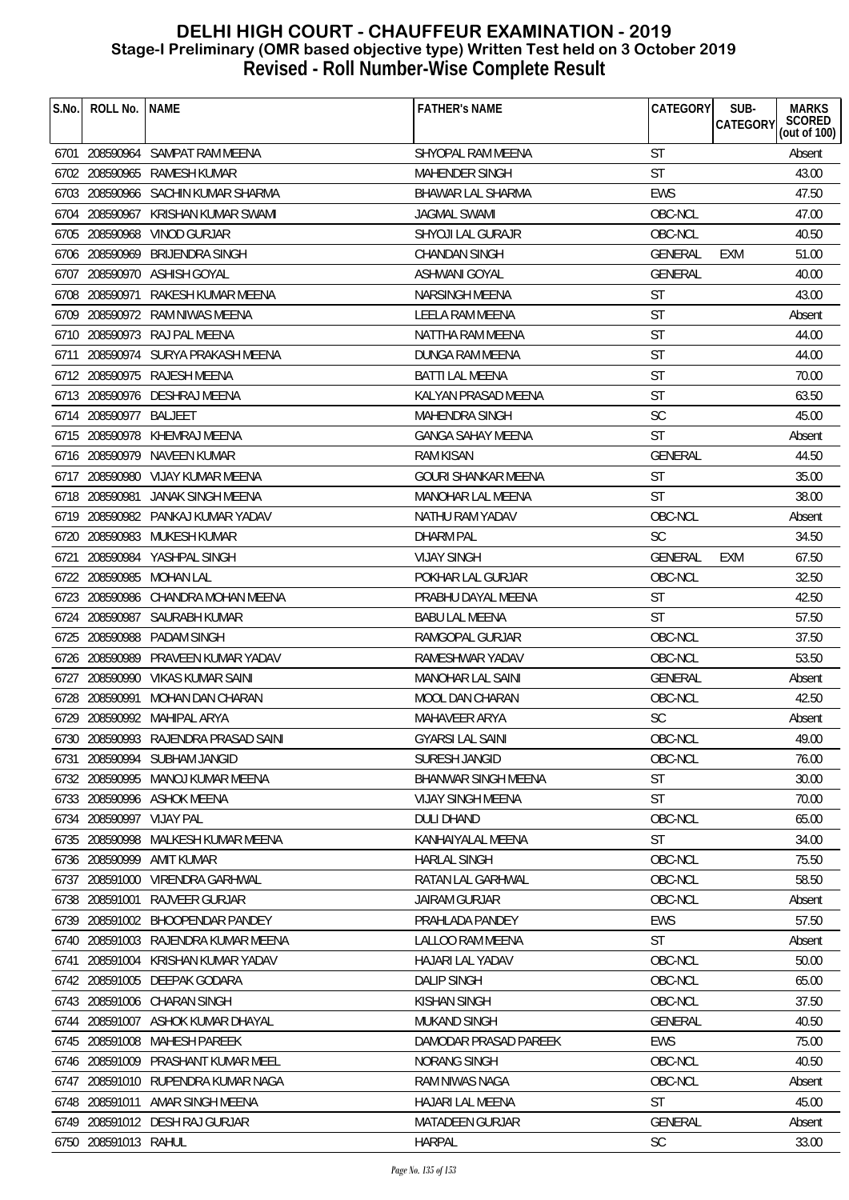# DELHI HIGH COURT - CHAUFFEUR EXAMINATION - 2019
## Stage-I Preliminary (OMR based objective type) Written Test held on 3 October 2019
## Revised - Roll Number-Wise Complete Result

| S.No. | ROLL No. | NAME | FATHER's NAME | CATEGORY | SUB-CATEGORY | MARKS SCORED (out of 100) |
|---|---|---|---|---|---|---|
| 6701 | 208590964 | SAMPAT RAM MEENA | SHYOPAL RAM MEENA | ST | | Absent |
| 6702 | 208590965 | RAMESH KUMAR | MAHENDER SINGH | ST | | 43.00 |
| 6703 | 208590966 | SACHIN KUMAR SHARMA | BHAWAR LAL SHARMA | EWS | | 47.50 |
| 6704 | 208590967 | KRISHAN KUMAR SWAMI | JAGMAL SWAMI | OBC-NCL | | 47.00 |
| 6705 | 208590968 | VINOD GURJAR | SHYOJI LAL GURAJR | OBC-NCL | | 40.50 |
| 6706 | 208590969 | BRIJENDRA SINGH | CHANDAN SINGH | GENERAL | EXM | 51.00 |
| 6707 | 208590970 | ASHISH GOYAL | ASHWANI GOYAL | GENERAL | | 40.00 |
| 6708 | 208590971 | RAKESH KUMAR MEENA | NARSINGH MEENA | ST | | 43.00 |
| 6709 | 208590972 | RAM NIWAS MEENA | LEELA RAM MEENA | ST | | Absent |
| 6710 | 208590973 | RAJ PAL MEENA | NATTHA RAM MEENA | ST | | 44.00 |
| 6711 | 208590974 | SURYA PRAKASH MEENA | DUNGA RAM MEENA | ST | | 44.00 |
| 6712 | 208590975 | RAJESH MEENA | BATTI LAL MEENA | ST | | 70.00 |
| 6713 | 208590976 | DESHRAJ MEENA | KALYAN PRASAD MEENA | ST | | 63.50 |
| 6714 | 208590977 | BALJEET | MAHENDRA SINGH | SC | | 45.00 |
| 6715 | 208590978 | KHEMRAJ MEENA | GANGA SAHAY MEENA | ST | | Absent |
| 6716 | 208590979 | NAVEEN KUMAR | RAM KISAN | GENERAL | | 44.50 |
| 6717 | 208590980 | VIJAY KUMAR MEENA | GOURI SHANKAR MEENA | ST | | 35.00 |
| 6718 | 208590981 | JANAK SINGH MEENA | MANOHAR LAL MEENA | ST | | 38.00 |
| 6719 | 208590982 | PANKAJ KUMAR YADAV | NATHU RAM YADAV | OBC-NCL | | Absent |
| 6720 | 208590983 | MUKESH KUMAR | DHARM PAL | SC | | 34.50 |
| 6721 | 208590984 | YASHPAL SINGH | VIJAY SINGH | GENERAL | EXM | 67.50 |
| 6722 | 208590985 | MOHAN LAL | POKHAR LAL GURJAR | OBC-NCL | | 32.50 |
| 6723 | 208590986 | CHANDRA MOHAN MEENA | PRABHU DAYAL MEENA | ST | | 42.50 |
| 6724 | 208590987 | SAURABH KUMAR | BABU LAL MEENA | ST | | 57.50 |
| 6725 | 208590988 | PADAM SINGH | RAMGOPAL GURJAR | OBC-NCL | | 37.50 |
| 6726 | 208590989 | PRAVEEN KUMAR YADAV | RAMESHWAR YADAV | OBC-NCL | | 53.50 |
| 6727 | 208590990 | VIKAS KUMAR SAINI | MANOHAR LAL SAINI | GENERAL | | Absent |
| 6728 | 208590991 | MOHAN DAN CHARAN | MOOL DAN CHARAN | OBC-NCL | | 42.50 |
| 6729 | 208590992 | MAHIPAL ARYA | MAHAVEER ARYA | SC | | Absent |
| 6730 | 208590993 | RAJENDRA PRASAD SAINI | GYARSI LAL SAINI | OBC-NCL | | 49.00 |
| 6731 | 208590994 | SUBHAM JANGID | SURESH JANGID | OBC-NCL | | 76.00 |
| 6732 | 208590995 | MANOJ KUMAR MEENA | BHANWAR SINGH MEENA | ST | | 30.00 |
| 6733 | 208590996 | ASHOK MEENA | VIJAY SINGH MEENA | ST | | 70.00 |
| 6734 | 208590997 | VIJAY PAL | DULI DHAND | OBC-NCL | | 65.00 |
| 6735 | 208590998 | MALKESH KUMAR MEENA | KANHAIYALAL MEENA | ST | | 34.00 |
| 6736 | 208590999 | AMIT KUMAR | HARLAL SINGH | OBC-NCL | | 75.50 |
| 6737 | 208591000 | VIRENDRA GARHWAL | RATAN LAL GARHWAL | OBC-NCL | | 58.50 |
| 6738 | 208591001 | RAJVEER GURJAR | JAIRAM GURJAR | OBC-NCL | | Absent |
| 6739 | 208591002 | BHOOPENDAR PANDEY | PRAHLADA PANDEY | EWS | | 57.50 |
| 6740 | 208591003 | RAJENDRA KUMAR MEENA | LALLOO RAM MEENA | ST | | Absent |
| 6741 | 208591004 | KRISHAN KUMAR YADAV | HAJARI LAL YADAV | OBC-NCL | | 50.00 |
| 6742 | 208591005 | DEEPAK GODARA | DALIP SINGH | OBC-NCL | | 65.00 |
| 6743 | 208591006 | CHARAN SINGH | KISHAN SINGH | OBC-NCL | | 37.50 |
| 6744 | 208591007 | ASHOK KUMAR DHAYAL | MUKAND SINGH | GENERAL | | 40.50 |
| 6745 | 208591008 | MAHESH PAREEK | DAMODAR PRASAD PAREEK | EWS | | 75.00 |
| 6746 | 208591009 | PRASHANT KUMAR MEEL | NORANG SINGH | OBC-NCL | | 40.50 |
| 6747 | 208591010 | RUPENDRA KUMAR NAGA | RAM NIWAS NAGA | OBC-NCL | | Absent |
| 6748 | 208591011 | AMAR SINGH MEENA | HAJARI LAL MEENA | ST | | 45.00 |
| 6749 | 208591012 | DESH RAJ GURJAR | MATADEEN GURJAR | GENERAL | | Absent |
| 6750 | 208591013 | RAHUL | HARPAL | SC | | 33.00 |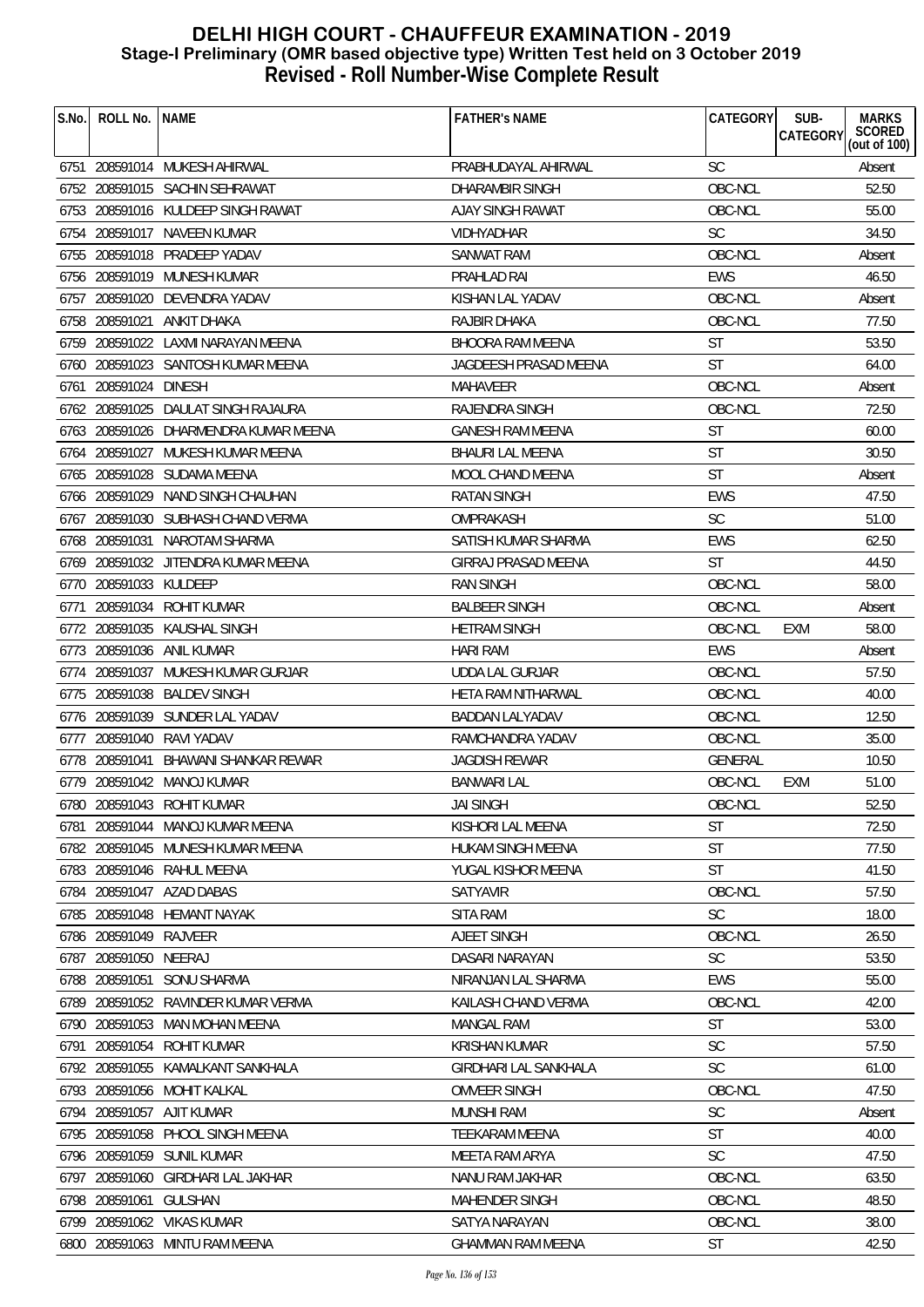# DELHI HIGH COURT - CHAUFFEUR EXAMINATION - 2019
## Stage-I Preliminary (OMR based objective type) Written Test held on 3 October 2019
## Revised - Roll Number-Wise Complete Result

| S.No. | ROLL No. | NAME | FATHER's NAME | CATEGORY | SUB-CATEGORY | MARKS SCORED (out of 100) |
|---|---|---|---|---|---|---|
| 6751 | 208591014 | MUKESH AHIRWAL | PRABHUDAYAL AHIRWAL | SC | | Absent |
| 6752 | 208591015 | SACHIN SEHRAWAT | DHARAMBIR SINGH | OBC-NCL | | 52.50 |
| 6753 | 208591016 | KULDEEP SINGH RAWAT | AJAY SINGH RAWAT | OBC-NCL | | 55.00 |
| 6754 | 208591017 | NAVEEN KUMAR | VIDHYADHAR | SC | | 34.50 |
| 6755 | 208591018 | PRADEEP YADAV | SANWAT RAM | OBC-NCL | | Absent |
| 6756 | 208591019 | MUNESH KUMAR | PRAHLAD RAI | EWS | | 46.50 |
| 6757 | 208591020 | DEVENDRA YADAV | KISHAN LAL YADAV | OBC-NCL | | Absent |
| 6758 | 208591021 | ANKIT DHAKA | RAJBIR DHAKA | OBC-NCL | | 77.50 |
| 6759 | 208591022 | LAXMI NARAYAN MEENA | BHOORA RAM MEENA | ST | | 53.50 |
| 6760 | 208591023 | SANTOSH KUMAR MEENA | JAGDEESH PRASAD MEENA | ST | | 64.00 |
| 6761 | 208591024 | DINESH | MAHAVEER | OBC-NCL | | Absent |
| 6762 | 208591025 | DAULAT SINGH RAJAURA | RAJENDRA SINGH | OBC-NCL | | 72.50 |
| 6763 | 208591026 | DHARMENDRA KUMAR MEENA | GANESH RAM MEENA | ST | | 60.00 |
| 6764 | 208591027 | MUKESH KUMAR MEENA | BHAURI LAL MEENA | ST | | 30.50 |
| 6765 | 208591028 | SUDAMA MEENA | MOOL CHAND MEENA | ST | | Absent |
| 6766 | 208591029 | NAND SINGH CHAUHAN | RATAN SINGH | EWS | | 47.50 |
| 6767 | 208591030 | SUBHASH CHAND VERMA | OMPRAKASH | SC | | 51.00 |
| 6768 | 208591031 | NAROTAM SHARMA | SATISH KUMAR SHARMA | EWS | | 62.50 |
| 6769 | 208591032 | JITENDRA KUMAR MEENA | GIRRAJ PRASAD MEENA | ST | | 44.50 |
| 6770 | 208591033 | KULDEEP | RAN SINGH | OBC-NCL | | 58.00 |
| 6771 | 208591034 | ROHIT KUMAR | BALBEER SINGH | OBC-NCL | | Absent |
| 6772 | 208591035 | KAUSHAL SINGH | HETRAM SINGH | OBC-NCL | EXM | 58.00 |
| 6773 | 208591036 | ANIL KUMAR | HARI RAM | EWS | | Absent |
| 6774 | 208591037 | MUKESH KUMAR GURJAR | UDDA LAL GURJAR | OBC-NCL | | 57.50 |
| 6775 | 208591038 | BALDEV SINGH | HETA RAM NITHARWAL | OBC-NCL | | 40.00 |
| 6776 | 208591039 | SUNDER LAL YADAV | BADDAN LALYADAV | OBC-NCL | | 12.50 |
| 6777 | 208591040 | RAVI YADAV | RAMCHANDRA YADAV | OBC-NCL | | 35.00 |
| 6778 | 208591041 | BHAWANI SHANKAR REWAR | JAGDISH REWAR | GENERAL | | 10.50 |
| 6779 | 208591042 | MANOJ KUMAR | BANWARI LAL | OBC-NCL | EXM | 51.00 |
| 6780 | 208591043 | ROHIT KUMAR | JAI SINGH | OBC-NCL | | 52.50 |
| 6781 | 208591044 | MANOJ KUMAR MEENA | KISHORI LAL MEENA | ST | | 72.50 |
| 6782 | 208591045 | MUNESH KUMAR MEENA | HUKAM SINGH MEENA | ST | | 77.50 |
| 6783 | 208591046 | RAHUL MEENA | YUGAL KISHOR MEENA | ST | | 41.50 |
| 6784 | 208591047 | AZAD DABAS | SATYAVIR | OBC-NCL | | 57.50 |
| 6785 | 208591048 | HEMANT NAYAK | SITA RAM | SC | | 18.00 |
| 6786 | 208591049 | RAJVEER | AJEET SINGH | OBC-NCL | | 26.50 |
| 6787 | 208591050 | NEERAJ | DASARI NARAYAN | SC | | 53.50 |
| 6788 | 208591051 | SONU SHARMA | NIRANJAN LAL SHARMA | EWS | | 55.00 |
| 6789 | 208591052 | RAVINDER KUMAR VERMA | KAILASH CHAND VERMA | OBC-NCL | | 42.00 |
| 6790 | 208591053 | MAN MOHAN MEENA | MANGAL RAM | ST | | 53.00 |
| 6791 | 208591054 | ROHIT KUMAR | KRISHAN KUMAR | SC | | 57.50 |
| 6792 | 208591055 | KAMALKANT SANKHALA | GIRDHARI LAL SANKHALA | SC | | 61.00 |
| 6793 | 208591056 | MOHIT KALKAL | OMVEER SINGH | OBC-NCL | | 47.50 |
| 6794 | 208591057 | AJIT KUMAR | MUNSHI RAM | SC | | Absent |
| 6795 | 208591058 | PHOOL SINGH MEENA | TEEKARAM MEENA | ST | | 40.00 |
| 6796 | 208591059 | SUNIL KUMAR | MEETA RAM ARYA | SC | | 47.50 |
| 6797 | 208591060 | GIRDHARI LAL JAKHAR | NANU RAM JAKHAR | OBC-NCL | | 63.50 |
| 6798 | 208591061 | GULSHAN | MAHENDER SINGH | OBC-NCL | | 48.50 |
| 6799 | 208591062 | VIKAS KUMAR | SATYA NARAYAN | OBC-NCL | | 38.00 |
| 6800 | 208591063 | MINTU RAM MEENA | GHAMMAN RAM MEENA | ST | | 42.50 |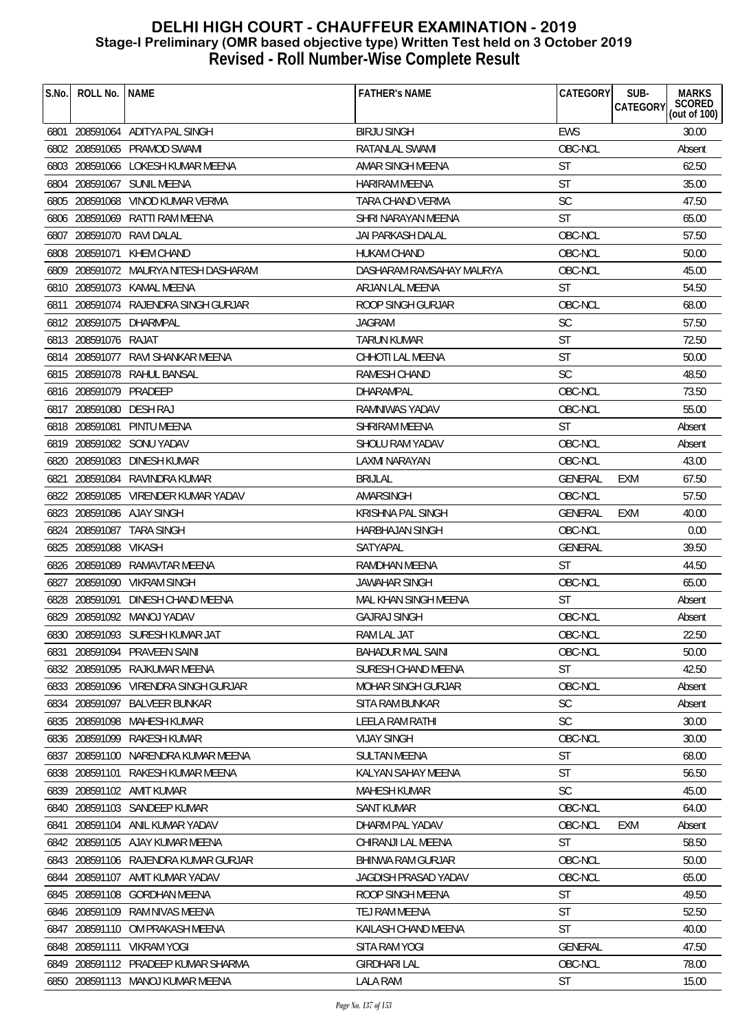# DELHI HIGH COURT - CHAUFFEUR EXAMINATION - 2019
## Stage-I Preliminary (OMR based objective type) Written Test held on 3 October 2019
## Revised - Roll Number-Wise Complete Result

| S.No. | ROLL No. | NAME | FATHER's NAME | CATEGORY | SUB-CATEGORY | MARKS SCORED (out of 100) |
|---|---|---|---|---|---|---|
| 6801 | 208591064 | ADITYA PAL SINGH | BIRJU SINGH | EWS | | 30.00 |
| 6802 | 208591065 | PRAMOD SWAMI | RATANLAL SWAMI | OBC-NCL | | Absent |
| 6803 | 208591066 | LOKESH KUMAR MEENA | AMAR SINGH MEENA | ST | | 62.50 |
| 6804 | 208591067 | SUNIL MEENA | HARIRAM MEENA | ST | | 35.00 |
| 6805 | 208591068 | VINOD KUMAR VERMA | TARA CHAND VERMA | SC | | 47.50 |
| 6806 | 208591069 | RATTI RAM MEENA | SHRI NARAYAN MEENA | ST | | 65.00 |
| 6807 | 208591070 | RAVI DALAL | JAI PARKASH DALAL | OBC-NCL | | 57.50 |
| 6808 | 208591071 | KHEM CHAND | HUKAM CHAND | OBC-NCL | | 50.00 |
| 6809 | 208591072 | MAURYA NITESH DASHARAM | DASHARAM RAMSAHAY MAURYA | OBC-NCL | | 45.00 |
| 6810 | 208591073 | KAMAL MEENA | ARJAN LAL MEENA | ST | | 54.50 |
| 6811 | 208591074 | RAJENDRA SINGH GURJAR | ROOP SINGH GURJAR | OBC-NCL | | 68.00 |
| 6812 | 208591075 | DHARMPAL | JAGRAM | SC | | 57.50 |
| 6813 | 208591076 | RAJAT | TARUN KUMAR | ST | | 72.50 |
| 6814 | 208591077 | RAVI SHANKAR MEENA | CHHOTI LAL MEENA | ST | | 50.00 |
| 6815 | 208591078 | RAHUL BANSAL | RAMESH CHAND | SC | | 48.50 |
| 6816 | 208591079 | PRADEEP | DHARAMPAL | OBC-NCL | | 73.50 |
| 6817 | 208591080 | DESH RAJ | RAMNIWAS YADAV | OBC-NCL | | 55.00 |
| 6818 | 208591081 | PINTU MEENA | SHRIRAM MEENA | ST | | Absent |
| 6819 | 208591082 | SONU YADAV | SHOLU RAM YADAV | OBC-NCL | | Absent |
| 6820 | 208591083 | DINESH KUMAR | LAXMI NARAYAN | OBC-NCL | | 43.00 |
| 6821 | 208591084 | RAVINDRA KUMAR | BRIJLAL | GENERAL | EXM | 67.50 |
| 6822 | 208591085 | VIRENDER KUMAR YADAV | AMARSINGH | OBC-NCL | | 57.50 |
| 6823 | 208591086 | AJAY SINGH | KRISHNA PAL SINGH | GENERAL | EXM | 40.00 |
| 6824 | 208591087 | TARA SINGH | HARBHAJAN SINGH | OBC-NCL | | 0.00 |
| 6825 | 208591088 | VIKASH | SATYAPAL | GENERAL | | 39.50 |
| 6826 | 208591089 | RAMAVTAR MEENA | RAMDHAN MEENA | ST | | 44.50 |
| 6827 | 208591090 | VIKRAM SINGH | JAWAHAR SINGH | OBC-NCL | | 65.00 |
| 6828 | 208591091 | DINESH CHAND MEENA | MAL KHAN SINGH MEENA | ST | | Absent |
| 6829 | 208591092 | MANOJ YADAV | GAJRAJ SINGH | OBC-NCL | | Absent |
| 6830 | 208591093 | SURESH KUMAR JAT | RAM LAL JAT | OBC-NCL | | 22.50 |
| 6831 | 208591094 | PRAVEEN SAINI | BAHADUR MAL SAINI | OBC-NCL | | 50.00 |
| 6832 | 208591095 | RAJKUMAR MEENA | SURESH CHAND MEENA | ST | | 42.50 |
| 6833 | 208591096 | VIRENDRA SINGH GURJAR | MOHAR SINGH GURJAR | OBC-NCL | | Absent |
| 6834 | 208591097 | BALVEER BUNKAR | SITA RAM BUNKAR | SC | | Absent |
| 6835 | 208591098 | MAHESH KUMAR | LEELA RAM RATHI | SC | | 30.00 |
| 6836 | 208591099 | RAKESH KUMAR | VIJAY SINGH | OBC-NCL | | 30.00 |
| 6837 | 208591100 | NARENDRA KUMAR MEENA | SULTAN MEENA | ST | | 68.00 |
| 6838 | 208591101 | RAKESH KUMAR MEENA | KALYAN SAHAY MEENA | ST | | 56.50 |
| 6839 | 208591102 | AMIT KUMAR | MAHESH KUMAR | SC | | 45.00 |
| 6840 | 208591103 | SANDEEP KUMAR | SANT KUMAR | OBC-NCL | | 64.00 |
| 6841 | 208591104 | ANIL KUMAR YADAV | DHARM PAL YADAV | OBC-NCL | EXM | Absent |
| 6842 | 208591105 | AJAY KUMAR MEENA | CHIRANJI LAL MEENA | ST | | 58.50 |
| 6843 | 208591106 | RAJENDRA KUMAR GURJAR | BHINWA RAM GURJAR | OBC-NCL | | 50.00 |
| 6844 | 208591107 | AMIT KUMAR YADAV | JAGDISH PRASAD YADAV | OBC-NCL | | 65.00 |
| 6845 | 208591108 | GORDHAN MEENA | ROOP SINGH MEENA | ST | | 49.50 |
| 6846 | 208591109 | RAM NIVAS MEENA | TEJ RAM MEENA | ST | | 52.50 |
| 6847 | 208591110 | OM PRAKASH MEENA | KAILASH CHAND MEENA | ST | | 40.00 |
| 6848 | 208591111 | VIKRAM YOGI | SITA RAM YOGI | GENERAL | | 47.50 |
| 6849 | 208591112 | PRADEEP KUMAR SHARMA | GIRDHARI LAL | OBC-NCL | | 78.00 |
| 6850 | 208591113 | MANOJ KUMAR MEENA | LALA RAM | ST | | 15.00 |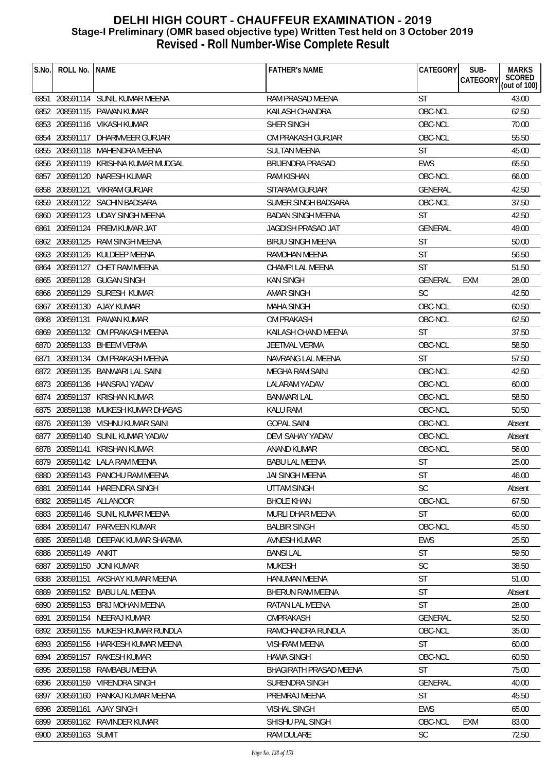# DELHI HIGH COURT - CHAUFFEUR EXAMINATION - 2019
## Stage-I Preliminary (OMR based objective type) Written Test held on 3 October 2019
## Revised - Roll Number-Wise Complete Result

| S.No. | ROLL No. | NAME | FATHER's NAME | CATEGORY | SUB-CATEGORY | MARKS SCORED (out of 100) |
|---|---|---|---|---|---|---|
| 6851 | 208591114 | SUNIL KUMAR MEENA | RAM PRASAD MEENA | ST | | 43.00 |
| 6852 | 208591115 | PAWAN KUMAR | KAILASH CHANDRA | OBC-NCL | | 62.50 |
| 6853 | 208591116 | VIKASH KUMAR | SHER SINGH | OBC-NCL | | 70.00 |
| 6854 | 208591117 | DHARMVEER GURJAR | OM PRAKASH GURJAR | OBC-NCL | | 55.50 |
| 6855 | 208591118 | MAHENDRA MEENA | SULTAN MEENA | ST | | 45.00 |
| 6856 | 208591119 | KRISHNA KUMAR MUDGAL | BRIJENDRA PRASAD | EWS | | 65.50 |
| 6857 | 208591120 | NARESH KUMAR | RAM KISHAN | OBC-NCL | | 66.00 |
| 6858 | 208591121 | VIKRAM GURJAR | SITARAM GURJAR | GENERAL | | 42.50 |
| 6859 | 208591122 | SACHIN BADSARA | SUMER SINGH BADSARA | OBC-NCL | | 37.50 |
| 6860 | 208591123 | UDAY SINGH MEENA | BADAN SINGH MEENA | ST | | 42.50 |
| 6861 | 208591124 | PREM KUMAR JAT | JAGDISH PRASAD JAT | GENERAL | | 49.00 |
| 6862 | 208591125 | RAM SINGH MEENA | BIRJU SINGH MEENA | ST | | 50.00 |
| 6863 | 208591126 | KULDEEP MEENA | RAMDHAN MEENA | ST | | 56.50 |
| 6864 | 208591127 | CHET RAM MEENA | CHAMPI LAL MEENA | ST | | 51.50 |
| 6865 | 208591128 | GUGAN SINGH | KAN SINGH | GENERAL | EXM | 28.00 |
| 6866 | 208591129 | SURESH KUMAR | AMAR SINGH | SC | | 42.50 |
| 6867 | 208591130 | AJAY KUMAR | MAHA SINGH | OBC-NCL | | 60.50 |
| 6868 | 208591131 | PAWAN KUMAR | OM PRAKASH | OBC-NCL | | 62.50 |
| 6869 | 208591132 | OM PRAKASH MEENA | KAILASH CHAND MEENA | ST | | 37.50 |
| 6870 | 208591133 | BHEEM VERMA | JEETMAL VERMA | OBC-NCL | | 58.50 |
| 6871 | 208591134 | OM PRAKASH MEENA | NAVRANG LAL MEENA | ST | | 57.50 |
| 6872 | 208591135 | BANWARI LAL SAINI | MEGHA RAM SAINI | OBC-NCL | | 42.50 |
| 6873 | 208591136 | HANSRAJ YADAV | LALARAM YADAV | OBC-NCL | | 60.00 |
| 6874 | 208591137 | KRISHAN KUMAR | BANWARI LAL | OBC-NCL | | 58.50 |
| 6875 | 208591138 | MUKESH KUMAR DHABAS | KALU RAM | OBC-NCL | | 50.50 |
| 6876 | 208591139 | VISHNU KUMAR SAINI | GOPAL SAINI | OBC-NCL | | Absent |
| 6877 | 208591140 | SUNIL KUMAR YADAV | DEVI SAHAY YADAV | OBC-NCL | | Absent |
| 6878 | 208591141 | KRISHAN KUMAR | ANAND KUMAR | OBC-NCL | | 56.00 |
| 6879 | 208591142 | LALA RAM MEENA | BABU LAL MEENA | ST | | 25.00 |
| 6880 | 208591143 | PANCHU RAM MEENA | JAI SINGH MEENA | ST | | 46.00 |
| 6881 | 208591144 | HARENDRA SINGH | UTTAM SINGH | SC | | Absent |
| 6882 | 208591145 | ALLANOOR | BHOLE KHAN | OBC-NCL | | 67.50 |
| 6883 | 208591146 | SUNIL KUMAR MEENA | MURLI DHAR MEENA | ST | | 60.00 |
| 6884 | 208591147 | PARVEEN KUMAR | BALBIR SINGH | OBC-NCL | | 45.50 |
| 6885 | 208591148 | DEEPAK KUMAR SHARMA | AVNESH KUMAR | EWS | | 25.50 |
| 6886 | 208591149 | ANKIT | BANSI LAL | ST | | 59.50 |
| 6887 | 208591150 | JONI KUMAR | MUKESH | SC | | 38.50 |
| 6888 | 208591151 | AKSHAY KUMAR MEENA | HANUMAN MEENA | ST | | 51.00 |
| 6889 | 208591152 | BABU LAL MEENA | BHERUN RAM MEENA | ST | | Absent |
| 6890 | 208591153 | BRIJ MOHAN MEENA | RATAN LAL MEENA | ST | | 28.00 |
| 6891 | 208591154 | NEERAJ KUMAR | OMPRAKASH | GENERAL | | 52.50 |
| 6892 | 208591155 | MUKESH KUMAR RUNDLA | RAMCHANDRA RUNDLA | OBC-NCL | | 35.00 |
| 6893 | 208591156 | HARKESH KUMAR MEENA | VISHRAM MEENA | ST | | 60.00 |
| 6894 | 208591157 | RAKESH KUMAR | HAWA SINGH | OBC-NCL | | 60.50 |
| 6895 | 208591158 | RAMBABU MEENA | BHAGIRATH PRASAD MEENA | ST | | 75.00 |
| 6896 | 208591159 | VIRENDRA SINGH | SURENDRA SINGH | GENERAL | | 40.00 |
| 6897 | 208591160 | PANKAJ KUMAR MEENA | PREMRAJ MEENA | ST | | 45.50 |
| 6898 | 208591161 | AJAY SINGH | VISHAL SINGH | EWS | | 65.00 |
| 6899 | 208591162 | RAVINDER KUMAR | SHISHU PAL SINGH | OBC-NCL | EXM | 83.00 |
| 6900 | 208591163 | SUMIT | RAM DULARE | SC | | 72.50 |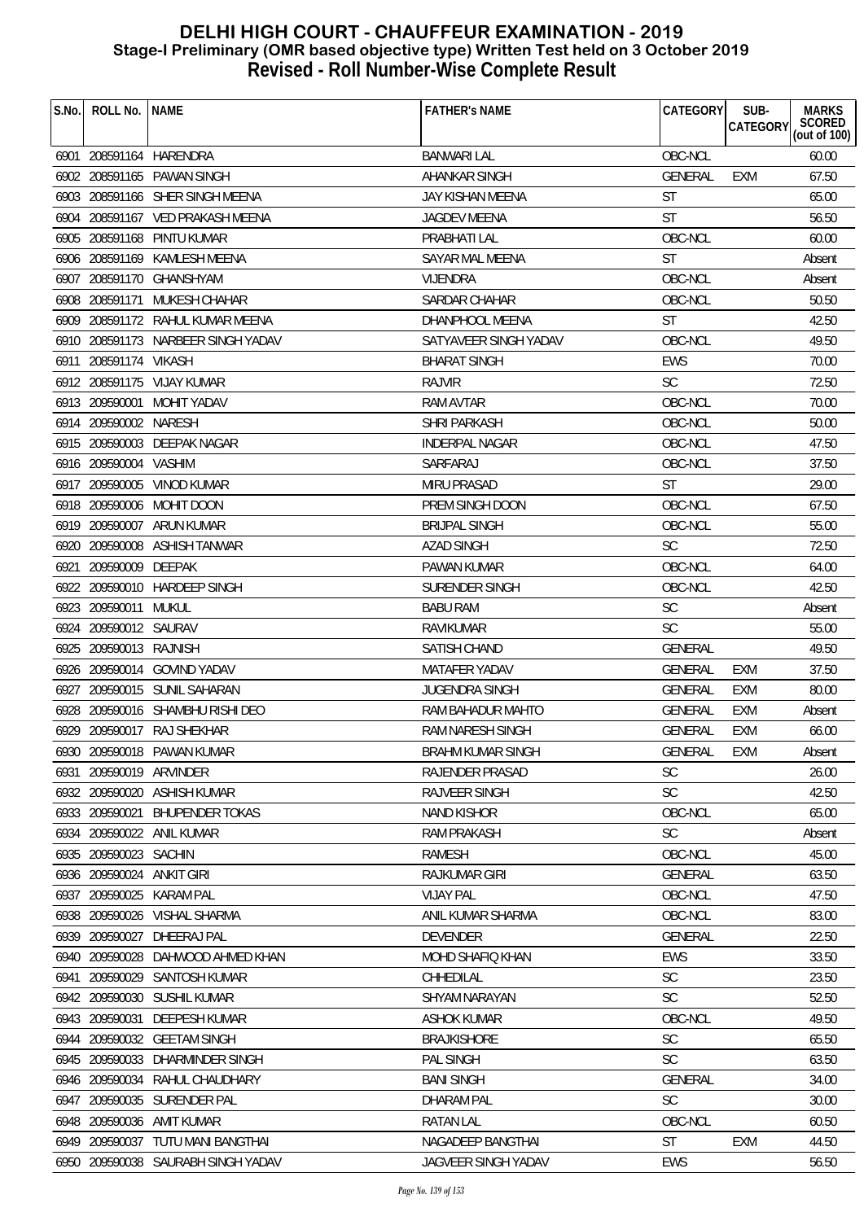# DELHI HIGH COURT - CHAUFFEUR EXAMINATION - 2019
## Stage-I Preliminary (OMR based objective type) Written Test held on 3 October 2019
## Revised - Roll Number-Wise Complete Result

| S.No. | ROLL No. | NAME | FATHER's NAME | CATEGORY | SUB-CATEGORY | MARKS SCORED (out of 100) |
|---|---|---|---|---|---|---|
| 6901 | 208591164 | HARENDRA | BANWARI LAL | OBC-NCL | | 60.00 |
| 6902 | 208591165 | PAWAN SINGH | AHANKAR SINGH | GENERAL | EXM | 67.50 |
| 6903 | 208591166 | SHER SINGH MEENA | JAY KISHAN MEENA | ST | | 65.00 |
| 6904 | 208591167 | VED PRAKASH MEENA | JAGDEV MEENA | ST | | 56.50 |
| 6905 | 208591168 | PINTU KUMAR | PRABHATI LAL | OBC-NCL | | 60.00 |
| 6906 | 208591169 | KAMLESH MEENA | SAYAR MAL MEENA | ST | | Absent |
| 6907 | 208591170 | GHANSHYAM | VIJENDRA | OBC-NCL | | Absent |
| 6908 | 208591171 | MUKESH CHAHAR | SARDAR CHAHAR | OBC-NCL | | 50.50 |
| 6909 | 208591172 | RAHUL KUMAR MEENA | DHANPHOOL MEENA | ST | | 42.50 |
| 6910 | 208591173 | NARBEER SINGH YADAV | SATYAVEER SINGH YADAV | OBC-NCL | | 49.50 |
| 6911 | 208591174 | VIKASH | BHARAT SINGH | EWS | | 70.00 |
| 6912 | 208591175 | VIJAY KUMAR | RAJVIR | SC | | 72.50 |
| 6913 | 209590001 | MOHIT YADAV | RAM AVTAR | OBC-NCL | | 70.00 |
| 6914 | 209590002 | NARESH | SHRI PARKASH | OBC-NCL | | 50.00 |
| 6915 | 209590003 | DEEPAK NAGAR | INDERPAL NAGAR | OBC-NCL | | 47.50 |
| 6916 | 209590004 | VASHIM | SARFARAJ | OBC-NCL | | 37.50 |
| 6917 | 209590005 | VINOD KUMAR | MIRU PRASAD | ST | | 29.00 |
| 6918 | 209590006 | MOHIT DOON | PREM SINGH DOON | OBC-NCL | | 67.50 |
| 6919 | 209590007 | ARUN KUMAR | BRIJPAL SINGH | OBC-NCL | | 55.00 |
| 6920 | 209590008 | ASHISH TANWAR | AZAD SINGH | SC | | 72.50 |
| 6921 | 209590009 | DEEPAK | PAWAN KUMAR | OBC-NCL | | 64.00 |
| 6922 | 209590010 | HARDEEP SINGH | SURENDER SINGH | OBC-NCL | | 42.50 |
| 6923 | 209590011 | MUKUL | BABU RAM | SC | | Absent |
| 6924 | 209590012 | SAURAV | RAVIKUMAR | SC | | 55.00 |
| 6925 | 209590013 | RAJNISH | SATISH CHAND | GENERAL | | 49.50 |
| 6926 | 209590014 | GOVIND YADAV | MATAFER YADAV | GENERAL | EXM | 37.50 |
| 6927 | 209590015 | SUNIL SAHARAN | JUGENDRA SINGH | GENERAL | EXM | 80.00 |
| 6928 | 209590016 | SHAMBHU RISHI DEO | RAM BAHADUR MAHTO | GENERAL | EXM | Absent |
| 6929 | 209590017 | RAJ SHEKHAR | RAM NARESH SINGH | GENERAL | EXM | 66.00 |
| 6930 | 209590018 | PAWAN KUMAR | BRAHM KUMAR SINGH | GENERAL | EXM | Absent |
| 6931 | 209590019 | ARVINDER | RAJENDER PRASAD | SC | | 26.00 |
| 6932 | 209590020 | ASHISH KUMAR | RAJVEER SINGH | SC | | 42.50 |
| 6933 | 209590021 | BHUPENDER TOKAS | NAND KISHOR | OBC-NCL | | 65.00 |
| 6934 | 209590022 | ANIL KUMAR | RAM PRAKASH | SC | | Absent |
| 6935 | 209590023 | SACHIN | RAMESH | OBC-NCL | | 45.00 |
| 6936 | 209590024 | ANKIT GIRI | RAJKUMAR GIRI | GENERAL | | 63.50 |
| 6937 | 209590025 | KARAM PAL | VIJAY PAL | OBC-NCL | | 47.50 |
| 6938 | 209590026 | VISHAL SHARMA | ANIL KUMAR SHARMA | OBC-NCL | | 83.00 |
| 6939 | 209590027 | DHEERAJ PAL | DEVENDER | GENERAL | | 22.50 |
| 6940 | 209590028 | DAHWOOD AHMED KHAN | MOHD SHAFIQ KHAN | EWS | | 33.50 |
| 6941 | 209590029 | SANTOSH KUMAR | CHHEDILAL | SC | | 23.50 |
| 6942 | 209590030 | SUSHIL KUMAR | SHYAM NARAYAN | SC | | 52.50 |
| 6943 | 209590031 | DEEPESH KUMAR | ASHOK KUMAR | OBC-NCL | | 49.50 |
| 6944 | 209590032 | GEETAM SINGH | BRAJKISHORE | SC | | 65.50 |
| 6945 | 209590033 | DHARMINDER SINGH | PAL SINGH | SC | | 63.50 |
| 6946 | 209590034 | RAHUL CHAUDHARY | BANI SINGH | GENERAL | | 34.00 |
| 6947 | 209590035 | SURENDER PAL | DHARAM PAL | SC | | 30.00 |
| 6948 | 209590036 | AMIT KUMAR | RATAN LAL | OBC-NCL | | 60.50 |
| 6949 | 209590037 | TUTU MANI BANGTHAI | NAGADEEP BANGTHAI | ST | EXM | 44.50 |
| 6950 | 209590038 | SAURABH SINGH YADAV | JAGVEER SINGH YADAV | EWS | | 56.50 |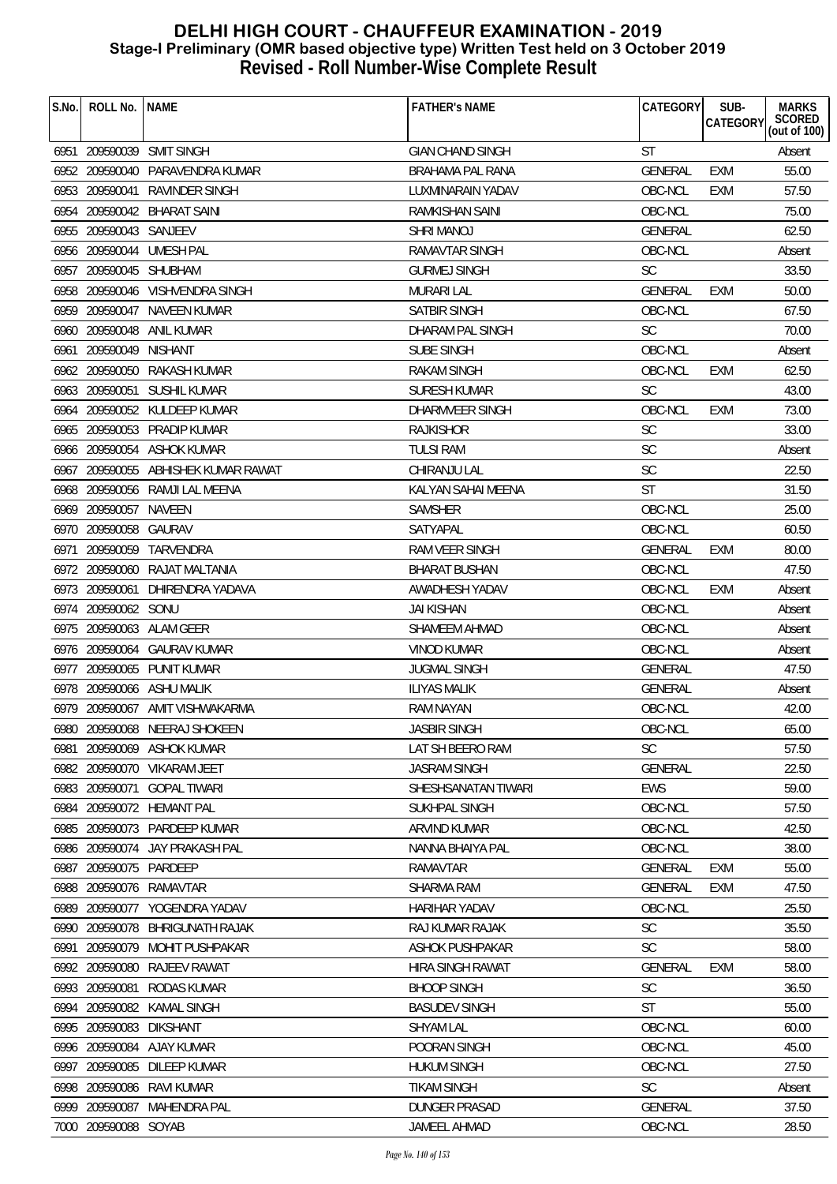# DELHI HIGH COURT - CHAUFFEUR EXAMINATION - 2019
## Stage-I Preliminary (OMR based objective type) Written Test held on 3 October 2019
## Revised - Roll Number-Wise Complete Result

| S.No. | ROLL No. | NAME | FATHER's NAME | CATEGORY | SUB-CATEGORY | MARKS SCORED (out of 100) |
|---|---|---|---|---|---|---|
| 6951 | 209590039 | SMIT SINGH | GIAN CHAND SINGH | ST | | Absent |
| 6952 | 209590040 | PARAVENDRA KUMAR | BRAHAMA PAL RANA | GENERAL | EXM | 55.00 |
| 6953 | 209590041 | RAVINDER SINGH | LUXMINARAIN YADAV | OBC-NCL | EXM | 57.50 |
| 6954 | 209590042 | BHARAT SAINI | RAMKISHAN SAINI | OBC-NCL | | 75.00 |
| 6955 | 209590043 | SANJEEV | SHRI MANOJ | GENERAL | | 62.50 |
| 6956 | 209590044 | UMESH PAL | RAMAVTAR SINGH | OBC-NCL | | Absent |
| 6957 | 209590045 | SHUBHAM | GURMEJ SINGH | SC | | 33.50 |
| 6958 | 209590046 | VISHVENDRA SINGH | MURARI LAL | GENERAL | EXM | 50.00 |
| 6959 | 209590047 | NAVEEN KUMAR | SATBIR SINGH | OBC-NCL | | 67.50 |
| 6960 | 209590048 | ANIL KUMAR | DHARAM PAL SINGH | SC | | 70.00 |
| 6961 | 209590049 | NISHANT | SUBE SINGH | OBC-NCL | | Absent |
| 6962 | 209590050 | RAKASH KUMAR | RAKAM SINGH | OBC-NCL | EXM | 62.50 |
| 6963 | 209590051 | SUSHIL KUMAR | SURESH KUMAR | SC | | 43.00 |
| 6964 | 209590052 | KULDEEP KUMAR | DHARMVEER SINGH | OBC-NCL | EXM | 73.00 |
| 6965 | 209590053 | PRADIP KUMAR | RAJKISHOR | SC | | 33.00 |
| 6966 | 209590054 | ASHOK KUMAR | TULSI RAM | SC | | Absent |
| 6967 | 209590055 | ABHISHEK KUMAR RAWAT | CHIRANJU LAL | SC | | 22.50 |
| 6968 | 209590056 | RAMJI LAL MEENA | KALYAN SAHAI MEENA | ST | | 31.50 |
| 6969 | 209590057 | NAVEEN | SAMSHER | OBC-NCL | | 25.00 |
| 6970 | 209590058 | GAURAV | SATYAPAL | OBC-NCL | | 60.50 |
| 6971 | 209590059 | TARVENDRA | RAM VEER SINGH | GENERAL | EXM | 80.00 |
| 6972 | 209590060 | RAJAT MALTANIA | BHARAT BUSHAN | OBC-NCL | | 47.50 |
| 6973 | 209590061 | DHIRENDRA YADAVA | AWADHESH YADAV | OBC-NCL | EXM | Absent |
| 6974 | 209590062 | SONU | JAI KISHAN | OBC-NCL | | Absent |
| 6975 | 209590063 | ALAM GEER | SHAMEEM AHMAD | OBC-NCL | | Absent |
| 6976 | 209590064 | GAURAV KUMAR | VINOD KUMAR | OBC-NCL | | Absent |
| 6977 | 209590065 | PUNIT KUMAR | JUGMAL SINGH | GENERAL | | 47.50 |
| 6978 | 209590066 | ASHU MALIK | ILIYAS MALIK | GENERAL | | Absent |
| 6979 | 209590067 | AMIT VISHWAKARMA | RAM NAYAN | OBC-NCL | | 42.00 |
| 6980 | 209590068 | NEERAJ SHOKEEN | JASBIR SINGH | OBC-NCL | | 65.00 |
| 6981 | 209590069 | ASHOK KUMAR | LAT SH BEERO RAM | SC | | 57.50 |
| 6982 | 209590070 | VIKARAM JEET | JASRAM SINGH | GENERAL | | 22.50 |
| 6983 | 209590071 | GOPAL TIWARI | SHESHSANATAN TIWARI | EWS | | 59.00 |
| 6984 | 209590072 | HEMANT PAL | SUKHPAL SINGH | OBC-NCL | | 57.50 |
| 6985 | 209590073 | PARDEEP KUMAR | ARVIND KUMAR | OBC-NCL | | 42.50 |
| 6986 | 209590074 | JAY PRAKASH PAL | NANNA BHAIYA PAL | OBC-NCL | | 38.00 |
| 6987 | 209590075 | PARDEEP | RAMAVTAR | GENERAL | EXM | 55.00 |
| 6988 | 209590076 | RAMAVTAR | SHARMA RAM | GENERAL | EXM | 47.50 |
| 6989 | 209590077 | YOGENDRA YADAV | HARIHAR YADAV | OBC-NCL | | 25.50 |
| 6990 | 209590078 | BHRIGUNATH RAJAK | RAJ KUMAR RAJAK | SC | | 35.50 |
| 6991 | 209590079 | MOHIT PUSHPAKAR | ASHOK PUSHPAKAR | SC | | 58.00 |
| 6992 | 209590080 | RAJEEV RAWAT | HIRA SINGH RAWAT | GENERAL | EXM | 58.00 |
| 6993 | 209590081 | RODAS KUMAR | BHOOP SINGH | SC | | 36.50 |
| 6994 | 209590082 | KAMAL SINGH | BASUDEV SINGH | ST | | 55.00 |
| 6995 | 209590083 | DIKSHANT | SHYAM LAL | OBC-NCL | | 60.00 |
| 6996 | 209590084 | AJAY KUMAR | POORAN SINGH | OBC-NCL | | 45.00 |
| 6997 | 209590085 | DILEEP KUMAR | HUKUM SINGH | OBC-NCL | | 27.50 |
| 6998 | 209590086 | RAVI KUMAR | TIKAM SINGH | SC | | Absent |
| 6999 | 209590087 | MAHENDRA PAL | DUNGER PRASAD | GENERAL | | 37.50 |
| 7000 | 209590088 | SOYAB | JAMEEL AHMAD | OBC-NCL | | 28.50 |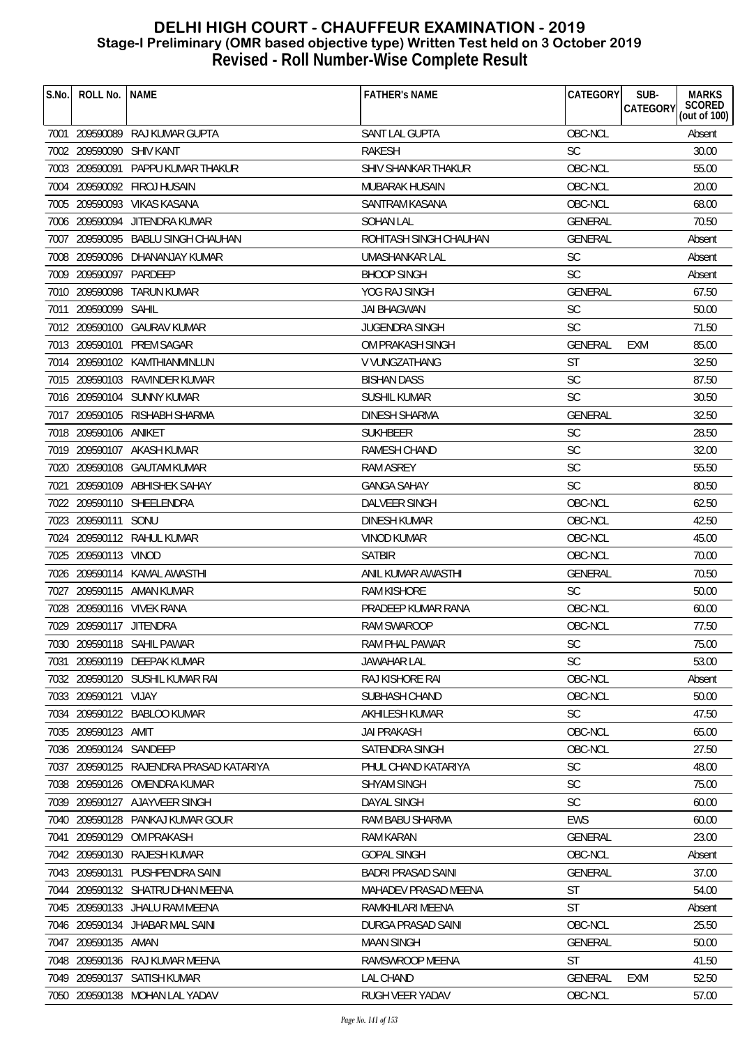# DELHI HIGH COURT - CHAUFFEUR EXAMINATION - 2019
## Stage-I Preliminary (OMR based objective type) Written Test held on 3 October 2019
## Revised - Roll Number-Wise Complete Result

| S.No. | ROLL No. | NAME | FATHER's NAME | CATEGORY | SUB-CATEGORY | MARKS SCORED (out of 100) |
|---|---|---|---|---|---|---|
| 7001 | 209590089 | RAJ KUMAR GUPTA | SANT LAL GUPTA | OBC-NCL | | Absent |
| 7002 | 209590090 | SHIV KANT | RAKESH | SC | | 30.00 |
| 7003 | 209590091 | PAPPU KUMAR THAKUR | SHIV SHANKAR THAKUR | OBC-NCL | | 55.00 |
| 7004 | 209590092 | FIROJ HUSAIN | MUBARAK HUSAIN | OBC-NCL | | 20.00 |
| 7005 | 209590093 | VIKAS KASANA | SANTRAM KASANA | OBC-NCL | | 68.00 |
| 7006 | 209590094 | JITENDRA KUMAR | SOHAN LAL | GENERAL | | 70.50 |
| 7007 | 209590095 | BABLU SINGH CHAUHAN | ROHITASH SINGH CHAUHAN | GENERAL | | Absent |
| 7008 | 209590096 | DHANANJAY KUMAR | UMASHANKAR LAL | SC | | Absent |
| 7009 | 209590097 | PARDEEP | BHOOP SINGH | SC | | Absent |
| 7010 | 209590098 | TARUN KUMAR | YOG RAJ SINGH | GENERAL | | 67.50 |
| 7011 | 209590099 | SAHIL | JAI BHAGWAN | SC | | 50.00 |
| 7012 | 209590100 | GAURAV KUMAR | JUGENDRA SINGH | SC | | 71.50 |
| 7013 | 209590101 | PREM SAGAR | OM PRAKASH SINGH | GENERAL | EXM | 85.00 |
| 7014 | 209590102 | KAMTHIANMINLUN | V VUNGZATHANG | ST | | 32.50 |
| 7015 | 209590103 | RAVINDER KUMAR | BISHAN DASS | SC | | 87.50 |
| 7016 | 209590104 | SUNNY KUMAR | SUSHIL KUMAR | SC | | 30.50 |
| 7017 | 209590105 | RISHABH SHARMA | DINESH SHARMA | GENERAL | | 32.50 |
| 7018 | 209590106 | ANIKET | SUKHBEER | SC | | 28.50 |
| 7019 | 209590107 | AKASH KUMAR | RAMESH CHAND | SC | | 32.00 |
| 7020 | 209590108 | GAUTAM KUMAR | RAM ASREY | SC | | 55.50 |
| 7021 | 209590109 | ABHISHEK SAHAY | GANGA SAHAY | SC | | 80.50 |
| 7022 | 209590110 | SHEELENDRA | DALVEER SINGH | OBC-NCL | | 62.50 |
| 7023 | 209590111 | SONU | DINESH KUMAR | OBC-NCL | | 42.50 |
| 7024 | 209590112 | RAHUL KUMAR | VINOD KUMAR | OBC-NCL | | 45.00 |
| 7025 | 209590113 | VINOD | SATBIR | OBC-NCL | | 70.00 |
| 7026 | 209590114 | KAMAL AWASTHI | ANIL KUMAR AWASTHI | GENERAL | | 70.50 |
| 7027 | 209590115 | AMAN KUMAR | RAM KISHORE | SC | | 50.00 |
| 7028 | 209590116 | VIVEK RANA | PRADEEP KUMAR RANA | OBC-NCL | | 60.00 |
| 7029 | 209590117 | JITENDRA | RAM SWAROOP | OBC-NCL | | 77.50 |
| 7030 | 209590118 | SAHIL PAWAR | RAM PHAL PAWAR | SC | | 75.00 |
| 7031 | 209590119 | DEEPAK KUMAR | JAWAHAR LAL | SC | | 53.00 |
| 7032 | 209590120 | SUSHIL KUMAR RAI | RAJ KISHORE RAI | OBC-NCL | | Absent |
| 7033 | 209590121 | VIJAY | SUBHASH CHAND | OBC-NCL | | 50.00 |
| 7034 | 209590122 | BABLOO KUMAR | AKHILESH KUMAR | SC | | 47.50 |
| 7035 | 209590123 | AMIT | JAI PRAKASH | OBC-NCL | | 65.00 |
| 7036 | 209590124 | SANDEEP | SATENDRA SINGH | OBC-NCL | | 27.50 |
| 7037 | 209590125 | RAJENDRA PRASAD KATARIYA | PHUL CHAND KATARIYA | SC | | 48.00 |
| 7038 | 209590126 | OMENDRA KUMAR | SHYAM SINGH | SC | | 75.00 |
| 7039 | 209590127 | AJAYVEER SINGH | DAYAL SINGH | SC | | 60.00 |
| 7040 | 209590128 | PANKAJ KUMAR GOUR | RAM BABU SHARMA | EWS | | 60.00 |
| 7041 | 209590129 | OM PRAKASH | RAM KARAN | GENERAL | | 23.00 |
| 7042 | 209590130 | RAJESH KUMAR | GOPAL SINGH | OBC-NCL | | Absent |
| 7043 | 209590131 | PUSHPENDRA SAINI | BADRI PRASAD SAINI | GENERAL | | 37.00 |
| 7044 | 209590132 | SHATRU DHAN MEENA | MAHADEV PRASAD MEENA | ST | | 54.00 |
| 7045 | 209590133 | JHALU RAM MEENA | RAMKHILARI MEENA | ST | | Absent |
| 7046 | 209590134 | JHABAR MAL SAINI | DURGA PRASAD SAINI | OBC-NCL | | 25.50 |
| 7047 | 209590135 | AMAN | MAAN SINGH | GENERAL | | 50.00 |
| 7048 | 209590136 | RAJ KUMAR MEENA | RAMSWROOP MEENA | ST | | 41.50 |
| 7049 | 209590137 | SATISH KUMAR | LAL CHAND | GENERAL | EXM | 52.50 |
| 7050 | 209590138 | MOHAN LAL YADAV | RUGH VEER YADAV | OBC-NCL | | 57.00 |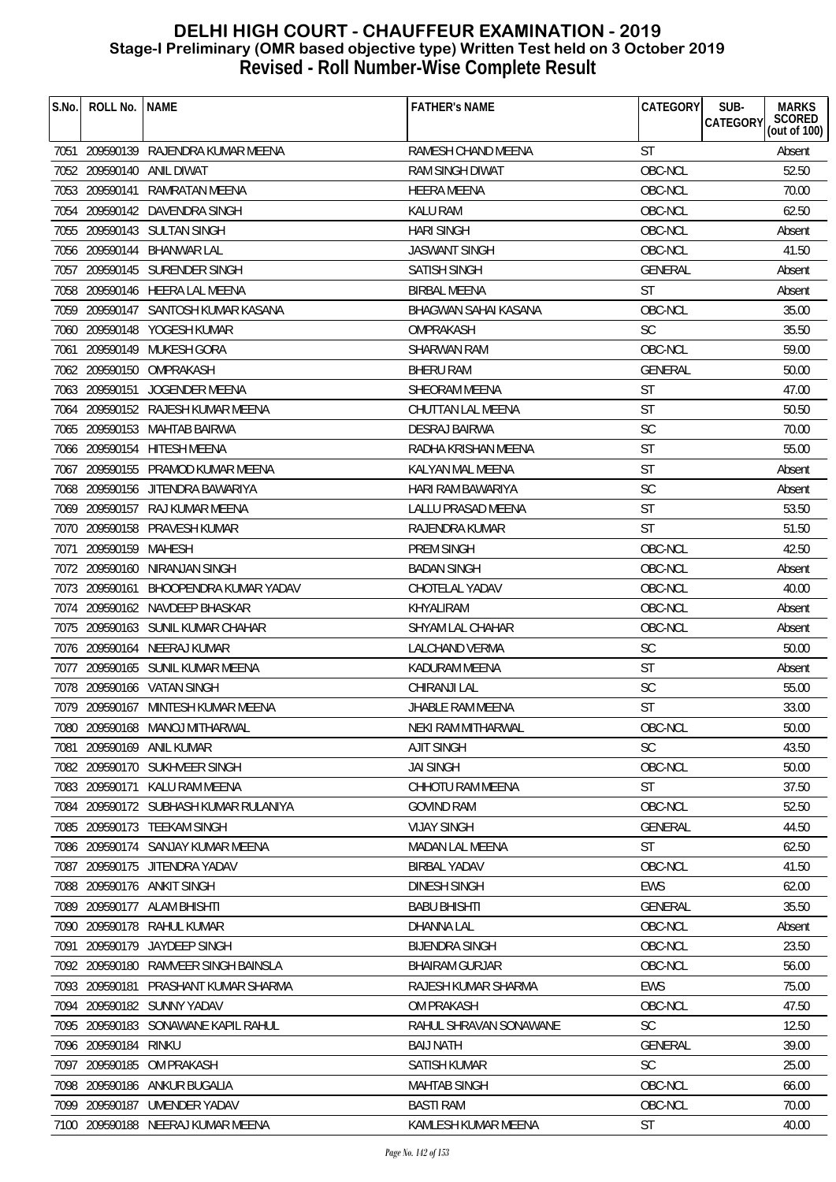# DELHI HIGH COURT - CHAUFFEUR EXAMINATION - 2019
## Stage-I Preliminary (OMR based objective type) Written Test held on 3 October 2019
## Revised - Roll Number-Wise Complete Result

| S.No. | ROLL No. | NAME | FATHER's NAME | CATEGORY | SUB-CATEGORY | MARKS SCORED (out of 100) |
|---|---|---|---|---|---|---|
| 7051 | 209590139 | RAJENDRA KUMAR MEENA | RAMESH CHAND MEENA | ST | | Absent |
| 7052 | 209590140 | ANIL DIWAT | RAM SINGH DIWAT | OBC-NCL | | 52.50 |
| 7053 | 209590141 | RAMRATAN MEENA | HEERA MEENA | OBC-NCL | | 70.00 |
| 7054 | 209590142 | DAVENDRA SINGH | KALU RAM | OBC-NCL | | 62.50 |
| 7055 | 209590143 | SULTAN SINGH | HARI SINGH | OBC-NCL | | Absent |
| 7056 | 209590144 | BHANWAR LAL | JASWANT SINGH | OBC-NCL | | 41.50 |
| 7057 | 209590145 | SURENDER SINGH | SATISH SINGH | GENERAL | | Absent |
| 7058 | 209590146 | HEERA LAL MEENA | BIRBAL MEENA | ST | | Absent |
| 7059 | 209590147 | SANTOSH KUMAR KASANA | BHAGWAN SAHAI KASANA | OBC-NCL | | 35.00 |
| 7060 | 209590148 | YOGESH KUMAR | OMPRAKASH | SC | | 35.50 |
| 7061 | 209590149 | MUKESH GORA | SHARWAN RAM | OBC-NCL | | 59.00 |
| 7062 | 209590150 | OMPRAKASH | BHERU RAM | GENERAL | | 50.00 |
| 7063 | 209590151 | JOGENDER MEENA | SHEORAM MEENA | ST | | 47.00 |
| 7064 | 209590152 | RAJESH KUMAR MEENA | CHUTTAN LAL MEENA | ST | | 50.50 |
| 7065 | 209590153 | MAHTAB BAIRWA | DESRAJ BAIRWA | SC | | 70.00 |
| 7066 | 209590154 | HITESH MEENA | RADHA KRISHAN MEENA | ST | | 55.00 |
| 7067 | 209590155 | PRAMOD KUMAR MEENA | KALYAN MAL MEENA | ST | | Absent |
| 7068 | 209590156 | JITENDRA BAWARIYA | HARI RAM BAWARIYA | SC | | Absent |
| 7069 | 209590157 | RAJ KUMAR MEENA | LALLU PRASAD MEENA | ST | | 53.50 |
| 7070 | 209590158 | PRAVESH KUMAR | RAJENDRA KUMAR | ST | | 51.50 |
| 7071 | 209590159 | MAHESH | PREM SINGH | OBC-NCL | | 42.50 |
| 7072 | 209590160 | NIRANJAN SINGH | BADAN SINGH | OBC-NCL | | Absent |
| 7073 | 209590161 | BHOOPENDRA KUMAR YADAV | CHOTELAL YADAV | OBC-NCL | | 40.00 |
| 7074 | 209590162 | NAVDEEP BHASKAR | KHYALIRAM | OBC-NCL | | Absent |
| 7075 | 209590163 | SUNIL KUMAR CHAHAR | SHYAM LAL CHAHAR | OBC-NCL | | Absent |
| 7076 | 209590164 | NEERAJ KUMAR | LALCHAND VERMA | SC | | 50.00 |
| 7077 | 209590165 | SUNIL KUMAR MEENA | KADURAM MEENA | ST | | Absent |
| 7078 | 209590166 | VATAN SINGH | CHIRANJI LAL | SC | | 55.00 |
| 7079 | 209590167 | MINTESH KUMAR MEENA | JHABLE RAM MEENA | ST | | 33.00 |
| 7080 | 209590168 | MANOJ MITHARWAL | NEKI RAM MITHARWAL | OBC-NCL | | 50.00 |
| 7081 | 209590169 | ANIL KUMAR | AJIT SINGH | SC | | 43.50 |
| 7082 | 209590170 | SUKHVEER SINGH | JAI SINGH | OBC-NCL | | 50.00 |
| 7083 | 209590171 | KALU RAM MEENA | CHHOTU RAM MEENA | ST | | 37.50 |
| 7084 | 209590172 | SUBHASH KUMAR RULANIYA | GOVIND RAM | OBC-NCL | | 52.50 |
| 7085 | 209590173 | TEEKAM SINGH | VIJAY SINGH | GENERAL | | 44.50 |
| 7086 | 209590174 | SANJAY KUMAR MEENA | MADAN LAL MEENA | ST | | 62.50 |
| 7087 | 209590175 | JITENDRA YADAV | BIRBAL YADAV | OBC-NCL | | 41.50 |
| 7088 | 209590176 | ANKIT SINGH | DINESH SINGH | EWS | | 62.00 |
| 7089 | 209590177 | ALAM BHISHTI | BABU BHISHTI | GENERAL | | 35.50 |
| 7090 | 209590178 | RAHUL KUMAR | DHANNA LAL | OBC-NCL | | Absent |
| 7091 | 209590179 | JAYDEEP SINGH | BIJENDRA SINGH | OBC-NCL | | 23.50 |
| 7092 | 209590180 | RAMVEER SINGH BAINSLA | BHAIRAM GURJAR | OBC-NCL | | 56.00 |
| 7093 | 209590181 | PRASHANT KUMAR SHARMA | RAJESH KUMAR SHARMA | EWS | | 75.00 |
| 7094 | 209590182 | SUNNY YADAV | OM PRAKASH | OBC-NCL | | 47.50 |
| 7095 | 209590183 | SONAWANE KAPIL RAHUL | RAHUL SHRAVAN SONAWANE | SC | | 12.50 |
| 7096 | 209590184 | RINKU | BAIJ NATH | GENERAL | | 39.00 |
| 7097 | 209590185 | OM PRAKASH | SATISH KUMAR | SC | | 25.00 |
| 7098 | 209590186 | ANKUR BUGALIA | MAHTAB SINGH | OBC-NCL | | 66.00 |
| 7099 | 209590187 | UMENDER YADAV | BASTI RAM | OBC-NCL | | 70.00 |
| 7100 | 209590188 | NEERAJ KUMAR MEENA | KAMLESH KUMAR MEENA | ST | | 40.00 |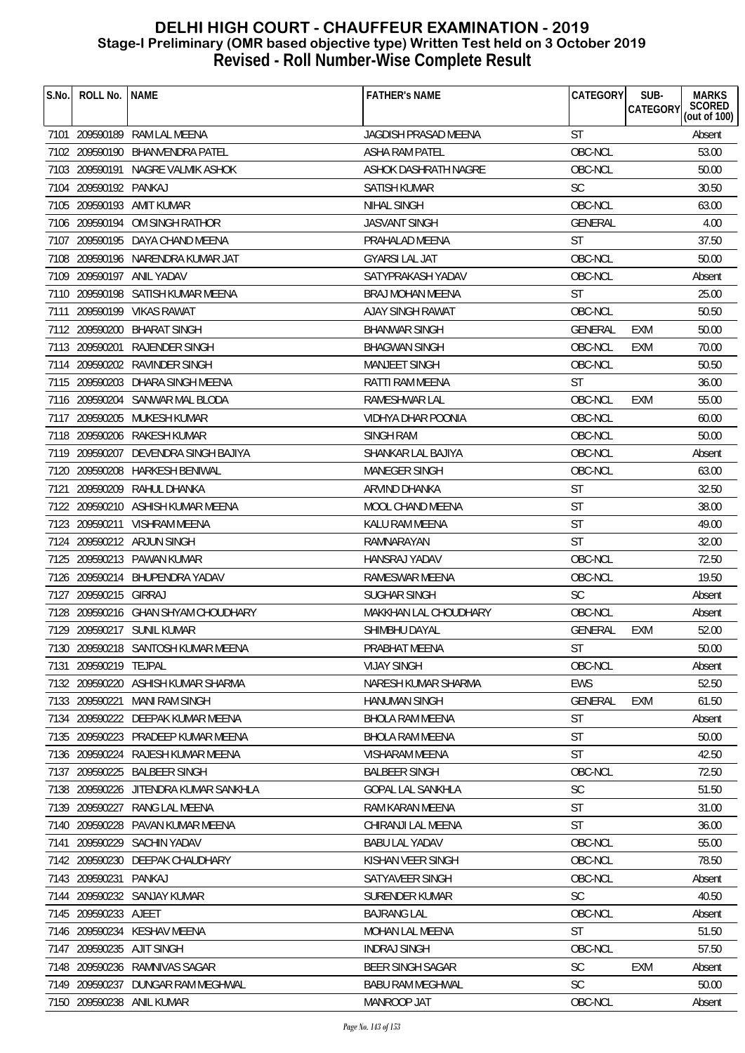# DELHI HIGH COURT - CHAUFFEUR EXAMINATION - 2019
## Stage-I Preliminary (OMR based objective type) Written Test held on 3 October 2019
## Revised - Roll Number-Wise Complete Result

| S.No. | ROLL No. | NAME | FATHER's NAME | CATEGORY | SUB-CATEGORY | MARKS SCORED (out of 100) |
|---|---|---|---|---|---|---|
| 7101 | 209590189 | RAM LAL MEENA | JAGDISH PRASAD MEENA | ST | | Absent |
| 7102 | 209590190 | BHANVENDRA PATEL | ASHA RAM PATEL | OBC-NCL | | 53.00 |
| 7103 | 209590191 | NAGRE VALMIK ASHOK | ASHOK DASHRATH NAGRE | OBC-NCL | | 50.00 |
| 7104 | 209590192 | PANKAJ | SATISH KUMAR | SC | | 30.50 |
| 7105 | 209590193 | AMIT KUMAR | NIHAL SINGH | OBC-NCL | | 63.00 |
| 7106 | 209590194 | OM SINGH RATHOR | JASVANT SINGH | GENERAL | | 4.00 |
| 7107 | 209590195 | DAYA CHAND MEENA | PRAHALAD MEENA | ST | | 37.50 |
| 7108 | 209590196 | NARENDRA KUMAR JAT | GYARSI LAL JAT | OBC-NCL | | 50.00 |
| 7109 | 209590197 | ANIL YADAV | SATYPRAKASH YADAV | OBC-NCL | | Absent |
| 7110 | 209590198 | SATISH KUMAR MEENA | BRAJ MOHAN MEENA | ST | | 25.00 |
| 7111 | 209590199 | VIKAS RAWAT | AJAY SINGH RAWAT | OBC-NCL | | 50.50 |
| 7112 | 209590200 | BHARAT SINGH | BHANWAR SINGH | GENERAL | EXM | 50.00 |
| 7113 | 209590201 | RAJENDER SINGH | BHAGWAN SINGH | OBC-NCL | EXM | 70.00 |
| 7114 | 209590202 | RAVINDER SINGH | MANJEET SINGH | OBC-NCL | | 50.50 |
| 7115 | 209590203 | DHARA SINGH MEENA | RATTI RAM MEENA | ST | | 36.00 |
| 7116 | 209590204 | SANWAR MAL BLODA | RAMESHWAR LAL | OBC-NCL | EXM | 55.00 |
| 7117 | 209590205 | MUKESH KUMAR | VIDHYA DHAR POONIA | OBC-NCL | | 60.00 |
| 7118 | 209590206 | RAKESH KUMAR | SINGH RAM | OBC-NCL | | 50.00 |
| 7119 | 209590207 | DEVENDRA SINGH BAJIYA | SHANKAR LAL BAJIYA | OBC-NCL | | Absent |
| 7120 | 209590208 | HARKESH BENIWAL | MANEGER SINGH | OBC-NCL | | 63.00 |
| 7121 | 209590209 | RAHUL DHANKA | ARVIND DHANKA | ST | | 32.50 |
| 7122 | 209590210 | ASHISH KUMAR MEENA | MOOL CHAND MEENA | ST | | 38.00 |
| 7123 | 209590211 | VISHRAM MEENA | KALU RAM MEENA | ST | | 49.00 |
| 7124 | 209590212 | ARJUN SINGH | RAMNARAYAN | ST | | 32.00 |
| 7125 | 209590213 | PAWAN KUMAR | HANSRAJ YADAV | OBC-NCL | | 72.50 |
| 7126 | 209590214 | BHUPENDRA YADAV | RAMESWAR MEENA | OBC-NCL | | 19.50 |
| 7127 | 209590215 | GIRRAJ | SUGHAR SINGH | SC | | Absent |
| 7128 | 209590216 | GHAN SHYAM CHOUDHARY | MAKKHAN LAL CHOUDHARY | OBC-NCL | | Absent |
| 7129 | 209590217 | SUNIL KUMAR | SHIMBHU DAYAL | GENERAL | EXM | 52.00 |
| 7130 | 209590218 | SANTOSH KUMAR MEENA | PRABHAT MEENA | ST | | 50.00 |
| 7131 | 209590219 | TEJPAL | VIJAY SINGH | OBC-NCL | | Absent |
| 7132 | 209590220 | ASHISH KUMAR SHARMA | NARESH KUMAR SHARMA | EWS | | 52.50 |
| 7133 | 209590221 | MANI RAM SINGH | HANUMAN SINGH | GENERAL | EXM | 61.50 |
| 7134 | 209590222 | DEEPAK KUMAR MEENA | BHOLA RAM MEENA | ST | | Absent |
| 7135 | 209590223 | PRADEEP KUMAR MEENA | BHOLA RAM MEENA | ST | | 50.00 |
| 7136 | 209590224 | RAJESH KUMAR MEENA | VISHARAM MEENA | ST | | 42.50 |
| 7137 | 209590225 | BALBEER SINGH | BALBEER SINGH | OBC-NCL | | 72.50 |
| 7138 | 209590226 | JITENDRA KUMAR SANKHLA | GOPAL LAL SANKHLA | SC | | 51.50 |
| 7139 | 209590227 | RANG LAL MEENA | RAM KARAN MEENA | ST | | 31.00 |
| 7140 | 209590228 | PAVAN KUMAR MEENA | CHIRANJI LAL MEENA | ST | | 36.00 |
| 7141 | 209590229 | SACHIN YADAV | BABU LAL YADAV | OBC-NCL | | 55.00 |
| 7142 | 209590230 | DEEPAK CHAUDHARY | KISHAN VEER SINGH | OBC-NCL | | 78.50 |
| 7143 | 209590231 | PANKAJ | SATYAVEER SINGH | OBC-NCL | | Absent |
| 7144 | 209590232 | SANJAY KUMAR | SURENDER KUMAR | SC | | 40.50 |
| 7145 | 209590233 | AJEET | BAJRANG LAL | OBC-NCL | | Absent |
| 7146 | 209590234 | KESHAV MEENA | MOHAN LAL MEENA | ST | | 51.50 |
| 7147 | 209590235 | AJIT SINGH | INDRAJ SINGH | OBC-NCL | | 57.50 |
| 7148 | 209590236 | RAMNIVAS SAGAR | BEER SINGH SAGAR | SC | EXM | Absent |
| 7149 | 209590237 | DUNGAR RAM MEGHWAL | BABU RAM MEGHWAL | SC | | 50.00 |
| 7150 | 209590238 | ANIL KUMAR | MANROOP JAT | OBC-NCL | | Absent |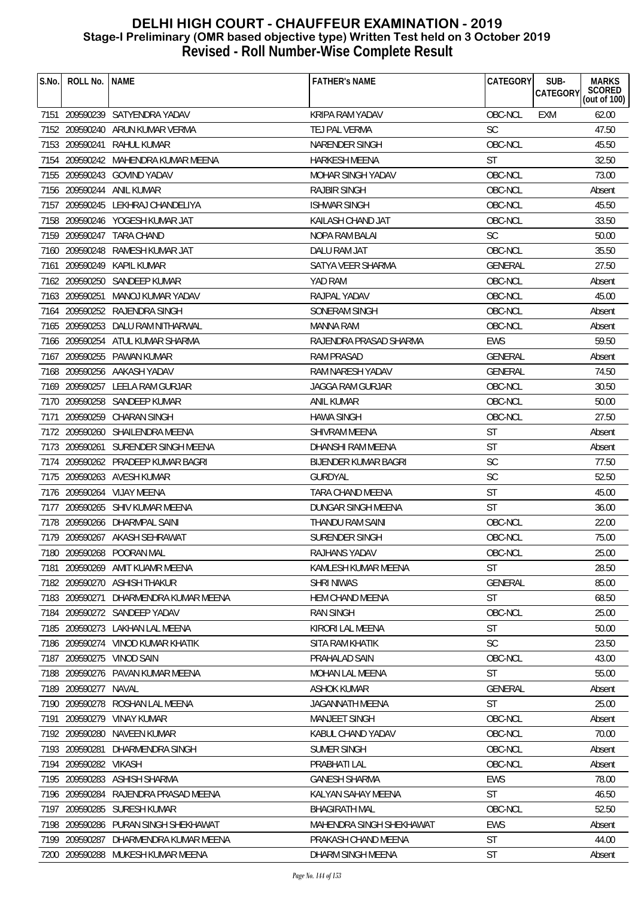# DELHI HIGH COURT - CHAUFFEUR EXAMINATION - 2019

## Stage-I Preliminary (OMR based objective type) Written Test held on 3 October 2019

## Revised - Roll Number-Wise Complete Result

| S.No. | ROLL No. | NAME | FATHER's NAME | CATEGORY | SUB-CATEGORY | MARKS SCORED (out of 100) |
|---|---|---|---|---|---|---|
| 7151 | 209590239 | SATYENDRA YADAV | KRIPA RAM YADAV | OBC-NCL | EXM | 62.00 |
| 7152 | 209590240 | ARUN KUMAR VERMA | TEJ PAL VERMA | SC | | 47.50 |
| 7153 | 209590241 | RAHUL KUMAR | NARENDER SINGH | OBC-NCL | | 45.50 |
| 7154 | 209590242 | MAHENDRA KUMAR MEENA | HARKESH MEENA | ST | | 32.50 |
| 7155 | 209590243 | GOVIND YADAV | MOHAR SINGH YADAV | OBC-NCL | | 73.00 |
| 7156 | 209590244 | ANIL KUMAR | RAJBIR SINGH | OBC-NCL | | Absent |
| 7157 | 209590245 | LEKHRAJ CHANDELIYA | ISHWAR SINGH | OBC-NCL | | 45.50 |
| 7158 | 209590246 | YOGESH KUMAR JAT | KAILASH CHAND JAT | OBC-NCL | | 33.50 |
| 7159 | 209590247 | TARA CHAND | NOPA RAM BALAI | SC | | 50.00 |
| 7160 | 209590248 | RAMESH KUMAR JAT | DALU RAM JAT | OBC-NCL | | 35.50 |
| 7161 | 209590249 | KAPIL KUMAR | SATYA VEER SHARMA | GENERAL | | 27.50 |
| 7162 | 209590250 | SANDEEP KUMAR | YAD RAM | OBC-NCL | | Absent |
| 7163 | 209590251 | MANOJ KUMAR YADAV | RAJPAL YADAV | OBC-NCL | | 45.00 |
| 7164 | 209590252 | RAJENDRA SINGH | SONERAM SINGH | OBC-NCL | | Absent |
| 7165 | 209590253 | DALU RAM NITHARWAL | MANNA RAM | OBC-NCL | | Absent |
| 7166 | 209590254 | ATUL KUMAR SHARMA | RAJENDRA PRASAD SHARMA | EWS | | 59.50 |
| 7167 | 209590255 | PAWAN KUMAR | RAM PRASAD | GENERAL | | Absent |
| 7168 | 209590256 | AAKASH YADAV | RAM NARESH YADAV | GENERAL | | 74.50 |
| 7169 | 209590257 | LEELA RAM GURJAR | JAGGA RAM GURJAR | OBC-NCL | | 30.50 |
| 7170 | 209590258 | SANDEEP KUMAR | ANIL KUMAR | OBC-NCL | | 50.00 |
| 7171 | 209590259 | CHARAN SINGH | HAWA SINGH | OBC-NCL | | 27.50 |
| 7172 | 209590260 | SHAILENDRA MEENA | SHIVRAM MEENA | ST | | Absent |
| 7173 | 209590261 | SURENDER SINGH MEENA | DHANSHI RAM MEENA | ST | | Absent |
| 7174 | 209590262 | PRADEEP KUMAR BAGRI | BIJENDER KUMAR BAGRI | SC | | 77.50 |
| 7175 | 209590263 | AVESH KUMAR | GURDYAL | SC | | 52.50 |
| 7176 | 209590264 | VIJAY MEENA | TARA CHAND MEENA | ST | | 45.00 |
| 7177 | 209590265 | SHIV KUMAR MEENA | DUNGAR SINGH MEENA | ST | | 36.00 |
| 7178 | 209590266 | DHARMPAL SAINI | THANDU RAM SAINI | OBC-NCL | | 22.00 |
| 7179 | 209590267 | AKASH SEHRAWAT | SURENDER SINGH | OBC-NCL | | 75.00 |
| 7180 | 209590268 | POORAN MAL | RAJHANS YADAV | OBC-NCL | | 25.00 |
| 7181 | 209590269 | AMIT KUAMR MEENA | KAMLESH KUMAR MEENA | ST | | 28.50 |
| 7182 | 209590270 | ASHISH THAKUR | SHRI NIWAS | GENERAL | | 85.00 |
| 7183 | 209590271 | DHARMENDRA KUMAR MEENA | HEM CHAND MEENA | ST | | 68.50 |
| 7184 | 209590272 | SANDEEP YADAV | RAN SINGH | OBC-NCL | | 25.00 |
| 7185 | 209590273 | LAKHAN LAL MEENA | KIRORI LAL MEENA | ST | | 50.00 |
| 7186 | 209590274 | VINOD KUMAR KHATIK | SITA RAM KHATIK | SC | | 23.50 |
| 7187 | 209590275 | VINOD SAIN | PRAHALAD SAIN | OBC-NCL | | 43.00 |
| 7188 | 209590276 | PAVAN KUMAR MEENA | MOHAN LAL MEENA | ST | | 55.00 |
| 7189 | 209590277 | NAVAL | ASHOK KUMAR | GENERAL | | Absent |
| 7190 | 209590278 | ROSHAN LAL MEENA | JAGANNATH MEENA | ST | | 25.00 |
| 7191 | 209590279 | VINAY KUMAR | MANJEET SINGH | OBC-NCL | | Absent |
| 7192 | 209590280 | NAVEEN KUMAR | KABUL CHAND YADAV | OBC-NCL | | 70.00 |
| 7193 | 209590281 | DHARMENDRA SINGH | SUMER SINGH | OBC-NCL | | Absent |
| 7194 | 209590282 | VIKASH | PRABHATI LAL | OBC-NCL | | Absent |
| 7195 | 209590283 | ASHISH SHARMA | GANESH SHARMA | EWS | | 78.00 |
| 7196 | 209590284 | RAJENDRA PRASAD MEENA | KALYAN SAHAY MEENA | ST | | 46.50 |
| 7197 | 209590285 | SURESH KUMAR | BHAGIRATH MAL | OBC-NCL | | 52.50 |
| 7198 | 209590286 | PURAN SINGH SHEKHAWAT | MAHENDRA SINGH SHEKHAWAT | EWS | | Absent |
| 7199 | 209590287 | DHARMENDRA KUMAR MEENA | PRAKASH CHAND MEENA | ST | | 44.00 |
| 7200 | 209590288 | MUKESH KUMAR MEENA | DHARM SINGH MEENA | ST | | Absent |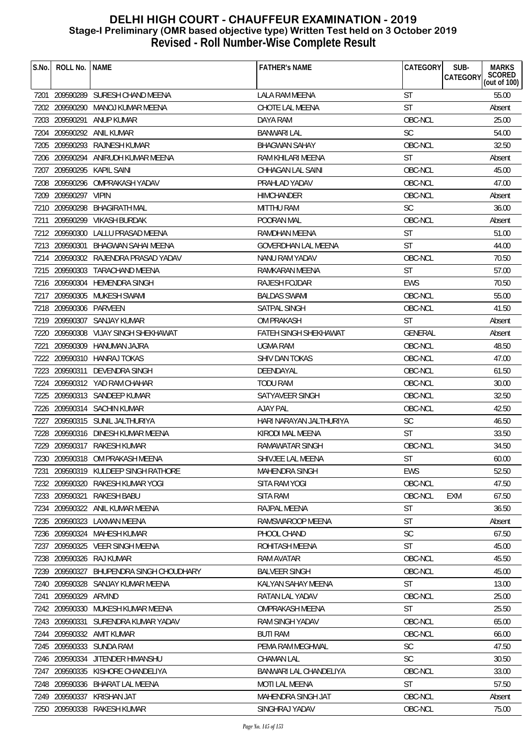# DELHI HIGH COURT - CHAUFFEUR EXAMINATION - 2019
## Stage-I Preliminary (OMR based objective type) Written Test held on 3 October 2019
## Revised - Roll Number-Wise Complete Result

| S.No. | ROLL No. | NAME | FATHER's NAME | CATEGORY | SUB-CATEGORY | MARKS SCORED (out of 100) |
|---|---|---|---|---|---|---|
| 7201 | 209590289 | SURESH CHAND MEENA | LALA RAM MEENA | ST | | 55.00 |
| 7202 | 209590290 | MANOJ KUMAR MEENA | CHOTE LAL MEENA | ST | | Absent |
| 7203 | 209590291 | ANUP KUMAR | DAYA RAM | OBC-NCL | | 25.00 |
| 7204 | 209590292 | ANIL KUMAR | BANWARI LAL | SC | | 54.00 |
| 7205 | 209590293 | RAJNESH KUMAR | BHAGWAN SAHAY | OBC-NCL | | 32.50 |
| 7206 | 209590294 | ANIRUDH KUMAR MEENA | RAM KHILARI MEENA | ST | | Absent |
| 7207 | 209590295 | KAPIL SAINI | CHHAGAN LAL SAINI | OBC-NCL | | 45.00 |
| 7208 | 209590296 | OMPRAKASH YADAV | PRAHLAD YADAV | OBC-NCL | | 47.00 |
| 7209 | 209590297 | VIPIN | HIMCHANDER | OBC-NCL | | Absent |
| 7210 | 209590298 | BHAGIRATH MAL | MITTHU RAM | SC | | 36.00 |
| 7211 | 209590299 | VIKASH BURDAK | POORAN MAL | OBC-NCL | | Absent |
| 7212 | 209590300 | LALLU PRASAD MEENA | RAMDHAN MEENA | ST | | 51.00 |
| 7213 | 209590301 | BHAGWAN SAHAI MEENA | GOVERDHAN LAL MEENA | ST | | 44.00 |
| 7214 | 209590302 | RAJENDRA PRASAD YADAV | NANU RAM YADAV | OBC-NCL | | 70.50 |
| 7215 | 209590303 | TARACHAND MEENA | RAMKARAN MEENA | ST | | 57.00 |
| 7216 | 209590304 | HEMENDRA SINGH | RAJESH FOJDAR | EWS | | 70.50 |
| 7217 | 209590305 | MUKESH SWAMI | BALDAS SWAMI | OBC-NCL | | 55.00 |
| 7218 | 209590306 | PARVEEN | SATPAL SINGH | OBC-NCL | | 41.50 |
| 7219 | 209590307 | SANJAY KUMAR | OM PRAKASH | ST | | Absent |
| 7220 | 209590308 | VIJAY SINGH SHEKHAWAT | FATEH SINGH SHEKHAWAT | GENERAL | | Absent |
| 7221 | 209590309 | HANUMAN JAJRA | UGMA RAM | OBC-NCL | | 48.50 |
| 7222 | 209590310 | HANRAJ TOKAS | SHIV DAN TOKAS | OBC-NCL | | 47.00 |
| 7223 | 209590311 | DEVENDRA SINGH | DEENDAYAL | OBC-NCL | | 61.50 |
| 7224 | 209590312 | YAD RAM CHAHAR | TODU RAM | OBC-NCL | | 30.00 |
| 7225 | 209590313 | SANDEEP KUMAR | SATYAVEER SINGH | OBC-NCL | | 32.50 |
| 7226 | 209590314 | SACHIN KUMAR | AJAY PAL | OBC-NCL | | 42.50 |
| 7227 | 209590315 | SUNIL JALTHURIYA | HARI NARAYAN JALTHURIYA | SC | | 46.50 |
| 7228 | 209590316 | DINESH KUMAR MEENA | KIRODI MAL MEENA | ST | | 33.50 |
| 7229 | 209590317 | RAKESH KUMAR | RAMAWATAR SINGH | OBC-NCL | | 34.50 |
| 7230 | 209590318 | OM PRAKASH MEENA | SHIVJEE LAL MEENA | ST | | 60.00 |
| 7231 | 209590319 | KULDEEP SINGH RATHORE | MAHENDRA SINGH | EWS | | 52.50 |
| 7232 | 209590320 | RAKESH KUMAR YOGI | SITA RAM YOGI | OBC-NCL | | 47.50 |
| 7233 | 209590321 | RAKESH BABU | SITA RAM | OBC-NCL | EXM | 67.50 |
| 7234 | 209590322 | ANIL KUMAR MEENA | RAJPAL MEENA | ST | | 36.50 |
| 7235 | 209590323 | LAXMAN MEENA | RAMSWAROOP MEENA | ST | | Absent |
| 7236 | 209590324 | MAHESH KUMAR | PHOOL CHAND | SC | | 67.50 |
| 7237 | 209590325 | VEER SINGH MEENA | ROHITASH MEENA | ST | | 45.00 |
| 7238 | 209590326 | RAJ KUMAR | RAM AVATAR | OBC-NCL | | 45.50 |
| 7239 | 209590327 | BHUPENDRA SINGH CHOUDHARY | BALVEER SINGH | OBC-NCL | | 45.00 |
| 7240 | 209590328 | SANJAY KUMAR MEENA | KALYAN SAHAY MEENA | ST | | 13.00 |
| 7241 | 209590329 | ARVIND | RATAN LAL YADAV | OBC-NCL | | 25.00 |
| 7242 | 209590330 | MUKESH KUMAR MEENA | OMPRAKASH MEENA | ST | | 25.50 |
| 7243 | 209590331 | SURENDRA KUMAR YADAV | RAM SINGH YADAV | OBC-NCL | | 65.00 |
| 7244 | 209590332 | AMIT KUMAR | BUTI RAM | OBC-NCL | | 66.00 |
| 7245 | 209590333 | SUNDA RAM | PEMA RAM MEGHWAL | SC | | 47.50 |
| 7246 | 209590334 | JITENDER HIMANSHU | CHAMAN LAL | SC | | 30.50 |
| 7247 | 209590335 | KISHORE CHANDELIYA | BANWARI LAL CHANDELIYA | OBC-NCL | | 33.00 |
| 7248 | 209590336 | BHARAT LAL MEENA | MOTI LAL MEENA | ST | | 57.50 |
| 7249 | 209590337 | KRISHAN JAT | MAHENDRA SINGH JAT | OBC-NCL | | Absent |
| 7250 | 209590338 | RAKESH KUMAR | SINGHRAJ YADAV | OBC-NCL | | 75.00 |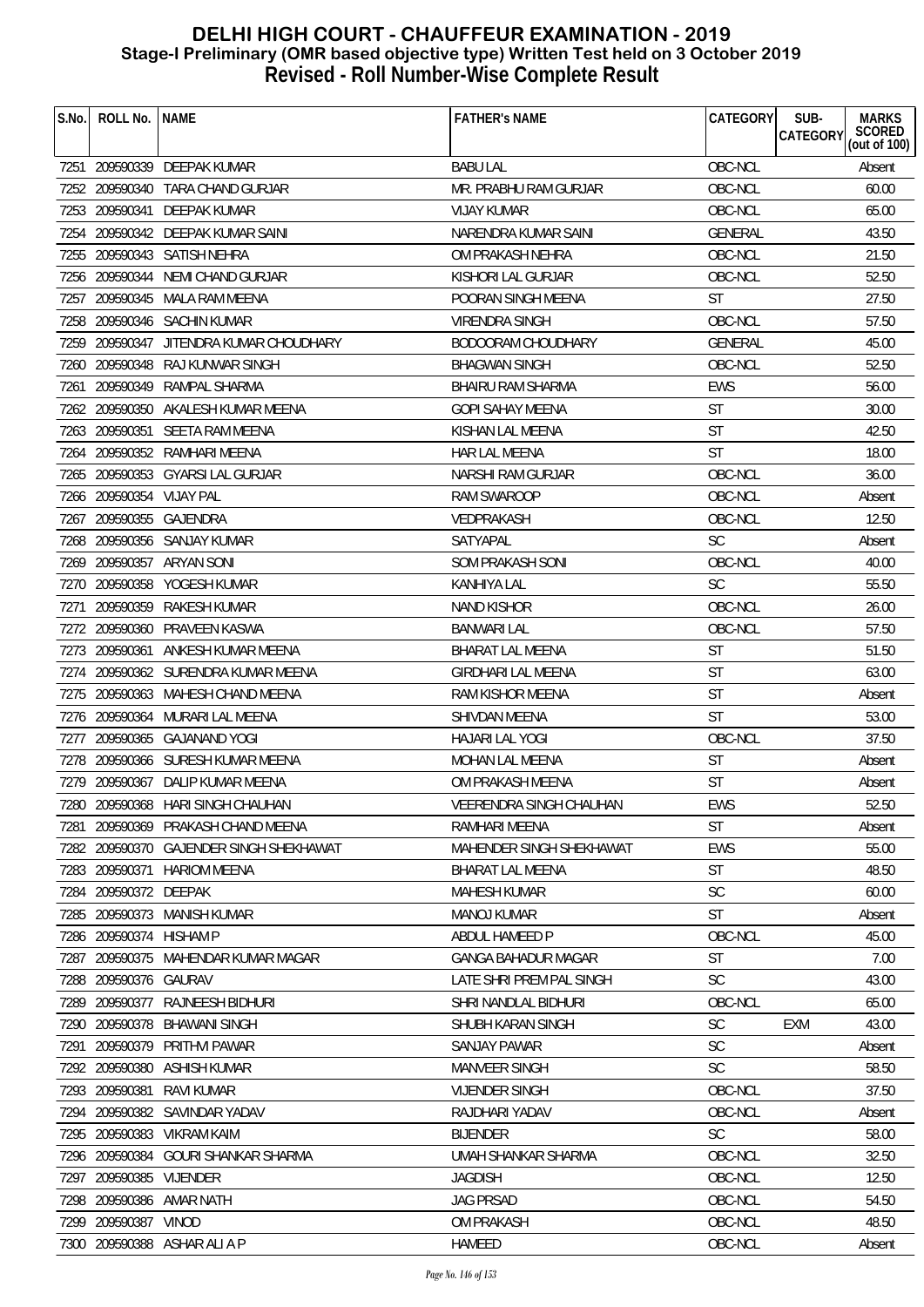# DELHI HIGH COURT - CHAUFFEUR EXAMINATION - 2019
## Stage-I Preliminary (OMR based objective type) Written Test held on 3 October 2019
## Revised - Roll Number-Wise Complete Result

| S.No. | ROLL No. | NAME | FATHER's NAME | CATEGORY | SUB-CATEGORY | MARKS SCORED (out of 100) |
|---|---|---|---|---|---|---|
| 7251 | 209590339 | DEEPAK KUMAR | BABU LAL | OBC-NCL | | Absent |
| 7252 | 209590340 | TARA CHAND GURJAR | MR. PRABHU RAM GURJAR | OBC-NCL | | 60.00 |
| 7253 | 209590341 | DEEPAK KUMAR | VIJAY KUMAR | OBC-NCL | | 65.00 |
| 7254 | 209590342 | DEEPAK KUMAR SAINI | NARENDRA KUMAR SAINI | GENERAL | | 43.50 |
| 7255 | 209590343 | SATISH NEHRA | OM PRAKASH NEHRA | OBC-NCL | | 21.50 |
| 7256 | 209590344 | NEMI CHAND GURJAR | KISHORI LAL GURJAR | OBC-NCL | | 52.50 |
| 7257 | 209590345 | MALA RAM MEENA | POORAN SINGH MEENA | ST | | 27.50 |
| 7258 | 209590346 | SACHIN KUMAR | VIRENDRA SINGH | OBC-NCL | | 57.50 |
| 7259 | 209590347 | JITENDRA KUMAR CHOUDHARY | BODOORAM CHOUDHARY | GENERAL | | 45.00 |
| 7260 | 209590348 | RAJ KUNWAR SINGH | BHAGWAN SINGH | OBC-NCL | | 52.50 |
| 7261 | 209590349 | RAMPAL SHARMA | BHAIRU RAM SHARMA | EWS | | 56.00 |
| 7262 | 209590350 | AKALESH KUMAR MEENA | GOPI SAHAY MEENA | ST | | 30.00 |
| 7263 | 209590351 | SEETA RAM MEENA | KISHAN LAL MEENA | ST | | 42.50 |
| 7264 | 209590352 | RAMHARI MEENA | HAR LAL MEENA | ST | | 18.00 |
| 7265 | 209590353 | GYARSI LAL GURJAR | NARSHI RAM GURJAR | OBC-NCL | | 36.00 |
| 7266 | 209590354 | VIJAY PAL | RAM SWAROOP | OBC-NCL | | Absent |
| 7267 | 209590355 | GAJENDRA | VEDPRAKASH | OBC-NCL | | 12.50 |
| 7268 | 209590356 | SANJAY KUMAR | SATYAPAL | SC | | Absent |
| 7269 | 209590357 | ARYAN SONI | SOM PRAKASH SONI | OBC-NCL | | 40.00 |
| 7270 | 209590358 | YOGESH KUMAR | KANHIYA LAL | SC | | 55.50 |
| 7271 | 209590359 | RAKESH KUMAR | NAND KISHOR | OBC-NCL | | 26.00 |
| 7272 | 209590360 | PRAVEEN KASWA | BANWARI LAL | OBC-NCL | | 57.50 |
| 7273 | 209590361 | ANKESH KUMAR MEENA | BHARAT LAL MEENA | ST | | 51.50 |
| 7274 | 209590362 | SURENDRA KUMAR MEENA | GIRDHARI LAL MEENA | ST | | 63.00 |
| 7275 | 209590363 | MAHESH CHAND MEENA | RAM KISHOR MEENA | ST | | Absent |
| 7276 | 209590364 | MURARI LAL MEENA | SHIVDAN MEENA | ST | | 53.00 |
| 7277 | 209590365 | GAJANAND YOGI | HAJARI LAL YOGI | OBC-NCL | | 37.50 |
| 7278 | 209590366 | SURESH KUMAR MEENA | MOHAN LAL MEENA | ST | | Absent |
| 7279 | 209590367 | DALIP KUMAR MEENA | OM PRAKASH MEENA | ST | | Absent |
| 7280 | 209590368 | HARI SINGH CHAUHAN | VEERENDRA SINGH CHAUHAN | EWS | | 52.50 |
| 7281 | 209590369 | PRAKASH CHAND MEENA | RAMHARI MEENA | ST | | Absent |
| 7282 | 209590370 | GAJENDER SINGH SHEKHAWAT | MAHENDER SINGH SHEKHAWAT | EWS | | 55.00 |
| 7283 | 209590371 | HARIOM MEENA | BHARAT LAL MEENA | ST | | 48.50 |
| 7284 | 209590372 | DEEPAK | MAHESH KUMAR | SC | | 60.00 |
| 7285 | 209590373 | MANISH KUMAR | MANOJ KUMAR | ST | | Absent |
| 7286 | 209590374 | HISHAM P | ABDUL HAMEED P | OBC-NCL | | 45.00 |
| 7287 | 209590375 | MAHENDAR KUMAR MAGAR | GANGA BAHADUR MAGAR | ST | | 7.00 |
| 7288 | 209590376 | GAURAV | LATE SHRI PREM PAL SINGH | SC | | 43.00 |
| 7289 | 209590377 | RAJNEESH BIDHURI | SHRI NANDLAL BIDHURI | OBC-NCL | | 65.00 |
| 7290 | 209590378 | BHAWANI SINGH | SHUBH KARAN SINGH | SC | EXM | 43.00 |
| 7291 | 209590379 | PRITHVI PAWAR | SANJAY PAWAR | SC | | Absent |
| 7292 | 209590380 | ASHISH KUMAR | MANVEER SINGH | SC | | 58.50 |
| 7293 | 209590381 | RAVI KUMAR | VIJENDER SINGH | OBC-NCL | | 37.50 |
| 7294 | 209590382 | SAVINDAR YADAV | RAJDHARI YADAV | OBC-NCL | | Absent |
| 7295 | 209590383 | VIKRAM KAIM | BIJENDER | SC | | 58.00 |
| 7296 | 209590384 | GOURI SHANKAR SHARMA | UMAH SHANKAR SHARMA | OBC-NCL | | 32.50 |
| 7297 | 209590385 | VIJENDER | JAGDISH | OBC-NCL | | 12.50 |
| 7298 | 209590386 | AMAR NATH | JAG PRSAD | OBC-NCL | | 54.50 |
| 7299 | 209590387 | VINOD | OM PRAKASH | OBC-NCL | | 48.50 |
| 7300 | 209590388 | ASHAR ALI A P | HAMEED | OBC-NCL | | Absent |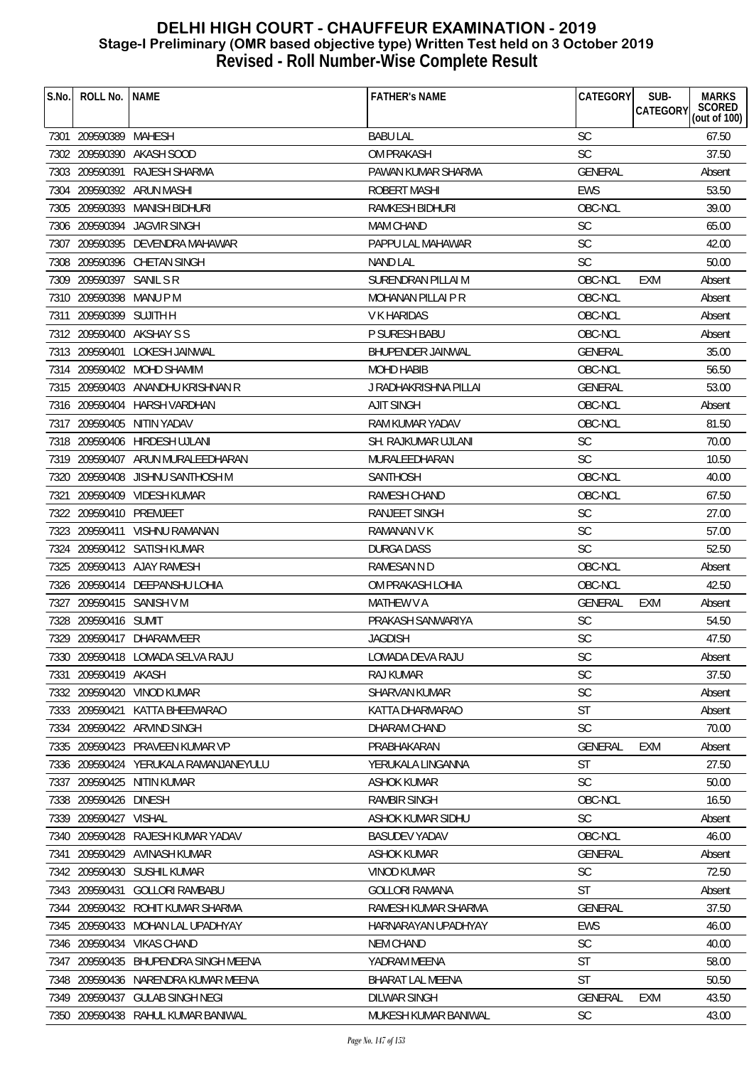# DELHI HIGH COURT - CHAUFFEUR EXAMINATION - 2019
## Stage-I Preliminary (OMR based objective type) Written Test held on 3 October 2019
## Revised - Roll Number-Wise Complete Result

| S.No. | ROLL No. | NAME | FATHER's NAME | CATEGORY | SUB-CATEGORY | MARKS SCORED (out of 100) |
|---|---|---|---|---|---|---|
| 7301 | 209590389 | MAHESH | BABU LAL | SC | | 67.50 |
| 7302 | 209590390 | AKASH SOOD | OM PRAKASH | SC | | 37.50 |
| 7303 | 209590391 | RAJESH SHARMA | PAWAN KUMAR SHARMA | GENERAL | | Absent |
| 7304 | 209590392 | ARUN MASHI | ROBERT MASHI | EWS | | 53.50 |
| 7305 | 209590393 | MANISH BIDHURI | RAMKESH BIDHURI | OBC-NCL | | 39.00 |
| 7306 | 209590394 | JAGVIR SINGH | MAM CHAND | SC | | 65.00 |
| 7307 | 209590395 | DEVENDRA MAHAWAR | PAPPU LAL MAHAWAR | SC | | 42.00 |
| 7308 | 209590396 | CHETAN SINGH | NAND LAL | SC | | 50.00 |
| 7309 | 209590397 | SANIL S R | SURENDRAN PILLAI M | OBC-NCL | EXM | Absent |
| 7310 | 209590398 | MANU P M | MOHANAN PILLAI P R | OBC-NCL | | Absent |
| 7311 | 209590399 | SUJITH H | V K HARIDAS | OBC-NCL | | Absent |
| 7312 | 209590400 | AKSHAY S S | P SURESH BABU | OBC-NCL | | Absent |
| 7313 | 209590401 | LOKESH JAINWAL | BHUPENDER JAINWAL | GENERAL | | 35.00 |
| 7314 | 209590402 | MOHD SHAMIM | MOHD HABIB | OBC-NCL | | 56.50 |
| 7315 | 209590403 | ANANDHU KRISHNAN R | J RADHAKRISHNA PILLAI | GENERAL | | 53.00 |
| 7316 | 209590404 | HARSH VARDHAN | AJIT SINGH | OBC-NCL | | Absent |
| 7317 | 209590405 | NITIN YADAV | RAM KUMAR YADAV | OBC-NCL | | 81.50 |
| 7318 | 209590406 | HIRDESH UJLANI | SH. RAJKUMAR UJLANI | SC | | 70.00 |
| 7319 | 209590407 | ARUN MURALEEDHARAN | MURALEEDHARAN | SC | | 10.50 |
| 7320 | 209590408 | JISHNU SANTHOSH M | SANTHOSH | OBC-NCL | | 40.00 |
| 7321 | 209590409 | VIDESH KUMAR | RAMESH CHAND | OBC-NCL | | 67.50 |
| 7322 | 209590410 | PREMJEET | RANJEET SINGH | SC | | 27.00 |
| 7323 | 209590411 | VISHNU RAMANAN | RAMANAN V K | SC | | 57.00 |
| 7324 | 209590412 | SATISH KUMAR | DURGA DASS | SC | | 52.50 |
| 7325 | 209590413 | AJAY RAMESH | RAMESAN N D | OBC-NCL | | Absent |
| 7326 | 209590414 | DEEPANSHU LOHIA | OM PRAKASH LOHIA | OBC-NCL | | 42.50 |
| 7327 | 209590415 | SANISH V M | MATHEW V A | GENERAL | EXM | Absent |
| 7328 | 209590416 | SUMIT | PRAKASH SANWARIYA | SC | | 54.50 |
| 7329 | 209590417 | DHARAMVEER | JAGDISH | SC | | 47.50 |
| 7330 | 209590418 | LOMADA SELVA RAJU | LOMADA DEVA RAJU | SC | | Absent |
| 7331 | 209590419 | AKASH | RAJ KUMAR | SC | | 37.50 |
| 7332 | 209590420 | VINOD KUMAR | SHARVAN KUMAR | SC | | Absent |
| 7333 | 209590421 | KATTA BHEEMARAO | KATTA DHARMARAO | ST | | Absent |
| 7334 | 209590422 | ARVIND SINGH | DHARAM CHAND | SC | | 70.00 |
| 7335 | 209590423 | PRAVEEN KUMAR VP | PRABHAKARAN | GENERAL | EXM | Absent |
| 7336 | 209590424 | YERUKALA RAMANJANEYULU | YERUKALA LINGANNA | ST | | 27.50 |
| 7337 | 209590425 | NITIN KUMAR | ASHOK KUMAR | SC | | 50.00 |
| 7338 | 209590426 | DINESH | RAMBIR SINGH | OBC-NCL | | 16.50 |
| 7339 | 209590427 | VISHAL | ASHOK KUMAR SIDHU | SC | | Absent |
| 7340 | 209590428 | RAJESH KUMAR YADAV | BASUDEV YADAV | OBC-NCL | | 46.00 |
| 7341 | 209590429 | AVINASH KUMAR | ASHOK KUMAR | GENERAL | | Absent |
| 7342 | 209590430 | SUSHIL KUMAR | VINOD KUMAR | SC | | 72.50 |
| 7343 | 209590431 | GOLLORI RAMBABU | GOLLORI RAMANA | ST | | Absent |
| 7344 | 209590432 | ROHIT KUMAR SHARMA | RAMESH KUMAR SHARMA | GENERAL | | 37.50 |
| 7345 | 209590433 | MOHAN LAL UPADHYAY | HARNARAYAN UPADHYAY | EWS | | 46.00 |
| 7346 | 209590434 | VIKAS CHAND | NEM CHAND | SC | | 40.00 |
| 7347 | 209590435 | BHUPENDRA SINGH MEENA | YADRAM MEENA | ST | | 58.00 |
| 7348 | 209590436 | NARENDRA KUMAR MEENA | BHARAT LAL MEENA | ST | | 50.50 |
| 7349 | 209590437 | GULAB SINGH NEGI | DILWAR SINGH | GENERAL | EXM | 43.50 |
| 7350 | 209590438 | RAHUL KUMAR BANIWAL | MUKESH KUMAR BANIWAL | SC | | 43.00 |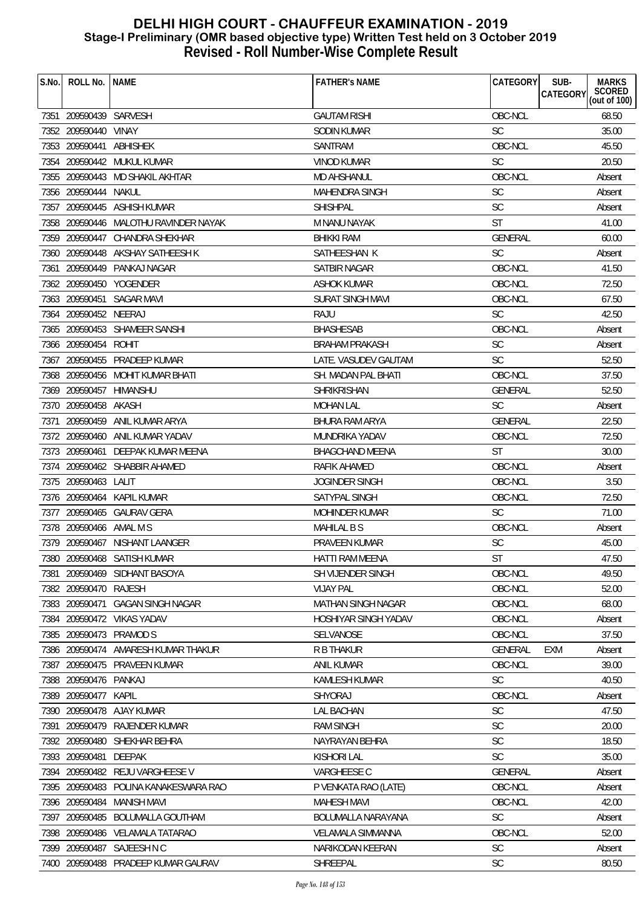# DELHI HIGH COURT - CHAUFFEUR EXAMINATION - 2019
## Stage-I Preliminary (OMR based objective type) Written Test held on 3 October 2019
## Revised - Roll Number-Wise Complete Result

| S.No. | ROLL No. | NAME | FATHER's NAME | CATEGORY | SUB-CATEGORY | MARKS SCORED (out of 100) |
|---|---|---|---|---|---|---|
| 7351 | 209590439 | SARVESH | GAUTAM RISHI | OBC-NCL | | 68.50 |
| 7352 | 209590440 | VINAY | SODIN KUMAR | SC | | 35.00 |
| 7353 | 209590441 | ABHISHEK | SANTRAM | OBC-NCL | | 45.50 |
| 7354 | 209590442 | MUKUL KUMAR | VINOD KUMAR | SC | | 20.50 |
| 7355 | 209590443 | MD SHAKIL AKHTAR | MD AHSHANUL | OBC-NCL | | Absent |
| 7356 | 209590444 | NAKUL | MAHENDRA SINGH | SC | | Absent |
| 7357 | 209590445 | ASHISH KUMAR | SHISHPAL | SC | | Absent |
| 7358 | 209590446 | MALOTHU RAVINDER NAYAK | M NANU NAYAK | ST | | 41.00 |
| 7359 | 209590447 | CHANDRA SHEKHAR | BHIKKI RAM | GENERAL | | 60.00 |
| 7360 | 209590448 | AKSHAY SATHEESH K | SATHEESHAN K | SC | | Absent |
| 7361 | 209590449 | PANKAJ NAGAR | SATBIR NAGAR | OBC-NCL | | 41.50 |
| 7362 | 209590450 | YOGENDER | ASHOK KUMAR | OBC-NCL | | 72.50 |
| 7363 | 209590451 | SAGAR MAVI | SURAT SINGH MAVI | OBC-NCL | | 67.50 |
| 7364 | 209590452 | NEERAJ | RAJU | SC | | 42.50 |
| 7365 | 209590453 | SHAMEER SANSHI | BHASHESAB | OBC-NCL | | Absent |
| 7366 | 209590454 | ROHIT | BRAHAM PRAKASH | SC | | Absent |
| 7367 | 209590455 | PRADEEP KUMAR | LATE. VASUDEV GAUTAM | SC | | 52.50 |
| 7368 | 209590456 | MOHIT KUMAR BHATI | SH. MADAN PAL BHATI | OBC-NCL | | 37.50 |
| 7369 | 209590457 | HIMANSHU | SHRIKRISHAN | GENERAL | | 52.50 |
| 7370 | 209590458 | AKASH | MOHAN LAL | SC | | Absent |
| 7371 | 209590459 | ANIL KUMAR ARYA | BHURA RAM ARYA | GENERAL | | 22.50 |
| 7372 | 209590460 | ANIL KUMAR YADAV | MUNDRIKA YADAV | OBC-NCL | | 72.50 |
| 7373 | 209590461 | DEEPAK KUMAR MEENA | BHAGCHAND MEENA | ST | | 30.00 |
| 7374 | 209590462 | SHABBIR AHAMED | RAFIK AHAMED | OBC-NCL | | Absent |
| 7375 | 209590463 | LALIT | JOGINDER SINGH | OBC-NCL | | 3.50 |
| 7376 | 209590464 | KAPIL KUMAR | SATYPAL SINGH | OBC-NCL | | 72.50 |
| 7377 | 209590465 | GAURAV GERA | MOHINDER KUMAR | SC | | 71.00 |
| 7378 | 209590466 | AMAL M S | MAHILAL B S | OBC-NCL | | Absent |
| 7379 | 209590467 | NISHANT LAANGER | PRAVEEN KUMAR | SC | | 45.00 |
| 7380 | 209590468 | SATISH KUMAR | HATTI RAM MEENA | ST | | 47.50 |
| 7381 | 209590469 | SIDHANT BASOYA | SH VIJENDER SINGH | OBC-NCL | | 49.50 |
| 7382 | 209590470 | RAJESH | VIJAY PAL | OBC-NCL | | 52.00 |
| 7383 | 209590471 | GAGAN SINGH NAGAR | MATHAN SINGH NAGAR | OBC-NCL | | 68.00 |
| 7384 | 209590472 | VIKAS YADAV | HOSHIYAR SINGH YADAV | OBC-NCL | | Absent |
| 7385 | 209590473 | PRAMOD S | SELVANOSE | OBC-NCL | | 37.50 |
| 7386 | 209590474 | AMARESH KUMAR THAKUR | R B THAKUR | GENERAL | EXM | Absent |
| 7387 | 209590475 | PRAVEEN KUMAR | ANIL KUMAR | OBC-NCL | | 39.00 |
| 7388 | 209590476 | PANKAJ | KAMLESH KUMAR | SC | | 40.50 |
| 7389 | 209590477 | KAPIL | SHYORAJ | OBC-NCL | | Absent |
| 7390 | 209590478 | AJAY KUMAR | LAL BACHAN | SC | | 47.50 |
| 7391 | 209590479 | RAJENDER KUMAR | RAM SINGH | SC | | 20.00 |
| 7392 | 209590480 | SHEKHAR BEHRA | NAYRAYAN BEHRA | SC | | 18.50 |
| 7393 | 209590481 | DEEPAK | KISHORI LAL | SC | | 35.00 |
| 7394 | 209590482 | REJU VARGHEESE V | VARGHEESE C | GENERAL | | Absent |
| 7395 | 209590483 | POLINA KANAKESWARA RAO | P VENKATA RAO (LATE) | OBC-NCL | | Absent |
| 7396 | 209590484 | MANISH MAVI | MAHESH MAVI | OBC-NCL | | 42.00 |
| 7397 | 209590485 | BOLUMALLA GOUTHAM | BOLUMALLA NARAYANA | SC | | Absent |
| 7398 | 209590486 | VELAMALA TATARAO | VELAMALA SIMMANNA | OBC-NCL | | 52.00 |
| 7399 | 209590487 | SAJEESH N C | NARIKODAN KEERAN | SC | | Absent |
| 7400 | 209590488 | PRADEEP KUMAR GAURAV | SHREEPAL | SC | | 80.50 |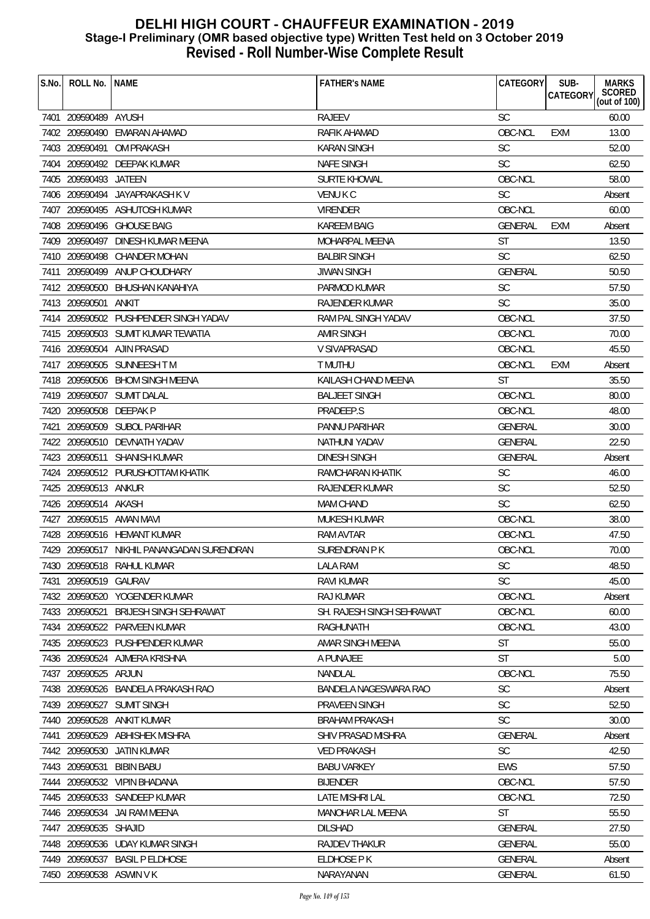# DELHI HIGH COURT - CHAUFFEUR EXAMINATION - 2019
## Stage-I Preliminary (OMR based objective type) Written Test held on 3 October 2019
## Revised - Roll Number-Wise Complete Result

| S.No. | ROLL No. | NAME | FATHER's NAME | CATEGORY | SUB-CATEGORY | MARKS SCORED (out of 100) |
|---|---|---|---|---|---|---|
| 7401 | 209590489 | AYUSH | RAJEEV | SC | | 60.00 |
| 7402 | 209590490 | EMARAN AHAMAD | RAFIK AHAMAD | OBC-NCL | EXM | 13.00 |
| 7403 | 209590491 | OM PRAKASH | KARAN SINGH | SC | | 52.00 |
| 7404 | 209590492 | DEEPAK KUMAR | NAFE SINGH | SC | | 62.50 |
| 7405 | 209590493 | JATEEN | SURTE KHOWAL | OBC-NCL | | 58.00 |
| 7406 | 209590494 | JAYAPRAKASH K V | VENU K C | SC | | Absent |
| 7407 | 209590495 | ASHUTOSH KUMAR | VIRENDER | OBC-NCL | | 60.00 |
| 7408 | 209590496 | GHOUSE BAIG | KAREEM BAIG | GENERAL | EXM | Absent |
| 7409 | 209590497 | DINESH KUMAR MEENA | MOHARPAL MEENA | ST | | 13.50 |
| 7410 | 209590498 | CHANDER MOHAN | BALBIR SINGH | SC | | 62.50 |
| 7411 | 209590499 | ANUP CHOUDHARY | JIWAN SINGH | GENERAL | | 50.50 |
| 7412 | 209590500 | BHUSHAN KANAHIYA | PARMOD KUMAR | SC | | 57.50 |
| 7413 | 209590501 | ANKIT | RAJENDER KUMAR | SC | | 35.00 |
| 7414 | 209590502 | PUSHPENDER SINGH YADAV | RAM PAL SINGH YADAV | OBC-NCL | | 37.50 |
| 7415 | 209590503 | SUMIT KUMAR TEWATIA | AMIR SINGH | OBC-NCL | | 70.00 |
| 7416 | 209590504 | AJIN PRASAD | V SIVAPRASAD | OBC-NCL | | 45.50 |
| 7417 | 209590505 | SUNNEESH T M | T MUTHU | OBC-NCL | EXM | Absent |
| 7418 | 209590506 | BHOM SINGH MEENA | KAILASH CHAND MEENA | ST | | 35.50 |
| 7419 | 209590507 | SUMIT DALAL | BALJEET SINGH | OBC-NCL | | 80.00 |
| 7420 | 209590508 | DEEPAK P | PRADEEP.S | OBC-NCL | | 48.00 |
| 7421 | 209590509 | SUBOL PARIHAR | PANNU PARIHAR | GENERAL | | 30.00 |
| 7422 | 209590510 | DEVNATH YADAV | NATHUNI YADAV | GENERAL | | 22.50 |
| 7423 | 209590511 | SHANISH KUMAR | DINESH SINGH | GENERAL | | Absent |
| 7424 | 209590512 | PURUSHOTTAM KHATIK | RAMCHARAN KHATIK | SC | | 46.00 |
| 7425 | 209590513 | ANKUR | RAJENDER KUMAR | SC | | 52.50 |
| 7426 | 209590514 | AKASH | MAM CHAND | SC | | 62.50 |
| 7427 | 209590515 | AMAN MAVI | MUKESH KUMAR | OBC-NCL | | 38.00 |
| 7428 | 209590516 | HEMANT KUMAR | RAM AVTAR | OBC-NCL | | 47.50 |
| 7429 | 209590517 | NIKHIL PANANGADAN SURENDRAN | SURENDRAN P K | OBC-NCL | | 70.00 |
| 7430 | 209590518 | RAHUL KUMAR | LALA RAM | SC | | 48.50 |
| 7431 | 209590519 | GAURAV | RAVI KUMAR | SC | | 45.00 |
| 7432 | 209590520 | YOGENDER KUMAR | RAJ KUMAR | OBC-NCL | | Absent |
| 7433 | 209590521 | BRIJESH SINGH SEHRAWAT | SH. RAJESH SINGH SEHRAWAT | OBC-NCL | | 60.00 |
| 7434 | 209590522 | PARVEEN KUMAR | RAGHUNATH | OBC-NCL | | 43.00 |
| 7435 | 209590523 | PUSHPENDER KUMAR | AMAR SINGH MEENA | ST | | 55.00 |
| 7436 | 209590524 | AJMERA KRISHNA | A PUNAJEE | ST | | 5.00 |
| 7437 | 209590525 | ARJUN | NANDLAL | OBC-NCL | | 75.50 |
| 7438 | 209590526 | BANDELA PRAKASH RAO | BANDELA NAGESWARA RAO | SC | | Absent |
| 7439 | 209590527 | SUMIT SINGH | PRAVEEN SINGH | SC | | 52.50 |
| 7440 | 209590528 | ANKIT KUMAR | BRAHAM PRAKASH | SC | | 30.00 |
| 7441 | 209590529 | ABHISHEK MISHRA | SHIV PRASAD MISHRA | GENERAL | | Absent |
| 7442 | 209590530 | JATIN KUMAR | VED PRAKASH | SC | | 42.50 |
| 7443 | 209590531 | BIBIN BABU | BABU VARKEY | EWS | | 57.50 |
| 7444 | 209590532 | VIPIN BHADANA | BIJENDER | OBC-NCL | | 57.50 |
| 7445 | 209590533 | SANDEEP KUMAR | LATE MISHRI LAL | OBC-NCL | | 72.50 |
| 7446 | 209590534 | JAI RAM MEENA | MANOHAR LAL MEENA | ST | | 55.50 |
| 7447 | 209590535 | SHAJID | DILSHAD | GENERAL | | 27.50 |
| 7448 | 209590536 | UDAY KUMAR SINGH | RAJDEV THAKUR | GENERAL | | 55.00 |
| 7449 | 209590537 | BASIL P ELDHOSE | ELDHOSE P K | GENERAL | | Absent |
| 7450 | 209590538 | ASWIN V K | NARAYANAN | GENERAL | | 61.50 |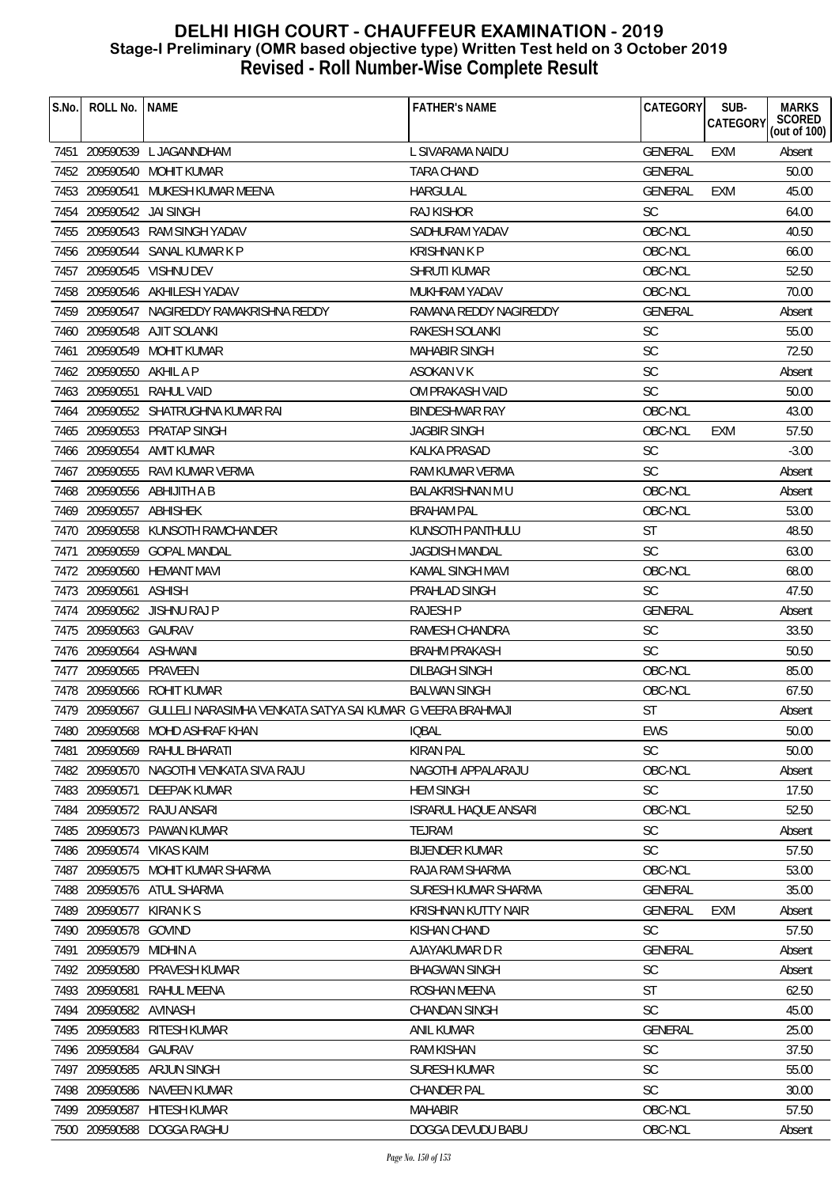# DELHI HIGH COURT - CHAUFFEUR EXAMINATION - 2019
## Stage-I Preliminary (OMR based objective type) Written Test held on 3 October 2019
## Revised - Roll Number-Wise Complete Result

| S.No. | ROLL No. | NAME | FATHER's NAME | CATEGORY | SUB-CATEGORY | MARKS SCORED (out of 100) |
|---|---|---|---|---|---|---|
| 7451 | 209590539 | L JAGANNDHAM | L SIVARAMA NAIDU | GENERAL | EXM | Absent |
| 7452 | 209590540 | MOHIT KUMAR | TARA CHAND | GENERAL | | 50.00 |
| 7453 | 209590541 | MUKESH KUMAR MEENA | HARGULAL | GENERAL | EXM | 45.00 |
| 7454 | 209590542 | JAI SINGH | RAJ KISHOR | SC | | 64.00 |
| 7455 | 209590543 | RAM SINGH YADAV | SADHURAM YADAV | OBC-NCL | | 40.50 |
| 7456 | 209590544 | SANAL KUMAR K P | KRISHNAN K P | OBC-NCL | | 66.00 |
| 7457 | 209590545 | VISHNU DEV | SHRUTI KUMAR | OBC-NCL | | 52.50 |
| 7458 | 209590546 | AKHILESH YADAV | MUKHRAM YADAV | OBC-NCL | | 70.00 |
| 7459 | 209590547 | NAGIREDDY RAMAKRISHNA REDDY | RAMANA REDDY NAGIREDDY | GENERAL | | Absent |
| 7460 | 209590548 | AJIT SOLANKI | RAKESH SOLANKI | SC | | 55.00 |
| 7461 | 209590549 | MOHIT KUMAR | MAHABIR SINGH | SC | | 72.50 |
| 7462 | 209590550 | AKHIL A P | ASOKAN V K | SC | | Absent |
| 7463 | 209590551 | RAHUL VAID | OM PRAKASH VAID | SC | | 50.00 |
| 7464 | 209590552 | SHATRUGHNA KUMAR RAI | BINDESHWAR RAY | OBC-NCL | | 43.00 |
| 7465 | 209590553 | PRATAP SINGH | JAGBIR SINGH | OBC-NCL | EXM | 57.50 |
| 7466 | 209590554 | AMIT KUMAR | KALKA PRASAD | SC | | -3.00 |
| 7467 | 209590555 | RAVI KUMAR VERMA | RAM KUMAR VERMA | SC | | Absent |
| 7468 | 209590556 | ABHIJITH A B | BALAKRISHNAN M U | OBC-NCL | | Absent |
| 7469 | 209590557 | ABHISHEK | BRAHAM PAL | OBC-NCL | | 53.00 |
| 7470 | 209590558 | KUNSOTH RAMCHANDER | KUNSOTH PANTHULU | ST | | 48.50 |
| 7471 | 209590559 | GOPAL MANDAL | JAGDISH MANDAL | SC | | 63.00 |
| 7472 | 209590560 | HEMANT MAVI | KAMAL SINGH MAVI | OBC-NCL | | 68.00 |
| 7473 | 209590561 | ASHISH | PRAHLAD SINGH | SC | | 47.50 |
| 7474 | 209590562 | JISHNU RAJ P | RAJESH P | GENERAL | | Absent |
| 7475 | 209590563 | GAURAV | RAMESH CHANDRA | SC | | 33.50 |
| 7476 | 209590564 | ASHWANI | BRAHM PRAKASH | SC | | 50.50 |
| 7477 | 209590565 | PRAVEEN | DILBAGH SINGH | OBC-NCL | | 85.00 |
| 7478 | 209590566 | ROHIT KUMAR | BALWAN SINGH | OBC-NCL | | 67.50 |
| 7479 | 209590567 | GULLELI NARASIMHA VENKATA SATYA SAI KUMAR | G VEERA BRAHMAJI | ST | | Absent |
| 7480 | 209590568 | MOHD ASHRAF KHAN | IQBAL | EWS | | 50.00 |
| 7481 | 209590569 | RAHUL BHARATI | KIRAN PAL | SC | | 50.00 |
| 7482 | 209590570 | NAGOTHI VENKATA SIVA RAJU | NAGOTHI APPALARAJU | OBC-NCL | | Absent |
| 7483 | 209590571 | DEEPAK KUMAR | HEM SINGH | SC | | 17.50 |
| 7484 | 209590572 | RAJU ANSARI | ISRARUL HAQUE ANSARI | OBC-NCL | | 52.50 |
| 7485 | 209590573 | PAWAN KUMAR | TEJRAM | SC | | Absent |
| 7486 | 209590574 | VIKAS KAIM | BIJENDER KUMAR | SC | | 57.50 |
| 7487 | 209590575 | MOHIT KUMAR SHARMA | RAJA RAM SHARMA | OBC-NCL | | 53.00 |
| 7488 | 209590576 | ATUL SHARMA | SURESH KUMAR SHARMA | GENERAL | | 35.00 |
| 7489 | 209590577 | KIRAN K S | KRISHNAN KUTTY NAIR | GENERAL | EXM | Absent |
| 7490 | 209590578 | GOVIND | KISHAN CHAND | SC | | 57.50 |
| 7491 | 209590579 | MIDHIN A | AJAYAKUMAR D R | GENERAL | | Absent |
| 7492 | 209590580 | PRAVESH KUMAR | BHAGWAN SINGH | SC | | Absent |
| 7493 | 209590581 | RAHUL MEENA | ROSHAN MEENA | ST | | 62.50 |
| 7494 | 209590582 | AVINASH | CHANDAN SINGH | SC | | 45.00 |
| 7495 | 209590583 | RITESH KUMAR | ANIL KUMAR | GENERAL | | 25.00 |
| 7496 | 209590584 | GAURAV | RAM KISHAN | SC | | 37.50 |
| 7497 | 209590585 | ARJUN SINGH | SURESH KUMAR | SC | | 55.00 |
| 7498 | 209590586 | NAVEEN KUMAR | CHANDER PAL | SC | | 30.00 |
| 7499 | 209590587 | HITESH KUMAR | MAHABIR | OBC-NCL | | 57.50 |
| 7500 | 209590588 | DOGGA RAGHU | DOGGA DEVUDU BABU | OBC-NCL | | Absent |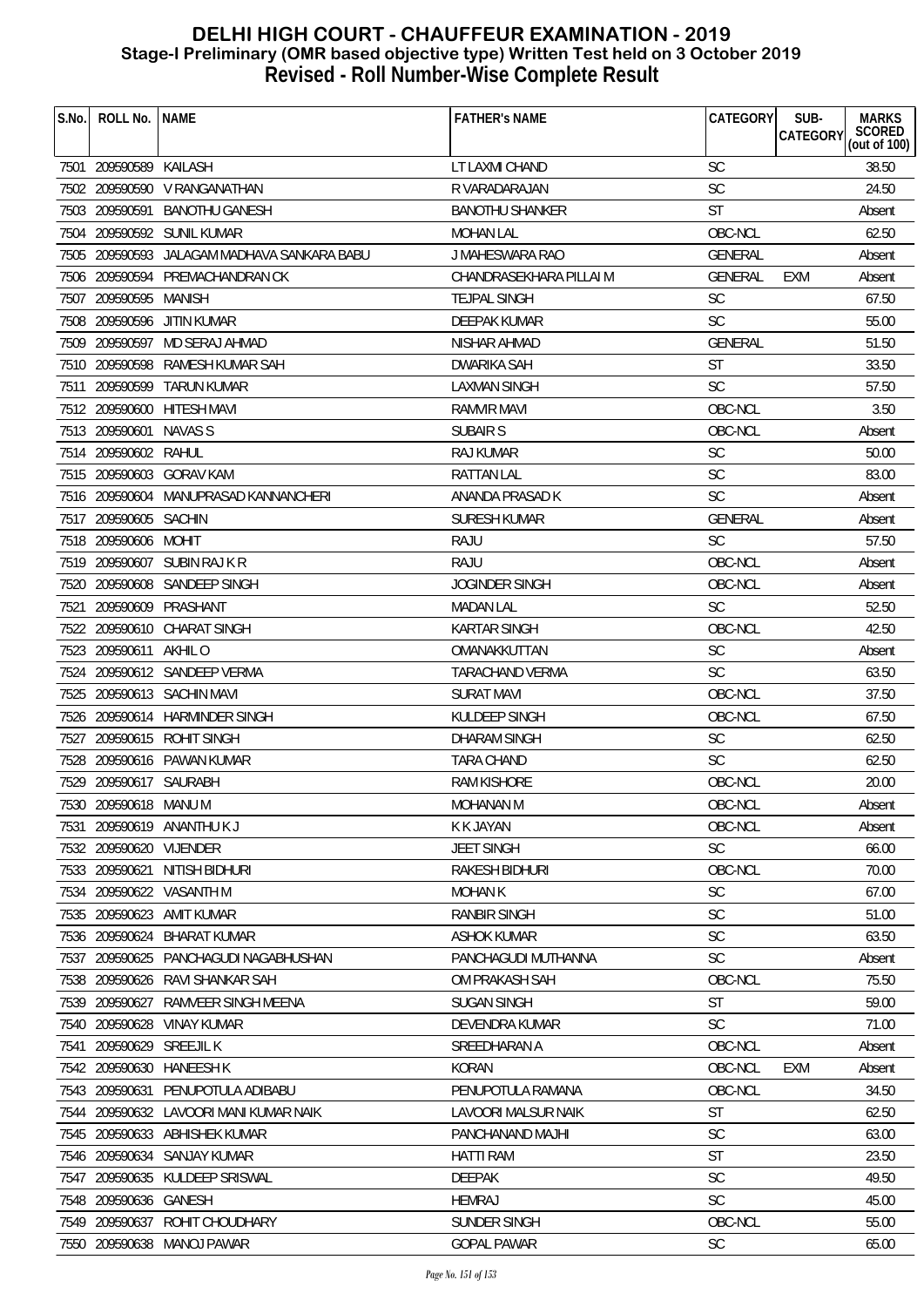# DELHI HIGH COURT - CHAUFFEUR EXAMINATION - 2019
## Stage-I Preliminary (OMR based objective type) Written Test held on 3 October 2019
## Revised - Roll Number-Wise Complete Result

| S.No. | ROLL No. | NAME | FATHER's NAME | CATEGORY | SUB-CATEGORY | MARKS SCORED (out of 100) |
|---|---|---|---|---|---|---|
| 7501 | 209590589 | KAILASH | LT LAXMI CHAND | SC | | 38.50 |
| 7502 | 209590590 | V RANGANATHAN | R VARADARAJAN | SC | | 24.50 |
| 7503 | 209590591 | BANOTHU GANESH | BANOTHU SHANKER | ST | | Absent |
| 7504 | 209590592 | SUNIL KUMAR | MOHAN LAL | OBC-NCL | | 62.50 |
| 7505 | 209590593 | JALAGAM MADHAVA SANKARA BABU | J MAHESWARA RAO | GENERAL | | Absent |
| 7506 | 209590594 | PREMACHANDRAN CK | CHANDRASEKHARA PILLAI M | GENERAL | EXM | Absent |
| 7507 | 209590595 | MANISH | TEJPAL SINGH | SC | | 67.50 |
| 7508 | 209590596 | JITIN KUMAR | DEEPAK KUMAR | SC | | 55.00 |
| 7509 | 209590597 | MD SERAJ AHMAD | NISHAR AHMAD | GENERAL | | 51.50 |
| 7510 | 209590598 | RAMESH KUMAR SAH | DWARIKA SAH | ST | | 33.50 |
| 7511 | 209590599 | TARUN KUMAR | LAXMAN SINGH | SC | | 57.50 |
| 7512 | 209590600 | HITESH MAVI | RAMVIR MAVI | OBC-NCL | | 3.50 |
| 7513 | 209590601 | NAVAS S | SUBAIR S | OBC-NCL | | Absent |
| 7514 | 209590602 | RAHUL | RAJ KUMAR | SC | | 50.00 |
| 7515 | 209590603 | GORAV KAM | RATTAN LAL | SC | | 83.00 |
| 7516 | 209590604 | MANUPRASAD KANNANCHERI | ANANDA PRASAD K | SC | | Absent |
| 7517 | 209590605 | SACHIN | SURESH KUMAR | GENERAL | | Absent |
| 7518 | 209590606 | MOHIT | RAJU | SC | | 57.50 |
| 7519 | 209590607 | SUBIN RAJ K R | RAJU | OBC-NCL | | Absent |
| 7520 | 209590608 | SANDEEP SINGH | JOGINDER SINGH | OBC-NCL | | Absent |
| 7521 | 209590609 | PRASHANT | MADAN LAL | SC | | 52.50 |
| 7522 | 209590610 | CHARAT SINGH | KARTAR SINGH | OBC-NCL | | 42.50 |
| 7523 | 209590611 | AKHIL O | OMANAKKUTTAN | SC | | Absent |
| 7524 | 209590612 | SANDEEP VERMA | TARACHAND VERMA | SC | | 63.50 |
| 7525 | 209590613 | SACHIN MAVI | SURAT MAVI | OBC-NCL | | 37.50 |
| 7526 | 209590614 | HARMINDER SINGH | KULDEEP SINGH | OBC-NCL | | 67.50 |
| 7527 | 209590615 | ROHIT SINGH | DHARAM SINGH | SC | | 62.50 |
| 7528 | 209590616 | PAWAN KUMAR | TARA CHAND | SC | | 62.50 |
| 7529 | 209590617 | SAURABH | RAM KISHORE | OBC-NCL | | 20.00 |
| 7530 | 209590618 | MANU M | MOHANAN M | OBC-NCL | | Absent |
| 7531 | 209590619 | ANANTHU K J | K K JAYAN | OBC-NCL | | Absent |
| 7532 | 209590620 | VIJENDER | JEET SINGH | SC | | 66.00 |
| 7533 | 209590621 | NITISH BIDHURI | RAKESH BIDHURI | OBC-NCL | | 70.00 |
| 7534 | 209590622 | VASANTH M | MOHAN K | SC | | 67.00 |
| 7535 | 209590623 | AMIT KUMAR | RANBIR SINGH | SC | | 51.00 |
| 7536 | 209590624 | BHARAT KUMAR | ASHOK KUMAR | SC | | 63.50 |
| 7537 | 209590625 | PANCHAGUDI NAGABHUSHAN | PANCHAGUDI MUTHANNA | SC | | Absent |
| 7538 | 209590626 | RAVI SHANKAR SAH | OM PRAKASH SAH | OBC-NCL | | 75.50 |
| 7539 | 209590627 | RAMVEER SINGH MEENA | SUGAN SINGH | ST | | 59.00 |
| 7540 | 209590628 | VINAY KUMAR | DEVENDRA KUMAR | SC | | 71.00 |
| 7541 | 209590629 | SREEJIL K | SREEDHARAN A | OBC-NCL | | Absent |
| 7542 | 209590630 | HANEESH K | KORAN | OBC-NCL | EXM | Absent |
| 7543 | 209590631 | PENUPOTULA ADIBABU | PENUPOTULA RAMANA | OBC-NCL | | 34.50 |
| 7544 | 209590632 | LAVOORI MANI KUMAR NAIK | LAVOORI MALSUR NAIK | ST | | 62.50 |
| 7545 | 209590633 | ABHISHEK KUMAR | PANCHANAND MAJHI | SC | | 63.00 |
| 7546 | 209590634 | SANJAY KUMAR | HATTI RAM | ST | | 23.50 |
| 7547 | 209590635 | KULDEEP SRISWAL | DEEPAK | SC | | 49.50 |
| 7548 | 209590636 | GANESH | HEMRAJ | SC | | 45.00 |
| 7549 | 209590637 | ROHIT CHOUDHARY | SUNDER SINGH | OBC-NCL | | 55.00 |
| 7550 | 209590638 | MANOJ PAWAR | GOPAL PAWAR | SC | | 65.00 |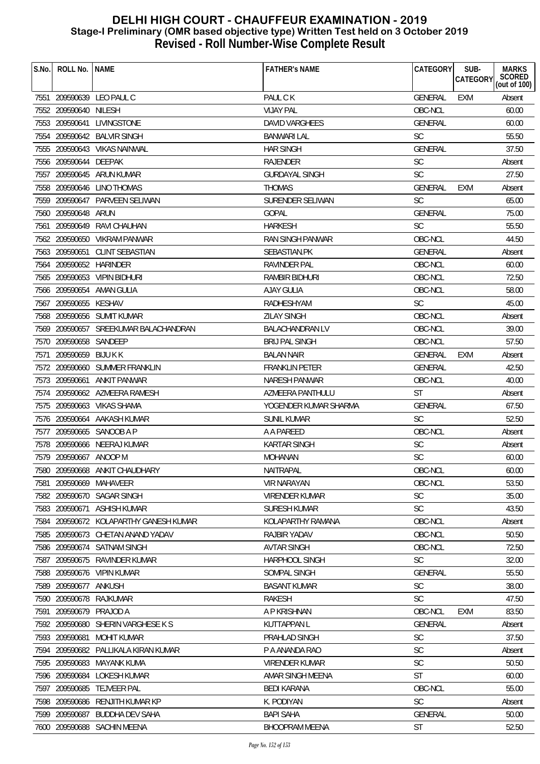# DELHI HIGH COURT - CHAUFFEUR EXAMINATION - 2019

## Stage-I Preliminary (OMR based objective type) Written Test held on 3 October 2019

## Revised - Roll Number-Wise Complete Result

| S.No. | ROLL No. | NAME | FATHER's NAME | CATEGORY | SUB-CATEGORY | MARKS SCORED (out of 100) |
|---|---|---|---|---|---|---|
| 7551 | 209590639 | LEO PAUL C | PAUL C K | GENERAL | EXM | Absent |
| 7552 | 209590640 | NILESH | VIJAY PAL | OBC-NCL | | 60.00 |
| 7553 | 209590641 | LIVINGSTONE | DAVID VARGHEES | GENERAL | | 60.00 |
| 7554 | 209590642 | BALVIR SINGH | BANWARI LAL | SC | | 55.50 |
| 7555 | 209590643 | VIKAS NAINWAL | HAR SINGH | GENERAL | | 37.50 |
| 7556 | 209590644 | DEEPAK | RAJENDER | SC | | Absent |
| 7557 | 209590645 | ARUN KUMAR | GURDAYAL SINGH | SC | | 27.50 |
| 7558 | 209590646 | LINO THOMAS | THOMAS | GENERAL | EXM | Absent |
| 7559 | 209590647 | PARVEEN SELIWAN | SURENDER SELIWAN | SC | | 65.00 |
| 7560 | 209590648 | ARUN | GOPAL | GENERAL | | 75.00 |
| 7561 | 209590649 | RAVI CHAUHAN | HARKESH | SC | | 55.50 |
| 7562 | 209590650 | VIKRAM PANWAR | RAN SINGH PANWAR | OBC-NCL | | 44.50 |
| 7563 | 209590651 | CLINT SEBASTIAN | SEBASTIAN.PK | GENERAL | | Absent |
| 7564 | 209590652 | HARINDER | RAVINDER PAL | OBC-NCL | | 60.00 |
| 7565 | 209590653 | VIPIN BIDHURI | RAMBIR BIDHURI | OBC-NCL | | 72.50 |
| 7566 | 209590654 | AMAN GULIA | AJAY GULIA | OBC-NCL | | 58.00 |
| 7567 | 209590655 | KESHAV | RADHESHYAM | SC | | 45.00 |
| 7568 | 209590656 | SUMIT KUMAR | ZILAY SINGH | OBC-NCL | | Absent |
| 7569 | 209590657 | SREEKUMAR BALACHANDRAN | BALACHANDRAN LV | OBC-NCL | | 39.00 |
| 7570 | 209590658 | SANDEEP | BRIJ PAL SINGH | OBC-NCL | | 57.50 |
| 7571 | 209590659 | BIJU K K | BALAN NAIR | GENERAL | EXM | Absent |
| 7572 | 209590660 | SUMMER FRANKLIN | FRANKLIN PETER | GENERAL | | 42.50 |
| 7573 | 209590661 | ANKIT PANWAR | NARESH PANWAR | OBC-NCL | | 40.00 |
| 7574 | 209590662 | AZMEERA RAMESH | AZMEERA PANTHULU | ST | | Absent |
| 7575 | 209590663 | VIKAS SHAMA | YOGENDER KUMAR SHARMA | GENERAL | | 67.50 |
| 7576 | 209590664 | AAKASH KUMAR | SUNIL KUMAR | SC | | 52.50 |
| 7577 | 209590665 | SANOOB A P | A A PAREED | OBC-NCL | | Absent |
| 7578 | 209590666 | NEERAJ KUMAR | KARTAR SINGH | SC | | Absent |
| 7579 | 209590667 | ANOOP M | MOHANAN | SC | | 60.00 |
| 7580 | 209590668 | ANKIT CHAUDHARY | NAITRAPAL | OBC-NCL | | 60.00 |
| 7581 | 209590669 | MAHAVEER | VIR NARAYAN | OBC-NCL | | 53.50 |
| 7582 | 209590670 | SAGAR SINGH | VIRENDER KUMAR | SC | | 35.00 |
| 7583 | 209590671 | ASHISH KUMAR | SURESH KUMAR | SC | | 43.50 |
| 7584 | 209590672 | KOLAPARTHY GANESH KUMAR | KOLAPARTHY RAMANA | OBC-NCL | | Absent |
| 7585 | 209590673 | CHETAN ANAND YADAV | RAJBIR YADAV | OBC-NCL | | 50.50 |
| 7586 | 209590674 | SATNAM SINGH | AVTAR SINGH | OBC-NCL | | 72.50 |
| 7587 | 209590675 | RAVINDER KUMAR | HARPHOOL SINGH | SC | | 32.00 |
| 7588 | 209590676 | VIPIN KUMAR | SOMPAL SINGH | GENERAL | | 55.50 |
| 7589 | 209590677 | ANKUSH | BASANT KUMAR | SC | | 38.00 |
| 7590 | 209590678 | RAJKUMAR | RAKESH | SC | | 47.50 |
| 7591 | 209590679 | PRAJOD A | A P KRISHNAN | OBC-NCL | EXM | 83.50 |
| 7592 | 209590680 | SHERIN VARGHESE K S | KUTTAPPAN L | GENERAL | | Absent |
| 7593 | 209590681 | MOHIT KUMAR | PRAHLAD SINGH | SC | | 37.50 |
| 7594 | 209590682 | PALLIKALA KIRAN KUMAR | P A ANANDA RAO | SC | | Absent |
| 7595 | 209590683 | MAYANK KUMA | VIRENDER KUMAR | SC | | 50.50 |
| 7596 | 209590684 | LOKESH KUMAR | AMAR SINGH MEENA | ST | | 60.00 |
| 7597 | 209590685 | TEJVEER PAL | BEDI KARANA | OBC-NCL | | 55.00 |
| 7598 | 209590686 | RENJITH KUMAR KP | K. PODIYAN | SC | | Absent |
| 7599 | 209590687 | BUDDHA DEV SAHA | BAPI SAHA | GENERAL | | 50.00 |
| 7600 | 209590688 | SACHIN MEENA | BHOOPRAM MEENA | ST | | 52.50 |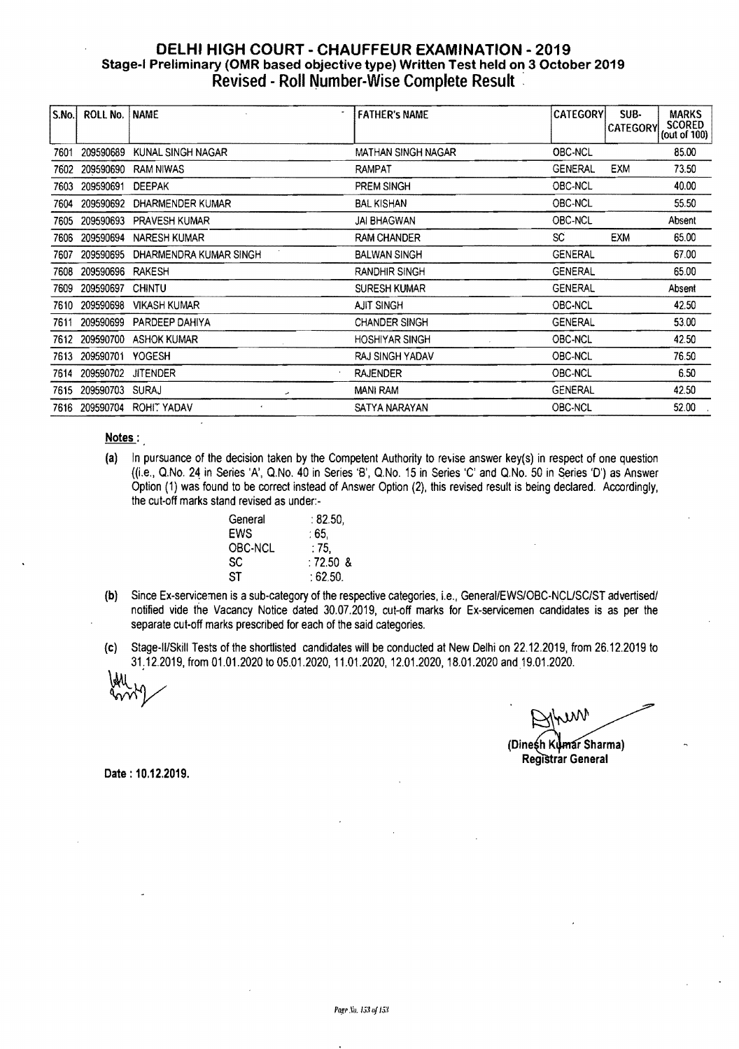# DELHI HIGH COURT - CHAUFFEUR EXAMINATION - 2019
## Stage-I Preliminary (OMR based objective type) Written Test held on 3 October 2019
## Revised - Roll Number-Wise Complete Result

| S.No. | ROLL No. | NAME | FATHER's NAME | CATEGORY | SUB-CATEGORY | MARKS SCORED (out of 100) |
|---|---|---|---|---|---|---|
| 7601 | 209590689 | KUNAL SINGH NAGAR | MATHAN SINGH NAGAR | OBC-NCL | | 85.00 |
| 7602 | 209590690 | RAM NIWAS | RAMPAT | GENERAL | EXM | 73.50 |
| 7603 | 209590691 | DEEPAK | PREM SINGH | OBC-NCL | | 40.00 |
| 7604 | 209590692 | DHARMENDER KUMAR | BAL KISHAN | OBC-NCL | | 55.50 |
| 7605 | 209590693 | PRAVESH KUMAR | JAI BHAGWAN | OBC-NCL | | Absent |
| 7606 | 209590694 | NARESH KUMAR | RAM CHANDER | SC | EXM | 65.00 |
| 7607 | 209590695 | DHARMENDRA KUMAR SINGH | BALWAN SINGH | GENERAL | | 67.00 |
| 7608 | 209590696 | RAKESH | RANDHIR SINGH | GENERAL | | 65.00 |
| 7609 | 209590697 | CHINTU | SURESH KUMAR | GENERAL | | Absent |
| 7610 | 209590698 | VIKASH KUMAR | AJIT SINGH | OBC-NCL | | 42.50 |
| 7611 | 209590699 | PARDEEP DAHIYA | CHANDER SINGH | GENERAL | | 53.00 |
| 7612 | 209590700 | ASHOK KUMAR | HOSHIYAR SINGH | OBC-NCL | | 42.50 |
| 7613 | 209590701 | YOGESH | RAJ SINGH YADAV | OBC-NCL | | 76.50 |
| 7614 | 209590702 | JITENDER | RAJENDER | OBC-NCL | | 6.50 |
| 7615 | 209590703 | SURAJ | MANI RAM | GENERAL | | 42.50 |
| 7616 | 209590704 | ROHIT YADAV | SATYA NARAYAN | OBC-NCL | | 52.00 |

**Notes :**

(a) In pursuance of the decision taken by the Competent Authority to revise answer key(s) in respect of one question ((i.e., Q.No. 24 in Series 'A', Q.No. 40 in Series 'B', Q.No. 15 in Series 'C' and Q.No. 50 in Series 'D') as Answer Option (1) was found to be correct instead of Answer Option (2), this revised result is being declared. Accordingly, the cut-off marks stand revised as under:-

General : 82.50,
EWS : 65,
OBC-NCL : 75,
SC : 72.50 &
ST : 62.50.

(b) Since Ex-servicemen is a sub-category of the respective categories, i.e., General/EWS/OBC-NCL/SC/ST advertised/ notified vide the Vacancy Notice dated 30.07.2019, cut-off marks for Ex-servicemen candidates is as per the separate cut-off marks prescribed for each of the said categories.

(c) Stage-II/Skill Tests of the shortlisted candidates will be conducted at New Delhi on 22.12.2019, from 26.12.2019 to 31.12.2019, from 01.01.2020 to 05.01.2020, 11.01.2020, 12.01.2020, 18.01.2020 and 19.01.2020.

(Dinesh Kumar Sharma)
Registrar General

Date : 10.12.2019.